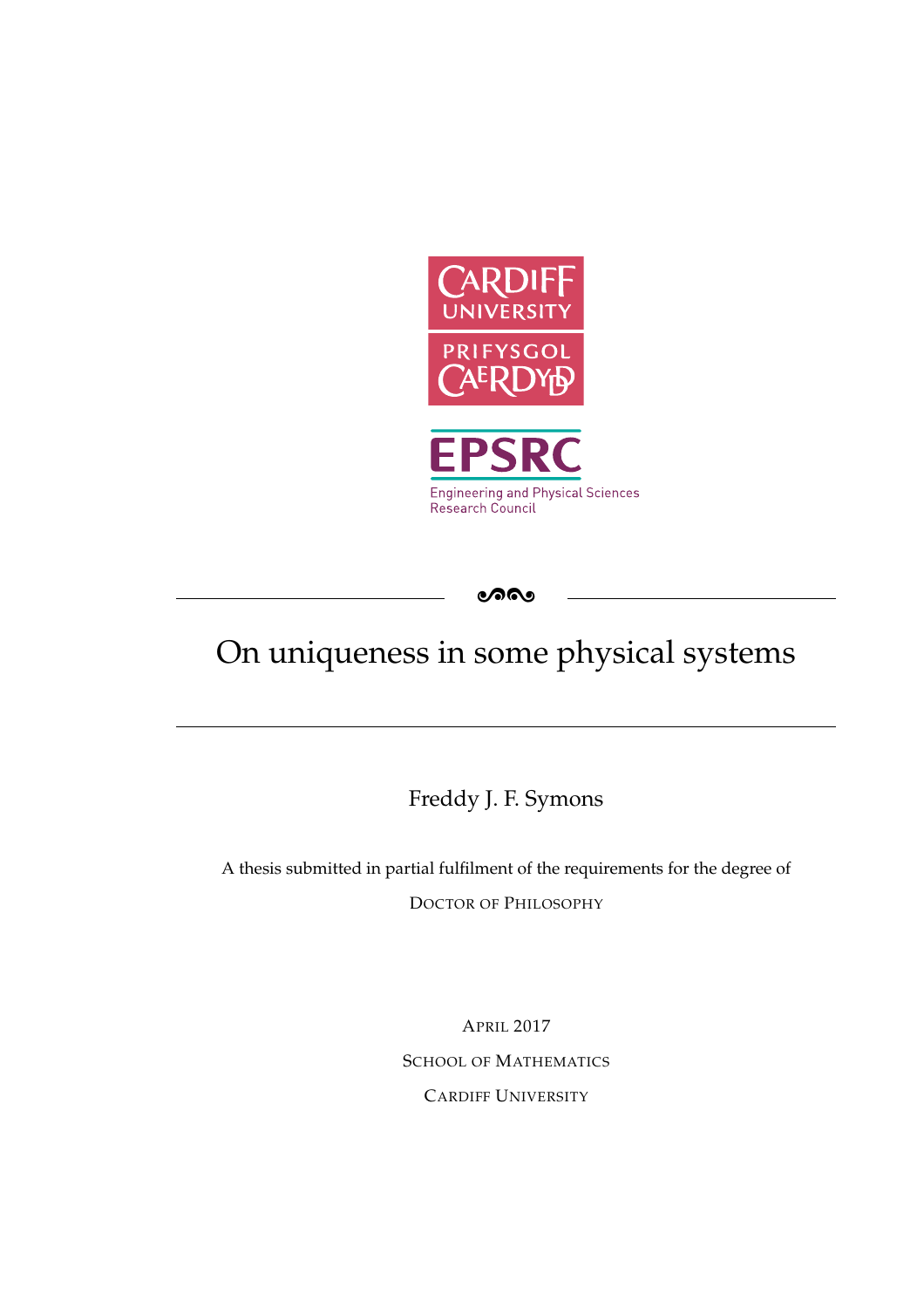# On uniqueness in some physical systems

Freddy J. F. Symons

A thesis submitted in partial fulfilment of the requirements for the degree of

DOCTOR OF PHILOSOPHY

APRIL 2017

SCHOOL OF MATHEMATICS

CARDIFF UNIVERSITY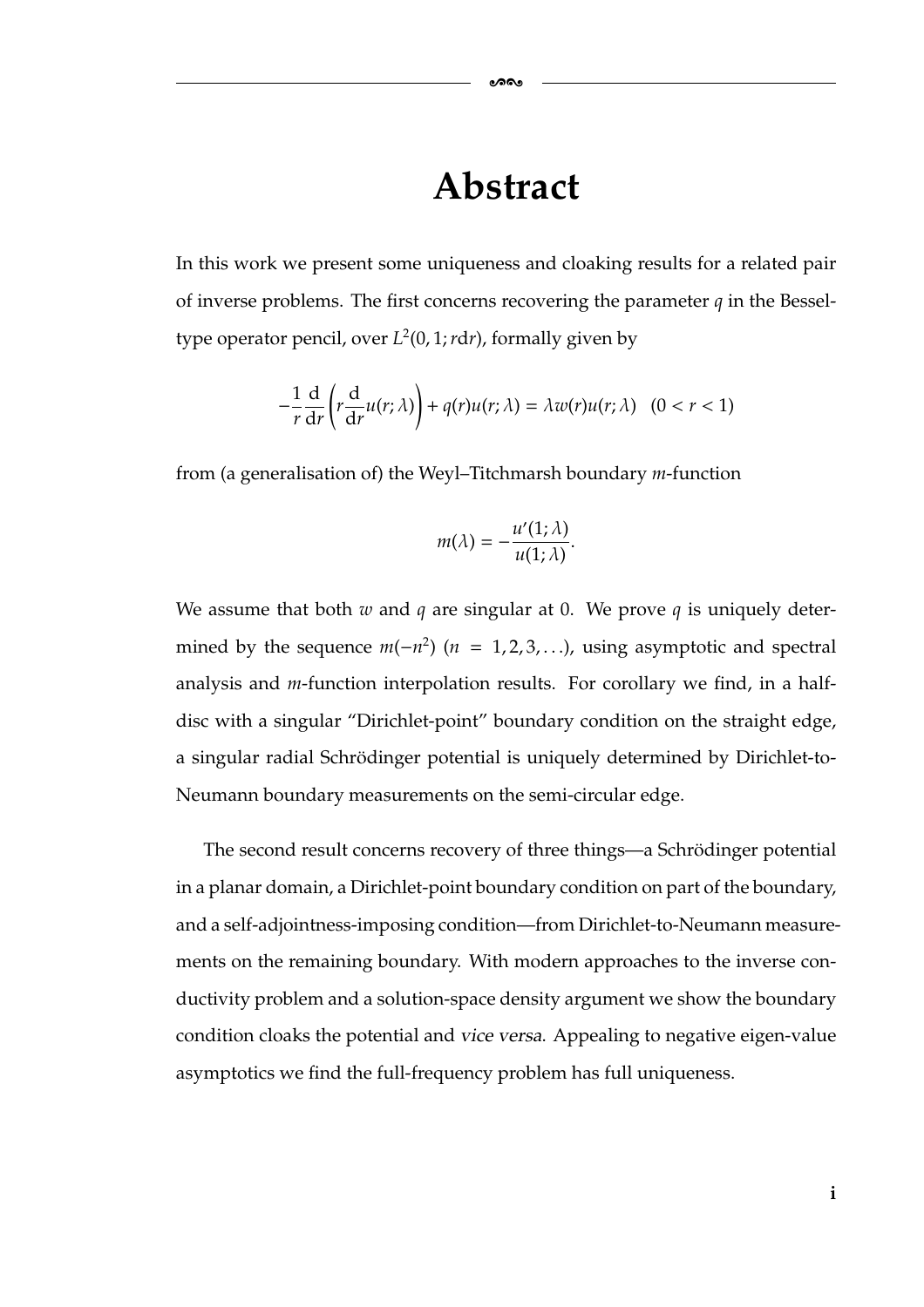# Abstract

In this work we present some uniqueness and cloaking results for a related pair of inverse problems. The first concerns recovering the parameter $q$ in the Bessel-type operator pencil, over $L^2(0, 1; r\mathrm{d}r)$, formally given by

$$-\frac{1}{r}\frac{\mathrm{d}}{\mathrm{d}r}\left(r\frac{\mathrm{d}}{\mathrm{d}r}u(r;\lambda)\right) + q(r)u(r;\lambda) = \lambda w(r)u(r;\lambda) \quad (0 < r < 1)$$

from (a generalisation of) the Weyl–Titchmarsh boundary $m$-function

$$m(\lambda) = -\frac{u'(1;\lambda)}{u(1;\lambda)}.$$

We assume that both $w$ and $q$ are singular at 0. We prove $q$ is uniquely determined by the sequence $m(-n^2)$ ($n = 1, 2, 3, \ldots$), using asymptotic and spectral analysis and $m$-function interpolation results. For corollary we find, in a half-disc with a singular "Dirichlet-point" boundary condition on the straight edge, a singular radial Schrödinger potential is uniquely determined by Dirichlet-to-Neumann boundary measurements on the semi-circular edge.

The second result concerns recovery of three things—a Schrödinger potential in a planar domain, a Dirichlet-point boundary condition on part of the boundary, and a self-adjointness-imposing condition—from Dirichlet-to-Neumann measurements on the remaining boundary. With modern approaches to the inverse conductivity problem and a solution-space density argument we show the boundary condition cloaks the potential and *vice versa*. Appealing to negative eigen-value asymptotics we find the full-frequency problem has full uniqueness.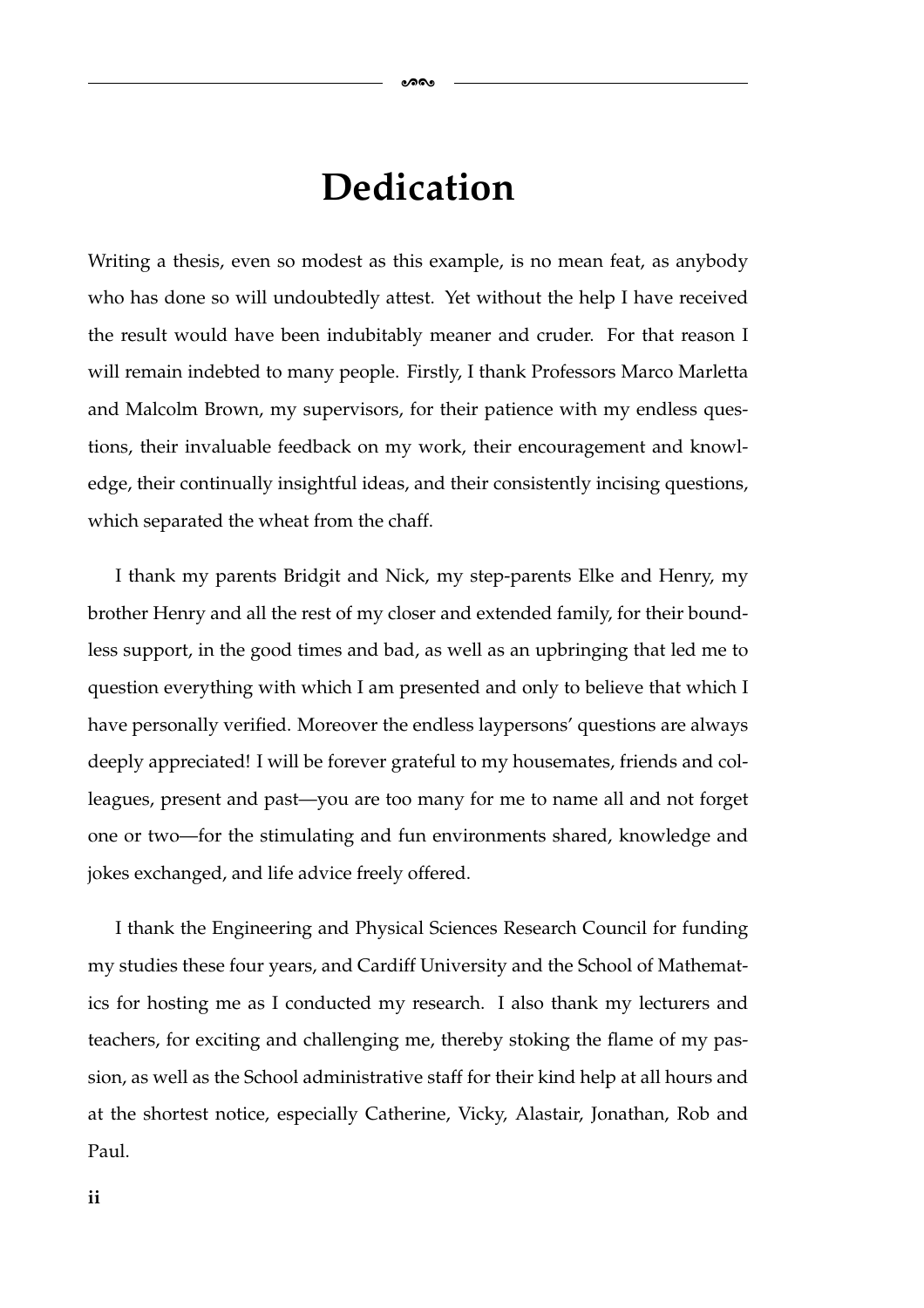# Dedication

Writing a thesis, even so modest as this example, is no mean feat, as anybody who has done so will undoubtedly attest. Yet without the help I have received the result would have been indubitably meaner and cruder. For that reason I will remain indebted to many people. Firstly, I thank Professors Marco Marletta and Malcolm Brown, my supervisors, for their patience with my endless questions, their invaluable feedback on my work, their encouragement and knowledge, their continually insightful ideas, and their consistently incising questions, which separated the wheat from the chaff.

I thank my parents Bridgit and Nick, my step-parents Elke and Henry, my brother Henry and all the rest of my closer and extended family, for their boundless support, in the good times and bad, as well as an upbringing that led me to question everything with which I am presented and only to believe that which I have personally verified. Moreover the endless laypersons' questions are always deeply appreciated! I will be forever grateful to my housemates, friends and colleagues, present and past—you are too many for me to name all and not forget one or two—for the stimulating and fun environments shared, knowledge and jokes exchanged, and life advice freely offered.

I thank the Engineering and Physical Sciences Research Council for funding my studies these four years, and Cardiff University and the School of Mathematics for hosting me as I conducted my research. I also thank my lecturers and teachers, for exciting and challenging me, thereby stoking the flame of my passion, as well as the School administrative staff for their kind help at all hours and at the shortest notice, especially Catherine, Vicky, Alastair, Jonathan, Rob and Paul.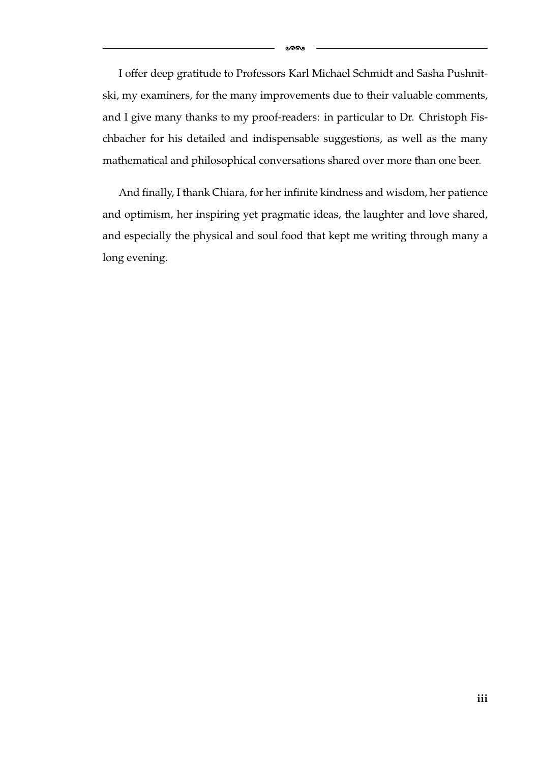I offer deep gratitude to Professors Karl Michael Schmidt and Sasha Pushnitski, my examiners, for the many improvements due to their valuable comments, and I give many thanks to my proof-readers: in particular to Dr. Christoph Fischbacher for his detailed and indispensable suggestions, as well as the many mathematical and philosophical conversations shared over more than one beer.

And finally, I thank Chiara, for her infinite kindness and wisdom, her patience and optimism, her inspiring yet pragmatic ideas, the laughter and love shared, and especially the physical and soul food that kept me writing through many a long evening.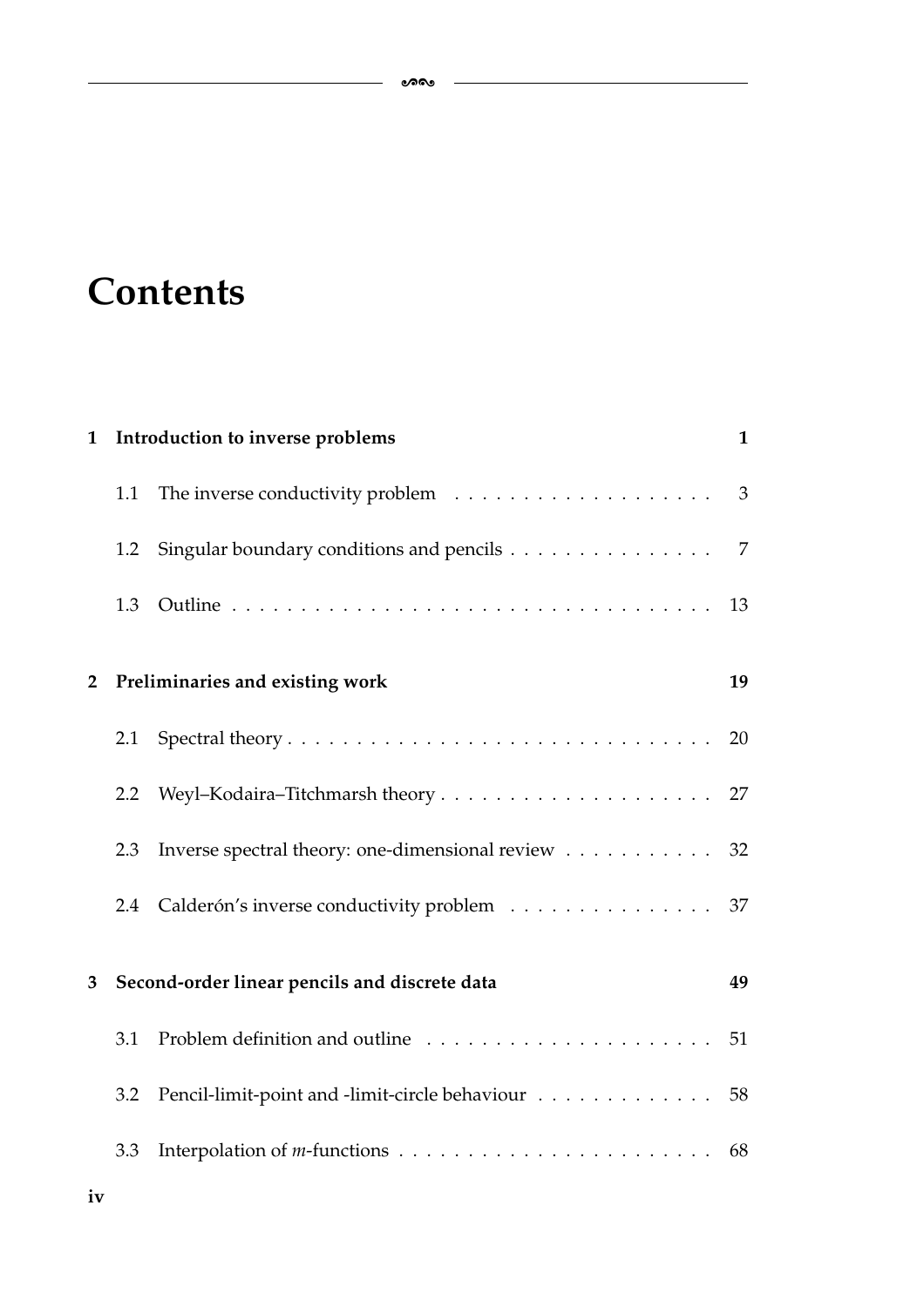# Contents

**1 Introduction to inverse problems** — **1**

- 1.1 The inverse conductivity problem — 3
- 1.2 Singular boundary conditions and pencils — 7
- 1.3 Outline — 13

**2 Preliminaries and existing work** — **19**

- 2.1 Spectral theory — 20
- 2.2 Weyl–Kodaira–Titchmarsh theory — 27
- 2.3 Inverse spectral theory: one-dimensional review — 32
- 2.4 Calderón's inverse conductivity problem — 37

**3 Second-order linear pencils and discrete data** — **49**

- 3.1 Problem definition and outline — 51
- 3.2 Pencil-limit-point and -limit-circle behaviour — 58
- 3.3 Interpolation of *m*-functions — 68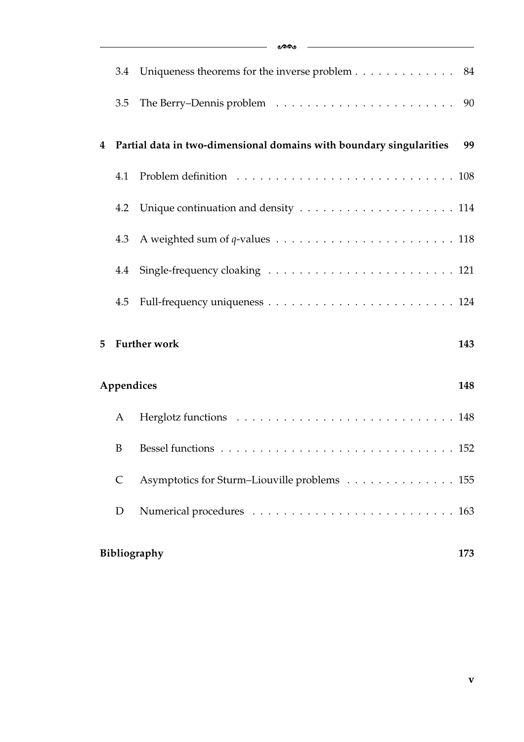- 3.4 Uniqueness theorems for the inverse problem . . . . . . . . . . . . . 84
- 3.5 The Berry–Dennis problem . . . . . . . . . . . . . . . . . . . . . . 90

**4 Partial data in two-dimensional domains with boundary singularities 99**

- 4.1 Problem definition . . . . . . . . . . . . . . . . . . . . . . . . . . . 108
- 4.2 Unique continuation and density . . . . . . . . . . . . . . . . . . . . 114
- 4.3 A weighted sum of $q$-values . . . . . . . . . . . . . . . . . . . . . . 118
- 4.4 Single-frequency cloaking . . . . . . . . . . . . . . . . . . . . . . . 121
- 4.5 Full-frequency uniqueness . . . . . . . . . . . . . . . . . . . . . . . 124

**5 Further work 143**

**Appendices 148**

- A Herglotz functions . . . . . . . . . . . . . . . . . . . . . . . . . . . 148
- B Bessel functions . . . . . . . . . . . . . . . . . . . . . . . . . . . . 152
- C Asymptotics for Sturm–Liouville problems . . . . . . . . . . . . . . 155
- D Numerical procedures . . . . . . . . . . . . . . . . . . . . . . . . . 163

**Bibliography 173**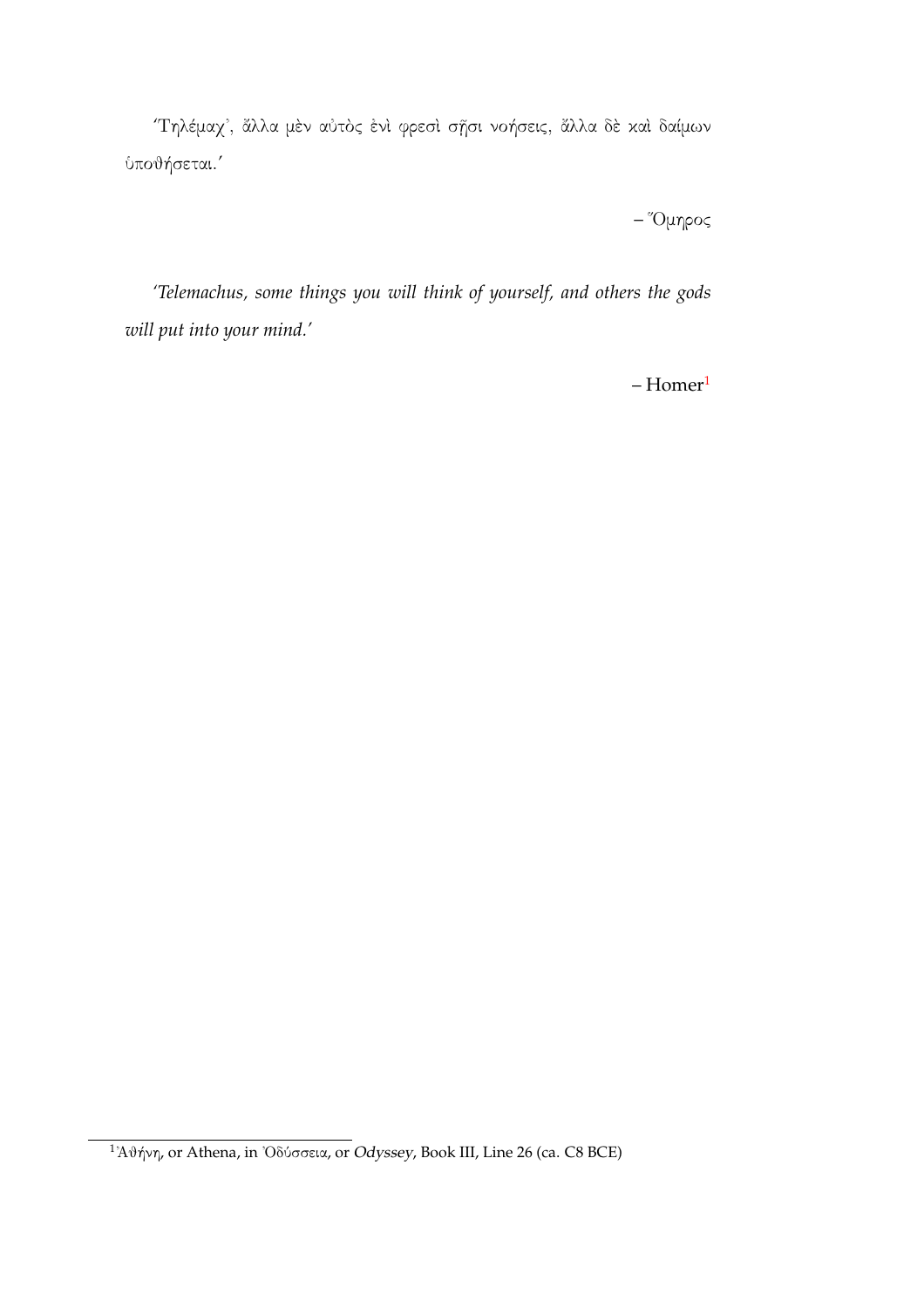'Τηλέμαχ᾽, ἄλλα μὲν αὐτὸς ἐνὶ φρεσὶ σῇσι νοήσεις, ἄλλα δὲ καὶ δαίμων ὑποθήσεται.'

– Ὅμηρος

*'Telemachus, some things you will think of yourself, and others the gods will put into your mind.'*

– Homer[1]

[1] Ἀθήνη, or Athena, in Ὀδύσσεια, or *Odyssey*, Book III, Line 26 (ca. C8 BCE)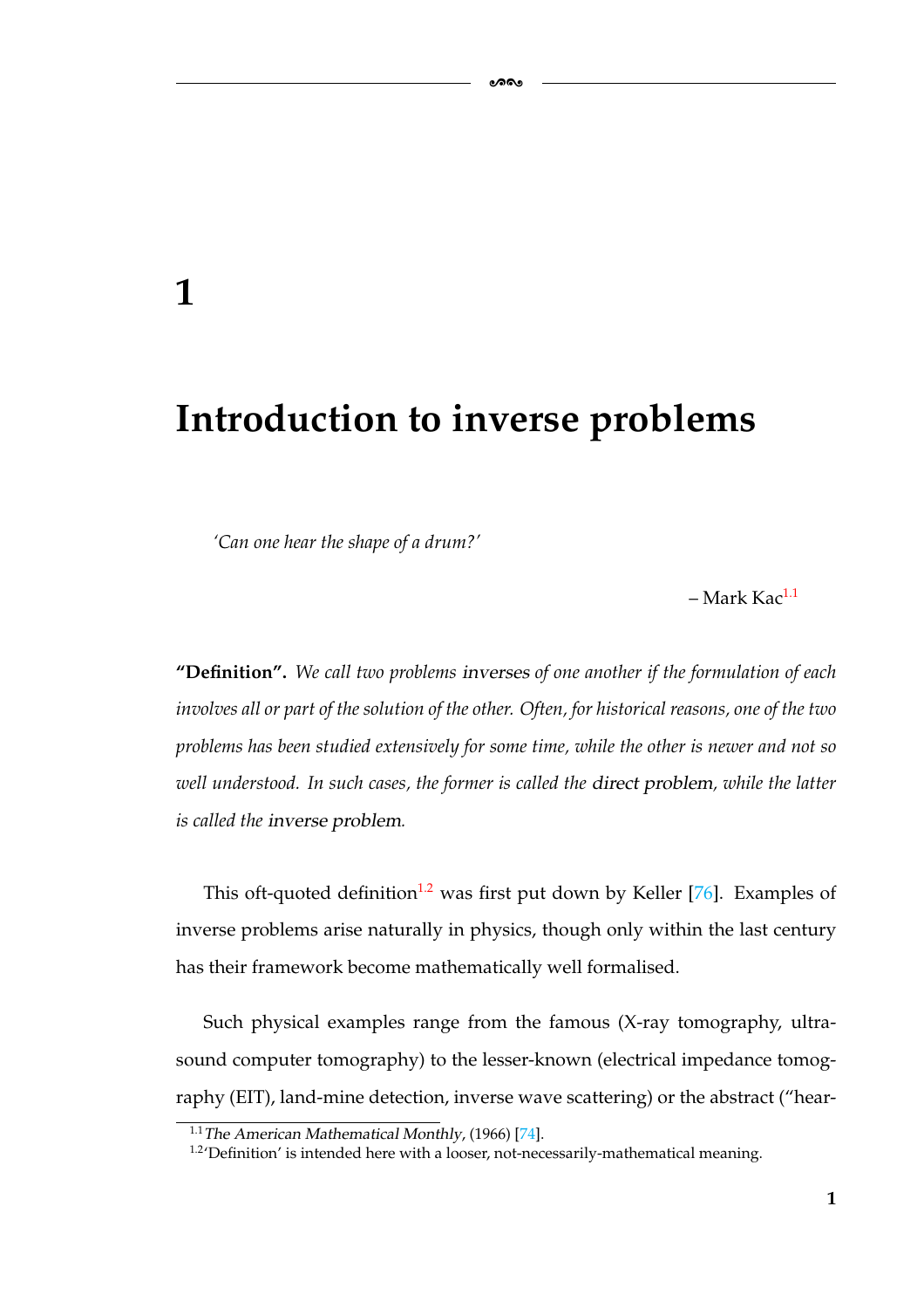# 1

# Introduction to inverse problems

*'Can one hear the shape of a drum?'*

– Mark Kac[1.1]

**"Definition".** *We call two problems* inverses *of one another if the formulation of each involves all or part of the solution of the other. Often, for historical reasons, one of the two problems has been studied extensively for some time, while the other is newer and not so well understood. In such cases, the former is called the* direct problem*, while the latter is called the* inverse problem*.*

This oft-quoted definition[1.2] was first put down by Keller [76]. Examples of inverse problems arise naturally in physics, though only within the last century has their framework become mathematically well formalised.

Such physical examples range from the famous (X-ray tomography, ultrasound computer tomography) to the lesser-known (electrical impedance tomography (EIT), land-mine detection, inverse wave scattering) or the abstract ("hear-

[1.1] *The American Mathematical Monthly*, (1966) [74].

[1.2] 'Definition' is intended here with a looser, not-necessarily-mathematical meaning.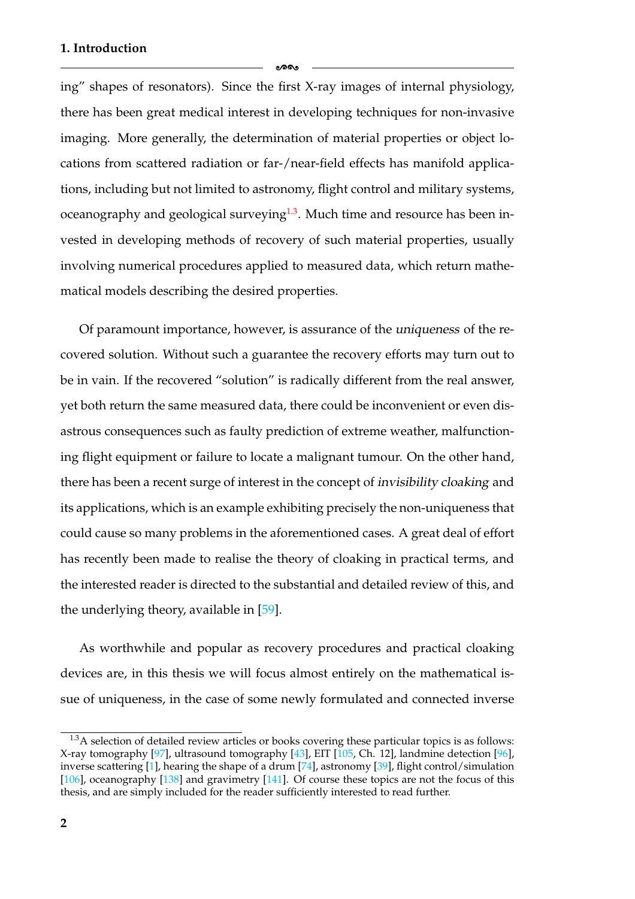ing" shapes of resonators). Since the first X-ray images of internal physiology, there has been great medical interest in developing techniques for non-invasive imaging. More generally, the determination of material properties or object locations from scattered radiation or far-/near-field effects has manifold applications, including but not limited to astronomy, flight control and military systems, oceanography and geological surveying[1.3]. Much time and resource has been invested in developing methods of recovery of such material properties, usually involving numerical procedures applied to measured data, which return mathematical models describing the desired properties.

Of paramount importance, however, is assurance of the *uniqueness* of the recovered solution. Without such a guarantee the recovery efforts may turn out to be in vain. If the recovered "solution" is radically different from the real answer, yet both return the same measured data, there could be inconvenient or even disastrous consequences such as faulty prediction of extreme weather, malfunctioning flight equipment or failure to locate a malignant tumour. On the other hand, there has been a recent surge of interest in the concept of *invisibility cloaking* and its applications, which is an example exhibiting precisely the non-uniqueness that could cause so many problems in the aforementioned cases. A great deal of effort has recently been made to realise the theory of cloaking in practical terms, and the interested reader is directed to the substantial and detailed review of this, and the underlying theory, available in [59].

As worthwhile and popular as recovery procedures and practical cloaking devices are, in this thesis we will focus almost entirely on the mathematical issue of uniqueness, in the case of some newly formulated and connected inverse

---

[1.3] A selection of detailed review articles or books covering these particular topics is as follows: X-ray tomography [97], ultrasound tomography [43], EIT [105, Ch. 12], landmine detection [96], inverse scattering [1], hearing the shape of a drum [74], astronomy [39], flight control/simulation [106], oceanography [138] and gravimetry [141]. Of course these topics are not the focus of this thesis, and are simply included for the reader sufficiently interested to read further.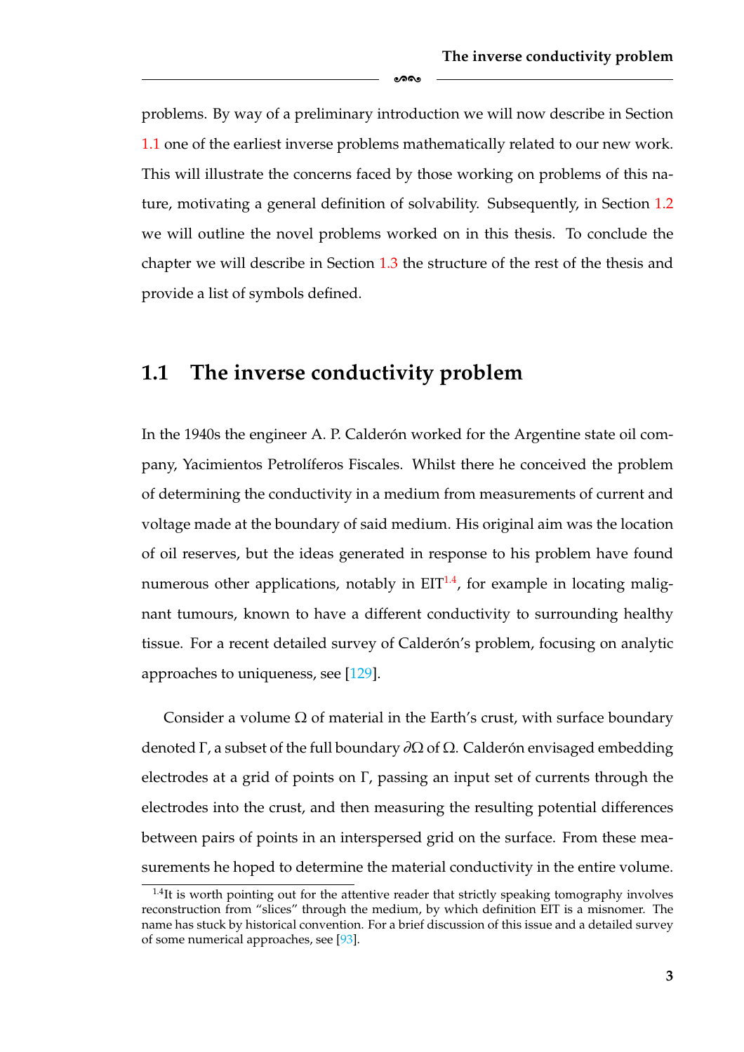problems. By way of a preliminary introduction we will now describe in Section 1.1 one of the earliest inverse problems mathematically related to our new work. This will illustrate the concerns faced by those working on problems of this nature, motivating a general definition of solvability. Subsequently, in Section 1.2 we will outline the novel problems worked on in this thesis. To conclude the chapter we will describe in Section 1.3 the structure of the rest of the thesis and provide a list of symbols defined.

## 1.1 The inverse conductivity problem

In the 1940s the engineer A. P. Calderón worked for the Argentine state oil company, Yacimientos Petrolíferos Fiscales. Whilst there he conceived the problem of determining the conductivity in a medium from measurements of current and voltage made at the boundary of said medium. His original aim was the location of oil reserves, but the ideas generated in response to his problem have found numerous other applications, notably in EIT[1.4], for example in locating malignant tumours, known to have a different conductivity to surrounding healthy tissue. For a recent detailed survey of Calderón's problem, focusing on analytic approaches to uniqueness, see [129].

Consider a volume $\Omega$ of material in the Earth's crust, with surface boundary denoted $\Gamma$, a subset of the full boundary $\partial\Omega$ of $\Omega$. Calderón envisaged embedding electrodes at a grid of points on $\Gamma$, passing an input set of currents through the electrodes into the crust, and then measuring the resulting potential differences between pairs of points in an interspersed grid on the surface. From these measurements he hoped to determine the material conductivity in the entire volume.

[1.4] It is worth pointing out for the attentive reader that strictly speaking tomography involves reconstruction from "slices" through the medium, by which definition EIT is a misnomer. The name has stuck by historical convention. For a brief discussion of this issue and a detailed survey of some numerical approaches, see [93].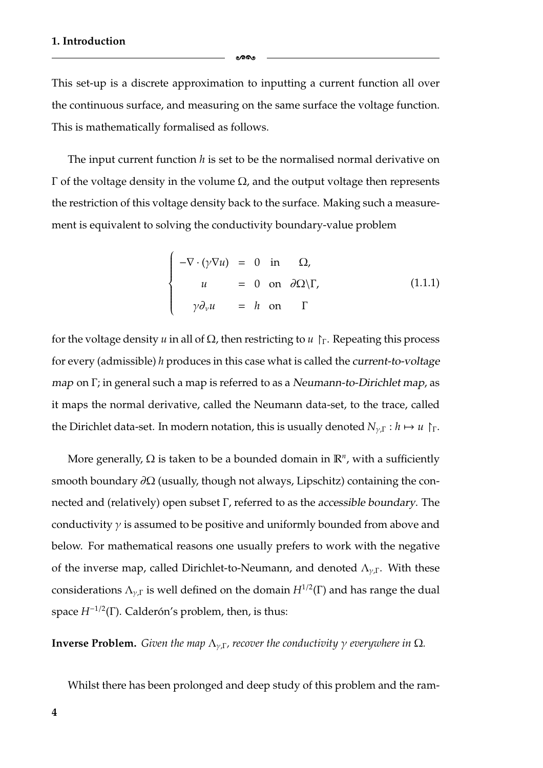This set-up is a discrete approximation to inputting a current function all over the continuous surface, and measuring on the same surface the voltage function. This is mathematically formalised as follows.

The input current function $h$ is set to be the normalised normal derivative on $\Gamma$ of the voltage density in the volume $\Omega$, and the output voltage then represents the restriction of this voltage density back to the surface. Making such a measurement is equivalent to solving the conductivity boundary-value problem

$$\begin{cases} -\nabla \cdot (\gamma \nabla u) &= 0 \quad \text{in} \quad \Omega, \\ \quad u &= 0 \quad \text{on} \quad \partial\Omega\backslash\Gamma, \\ \gamma \partial_\nu u &= h \quad \text{on} \quad \Gamma \end{cases} \tag{1.1.1}$$

for the voltage density $u$ in all of $\Omega$, then restricting to $u \restriction_\Gamma$. Repeating this process for every (admissible) $h$ produces in this case what is called the *current-to-voltage map* on $\Gamma$; in general such a map is referred to as a *Neumann-to-Dirichlet map*, as it maps the normal derivative, called the Neumann data-set, to the trace, called the Dirichlet data-set. In modern notation, this is usually denoted $N_{\gamma,\Gamma} : h \mapsto u \restriction_\Gamma$.

More generally, $\Omega$ is taken to be a bounded domain in $\mathbb{R}^n$, with a sufficiently smooth boundary $\partial\Omega$ (usually, though not always, Lipschitz) containing the connected and (relatively) open subset $\Gamma$, referred to as the *accessible boundary*. The conductivity $\gamma$ is assumed to be positive and uniformly bounded from above and below. For mathematical reasons one usually prefers to work with the negative of the inverse map, called Dirichlet-to-Neumann, and denoted $\Lambda_{\gamma,\Gamma}$. With these considerations $\Lambda_{\gamma,\Gamma}$ is well defined on the domain $H^{1/2}(\Gamma)$ and has range the dual space $H^{-1/2}(\Gamma)$. Calderón's problem, then, is thus:

**Inverse Problem.** *Given the map $\Lambda_{\gamma,\Gamma}$, recover the conductivity $\gamma$ everywhere in $\Omega$.*

Whilst there has been prolonged and deep study of this problem and the ram-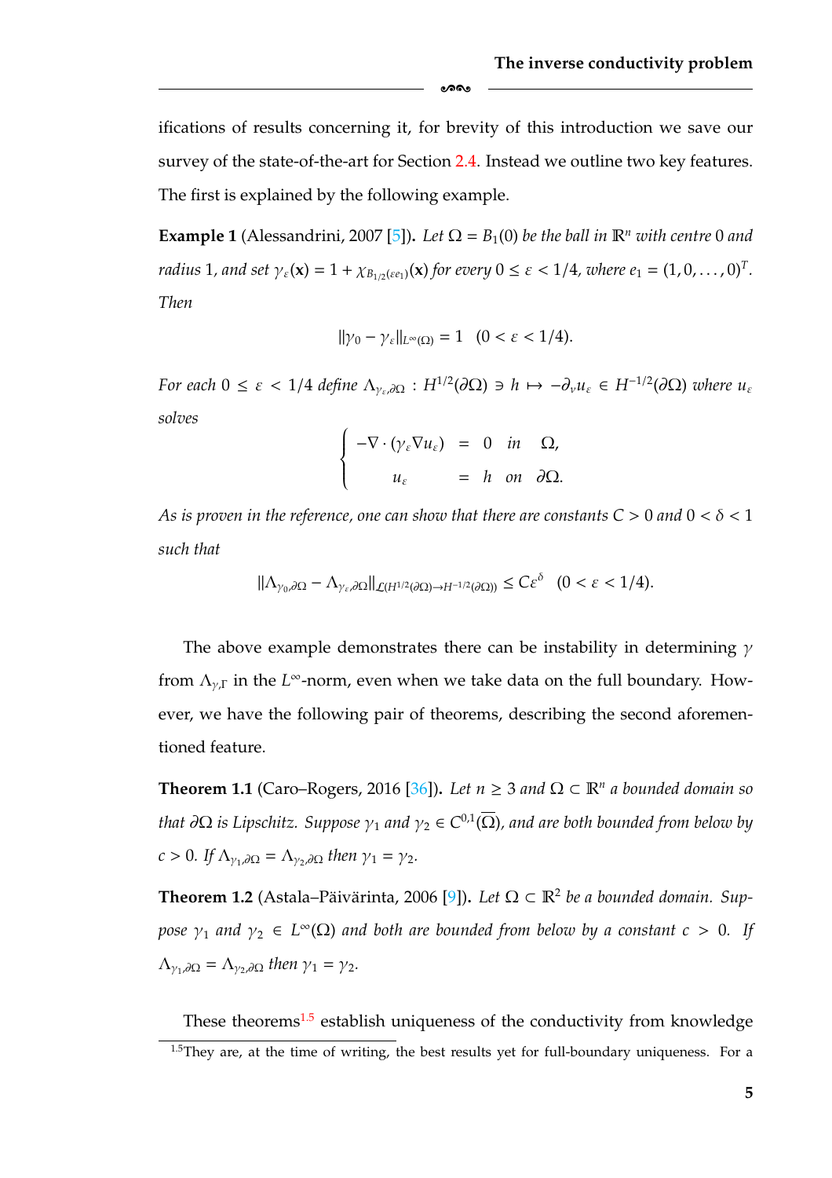ifications of results concerning it, for brevity of this introduction we save our survey of the state-of-the-art for Section 2.4. Instead we outline two key features. The first is explained by the following example.

**Example 1** (Alessandrini, 2007 [5])**.** *Let $\Omega = B_1(0)$ be the ball in $\mathbb{R}^n$ with centre $0$ and radius $1$, and set $\gamma_\varepsilon(\mathbf{x}) = 1 + \chi_{B_{1/2}(\varepsilon e_1)}(\mathbf{x})$ for every $0 \le \varepsilon < 1/4$, where $e_1 = (1, 0, \dots, 0)^T$. Then*

$$\|\gamma_0 - \gamma_\varepsilon\|_{L^\infty(\Omega)} = 1 \quad (0 < \varepsilon < 1/4).$$

*For each $0 \le \varepsilon < 1/4$ define $\Lambda_{\gamma_\varepsilon, \partial\Omega} : H^{1/2}(\partial\Omega) \ni h \mapsto -\partial_\nu u_\varepsilon \in H^{-1/2}(\partial\Omega)$ where $u_\varepsilon$ solves*

$$\left\{ \begin{array}{rcll} -\nabla \cdot (\gamma_\varepsilon \nabla u_\varepsilon) & = & 0 & \text{in} \quad \Omega, \\ u_\varepsilon & = & h & \text{on} \quad \partial\Omega. \end{array} \right.$$

*As is proven in the reference, one can show that there are constants $C > 0$ and $0 < \delta < 1$ such that*

$$\|\Lambda_{\gamma_0, \partial\Omega} - \Lambda_{\gamma_\varepsilon, \partial\Omega}\|_{\mathcal{L}(H^{1/2}(\partial\Omega) \to H^{-1/2}(\partial\Omega))} \le C\varepsilon^\delta \quad (0 < \varepsilon < 1/4).$$

The above example demonstrates there can be instability in determining $\gamma$ from $\Lambda_{\gamma,\Gamma}$ in the $L^\infty$-norm, even when we take data on the full boundary. However, we have the following pair of theorems, describing the second aforementioned feature.

**Theorem 1.1** (Caro–Rogers, 2016 [36])**.** *Let $n \ge 3$ and $\Omega \subset \mathbb{R}^n$ a bounded domain so that $\partial\Omega$ is Lipschitz. Suppose $\gamma_1$ and $\gamma_2 \in C^{0,1}(\overline{\Omega})$, and are both bounded from below by $c > 0$. If $\Lambda_{\gamma_1, \partial\Omega} = \Lambda_{\gamma_2, \partial\Omega}$ then $\gamma_1 = \gamma_2$.*

**Theorem 1.2** (Astala–Päivärinta, 2006 [9])**.** *Let $\Omega \subset \mathbb{R}^2$ be a bounded domain. Suppose $\gamma_1$ and $\gamma_2 \in L^\infty(\Omega)$ and both are bounded from below by a constant $c > 0$. If $\Lambda_{\gamma_1, \partial\Omega} = \Lambda_{\gamma_2, \partial\Omega}$ then $\gamma_1 = \gamma_2$.*

These theorems[1.5] establish uniqueness of the conductivity from knowledge

[1.5] They are, at the time of writing, the best results yet for full-boundary uniqueness. For a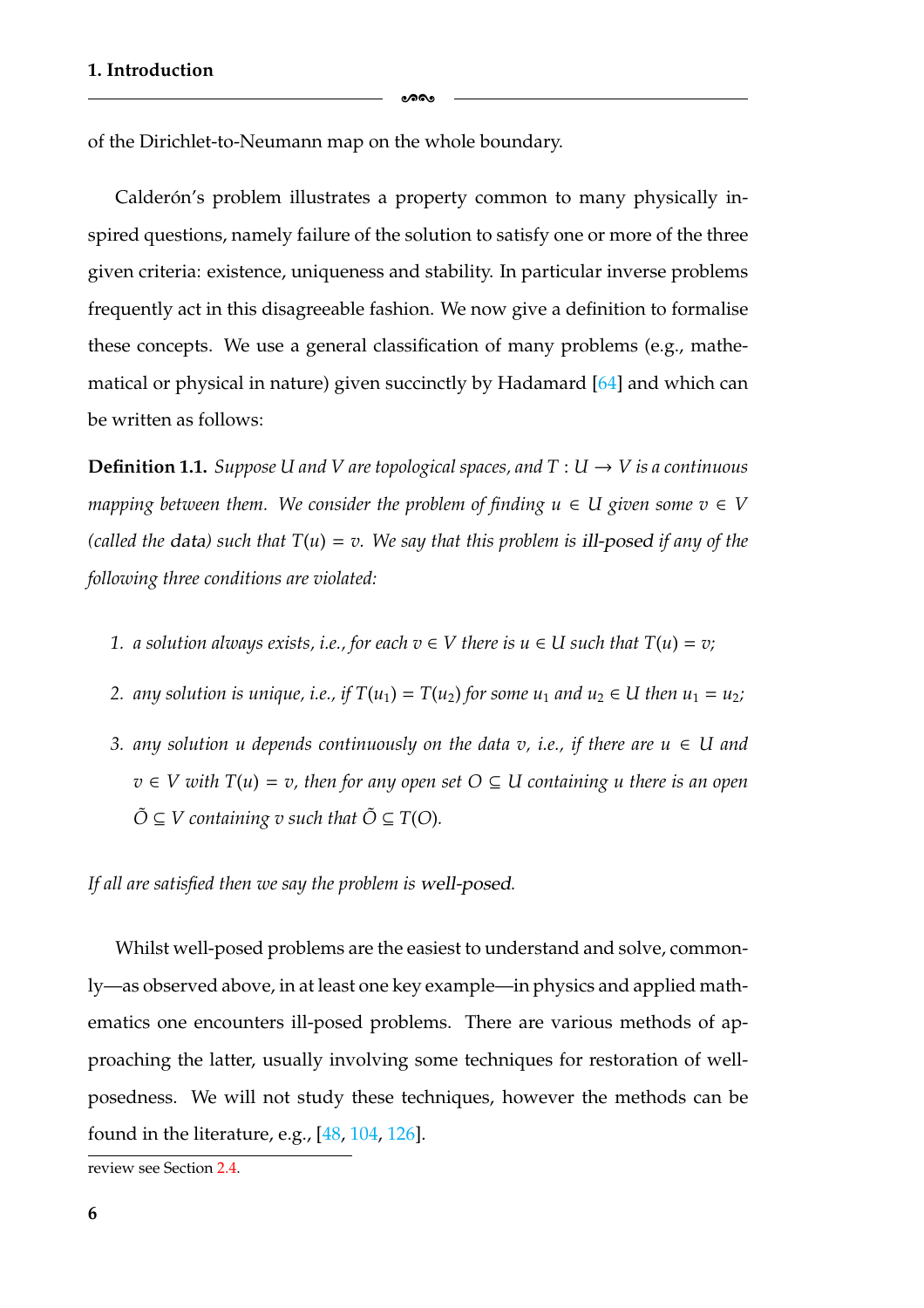of the Dirichlet-to-Neumann map on the whole boundary.

Calderón's problem illustrates a property common to many physically inspired questions, namely failure of the solution to satisfy one or more of the three given criteria: existence, uniqueness and stability. In particular inverse problems frequently act in this disagreeable fashion. We now give a definition to formalise these concepts. We use a general classification of many problems (e.g., mathematical or physical in nature) given succinctly by Hadamard [64] and which can be written as follows:

**Definition 1.1.** *Suppose $U$ and $V$ are topological spaces, and $T : U \to V$ is a continuous mapping between them. We consider the problem of finding $u \in U$ given some $v \in V$ (called the* data*) such that $T(u) = v$. We say that this problem is* ill-posed *if any of the following three conditions are violated:*

1. *a solution always exists, i.e., for each $v \in V$ there is $u \in U$ such that $T(u) = v$;*
2. *any solution is unique, i.e., if $T(u_1) = T(u_2)$ for some $u_1$ and $u_2 \in U$ then $u_1 = u_2$;*
3. *any solution $u$ depends continuously on the data $v$, i.e., if there are $u \in U$ and $v \in V$ with $T(u) = v$, then for any open set $O \subseteq U$ containing $u$ there is an open $\tilde{O} \subseteq V$ containing $v$ such that $\tilde{O} \subseteq T(O)$.*

*If all are satisfied then we say the problem is* well-posed*.*

Whilst well-posed problems are the easiest to understand and solve, commonly—as observed above, in at least one key example—in physics and applied mathematics one encounters ill-posed problems. There are various methods of approaching the latter, usually involving some techniques for restoration of well-posedness. We will not study these techniques, however the methods can be found in the literature, e.g., [48, 104, 126].

review see Section 2.4.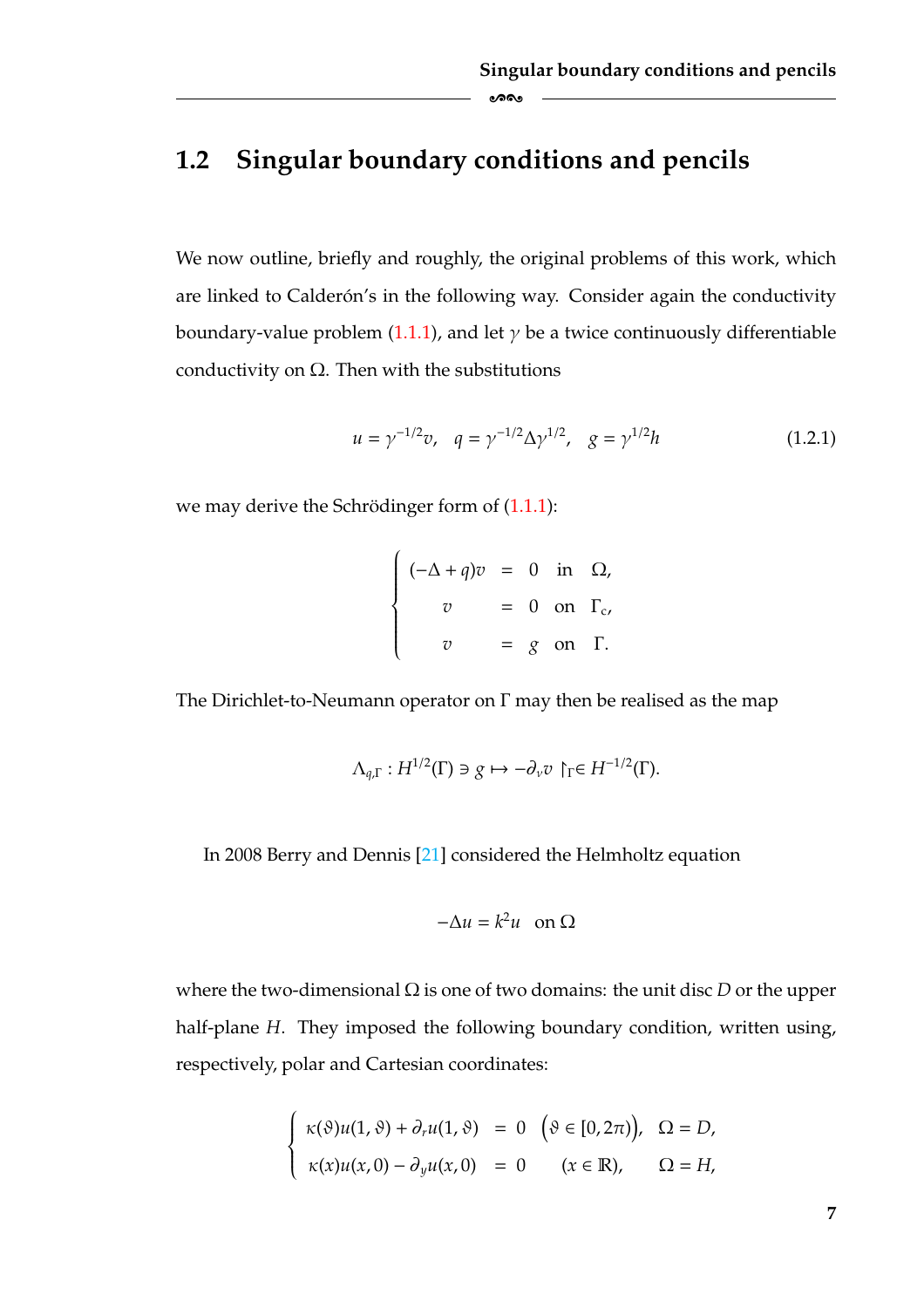## 1.2 Singular boundary conditions and pencils

We now outline, briefly and roughly, the original problems of this work, which are linked to Calderón's in the following way. Consider again the conductivity boundary-value problem (1.1.1), and let $\gamma$ be a twice continuously differentiable conductivity on $\Omega$. Then with the substitutions

$$u = \gamma^{-1/2} v, \quad q = \gamma^{-1/2} \Delta \gamma^{1/2}, \quad g = \gamma^{1/2} h \tag{1.2.1}$$

we may derive the Schrödinger form of (1.1.1):

$$\begin{cases} (-\Delta + q)v &= 0 \quad \text{in} \quad \Omega, \\ v &= 0 \quad \text{on} \quad \Gamma_c, \\ v &= g \quad \text{on} \quad \Gamma. \end{cases}$$

The Dirichlet-to-Neumann operator on $\Gamma$ may then be realised as the map

$$\Lambda_{q,\Gamma} : H^{1/2}(\Gamma) \ni g \mapsto -\partial_\nu v \restriction_\Gamma \in H^{-1/2}(\Gamma).$$

In 2008 Berry and Dennis [21] considered the Helmholtz equation

$$-\Delta u = k^2 u \quad \text{on } \Omega$$

where the two-dimensional $\Omega$ is one of two domains: the unit disc $D$ or the upper half-plane $H$. They imposed the following boundary condition, written using, respectively, polar and Cartesian coordinates:

$$\begin{cases} \kappa(\vartheta)u(1,\vartheta) + \partial_r u(1,\vartheta) &= 0 \quad \big(\vartheta \in [0, 2\pi)\big), \quad \Omega = D, \\ \kappa(x)u(x,0) - \partial_y u(x,0) &= 0 \quad (x \in \mathbb{R}), \quad \Omega = H, \end{cases}$$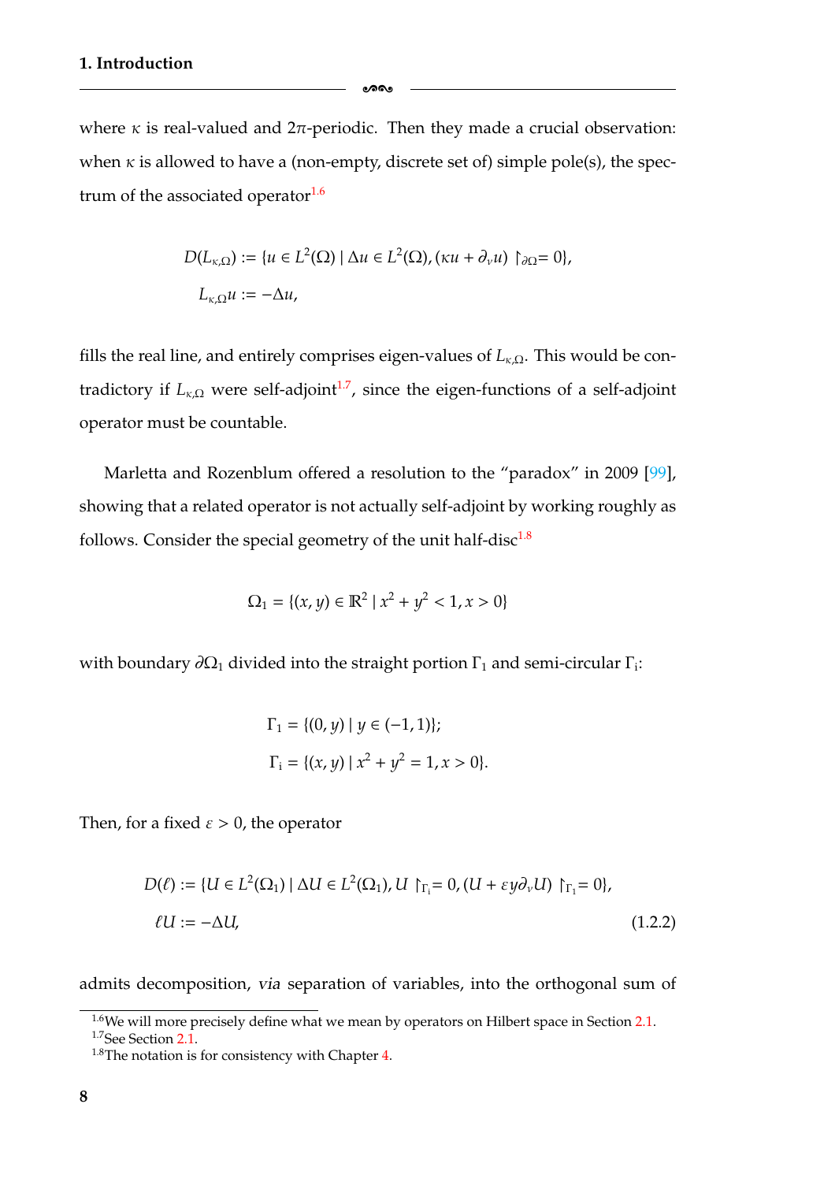where $\kappa$ is real-valued and $2\pi$-periodic. Then they made a crucial observation: when $\kappa$ is allowed to have a (non-empty, discrete set of) simple pole(s), the spectrum of the associated operator[1.6]

$$
\begin{aligned}
D(L_{\kappa,\Omega}) &:= \{u \in L^2(\Omega) \mid \Delta u \in L^2(\Omega), (\kappa u + \partial_\nu u) \restriction_{\partial\Omega} = 0\}, \\
L_{\kappa,\Omega} u &:= -\Delta u,
\end{aligned}
$$

fills the real line, and entirely comprises eigen-values of $L_{\kappa,\Omega}$. This would be contradictory if $L_{\kappa,\Omega}$ were self-adjoint[1.7], since the eigen-functions of a self-adjoint operator must be countable.

Marletta and Rozenblum offered a resolution to the "paradox" in 2009 [99], showing that a related operator is not actually self-adjoint by working roughly as follows. Consider the special geometry of the unit half-disc[1.8]

$$
\Omega_1 = \{(x, y) \in \mathbb{R}^2 \mid x^2 + y^2 < 1, x > 0\}
$$

with boundary $\partial\Omega_1$ divided into the straight portion $\Gamma_1$ and semi-circular $\Gamma_\mathrm{i}$:

$$
\begin{aligned}
\Gamma_1 &= \{(0, y) \mid y \in (-1, 1)\}; \\
\Gamma_\mathrm{i} &= \{(x, y) \mid x^2 + y^2 = 1, x > 0\}.
\end{aligned}
$$

Then, for a fixed $\varepsilon > 0$, the operator

$$
\begin{aligned}
D(\ell) &:= \{U \in L^2(\Omega_1) \mid \Delta U \in L^2(\Omega_1), U \restriction_{\Gamma_\mathrm{i}} = 0, (U + \varepsilon y \partial_\nu U) \restriction_{\Gamma_1} = 0\}, \\
\ell U &:= -\Delta U,
\end{aligned} \tag{1.2.2}
$$

admits decomposition, *via* separation of variables, into the orthogonal sum of

[1.6] We will more precisely define what we mean by operators on Hilbert space in Section 2.1.

[1.7] See Section 2.1.

[1.8] The notation is for consistency with Chapter 4.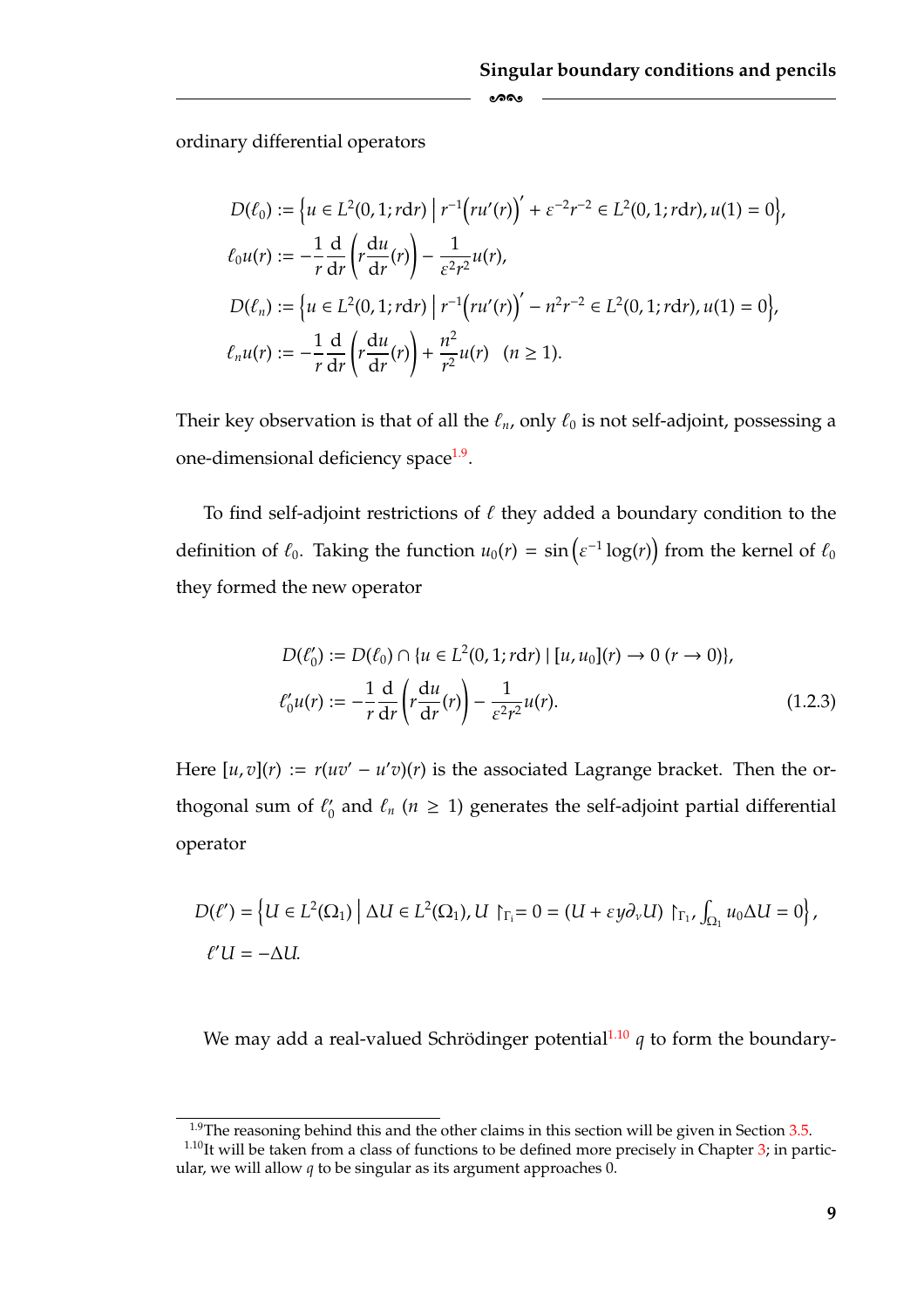ordinary differential operators

$$
\begin{aligned}
D(\ell_0) &:= \left\{ u \in L^2(0,1;r\mathrm{d}r) \,\middle|\, r^{-1}\big(ru'(r)\big)' + \varepsilon^{-2}r^{-2} \in L^2(0,1;r\mathrm{d}r), u(1) = 0 \right\},\\
\ell_0 u(r) &:= -\frac{1}{r}\frac{\mathrm{d}}{\mathrm{d}r}\left(r\frac{\mathrm{d}u}{\mathrm{d}r}(r)\right) - \frac{1}{\varepsilon^2 r^2}u(r),\\
D(\ell_n) &:= \left\{ u \in L^2(0,1;r\mathrm{d}r) \,\middle|\, r^{-1}\big(ru'(r)\big)' - n^2 r^{-2} \in L^2(0,1;r\mathrm{d}r), u(1) = 0 \right\},\\
\ell_n u(r) &:= -\frac{1}{r}\frac{\mathrm{d}}{\mathrm{d}r}\left(r\frac{\mathrm{d}u}{\mathrm{d}r}(r)\right) + \frac{n^2}{r^2}u(r) \quad (n \geq 1).
\end{aligned}
$$

Their key observation is that of all the $\ell_n$, only $\ell_0$ is not self-adjoint, possessing a one-dimensional deficiency space[1.9].

To find self-adjoint restrictions of $\ell$ they added a boundary condition to the definition of $\ell_0$. Taking the function $u_0(r) = \sin\left(\varepsilon^{-1}\log(r)\right)$ from the kernel of $\ell_0$ they formed the new operator

$$
\begin{aligned}
D(\ell_0') &:= D(\ell_0) \cap \{u \in L^2(0,1;r\mathrm{d}r) \mid [u,u_0](r) \to 0 \ (r \to 0)\},\\
\ell_0' u(r) &:= -\frac{1}{r}\frac{\mathrm{d}}{\mathrm{d}r}\left(r\frac{\mathrm{d}u}{\mathrm{d}r}(r)\right) - \frac{1}{\varepsilon^2 r^2}u(r).
\end{aligned}
\tag{1.2.3}
$$

Here $[u,v](r) := r(uv' - u'v)(r)$ is the associated Lagrange bracket. Then the orthogonal sum of $\ell_0'$ and $\ell_n$ ($n \geq 1$) generates the self-adjoint partial differential operator

$$
\begin{aligned}
D(\ell') &= \left\{ U \in L^2(\Omega_1) \,\middle|\, \Delta U \in L^2(\Omega_1), U\restriction_{\Gamma_i} = 0 = (U + \varepsilon y \partial_\nu U)\restriction_{\Gamma_1}, \int_{\Omega_1} u_0 \Delta U = 0 \right\},\\
\ell' U &= -\Delta U.
\end{aligned}
$$

We may add a real-valued Schrödinger potential[1.10] $q$ to form the boundary-

---

[1.9] The reasoning behind this and the other claims in this section will be given in Section 3.5.

[1.10] It will be taken from a class of functions to be defined more precisely in Chapter 3; in particular, we will allow $q$ to be singular as its argument approaches 0.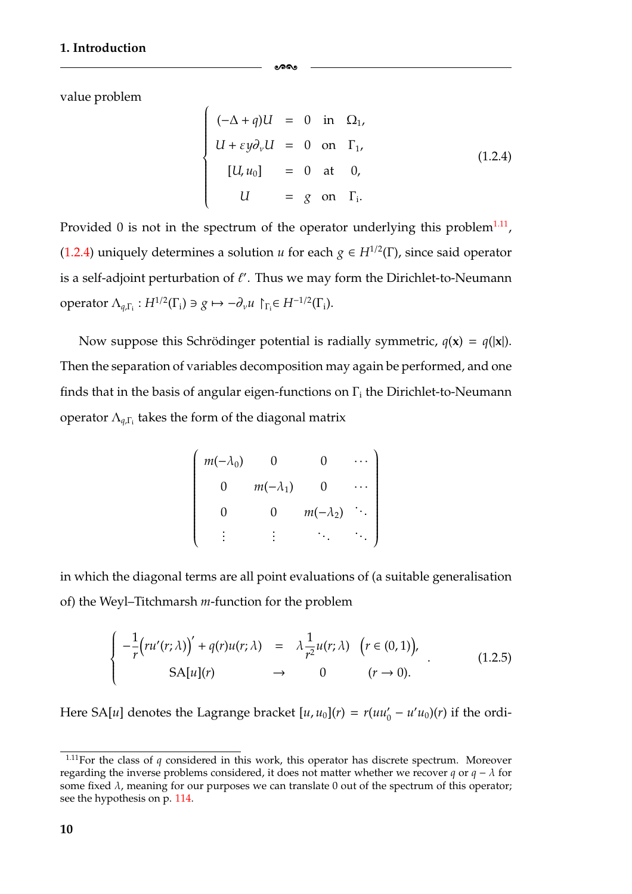value problem

$$
\begin{cases}
(-\Delta + q)U &= 0 \quad \text{in} \quad \Omega_1, \\
U + \varepsilon y \partial_\nu U &= 0 \quad \text{on} \quad \Gamma_1, \\
[U, u_0] &= 0 \quad \text{at} \quad 0, \\
U &= g \quad \text{on} \quad \Gamma_{\mathrm{i}}.
\end{cases} \tag{1.2.4}
$$

Provided 0 is not in the spectrum of the operator underlying this problem[1.11], (1.2.4) uniquely determines a solution $u$ for each $g \in H^{1/2}(\Gamma)$, since said operator is a self-adjoint perturbation of $\ell'$. Thus we may form the Dirichlet-to-Neumann operator $\Lambda_{q,\Gamma_{\mathrm{i}}} : H^{1/2}(\Gamma_{\mathrm{i}}) \ni g \mapsto -\partial_\nu u \restriction_{\Gamma_{\mathrm{i}}} \in H^{-1/2}(\Gamma_{\mathrm{i}})$.

Now suppose this Schrödinger potential is radially symmetric, $q(\mathbf{x}) = q(|\mathbf{x}|)$. Then the separation of variables decomposition may again be performed, and one finds that in the basis of angular eigen-functions on $\Gamma_{\mathrm{i}}$ the Dirichlet-to-Neumann operator $\Lambda_{q,\Gamma_{\mathrm{i}}}$ takes the form of the diagonal matrix

$$
\begin{pmatrix}
m(-\lambda_0) & 0 & 0 & \cdots \\
0 & m(-\lambda_1) & 0 & \cdots \\
0 & 0 & m(-\lambda_2) & \ddots \\
\vdots & \vdots & \ddots & \ddots
\end{pmatrix}
$$

in which the diagonal terms are all point evaluations of (a suitable generalisation of) the Weyl–Titchmarsh $m$-function for the problem

$$
\begin{cases}
-\dfrac{1}{r}\Big(ru'(r;\lambda)\Big)' + q(r)u(r;\lambda) &= \lambda \dfrac{1}{r^2} u(r;\lambda) \quad \Big(r \in (0,1)\Big), \\
\mathrm{SA}[u](r) &\to 0 \qquad\qquad (r \to 0).
\end{cases} \tag{1.2.5}
$$

Here $\mathrm{SA}[u]$ denotes the Lagrange bracket $[u, u_0](r) = r(uu_0' - u'u_0)(r)$ if the ordi-

---

[1.11] For the class of $q$ considered in this work, this operator has discrete spectrum. Moreover regarding the inverse problems considered, it does not matter whether we recover $q$ or $q - \lambda$ for some fixed $\lambda$, meaning for our purposes we can translate 0 out of the spectrum of this operator; see the hypothesis on p. 114.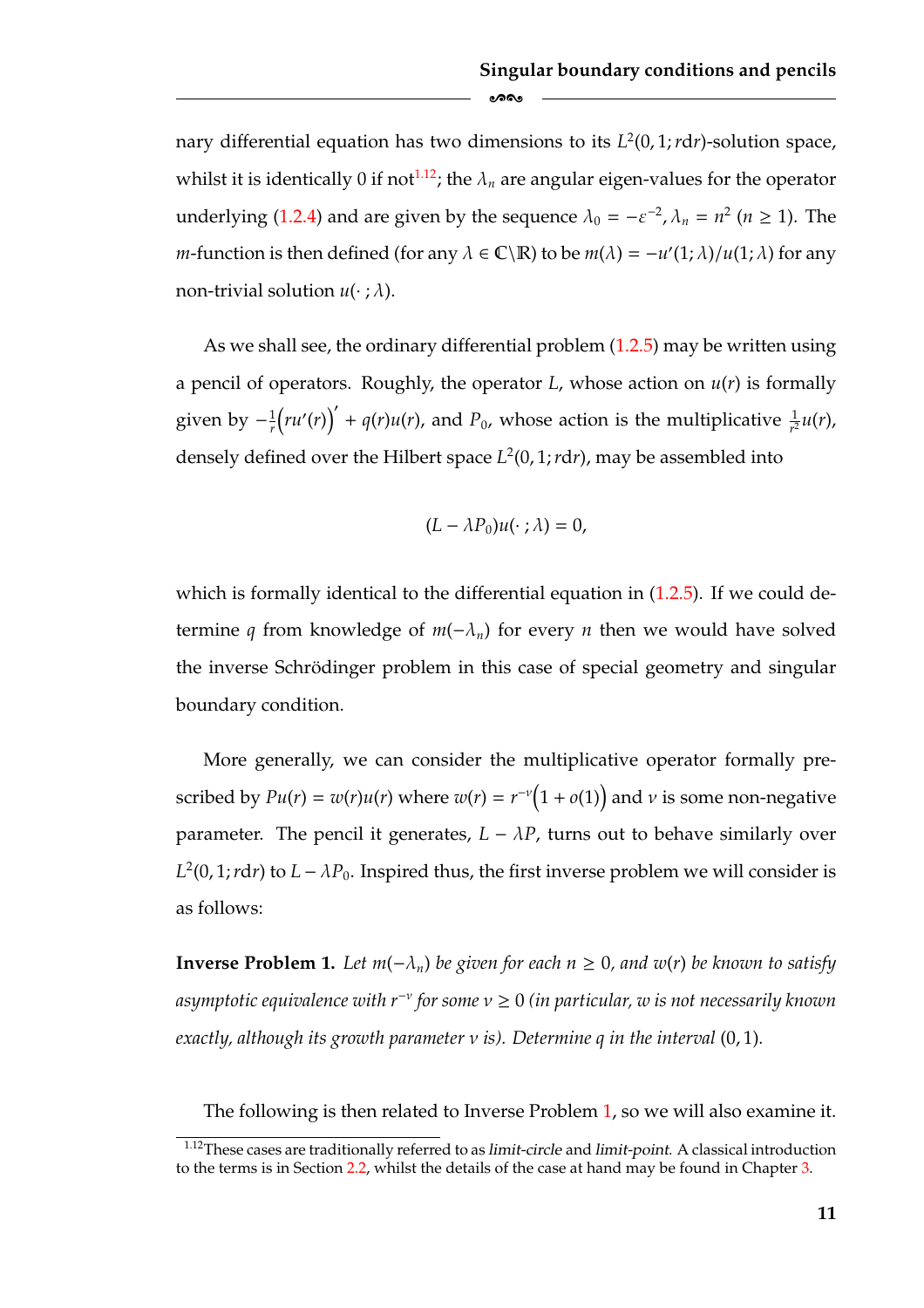nary differential equation has two dimensions to its $L^2(0,1;r\mathrm{d}r)$-solution space, whilst it is identically 0 if not[1.12]; the $\lambda_n$ are angular eigen-values for the operator underlying (1.2.4) and are given by the sequence $\lambda_0 = -\varepsilon^{-2}$, $\lambda_n = n^2$ ($n \geq 1$). The $m$-function is then defined (for any $\lambda \in \mathbb{C}\backslash\mathbb{R}$) to be $m(\lambda) = -u'(1;\lambda)/u(1;\lambda)$ for any non-trivial solution $u(\cdot\,;\lambda)$.

As we shall see, the ordinary differential problem (1.2.5) may be written using a pencil of operators. Roughly, the operator $L$, whose action on $u(r)$ is formally given by $-\frac{1}{r}\Big(ru'(r)\Big)' + q(r)u(r)$, and $P_0$, whose action is the multiplicative $\frac{1}{r^2}u(r)$, densely defined over the Hilbert space $L^2(0,1;r\mathrm{d}r)$, may be assembled into

$$(L - \lambda P_0)u(\cdot\,;\lambda) = 0,$$

which is formally identical to the differential equation in (1.2.5). If we could determine $q$ from knowledge of $m(-\lambda_n)$ for every $n$ then we would have solved the inverse Schrödinger problem in this case of special geometry and singular boundary condition.

More generally, we can consider the multiplicative operator formally prescribed by $Pu(r) = w(r)u(r)$ where $w(r) = r^{-\nu}\Big(1 + o(1)\Big)$ and $\nu$ is some non-negative parameter. The pencil it generates, $L - \lambda P$, turns out to behave similarly over $L^2(0,1;r\mathrm{d}r)$ to $L - \lambda P_0$. Inspired thus, the first inverse problem we will consider is as follows:

**Inverse Problem 1.** *Let $m(-\lambda_n)$ be given for each $n \geq 0$, and $w(r)$ be known to satisfy asymptotic equivalence with $r^{-\nu}$ for some $\nu \geq 0$ (in particular, $w$ is not necessarily known exactly, although its growth parameter $\nu$ is). Determine $q$ in the interval $(0,1)$.*

The following is then related to Inverse Problem 1, so we will also examine it.

[1.12] These cases are traditionally referred to as *limit-circle* and *limit-point*. A classical introduction to the terms is in Section 2.2, whilst the details of the case at hand may be found in Chapter 3.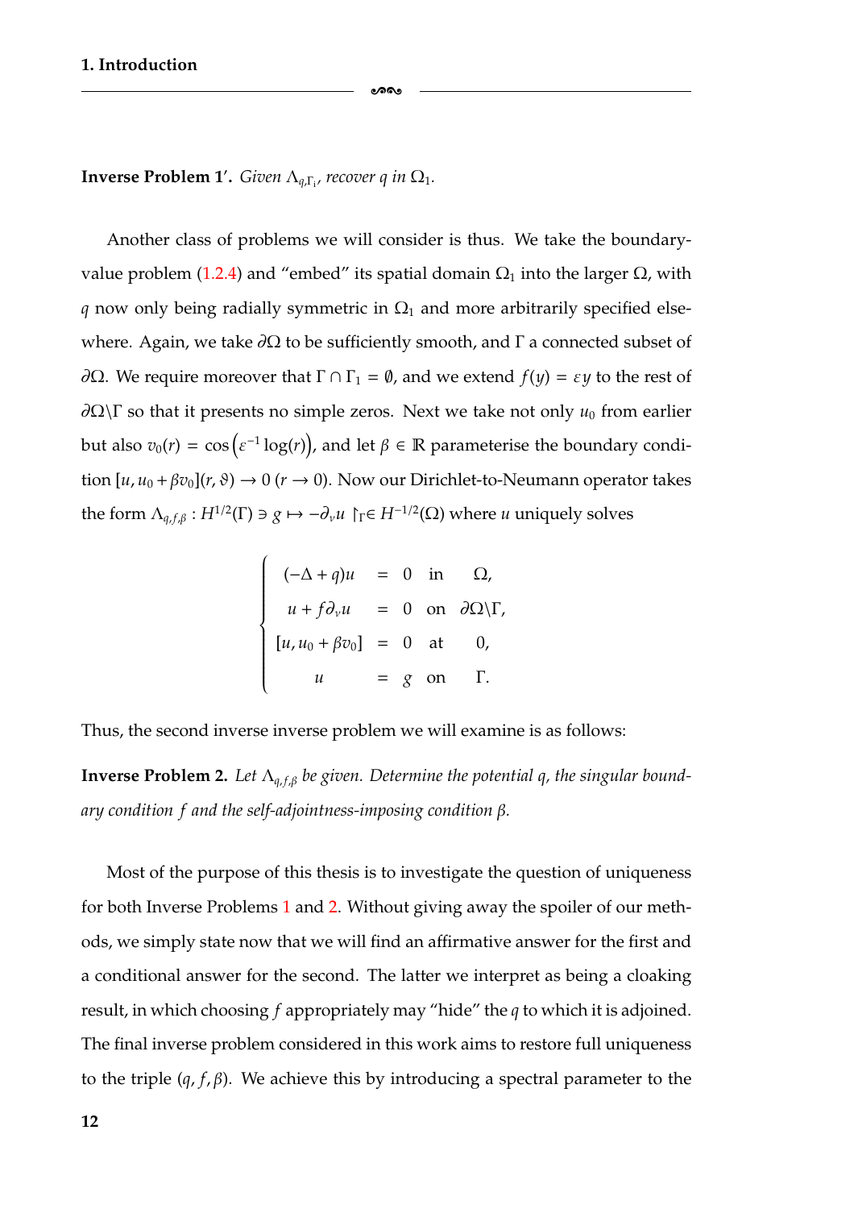**Inverse Problem 1′.** *Given $\Lambda_{q,\Gamma_1}$, recover $q$ in $\Omega_1$.*

Another class of problems we will consider is thus. We take the boundary-value problem (1.2.4) and "embed" its spatial domain $\Omega_1$ into the larger $\Omega$, with $q$ now only being radially symmetric in $\Omega_1$ and more arbitrarily specified elsewhere. Again, we take $\partial\Omega$ to be sufficiently smooth, and $\Gamma$ a connected subset of $\partial\Omega$. We require moreover that $\Gamma \cap \Gamma_1 = \emptyset$, and we extend $f(y) = \varepsilon y$ to the rest of $\partial\Omega\backslash\Gamma$ so that it presents no simple zeros. Next we take not only $u_0$ from earlier but also $v_0(r) = \cos\left(\varepsilon^{-1}\log(r)\right)$, and let $\beta \in \mathbb{R}$ parameterise the boundary condition $[u, u_0 + \beta v_0](r, \vartheta) \to 0$ $(r \to 0)$. Now our Dirichlet-to-Neumann operator takes the form $\Lambda_{q,f,\beta} : H^{1/2}(\Gamma) \ni g \mapsto -\partial_\nu u \restriction_\Gamma \in H^{-1/2}(\Omega)$ where $u$ uniquely solves

$$
\begin{cases}
(-\Delta + q)u = 0 & \text{in} \quad \Omega, \\
u + f\partial_\nu u = 0 & \text{on} \quad \partial\Omega\backslash\Gamma, \\
[u, u_0 + \beta v_0] = 0 & \text{at} \quad 0, \\
u = g & \text{on} \quad \Gamma.
\end{cases}
$$

Thus, the second inverse inverse problem we will examine is as follows:

**Inverse Problem 2.** *Let $\Lambda_{q,f,\beta}$ be given. Determine the potential $q$, the singular boundary condition $f$ and the self-adjointness-imposing condition $\beta$.*

Most of the purpose of this thesis is to investigate the question of uniqueness for both Inverse Problems 1 and 2. Without giving away the spoiler of our methods, we simply state now that we will find an affirmative answer for the first and a conditional answer for the second. The latter we interpret as being a cloaking result, in which choosing $f$ appropriately may "hide" the $q$ to which it is adjoined. The final inverse problem considered in this work aims to restore full uniqueness to the triple $(q, f, \beta)$. We achieve this by introducing a spectral parameter to the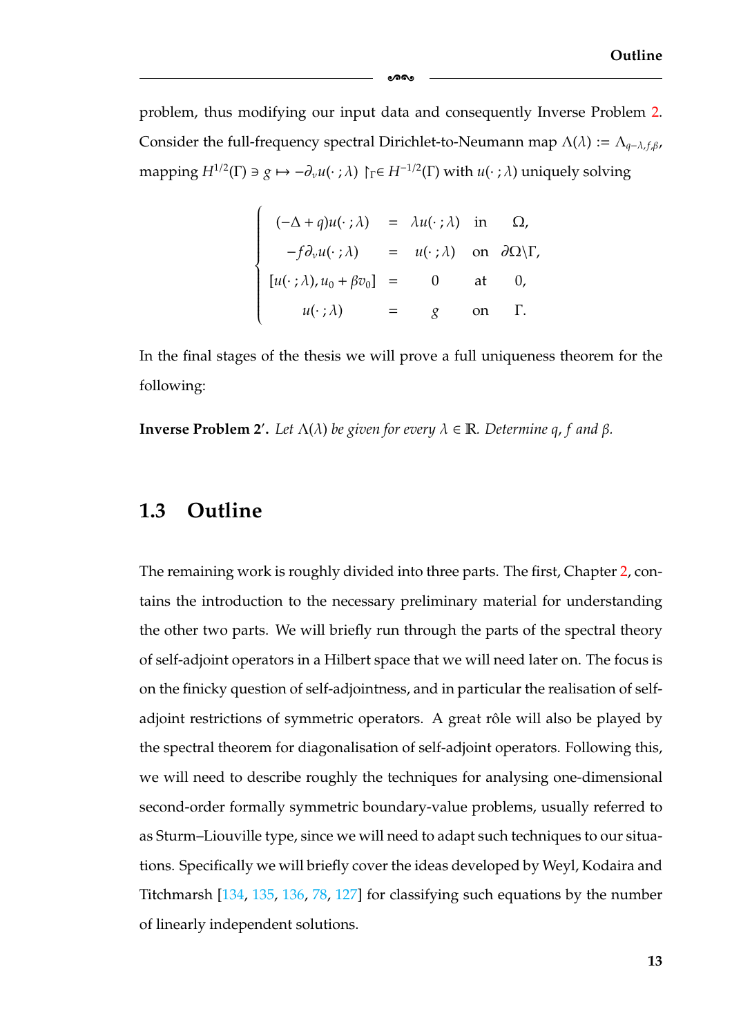problem, thus modifying our input data and consequently Inverse Problem 2. Consider the full-frequency spectral Dirichlet-to-Neumann map $\Lambda(\lambda) := \Lambda_{q-\lambda,f,\beta}$, mapping $H^{1/2}(\Gamma) \ni g \mapsto -\partial_\nu u(\cdot\,;\lambda) \restriction_\Gamma \in H^{-1/2}(\Gamma)$ with $u(\cdot\,;\lambda)$ uniquely solving

$$
\begin{cases}
(-\Delta + q)u(\cdot\,;\lambda) & = & \lambda u(\cdot\,;\lambda) & \text{in} & \Omega, \\
-f\partial_\nu u(\cdot\,;\lambda) & = & u(\cdot\,;\lambda) & \text{on} & \partial\Omega\backslash\Gamma, \\
[u(\cdot\,;\lambda), u_0 + \beta v_0] & = & 0 & \text{at} & 0, \\
u(\cdot\,;\lambda) & = & g & \text{on} & \Gamma.
\end{cases}
$$

In the final stages of the thesis we will prove a full uniqueness theorem for the following:

**Inverse Problem 2′.** *Let $\Lambda(\lambda)$ be given for every $\lambda \in \mathbb{R}$. Determine $q$, $f$ and $\beta$.*

## 1.3 Outline

The remaining work is roughly divided into three parts. The first, Chapter 2, contains the introduction to the necessary preliminary material for understanding the other two parts. We will briefly run through the parts of the spectral theory of self-adjoint operators in a Hilbert space that we will need later on. The focus is on the finicky question of self-adjointness, and in particular the realisation of self-adjoint restrictions of symmetric operators. A great rôle will also be played by the spectral theorem for diagonalisation of self-adjoint operators. Following this, we will need to describe roughly the techniques for analysing one-dimensional second-order formally symmetric boundary-value problems, usually referred to as Sturm–Liouville type, since we will need to adapt such techniques to our situations. Specifically we will briefly cover the ideas developed by Weyl, Kodaira and Titchmarsh [134, 135, 136, 78, 127] for classifying such equations by the number of linearly independent solutions.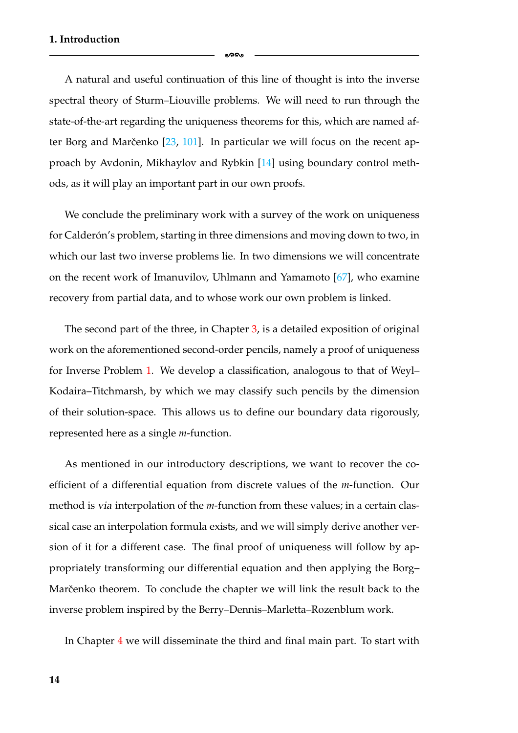A natural and useful continuation of this line of thought is into the inverse spectral theory of Sturm–Liouville problems. We will need to run through the state-of-the-art regarding the uniqueness theorems for this, which are named after Borg and Marčenko [23, 101]. In particular we will focus on the recent approach by Avdonin, Mikhaylov and Rybkin [14] using boundary control methods, as it will play an important part in our own proofs.

We conclude the preliminary work with a survey of the work on uniqueness for Calderón's problem, starting in three dimensions and moving down to two, in which our last two inverse problems lie. In two dimensions we will concentrate on the recent work of Imanuvilov, Uhlmann and Yamamoto [67], who examine recovery from partial data, and to whose work our own problem is linked.

The second part of the three, in Chapter 3, is a detailed exposition of original work on the aforementioned second-order pencils, namely a proof of uniqueness for Inverse Problem 1. We develop a classification, analogous to that of Weyl–Kodaira–Titchmarsh, by which we may classify such pencils by the dimension of their solution-space. This allows us to define our boundary data rigorously, represented here as a single $m$-function.

As mentioned in our introductory descriptions, we want to recover the coefficient of a differential equation from discrete values of the $m$-function. Our method is *via* interpolation of the $m$-function from these values; in a certain classical case an interpolation formula exists, and we will simply derive another version of it for a different case. The final proof of uniqueness will follow by appropriately transforming our differential equation and then applying the Borg–Marčenko theorem. To conclude the chapter we will link the result back to the inverse problem inspired by the Berry–Dennis–Marletta–Rozenblum work.

In Chapter 4 we will disseminate the third and final main part. To start with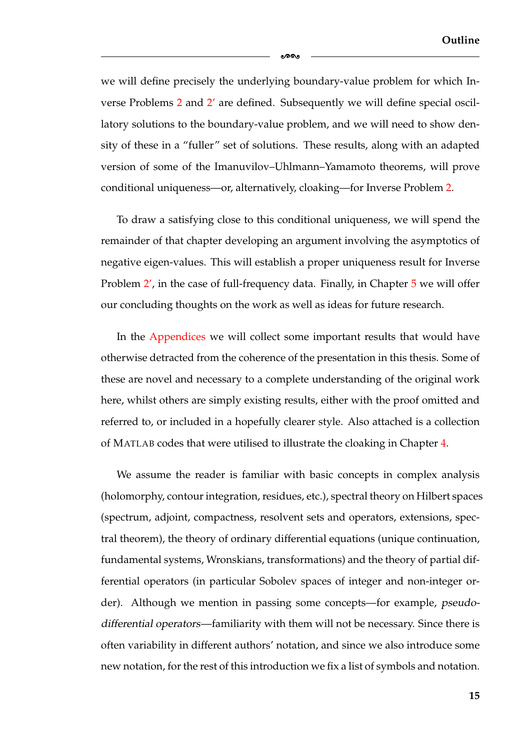we will define precisely the underlying boundary-value problem for which Inverse Problems 2 and 2′ are defined. Subsequently we will define special oscillatory solutions to the boundary-value problem, and we will need to show density of these in a "fuller" set of solutions. These results, along with an adapted version of some of the Imanuvilov–Uhlmann–Yamamoto theorems, will prove conditional uniqueness—or, alternatively, cloaking—for Inverse Problem 2.

To draw a satisfying close to this conditional uniqueness, we will spend the remainder of that chapter developing an argument involving the asymptotics of negative eigen-values. This will establish a proper uniqueness result for Inverse Problem 2′, in the case of full-frequency data. Finally, in Chapter 5 we will offer our concluding thoughts on the work as well as ideas for future research.

In the Appendices we will collect some important results that would have otherwise detracted from the coherence of the presentation in this thesis. Some of these are novel and necessary to a complete understanding of the original work here, whilst others are simply existing results, either with the proof omitted and referred to, or included in a hopefully clearer style. Also attached is a collection of MATLAB codes that were utilised to illustrate the cloaking in Chapter 4.

We assume the reader is familiar with basic concepts in complex analysis (holomorphy, contour integration, residues, etc.), spectral theory on Hilbert spaces (spectrum, adjoint, compactness, resolvent sets and operators, extensions, spectral theorem), the theory of ordinary differential equations (unique continuation, fundamental systems, Wronskians, transformations) and the theory of partial differential operators (in particular Sobolev spaces of integer and non-integer order). Although we mention in passing some concepts—for example, *pseudo-differential operators*—familiarity with them will not be necessary. Since there is often variability in different authors' notation, and since we also introduce some new notation, for the rest of this introduction we fix a list of symbols and notation.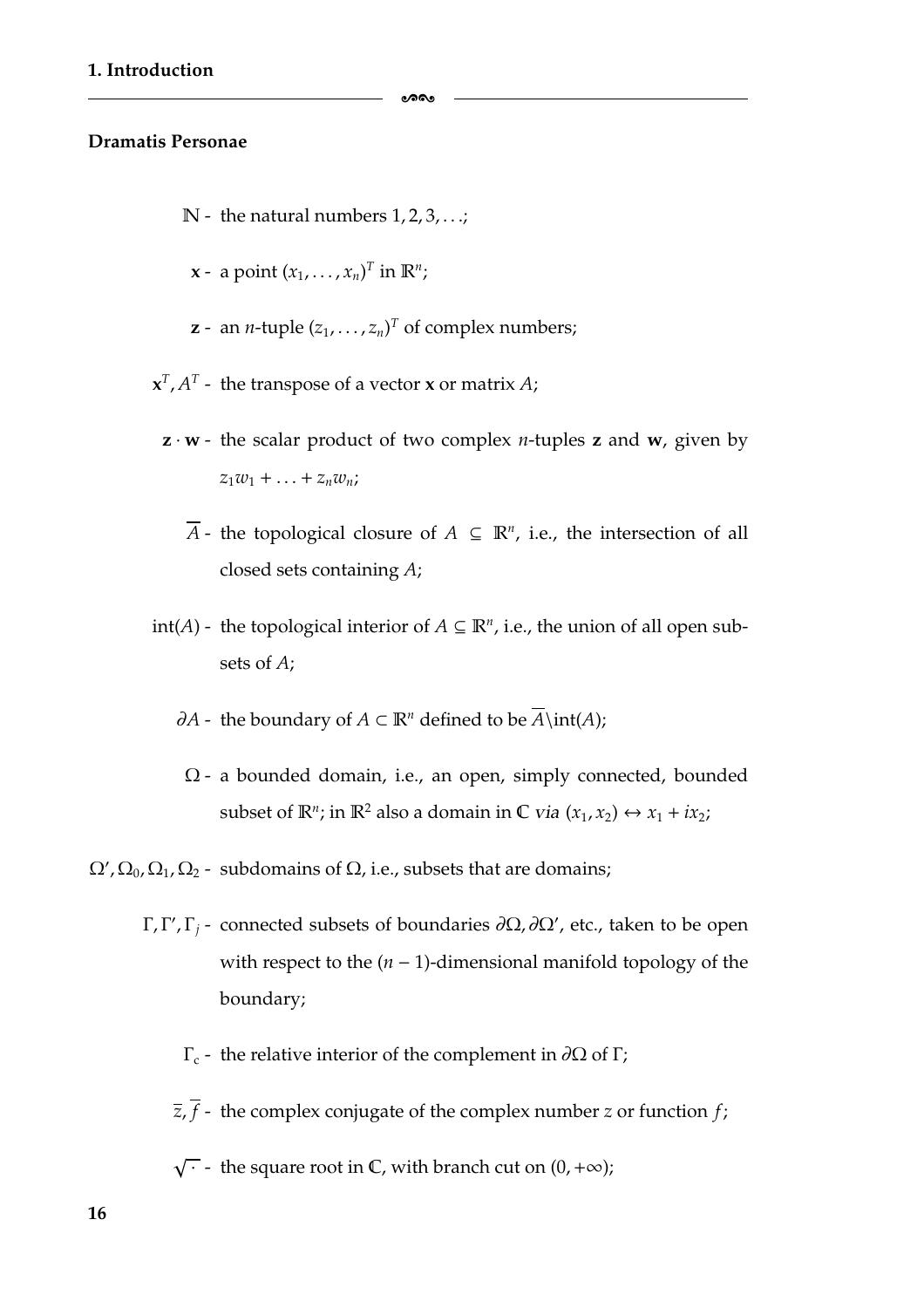### Dramatis Personae

- $\mathbb{N}$ - the natural numbers $1, 2, 3, \ldots$;
- $\mathbf{x}$ - a point $(x_1, \ldots, x_n)^T$ in $\mathbb{R}^n$;
- $\mathbf{z}$ - an $n$-tuple $(z_1, \ldots, z_n)^T$ of complex numbers;
- $\mathbf{x}^T, A^T$ - the transpose of a vector $\mathbf{x}$ or matrix $A$;
- $\mathbf{z} \cdot \mathbf{w}$ - the scalar product of two complex $n$-tuples $\mathbf{z}$ and $\mathbf{w}$, given by $z_1 w_1 + \ldots + z_n w_n$;
- $\overline{A}$ - the topological closure of $A \subseteq \mathbb{R}^n$, i.e., the intersection of all closed sets containing $A$;
- $\mathrm{int}(A)$ - the topological interior of $A \subseteq \mathbb{R}^n$, i.e., the union of all open subsets of $A$;
- $\partial A$ - the boundary of $A \subset \mathbb{R}^n$ defined to be $\overline{A} \backslash \mathrm{int}(A)$;
- $\Omega$ - a bounded domain, i.e., an open, simply connected, bounded subset of $\mathbb{R}^n$; in $\mathbb{R}^2$ also a domain in $\mathbb{C}$ *via* $(x_1, x_2) \leftrightarrow x_1 + ix_2$;
- $\Omega', \Omega_0, \Omega_1, \Omega_2$ - subdomains of $\Omega$, i.e., subsets that are domains;
- $\Gamma, \Gamma', \Gamma_j$ - connected subsets of boundaries $\partial\Omega, \partial\Omega'$, etc., taken to be open with respect to the $(n-1)$-dimensional manifold topology of the boundary;
- $\Gamma_c$ - the relative interior of the complement in $\partial\Omega$ of $\Gamma$;
- $\overline{z}, \overline{f}$ - the complex conjugate of the complex number $z$ or function $f$;
- $\sqrt{\cdot}$ - the square root in $\mathbb{C}$, with branch cut on $(0, +\infty)$;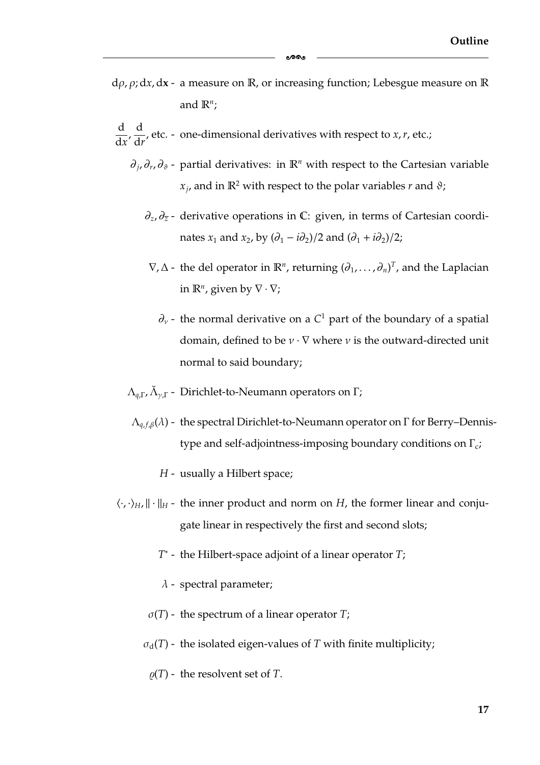$\mathrm{d}\rho, \rho; \mathrm{d}x, \mathrm{d}\mathbf{x}$ - a measure on $\mathbb{R}$, or increasing function; Lebesgue measure on $\mathbb{R}$ and $\mathbb{R}^n$;

$\dfrac{\mathrm{d}}{\mathrm{d}x}, \dfrac{\mathrm{d}}{\mathrm{d}r}$, etc. - one-dimensional derivatives with respect to $x, r$, etc.;

$\partial_j, \partial_r, \partial_\vartheta$ - partial derivatives: in $\mathbb{R}^n$ with respect to the Cartesian variable $x_j$, and in $\mathbb{R}^2$ with respect to the polar variables $r$ and $\vartheta$;

$\partial_z, \partial_{\overline{z}}$ - derivative operations in $\mathbb{C}$: given, in terms of Cartesian coordinates $x_1$ and $x_2$, by $(\partial_1 - i\partial_2)/2$ and $(\partial_1 + i\partial_2)/2$;

$\nabla, \Delta$ - the del operator in $\mathbb{R}^n$, returning $(\partial_1, \ldots, \partial_n)^T$, and the Laplacian in $\mathbb{R}^n$, given by $\nabla \cdot \nabla$;

$\partial_\nu$ - the normal derivative on a $C^1$ part of the boundary of a spatial domain, defined to be $\nu \cdot \nabla$ where $\nu$ is the outward-directed unit normal to said boundary;

$\Lambda_{q,\Gamma}, \breve{\Lambda}_{\gamma,\Gamma}$ - Dirichlet-to-Neumann operators on $\Gamma$;

$\Lambda_{q,f,\beta}(\lambda)$ - the spectral Dirichlet-to-Neumann operator on $\Gamma$ for Berry–Dennis-type and self-adjointness-imposing boundary conditions on $\Gamma_c$;

$H$ - usually a Hilbert space;

$\langle \cdot, \cdot \rangle_H, \| \cdot \|_H$ - the inner product and norm on $H$, the former linear and conjugate linear in respectively the first and second slots;

$T^*$ - the Hilbert-space adjoint of a linear operator $T$;

$\lambda$ - spectral parameter;

$\sigma(T)$ - the spectrum of a linear operator $T$;

$\sigma_{\mathrm{d}}(T)$ - the isolated eigen-values of $T$ with finite multiplicity;

$\varrho(T)$ - the resolvent set of $T$.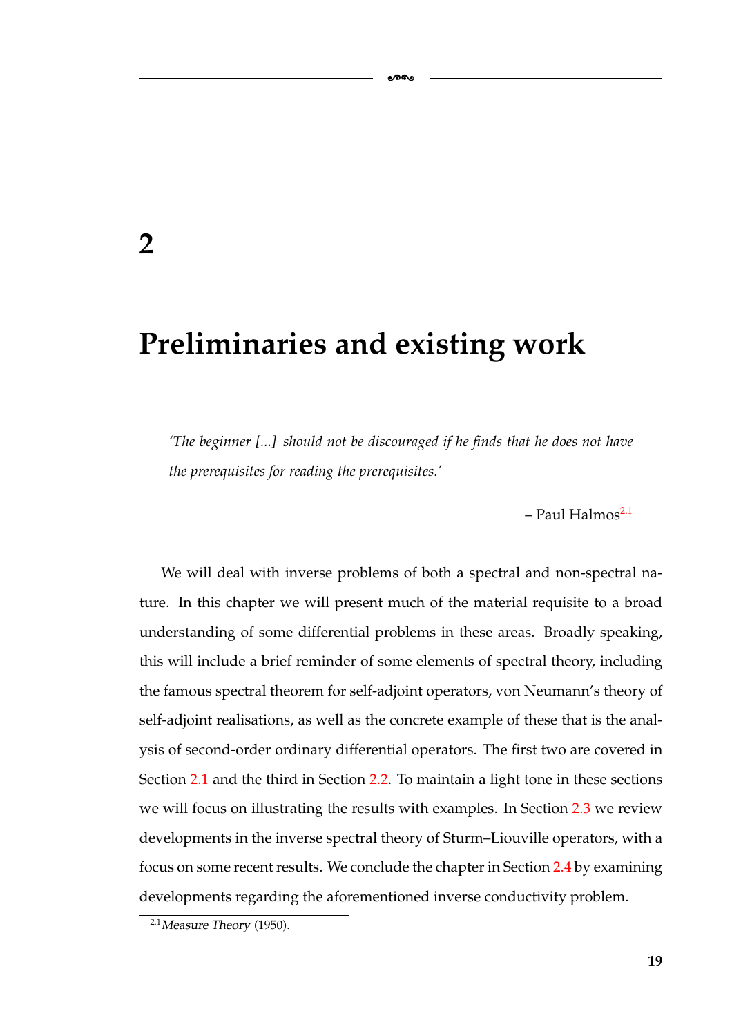# 2

# Preliminaries and existing work

> *'The beginner [...] should not be discouraged if he finds that he does not have the prerequisites for reading the prerequisites.'*
>
> – Paul Halmos[2.1]

We will deal with inverse problems of both a spectral and non-spectral nature. In this chapter we will present much of the material requisite to a broad understanding of some differential problems in these areas. Broadly speaking, this will include a brief reminder of some elements of spectral theory, including the famous spectral theorem for self-adjoint operators, von Neumann's theory of self-adjoint realisations, as well as the concrete example of these that is the analysis of second-order ordinary differential operators. The first two are covered in Section 2.1 and the third in Section 2.2. To maintain a light tone in these sections we will focus on illustrating the results with examples. In Section 2.3 we review developments in the inverse spectral theory of Sturm–Liouville operators, with a focus on some recent results. We conclude the chapter in Section 2.4 by examining developments regarding the aforementioned inverse conductivity problem.

[2.1] *Measure Theory* (1950).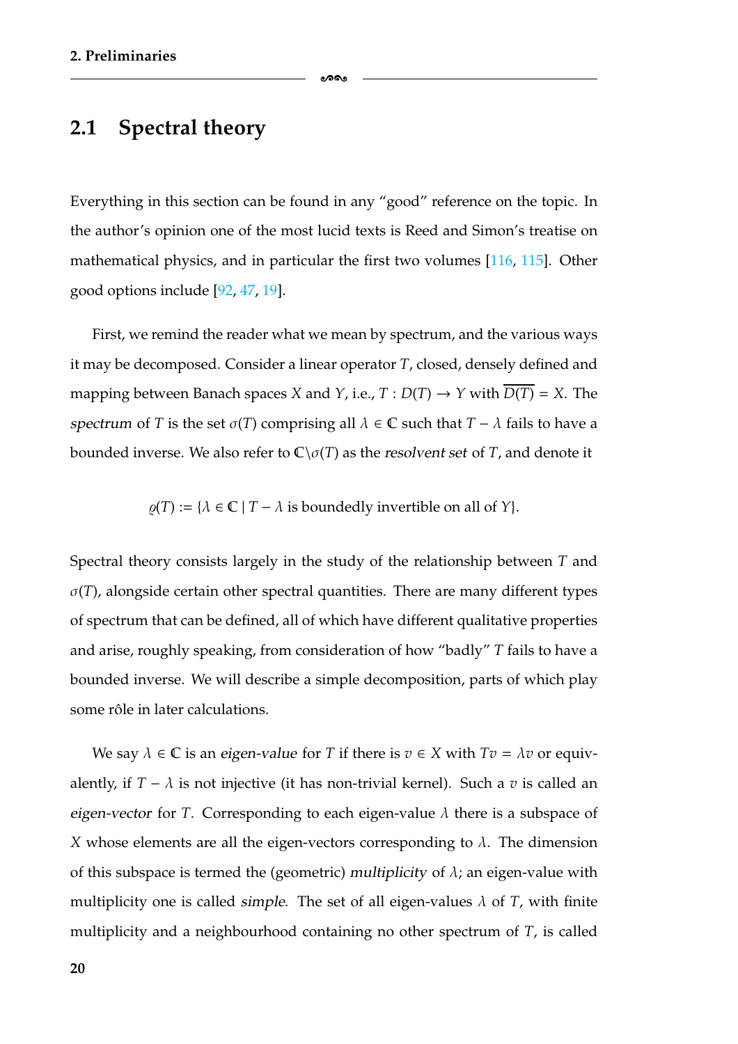## 2.1 Spectral theory

Everything in this section can be found in any “good” reference on the topic. In the author’s opinion one of the most lucid texts is Reed and Simon’s treatise on mathematical physics, and in particular the first two volumes [116, 115]. Other good options include [92, 47, 19].

First, we remind the reader what we mean by spectrum, and the various ways it may be decomposed. Consider a linear operator $T$, closed, densely defined and mapping between Banach spaces $X$ and $Y$, i.e., $T : D(T) \to Y$ with $\overline{D(T)} = X$. The *spectrum* of $T$ is the set $\sigma(T)$ comprising all $\lambda \in \mathbb{C}$ such that $T - \lambda$ fails to have a bounded inverse. We also refer to $\mathbb{C}\backslash\sigma(T)$ as the *resolvent set* of $T$, and denote it

$$\varrho(T) := \{\lambda \in \mathbb{C} \mid T - \lambda \text{ is boundedly invertible on all of } Y\}.$$

Spectral theory consists largely in the study of the relationship between $T$ and $\sigma(T)$, alongside certain other spectral quantities. There are many different types of spectrum that can be defined, all of which have different qualitative properties and arise, roughly speaking, from consideration of how “badly” $T$ fails to have a bounded inverse. We will describe a simple decomposition, parts of which play some rôle in later calculations.

We say $\lambda \in \mathbb{C}$ is an *eigen-value* for $T$ if there is $v \in X$ with $Tv = \lambda v$ or equivalently, if $T - \lambda$ is not injective (it has non-trivial kernel). Such a $v$ is called an *eigen-vector* for $T$. Corresponding to each eigen-value $\lambda$ there is a subspace of $X$ whose elements are all the eigen-vectors corresponding to $\lambda$. The dimension of this subspace is termed the (geometric) *multiplicity* of $\lambda$; an eigen-value with multiplicity one is called *simple*. The set of all eigen-values $\lambda$ of $T$, with finite multiplicity and a neighbourhood containing no other spectrum of $T$, is called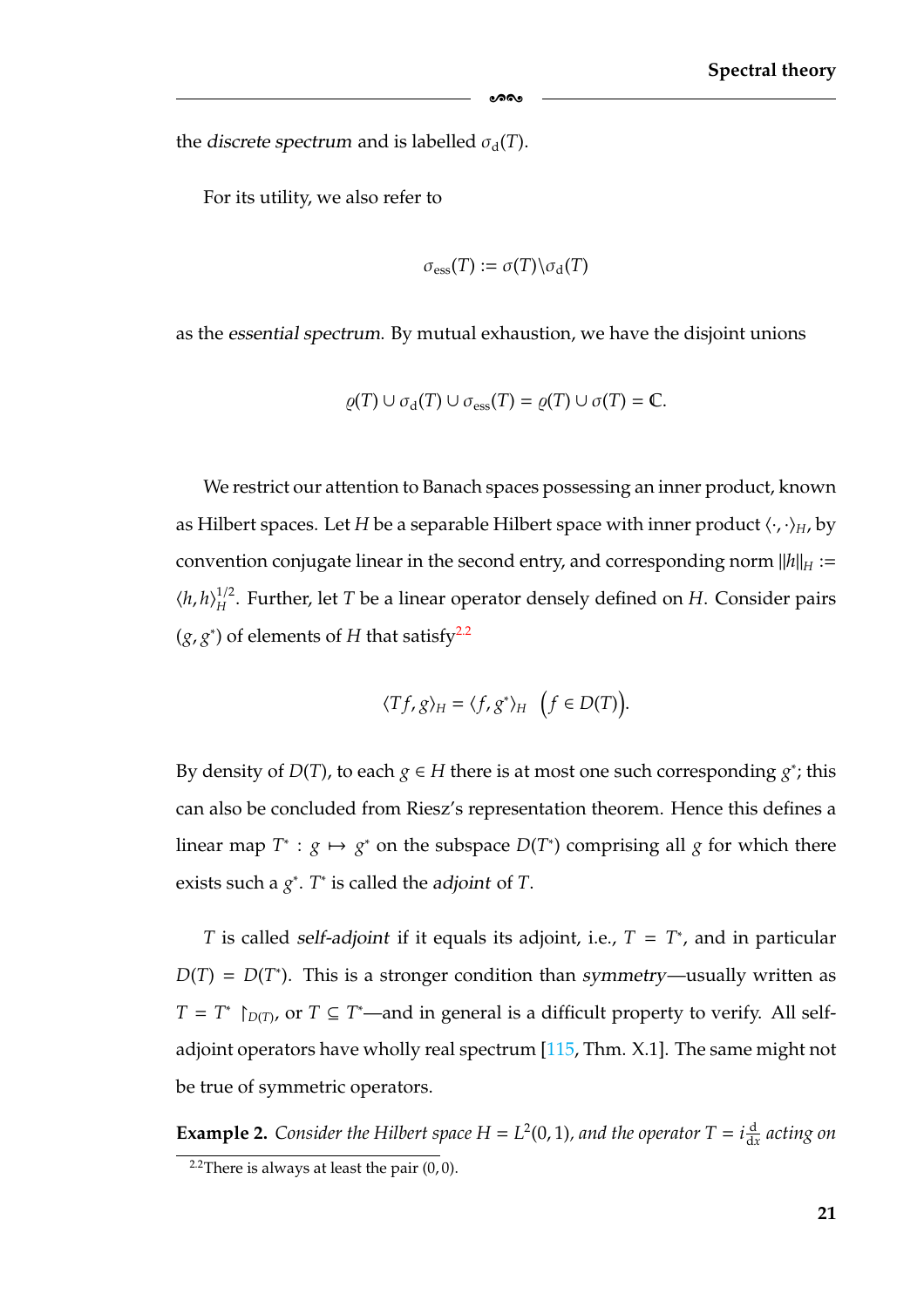the *discrete spectrum* and is labelled $\sigma_{\mathrm{d}}(T)$.

For its utility, we also refer to

$$\sigma_{\mathrm{ess}}(T) := \sigma(T)\backslash\sigma_{\mathrm{d}}(T)$$

as the *essential spectrum*. By mutual exhaustion, we have the disjoint unions

$$\varrho(T) \cup \sigma_{\mathrm{d}}(T) \cup \sigma_{\mathrm{ess}}(T) = \varrho(T) \cup \sigma(T) = \mathbb{C}.$$

We restrict our attention to Banach spaces possessing an inner product, known as Hilbert spaces. Let $H$ be a separable Hilbert space with inner product $\langle\cdot,\cdot\rangle_H$, by convention conjugate linear in the second entry, and corresponding norm $\|h\|_H := \langle h, h\rangle_H^{1/2}$. Further, let $T$ be a linear operator densely defined on $H$. Consider pairs $(g, g^*)$ of elements of $H$ that satisfy[2.2]

$$\langle Tf, g\rangle_H = \langle f, g^*\rangle_H \quad \big(f \in D(T)\big).$$

By density of $D(T)$, to each $g \in H$ there is at most one such corresponding $g^*$; this can also be concluded from Riesz's representation theorem. Hence this defines a linear map $T^* : g \mapsto g^*$ on the subspace $D(T^*)$ comprising all $g$ for which there exists such a $g^*$. $T^*$ is called the *adjoint* of $T$.

$T$ is called *self-adjoint* if it equals its adjoint, i.e., $T = T^*$, and in particular $D(T) = D(T^*)$. This is a stronger condition than *symmetry*—usually written as $T = T^* \restriction_{D(T)}$, or $T \subseteq T^*$—and in general is a difficult property to verify. All self-adjoint operators have wholly real spectrum [115, Thm. X.1]. The same might not be true of symmetric operators.

**Example 2.** *Consider the Hilbert space $H = L^2(0,1)$, and the operator $T = i\frac{\mathrm{d}}{\mathrm{d}x}$ acting on*

---

[2.2] There is always at least the pair $(0, 0)$.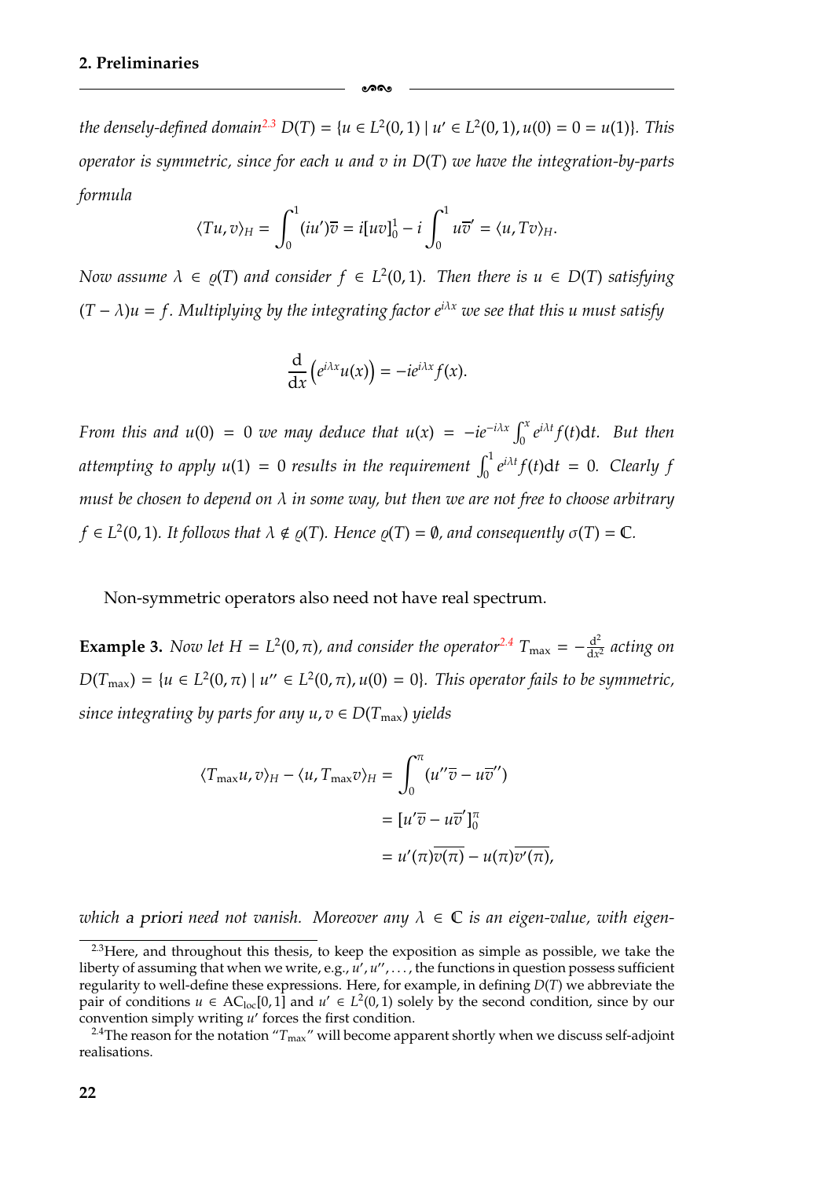*the densely-defined domain*[2.3] $D(T) = \{u \in L^2(0,1) \mid u' \in L^2(0,1), u(0) = 0 = u(1)\}$*. This operator is symmetric, since for each $u$ and $v$ in $D(T)$ we have the integration-by-parts formula*

$$\langle Tu, v\rangle_H = \int_0^1 (iu')\overline{v} = i[uv]_0^1 - i\int_0^1 u\overline{v}' = \langle u, Tv\rangle_H.$$

*Now assume $\lambda \in \varrho(T)$ and consider $f \in L^2(0,1)$. Then there is $u \in D(T)$ satisfying $(T - \lambda)u = f$. Multiplying by the integrating factor $e^{i\lambda x}$ we see that this $u$ must satisfy*

$$\frac{\mathrm{d}}{\mathrm{d}x}\left(e^{i\lambda x}u(x)\right) = -ie^{i\lambda x}f(x).$$

*From this and $u(0) = 0$ we may deduce that $u(x) = -ie^{-i\lambda x}\int_0^x e^{i\lambda t}f(t)\mathrm{d}t$. But then attempting to apply $u(1) = 0$ results in the requirement $\int_0^1 e^{i\lambda t}f(t)\mathrm{d}t = 0$. Clearly $f$ must be chosen to depend on $\lambda$ in some way, but then we are not free to choose arbitrary $f \in L^2(0,1)$. It follows that $\lambda \notin \varrho(T)$. Hence $\varrho(T) = \emptyset$, and consequently $\sigma(T) = \mathbb{C}$.*

Non-symmetric operators also need not have real spectrum.

**Example 3.** *Now let $H = L^2(0,\pi)$, and consider the operator*[2.4] $T_{\max} = -\frac{\mathrm{d}^2}{\mathrm{d}x^2}$ *acting on* $D(T_{\max}) = \{u \in L^2(0,\pi) \mid u'' \in L^2(0,\pi), u(0) = 0\}$*. This operator fails to be symmetric, since integrating by parts for any $u, v \in D(T_{\max})$ yields*

$$\begin{aligned}
\langle T_{\max}u, v\rangle_H - \langle u, T_{\max}v\rangle_H &= \int_0^\pi (u''\overline{v} - u\overline{v}'') \\
&= [u'\overline{v} - u\overline{v}']_0^\pi \\
&= u'(\pi)\overline{v(\pi)} - u(\pi)\overline{v'(\pi)},
\end{aligned}$$

*which* a priori *need not vanish. Moreover any $\lambda \in \mathbb{C}$ is an eigen-value, with eigen-*

---

[2.3] Here, and throughout this thesis, to keep the exposition as simple as possible, we take the liberty of assuming that when we write, e.g., $u', u'', \ldots$, the functions in question possess sufficient regularity to well-define these expressions. Here, for example, in defining $D(T)$ we abbreviate the pair of conditions $u \in \mathrm{AC}_{\mathrm{loc}}[0,1]$ and $u' \in L^2(0,1)$ solely by the second condition, since by our convention simply writing $u'$ forces the first condition.

[2.4] The reason for the notation "$T_{\max}$" will become apparent shortly when we discuss self-adjoint realisations.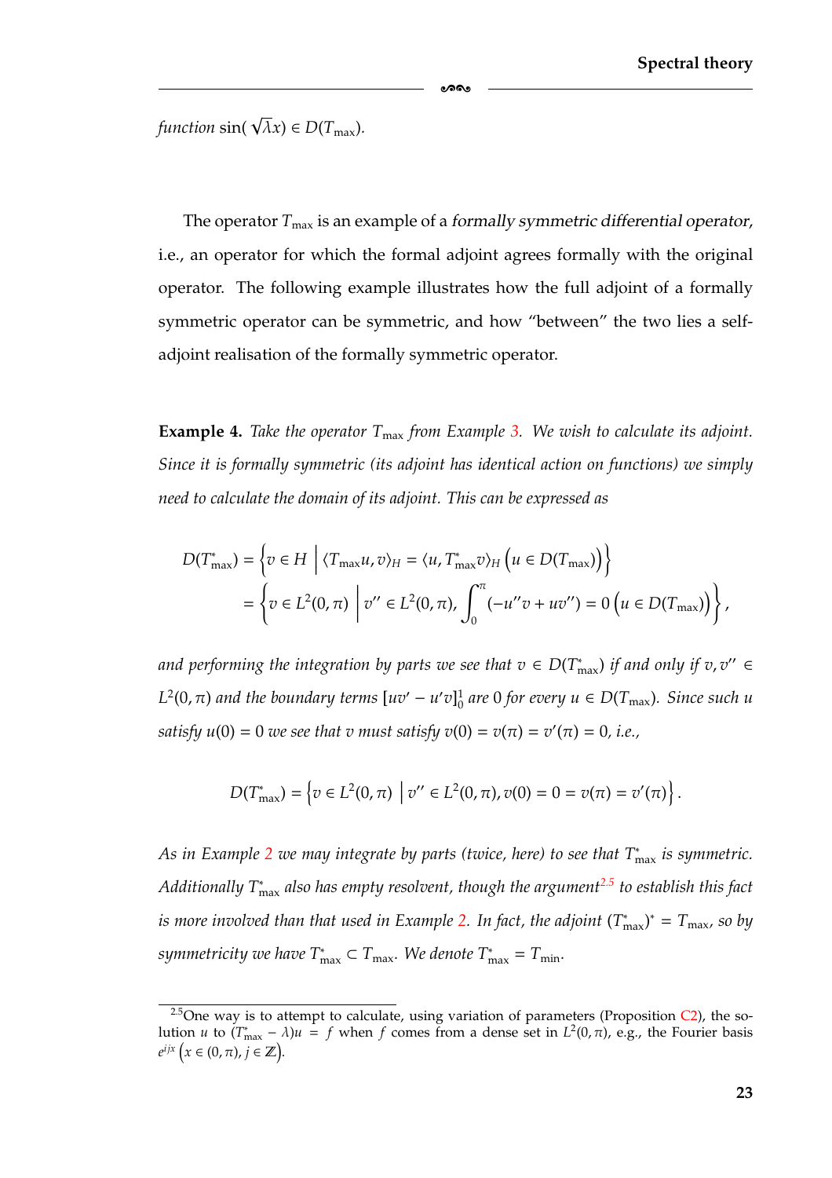*function* $\sin(\sqrt{\lambda}x) \in D(T_{\max})$.

The operator $T_{\max}$ is an example of a *formally symmetric differential operator*, i.e., an operator for which the formal adjoint agrees formally with the original operator. The following example illustrates how the full adjoint of a formally symmetric operator can be symmetric, and how "between" the two lies a self-adjoint realisation of the formally symmetric operator.

**Example 4.** *Take the operator $T_{\max}$ from Example 3. We wish to calculate its adjoint. Since it is formally symmetric (its adjoint has identical action on functions) we simply need to calculate the domain of its adjoint. This can be expressed as*

$$
\begin{aligned}
D(T^*_{\max}) &= \left\{ v \in H \;\middle|\; \langle T_{\max} u, v \rangle_H = \langle u, T^*_{\max} v \rangle_H \; \big(u \in D(T_{\max})\big) \right\} \\
&= \left\{ v \in L^2(0,\pi) \;\middle|\; v'' \in L^2(0,\pi), \int_0^\pi (-u''v + uv'') = 0 \; \big(u \in D(T_{\max})\big) \right\},
\end{aligned}
$$

*and performing the integration by parts we see that $v \in D(T^*_{\max})$ if and only if $v, v'' \in L^2(0,\pi)$ and the boundary terms $[uv' - u'v]_0^1$ are 0 for every $u \in D(T_{\max})$. Since such $u$ satisfy $u(0) = 0$ we see that $v$ must satisfy $v(0) = v(\pi) = v'(\pi) = 0$, i.e.,*

$$
D(T^*_{\max}) = \left\{ v \in L^2(0,\pi) \;\middle|\; v'' \in L^2(0,\pi), v(0) = 0 = v(\pi) = v'(\pi) \right\}.
$$

*As in Example 2 we may integrate by parts (twice, here) to see that $T^*_{\max}$ is symmetric. Additionally $T^*_{\max}$ also has empty resolvent, though the argument*[2.5] *to establish this fact is more involved than that used in Example 2. In fact, the adjoint $(T^*_{\max})^* = T_{\max}$, so by symmetricity we have $T^*_{\max} \subset T_{\max}$. We denote $T^*_{\max} = T_{\min}$.*

[2.5] One way is to attempt to calculate, using variation of parameters (Proposition C2), the solution $u$ to $(T^*_{\max} - \lambda)u = f$ when $f$ comes from a dense set in $L^2(0,\pi)$, e.g., the Fourier basis $e^{ijx}$ $\big(x \in (0,\pi), j \in \mathbb{Z}\big)$.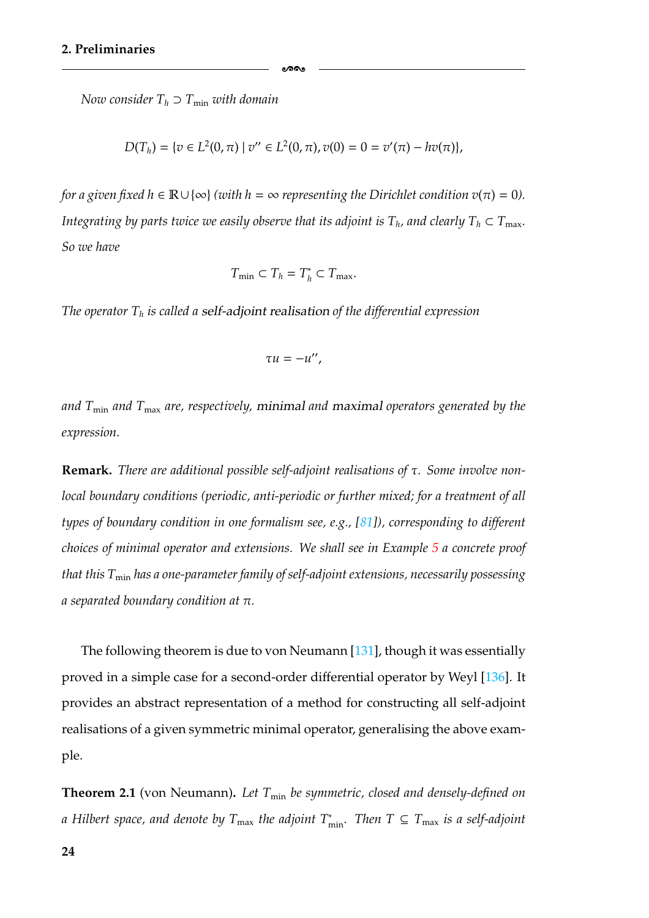*Now consider $T_h \supset T_{\min}$ with domain*

$$D(T_h) = \{v \in L^2(0,\pi) \mid v'' \in L^2(0,\pi), v(0) = 0 = v'(\pi) - hv(\pi)\},$$

*for a given fixed $h \in \mathbb{R}\cup\{\infty\}$ (with $h = \infty$ representing the Dirichlet condition $v(\pi) = 0$). Integrating by parts twice we easily observe that its adjoint is $T_h$, and clearly $T_h \subset T_{\max}$. So we have*

$$T_{\min} \subset T_h = T_h^* \subset T_{\max}.$$

*The operator $T_h$ is called a* self-adjoint realisation *of the differential expression*

$$\tau u = -u'',$$

*and $T_{\min}$ and $T_{\max}$ are, respectively,* minimal *and* maximal *operators generated by the expression.*

**Remark.** *There are additional possible self-adjoint realisations of $\tau$. Some involve non-local boundary conditions (periodic, anti-periodic or further mixed; for a treatment of all types of boundary condition in one formalism see, e.g., [81]), corresponding to different choices of minimal operator and extensions. We shall see in Example 5 a concrete proof that this $T_{\min}$ has a one-parameter family of self-adjoint extensions, necessarily possessing a separated boundary condition at $\pi$.*

The following theorem is due to von Neumann [131], though it was essentially proved in a simple case for a second-order differential operator by Weyl [136]. It provides an abstract representation of a method for constructing all self-adjoint realisations of a given symmetric minimal operator, generalising the above example.

**Theorem 2.1** (von Neumann)**.** *Let $T_{\min}$ be symmetric, closed and densely-defined on a Hilbert space, and denote by $T_{\max}$ the adjoint $T_{\min}^*$. Then $T \subseteq T_{\max}$ is a self-adjoint*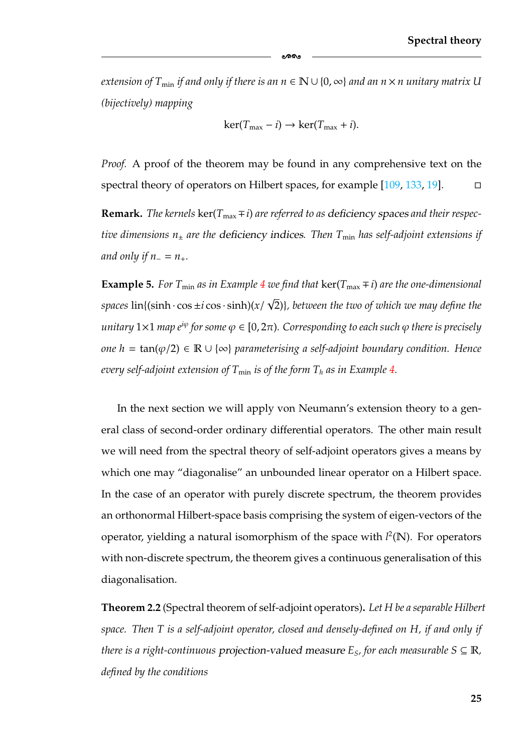*extension of $T_{\min}$ if and only if there is an $n \in \mathbb{N} \cup \{0, \infty\}$ and an $n \times n$ unitary matrix $U$ (bijectively) mapping*

$$\ker(T_{\max} - i) \to \ker(T_{\max} + i).$$

*Proof.* A proof of the theorem may be found in any comprehensive text on the spectral theory of operators on Hilbert spaces, for example [109, 133, 19]. □

**Remark.** *The kernels $\ker(T_{\max} \mp i)$ are referred to as* deficiency spaces *and their respective dimensions $n_\pm$ are the* deficiency indices*. Then $T_{\min}$ has self-adjoint extensions if and only if $n_- = n_+$.*

**Example 5.** *For $T_{\min}$ as in Example 4 we find that $\ker(T_{\max} \mp i)$ are the one-dimensional spaces $\mathrm{lin}\{(\sinh \cdot \cos \pm i \cos \cdot \sinh)(x/\sqrt{2})\}$, between the two of which we may define the unitary $1\times 1$ map $e^{i\varphi}$ for some $\varphi \in [0, 2\pi)$. Corresponding to each such $\varphi$ there is precisely one $h = \tan(\varphi/2) \in \mathbb{R} \cup \{\infty\}$ parameterising a self-adjoint boundary condition. Hence every self-adjoint extension of $T_{\min}$ is of the form $T_h$ as in Example 4.*

In the next section we will apply von Neumann's extension theory to a general class of second-order ordinary differential operators. The other main result we will need from the spectral theory of self-adjoint operators gives a means by which one may "diagonalise" an unbounded linear operator on a Hilbert space. In the case of an operator with purely discrete spectrum, the theorem provides an orthonormal Hilbert-space basis comprising the system of eigen-vectors of the operator, yielding a natural isomorphism of the space with $l^2(\mathbb{N})$. For operators with non-discrete spectrum, the theorem gives a continuous generalisation of this diagonalisation.

**Theorem 2.2** (Spectral theorem of self-adjoint operators)**.** *Let $H$ be a separable Hilbert space. Then $T$ is a self-adjoint operator, closed and densely-defined on $H$, if and only if there is a right-continuous* projection-valued measure *$E_S$, for each measurable $S \subseteq \mathbb{R}$, defined by the conditions*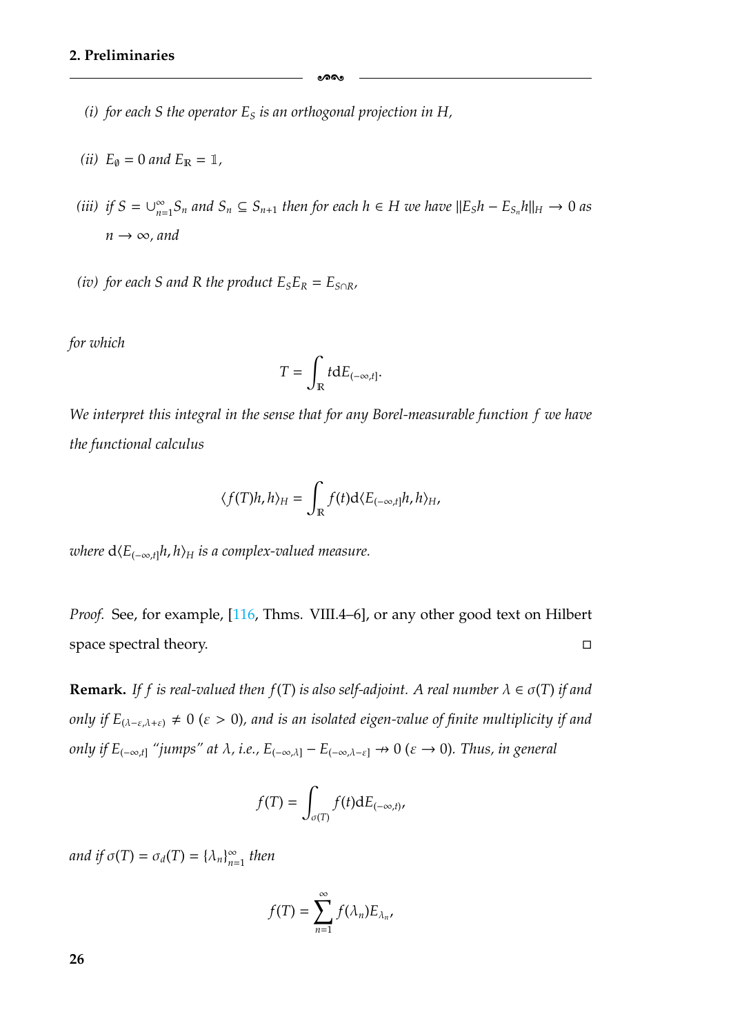*(i) for each $S$ the operator $E_S$ is an orthogonal projection in $H$,*

*(ii) $E_\emptyset = 0$ and $E_\mathbb{R} = \mathbb{1}$,*

*(iii) if $S = \cup_{n=1}^{\infty} S_n$ and $S_n \subseteq S_{n+1}$ then for each $h \in H$ we have $\|E_S h - E_{S_n} h\|_H \to 0$ as $n \to \infty$, and*

*(iv) for each $S$ and $R$ the product $E_S E_R = E_{S \cap R}$,*

*for which*

$$T = \int_{\mathbb{R}} t \mathrm{d}E_{(-\infty,t]}.$$

*We interpret this integral in the sense that for any Borel-measurable function $f$ we have the functional calculus*

$$\langle f(T)h, h\rangle_H = \int_{\mathbb{R}} f(t) \mathrm{d}\langle E_{(-\infty,t]}h, h\rangle_H,$$

*where $\mathrm{d}\langle E_{(-\infty,t]}h, h\rangle_H$ is a complex-valued measure.*

*Proof.* See, for example, [116, Thms. VIII.4–6], or any other good text on Hilbert space spectral theory. □

**Remark.** *If $f$ is real-valued then $f(T)$ is also self-adjoint. A real number $\lambda \in \sigma(T)$ if and only if $E_{(\lambda-\varepsilon,\lambda+\varepsilon)} \neq 0$ ($\varepsilon > 0$), and is an isolated eigen-value of finite multiplicity if and only if $E_{(-\infty,t]}$ "jumps" at $\lambda$, i.e., $E_{(-\infty,\lambda]} - E_{(-\infty,\lambda-\varepsilon]} \nrightarrow 0$ ($\varepsilon \to 0$). Thus, in general*

$$f(T) = \int_{\sigma(T)} f(t) \mathrm{d}E_{(-\infty,t)},$$

*and if $\sigma(T) = \sigma_d(T) = \{\lambda_n\}_{n=1}^{\infty}$ then*

$$f(T) = \sum_{n=1}^{\infty} f(\lambda_n) E_{\lambda_n},$$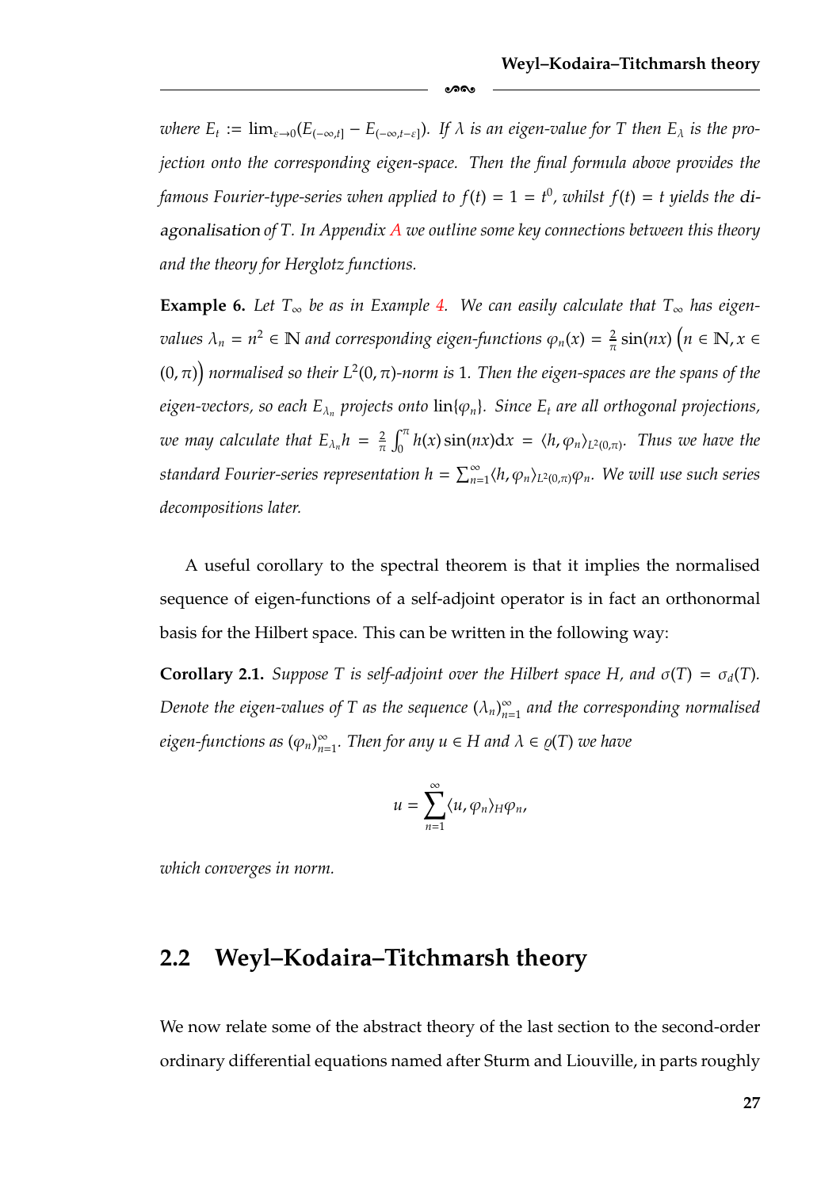*where $E_t := \lim_{\varepsilon \to 0}(E_{(-\infty,t]} - E_{(-\infty,t-\varepsilon]})$. If $\lambda$ is an eigen-value for $T$ then $E_\lambda$ is the projection onto the corresponding eigen-space. Then the final formula above provides the famous Fourier-type-series when applied to $f(t) = 1 = t^0$, whilst $f(t) = t$ yields the* diagonalisation *of $T$. In Appendix A we outline some key connections between this theory and the theory for Herglotz functions.*

**Example 6.** *Let $T_\infty$ be as in Example 4. We can easily calculate that $T_\infty$ has eigen-values $\lambda_n = n^2 \in \mathbb{N}$ and corresponding eigen-functions $\varphi_n(x) = \frac{2}{\pi}\sin(nx)$ $\big(n \in \mathbb{N}, x \in (0,\pi)\big)$ normalised so their $L^2(0,\pi)$-norm is 1. Then the eigen-spaces are the spans of the eigen-vectors, so each $E_{\lambda_n}$ projects onto $\operatorname{lin}\{\varphi_n\}$. Since $E_t$ are all orthogonal projections, we may calculate that $E_{\lambda_n}h = \frac{2}{\pi}\int_0^\pi h(x)\sin(nx)\mathrm{d}x = \langle h, \varphi_n\rangle_{L^2(0,\pi)}$. Thus we have the standard Fourier-series representation $h = \sum_{n=1}^\infty \langle h, \varphi_n\rangle_{L^2(0,\pi)}\varphi_n$. We will use such series decompositions later.*

A useful corollary to the spectral theorem is that it implies the normalised sequence of eigen-functions of a self-adjoint operator is in fact an orthonormal basis for the Hilbert space. This can be written in the following way:

**Corollary 2.1.** *Suppose $T$ is self-adjoint over the Hilbert space $H$, and $\sigma(T) = \sigma_d(T)$. Denote the eigen-values of $T$ as the sequence $(\lambda_n)_{n=1}^\infty$ and the corresponding normalised eigen-functions as $(\varphi_n)_{n=1}^\infty$. Then for any $u \in H$ and $\lambda \in \varrho(T)$ we have*

$$u = \sum_{n=1}^\infty \langle u, \varphi_n\rangle_H \varphi_n,$$

*which converges in norm.*

## 2.2 Weyl–Kodaira–Titchmarsh theory

We now relate some of the abstract theory of the last section to the second-order ordinary differential equations named after Sturm and Liouville, in parts roughly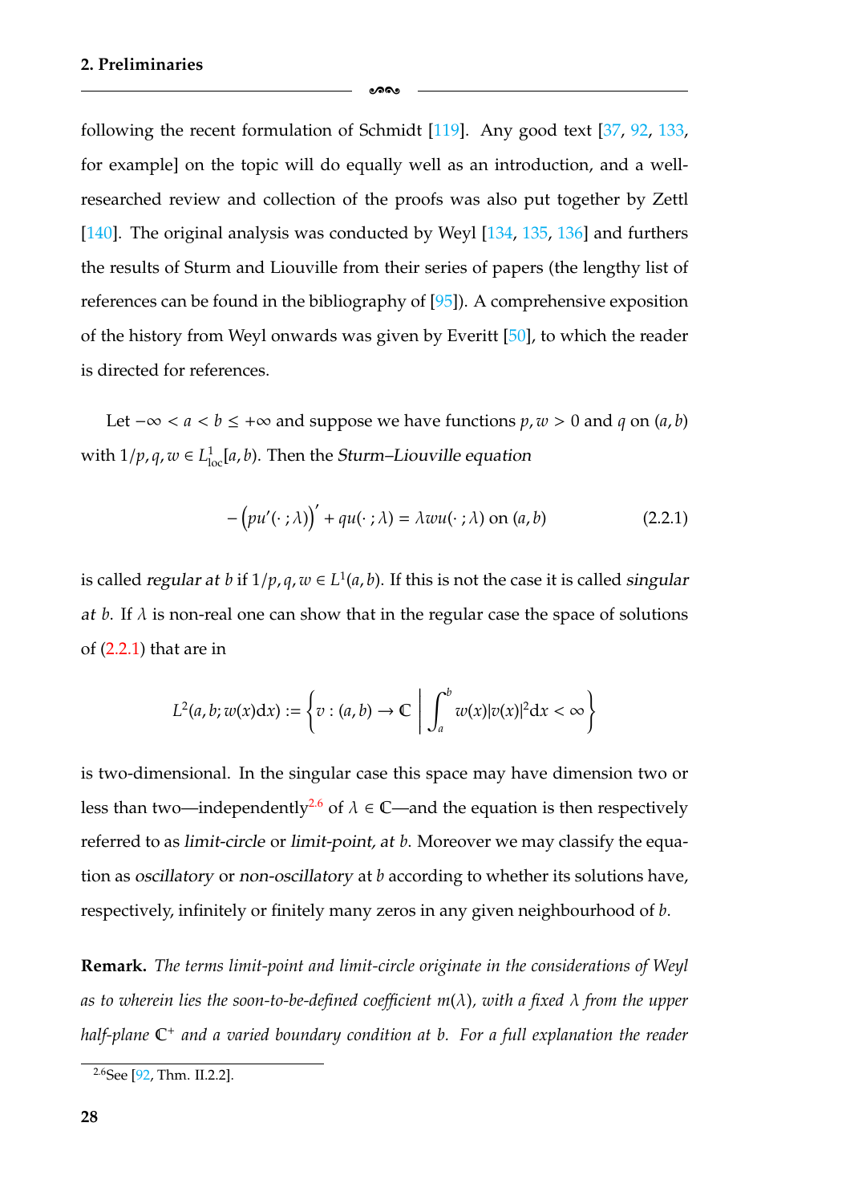following the recent formulation of Schmidt [119]. Any good text [37, 92, 133, for example] on the topic will do equally well as an introduction, and a well-researched review and collection of the proofs was also put together by Zettl [140]. The original analysis was conducted by Weyl [134, 135, 136] and furthers the results of Sturm and Liouville from their series of papers (the lengthy list of references can be found in the bibliography of [95]). A comprehensive exposition of the history from Weyl onwards was given by Everitt [50], to which the reader is directed for references.

Let $-\infty < a < b \leq +\infty$ and suppose we have functions $p, w > 0$ and $q$ on $(a, b)$ with $1/p, q, w \in L^1_{\text{loc}}[a, b)$. Then the *Sturm–Liouville equation*

$$-\left(pu'(\cdot\,;\lambda)\right)' + qu(\cdot\,;\lambda) = \lambda wu(\cdot\,;\lambda) \text{ on } (a, b) \tag{2.2.1}$$

is called *regular at* $b$ if $1/p, q, w \in L^1(a, b)$. If this is not the case it is called *singular at* $b$. If $\lambda$ is non-real one can show that in the regular case the space of solutions of (2.2.1) that are in

$$L^2(a, b; w(x)\mathrm{d}x) := \left\{ v : (a, b) \to \mathbb{C} \;\middle|\; \int_a^b w(x)|v(x)|^2 \mathrm{d}x < \infty \right\}$$

is two-dimensional. In the singular case this space may have dimension two or less than two—independently[2.6] of $\lambda \in \mathbb{C}$—and the equation is then respectively referred to as *limit-circle* or *limit-point, at* $b$. Moreover we may classify the equation as *oscillatory* or *non-oscillatory* at $b$ according to whether its solutions have, respectively, infinitely or finitely many zeros in any given neighbourhood of $b$.

**Remark.** *The terms limit-point and limit-circle originate in the considerations of Weyl as to wherein lies the soon-to-be-defined coefficient $m(\lambda)$, with a fixed $\lambda$ from the upper half-plane $\mathbb{C}^+$ and a varied boundary condition at $b$. For a full explanation the reader*

[2.6] See [92, Thm. II.2.2].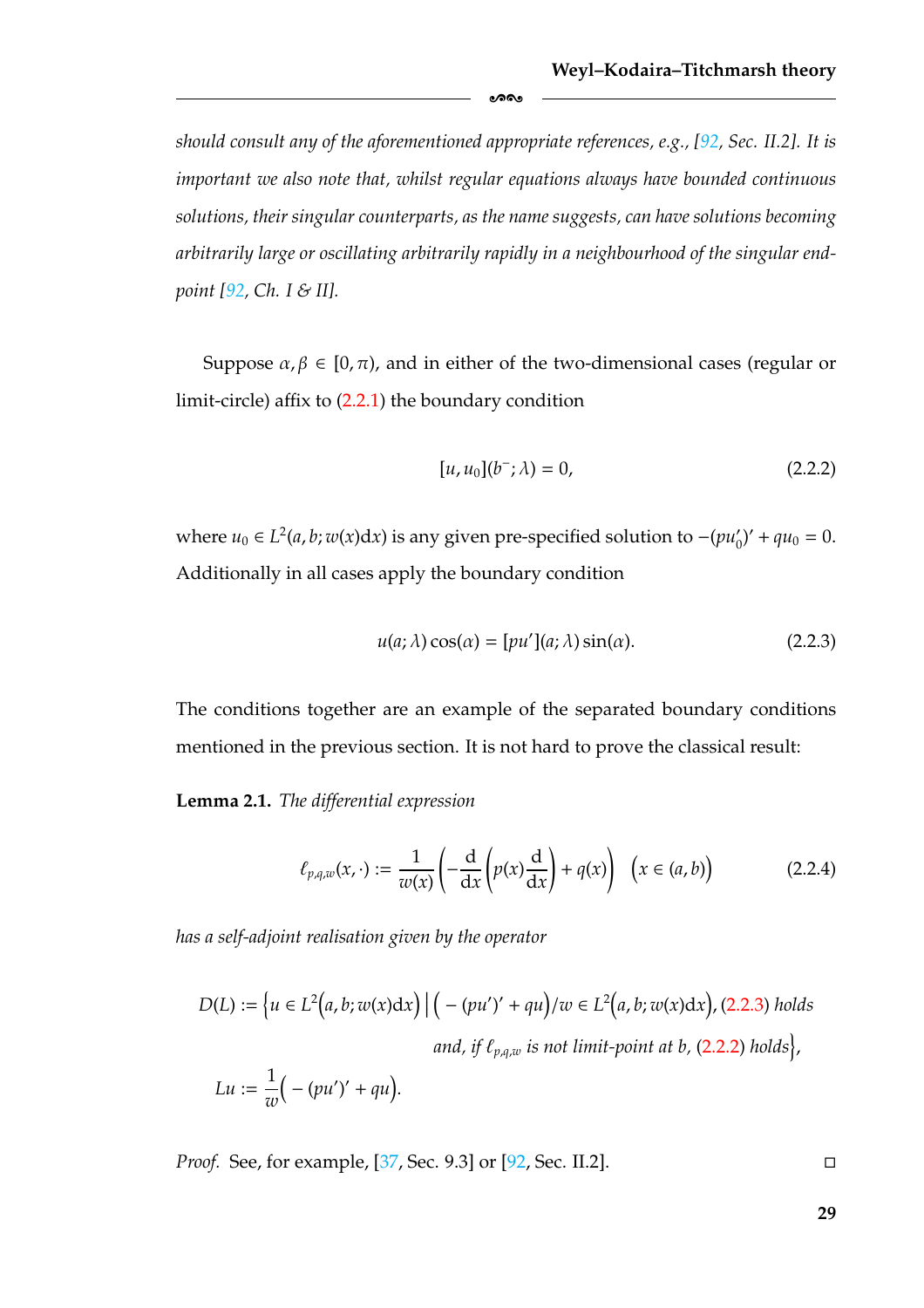*should consult any of the aforementioned appropriate references, e.g., [92, Sec. II.2]. It is important we also note that, whilst regular equations always have bounded continuous solutions, their singular counterparts, as the name suggests, can have solutions becoming arbitrarily large or oscillating arbitrarily rapidly in a neighbourhood of the singular end-point [92, Ch. I & II].*

Suppose $\alpha, \beta \in [0, \pi)$, and in either of the two-dimensional cases (regular or limit-circle) affix to (2.2.1) the boundary condition

$$[u, u_0](b^-; \lambda) = 0, \tag{2.2.2}$$

where $u_0 \in L^2(a, b; w(x)\mathrm{d}x)$ is any given pre-specified solution to $-(pu_0')' + qu_0 = 0$. Additionally in all cases apply the boundary condition

$$u(a; \lambda)\cos(\alpha) = [pu'](a; \lambda)\sin(\alpha). \tag{2.2.3}$$

The conditions together are an example of the separated boundary conditions mentioned in the previous section. It is not hard to prove the classical result:

**Lemma 2.1.** *The differential expression*

$$\ell_{p,q,w}(x, \cdot) := \frac{1}{w(x)}\left(-\frac{\mathrm{d}}{\mathrm{d}x}\left(p(x)\frac{\mathrm{d}}{\mathrm{d}x}\right) + q(x)\right) \quad \big(x \in (a, b)\big) \tag{2.2.4}$$

*has a self-adjoint realisation given by the operator*

$$\begin{aligned} D(L) := \Big\{u \in L^2\big(a, b; w(x)\mathrm{d}x\big) \,\Big|\, \big(-(pu')' + qu\big)/w \in L^2\big(a, b; w(x)\mathrm{d}x\big), \text{(2.2.3) holds} \\ \text{and, if } \ell_{p,q,w} \text{ is not limit-point at } b, \text{(2.2.2) holds}\Big\}, \\ Lu := \frac{1}{w}\big(-(pu')' + qu\big). \end{aligned}$$

*Proof.* See, for example, [37, Sec. 9.3] or [92, Sec. II.2]. □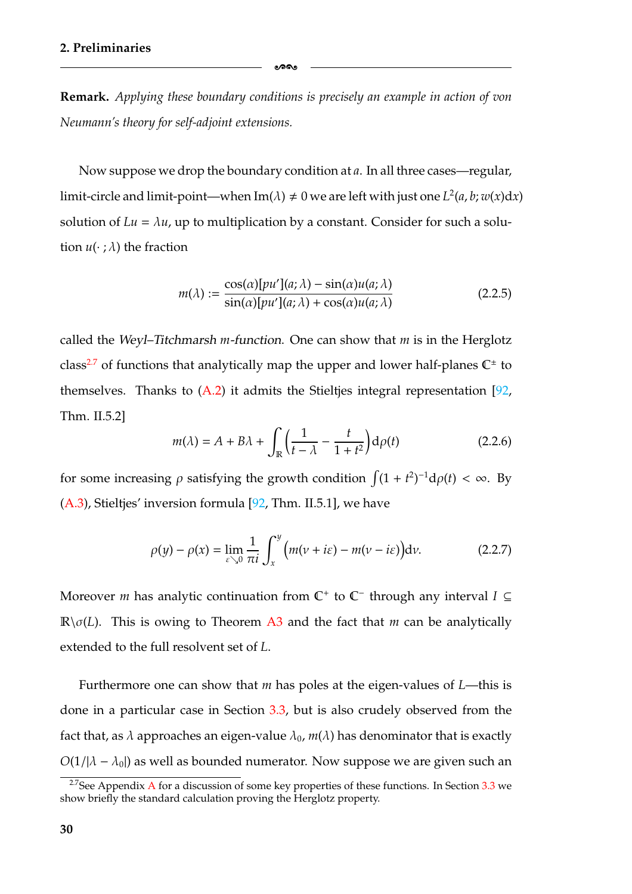**Remark.** *Applying these boundary conditions is precisely an example in action of von Neumann's theory for self-adjoint extensions.*

Now suppose we drop the boundary condition at $a$. In all three cases—regular, limit-circle and limit-point—when $\operatorname{Im}(\lambda) \neq 0$ we are left with just one $L^2(a, b; w(x)\mathrm{d}x)$ solution of $Lu = \lambda u$, up to multiplication by a constant. Consider for such a solution $u(\cdot\,; \lambda)$ the fraction

$$m(\lambda) := \frac{\cos(\alpha)[pu'](a;\lambda) - \sin(\alpha)u(a;\lambda)}{\sin(\alpha)[pu'](a;\lambda) + \cos(\alpha)u(a;\lambda)} \tag{2.2.5}$$

called the *Weyl–Titchmarsh $m$-function*. One can show that $m$ is in the Herglotz class[2.7] of functions that analytically map the upper and lower half-planes $\mathbb{C}^{\pm}$ to themselves. Thanks to (A.2) it admits the Stieltjes integral representation [92, Thm. II.5.2]

$$m(\lambda) = A + B\lambda + \int_{\mathbb{R}} \left( \frac{1}{t-\lambda} - \frac{t}{1+t^2} \right) \mathrm{d}\rho(t) \tag{2.2.6}$$

for some increasing $\rho$ satisfying the growth condition $\int (1+t^2)^{-1}\mathrm{d}\rho(t) < \infty$. By (A.3), Stieltjes' inversion formula [92, Thm. II.5.1], we have

$$\rho(y) - \rho(x) = \lim_{\varepsilon \searrow 0} \frac{1}{\pi i} \int_x^y \Big( m(\nu + i\varepsilon) - m(\nu - i\varepsilon) \Big) \mathrm{d}\nu. \tag{2.2.7}$$

Moreover $m$ has analytic continuation from $\mathbb{C}^+$ to $\mathbb{C}^-$ through any interval $I \subseteq \mathbb{R}\backslash\sigma(L)$. This is owing to Theorem A3 and the fact that $m$ can be analytically extended to the full resolvent set of $L$.

Furthermore one can show that $m$ has poles at the eigen-values of $L$—this is done in a particular case in Section 3.3, but is also crudely observed from the fact that, as $\lambda$ approaches an eigen-value $\lambda_0$, $m(\lambda)$ has denominator that is exactly $O(1/|\lambda - \lambda_0|)$ as well as bounded numerator. Now suppose we are given such an

---

[2.7] See Appendix A for a discussion of some key properties of these functions. In Section 3.3 we show briefly the standard calculation proving the Herglotz property.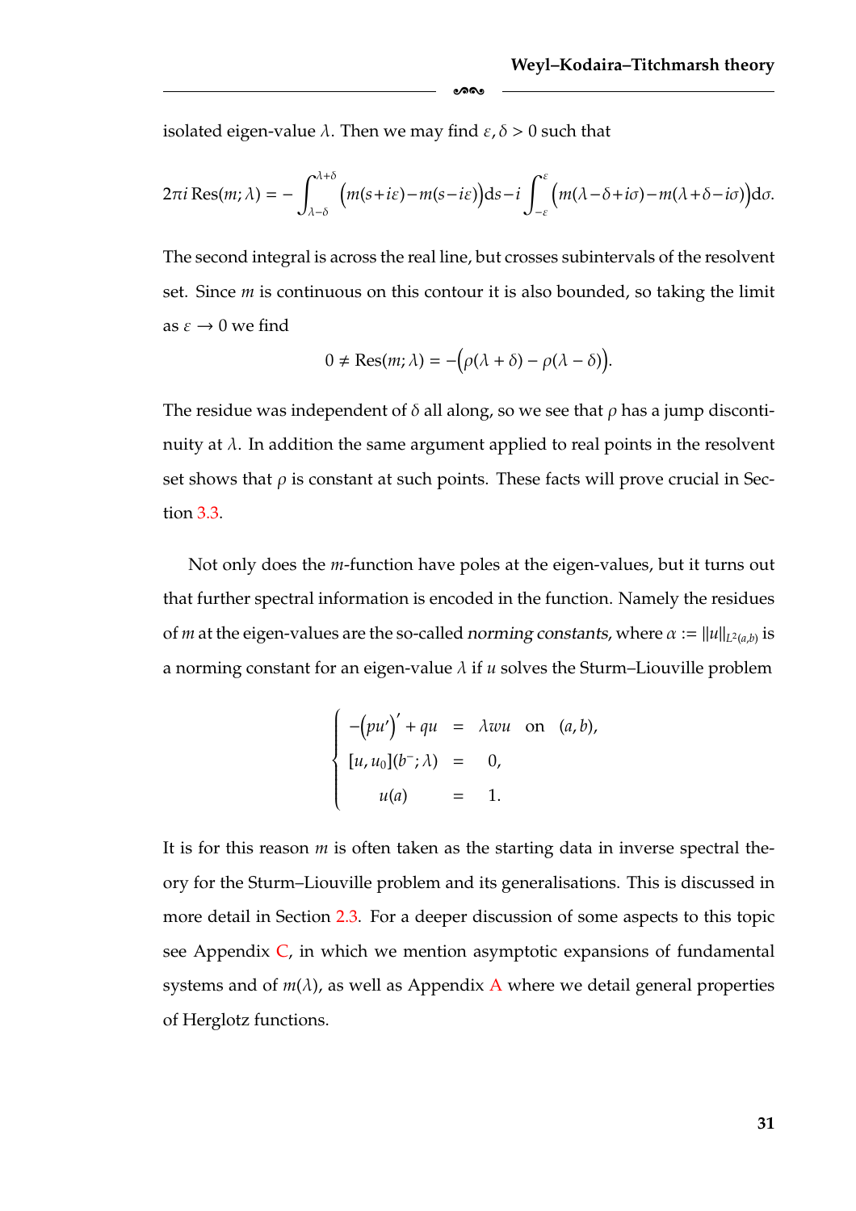isolated eigen-value $\lambda$. Then we may find $\varepsilon, \delta > 0$ such that

$$2\pi i \operatorname{Res}(m;\lambda) = -\int_{\lambda-\delta}^{\lambda+\delta} \Big(m(s+i\varepsilon) - m(s-i\varepsilon)\Big)\mathrm{d}s - i\int_{-\varepsilon}^{\varepsilon} \Big(m(\lambda-\delta+i\sigma) - m(\lambda+\delta-i\sigma)\Big)\mathrm{d}\sigma.$$

The second integral is across the real line, but crosses subintervals of the resolvent set. Since $m$ is continuous on this contour it is also bounded, so taking the limit as $\varepsilon \to 0$ we find

$$0 \neq \operatorname{Res}(m;\lambda) = -\Big(\rho(\lambda+\delta) - \rho(\lambda-\delta)\Big).$$

The residue was independent of $\delta$ all along, so we see that $\rho$ has a jump discontinuity at $\lambda$. In addition the same argument applied to real points in the resolvent set shows that $\rho$ is constant at such points. These facts will prove crucial in Section 3.3.

Not only does the $m$-function have poles at the eigen-values, but it turns out that further spectral information is encoded in the function. Namely the residues of $m$ at the eigen-values are the so-called *norming constants*, where $\alpha := \|u\|_{L^2(a,b)}$ is a norming constant for an eigen-value $\lambda$ if $u$ solves the Sturm–Liouville problem

$$\begin{cases} -\big(pu'\big)' + qu &= \lambda w u \quad \text{on} \quad (a,b), \\ [u,u_0](b^-;\lambda) &= 0, \\ u(a) &= 1. \end{cases}$$

It is for this reason $m$ is often taken as the starting data in inverse spectral theory for the Sturm–Liouville problem and its generalisations. This is discussed in more detail in Section 2.3. For a deeper discussion of some aspects to this topic see Appendix C, in which we mention asymptotic expansions of fundamental systems and of $m(\lambda)$, as well as Appendix A where we detail general properties of Herglotz functions.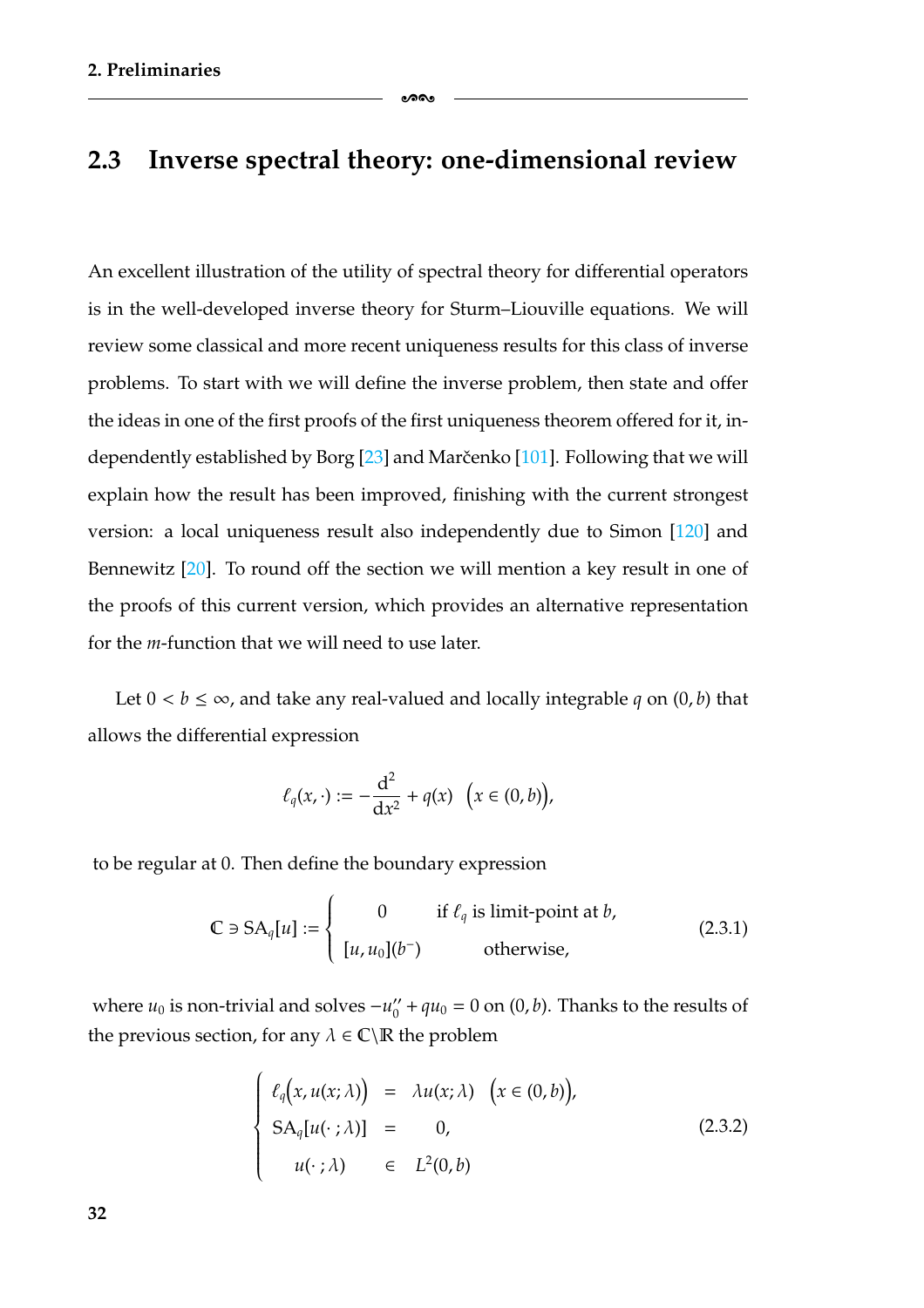## 2.3 Inverse spectral theory: one-dimensional review

An excellent illustration of the utility of spectral theory for differential operators is in the well-developed inverse theory for Sturm–Liouville equations. We will review some classical and more recent uniqueness results for this class of inverse problems. To start with we will define the inverse problem, then state and offer the ideas in one of the first proofs of the first uniqueness theorem offered for it, independently established by Borg [23] and Marčenko [101]. Following that we will explain how the result has been improved, finishing with the current strongest version: a local uniqueness result also independently due to Simon [120] and Bennewitz [20]. To round off the section we will mention a key result in one of the proofs of this current version, which provides an alternative representation for the $m$-function that we will need to use later.

Let $0 < b \leq \infty$, and take any real-valued and locally integrable $q$ on $(0, b)$ that allows the differential expression

$$\ell_q(x, \cdot) := -\frac{\mathrm{d}^2}{\mathrm{d}x^2} + q(x) \quad \big(x \in (0, b)\big),$$

to be regular at 0. Then define the boundary expression

$$\mathbb{C} \ni \mathrm{SA}_q[u] := \begin{cases} 0 & \text{if } \ell_q \text{ is limit-point at } b, \\ [u, u_0](b^-) & \text{otherwise,} \end{cases} \tag{2.3.1}$$

where $u_0$ is non-trivial and solves $-u_0'' + qu_0 = 0$ on $(0, b)$. Thanks to the results of the previous section, for any $\lambda \in \mathbb{C} \backslash \mathbb{R}$ the problem

$$\begin{cases} \ell_q\big(x, u(x; \lambda)\big) &= \lambda u(x; \lambda) \quad \big(x \in (0, b)\big), \\ \mathrm{SA}_q[u(\cdot\,; \lambda)] &= 0, \\ u(\cdot\,; \lambda) &\in L^2(0, b) \end{cases} \tag{2.3.2}$$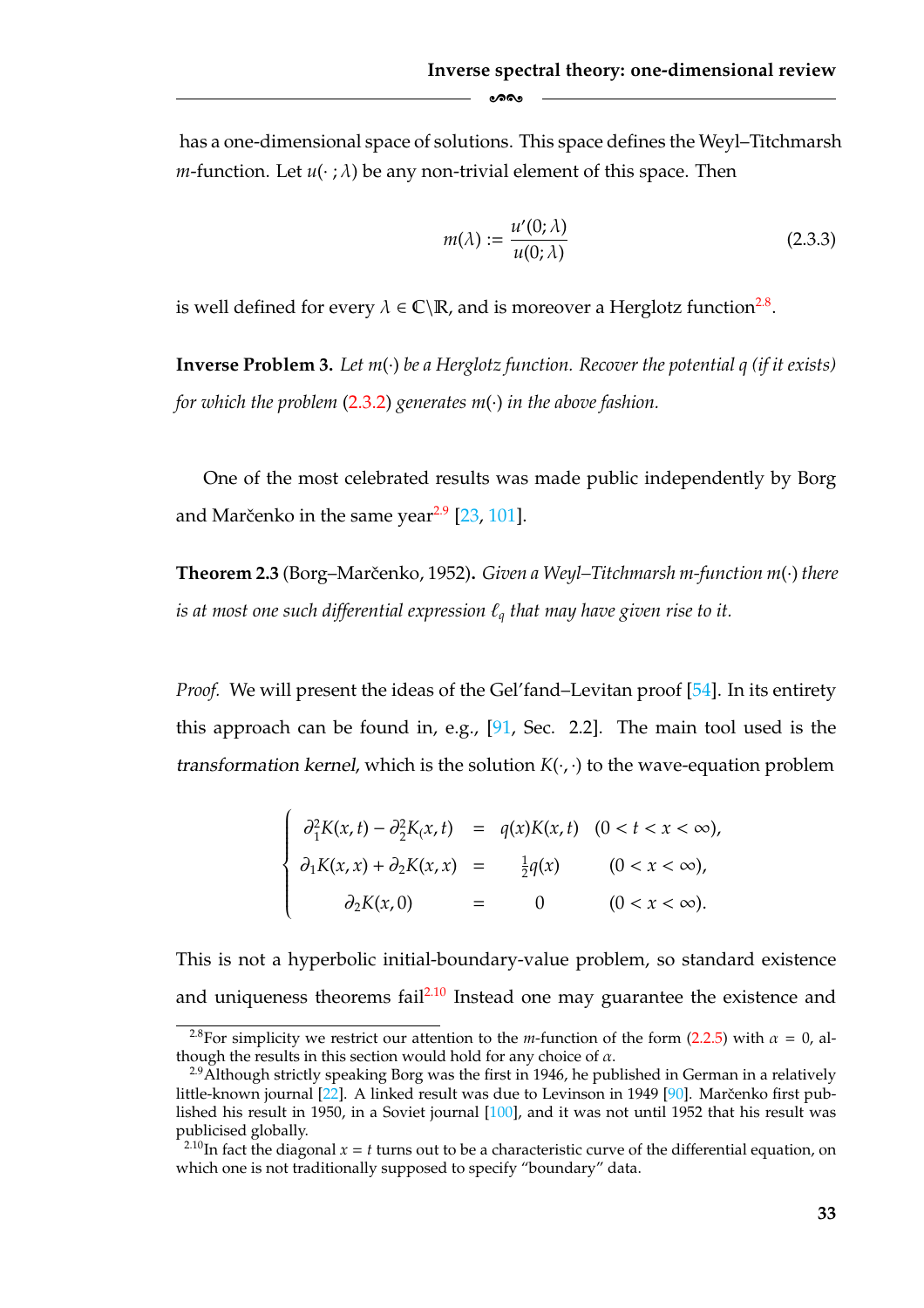has a one-dimensional space of solutions. This space defines the Weyl–Titchmarsh $m$-function. Let $u(\cdot\,;\lambda)$ be any non-trivial element of this space. Then

$$m(\lambda) := \frac{u'(0;\lambda)}{u(0;\lambda)} \tag{2.3.3}$$

is well defined for every $\lambda \in \mathbb{C}\backslash\mathbb{R}$, and is moreover a Herglotz function[2.8].

**Inverse Problem 3.** *Let $m(\cdot)$ be a Herglotz function. Recover the potential $q$ (if it exists) for which the problem (2.3.2) generates $m(\cdot)$ in the above fashion.*

One of the most celebrated results was made public independently by Borg and Marčenko in the same year[2.9] [23, 101].

**Theorem 2.3** (Borg–Marčenko, 1952)**.** *Given a Weyl–Titchmarsh m-function $m(\cdot)$ there is at most one such differential expression $\ell_q$ that may have given rise to it.*

*Proof.* We will present the ideas of the Gel'fand–Levitan proof [54]. In its entirety this approach can be found in, e.g., [91, Sec. 2.2]. The main tool used is the *transformation kernel*, which is the solution $K(\cdot,\cdot)$ to the wave-equation problem

$$\begin{cases} \partial_1^2 K(x,t) - \partial_2^2 K_(x,t) &= q(x)K(x,t) \quad (0 < t < x < \infty), \\ \partial_1 K(x,x) + \partial_2 K(x,x) &= \frac{1}{2}q(x) \qquad (0 < x < \infty), \\ \partial_2 K(x,0) &= 0 \qquad (0 < x < \infty). \end{cases}$$

This is not a hyperbolic initial-boundary-value problem, so standard existence and uniqueness theorems fail[2.10] Instead one may guarantee the existence and

[2.8] For simplicity we restrict our attention to the $m$-function of the form (2.2.5) with $\alpha = 0$, although the results in this section would hold for any choice of $\alpha$.

[2.9] Although strictly speaking Borg was the first in 1946, he published in German in a relatively little-known journal [22]. A linked result was due to Levinson in 1949 [90]. Marčenko first published his result in 1950, in a Soviet journal [100], and it was not until 1952 that his result was publicised globally.

[2.10] In fact the diagonal $x = t$ turns out to be a characteristic curve of the differential equation, on which one is not traditionally supposed to specify "boundary" data.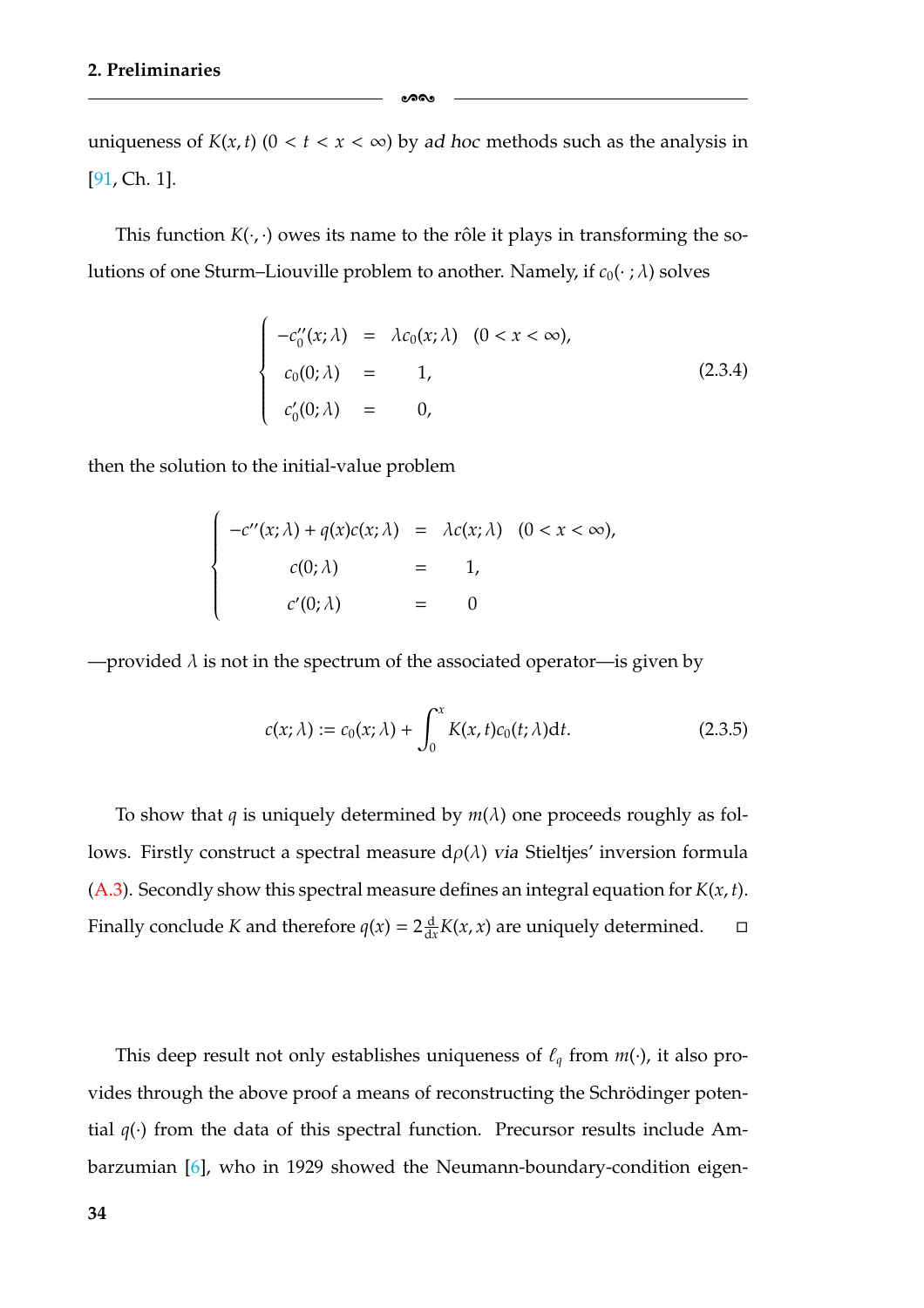uniqueness of $K(x,t)$ $(0 < t < x < \infty)$ by *ad hoc* methods such as the analysis in [91, Ch. 1].

This function $K(\cdot,\cdot)$ owes its name to the rôle it plays in transforming the solutions of one Sturm–Liouville problem to another. Namely, if $c_0(\cdot\,;\lambda)$ solves

$$\begin{cases} -c_0''(x;\lambda) &= \lambda c_0(x;\lambda) \quad (0 < x < \infty), \\ c_0(0;\lambda) &= 1, \\ c_0'(0;\lambda) &= 0, \end{cases} \tag{2.3.4}$$

then the solution to the initial-value problem

$$\begin{cases} -c''(x;\lambda) + q(x)c(x;\lambda) &= \lambda c(x;\lambda) \quad (0 < x < \infty), \\ c(0;\lambda) &= 1, \\ c'(0;\lambda) &= 0 \end{cases}$$

—provided $\lambda$ is not in the spectrum of the associated operator—is given by

$$c(x;\lambda) := c_0(x;\lambda) + \int_0^x K(x,t)c_0(t;\lambda)\mathrm{d}t. \tag{2.3.5}$$

To show that $q$ is uniquely determined by $m(\lambda)$ one proceeds roughly as follows. Firstly construct a spectral measure $\mathrm{d}\rho(\lambda)$ *via* Stieltjes' inversion formula (A.3). Secondly show this spectral measure defines an integral equation for $K(x,t)$. Finally conclude $K$ and therefore $q(x) = 2\frac{\mathrm{d}}{\mathrm{d}x}K(x,x)$ are uniquely determined. □

This deep result not only establishes uniqueness of $\ell_q$ from $m(\cdot)$, it also provides through the above proof a means of reconstructing the Schrödinger potential $q(\cdot)$ from the data of this spectral function. Precursor results include Ambarzumian [6], who in 1929 showed the Neumann-boundary-condition eigen-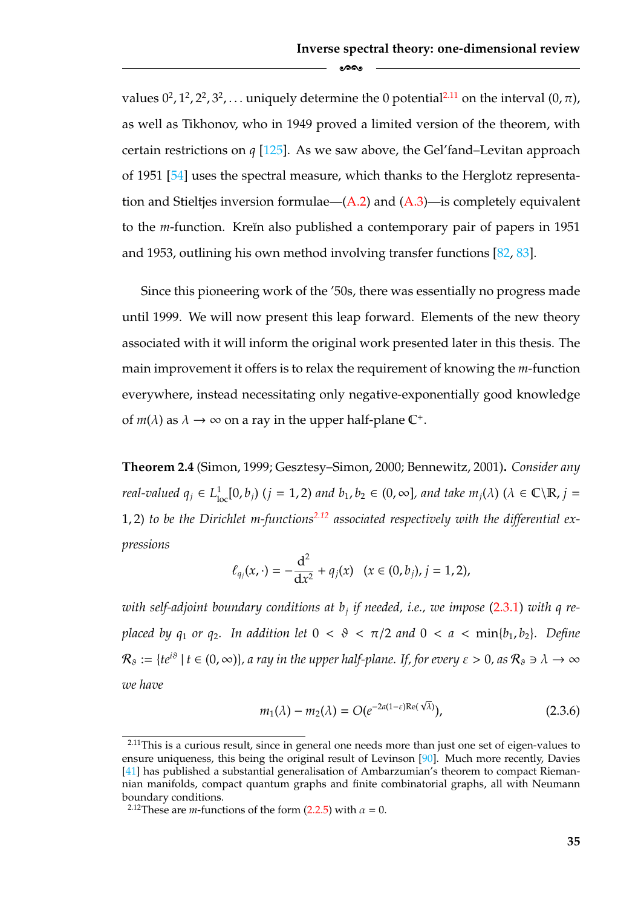values $0^2, 1^2, 2^2, 3^2, \ldots$ uniquely determine the 0 potential[2.11] on the interval $(0, \pi)$, as well as Tikhonov, who in 1949 proved a limited version of the theorem, with certain restrictions on $q$ [125]. As we saw above, the Gel'fand–Levitan approach of 1951 [54] uses the spectral measure, which thanks to the Herglotz representation and Stieltjes inversion formulae—(A.2) and (A.3)—is completely equivalent to the $m$-function. Kreĭn also published a contemporary pair of papers in 1951 and 1953, outlining his own method involving transfer functions [82, 83].

Since this pioneering work of the '50s, there was essentially no progress made until 1999. We will now present this leap forward. Elements of the new theory associated with it will inform the original work presented later in this thesis. The main improvement it offers is to relax the requirement of knowing the $m$-function everywhere, instead necessitating only negative-exponentially good knowledge of $m(\lambda)$ as $\lambda \to \infty$ on a ray in the upper half-plane $\mathbb{C}^+$.

**Theorem 2.4** (Simon, 1999; Gesztesy–Simon, 2000; Bennewitz, 2001)**.** *Consider any real-valued $q_j \in L^1_{\text{loc}}[0, b_j)$ $(j = 1, 2)$ and $b_1, b_2 \in (0, \infty]$, and take $m_j(\lambda)$ $(\lambda \in \mathbb{C}\backslash\mathbb{R}, j = 1, 2)$ to be the Dirichlet m-functions*[2.12] *associated respectively with the differential expressions*

$$\ell_{q_j}(x, \cdot) = -\frac{\mathrm{d}^2}{\mathrm{d}x^2} + q_j(x) \quad (x \in (0, b_j), j = 1, 2),$$

*with self-adjoint boundary conditions at $b_j$ if needed, i.e., we impose (2.3.1) with $q$ replaced by $q_1$ or $q_2$. In addition let $0 < \vartheta < \pi/2$ and $0 < a < \min\{b_1, b_2\}$. Define $\mathcal{R}_\vartheta := \{te^{i\vartheta} \mid t \in (0, \infty)\}$, a ray in the upper half-plane. If, for every $\varepsilon > 0$, as $\mathcal{R}_\vartheta \ni \lambda \to \infty$ we have*

$$m_1(\lambda) - m_2(\lambda) = O(e^{-2a(1-\varepsilon)\mathrm{Re}(\sqrt{\lambda})}), \tag{2.3.6}$$

---

[2.11] This is a curious result, since in general one needs more than just one set of eigen-values to ensure uniqueness, this being the original result of Levinson [90]. Much more recently, Davies [41] has published a substantial generalisation of Ambarzumian's theorem to compact Riemannian manifolds, compact quantum graphs and finite combinatorial graphs, all with Neumann boundary conditions.

[2.12] These are $m$-functions of the form (2.2.5) with $\alpha = 0$.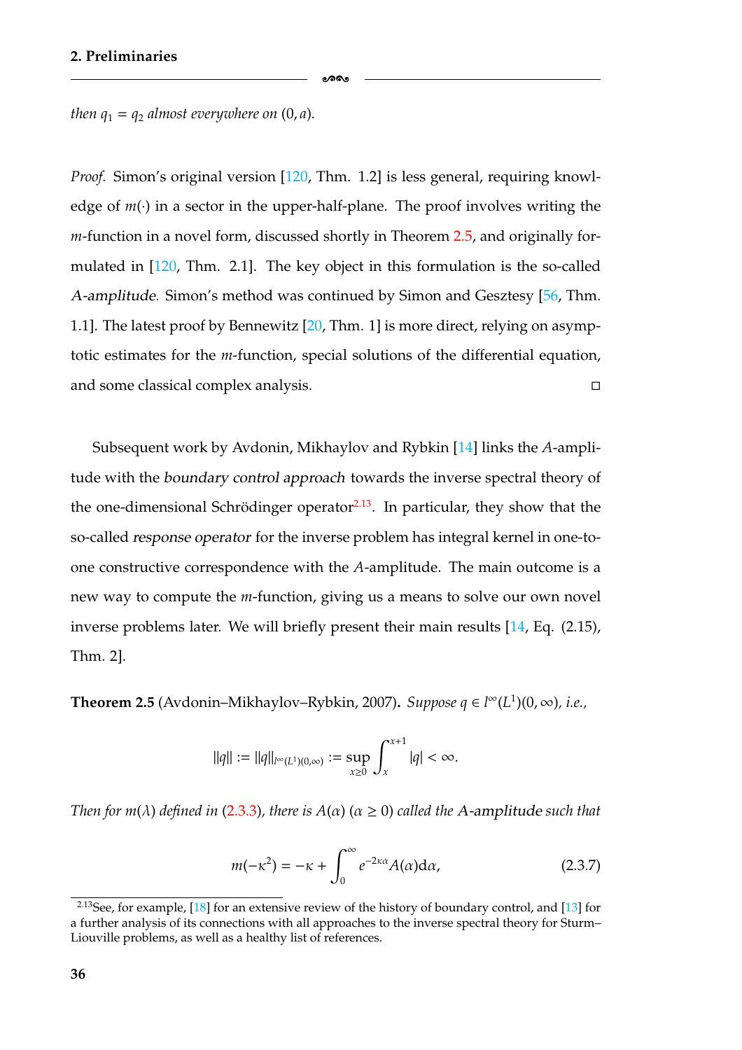*then $q_1 = q_2$ almost everywhere on $(0, a)$.*

*Proof.* Simon's original version [120, Thm. 1.2] is less general, requiring knowledge of $m(\cdot)$ in a sector in the upper-half-plane. The proof involves writing the $m$-function in a novel form, discussed shortly in Theorem 2.5, and originally formulated in [120, Thm. 2.1]. The key object in this formulation is the so-called *A-amplitude*. Simon's method was continued by Simon and Gesztesy [56, Thm. 1.1]. The latest proof by Bennewitz [20, Thm. 1] is more direct, relying on asymptotic estimates for the $m$-function, special solutions of the differential equation, and some classical complex analysis. □

Subsequent work by Avdonin, Mikhaylov and Rybkin [14] links the $A$-amplitude with the *boundary control approach* towards the inverse spectral theory of the one-dimensional Schrödinger operator[2.13]. In particular, they show that the so-called *response operator* for the inverse problem has integral kernel in one-to-one constructive correspondence with the $A$-amplitude. The main outcome is a new way to compute the $m$-function, giving us a means to solve our own novel inverse problems later. We will briefly present their main results [14, Eq. (2.15), Thm. 2].

**Theorem 2.5** (Avdonin–Mikhaylov–Rybkin, 2007)**.** *Suppose $q \in l^\infty(L^1)(0, \infty)$, i.e.,*

$$\|q\| := \|q\|_{l^\infty(L^1)(0,\infty)} := \sup_{x \geq 0} \int_x^{x+1} |q| < \infty.$$

*Then for $m(\lambda)$ defined in (2.3.3), there is $A(\alpha)$ $(\alpha \geq 0)$ called the A-amplitude such that*

$$m(-\kappa^2) = -\kappa + \int_0^\infty e^{-2\kappa\alpha} A(\alpha) \mathrm{d}\alpha, \tag{2.3.7}$$

[2.13] See, for example, [18] for an extensive review of the history of boundary control, and [13] for a further analysis of its connections with all approaches to the inverse spectral theory for Sturm–Liouville problems, as well as a healthy list of references.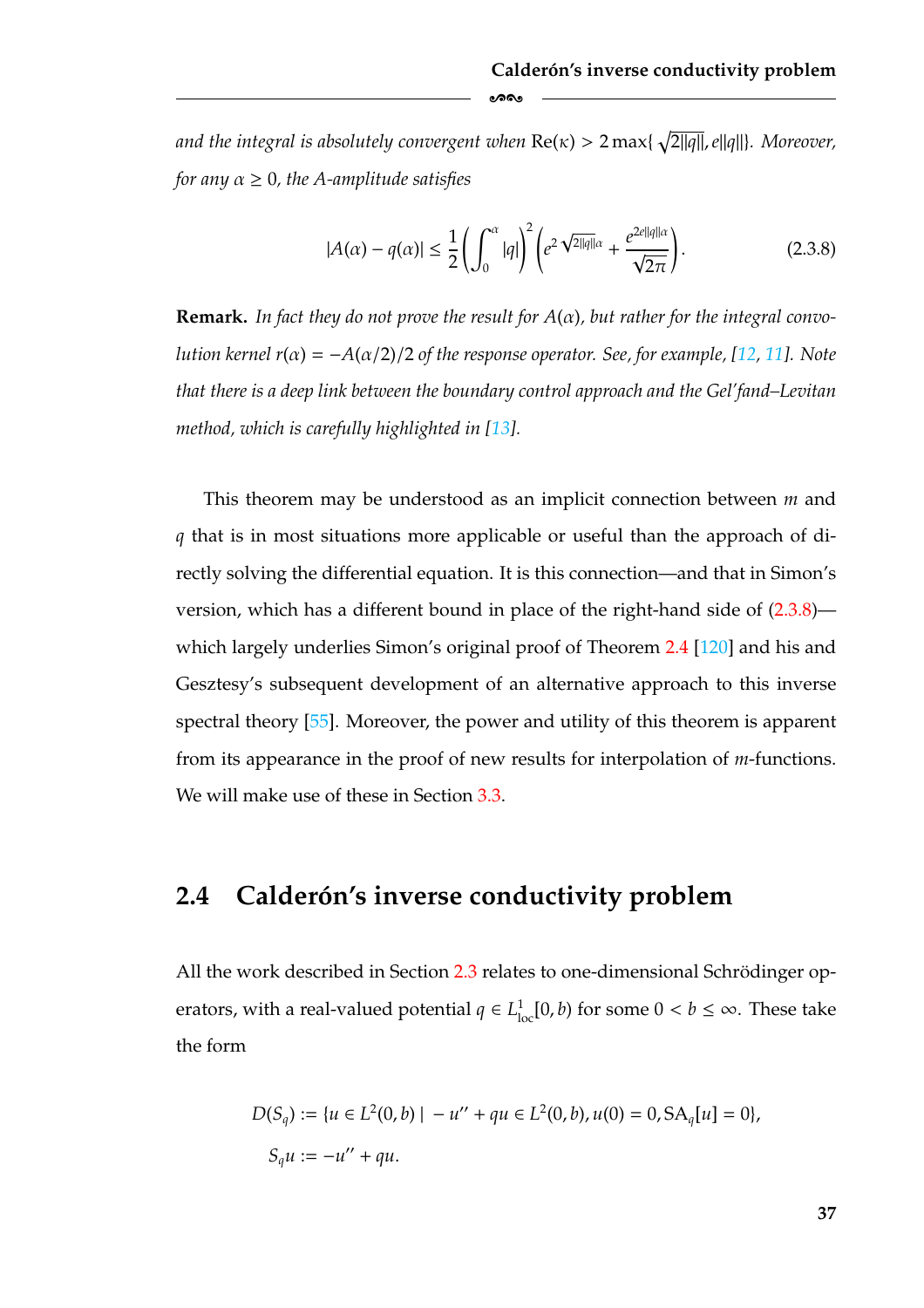*and the integral is absolutely convergent when* $\mathrm{Re}(\kappa) > 2\max\{\sqrt{2\|q\|}, e\|q\|\}$*. Moreover, for any* $\alpha \geq 0$*, the A-amplitude satisfies*

$$|A(\alpha) - q(\alpha)| \leq \frac{1}{2}\left(\int_0^\alpha |q|\right)^2 \left(e^{2\sqrt{2\|q\|}\alpha} + \frac{e^{2e\|q\|\alpha}}{\sqrt{2\pi}}\right). \tag{2.3.8}$$

**Remark.** *In fact they do not prove the result for* $A(\alpha)$*, but rather for the integral convolution kernel* $r(\alpha) = -A(\alpha/2)/2$ *of the response operator. See, for example, [12, 11]. Note that there is a deep link between the boundary control approach and the Gel'fand–Levitan method, which is carefully highlighted in [13].*

This theorem may be understood as an implicit connection between $m$ and $q$ that is in most situations more applicable or useful than the approach of directly solving the differential equation. It is this connection—and that in Simon's version, which has a different bound in place of the right-hand side of (2.3.8)—which largely underlies Simon's original proof of Theorem 2.4 [120] and his and Gesztesy's subsequent development of an alternative approach to this inverse spectral theory [55]. Moreover, the power and utility of this theorem is apparent from its appearance in the proof of new results for interpolation of $m$-functions. We will make use of these in Section 3.3.

## 2.4 Calderón's inverse conductivity problem

All the work described in Section 2.3 relates to one-dimensional Schrödinger operators, with a real-valued potential $q \in L^1_{\mathrm{loc}}[0, b)$ for some $0 < b \leq \infty$. These take the form

$$D(S_q) := \{u \in L^2(0, b) \mid -u'' + qu \in L^2(0, b), u(0) = 0, \mathrm{SA}_q[u] = 0\},$$
$$S_q u := -u'' + qu.$$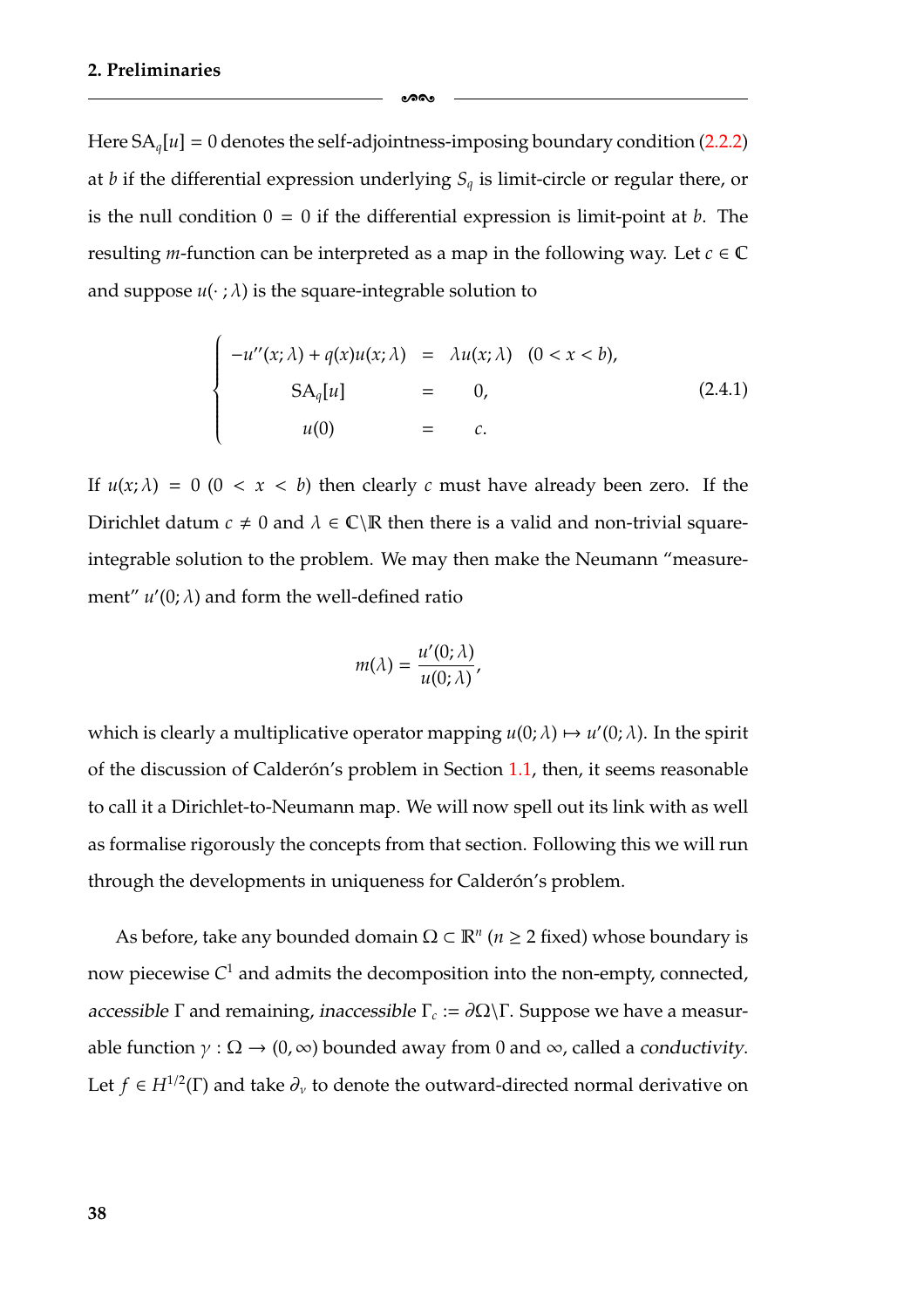Here $\mathrm{SA}_q[u] = 0$ denotes the self-adjointness-imposing boundary condition (2.2.2) at $b$ if the differential expression underlying $S_q$ is limit-circle or regular there, or is the null condition $0 = 0$ if the differential expression is limit-point at $b$. The resulting $m$-function can be interpreted as a map in the following way. Let $c \in \mathbb{C}$ and suppose $u(\cdot\,;\lambda)$ is the square-integrable solution to

$$
\begin{cases}
-u''(x;\lambda) + q(x)u(x;\lambda) & = & \lambda u(x;\lambda) \quad (0 < x < b), \\
\mathrm{SA}_q[u] & = & 0, \\
u(0) & = & c.
\end{cases}
\tag{2.4.1}
$$

If $u(x;\lambda) = 0$ $(0 < x < b)$ then clearly $c$ must have already been zero. If the Dirichlet datum $c \neq 0$ and $\lambda \in \mathbb{C}\backslash\mathbb{R}$ then there is a valid and non-trivial square-integrable solution to the problem. We may then make the Neumann "measurement" $u'(0;\lambda)$ and form the well-defined ratio

$$
m(\lambda) = \frac{u'(0;\lambda)}{u(0;\lambda)},
$$

which is clearly a multiplicative operator mapping $u(0;\lambda) \mapsto u'(0;\lambda)$. In the spirit of the discussion of Calderón's problem in Section 1.1, then, it seems reasonable to call it a Dirichlet-to-Neumann map. We will now spell out its link with as well as formalise rigorously the concepts from that section. Following this we will run through the developments in uniqueness for Calderón's problem.

As before, take any bounded domain $\Omega \subset \mathbb{R}^n$ ($n \geq 2$ fixed) whose boundary is now piecewise $C^1$ and admits the decomposition into the non-empty, connected, *accessible* $\Gamma$ and remaining, *inaccessible* $\Gamma_c := \partial\Omega\backslash\Gamma$. Suppose we have a measurable function $\gamma : \Omega \to (0,\infty)$ bounded away from $0$ and $\infty$, called a *conductivity*. Let $f \in H^{1/2}(\Gamma)$ and take $\partial_\nu$ to denote the outward-directed normal derivative on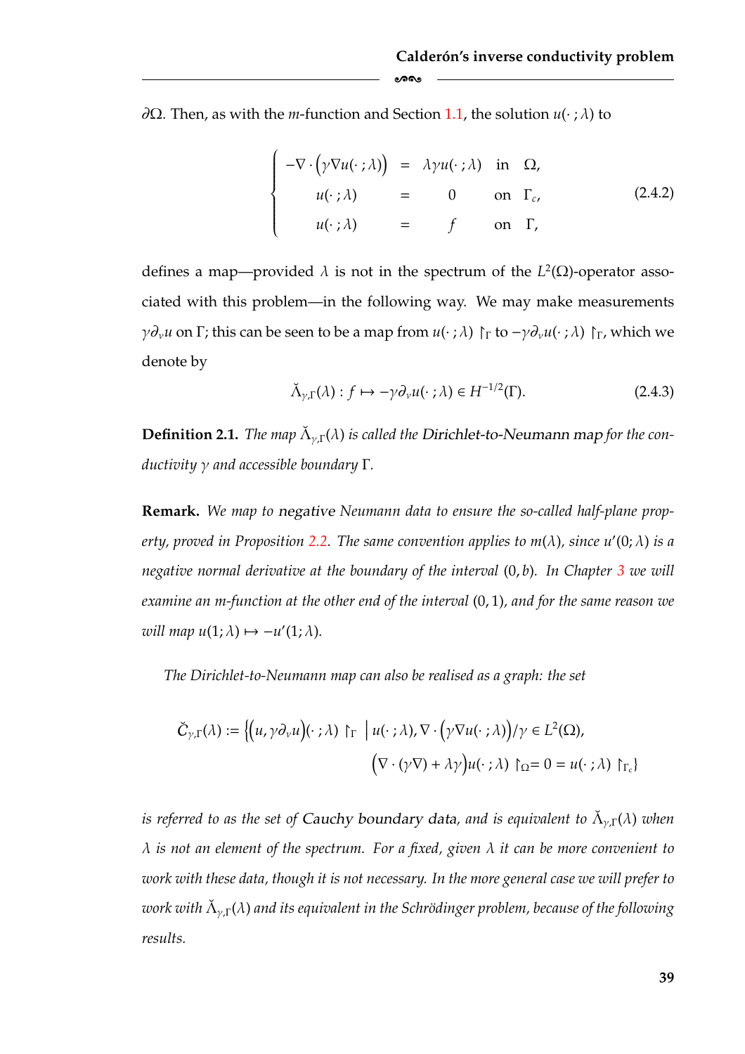$\partial\Omega$. Then, as with the $m$-function and Section 1.1, the solution $u(\cdot\,;\lambda)$ to

$$
\begin{cases}
-\nabla\cdot\big(\gamma\nabla u(\cdot\,;\lambda)\big) & = & \lambda\gamma u(\cdot\,;\lambda) & \text{in} & \Omega, \\
u(\cdot\,;\lambda) & = & 0 & \text{on} & \Gamma_c, \\
u(\cdot\,;\lambda) & = & f & \text{on} & \Gamma,
\end{cases}
\tag{2.4.2}
$$

defines a map—provided $\lambda$ is not in the spectrum of the $L^2(\Omega)$-operator associated with this problem—in the following way. We may make measurements $\gamma\partial_\nu u$ on $\Gamma$; this can be seen to be a map from $u(\cdot\,;\lambda)\restriction_\Gamma$ to $-\gamma\partial_\nu u(\cdot\,;\lambda)\restriction_\Gamma$, which we denote by

$$
\breve{\Lambda}_{\gamma,\Gamma}(\lambda) : f \mapsto -\gamma\partial_\nu u(\cdot\,;\lambda) \in H^{-1/2}(\Gamma). \tag{2.4.3}
$$

**Definition 2.1.** *The map $\breve{\Lambda}_{\gamma,\Gamma}(\lambda)$ is called the* Dirichlet-to-Neumann map *for the conductivity $\gamma$ and accessible boundary $\Gamma$.*

**Remark.** *We map to* negative *Neumann data to ensure the so-called half-plane property, proved in Proposition 2.2. The same convention applies to $m(\lambda)$, since $u'(0;\lambda)$ is a negative normal derivative at the boundary of the interval $(0,b)$. In Chapter 3 we will examine an $m$-function at the other end of the interval $(0,1)$, and for the same reason we will map $u(1;\lambda)\mapsto -u'(1;\lambda)$.*

*The Dirichlet-to-Neumann map can also be realised as a graph: the set*

$$
\breve{C}_{\gamma,\Gamma}(\lambda) := \Big\{\big(u,\gamma\partial_\nu u\big)(\cdot\,;\lambda)\restriction_\Gamma \;\Big|\; u(\cdot\,;\lambda), \nabla\cdot\big(\gamma\nabla u(\cdot\,;\lambda)\big)/\gamma \in L^2(\Omega),
$$
$$
\big(\nabla\cdot(\gamma\nabla)+\lambda\gamma\big)u(\cdot\,;\lambda)\restriction_\Omega = 0 = u(\cdot\,;\lambda)\restriction_{\Gamma_c}\Big\}
$$

*is referred to as the set of* Cauchy boundary data, *and is equivalent to $\breve{\Lambda}_{\gamma,\Gamma}(\lambda)$ when $\lambda$ is not an element of the spectrum. For a fixed, given $\lambda$ it can be more convenient to work with these data, though it is not necessary. In the more general case we will prefer to work with $\breve{\Lambda}_{\gamma,\Gamma}(\lambda)$ and its equivalent in the Schrödinger problem, because of the following results.*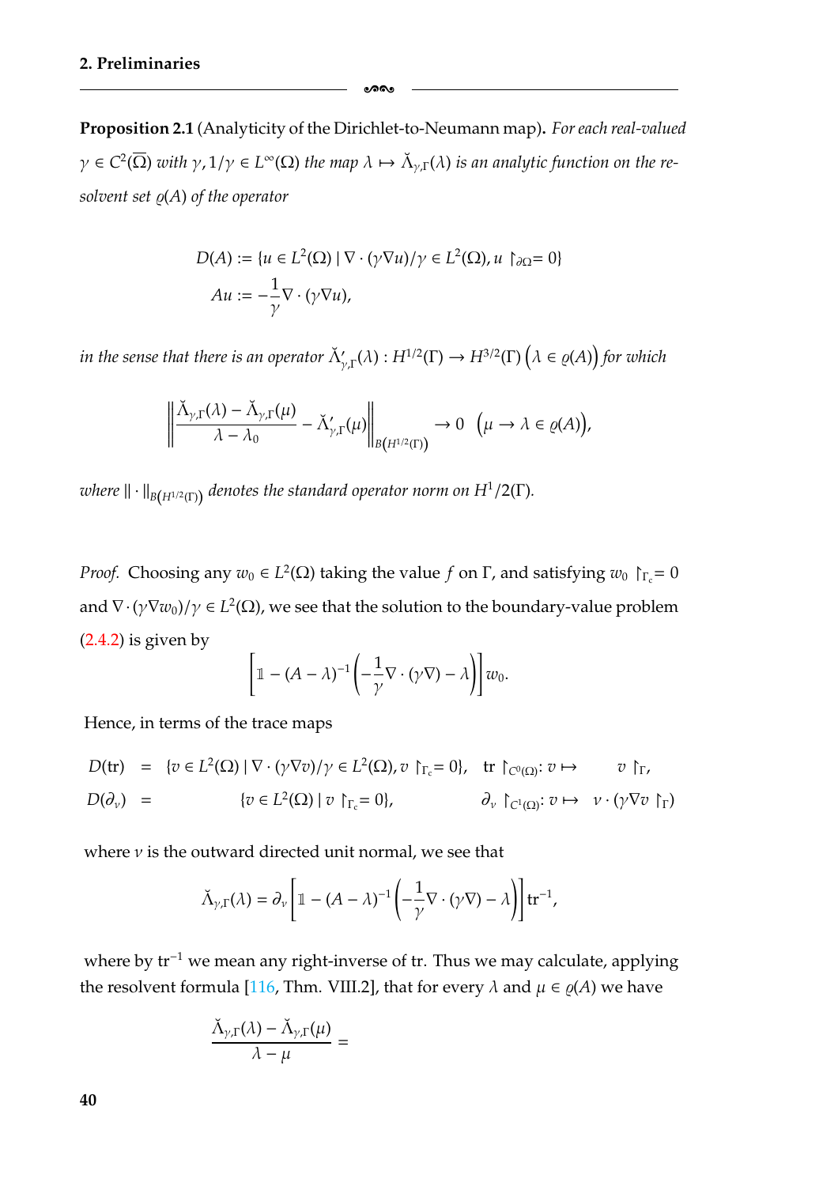**Proposition 2.1** (Analyticity of the Dirichlet-to-Neumann map). *For each real-valued $\gamma \in C^2(\overline{\Omega})$ with $\gamma, 1/\gamma \in L^\infty(\Omega)$ the map $\lambda \mapsto \breve{\Lambda}_{\gamma,\Gamma}(\lambda)$ is an analytic function on the resolvent set $\varrho(A)$ of the operator*

$$
\begin{aligned}
D(A) &:= \{u \in L^2(\Omega) \mid \nabla \cdot (\gamma \nabla u)/\gamma \in L^2(\Omega), u \restriction_{\partial\Omega} = 0\} \\
Au &:= -\frac{1}{\gamma} \nabla \cdot (\gamma \nabla u),
\end{aligned}
$$

*in the sense that there is an operator $\breve{\Lambda}'_{\gamma,\Gamma}(\lambda) : H^{1/2}(\Gamma) \to H^{3/2}(\Gamma)$ $\big(\lambda \in \varrho(A)\big)$ for which*

$$
\left\| \frac{\breve{\Lambda}_{\gamma,\Gamma}(\lambda) - \breve{\Lambda}_{\gamma,\Gamma}(\mu)}{\lambda - \lambda_0} - \breve{\Lambda}'_{\gamma,\Gamma}(\mu) \right\|_{B\left(H^{1/2}(\Gamma)\right)} \to 0 \quad \big(\mu \to \lambda \in \varrho(A)\big),
$$

*where $\|\cdot\|_{B\left(H^{1/2}(\Gamma)\right)}$ denotes the standard operator norm on $H^1/2(\Gamma)$.*

*Proof.* Choosing any $w_0 \in L^2(\Omega)$ taking the value $f$ on $\Gamma$, and satisfying $w_0 \restriction_{\Gamma_c} = 0$ and $\nabla \cdot (\gamma \nabla w_0)/\gamma \in L^2(\Omega)$, we see that the solution to the boundary-value problem (2.4.2) is given by

$$
\left[ \mathbb{1} - (A - \lambda)^{-1} \left( -\frac{1}{\gamma} \nabla \cdot (\gamma \nabla) - \lambda \right) \right] w_0.
$$

Hence, in terms of the trace maps

$$
\begin{aligned}
D(\mathrm{tr}) &= \{v \in L^2(\Omega) \mid \nabla \cdot (\gamma \nabla v)/\gamma \in L^2(\Omega), v \restriction_{\Gamma_c} = 0\}, \quad \mathrm{tr} \restriction_{C^0(\Omega)} : v \mapsto v \restriction_\Gamma, \\
D(\partial_\nu) &= \{v \in L^2(\Omega) \mid v \restriction_{\Gamma_c} = 0\}, \quad \partial_\nu \restriction_{C^1(\Omega)} : v \mapsto \nu \cdot (\gamma \nabla v \restriction_\Gamma)
\end{aligned}
$$

where $\nu$ is the outward directed unit normal, we see that

$$
\breve{\Lambda}_{\gamma,\Gamma}(\lambda) = \partial_\nu \left[ \mathbb{1} - (A - \lambda)^{-1} \left( -\frac{1}{\gamma} \nabla \cdot (\gamma \nabla) - \lambda \right) \right] \mathrm{tr}^{-1},
$$

where by $\mathrm{tr}^{-1}$ we mean any right-inverse of tr. Thus we may calculate, applying the resolvent formula [116, Thm. VIII.2], that for every $\lambda$ and $\mu \in \varrho(A)$ we have

$$
\frac{\breve{\Lambda}_{\gamma,\Gamma}(\lambda) - \breve{\Lambda}_{\gamma,\Gamma}(\mu)}{\lambda - \mu} =
$$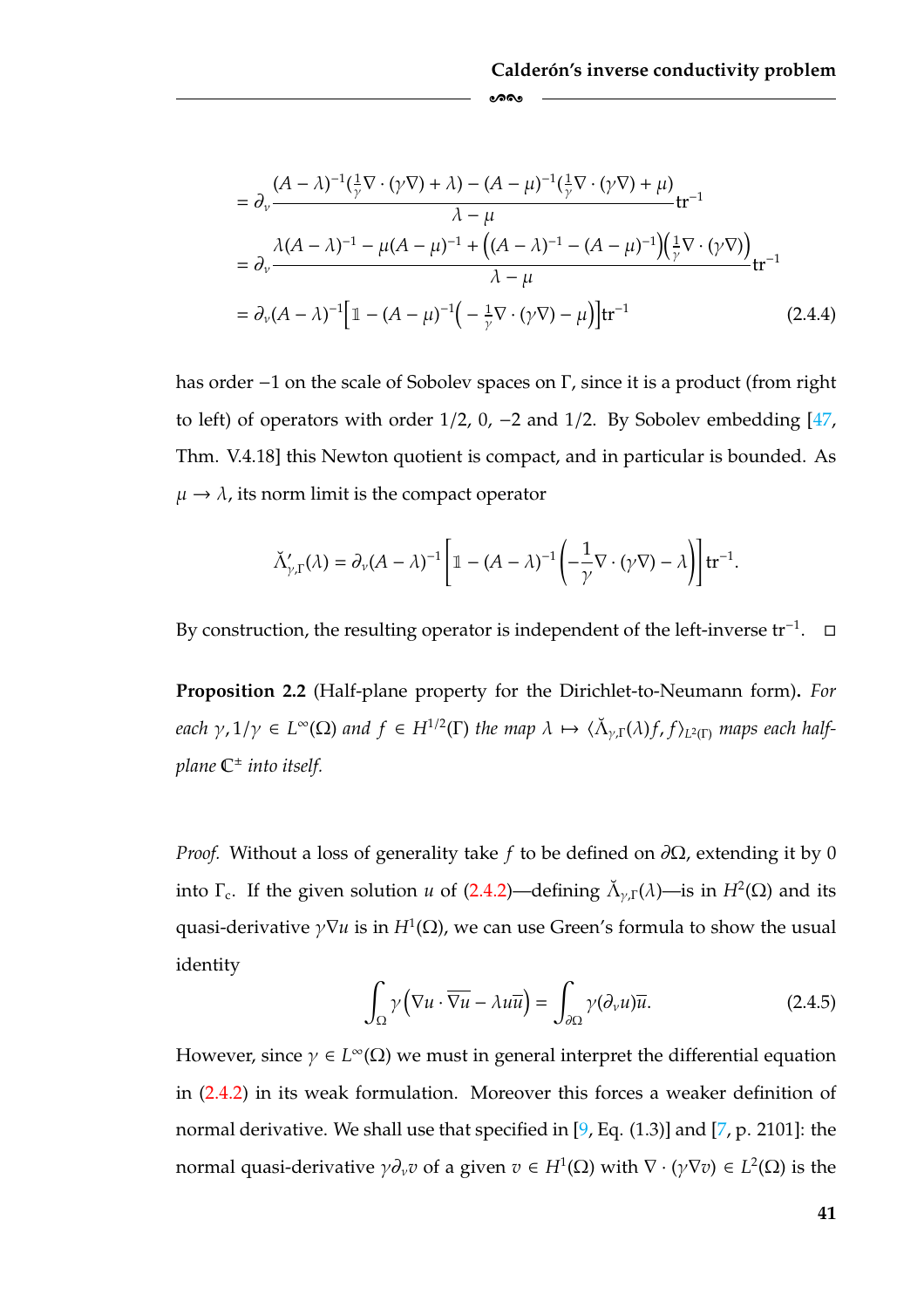$$
\begin{aligned}
&= \partial_\nu \frac{(A-\lambda)^{-1}(\frac{1}{\gamma}\nabla\cdot(\gamma\nabla)+\lambda) - (A-\mu)^{-1}(\frac{1}{\gamma}\nabla\cdot(\gamma\nabla)+\mu)}{\lambda-\mu}\mathrm{tr}^{-1} \\
&= \partial_\nu \frac{\lambda(A-\lambda)^{-1} - \mu(A-\mu)^{-1} + \Big((A-\lambda)^{-1}-(A-\mu)^{-1}\Big)\Big(\frac{1}{\gamma}\nabla\cdot(\gamma\nabla)\Big)}{\lambda-\mu}\mathrm{tr}^{-1} \\
&= \partial_\nu (A-\lambda)^{-1}\Big[\mathbb{1} - (A-\mu)^{-1}\Big(-\tfrac{1}{\gamma}\nabla\cdot(\gamma\nabla)-\mu\Big)\Big]\mathrm{tr}^{-1}
\end{aligned}
\tag{2.4.4}
$$

has order $-1$ on the scale of Sobolev spaces on $\Gamma$, since it is a product (from right to left) of operators with order $1/2$, $0$, $-2$ and $1/2$. By Sobolev embedding [47, Thm. V.4.18] this Newton quotient is compact, and in particular is bounded. As $\mu \to \lambda$, its norm limit is the compact operator

$$
\check{\Lambda}'_{\gamma,\Gamma}(\lambda) = \partial_\nu (A-\lambda)^{-1}\left[\mathbb{1} - (A-\lambda)^{-1}\left(-\frac{1}{\gamma}\nabla\cdot(\gamma\nabla)-\lambda\right)\right]\mathrm{tr}^{-1}.
$$

By construction, the resulting operator is independent of the left-inverse $\mathrm{tr}^{-1}$. $\square$

**Proposition 2.2** (Half-plane property for the Dirichlet-to-Neumann form). *For each $\gamma, 1/\gamma \in L^\infty(\Omega)$ and $f \in H^{1/2}(\Gamma)$ the map $\lambda \mapsto \langle \check{\Lambda}_{\gamma,\Gamma}(\lambda) f, f\rangle_{L^2(\Gamma)}$ maps each half-plane $\mathbb{C}^\pm$ into itself.*

*Proof.* Without a loss of generality take $f$ to be defined on $\partial\Omega$, extending it by 0 into $\Gamma_c$. If the given solution $u$ of (2.4.2)—defining $\check{\Lambda}_{\gamma,\Gamma}(\lambda)$—is in $H^2(\Omega)$ and its quasi-derivative $\gamma\nabla u$ is in $H^1(\Omega)$, we can use Green's formula to show the usual identity

$$
\int_\Omega \gamma\Big(\nabla u\cdot\overline{\nabla u} - \lambda u\overline{u}\Big) = \int_{\partial\Omega}\gamma(\partial_\nu u)\overline{u}. \tag{2.4.5}
$$

However, since $\gamma \in L^\infty(\Omega)$ we must in general interpret the differential equation in (2.4.2) in its weak formulation. Moreover this forces a weaker definition of normal derivative. We shall use that specified in [9, Eq. (1.3)] and [7, p. 2101]: the normal quasi-derivative $\gamma\partial_\nu v$ of a given $v \in H^1(\Omega)$ with $\nabla\cdot(\gamma\nabla v) \in L^2(\Omega)$ is the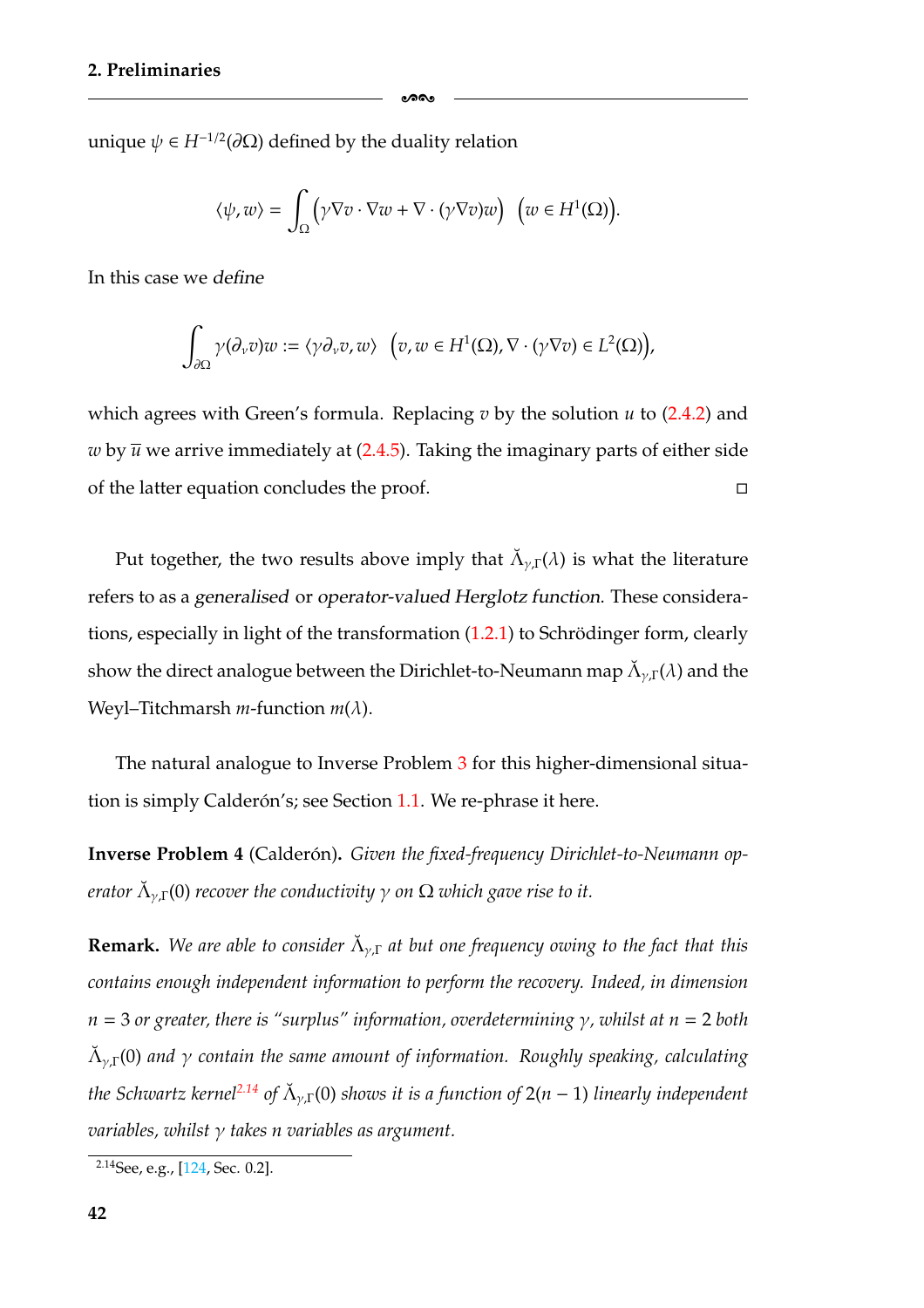unique $\psi \in H^{-1/2}(\partial\Omega)$ defined by the duality relation

$$\langle \psi, w \rangle = \int_\Omega \Big( \gamma \nabla v \cdot \nabla w + \nabla \cdot (\gamma \nabla v) w \Big) \quad \Big( w \in H^1(\Omega) \Big).$$

In this case we *define*

$$\int_{\partial\Omega} \gamma(\partial_\nu v) w := \langle \gamma \partial_\nu v, w \rangle \quad \Big( v, w \in H^1(\Omega), \nabla \cdot (\gamma \nabla v) \in L^2(\Omega) \Big),$$

which agrees with Green's formula. Replacing $v$ by the solution $u$ to (2.4.2) and $w$ by $\overline{u}$ we arrive immediately at (2.4.5). Taking the imaginary parts of either side of the latter equation concludes the proof. □

Put together, the two results above imply that $\breve{\Lambda}_{\gamma,\Gamma}(\lambda)$ is what the literature refers to as a *generalised* or *operator-valued Herglotz function*. These considerations, especially in light of the transformation (1.2.1) to Schrödinger form, clearly show the direct analogue between the Dirichlet-to-Neumann map $\breve{\Lambda}_{\gamma,\Gamma}(\lambda)$ and the Weyl–Titchmarsh $m$-function $m(\lambda)$.

The natural analogue to Inverse Problem 3 for this higher-dimensional situation is simply Calderón's; see Section 1.1. We re-phrase it here.

**Inverse Problem 4** (Calderón)**.** *Given the fixed-frequency Dirichlet-to-Neumann operator $\breve{\Lambda}_{\gamma,\Gamma}(0)$ recover the conductivity $\gamma$ on $\Omega$ which gave rise to it.*

**Remark.** *We are able to consider $\breve{\Lambda}_{\gamma,\Gamma}$ at but one frequency owing to the fact that this contains enough independent information to perform the recovery. Indeed, in dimension $n = 3$ or greater, there is "surplus" information, overdetermining $\gamma$, whilst at $n = 2$ both $\breve{\Lambda}_{\gamma,\Gamma}(0)$ and $\gamma$ contain the same amount of information. Roughly speaking, calculating the Schwartz kernel*[2.14] *of $\breve{\Lambda}_{\gamma,\Gamma}(0)$ shows it is a function of $2(n-1)$ linearly independent variables, whilst $\gamma$ takes $n$ variables as argument.*

[2.14] See, e.g., [124, Sec. 0.2].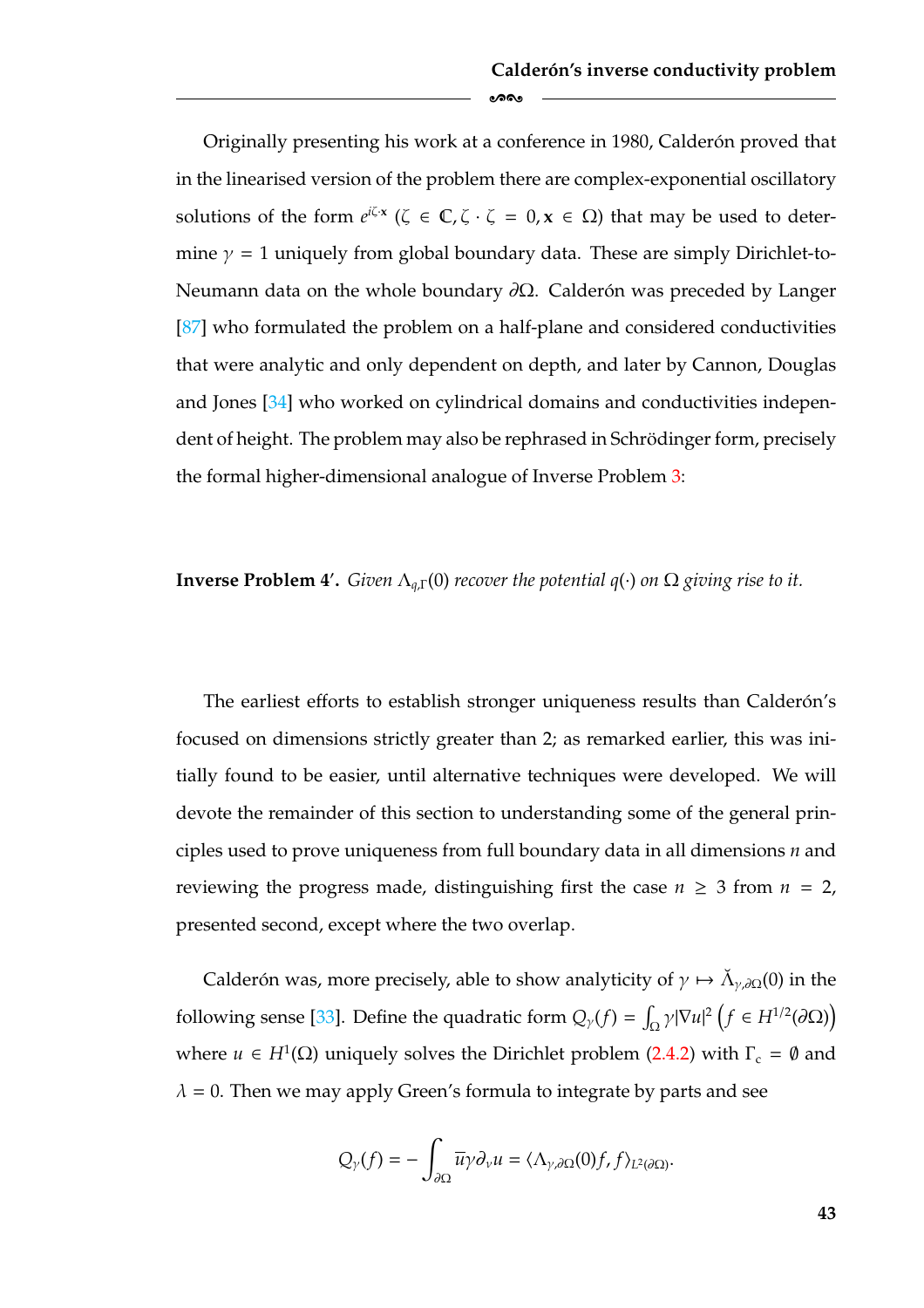Originally presenting his work at a conference in 1980, Calderón proved that in the linearised version of the problem there are complex-exponential oscillatory solutions of the form $e^{i\zeta\cdot\mathbf{x}}$ ($\zeta \in \mathbb{C}, \zeta\cdot\zeta = 0, \mathbf{x} \in \Omega$) that may be used to determine $\gamma = 1$ uniquely from global boundary data. These are simply Dirichlet-to-Neumann data on the whole boundary $\partial\Omega$. Calderón was preceded by Langer [87] who formulated the problem on a half-plane and considered conductivities that were analytic and only dependent on depth, and later by Cannon, Douglas and Jones [34] who worked on cylindrical domains and conductivities independent of height. The problem may also be rephrased in Schrödinger form, precisely the formal higher-dimensional analogue of Inverse Problem 3:

**Inverse Problem 4′.** *Given $\Lambda_{q,\Gamma}(0)$ recover the potential $q(\cdot)$ on $\Omega$ giving rise to it.*

The earliest efforts to establish stronger uniqueness results than Calderón's focused on dimensions strictly greater than 2; as remarked earlier, this was initially found to be easier, until alternative techniques were developed. We will devote the remainder of this section to understanding some of the general principles used to prove uniqueness from full boundary data in all dimensions $n$ and reviewing the progress made, distinguishing first the case $n \geq 3$ from $n = 2$, presented second, except where the two overlap.

Calderón was, more precisely, able to show analyticity of $\gamma \mapsto \check{\Lambda}_{\gamma,\partial\Omega}(0)$ in the following sense [33]. Define the quadratic form $Q_\gamma(f) = \int_\Omega \gamma|\nabla u|^2 \left(f \in H^{1/2}(\partial\Omega)\right)$ where $u \in H^1(\Omega)$ uniquely solves the Dirichlet problem (2.4.2) with $\Gamma_c = \emptyset$ and $\lambda = 0$. Then we may apply Green's formula to integrate by parts and see

$$Q_\gamma(f) = -\int_{\partial\Omega} \overline{u}\gamma\partial_\nu u = \langle \Lambda_{\gamma,\partial\Omega}(0)f, f\rangle_{L^2(\partial\Omega)}.$$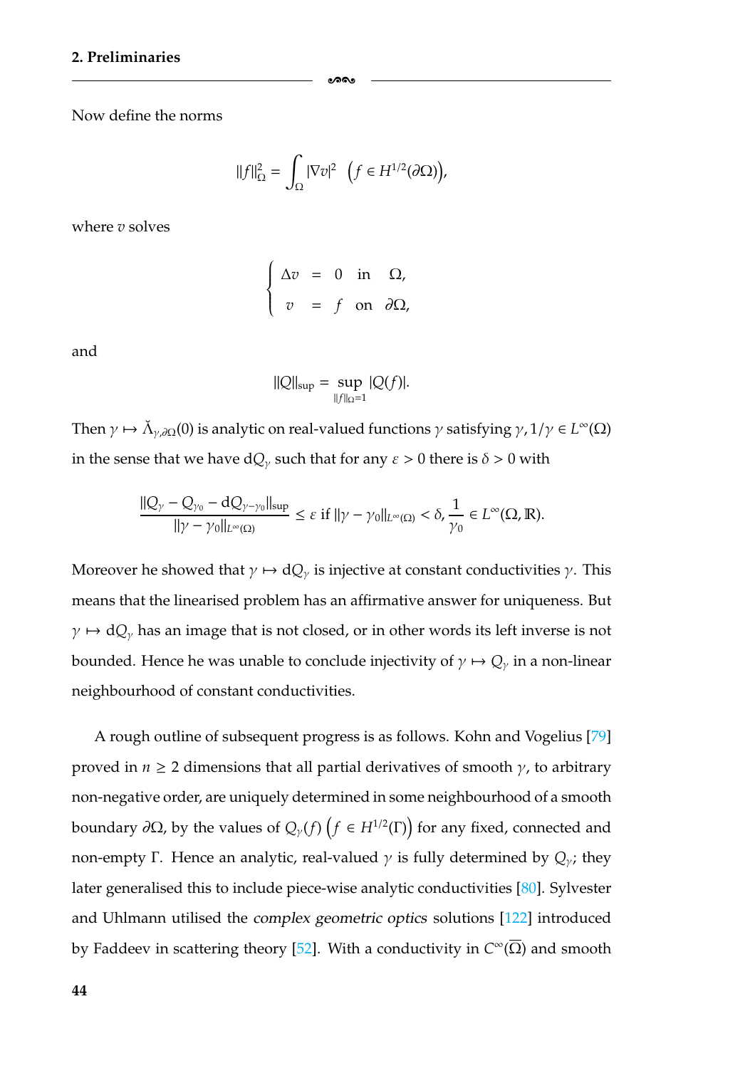Now define the norms

$$\|f\|_\Omega^2 = \int_\Omega |\nabla v|^2 \quad \left(f \in H^{1/2}(\partial\Omega)\right),$$

where $v$ solves

$$\begin{cases} \Delta v &= 0 \quad \text{in} \quad \Omega, \\ v &= f \quad \text{on} \quad \partial\Omega, \end{cases}$$

and

$$\|Q\|_{\sup} = \sup_{\|f\|_\Omega = 1} |Q(f)|.$$

Then $\gamma \mapsto \check{\Lambda}_{\gamma,\partial\Omega}(0)$ is analytic on real-valued functions $\gamma$ satisfying $\gamma, 1/\gamma \in L^\infty(\Omega)$ in the sense that we have $\mathrm{d}Q_\gamma$ such that for any $\varepsilon > 0$ there is $\delta > 0$ with

$$\frac{\|Q_\gamma - Q_{\gamma_0} - \mathrm{d}Q_{\gamma-\gamma_0}\|_{\sup}}{\|\gamma - \gamma_0\|_{L^\infty(\Omega)}} \leq \varepsilon \text{ if } \|\gamma - \gamma_0\|_{L^\infty(\Omega)} < \delta, \frac{1}{\gamma_0} \in L^\infty(\Omega, \mathbb{R}).$$

Moreover he showed that $\gamma \mapsto \mathrm{d}Q_\gamma$ is injective at constant conductivities $\gamma$. This means that the linearised problem has an affirmative answer for uniqueness. But $\gamma \mapsto \mathrm{d}Q_\gamma$ has an image that is not closed, or in other words its left inverse is not bounded. Hence he was unable to conclude injectivity of $\gamma \mapsto Q_\gamma$ in a non-linear neighbourhood of constant conductivities.

A rough outline of subsequent progress is as follows. Kohn and Vogelius [79] proved in $n \geq 2$ dimensions that all partial derivatives of smooth $\gamma$, to arbitrary non-negative order, are uniquely determined in some neighbourhood of a smooth boundary $\partial\Omega$, by the values of $Q_\gamma(f)$ $\left(f \in H^{1/2}(\Gamma)\right)$ for any fixed, connected and non-empty $\Gamma$. Hence an analytic, real-valued $\gamma$ is fully determined by $Q_\gamma$; they later generalised this to include piece-wise analytic conductivities [80]. Sylvester and Uhlmann utilised the *complex geometric optics* solutions [122] introduced by Faddeev in scattering theory [52]. With a conductivity in $C^\infty(\overline{\Omega})$ and smooth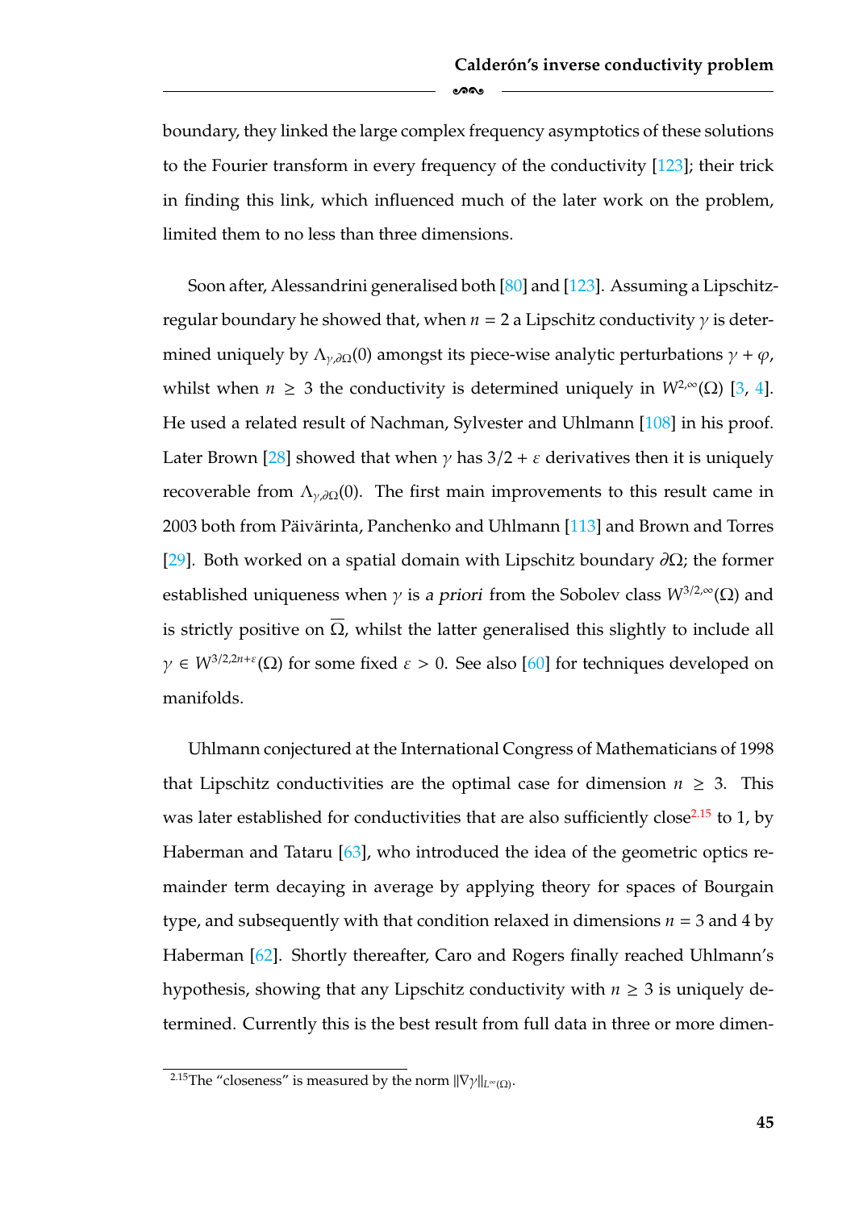boundary, they linked the large complex frequency asymptotics of these solutions to the Fourier transform in every frequency of the conductivity [123]; their trick in finding this link, which influenced much of the later work on the problem, limited them to no less than three dimensions.

Soon after, Alessandrini generalised both [80] and [123]. Assuming a Lipschitz-regular boundary he showed that, when $n = 2$ a Lipschitz conductivity $\gamma$ is determined uniquely by $\Lambda_{\gamma,\partial\Omega}(0)$ amongst its piece-wise analytic perturbations $\gamma + \varphi$, whilst when $n \geq 3$ the conductivity is determined uniquely in $W^{2,\infty}(\Omega)$ [3, 4]. He used a related result of Nachman, Sylvester and Uhlmann [108] in his proof. Later Brown [28] showed that when $\gamma$ has $3/2 + \varepsilon$ derivatives then it is uniquely recoverable from $\Lambda_{\gamma,\partial\Omega}(0)$. The first main improvements to this result came in 2003 both from Päivärinta, Panchenko and Uhlmann [113] and Brown and Torres [29]. Both worked on a spatial domain with Lipschitz boundary $\partial\Omega$; the former established uniqueness when $\gamma$ is *a priori* from the Sobolev class $W^{3/2,\infty}(\Omega)$ and is strictly positive on $\overline{\Omega}$, whilst the latter generalised this slightly to include all $\gamma \in W^{3/2,2n+\varepsilon}(\Omega)$ for some fixed $\varepsilon > 0$. See also [60] for techniques developed on manifolds.

Uhlmann conjectured at the International Congress of Mathematicians of 1998 that Lipschitz conductivities are the optimal case for dimension $n \geq 3$. This was later established for conductivities that are also sufficiently close[2.15] to 1, by Haberman and Tataru [63], who introduced the idea of the geometric optics remainder term decaying in average by applying theory for spaces of Bourgain type, and subsequently with that condition relaxed in dimensions $n = 3$ and 4 by Haberman [62]. Shortly thereafter, Caro and Rogers finally reached Uhlmann's hypothesis, showing that any Lipschitz conductivity with $n \geq 3$ is uniquely determined. Currently this is the best result from full data in three or more dimen-

[2.15] The "closeness" is measured by the norm $\|\nabla\gamma\|_{L^\infty(\Omega)}$.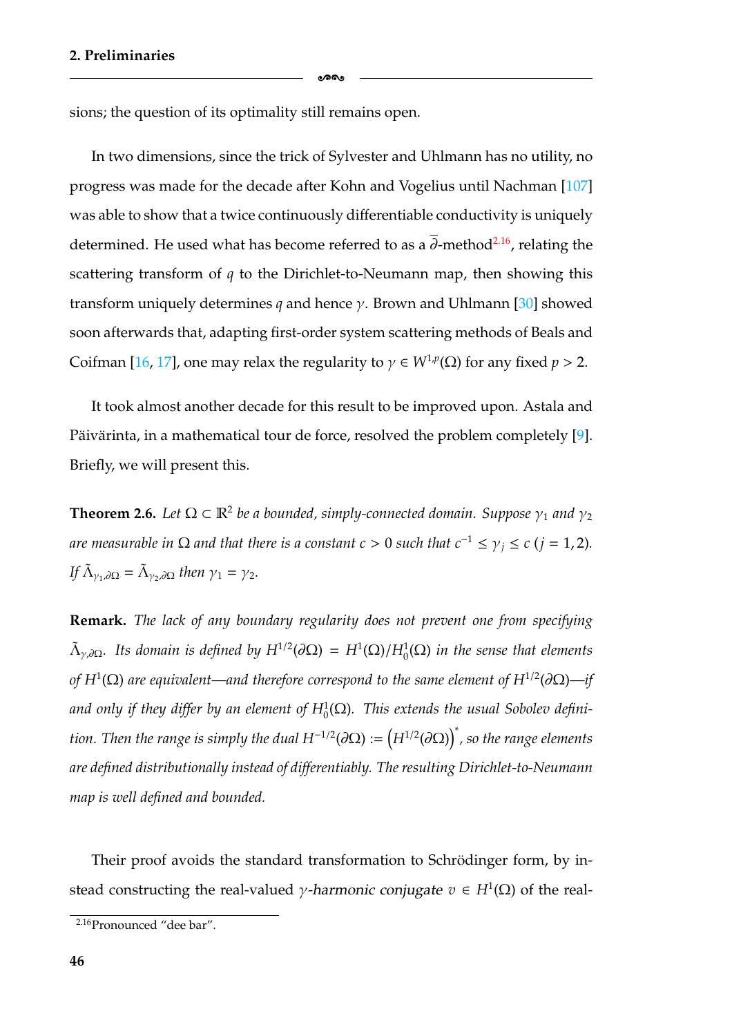sions; the question of its optimality still remains open.

In two dimensions, since the trick of Sylvester and Uhlmann has no utility, no progress was made for the decade after Kohn and Vogelius until Nachman [107] was able to show that a twice continuously differentiable conductivity is uniquely determined. He used what has become referred to as a $\overline{\partial}$-method[2.16], relating the scattering transform of $q$ to the Dirichlet-to-Neumann map, then showing this transform uniquely determines $q$ and hence $\gamma$. Brown and Uhlmann [30] showed soon afterwards that, adapting first-order system scattering methods of Beals and Coifman [16, 17], one may relax the regularity to $\gamma \in W^{1,p}(\Omega)$ for any fixed $p > 2$.

It took almost another decade for this result to be improved upon. Astala and Päivärinta, in a mathematical tour de force, resolved the problem completely [9]. Briefly, we will present this.

**Theorem 2.6.** *Let $\Omega \subset \mathbb{R}^2$ be a bounded, simply-connected domain. Suppose $\gamma_1$ and $\gamma_2$ are measurable in $\Omega$ and that there is a constant $c > 0$ such that $c^{-1} \leq \gamma_j \leq c$ $(j = 1, 2)$. If $\tilde{\Lambda}_{\gamma_1,\partial\Omega} = \tilde{\Lambda}_{\gamma_2,\partial\Omega}$ then $\gamma_1 = \gamma_2$.*

**Remark.** *The lack of any boundary regularity does not prevent one from specifying $\tilde{\Lambda}_{\gamma,\partial\Omega}$. Its domain is defined by $H^{1/2}(\partial\Omega) = H^1(\Omega)/H_0^1(\Omega)$ in the sense that elements of $H^1(\Omega)$ are equivalent—and therefore correspond to the same element of $H^{1/2}(\partial\Omega)$—if and only if they differ by an element of $H_0^1(\Omega)$. This extends the usual Sobolev definition. Then the range is simply the dual $H^{-1/2}(\partial\Omega) := \left(H^{1/2}(\partial\Omega)\right)^*$, so the range elements are defined distributionally instead of differentiably. The resulting Dirichlet-to-Neumann map is well defined and bounded.*

Their proof avoids the standard transformation to Schrödinger form, by instead constructing the real-valued *$\gamma$-harmonic conjugate* $v \in H^1(\Omega)$ of the real-

[2.16] Pronounced "dee bar".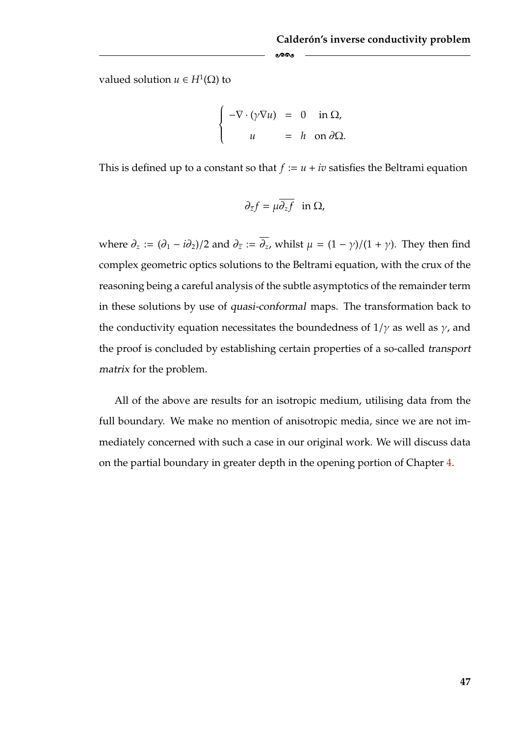valued solution $u \in H^1(\Omega)$ to

$$\begin{cases} -\nabla \cdot (\gamma \nabla u) &= 0 \quad \text{in } \Omega, \\ \quad u &= h \quad \text{on } \partial\Omega. \end{cases}$$

This is defined up to a constant so that $f := u + iv$ satisfies the Beltrami equation

$$\partial_{\bar{z}} f = \mu \overline{\partial_z f} \quad \text{in } \Omega,$$

where $\partial_z := (\partial_1 - i\partial_2)/2$ and $\partial_{\bar{z}} := \overline{\partial_z}$, whilst $\mu = (1-\gamma)/(1+\gamma)$. They then find complex geometric optics solutions to the Beltrami equation, with the crux of the reasoning being a careful analysis of the subtle asymptotics of the remainder term in these solutions by use of *quasi-conformal* maps. The transformation back to the conductivity equation necessitates the boundedness of $1/\gamma$ as well as $\gamma$, and the proof is concluded by establishing certain properties of a so-called *transport matrix* for the problem.

All of the above are results for an isotropic medium, utilising data from the full boundary. We make no mention of anisotropic media, since we are not immediately concerned with such a case in our original work. We will discuss data on the partial boundary in greater depth in the opening portion of Chapter 4.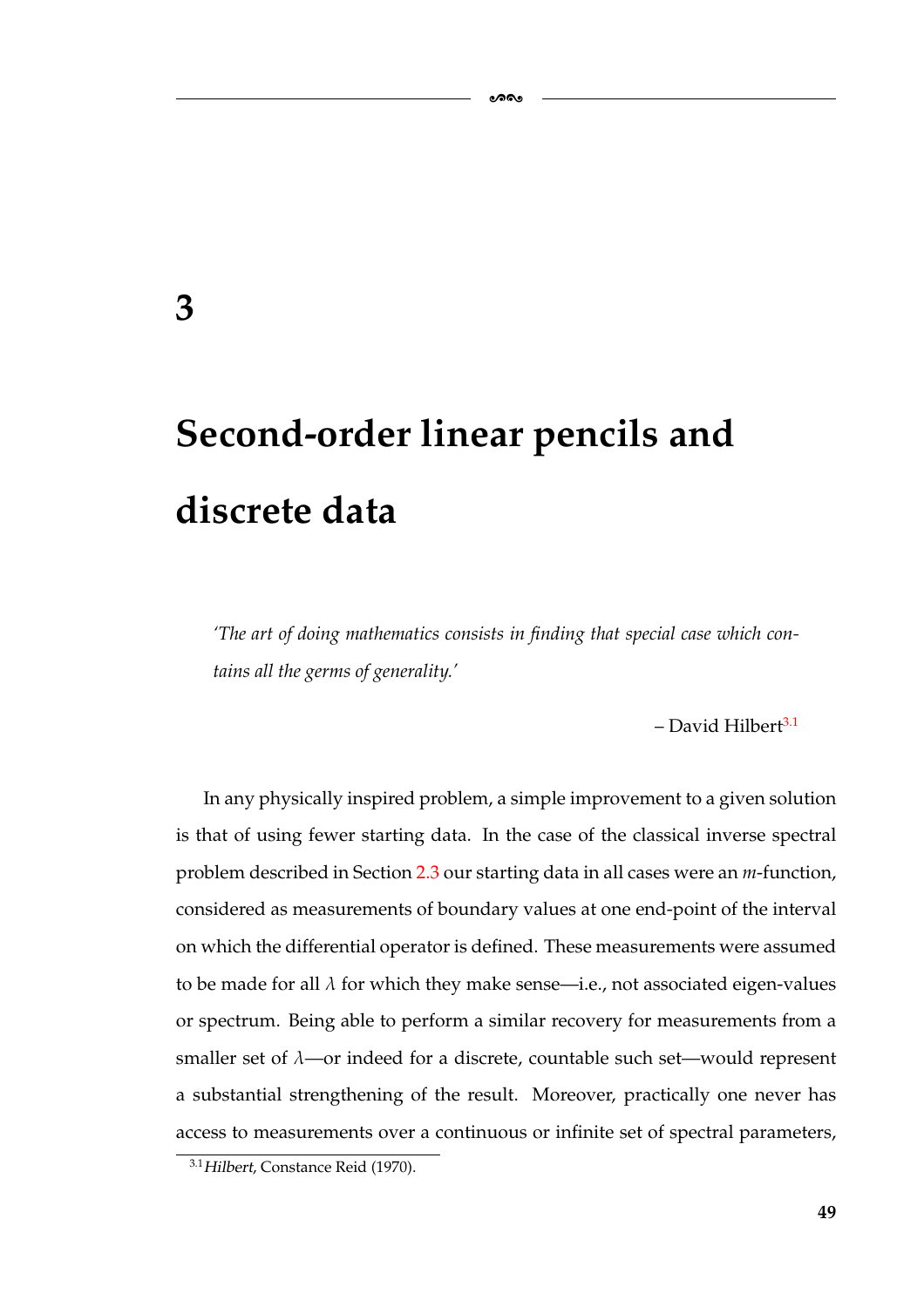# 3

# Second-order linear pencils and discrete data

*'The art of doing mathematics consists in finding that special case which contains all the germs of generality.'*

– David Hilbert[3.1]

In any physically inspired problem, a simple improvement to a given solution is that of using fewer starting data. In the case of the classical inverse spectral problem described in Section 2.3 our starting data in all cases were an $m$-function, considered as measurements of boundary values at one end-point of the interval on which the differential operator is defined. These measurements were assumed to be made for all $\lambda$ for which they make sense—i.e., not associated eigen-values or spectrum. Being able to perform a similar recovery for measurements from a smaller set of $\lambda$—or indeed for a discrete, countable such set—would represent a substantial strengthening of the result. Moreover, practically one never has access to measurements over a continuous or infinite set of spectral parameters,

[3.1] *Hilbert*, Constance Reid (1970).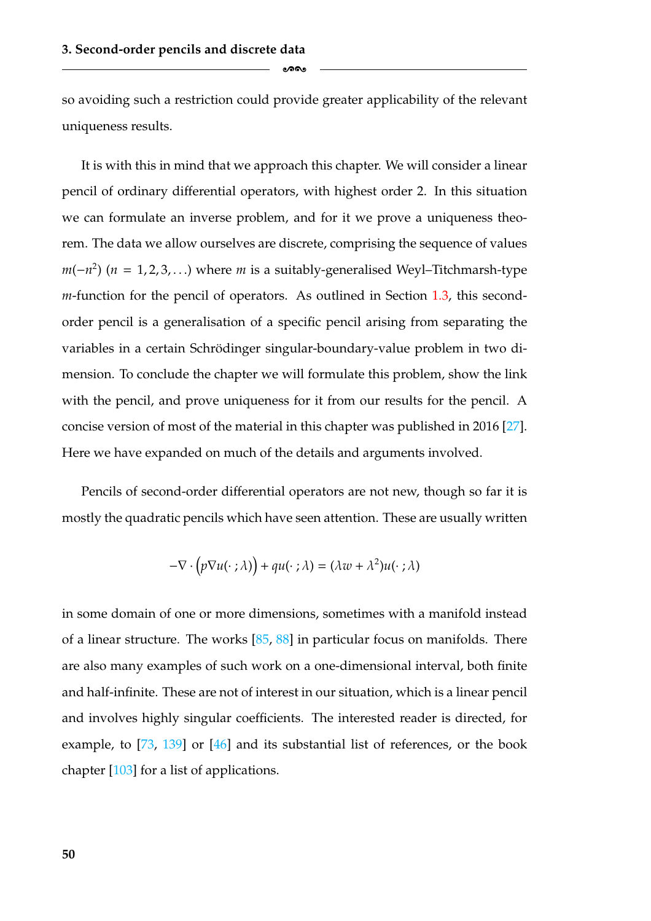so avoiding such a restriction could provide greater applicability of the relevant uniqueness results.

It is with this in mind that we approach this chapter. We will consider a linear pencil of ordinary differential operators, with highest order 2. In this situation we can formulate an inverse problem, and for it we prove a uniqueness theorem. The data we allow ourselves are discrete, comprising the sequence of values $m(-n^2)$ ($n = 1, 2, 3, \ldots$) where $m$ is a suitably-generalised Weyl–Titchmarsh-type $m$-function for the pencil of operators. As outlined in Section 1.3, this second-order pencil is a generalisation of a specific pencil arising from separating the variables in a certain Schrödinger singular-boundary-value problem in two dimension. To conclude the chapter we will formulate this problem, show the link with the pencil, and prove uniqueness for it from our results for the pencil. A concise version of most of the material in this chapter was published in 2016 [27]. Here we have expanded on much of the details and arguments involved.

Pencils of second-order differential operators are not new, though so far it is mostly the quadratic pencils which have seen attention. These are usually written

$$-\nabla \cdot \big(p\nabla u(\cdot\,;\lambda)\big) + qu(\cdot\,;\lambda) = (\lambda w + \lambda^2)u(\cdot\,;\lambda)$$

in some domain of one or more dimensions, sometimes with a manifold instead of a linear structure. The works [85, 88] in particular focus on manifolds. There are also many examples of such work on a one-dimensional interval, both finite and half-infinite. These are not of interest in our situation, which is a linear pencil and involves highly singular coefficients. The interested reader is directed, for example, to [73, 139] or [46] and its substantial list of references, or the book chapter [103] for a list of applications.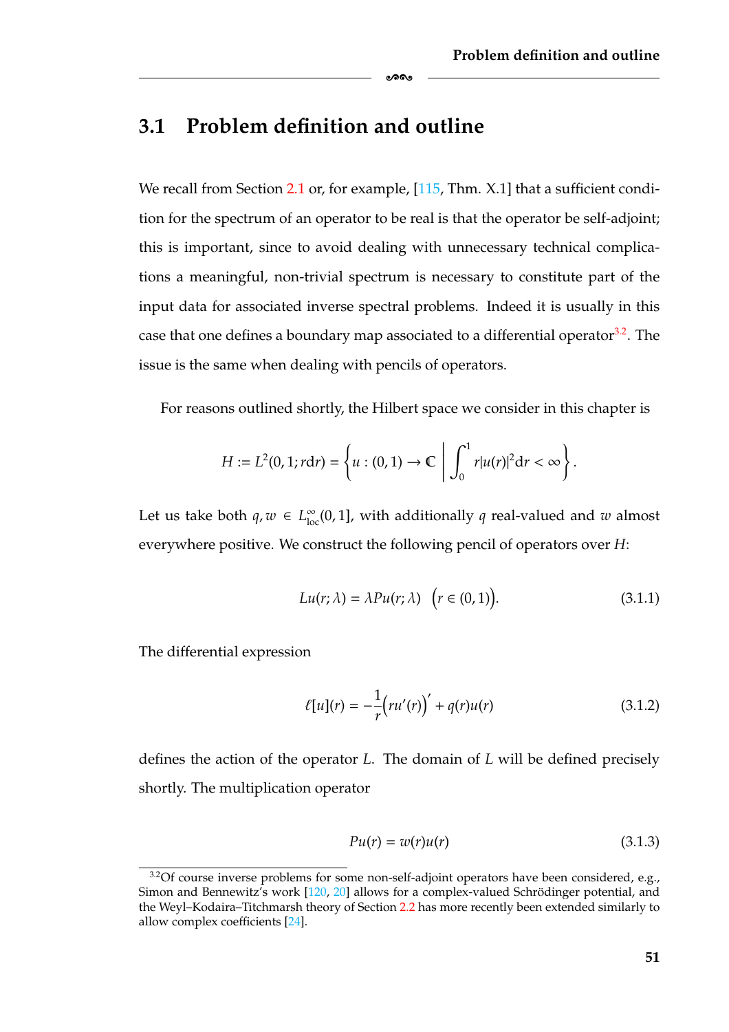## 3.1 Problem definition and outline

We recall from Section 2.1 or, for example, [115, Thm. X.1] that a sufficient condition for the spectrum of an operator to be real is that the operator be self-adjoint; this is important, since to avoid dealing with unnecessary technical complications a meaningful, non-trivial spectrum is necessary to constitute part of the input data for associated inverse spectral problems. Indeed it is usually in this case that one defines a boundary map associated to a differential operator[3.2]. The issue is the same when dealing with pencils of operators.

For reasons outlined shortly, the Hilbert space we consider in this chapter is

$$H := L^2(0,1;r\mathrm{d}r) = \left\{ u : (0,1) \to \mathbb{C} \;\middle|\; \int_0^1 r|u(r)|^2 \mathrm{d}r < \infty \right\}.$$

Let us take both $q, w \in L^\infty_{\mathrm{loc}}(0,1]$, with additionally $q$ real-valued and $w$ almost everywhere positive. We construct the following pencil of operators over $H$:

$$Lu(r;\lambda) = \lambda Pu(r;\lambda) \quad \big(r \in (0,1)\big). \tag{3.1.1}$$

The differential expression

$$\ell[u](r) = -\frac{1}{r}\Big(ru'(r)\Big)' + q(r)u(r) \tag{3.1.2}$$

defines the action of the operator $L$. The domain of $L$ will be defined precisely shortly. The multiplication operator

$$Pu(r) = w(r)u(r) \tag{3.1.3}$$

---

[3.2] Of course inverse problems for some non-self-adjoint operators have been considered, e.g., Simon and Bennewitz's work [120, 20] allows for a complex-valued Schrödinger potential, and the Weyl–Kodaira–Titchmarsh theory of Section 2.2 has more recently been extended similarly to allow complex coefficients [24].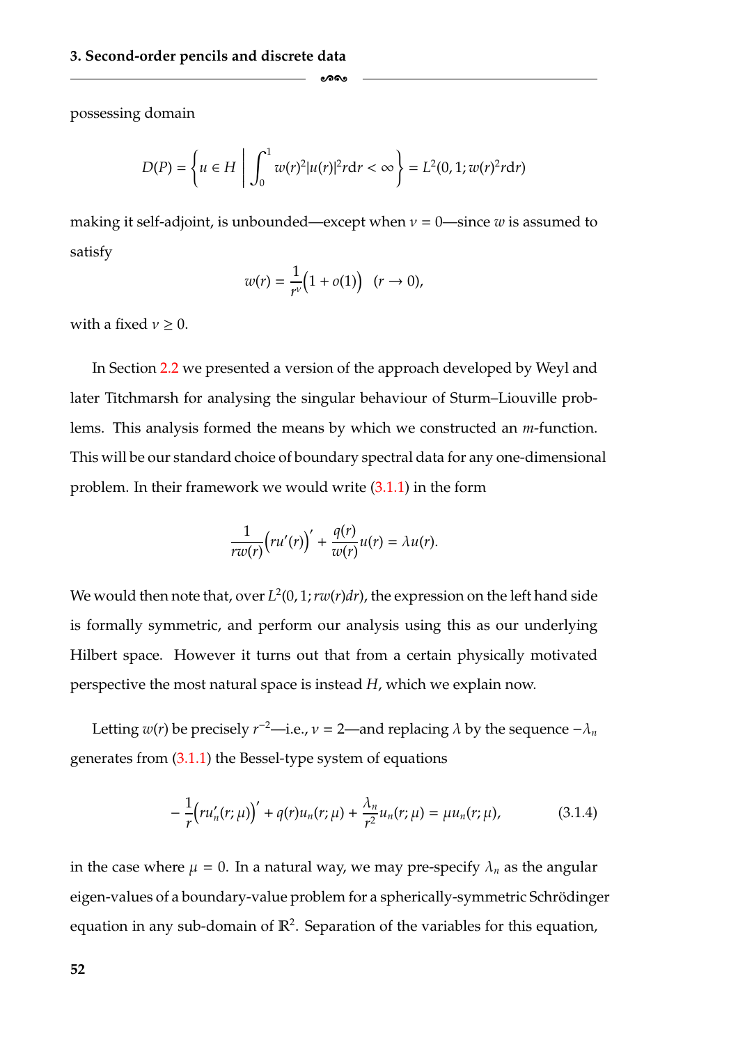possessing domain

$$D(P) = \left\{ u \in H \;\middle|\; \int_0^1 w(r)^2 |u(r)|^2 r\mathrm{d}r < \infty \right\} = L^2(0, 1; w(r)^2 r\mathrm{d}r)$$

making it self-adjoint, is unbounded—except when $\nu = 0$—since $w$ is assumed to satisfy

$$w(r) = \frac{1}{r^\nu}\Big(1 + o(1)\Big) \quad (r \to 0),$$

with a fixed $\nu \geq 0$.

In Section 2.2 we presented a version of the approach developed by Weyl and later Titchmarsh for analysing the singular behaviour of Sturm–Liouville problems. This analysis formed the means by which we constructed an $m$-function. This will be our standard choice of boundary spectral data for any one-dimensional problem. In their framework we would write (3.1.1) in the form

$$\frac{1}{rw(r)}\Big(ru'(r)\Big)' + \frac{q(r)}{w(r)}u(r) = \lambda u(r).$$

We would then note that, over $L^2(0, 1; rw(r)dr)$, the expression on the left hand side is formally symmetric, and perform our analysis using this as our underlying Hilbert space. However it turns out that from a certain physically motivated perspective the most natural space is instead $H$, which we explain now.

Letting $w(r)$ be precisely $r^{-2}$—i.e., $\nu = 2$—and replacing $\lambda$ by the sequence $-\lambda_n$ generates from (3.1.1) the Bessel-type system of equations

$$-\frac{1}{r}\Big(ru_n'(r;\mu)\Big)' + q(r)u_n(r;\mu) + \frac{\lambda_n}{r^2}u_n(r;\mu) = \mu u_n(r;\mu), \tag{3.1.4}$$

in the case where $\mu = 0$. In a natural way, we may pre-specify $\lambda_n$ as the angular eigen-values of a boundary-value problem for a spherically-symmetric Schrödinger equation in any sub-domain of $\mathbb{R}^2$. Separation of the variables for this equation,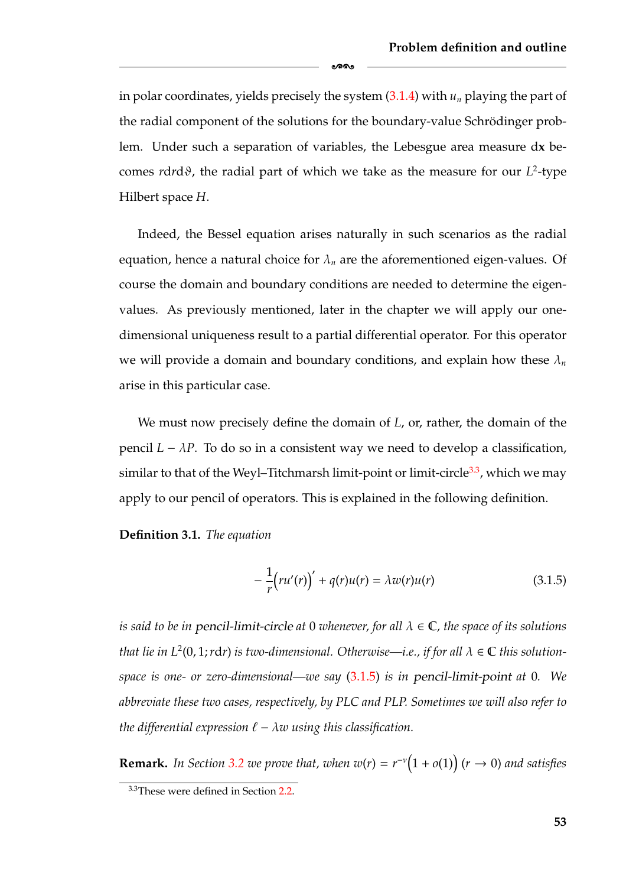in polar coordinates, yields precisely the system (3.1.4) with $u_n$ playing the part of the radial component of the solutions for the boundary-value Schrödinger problem. Under such a separation of variables, the Lebesgue area measure $d\mathbf{x}$ becomes $r dr d\vartheta$, the radial part of which we take as the measure for our $L^2$-type Hilbert space $H$.

Indeed, the Bessel equation arises naturally in such scenarios as the radial equation, hence a natural choice for $\lambda_n$ are the aforementioned eigen-values. Of course the domain and boundary conditions are needed to determine the eigen-values. As previously mentioned, later in the chapter we will apply our one-dimensional uniqueness result to a partial differential operator. For this operator we will provide a domain and boundary conditions, and explain how these $\lambda_n$ arise in this particular case.

We must now precisely define the domain of $L$, or, rather, the domain of the pencil $L - \lambda P$. To do so in a consistent way we need to develop a classification, similar to that of the Weyl–Titchmarsh limit-point or limit-circle[3.3], which we may apply to our pencil of operators. This is explained in the following definition.

**Definition 3.1.** *The equation*

$$-\frac{1}{r}\Big(ru'(r)\Big)' + q(r)u(r) = \lambda w(r)u(r) \tag{3.1.5}$$

*is said to be in* pencil-limit-circle *at* $0$ *whenever, for all* $\lambda \in \mathbb{C}$*, the space of its solutions that lie in* $L^2(0,1; r\mathrm{d}r)$ *is two-dimensional. Otherwise—i.e., if for all* $\lambda \in \mathbb{C}$ *this solution-space is one- or zero-dimensional—we say (3.1.5) is in* pencil-limit-point *at* $0$*. We abbreviate these two cases, respectively, by PLC and PLP. Sometimes we will also refer to the differential expression* $\ell - \lambda w$ *using this classification.*

**Remark.** *In Section 3.2 we prove that, when* $w(r) = r^{-\nu}\Big(1 + o(1)\Big)$ $(r \to 0)$ *and satisfies*

[3.3] These were defined in Section 2.2.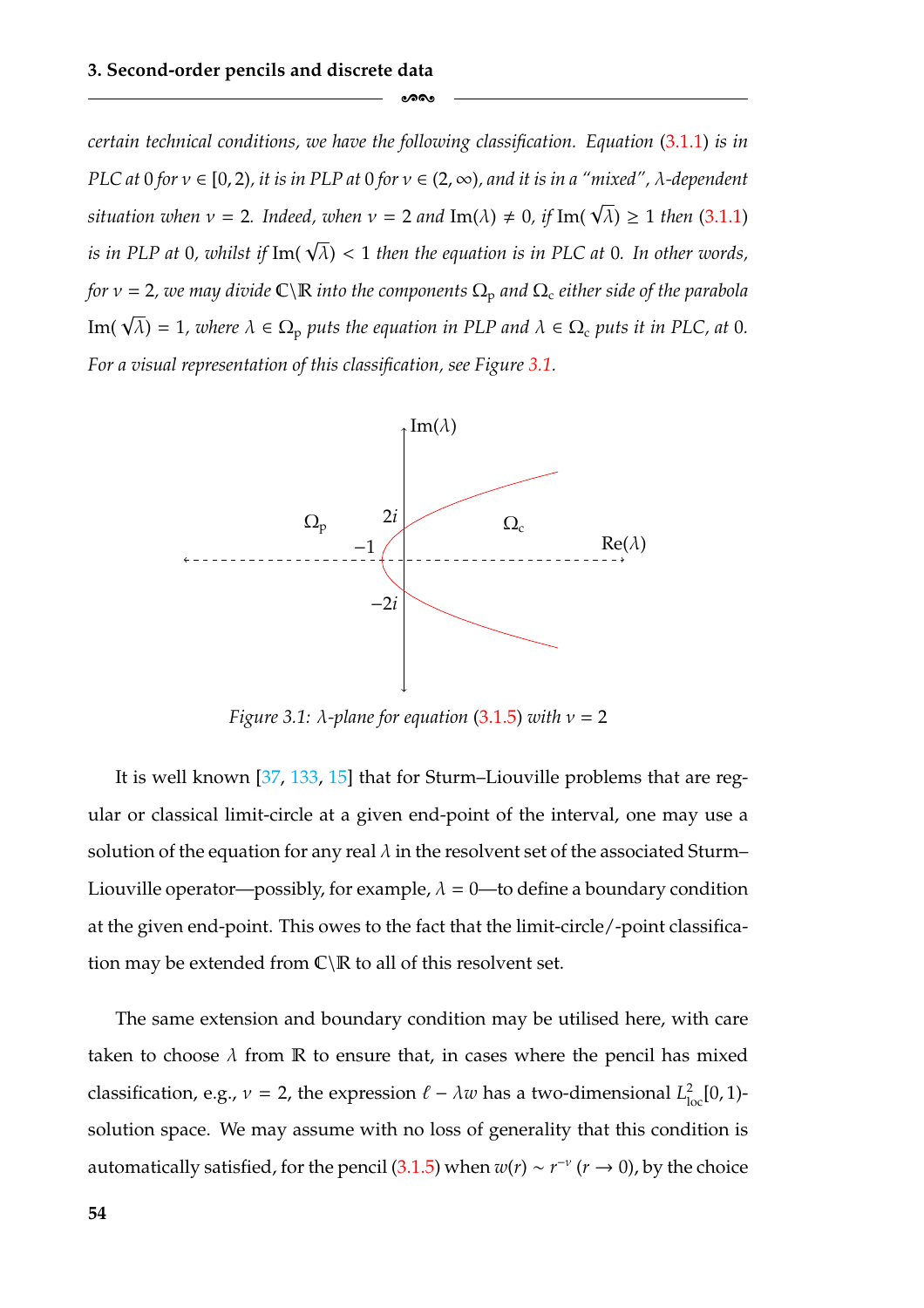*certain technical conditions, we have the following classification. Equation (3.1.1) is in PLC at 0 for $\nu \in [0,2)$, it is in PLP at 0 for $\nu \in (2,\infty)$, and it is in a "mixed", $\lambda$-dependent situation when $\nu = 2$. Indeed, when $\nu = 2$ and $\operatorname{Im}(\lambda) \neq 0$, if $\operatorname{Im}(\sqrt{\lambda}) \geq 1$ then (3.1.1) is in PLP at 0, whilst if $\operatorname{Im}(\sqrt{\lambda}) < 1$ then the equation is in PLC at 0. In other words, for $\nu = 2$, we may divide $\mathbb{C}\backslash\mathbb{R}$ into the components $\Omega_{\mathrm{p}}$ and $\Omega_{\mathrm{c}}$ either side of the parabola $\operatorname{Im}(\sqrt{\lambda}) = 1$, where $\lambda \in \Omega_{\mathrm{p}}$ puts the equation in PLP and $\lambda \in \Omega_{\mathrm{c}}$ puts it in PLC, at 0. For a visual representation of this classification, see Figure 3.1.*

*Figure 3.1: $\lambda$-plane for equation (3.1.5) with $\nu = 2$*

It is well known [37, 133, 15] that for Sturm–Liouville problems that are regular or classical limit-circle at a given end-point of the interval, one may use a solution of the equation for any real $\lambda$ in the resolvent set of the associated Sturm–Liouville operator—possibly, for example, $\lambda = 0$—to define a boundary condition at the given end-point. This owes to the fact that the limit-circle/-point classification may be extended from $\mathbb{C}\backslash\mathbb{R}$ to all of this resolvent set.

The same extension and boundary condition may be utilised here, with care taken to choose $\lambda$ from $\mathbb{R}$ to ensure that, in cases where the pencil has mixed classification, e.g., $\nu = 2$, the expression $\ell - \lambda w$ has a two-dimensional $L^2_{\mathrm{loc}}[0,1)$-solution space. We may assume with no loss of generality that this condition is automatically satisfied, for the pencil (3.1.5) when $w(r) \sim r^{-\nu}$ $(r \to 0)$, by the choice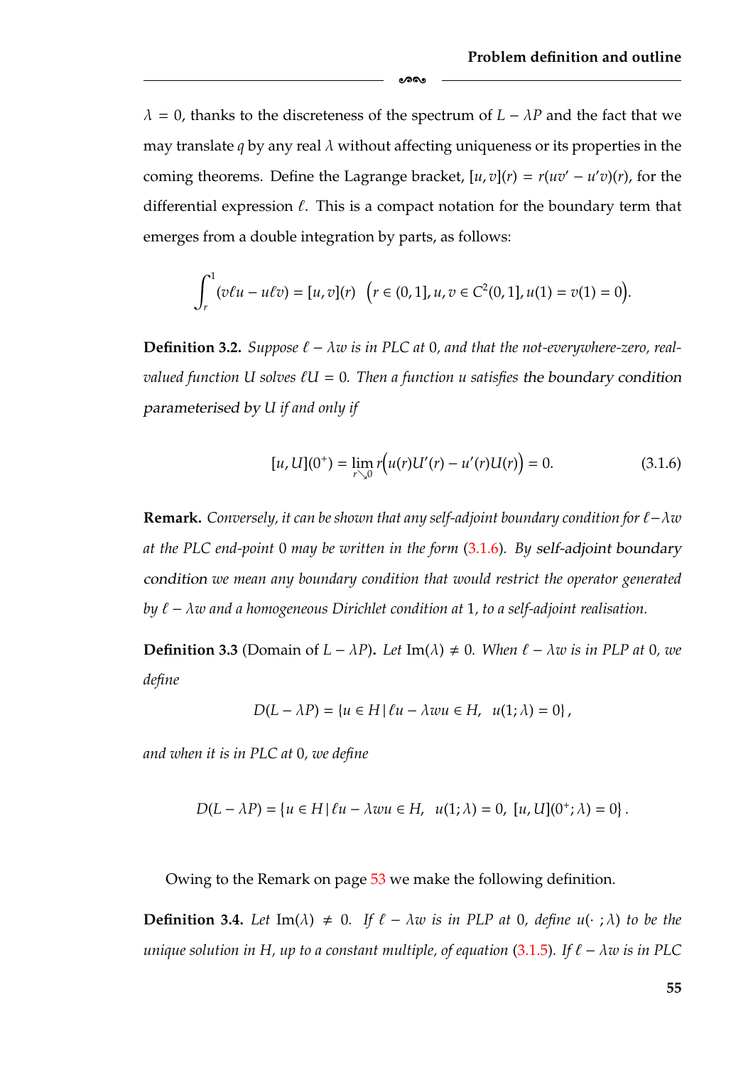$\lambda = 0$, thanks to the discreteness of the spectrum of $L - \lambda P$ and the fact that we may translate $q$ by any real $\lambda$ without affecting uniqueness or its properties in the coming theorems. Define the Lagrange bracket, $[u, v](r) = r(uv' - u'v)(r)$, for the differential expression $\ell$. This is a compact notation for the boundary term that emerges from a double integration by parts, as follows:

$$\int_r^1 (v\ell u - u\ell v) = [u, v](r) \quad \Big(r \in (0, 1], u, v \in C^2(0, 1], u(1) = v(1) = 0\Big).$$

**Definition 3.2.** *Suppose $\ell - \lambda w$ is in PLC at 0, and that the not-everywhere-zero, real-valued function $U$ solves $\ell U = 0$. Then a function $u$ satisfies* the boundary condition parameterised by $U$ *if and only if*

$$[u, U](0^+) = \lim_{r \searrow 0} r\Big(u(r)U'(r) - u'(r)U(r)\Big) = 0. \tag{3.1.6}$$

**Remark.** *Conversely, it can be shown that any self-adjoint boundary condition for $\ell - \lambda w$ at the PLC end-point 0 may be written in the form (3.1.6). By* self-adjoint boundary condition *we mean any boundary condition that would restrict the operator generated by $\ell - \lambda w$ and a homogeneous Dirichlet condition at 1, to a self-adjoint realisation.*

**Definition 3.3** (Domain of $L - \lambda P$)**.** *Let $\text{Im}(\lambda) \neq 0$. When $\ell - \lambda w$ is in PLP at 0, we define*

$$D(L - \lambda P) = \{u \in H \,|\, \ell u - \lambda w u \in H, \;\; u(1; \lambda) = 0\},$$

*and when it is in PLC at 0, we define*

$$D(L - \lambda P) = \{u \in H \,|\, \ell u - \lambda w u \in H, \;\; u(1; \lambda) = 0, \; [u, U](0^+; \lambda) = 0\}.$$

Owing to the Remark on page 53 we make the following definition.

**Definition 3.4.** *Let $\text{Im}(\lambda) \neq 0$. If $\ell - \lambda w$ is in PLP at 0, define $u(\cdot\, ; \lambda)$ to be the unique solution in $H$, up to a constant multiple, of equation (3.1.5). If $\ell - \lambda w$ is in PLC*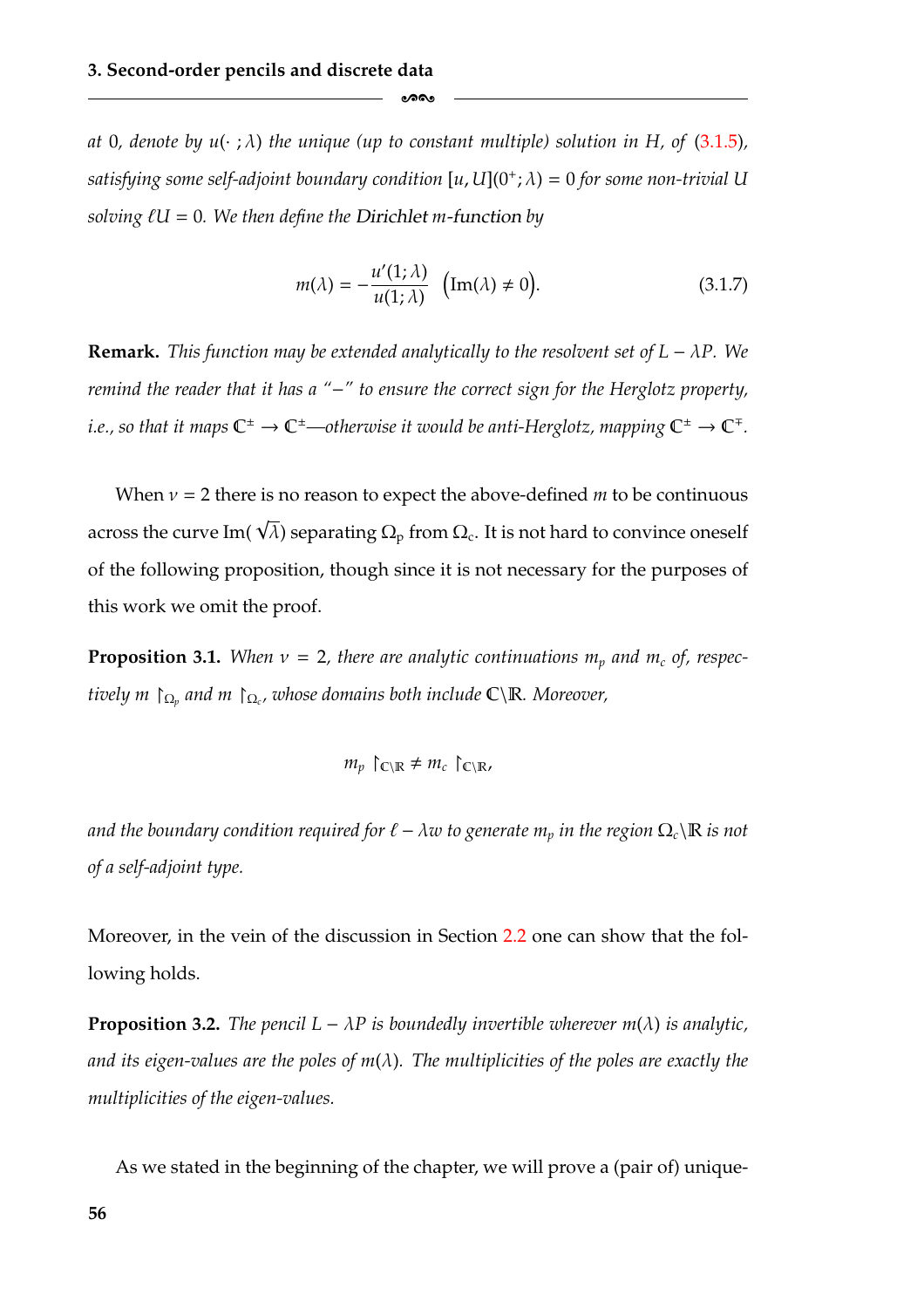*at* 0*, denote by* $u(\cdot\,;\lambda)$ *the unique (up to constant multiple) solution in* $H$*, of* (3.1.5)*, satisfying some self-adjoint boundary condition* $[u, U](0^+;\lambda) = 0$ *for some non-trivial* $U$ *solving* $\ell U = 0$*. We then define the* Dirichlet $m$-function *by*

$$m(\lambda) = -\frac{u'(1;\lambda)}{u(1;\lambda)} \quad \big(\mathrm{Im}(\lambda) \neq 0\big). \tag{3.1.7}$$

**Remark.** *This function may be extended analytically to the resolvent set of* $L - \lambda P$*. We remind the reader that it has a "−" to ensure the correct sign for the Herglotz property, i.e., so that it maps* $\mathbb{C}^{\pm} \to \mathbb{C}^{\pm}$*—otherwise it would be anti-Herglotz, mapping* $\mathbb{C}^{\pm} \to \mathbb{C}^{\mp}$*.*

When $\nu = 2$ there is no reason to expect the above-defined $m$ to be continuous across the curve $\mathrm{Im}(\sqrt{\lambda})$ separating $\Omega_{\mathrm{p}}$ from $\Omega_{\mathrm{c}}$. It is not hard to convince oneself of the following proposition, though since it is not necessary for the purposes of this work we omit the proof.

**Proposition 3.1.** *When* $\nu = 2$*, there are analytic continuations* $m_p$ *and* $m_c$ *of, respectively* $m \restriction_{\Omega_p}$ *and* $m \restriction_{\Omega_c}$*, whose domains both include* $\mathbb{C}\backslash\mathbb{R}$*. Moreover,*

$$m_p \restriction_{\mathbb{C}\backslash\mathbb{R}} \neq m_c \restriction_{\mathbb{C}\backslash\mathbb{R}},$$

*and the boundary condition required for* $\ell - \lambda w$ *to generate* $m_p$ *in the region* $\Omega_c\backslash\mathbb{R}$ *is not of a self-adjoint type.*

Moreover, in the vein of the discussion in Section 2.2 one can show that the following holds.

**Proposition 3.2.** *The pencil* $L - \lambda P$ *is boundedly invertible wherever* $m(\lambda)$ *is analytic, and its eigen-values are the poles of* $m(\lambda)$*. The multiplicities of the poles are exactly the multiplicities of the eigen-values.*

As we stated in the beginning of the chapter, we will prove a (pair of) unique-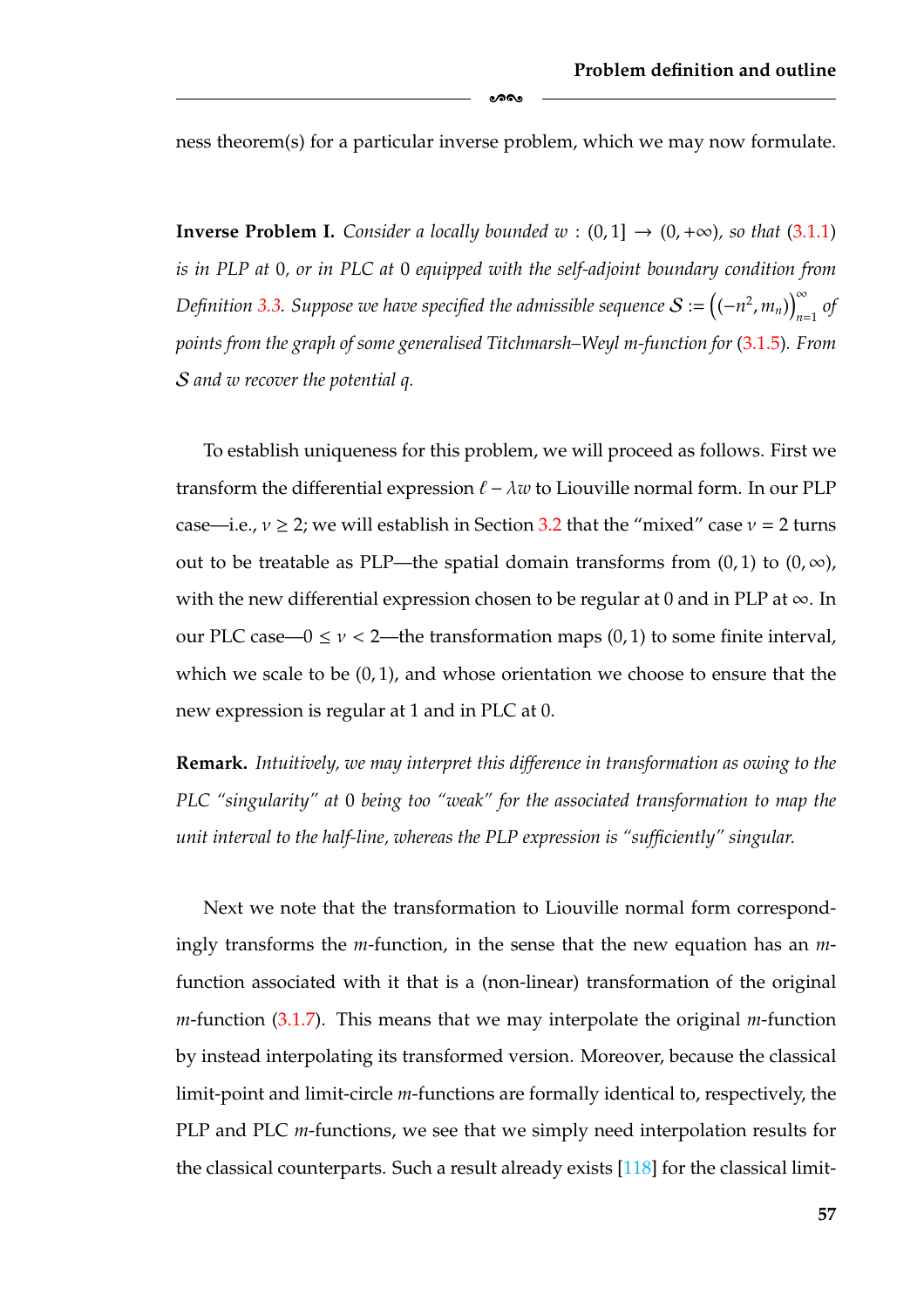ness theorem(s) for a particular inverse problem, which we may now formulate.

**Inverse Problem I.** *Consider a locally bounded $w : (0, 1] \to (0, +\infty)$, so that (3.1.1) is in PLP at* 0*, or in PLC at* 0 *equipped with the self-adjoint boundary condition from Definition 3.3. Suppose we have specified the admissible sequence $\mathcal{S} := \left((-n^2, m_n)\right)_{n=1}^{\infty}$ of points from the graph of some generalised Titchmarsh–Weyl m-function for (3.1.5). From $\mathcal{S}$ and $w$ recover the potential $q$.*

To establish uniqueness for this problem, we will proceed as follows. First we transform the differential expression $\ell - \lambda w$ to Liouville normal form. In our PLP case—i.e., $\nu \geq 2$; we will establish in Section 3.2 that the "mixed" case $\nu = 2$ turns out to be treatable as PLP—the spatial domain transforms from $(0, 1)$ to $(0, \infty)$, with the new differential expression chosen to be regular at 0 and in PLP at $\infty$. In our PLC case—$0 \leq \nu < 2$—the transformation maps $(0, 1)$ to some finite interval, which we scale to be $(0, 1)$, and whose orientation we choose to ensure that the new expression is regular at 1 and in PLC at 0.

**Remark.** *Intuitively, we may interpret this difference in transformation as owing to the PLC "singularity" at* 0 *being too "weak" for the associated transformation to map the unit interval to the half-line, whereas the PLP expression is "sufficiently" singular.*

Next we note that the transformation to Liouville normal form correspondingly transforms the $m$-function, in the sense that the new equation has an $m$-function associated with it that is a (non-linear) transformation of the original $m$-function (3.1.7). This means that we may interpolate the original $m$-function by instead interpolating its transformed version. Moreover, because the classical limit-point and limit-circle $m$-functions are formally identical to, respectively, the PLP and PLC $m$-functions, we see that we simply need interpolation results for the classical counterparts. Such a result already exists [118] for the classical limit-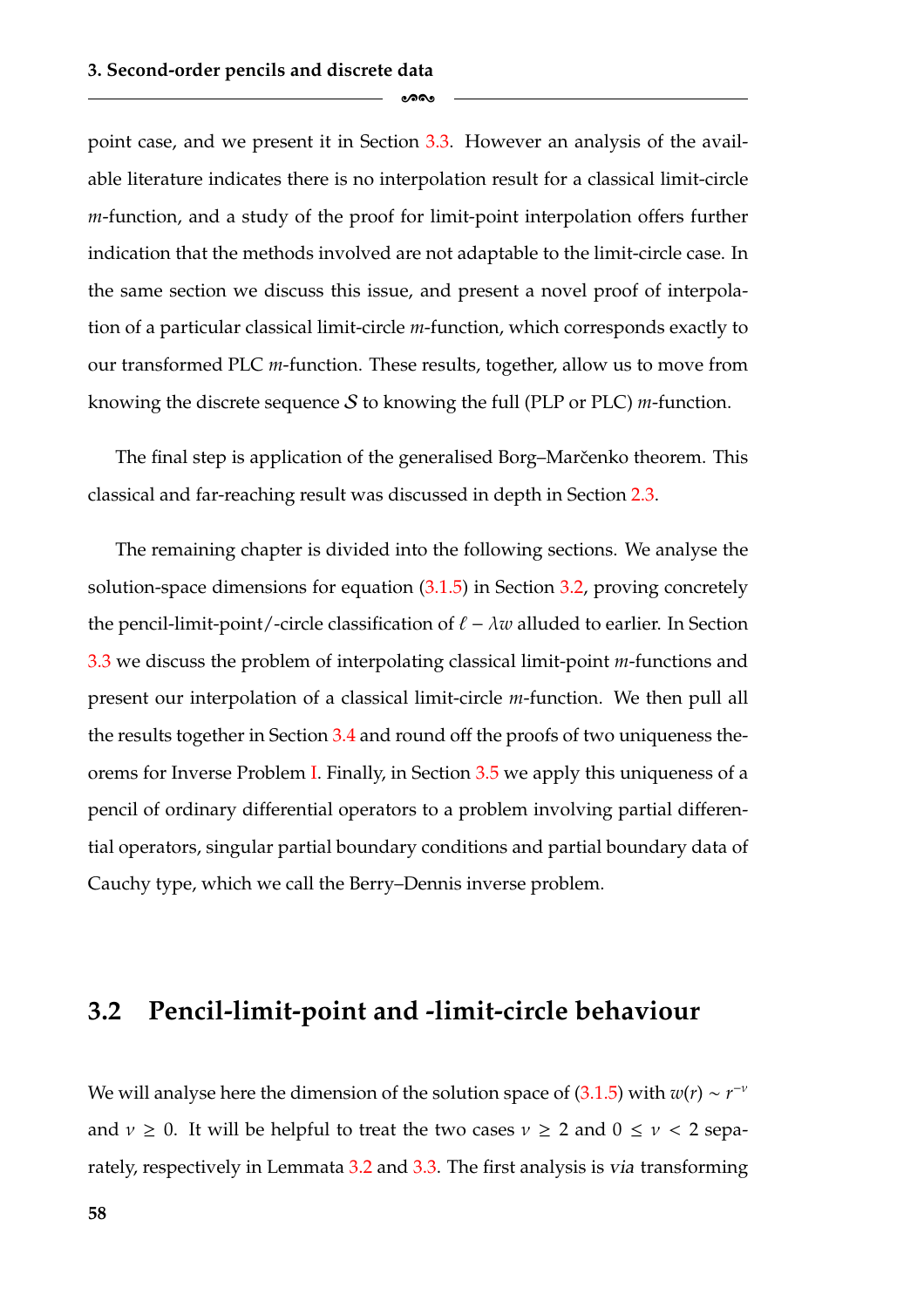point case, and we present it in Section 3.3. However an analysis of the available literature indicates there is no interpolation result for a classical limit-circle $m$-function, and a study of the proof for limit-point interpolation offers further indication that the methods involved are not adaptable to the limit-circle case. In the same section we discuss this issue, and present a novel proof of interpolation of a particular classical limit-circle $m$-function, which corresponds exactly to our transformed PLC $m$-function. These results, together, allow us to move from knowing the discrete sequence $\mathcal{S}$ to knowing the full (PLP or PLC) $m$-function.

The final step is application of the generalised Borg–Marčenko theorem. This classical and far-reaching result was discussed in depth in Section 2.3.

The remaining chapter is divided into the following sections. We analyse the solution-space dimensions for equation (3.1.5) in Section 3.2, proving concretely the pencil-limit-point/-circle classification of $\ell - \lambda w$ alluded to earlier. In Section 3.3 we discuss the problem of interpolating classical limit-point $m$-functions and present our interpolation of a classical limit-circle $m$-function. We then pull all the results together in Section 3.4 and round off the proofs of two uniqueness theorems for Inverse Problem I. Finally, in Section 3.5 we apply this uniqueness of a pencil of ordinary differential operators to a problem involving partial differential operators, singular partial boundary conditions and partial boundary data of Cauchy type, which we call the Berry–Dennis inverse problem.

## 3.2 Pencil-limit-point and -limit-circle behaviour

We will analyse here the dimension of the solution space of (3.1.5) with $w(r) \sim r^{-\nu}$ and $\nu \geq 0$. It will be helpful to treat the two cases $\nu \geq 2$ and $0 \leq \nu < 2$ separately, respectively in Lemmata 3.2 and 3.3. The first analysis is *via* transforming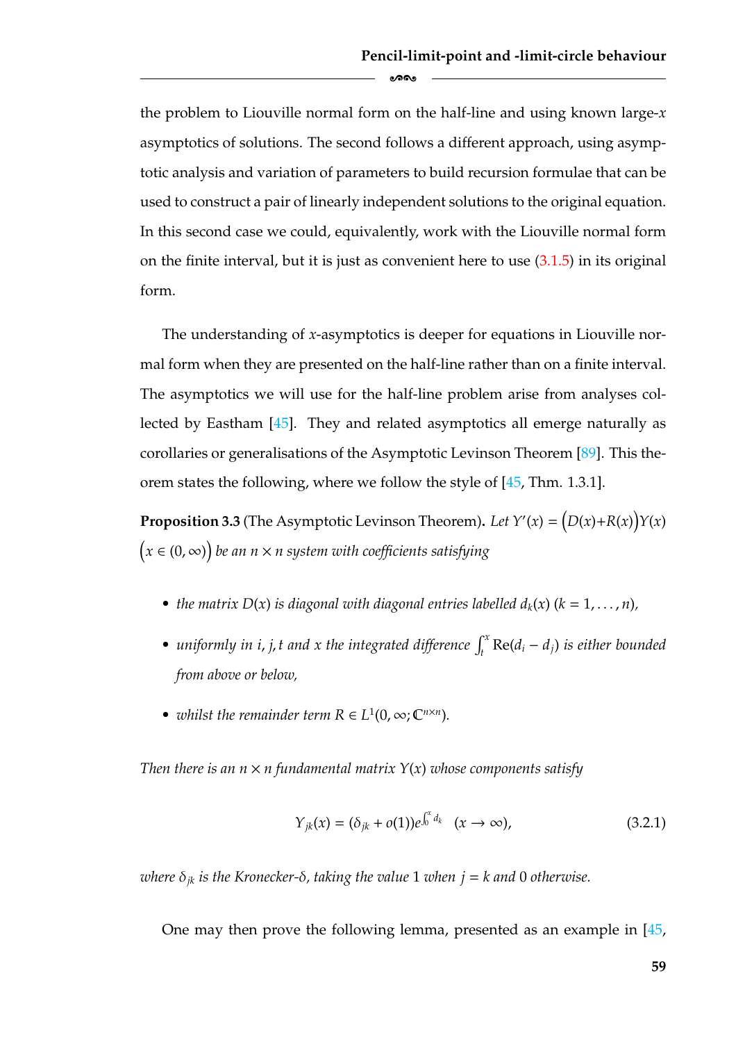the problem to Liouville normal form on the half-line and using known large-$x$ asymptotics of solutions. The second follows a different approach, using asymptotic analysis and variation of parameters to build recursion formulae that can be used to construct a pair of linearly independent solutions to the original equation. In this second case we could, equivalently, work with the Liouville normal form on the finite interval, but it is just as convenient here to use (3.1.5) in its original form.

The understanding of $x$-asymptotics is deeper for equations in Liouville normal form when they are presented on the half-line rather than on a finite interval. The asymptotics we will use for the half-line problem arise from analyses collected by Eastham [45]. They and related asymptotics all emerge naturally as corollaries or generalisations of the Asymptotic Levinson Theorem [89]. This theorem states the following, where we follow the style of [45, Thm. 1.3.1].

**Proposition 3.3** (The Asymptotic Levinson Theorem)**.** *Let $Y'(x) = \big(D(x)+R(x)\big)Y(x)$ $\big(x \in (0,\infty)\big)$ be an $n \times n$ system with coefficients satisfying*

- *the matrix $D(x)$ is diagonal with diagonal entries labelled $d_k(x)$ ($k = 1, \dots, n$),*
- *uniformly in $i, j, t$ and $x$ the integrated difference $\int_t^x \mathrm{Re}(d_i - d_j)$ is either bounded from above or below,*
- *whilst the remainder term $R \in L^1(0,\infty;\mathbb{C}^{n\times n})$.*

*Then there is an $n \times n$ fundamental matrix $Y(x)$ whose components satisfy*

$$Y_{jk}(x) = (\delta_{jk} + o(1))e^{\int_0^x d_k} \quad (x \to \infty), \tag{3.2.1}$$

*where $\delta_{jk}$ is the Kronecker-$\delta$, taking the value $1$ when $j = k$ and $0$ otherwise.*

One may then prove the following lemma, presented as an example in [45,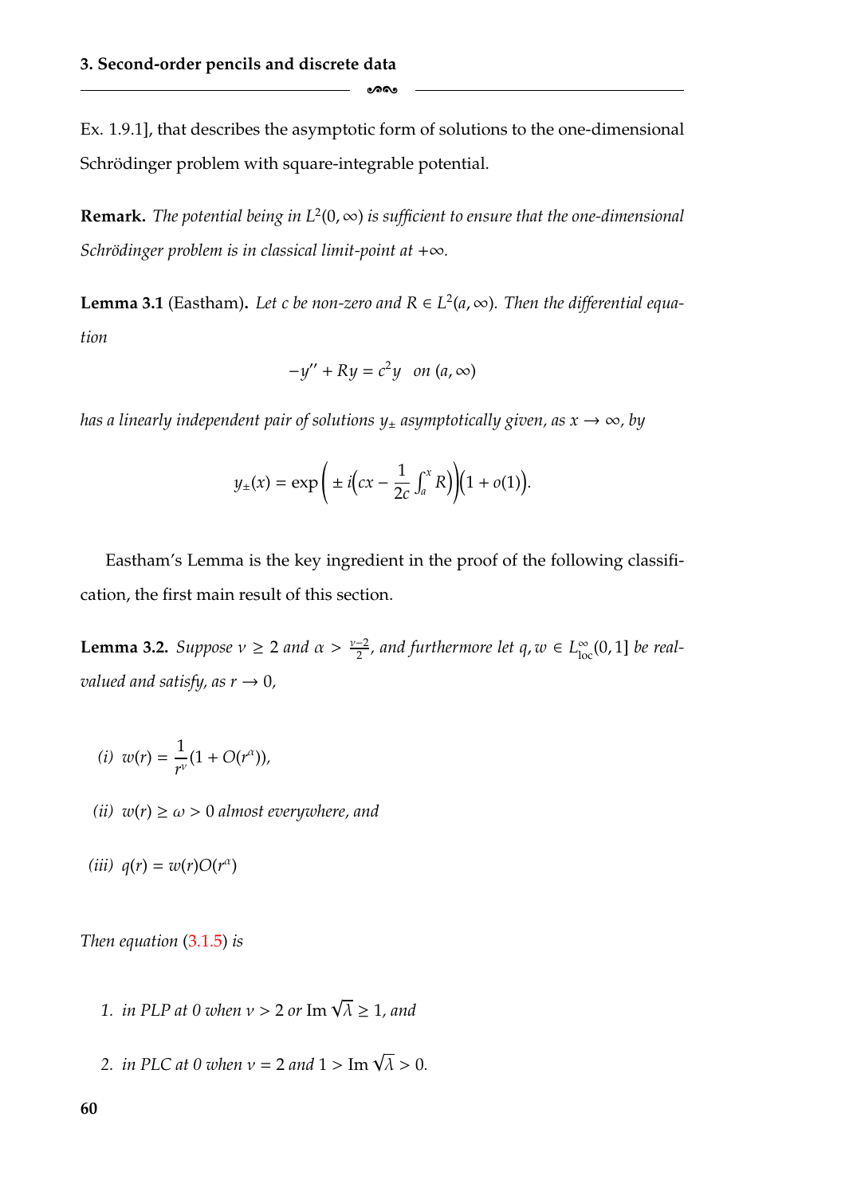Ex. 1.9.1], that describes the asymptotic form of solutions to the one-dimensional Schrödinger problem with square-integrable potential.

**Remark.** *The potential being in $L^2(0,\infty)$ is sufficient to ensure that the one-dimensional Schrödinger problem is in classical limit-point at $+\infty$.*

**Lemma 3.1** (Eastham)**.** *Let $c$ be non-zero and $R \in L^2(a,\infty)$. Then the differential equation*

$$-y'' + Ry = c^2 y \quad \text{on } (a,\infty)$$

*has a linearly independent pair of solutions $y_\pm$ asymptotically given, as $x \to \infty$, by*

$$y_\pm(x) = \exp\left(\pm i\Big(cx - \frac{1}{2c}\int_a^x R\Big)\right)\Big(1 + o(1)\Big).$$

Eastham's Lemma is the key ingredient in the proof of the following classification, the first main result of this section.

**Lemma 3.2.** *Suppose $\nu \geq 2$ and $\alpha > \frac{\nu-2}{2}$, and furthermore let $q, w \in L^\infty_{\mathrm{loc}}(0,1]$ be real-valued and satisfy, as $r \to 0$,*

*(i)* $w(r) = \dfrac{1}{r^\nu}(1 + O(r^\alpha))$,

*(ii)* $w(r) \geq \omega > 0$ *almost everywhere, and*

*(iii)* $q(r) = w(r)O(r^\alpha)$

*Then equation (3.1.5) is*

1. *in PLP at 0 when $\nu > 2$ or $\operatorname{Im}\sqrt{\lambda} \geq 1$, and*
2. *in PLC at 0 when $\nu = 2$ and $1 > \operatorname{Im}\sqrt{\lambda} > 0$.*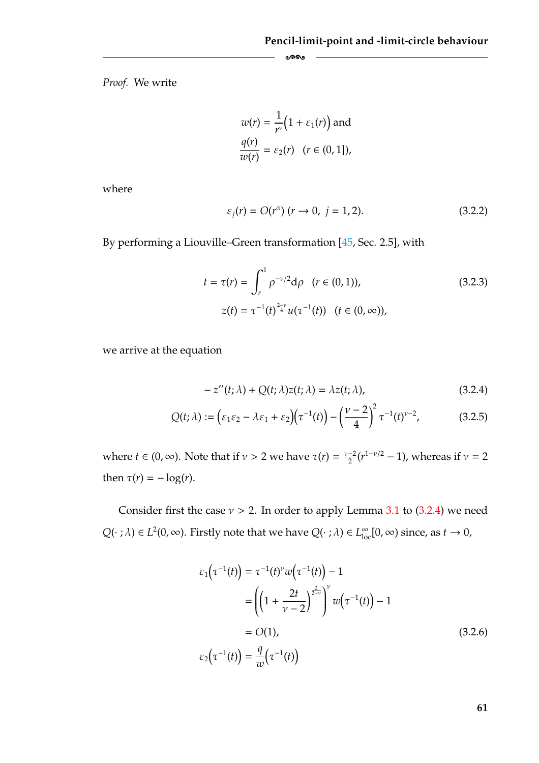*Proof.* We write

$$\begin{aligned} w(r) &= \frac{1}{r^{\nu}}\Big(1+\varepsilon_1(r)\Big) \text{ and} \\ \frac{q(r)}{w(r)} &= \varepsilon_2(r) \quad (r \in (0,1]), \end{aligned}$$

where

$$\varepsilon_j(r) = O(r^{\alpha}) \ (r \to 0, \ j = 1, 2). \tag{3.2.2}$$

By performing a Liouville–Green transformation [45, Sec. 2.5], with

$$\begin{aligned} t = \tau(r) &= \int_r^1 \rho^{-\nu/2} \mathrm{d}\rho \quad (r \in (0,1)), \\ z(t) &= \tau^{-1}(t)^{\frac{2-\nu}{4}} u(\tau^{-1}(t)) \quad (t \in (0,\infty)), \end{aligned} \tag{3.2.3}$$

we arrive at the equation

$$-z''(t;\lambda) + Q(t;\lambda) z(t;\lambda) = \lambda z(t;\lambda), \tag{3.2.4}$$

$$Q(t;\lambda) := \Big(\varepsilon_1\varepsilon_2 - \lambda\varepsilon_1 + \varepsilon_2\Big)\Big(\tau^{-1}(t)\Big) - \Big(\frac{\nu-2}{4}\Big)^2 \tau^{-1}(t)^{\nu-2}, \tag{3.2.5}$$

where $t \in (0,\infty)$. Note that if $\nu > 2$ we have $\tau(r) = \frac{\nu-2}{2}(r^{1-\nu/2} - 1)$, whereas if $\nu = 2$ then $\tau(r) = -\log(r)$.

Consider first the case $\nu > 2$. In order to apply Lemma 3.1 to (3.2.4) we need $Q(\cdot\,;\lambda) \in L^2(0,\infty)$. Firstly note that we have $Q(\cdot\,;\lambda) \in L^{\infty}_{\mathrm{loc}}[0,\infty)$ since, as $t \to 0$,

$$\begin{aligned} \varepsilon_1\Big(\tau^{-1}(t)\Big) &= \tau^{-1}(t)^{\nu} w\Big(\tau^{-1}(t)\Big) - 1 \\ &= \left(\Big(1 + \frac{2t}{\nu-2}\Big)^{\frac{2}{2-\nu}}\right)^{\nu} w\Big(\tau^{-1}(t)\Big) - 1 \\ &= O(1), \end{aligned} \tag{3.2.6}$$

$$\varepsilon_2\Big(\tau^{-1}(t)\Big) = \frac{q}{w}\Big(\tau^{-1}(t)\Big)$$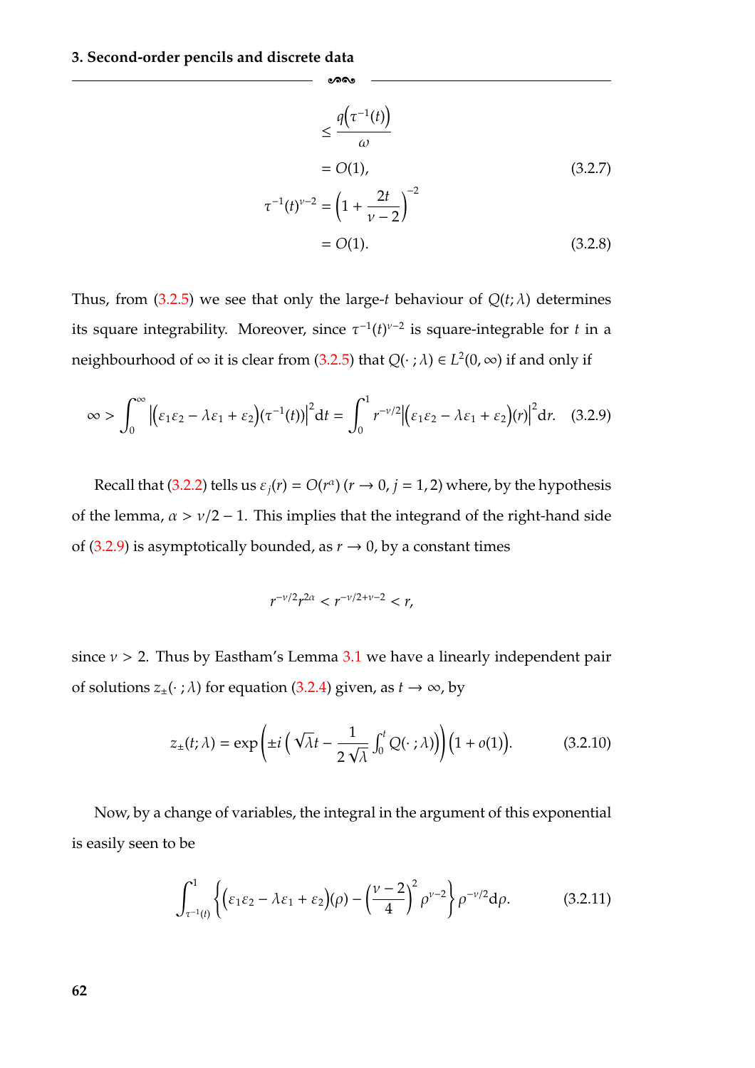$$
\begin{aligned}
&\leq \frac{q\left(\tau^{-1}(t)\right)}{\omega} \\
&= O(1), && (3.2.7) \\
\tau^{-1}(t)^{\nu-2} &= \left(1 + \frac{2t}{\nu-2}\right)^{-2} \\
&= O(1). && (3.2.8)
\end{aligned}
$$

Thus, from (3.2.5) we see that only the large-$t$ behaviour of $Q(t;\lambda)$ determines its square integrability. Moreover, since $\tau^{-1}(t)^{\nu-2}$ is square-integrable for $t$ in a neighbourhood of $\infty$ it is clear from (3.2.5) that $Q(\cdot\,;\lambda) \in L^2(0,\infty)$ if and only if

$$
\infty > \int_0^\infty \left|\left(\varepsilon_1\varepsilon_2 - \lambda\varepsilon_1 + \varepsilon_2\right)(\tau^{-1}(t))\right|^2 \mathrm{d}t = \int_0^1 r^{-\nu/2}\left|\left(\varepsilon_1\varepsilon_2 - \lambda\varepsilon_1 + \varepsilon_2\right)(r)\right|^2 \mathrm{d}r. \quad (3.2.9)
$$

Recall that (3.2.2) tells us $\varepsilon_j(r) = O(r^\alpha)$ $(r \to 0,\, j = 1,2)$ where, by the hypothesis of the lemma, $\alpha > \nu/2 - 1$. This implies that the integrand of the right-hand side of (3.2.9) is asymptotically bounded, as $r \to 0$, by a constant times

$$
r^{-\nu/2} r^{2\alpha} < r^{-\nu/2+\nu-2} < r,
$$

since $\nu > 2$. Thus by Eastham's Lemma 3.1 we have a linearly independent pair of solutions $z_\pm(\cdot\,;\lambda)$ for equation (3.2.4) given, as $t \to \infty$, by

$$
z_\pm(t;\lambda) = \exp\left(\pm i\left(\sqrt{\lambda}t - \frac{1}{2\sqrt{\lambda}}\int_0^t Q(\cdot\,;\lambda)\right)\right)\left(1 + o(1)\right). \quad (3.2.10)
$$

Now, by a change of variables, the integral in the argument of this exponential is easily seen to be

$$
\int_{\tau^{-1}(t)}^1 \left\{\left(\varepsilon_1\varepsilon_2 - \lambda\varepsilon_1 + \varepsilon_2\right)(\rho) - \left(\frac{\nu-2}{4}\right)^2 \rho^{\nu-2}\right\} \rho^{-\nu/2} \mathrm{d}\rho. \quad (3.2.11)
$$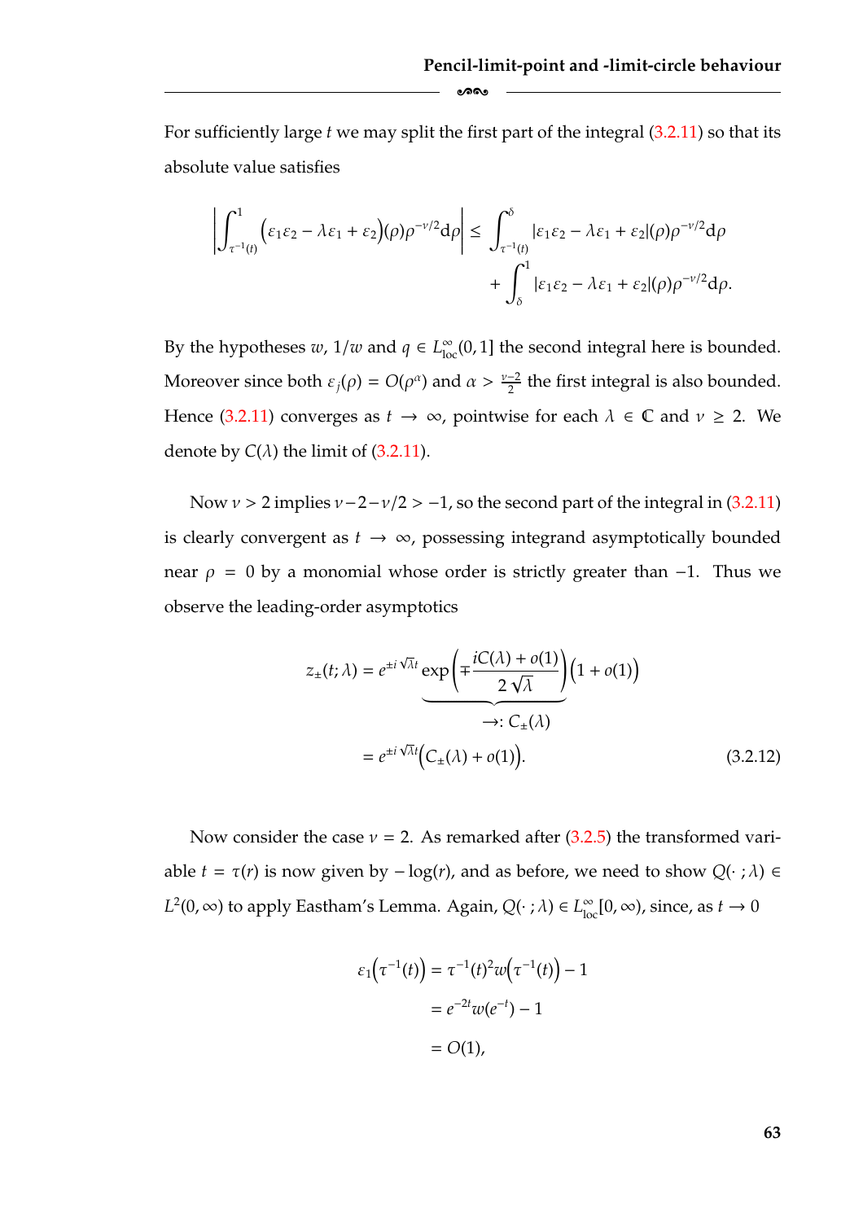For sufficiently large $t$ we may split the first part of the integral (3.2.11) so that its absolute value satisfies

$$\left|\int_{\tau^{-1}(t)}^{1} \Big(\varepsilon_1\varepsilon_2 - \lambda\varepsilon_1 + \varepsilon_2\Big)(\rho)\rho^{-\nu/2}\mathrm{d}\rho\right| \leq \int_{\tau^{-1}(t)}^{\delta} |\varepsilon_1\varepsilon_2 - \lambda\varepsilon_1 + \varepsilon_2|(\rho)\rho^{-\nu/2}\mathrm{d}\rho$$
$$+ \int_{\delta}^{1} |\varepsilon_1\varepsilon_2 - \lambda\varepsilon_1 + \varepsilon_2|(\rho)\rho^{-\nu/2}\mathrm{d}\rho.$$

By the hypotheses $w$, $1/w$ and $q \in L^\infty_{\mathrm{loc}}(0,1]$ the second integral here is bounded. Moreover since both $\varepsilon_j(\rho) = O(\rho^\alpha)$ and $\alpha > \frac{\nu-2}{2}$ the first integral is also bounded. Hence (3.2.11) converges as $t \to \infty$, pointwise for each $\lambda \in \mathbb{C}$ and $\nu \geq 2$. We denote by $C(\lambda)$ the limit of (3.2.11).

Now $\nu > 2$ implies $\nu - 2 - \nu/2 > -1$, so the second part of the integral in (3.2.11) is clearly convergent as $t \to \infty$, possessing integrand asymptotically bounded near $\rho = 0$ by a monomial whose order is strictly greater than $-1$. Thus we observe the leading-order asymptotics

$$\begin{aligned}
z_\pm(t;\lambda) &= e^{\pm i\sqrt{\lambda}t}\underbrace{\exp\left(\mp\frac{iC(\lambda) + o(1)}{2\sqrt{\lambda}}\right)}_{\to:\, C_\pm(\lambda)}\Big(1 + o(1)\Big) \\
&= e^{\pm i\sqrt{\lambda}t}\Big(C_\pm(\lambda) + o(1)\Big).
\end{aligned} \tag{3.2.12}$$

Now consider the case $\nu = 2$. As remarked after (3.2.5) the transformed variable $t = \tau(r)$ is now given by $-\log(r)$, and as before, we need to show $Q(\cdot\,;\lambda) \in L^2(0,\infty)$ to apply Eastham's Lemma. Again, $Q(\cdot\,;\lambda) \in L^\infty_{\mathrm{loc}}[0,\infty)$, since, as $t \to 0$

$$\begin{aligned}
\varepsilon_1\Big(\tau^{-1}(t)\Big) &= \tau^{-1}(t)^2 w\Big(\tau^{-1}(t)\Big) - 1 \\
&= e^{-2t}w(e^{-t}) - 1 \\
&= O(1),
\end{aligned}$$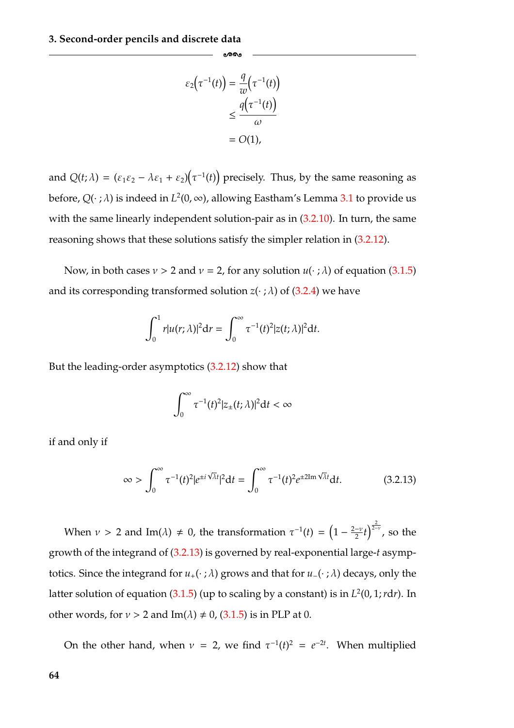$$
\begin{aligned}
\varepsilon_2\Big(\tau^{-1}(t)\Big) &= \frac{q}{w}\Big(\tau^{-1}(t)\Big) \\
&\leq \frac{q\Big(\tau^{-1}(t)\Big)}{\omega} \\
&= O(1),
\end{aligned}
$$

and $Q(t;\lambda) = (\varepsilon_1\varepsilon_2 - \lambda\varepsilon_1 + \varepsilon_2)\Big(\tau^{-1}(t)\Big)$ precisely. Thus, by the same reasoning as before, $Q(\cdot\,;\lambda)$ is indeed in $L^2(0,\infty)$, allowing Eastham's Lemma 3.1 to provide us with the same linearly independent solution-pair as in (3.2.10). In turn, the same reasoning shows that these solutions satisfy the simpler relation in (3.2.12).

Now, in both cases $\nu > 2$ and $\nu = 2$, for any solution $u(\cdot\,;\lambda)$ of equation (3.1.5) and its corresponding transformed solution $z(\cdot\,;\lambda)$ of (3.2.4) we have

$$
\int_0^1 r|u(r;\lambda)|^2 \mathrm{d}r = \int_0^\infty \tau^{-1}(t)^2 |z(t;\lambda)|^2 \mathrm{d}t.
$$

But the leading-order asymptotics (3.2.12) show that

$$
\int_0^\infty \tau^{-1}(t)^2 |z_\pm(t;\lambda)|^2 \mathrm{d}t < \infty
$$

if and only if

$$
\infty > \int_0^\infty \tau^{-1}(t)^2 |e^{\pm i\sqrt{\lambda}t}|^2 \mathrm{d}t = \int_0^\infty \tau^{-1}(t)^2 e^{\pm 2\mathrm{Im}\sqrt{\lambda}t} \mathrm{d}t. \tag{3.2.13}
$$

When $\nu > 2$ and $\mathrm{Im}(\lambda) \neq 0$, the transformation $\tau^{-1}(t) = \Big(1 - \frac{2-\nu}{2}t\Big)^{\frac{2}{2-\nu}}$, so the growth of the integrand of (3.2.13) is governed by real-exponential large-$t$ asymptotics. Since the integrand for $u_+(\cdot\,;\lambda)$ grows and that for $u_-(\cdot\,;\lambda)$ decays, only the latter solution of equation (3.1.5) (up to scaling by a constant) is in $L^2(0,1;r\mathrm{d}r)$. In other words, for $\nu > 2$ and $\mathrm{Im}(\lambda) \neq 0$, (3.1.5) is in PLP at 0.

On the other hand, when $\nu = 2$, we find $\tau^{-1}(t)^2 = e^{-2t}$. When multiplied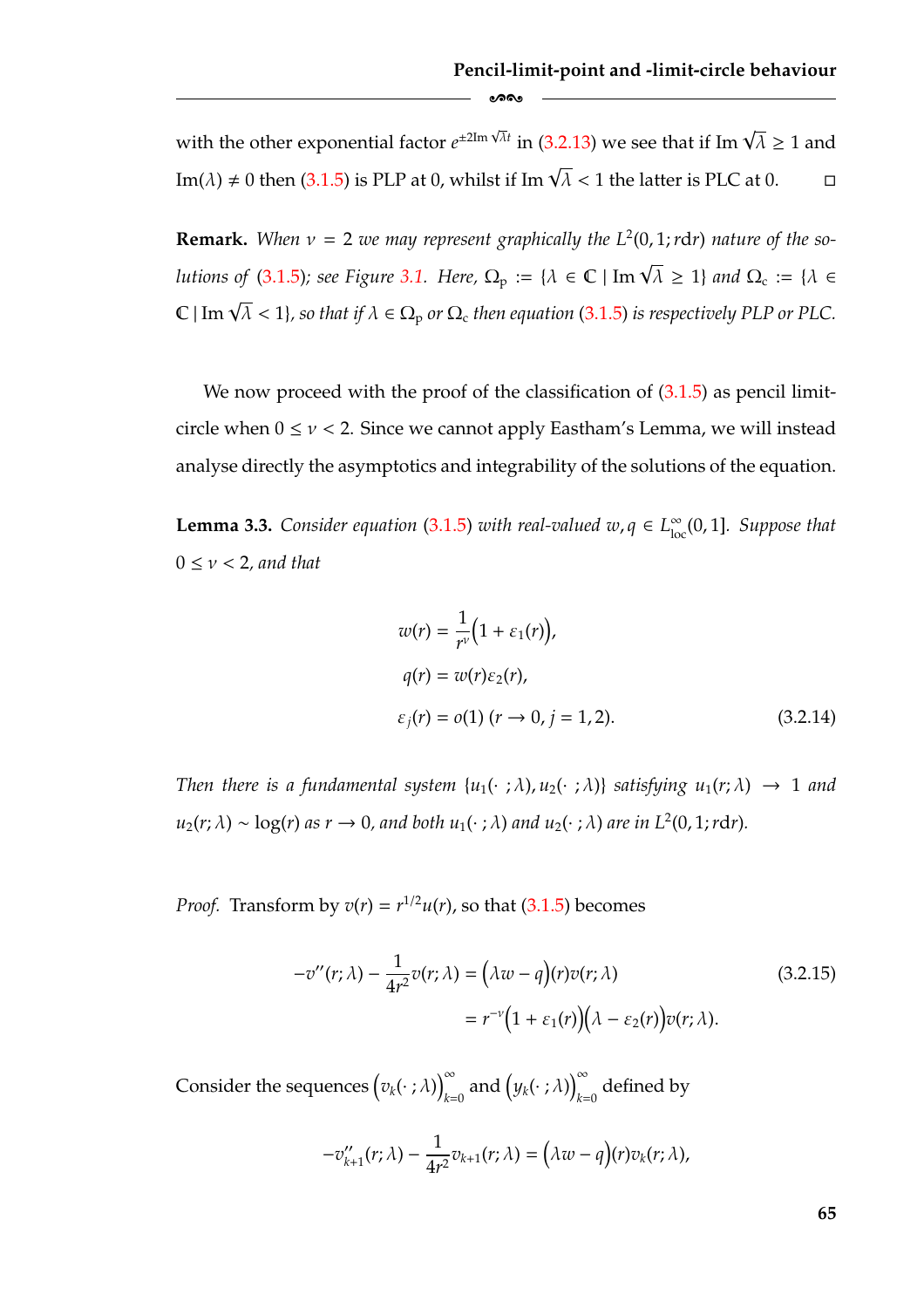with the other exponential factor $e^{\pm 2\mathrm{Im}\sqrt{\lambda}t}$ in (3.2.13) we see that if $\mathrm{Im}\sqrt{\lambda} \geq 1$ and $\mathrm{Im}(\lambda) \neq 0$ then (3.1.5) is PLP at 0, whilst if $\mathrm{Im}\sqrt{\lambda} < 1$ the latter is PLC at 0. $\square$

**Remark.** *When $\nu = 2$ we may represent graphically the $L^2(0,1;r\mathrm{d}r)$ nature of the solutions of (3.1.5); see Figure 3.1. Here, $\Omega_{\mathrm{p}} := \{\lambda \in \mathbb{C} \mid \mathrm{Im}\sqrt{\lambda} \geq 1\}$ and $\Omega_{\mathrm{c}} := \{\lambda \in \mathbb{C} \mid \mathrm{Im}\sqrt{\lambda} < 1\}$, so that if $\lambda \in \Omega_{\mathrm{p}}$ or $\Omega_{\mathrm{c}}$ then equation (3.1.5) is respectively PLP or PLC.*

We now proceed with the proof of the classification of (3.1.5) as pencil limit-circle when $0 \leq \nu < 2$. Since we cannot apply Eastham's Lemma, we will instead analyse directly the asymptotics and integrability of the solutions of the equation.

**Lemma 3.3.** *Consider equation (3.1.5) with real-valued $w, q \in L^\infty_{\mathrm{loc}}(0,1]$. Suppose that $0 \leq \nu < 2$, and that*

$$
\begin{aligned}
w(r) &= \frac{1}{r^\nu}\Big(1 + \varepsilon_1(r)\Big), \\
q(r) &= w(r)\varepsilon_2(r), \\
\varepsilon_j(r) &= o(1) \ (r \to 0,\ j = 1,2).
\end{aligned}
\tag{3.2.14}
$$

*Then there is a fundamental system $\{u_1(\cdot\,;\lambda), u_2(\cdot\,;\lambda)\}$ satisfying $u_1(r;\lambda) \to 1$ and $u_2(r;\lambda) \sim \log(r)$ as $r \to 0$, and both $u_1(\cdot\,;\lambda)$ and $u_2(\cdot\,;\lambda)$ are in $L^2(0,1;r\mathrm{d}r)$.*

*Proof.* Transform by $v(r) = r^{1/2}u(r)$, so that (3.1.5) becomes

$$
\begin{aligned}
-v''(r;\lambda) - \frac{1}{4r^2}v(r;\lambda) &= \Big(\lambda w - q\Big)(r)v(r;\lambda) \\
&= r^{-\nu}\Big(1 + \varepsilon_1(r)\Big)\Big(\lambda - \varepsilon_2(r)\Big)v(r;\lambda).
\end{aligned}
\tag{3.2.15}
$$

Consider the sequences $\Big(v_k(\cdot\,;\lambda)\Big)_{k=0}^\infty$ and $\Big(y_k(\cdot\,;\lambda)\Big)_{k=0}^\infty$ defined by

$$
-v''_{k+1}(r;\lambda) - \frac{1}{4r^2}v_{k+1}(r;\lambda) = \Big(\lambda w - q\Big)(r)v_k(r;\lambda),
$$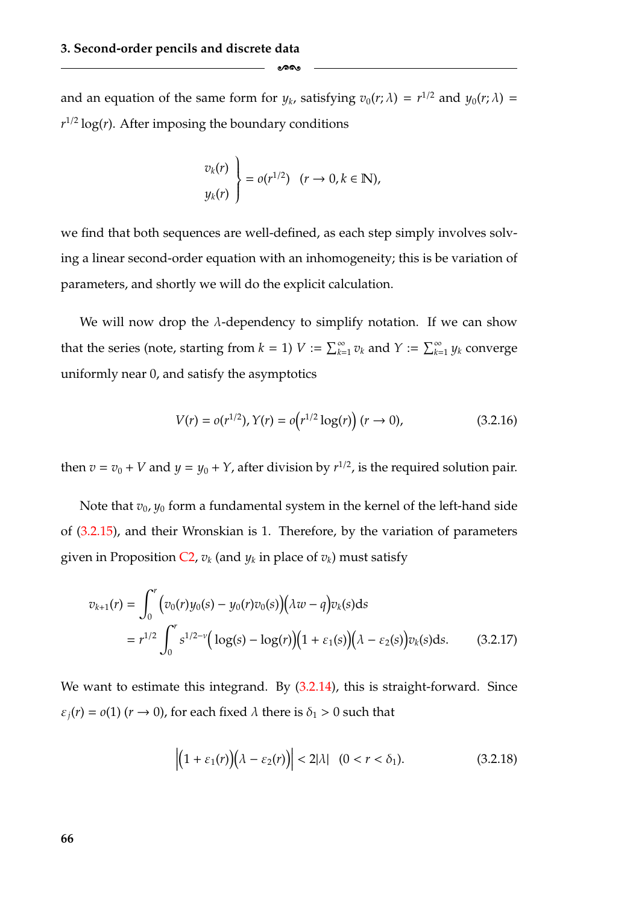and an equation of the same form for $y_k$, satisfying $v_0(r;\lambda) = r^{1/2}$ and $y_0(r;\lambda) = r^{1/2}\log(r)$. After imposing the boundary conditions

$$\left.\begin{array}{l} v_k(r) \\ y_k(r) \end{array}\right\} = o(r^{1/2}) \quad (r \to 0, k \in \mathbb{N}),$$

we find that both sequences are well-defined, as each step simply involves solving a linear second-order equation with an inhomogeneity; this is be variation of parameters, and shortly we will do the explicit calculation.

We will now drop the $\lambda$-dependency to simplify notation. If we can show that the series (note, starting from $k = 1$) $V := \sum_{k=1}^{\infty} v_k$ and $Y := \sum_{k=1}^{\infty} y_k$ converge uniformly near 0, and satisfy the asymptotics

$$V(r) = o(r^{1/2}), Y(r) = o\big(r^{1/2}\log(r)\big) \ (r \to 0), \tag{3.2.16}$$

then $v = v_0 + V$ and $y = y_0 + Y$, after division by $r^{1/2}$, is the required solution pair.

Note that $v_0, y_0$ form a fundamental system in the kernel of the left-hand side of (3.2.15), and their Wronskian is 1. Therefore, by the variation of parameters given in Proposition C2, $v_k$ (and $y_k$ in place of $v_k$) must satisfy

$$\begin{aligned} v_{k+1}(r) &= \int_0^r \big(v_0(r)y_0(s) - y_0(r)v_0(s)\big)\big(\lambda w - q\big)v_k(s)\mathrm{d}s \\ &= r^{1/2}\int_0^r s^{1/2-\nu}\big(\log(s) - \log(r)\big)\big(1+\varepsilon_1(s)\big)\big(\lambda - \varepsilon_2(s)\big)v_k(s)\mathrm{d}s. \end{aligned} \tag{3.2.17}$$

We want to estimate this integrand. By (3.2.14), this is straight-forward. Since $\varepsilon_j(r) = o(1)$ $(r \to 0)$, for each fixed $\lambda$ there is $\delta_1 > 0$ such that

$$\Big|\big(1+\varepsilon_1(r)\big)\big(\lambda - \varepsilon_2(r)\big)\Big| < 2|\lambda| \quad (0 < r < \delta_1). \tag{3.2.18}$$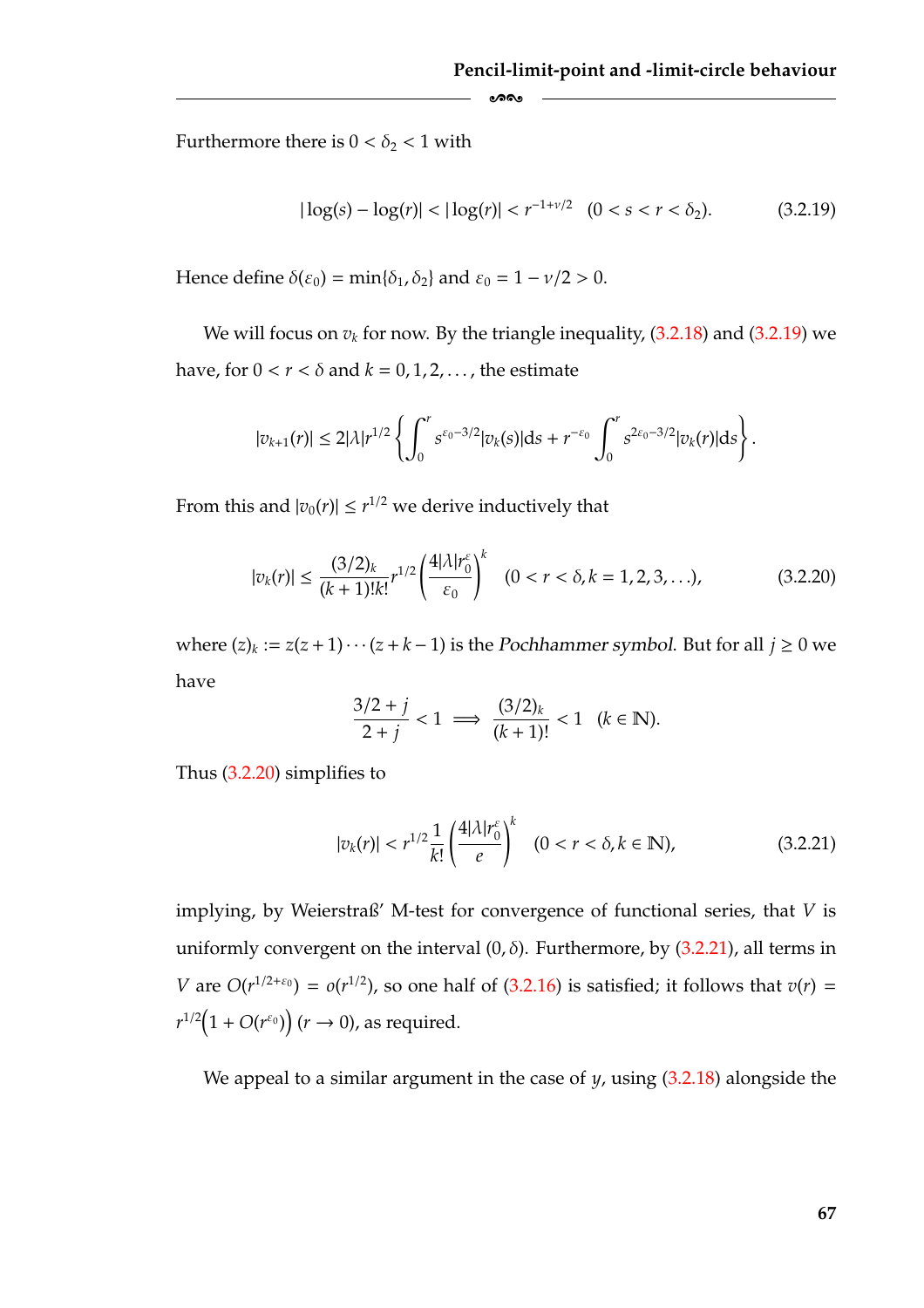Furthermore there is $0 < \delta_2 < 1$ with

$$|\log(s) - \log(r)| < |\log(r)| < r^{-1+\nu/2} \quad (0 < s < r < \delta_2). \tag{3.2.19}$$

Hence define $\delta(\varepsilon_0) = \min\{\delta_1, \delta_2\}$ and $\varepsilon_0 = 1 - \nu/2 > 0$.

We will focus on $v_k$ for now. By the triangle inequality, (3.2.18) and (3.2.19) we have, for $0 < r < \delta$ and $k = 0, 1, 2, \ldots$, the estimate

$$|v_{k+1}(r)| \leq 2|\lambda| r^{1/2} \left\{ \int_0^r s^{\varepsilon_0 - 3/2} |v_k(s)| \mathrm{d}s + r^{-\varepsilon_0} \int_0^r s^{2\varepsilon_0 - 3/2} |v_k(r)| \mathrm{d}s \right\}.$$

From this and $|v_0(r)| \leq r^{1/2}$ we derive inductively that

$$|v_k(r)| \leq \frac{(3/2)_k}{(k+1)!k!} r^{1/2} \left( \frac{4|\lambda| r_0^{\varepsilon}}{\varepsilon_0} \right)^k \quad (0 < r < \delta, k = 1, 2, 3, \ldots), \tag{3.2.20}$$

where $(z)_k := z(z+1) \cdots (z+k-1)$ is the *Pochhammer symbol*. But for all $j \geq 0$ we have

$$\frac{3/2 + j}{2 + j} < 1 \implies \frac{(3/2)_k}{(k+1)!} < 1 \quad (k \in \mathbb{N}).$$

Thus (3.2.20) simplifies to

$$|v_k(r)| < r^{1/2} \frac{1}{k!} \left( \frac{4|\lambda| r_0^{\varepsilon}}{e} \right)^k \quad (0 < r < \delta, k \in \mathbb{N}), \tag{3.2.21}$$

implying, by Weierstraß' M-test for convergence of functional series, that $V$ is uniformly convergent on the interval $(0, \delta)$. Furthermore, by (3.2.21), all terms in $V$ are $O(r^{1/2+\varepsilon_0}) = o(r^{1/2})$, so one half of (3.2.16) is satisfied; it follows that $v(r) = r^{1/2}\big(1 + O(r^{\varepsilon_0})\big)$ $(r \to 0)$, as required.

We appeal to a similar argument in the case of $y$, using (3.2.18) alongside the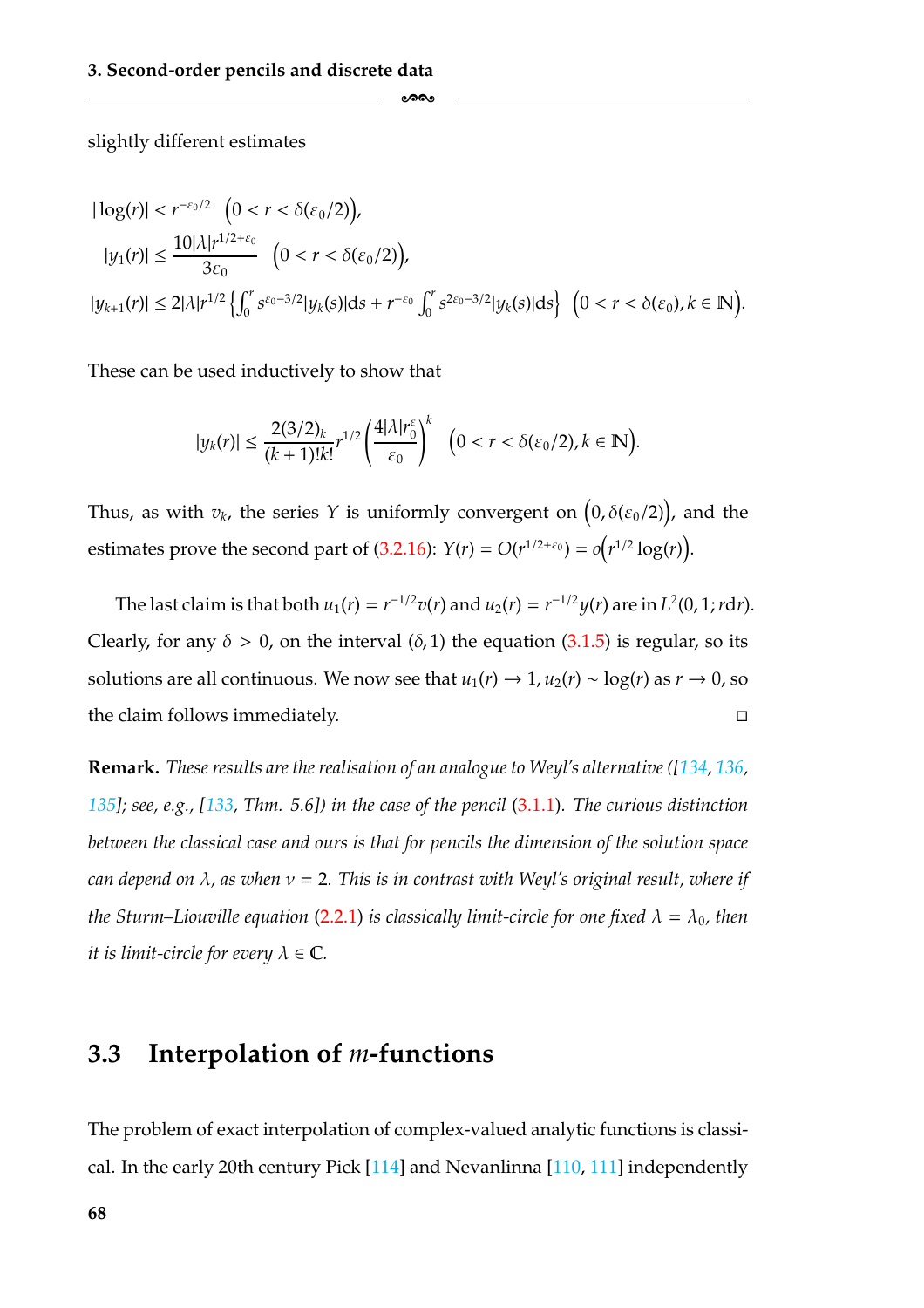slightly different estimates

$$
\begin{aligned}
|\log(r)| &< r^{-\varepsilon_0/2} \quad \big(0 < r < \delta(\varepsilon_0/2)\big), \\
|y_1(r)| &\leq \frac{10|\lambda| r^{1/2+\varepsilon_0}}{3\varepsilon_0} \quad \big(0 < r < \delta(\varepsilon_0/2)\big), \\
|y_{k+1}(r)| &\leq 2|\lambda| r^{1/2} \left\{ \int_0^r s^{\varepsilon_0 - 3/2} |y_k(s)| \mathrm{d}s + r^{-\varepsilon_0} \int_0^r s^{2\varepsilon_0 - 3/2} |y_k(s)| \mathrm{d}s \right\} \quad \big(0 < r < \delta(\varepsilon_0), k \in \mathbb{N}\big).
\end{aligned}
$$

These can be used inductively to show that

$$
|y_k(r)| \leq \frac{2(3/2)_k}{(k+1)!k!} r^{1/2} \left( \frac{4|\lambda| r_0^{\varepsilon}}{\varepsilon_0} \right)^k \quad \big(0 < r < \delta(\varepsilon_0/2), k \in \mathbb{N}\big).
$$

Thus, as with $v_k$, the series $Y$ is uniformly convergent on $\big(0, \delta(\varepsilon_0/2)\big)$, and the estimates prove the second part of (3.2.16): $Y(r) = O(r^{1/2+\varepsilon_0}) = o\big(r^{1/2}\log(r)\big)$.

The last claim is that both $u_1(r) = r^{-1/2}v(r)$ and $u_2(r) = r^{-1/2}y(r)$ are in $L^2(0,1; r\mathrm{d}r)$. Clearly, for any $\delta > 0$, on the interval $(\delta, 1)$ the equation (3.1.5) is regular, so its solutions are all continuous. We now see that $u_1(r) \to 1$, $u_2(r) \sim \log(r)$ as $r \to 0$, so the claim follows immediately. ◻

**Remark.** *These results are the realisation of an analogue to Weyl's alternative ([134, 136, 135]; see, e.g., [133, Thm. 5.6]) in the case of the pencil (3.1.1). The curious distinction between the classical case and ours is that for pencils the dimension of the solution space can depend on $\lambda$, as when $\nu = 2$. This is in contrast with Weyl's original result, where if the Sturm–Liouville equation (2.2.1) is classically limit-circle for one fixed $\lambda = \lambda_0$, then it is limit-circle for every $\lambda \in \mathbb{C}$.*

## 3.3 Interpolation of $m$-functions

The problem of exact interpolation of complex-valued analytic functions is classical. In the early 20th century Pick [114] and Nevanlinna [110, 111] independently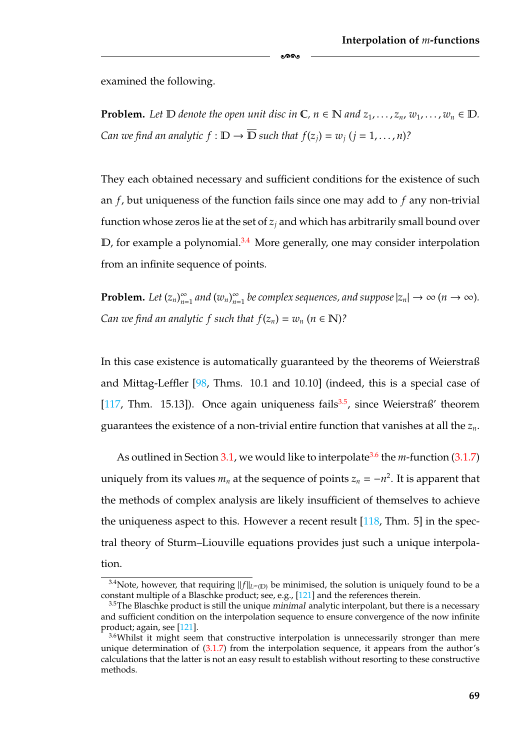examined the following.

**Problem.** *Let $\mathbb{D}$ denote the open unit disc in $\mathbb{C}$, $n \in \mathbb{N}$ and $z_1, \ldots, z_n, w_1, \ldots, w_n \in \mathbb{D}$. Can we find an analytic $f : \mathbb{D} \to \overline{\mathbb{D}}$ such that $f(z_j) = w_j$ $(j = 1, \ldots, n)$?*

They each obtained necessary and sufficient conditions for the existence of such an $f$, but uniqueness of the function fails since one may add to $f$ any non-trivial function whose zeros lie at the set of $z_j$ and which has arbitrarily small bound over $\mathbb{D}$, for example a polynomial.[3.4] More generally, one may consider interpolation from an infinite sequence of points.

**Problem.** *Let $(z_n)_{n=1}^{\infty}$ and $(w_n)_{n=1}^{\infty}$ be complex sequences, and suppose $|z_n| \to \infty$ $(n \to \infty)$. Can we find an analytic $f$ such that $f(z_n) = w_n$ $(n \in \mathbb{N})$?*

In this case existence is automatically guaranteed by the theorems of Weierstraß and Mittag-Leffler [98, Thms. 10.1 and 10.10] (indeed, this is a special case of [117, Thm. 15.13]). Once again uniqueness fails[3.5], since Weierstraß' theorem guarantees the existence of a non-trivial entire function that vanishes at all the $z_n$.

As outlined in Section 3.1, we would like to interpolate[3.6] the $m$-function (3.1.7) uniquely from its values $m_n$ at the sequence of points $z_n = -n^2$. It is apparent that the methods of complex analysis are likely insufficient of themselves to achieve the uniqueness aspect to this. However a recent result [118, Thm. 5] in the spectral theory of Sturm–Liouville equations provides just such a unique interpolation.

---

[3.4] Note, however, that requiring $\|f\|_{L^\infty(\mathbb{D})}$ be minimised, the solution is uniquely found to be a constant multiple of a Blaschke product; see, e.g., [121] and the references therein.

[3.5] The Blaschke product is still the unique *minimal* analytic interpolant, but there is a necessary and sufficient condition on the interpolation sequence to ensure convergence of the now infinite product; again, see [121].

[3.6] Whilst it might seem that constructive interpolation is unnecessarily stronger than mere unique determination of (3.1.7) from the interpolation sequence, it appears from the author's calculations that the latter is not an easy result to establish without resorting to these constructive methods.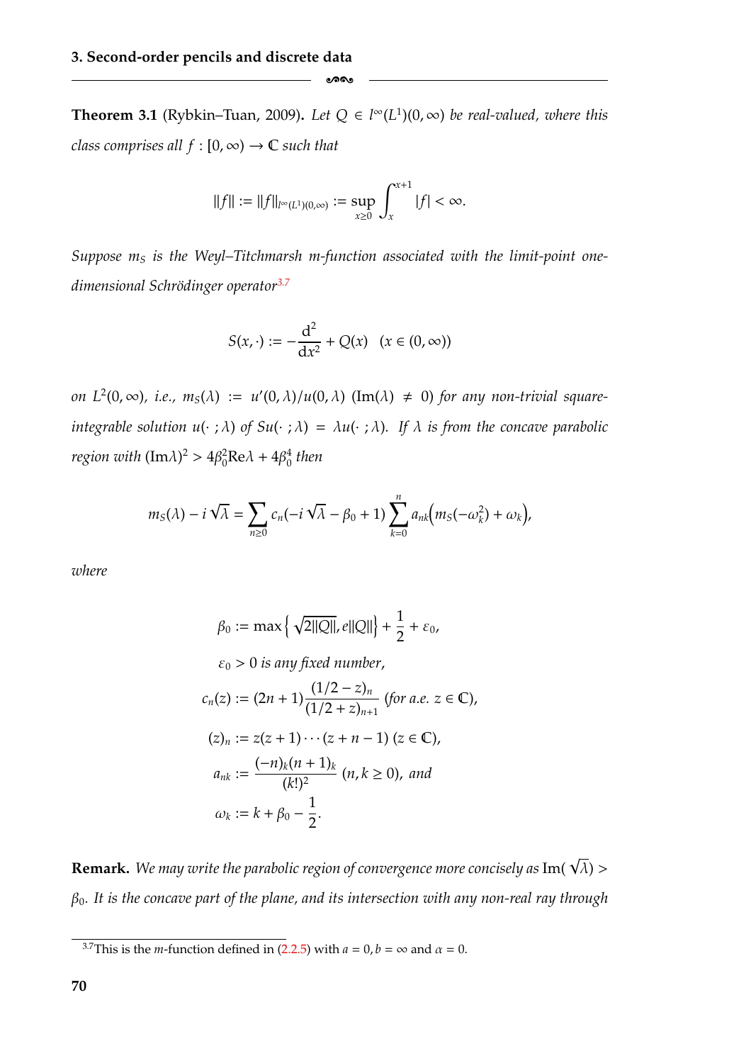**Theorem 3.1** (Rybkin–Tuan, 2009)**.** *Let $Q \in l^\infty(L^1)(0,\infty)$ be real-valued, where this class comprises all $f : [0,\infty) \to \mathbb{C}$ such that*

$$\|f\| := \|f\|_{l^\infty(L^1)(0,\infty)} := \sup_{x\geq 0} \int_x^{x+1} |f| < \infty.$$

*Suppose $m_S$ is the Weyl–Titchmarsh m-function associated with the limit-point one-dimensional Schrödinger operator*[3.7]

$$S(x,\cdot) := -\frac{\mathrm{d}^2}{\mathrm{d}x^2} + Q(x) \quad (x \in (0,\infty))$$

*on $L^2(0,\infty)$, i.e., $m_S(\lambda) := u'(0,\lambda)/u(0,\lambda)$ $(\mathrm{Im}(\lambda) \neq 0)$ for any non-trivial square-integrable solution $u(\cdot\,;\lambda)$ of $Su(\cdot\,;\lambda) = \lambda u(\cdot\,;\lambda)$. If $\lambda$ is from the concave parabolic region with $(\mathrm{Im}\lambda)^2 > 4\beta_0^2\mathrm{Re}\lambda + 4\beta_0^4$ then*

$$m_S(\lambda) - i\sqrt{\lambda} = \sum_{n\geq 0} c_n(-i\sqrt{\lambda} - \beta_0 + 1) \sum_{k=0}^{n} a_{nk}\Big(m_S(-\omega_k^2) + \omega_k\Big),$$

*where*

$$\beta_0 := \max\left\{\sqrt{2\|Q\|}, e\|Q\|\right\} + \frac{1}{2} + \varepsilon_0,$$

$$\varepsilon_0 > 0 \text{ is any fixed number},$$

$$c_n(z) := (2n+1)\frac{(1/2 - z)_n}{(1/2 + z)_{n+1}} \text{ (for a.e. } z \in \mathbb{C}),$$

$$(z)_n := z(z+1)\cdots(z+n-1) \ (z \in \mathbb{C}),$$

$$a_{nk} := \frac{(-n)_k(n+1)_k}{(k!)^2} \ (n,k \geq 0), \text{ and}$$

$$\omega_k := k + \beta_0 - \frac{1}{2}.$$

**Remark.** *We may write the parabolic region of convergence more concisely as $\mathrm{Im}(\sqrt{\lambda}) > \beta_0$. It is the concave part of the plane, and its intersection with any non-real ray through*

[3.7] This is the $m$-function defined in (2.2.5) with $a = 0, b = \infty$ and $\alpha = 0$.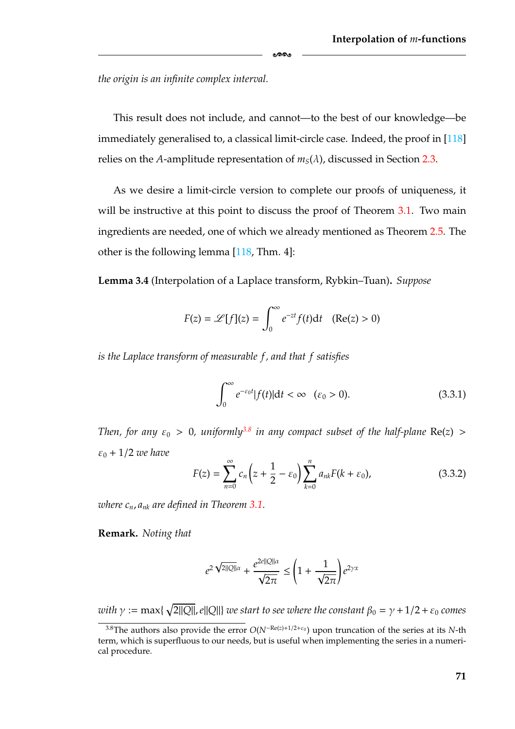*the origin is an infinite complex interval.*

This result does not include, and cannot—to the best of our knowledge—be immediately generalised to, a classical limit-circle case. Indeed, the proof in [118] relies on the $A$-amplitude representation of $m_S(\lambda)$, discussed in Section 2.3.

As we desire a limit-circle version to complete our proofs of uniqueness, it will be instructive at this point to discuss the proof of Theorem 3.1. Two main ingredients are needed, one of which we already mentioned as Theorem 2.5. The other is the following lemma [118, Thm. 4]:

**Lemma 3.4** (Interpolation of a Laplace transform, Rybkin–Tuan)**.** *Suppose*

$$F(z) = \mathscr{L}[f](z) = \int_0^\infty e^{-zt} f(t)\mathrm{d}t \quad (\mathrm{Re}(z) > 0)$$

*is the Laplace transform of measurable $f$, and that $f$ satisfies*

$$\int_0^\infty e^{-\varepsilon_0 t}|f(t)|\mathrm{d}t < \infty \quad (\varepsilon_0 > 0). \tag{3.3.1}$$

*Then, for any $\varepsilon_0 > 0$, uniformly*[3.8] *in any compact subset of the half-plane $\mathrm{Re}(z) > \varepsilon_0 + 1/2$ we have*

$$F(z) = \sum_{n=0}^\infty c_n\left(z + \frac{1}{2} - \varepsilon_0\right)\sum_{k=0}^n a_{nk}F(k+\varepsilon_0), \tag{3.3.2}$$

*where $c_n, a_{nk}$ are defined in Theorem 3.1.*

**Remark.** *Noting that*

$$e^{2\sqrt{2\|Q\|\alpha}} + \frac{e^{2e\|Q\|\alpha}}{\sqrt{2\pi}} \leq \left(1 + \frac{1}{\sqrt{2\pi}}\right)e^{2\gamma x}$$

*with $\gamma := \max\{\sqrt{2\|Q\|}, e\|Q\|\}$ we start to see where the constant $\beta_0 = \gamma + 1/2 + \varepsilon_0$ comes*

[3.8] The authors also provide the error $O(N^{-\mathrm{Re}(z)+1/2+\varepsilon_0})$ upon truncation of the series at its $N$-th term, which is superfluous to our needs, but is useful when implementing the series in a numerical procedure.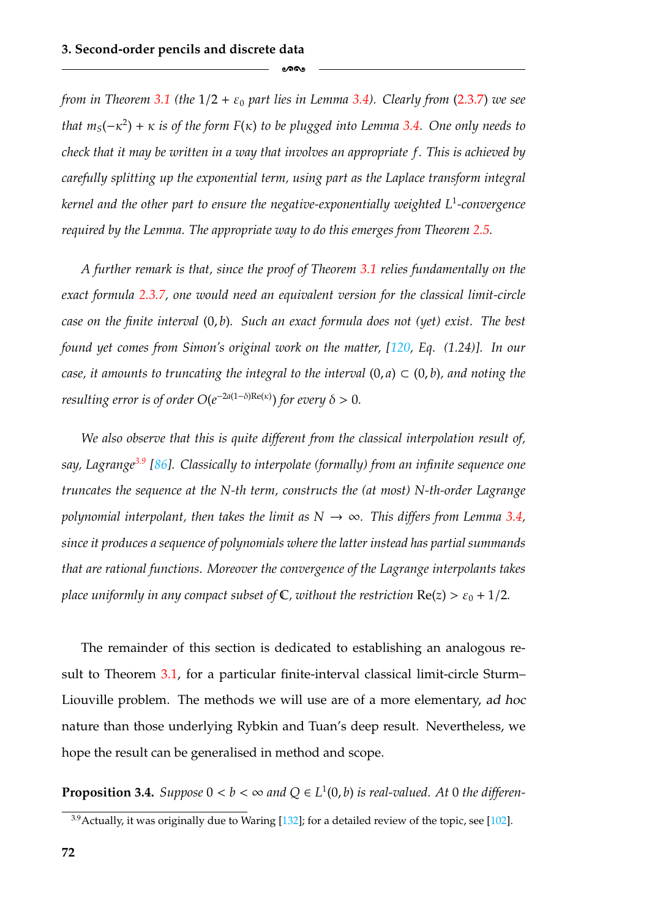*from in Theorem 3.1 (the $1/2 + \varepsilon_0$ part lies in Lemma 3.4). Clearly from (2.3.7) we see that $m_S(-\kappa^2) + \kappa$ is of the form $F(\kappa)$ to be plugged into Lemma 3.4. One only needs to check that it may be written in a way that involves an appropriate $f$. This is achieved by carefully splitting up the exponential term, using part as the Laplace transform integral kernel and the other part to ensure the negative-exponentially weighted $L^1$-convergence required by the Lemma. The appropriate way to do this emerges from Theorem 2.5.*

*A further remark is that, since the proof of Theorem 3.1 relies fundamentally on the exact formula 2.3.7, one would need an equivalent version for the classical limit-circle case on the finite interval $(0, b)$. Such an exact formula does not (yet) exist. The best found yet comes from Simon's original work on the matter, [120, Eq. (1.24)]. In our case, it amounts to truncating the integral to the interval $(0, a) \subset (0, b)$, and noting the resulting error is of order $O(e^{-2a(1-\delta)\mathrm{Re}(\kappa)})$ for every $\delta > 0$.*

*We also observe that this is quite different from the classical interpolation result of, say, Lagrange[3.9] [86]. Classically to interpolate (formally) from an infinite sequence one truncates the sequence at the N-th term, constructs the (at most) N-th-order Lagrange polynomial interpolant, then takes the limit as $N \to \infty$. This differs from Lemma 3.4, since it produces a sequence of polynomials where the latter instead has partial summands that are rational functions. Moreover the convergence of the Lagrange interpolants takes place uniformly in any compact subset of $\mathbb{C}$, without the restriction $\mathrm{Re}(z) > \varepsilon_0 + 1/2$.*

The remainder of this section is dedicated to establishing an analogous result to Theorem 3.1, for a particular finite-interval classical limit-circle Sturm–Liouville problem. The methods we will use are of a more elementary, *ad hoc* nature than those underlying Rybkin and Tuan's deep result. Nevertheless, we hope the result can be generalised in method and scope.

**Proposition 3.4.** *Suppose $0 < b < \infty$ and $Q \in L^1(0, b)$ is real-valued. At 0 the differen-*

[3.9] Actually, it was originally due to Waring [132]; for a detailed review of the topic, see [102].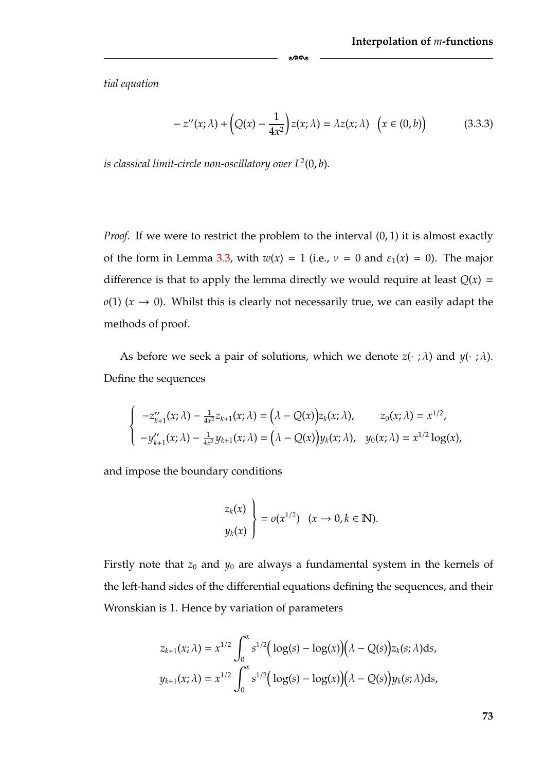*tial equation*

$$- z''(x;\lambda) + \Big(Q(x) - \frac{1}{4x^2}\Big) z(x;\lambda) = \lambda z(x;\lambda) \quad \Big(x \in (0,b)\Big) \tag{3.3.3}$$

*is classical limit-circle non-oscillatory over $L^2(0,b)$.*

*Proof.* If we were to restrict the problem to the interval $(0,1)$ it is almost exactly of the form in Lemma 3.3, with $w(x) = 1$ (i.e., $\nu = 0$ and $\varepsilon_1(x) = 0$). The major difference is that to apply the lemma directly we would require at least $Q(x) = o(1)$ $(x \to 0)$. Whilst this is clearly not necessarily true, we can easily adapt the methods of proof.

As before we seek a pair of solutions, which we denote $z(\cdot\,;\lambda)$ and $y(\cdot\,;\lambda)$. Define the sequences

$$\begin{cases} -z''_{k+1}(x;\lambda) - \frac{1}{4x^2} z_{k+1}(x;\lambda) = \Big(\lambda - Q(x)\Big) z_k(x;\lambda), & z_0(x;\lambda) = x^{1/2}, \\ -y''_{k+1}(x;\lambda) - \frac{1}{4x^2} y_{k+1}(x;\lambda) = \Big(\lambda - Q(x)\Big) y_k(x;\lambda), & y_0(x;\lambda) = x^{1/2}\log(x), \end{cases}$$

and impose the boundary conditions

$$\left.\begin{matrix} z_k(x) \\ y_k(x) \end{matrix}\right\} = o(x^{1/2}) \quad (x \to 0, k \in \mathbb{N}).$$

Firstly note that $z_0$ and $y_0$ are always a fundamental system in the kernels of the left-hand sides of the differential equations defining the sequences, and their Wronskian is 1. Hence by variation of parameters

$$z_{k+1}(x;\lambda) = x^{1/2} \int_0^x s^{1/2}\Big(\log(s) - \log(x)\Big)\Big(\lambda - Q(s)\Big) z_k(s;\lambda) \mathrm{d}s,$$
$$y_{k+1}(x;\lambda) = x^{1/2} \int_0^x s^{1/2}\Big(\log(s) - \log(x)\Big)\Big(\lambda - Q(s)\Big) y_k(s;\lambda) \mathrm{d}s,$$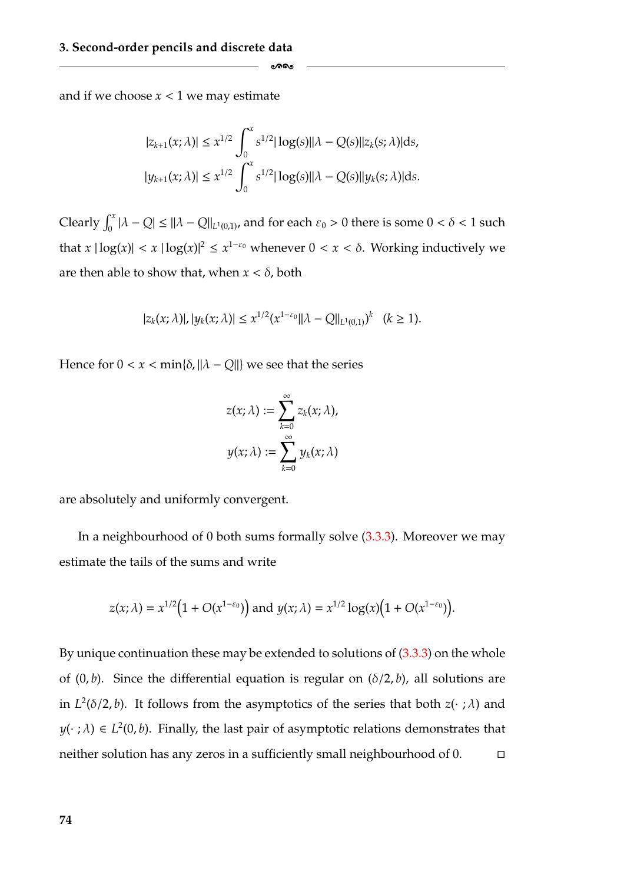and if we choose $x < 1$ we may estimate

$$|z_{k+1}(x;\lambda)| \leq x^{1/2} \int_0^x s^{1/2} |\log(s)| |\lambda - Q(s)| |z_k(s;\lambda)| \mathrm{d}s,$$

$$|y_{k+1}(x;\lambda)| \leq x^{1/2} \int_0^x s^{1/2} |\log(s)| |\lambda - Q(s)| |y_k(s;\lambda)| \mathrm{d}s.$$

Clearly $\int_0^x |\lambda - Q| \leq \|\lambda - Q\|_{L^1(0,1)}$, and for each $\varepsilon_0 > 0$ there is some $0 < \delta < 1$ such that $x\,|\log(x)| < x\,|\log(x)|^2 \leq x^{1-\varepsilon_0}$ whenever $0 < x < \delta$. Working inductively we are then able to show that, when $x < \delta$, both

$$|z_k(x;\lambda)|, |y_k(x;\lambda)| \leq x^{1/2} (x^{1-\varepsilon_0} \|\lambda - Q\|_{L^1(0,1)})^k \quad (k \geq 1).$$

Hence for $0 < x < \min\{\delta, \|\lambda - Q\|\}$ we see that the series

$$z(x;\lambda) := \sum_{k=0}^{\infty} z_k(x;\lambda),$$

$$y(x;\lambda) := \sum_{k=0}^{\infty} y_k(x;\lambda)$$

are absolutely and uniformly convergent.

In a neighbourhood of 0 both sums formally solve (3.3.3). Moreover we may estimate the tails of the sums and write

$$z(x;\lambda) = x^{1/2}\big(1 + O(x^{1-\varepsilon_0})\big) \text{ and } y(x;\lambda) = x^{1/2}\log(x)\big(1 + O(x^{1-\varepsilon_0})\big).$$

By unique continuation these may be extended to solutions of (3.3.3) on the whole of $(0,b)$. Since the differential equation is regular on $(\delta/2, b)$, all solutions are in $L^2(\delta/2, b)$. It follows from the asymptotics of the series that both $z(\cdot\,;\lambda)$ and $y(\cdot\,;\lambda) \in L^2(0,b)$. Finally, the last pair of asymptotic relations demonstrates that neither solution has any zeros in a sufficiently small neighbourhood of 0. □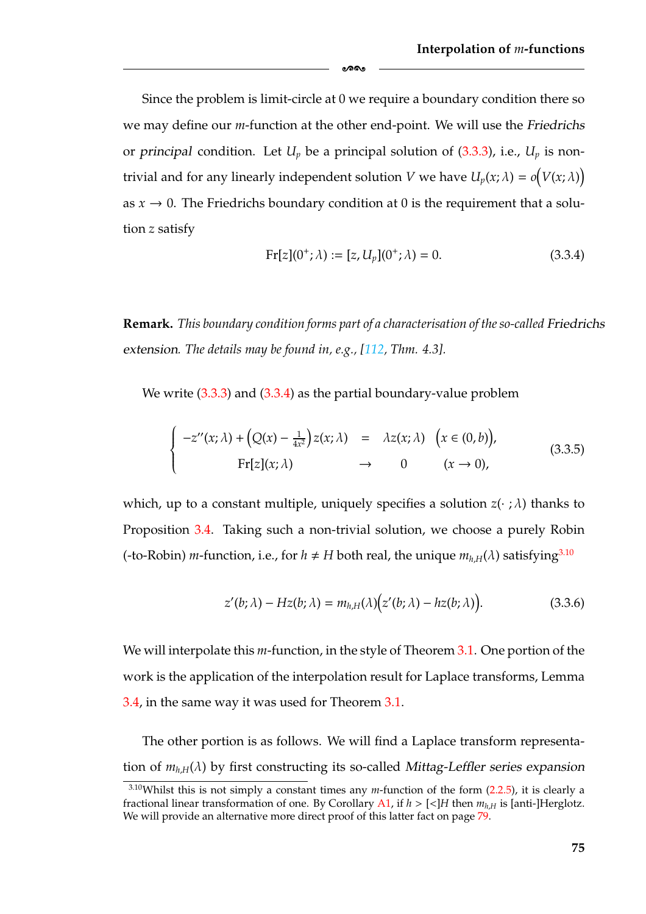Since the problem is limit-circle at 0 we require a boundary condition there so we may define our $m$-function at the other end-point. We will use the *Friedrichs* or *principal* condition. Let $U_p$ be a principal solution of (3.3.3), i.e., $U_p$ is non-trivial and for any linearly independent solution $V$ we have $U_p(x;\lambda) = o\big(V(x;\lambda)\big)$ as $x \to 0$. The Friedrichs boundary condition at 0 is the requirement that a solution $z$ satisfy

$$\mathrm{Fr}[z](0^+;\lambda) := [z, U_p](0^+;\lambda) = 0. \tag{3.3.4}$$

**Remark.** *This boundary condition forms part of a characterisation of the so-called Friedrichs extension. The details may be found in, e.g., [112, Thm. 4.3].*

We write (3.3.3) and (3.3.4) as the partial boundary-value problem

$$\begin{cases} -z''(x;\lambda) + \left(Q(x) - \frac{1}{4x^2}\right) z(x;\lambda) &= \lambda z(x;\lambda) \quad \big(x \in (0,b)\big), \\ \mathrm{Fr}[z](x;\lambda) &\to 0 \quad (x \to 0), \end{cases} \tag{3.3.5}$$

which, up to a constant multiple, uniquely specifies a solution $z(\cdot\,;\lambda)$ thanks to Proposition 3.4. Taking such a non-trivial solution, we choose a purely Robin (-to-Robin) $m$-function, i.e., for $h \neq H$ both real, the unique $m_{h,H}(\lambda)$ satisfying[3.10]

$$z'(b;\lambda) - Hz(b;\lambda) = m_{h,H}(\lambda)\big(z'(b;\lambda) - hz(b;\lambda)\big). \tag{3.3.6}$$

We will interpolate this $m$-function, in the style of Theorem 3.1. One portion of the work is the application of the interpolation result for Laplace transforms, Lemma 3.4, in the same way it was used for Theorem 3.1.

The other portion is as follows. We will find a Laplace transform representation of $m_{h,H}(\lambda)$ by first constructing its so-called *Mittag-Leffler series expansion*

[3.10] Whilst this is not simply a constant times any $m$-function of the form (2.2.5), it is clearly a fractional linear transformation of one. By Corollary A1, if $h >$ [<]$H$ then $m_{h,H}$ is [anti-]Herglotz. We will provide an alternative more direct proof of this latter fact on page 79.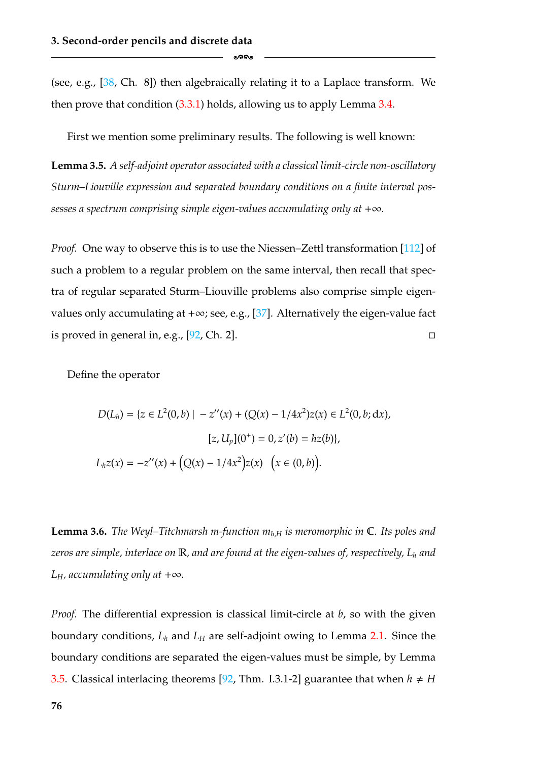(see, e.g., [38, Ch. 8]) then algebraically relating it to a Laplace transform. We then prove that condition (3.3.1) holds, allowing us to apply Lemma 3.4.

First we mention some preliminary results. The following is well known:

**Lemma 3.5.** *A self-adjoint operator associated with a classical limit-circle non-oscillatory Sturm–Liouville expression and separated boundary conditions on a finite interval possesses a spectrum comprising simple eigen-values accumulating only at $+\infty$.*

*Proof.* One way to observe this is to use the Niessen–Zettl transformation [112] of such a problem to a regular problem on the same interval, then recall that spectra of regular separated Sturm–Liouville problems also comprise simple eigenvalues only accumulating at $+\infty$; see, e.g., [37]. Alternatively the eigen-value fact is proved in general in, e.g., [92, Ch. 2]. □

Define the operator

$$
\begin{aligned}
D(L_h) = \{z \in L^2(0,b) \mid -z''(x) + (Q(x) - 1/4x^2)z(x) \in L^2(0,b;\mathrm{d}x),\\
[z, U_p](0^+) = 0, z'(b) = hz(b)\},\\
L_h z(x) = -z''(x) + \big(Q(x) - 1/4x^2\big)z(x) \quad \big(x \in (0,b)\big).
\end{aligned}
$$

**Lemma 3.6.** *The Weyl–Titchmarsh m-function $m_{h,H}$ is meromorphic in $\mathbb{C}$. Its poles and zeros are simple, interlace on $\mathbb{R}$, and are found at the eigen-values of, respectively, $L_h$ and $L_H$, accumulating only at $+\infty$.*

*Proof.* The differential expression is classical limit-circle at $b$, so with the given boundary conditions, $L_h$ and $L_H$ are self-adjoint owing to Lemma 2.1. Since the boundary conditions are separated the eigen-values must be simple, by Lemma 3.5. Classical interlacing theorems [92, Thm. I.3.1-2] guarantee that when $h \neq H$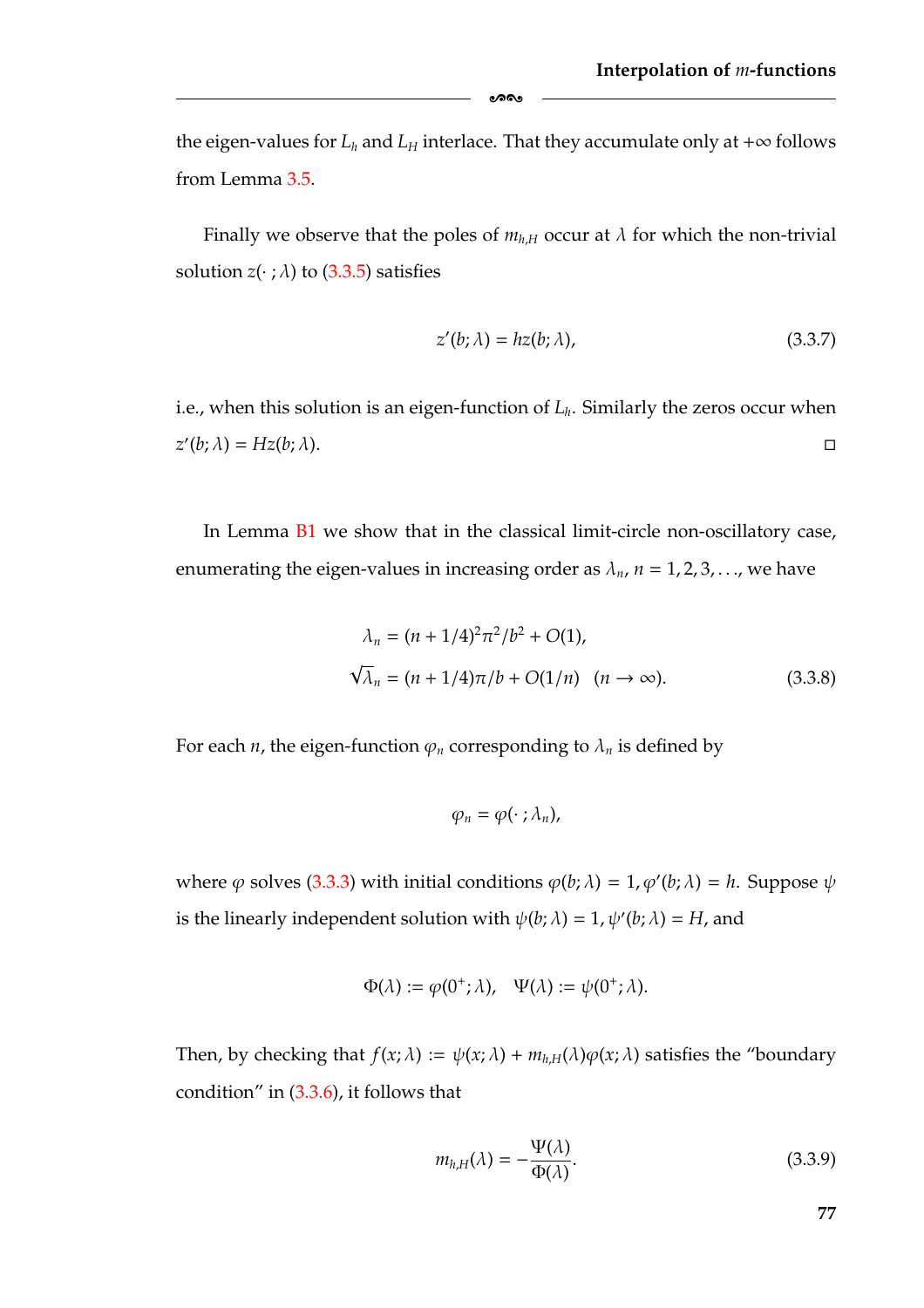the eigen-values for $L_h$ and $L_H$ interlace. That they accumulate only at $+\infty$ follows from Lemma 3.5.

Finally we observe that the poles of $m_{h,H}$ occur at $\lambda$ for which the non-trivial solution $z(\cdot\,;\lambda)$ to (3.3.5) satisfies

$$z'(b;\lambda) = hz(b;\lambda), \tag{3.3.7}$$

i.e., when this solution is an eigen-function of $L_h$. Similarly the zeros occur when $z'(b;\lambda) = Hz(b;\lambda)$. □

In Lemma B1 we show that in the classical limit-circle non-oscillatory case, enumerating the eigen-values in increasing order as $\lambda_n$, $n = 1, 2, 3, \ldots$, we have

$$\begin{aligned} \lambda_n &= (n + 1/4)^2\pi^2/b^2 + O(1), \\ \sqrt{\lambda_n} &= (n + 1/4)\pi/b + O(1/n) \quad (n \to \infty). \end{aligned} \tag{3.3.8}$$

For each $n$, the eigen-function $\varphi_n$ corresponding to $\lambda_n$ is defined by

$$\varphi_n = \varphi(\cdot\,;\lambda_n),$$

where $\varphi$ solves (3.3.3) with initial conditions $\varphi(b;\lambda) = 1, \varphi'(b;\lambda) = h$. Suppose $\psi$ is the linearly independent solution with $\psi(b;\lambda) = 1, \psi'(b;\lambda) = H$, and

$$\Phi(\lambda) := \varphi(0^+;\lambda), \quad \Psi(\lambda) := \psi(0^+;\lambda).$$

Then, by checking that $f(x;\lambda) := \psi(x;\lambda) + m_{h,H}(\lambda)\varphi(x;\lambda)$ satisfies the "boundary condition" in (3.3.6), it follows that

$$m_{h,H}(\lambda) = -\frac{\Psi(\lambda)}{\Phi(\lambda)}. \tag{3.3.9}$$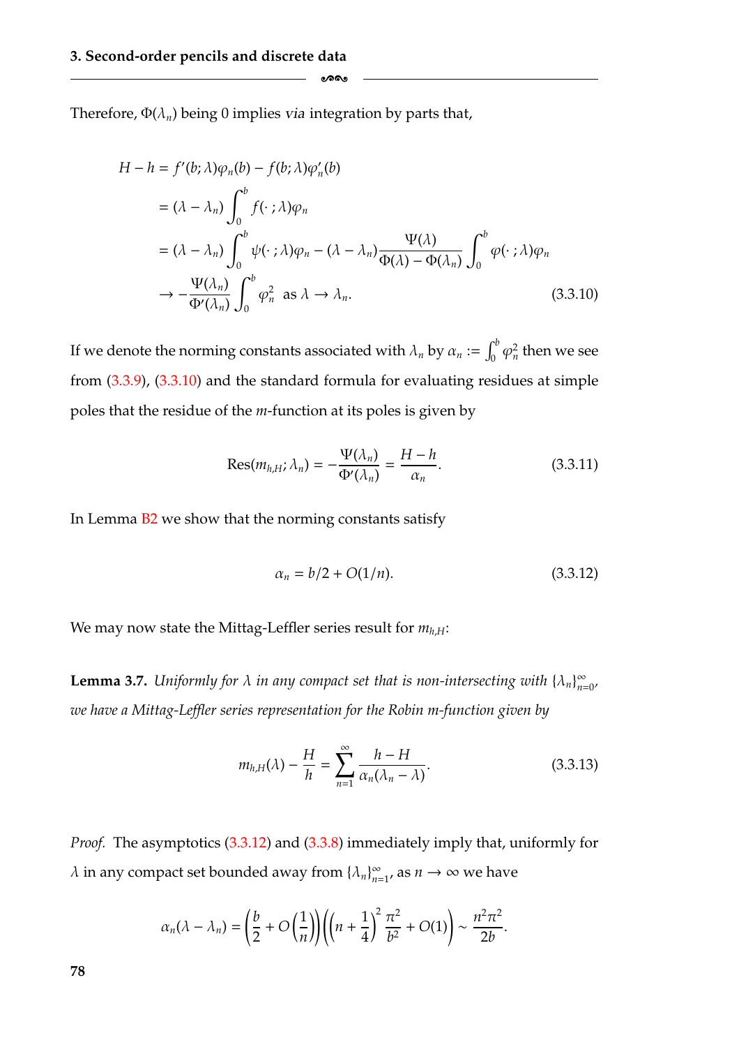Therefore, $\Phi(\lambda_n)$ being 0 implies *via* integration by parts that,

$$
\begin{aligned}
H - h &= f'(b;\lambda)\varphi_n(b) - f(b;\lambda)\varphi_n'(b) \\
&= (\lambda - \lambda_n)\int_0^b f(\cdot\,;\lambda)\varphi_n \\
&= (\lambda - \lambda_n)\int_0^b \psi(\cdot\,;\lambda)\varphi_n - (\lambda - \lambda_n)\frac{\Psi(\lambda)}{\Phi(\lambda) - \Phi(\lambda_n)}\int_0^b \varphi(\cdot\,;\lambda)\varphi_n \\
&\to -\frac{\Psi(\lambda_n)}{\Phi'(\lambda_n)}\int_0^b \varphi_n^2 \quad \text{as } \lambda \to \lambda_n.
\end{aligned}
\tag{3.3.10}
$$

If we denote the norming constants associated with $\lambda_n$ by $\alpha_n := \int_0^b \varphi_n^2$ then we see from (3.3.9), (3.3.10) and the standard formula for evaluating residues at simple poles that the residue of the $m$-function at its poles is given by

$$
\operatorname{Res}(m_{h,H};\lambda_n) = -\frac{\Psi(\lambda_n)}{\Phi'(\lambda_n)} = \frac{H - h}{\alpha_n}. \tag{3.3.11}
$$

In Lemma B2 we show that the norming constants satisfy

$$
\alpha_n = b/2 + O(1/n). \tag{3.3.12}
$$

We may now state the Mittag-Leffler series result for $m_{h,H}$:

**Lemma 3.7.** *Uniformly for $\lambda$ in any compact set that is non-intersecting with $\{\lambda_n\}_{n=0}^{\infty}$, we have a Mittag-Leffler series representation for the Robin m-function given by*

$$
m_{h,H}(\lambda) - \frac{H}{h} = \sum_{n=1}^{\infty} \frac{h - H}{\alpha_n(\lambda_n - \lambda)}. \tag{3.3.13}
$$

*Proof.* The asymptotics (3.3.12) and (3.3.8) immediately imply that, uniformly for $\lambda$ in any compact set bounded away from $\{\lambda_n\}_{n=1}^{\infty}$, as $n \to \infty$ we have

$$
\alpha_n(\lambda - \lambda_n) = \left(\frac{b}{2} + O\left(\frac{1}{n}\right)\right)\left(\left(n + \frac{1}{4}\right)^2 \frac{\pi^2}{b^2} + O(1)\right) \sim \frac{n^2\pi^2}{2b}.
$$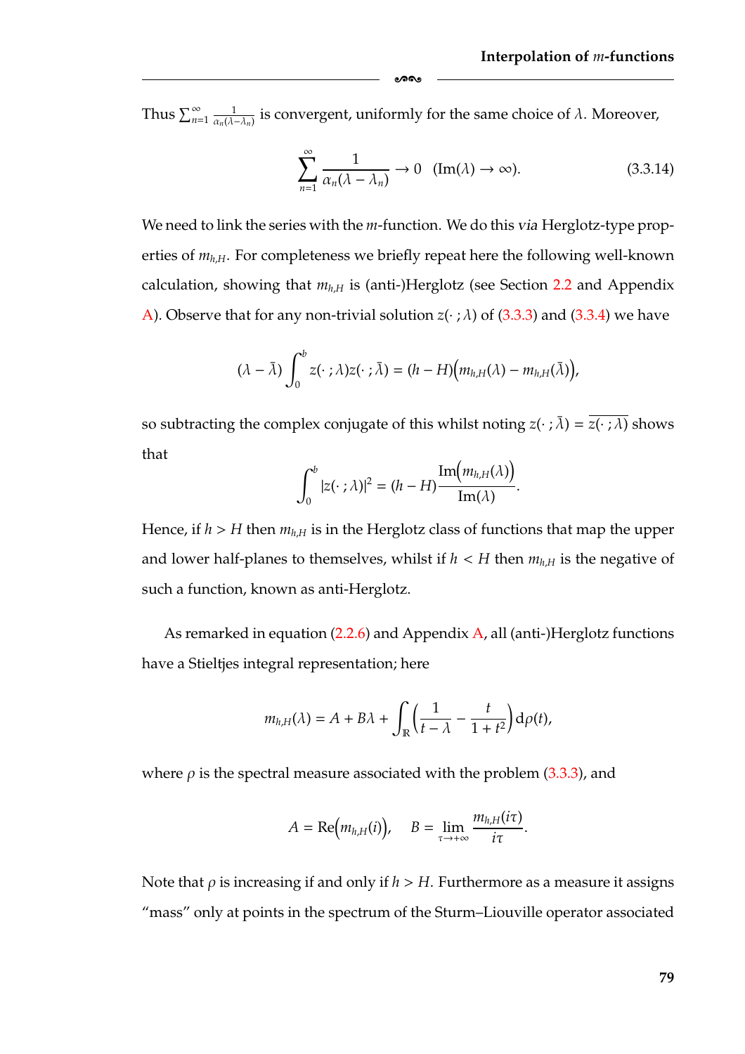Thus $\sum_{n=1}^{\infty} \frac{1}{\alpha_n(\lambda-\lambda_n)}$ is convergent, uniformly for the same choice of $\lambda$. Moreover,

$$\sum_{n=1}^{\infty} \frac{1}{\alpha_n(\lambda-\lambda_n)} \to 0 \quad (\mathrm{Im}(\lambda) \to \infty). \tag{3.3.14}$$

We need to link the series with the $m$-function. We do this *via* Herglotz-type properties of $m_{h,H}$. For completeness we briefly repeat here the following well-known calculation, showing that $m_{h,H}$ is (anti-)Herglotz (see Section 2.2 and Appendix A). Observe that for any non-trivial solution $z(\cdot\,;\lambda)$ of (3.3.3) and (3.3.4) we have

$$(\lambda-\bar{\lambda})\int_0^b z(\cdot\,;\lambda)z(\cdot\,;\bar{\lambda}) = (h-H)\Big(m_{h,H}(\lambda)-m_{h,H}(\bar{\lambda})\Big),$$

so subtracting the complex conjugate of this whilst noting $z(\cdot\,;\bar{\lambda}) = \overline{z(\cdot\,;\lambda)}$ shows that

$$\int_0^b |z(\cdot\,;\lambda)|^2 = (h-H)\frac{\mathrm{Im}\Big(m_{h,H}(\lambda)\Big)}{\mathrm{Im}(\lambda)}.$$

Hence, if $h > H$ then $m_{h,H}$ is in the Herglotz class of functions that map the upper and lower half-planes to themselves, whilst if $h < H$ then $m_{h,H}$ is the negative of such a function, known as anti-Herglotz.

As remarked in equation (2.2.6) and Appendix A, all (anti-)Herglotz functions have a Stieltjes integral representation; here

$$m_{h,H}(\lambda) = A + B\lambda + \int_{\mathbb{R}}\left(\frac{1}{t-\lambda}-\frac{t}{1+t^2}\right)\mathrm{d}\rho(t),$$

where $\rho$ is the spectral measure associated with the problem (3.3.3), and

$$A = \mathrm{Re}\Big(m_{h,H}(i)\Big), \qquad B = \lim_{\tau\to+\infty}\frac{m_{h,H}(i\tau)}{i\tau}.$$

Note that $\rho$ is increasing if and only if $h > H$. Furthermore as a measure it assigns "mass" only at points in the spectrum of the Sturm–Liouville operator associated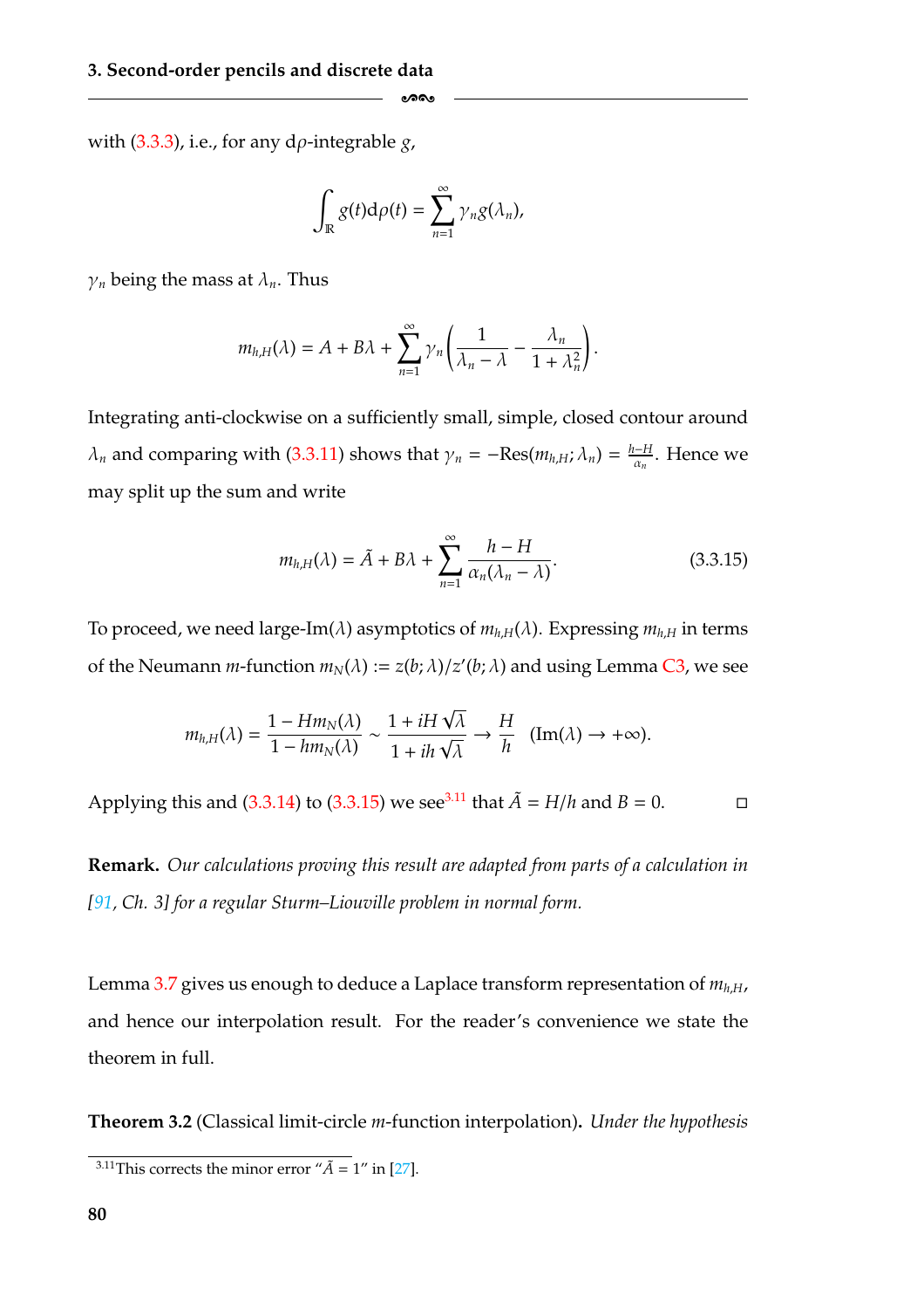with (3.3.3), i.e., for any d$\rho$-integrable $g$,

$$\int_{\mathbb{R}} g(t)\mathrm{d}\rho(t) = \sum_{n=1}^{\infty} \gamma_n g(\lambda_n),$$

$\gamma_n$ being the mass at $\lambda_n$. Thus

$$m_{h,H}(\lambda) = A + B\lambda + \sum_{n=1}^{\infty} \gamma_n \left( \frac{1}{\lambda_n - \lambda} - \frac{\lambda_n}{1+\lambda_n^2} \right).$$

Integrating anti-clockwise on a sufficiently small, simple, closed contour around $\lambda_n$ and comparing with (3.3.11) shows that $\gamma_n = -\mathrm{Res}(m_{h,H}; \lambda_n) = \frac{h-H}{\alpha_n}$. Hence we may split up the sum and write

$$m_{h,H}(\lambda) = \tilde{A} + B\lambda + \sum_{n=1}^{\infty} \frac{h-H}{\alpha_n(\lambda_n - \lambda)}. \tag{3.3.15}$$

To proceed, we need large-Im$(\lambda)$ asymptotics of $m_{h,H}(\lambda)$. Expressing $m_{h,H}$ in terms of the Neumann $m$-function $m_N(\lambda) := z(b;\lambda)/z'(b;\lambda)$ and using Lemma C3, we see

$$m_{h,H}(\lambda) = \frac{1 - Hm_N(\lambda)}{1 - hm_N(\lambda)} \sim \frac{1 + iH\sqrt{\lambda}}{1 + ih\sqrt{\lambda}} \to \frac{H}{h} \quad (\mathrm{Im}(\lambda) \to +\infty).$$

Applying this and (3.3.14) to (3.3.15) we see[3.11] that $\tilde{A} = H/h$ and $B = 0$. □

**Remark.** *Our calculations proving this result are adapted from parts of a calculation in [91, Ch. 3] for a regular Sturm–Liouville problem in normal form.*

Lemma 3.7 gives us enough to deduce a Laplace transform representation of $m_{h,H}$, and hence our interpolation result. For the reader's convenience we state the theorem in full.

**Theorem 3.2** (Classical limit-circle $m$-function interpolation). *Under the hypothesis*

[3.11] This corrects the minor error "$\tilde{A} = 1$" in [27].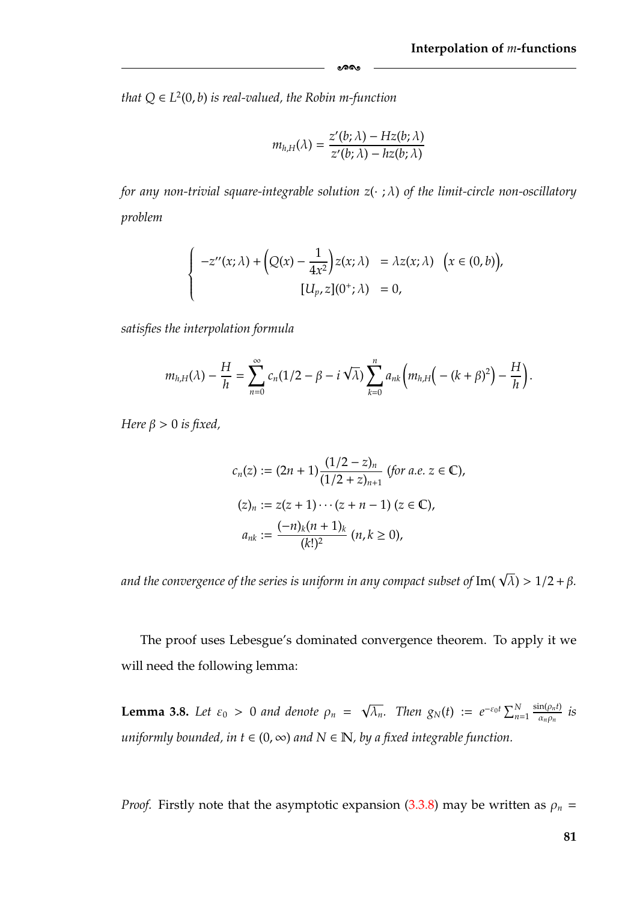*that $Q \in L^2(0,b)$ is real-valued, the Robin m-function*

$$m_{h,H}(\lambda) = \frac{z'(b;\lambda) - Hz(b;\lambda)}{z'(b;\lambda) - hz(b;\lambda)}$$

*for any non-trivial square-integrable solution $z(\cdot\,;\lambda)$ of the limit-circle non-oscillatory problem*

$$\begin{cases} -z''(x;\lambda) + \Big(Q(x) - \dfrac{1}{4x^2}\Big) z(x;\lambda) & = \lambda z(x;\lambda) \quad \big(x \in (0,b)\big), \\ \qquad\qquad [U_p, z](0^+;\lambda) & = 0, \end{cases}$$

*satisfies the interpolation formula*

$$m_{h,H}(\lambda) - \frac{H}{h} = \sum_{n=0}^{\infty} c_n(1/2 - \beta - i\sqrt{\lambda}) \sum_{k=0}^{n} a_{nk}\Big(m_{h,H}\Big(-(k+\beta)^2\Big) - \frac{H}{h}\Big).$$

*Here $\beta > 0$ is fixed,*

$$c_n(z) := (2n+1)\frac{(1/2 - z)_n}{(1/2 + z)_{n+1}} \text{ (for a.e. } z \in \mathbb{C}),$$

$$(z)_n := z(z+1)\cdots(z+n-1) \ (z \in \mathbb{C}),$$

$$a_{nk} := \frac{(-n)_k (n+1)_k}{(k!)^2} \ (n,k \geq 0),$$

*and the convergence of the series is uniform in any compact subset of* $\mathrm{Im}(\sqrt{\lambda}) > 1/2 + \beta$.

The proof uses Lebesgue's dominated convergence theorem. To apply it we will need the following lemma:

**Lemma 3.8.** *Let $\varepsilon_0 > 0$ and denote $\rho_n = \sqrt{\lambda_n}$. Then $g_N(t) := e^{-\varepsilon_0 t} \sum_{n=1}^{N} \frac{\sin(\rho_n t)}{\alpha_n \rho_n}$ is uniformly bounded, in $t \in (0,\infty)$ and $N \in \mathbb{N}$, by a fixed integrable function.*

*Proof.* Firstly note that the asymptotic expansion (3.3.8) may be written as $\rho_n =$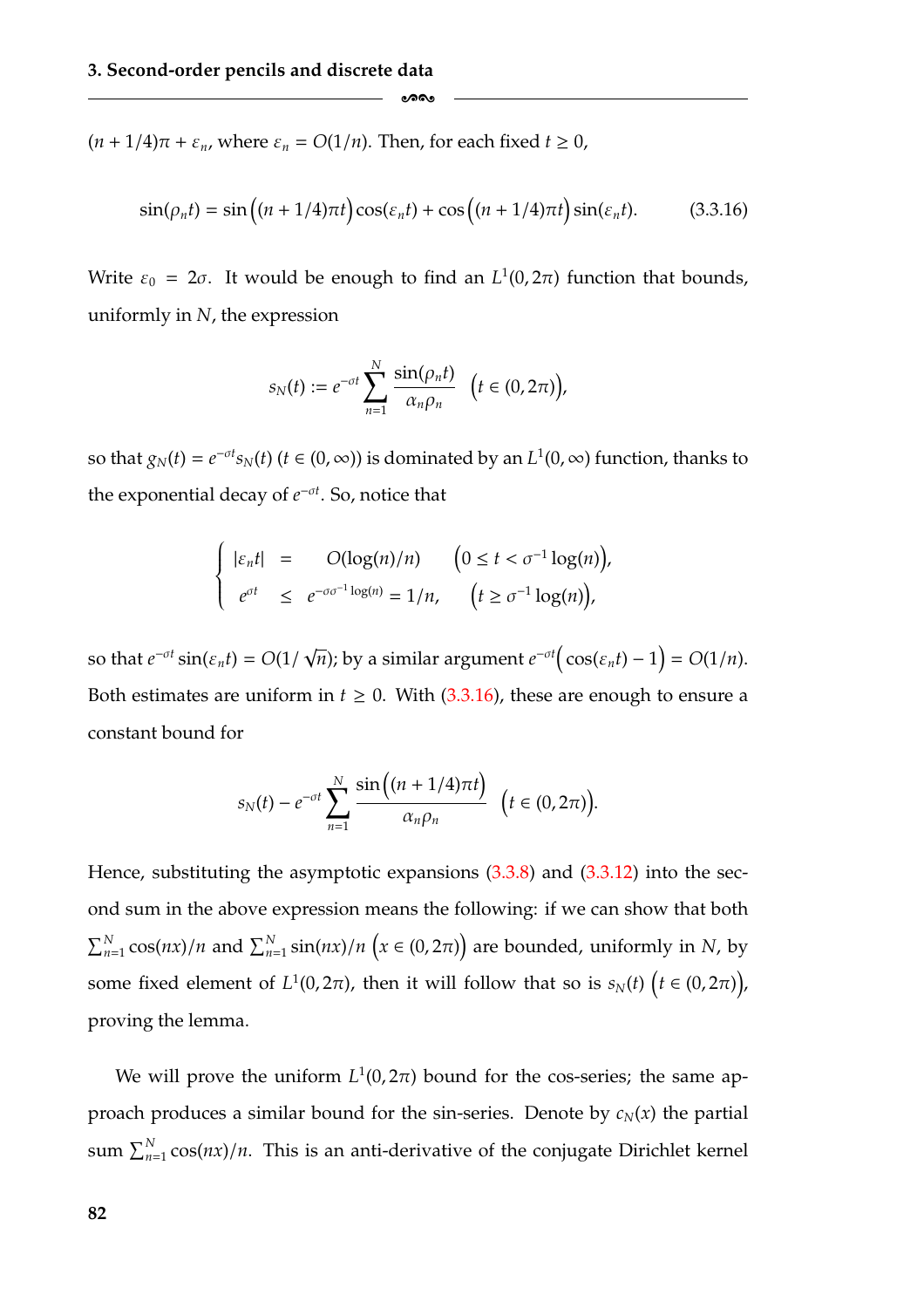$(n+1/4)\pi + \varepsilon_n$, where $\varepsilon_n = O(1/n)$. Then, for each fixed $t \geq 0$,

$$\sin(\rho_n t) = \sin\Big((n+1/4)\pi t\Big)\cos(\varepsilon_n t) + \cos\Big((n+1/4)\pi t\Big)\sin(\varepsilon_n t). \tag{3.3.16}$$

Write $\varepsilon_0 = 2\sigma$. It would be enough to find an $L^1(0, 2\pi)$ function that bounds, uniformly in $N$, the expression

$$s_N(t) := e^{-\sigma t} \sum_{n=1}^{N} \frac{\sin(\rho_n t)}{\alpha_n \rho_n} \quad \Big(t \in (0, 2\pi)\Big),$$

so that $g_N(t) = e^{-\sigma t} s_N(t)$ $(t \in (0, \infty))$ is dominated by an $L^1(0, \infty)$ function, thanks to the exponential decay of $e^{-\sigma t}$. So, notice that

$$\begin{cases} |\varepsilon_n t| & = & O(\log(n)/n) & \Big(0 \leq t < \sigma^{-1}\log(n)\Big), \\ e^{\sigma t} & \leq & e^{-\sigma \sigma^{-1}\log(n)} = 1/n, & \Big(t \geq \sigma^{-1}\log(n)\Big), \end{cases}$$

so that $e^{-\sigma t}\sin(\varepsilon_n t) = O(1/\sqrt{n})$; by a similar argument $e^{-\sigma t}\Big(\cos(\varepsilon_n t) - 1\Big) = O(1/n)$. Both estimates are uniform in $t \geq 0$. With (3.3.16), these are enough to ensure a constant bound for

$$s_N(t) - e^{-\sigma t} \sum_{n=1}^{N} \frac{\sin\Big((n+1/4)\pi t\Big)}{\alpha_n \rho_n} \quad \Big(t \in (0, 2\pi)\Big).$$

Hence, substituting the asymptotic expansions (3.3.8) and (3.3.12) into the second sum in the above expression means the following: if we can show that both $\sum_{n=1}^{N} \cos(nx)/n$ and $\sum_{n=1}^{N} \sin(nx)/n$ $\Big(x \in (0, 2\pi)\Big)$ are bounded, uniformly in $N$, by some fixed element of $L^1(0, 2\pi)$, then it will follow that so is $s_N(t)$ $\Big(t \in (0, 2\pi)\Big)$, proving the lemma.

We will prove the uniform $L^1(0, 2\pi)$ bound for the cos-series; the same approach produces a similar bound for the sin-series. Denote by $c_N(x)$ the partial sum $\sum_{n=1}^{N} \cos(nx)/n$. This is an anti-derivative of the conjugate Dirichlet kernel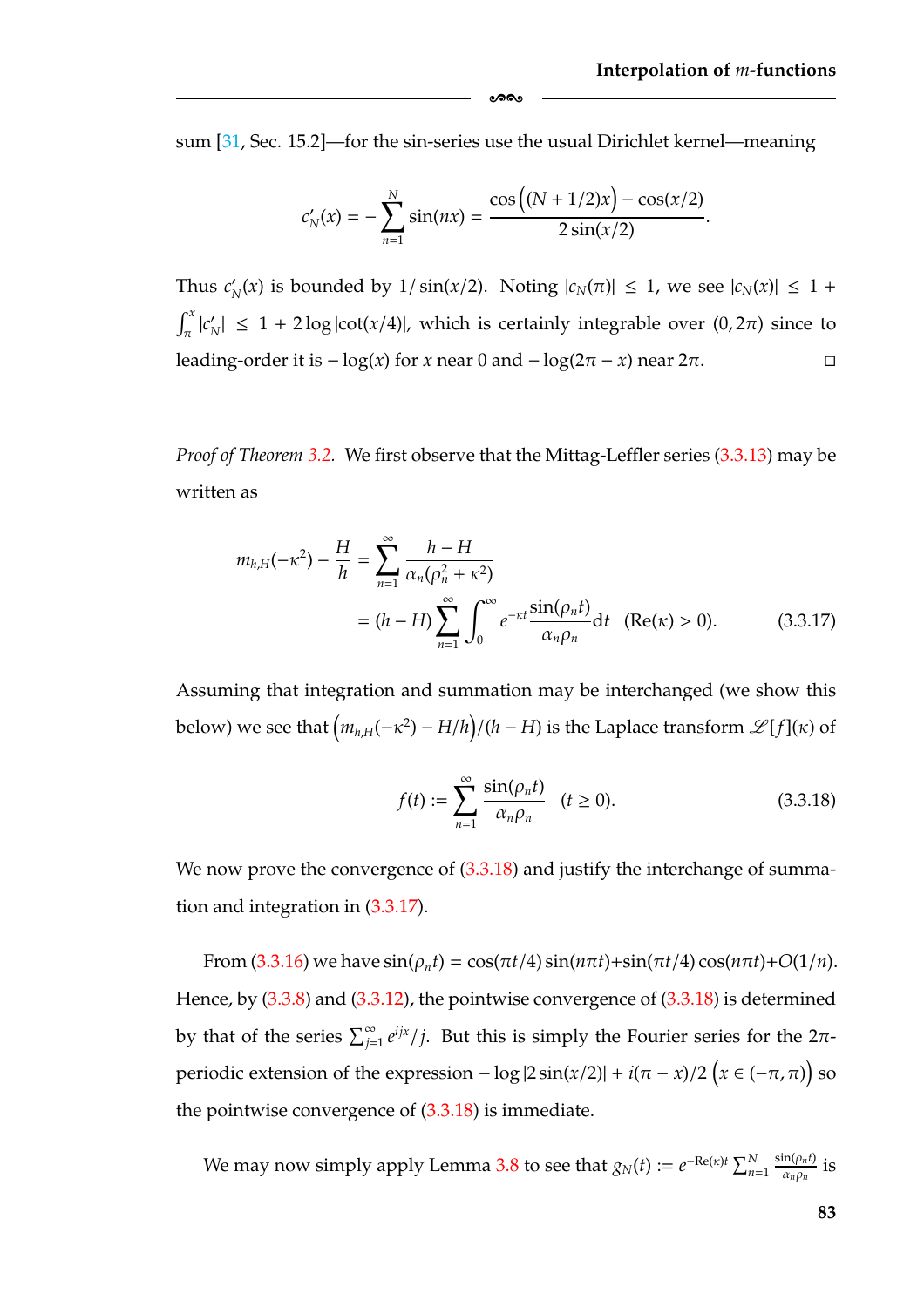sum [31, Sec. 15.2]—for the sin-series use the usual Dirichlet kernel—meaning

$$c_N'(x) = -\sum_{n=1}^{N} \sin(nx) = \frac{\cos\big((N+1/2)x\big) - \cos(x/2)}{2\sin(x/2)}.$$

Thus $c_N'(x)$ is bounded by $1/\sin(x/2)$. Noting $|c_N(\pi)| \le 1$, we see $|c_N(x)| \le 1 + \int_\pi^x |c_N'| \le 1 + 2\log|\cot(x/4)|$, which is certainly integrable over $(0, 2\pi)$ since to leading-order it is $-\log(x)$ for $x$ near $0$ and $-\log(2\pi - x)$ near $2\pi$. □

*Proof of Theorem 3.2.* We first observe that the Mittag-Leffler series (3.3.13) may be written as

$$\begin{aligned} m_{h,H}(-\kappa^2) - \frac{H}{h} &= \sum_{n=1}^{\infty} \frac{h - H}{\alpha_n(\rho_n^2 + \kappa^2)} \\ &= (h - H) \sum_{n=1}^{\infty} \int_0^{\infty} e^{-\kappa t} \frac{\sin(\rho_n t)}{\alpha_n \rho_n} \mathrm{d}t \quad (\mathrm{Re}(\kappa) > 0). \end{aligned} \tag{3.3.17}$$

Assuming that integration and summation may be interchanged (we show this below) we see that $\big(m_{h,H}(-\kappa^2) - H/h\big)/(h - H)$ is the Laplace transform $\mathscr{L}[f](\kappa)$ of

$$f(t) := \sum_{n=1}^{\infty} \frac{\sin(\rho_n t)}{\alpha_n \rho_n} \quad (t \ge 0). \tag{3.3.18}$$

We now prove the convergence of (3.3.18) and justify the interchange of summation and integration in (3.3.17).

From (3.3.16) we have $\sin(\rho_n t) = \cos(\pi t/4)\sin(n\pi t) + \sin(\pi t/4)\cos(n\pi t) + O(1/n)$. Hence, by (3.3.8) and (3.3.12), the pointwise convergence of (3.3.18) is determined by that of the series $\sum_{j=1}^{\infty} e^{ijx}/j$. But this is simply the Fourier series for the $2\pi$-periodic extension of the expression $-\log|2\sin(x/2)| + i(\pi - x)/2$ $\big(x \in (-\pi, \pi)\big)$ so the pointwise convergence of (3.3.18) is immediate.

We may now simply apply Lemma 3.8 to see that $g_N(t) := e^{-\mathrm{Re}(\kappa)t} \sum_{n=1}^{N} \frac{\sin(\rho_n t)}{\alpha_n \rho_n}$ is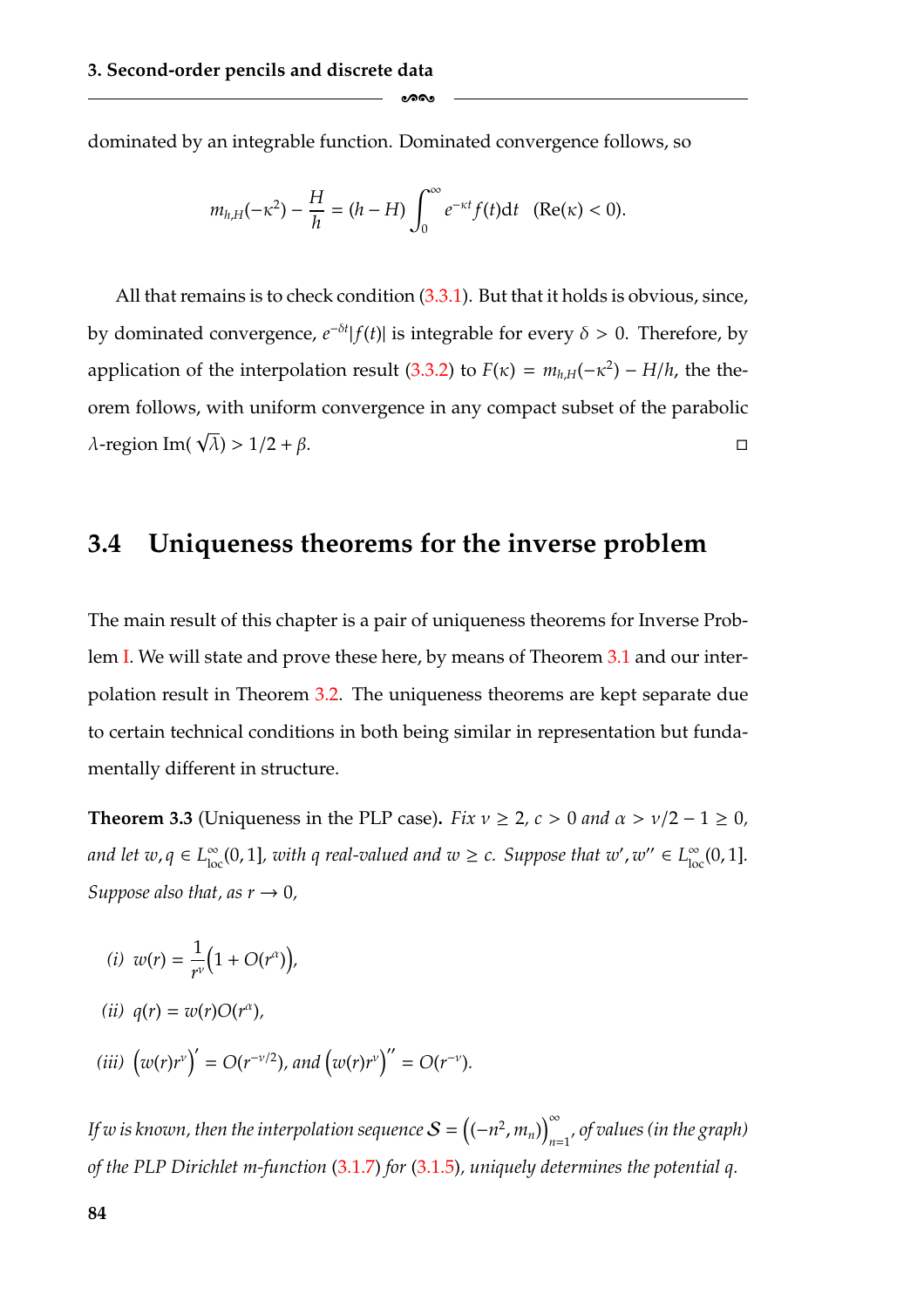dominated by an integrable function. Dominated convergence follows, so

$$m_{h,H}(-\kappa^2) - \frac{H}{h} = (h - H)\int_0^\infty e^{-\kappa t} f(t)\mathrm{d}t \quad (\mathrm{Re}(\kappa) < 0).$$

All that remains is to check condition (3.3.1). But that it holds is obvious, since, by dominated convergence, $e^{-\delta t}|f(t)|$ is integrable for every $\delta > 0$. Therefore, by application of the interpolation result (3.3.2) to $F(\kappa) = m_{h,H}(-\kappa^2) - H/h$, the theorem follows, with uniform convergence in any compact subset of the parabolic $\lambda$-region $\mathrm{Im}(\sqrt{\lambda}) > 1/2 + \beta$. □

## 3.4 Uniqueness theorems for the inverse problem

The main result of this chapter is a pair of uniqueness theorems for Inverse Problem I. We will state and prove these here, by means of Theorem 3.1 and our interpolation result in Theorem 3.2. The uniqueness theorems are kept separate due to certain technical conditions in both being similar in representation but fundamentally different in structure.

**Theorem 3.3** (Uniqueness in the PLP case)**.** *Fix $\nu \geq 2$, $c > 0$ and $\alpha > \nu/2 - 1 \geq 0$, and let $w, q \in L^\infty_{\mathrm{loc}}(0, 1]$, with $q$ real-valued and $w \geq c$. Suppose that $w', w'' \in L^\infty_{\mathrm{loc}}(0, 1]$. Suppose also that, as $r \to 0$,*

*(i)* $w(r) = \dfrac{1}{r^\nu}\Big(1 + O(r^\alpha)\Big)$,

*(ii)* $q(r) = w(r)O(r^\alpha)$,

*(iii)* $\Big(w(r)r^\nu\Big)' = O(r^{-\nu/2})$, *and* $\Big(w(r)r^\nu\Big)'' = O(r^{-\nu})$.

*If $w$ is known, then the interpolation sequence $\mathcal{S} = \Big((-n^2, m_n)\Big)_{n=1}^\infty$, of values (in the graph) of the PLP Dirichlet m-function (3.1.7) for (3.1.5), uniquely determines the potential $q$.*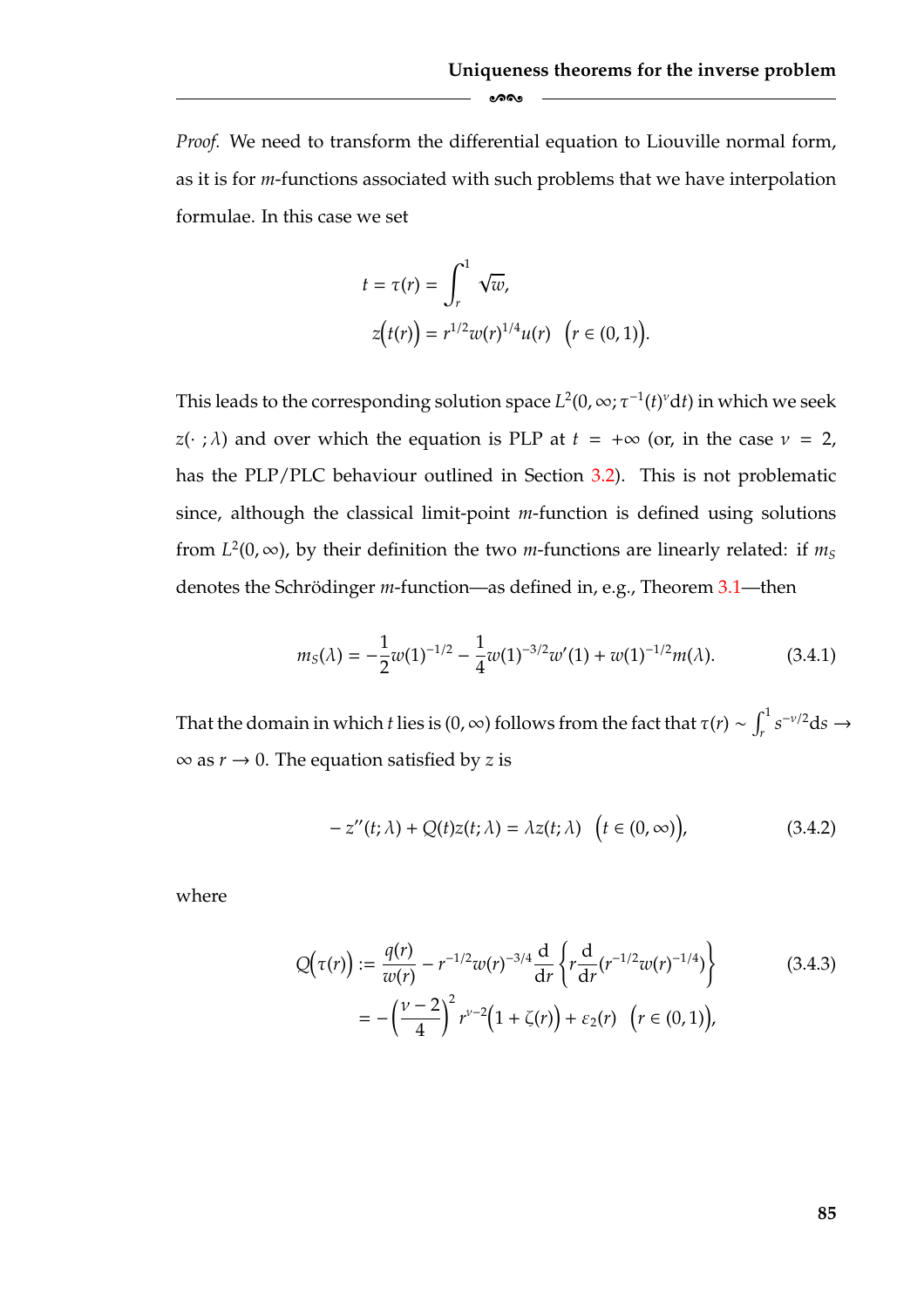*Proof.* We need to transform the differential equation to Liouville normal form, as it is for $m$-functions associated with such problems that we have interpolation formulae. In this case we set

$$t = \tau(r) = \int_r^1 \sqrt{w},$$
$$z\big(t(r)\big) = r^{1/2} w(r)^{1/4} u(r) \quad \big(r \in (0,1)\big).$$

This leads to the corresponding solution space $L^2(0, \infty; \tau^{-1}(t)^{\nu}\mathrm{d}t)$ in which we seek $z(\cdot\,;\lambda)$ and over which the equation is PLP at $t = +\infty$ (or, in the case $\nu = 2$, has the PLP/PLC behaviour outlined in Section 3.2). This is not problematic since, although the classical limit-point $m$-function is defined using solutions from $L^2(0, \infty)$, by their definition the two $m$-functions are linearly related: if $m_S$ denotes the Schrödinger $m$-function—as defined in, e.g., Theorem 3.1—then

$$m_S(\lambda) = -\frac{1}{2} w(1)^{-1/2} - \frac{1}{4} w(1)^{-3/2} w'(1) + w(1)^{-1/2} m(\lambda). \tag{3.4.1}$$

That the domain in which $t$ lies is $(0, \infty)$ follows from the fact that $\tau(r) \sim \int_r^1 s^{-\nu/2}\mathrm{d}s \to \infty$ as $r \to 0$. The equation satisfied by $z$ is

$$-z''(t;\lambda) + Q(t) z(t;\lambda) = \lambda z(t;\lambda) \quad \big(t \in (0,\infty)\big), \tag{3.4.2}$$

where

$$\begin{aligned} Q\big(\tau(r)\big) &:= \frac{q(r)}{w(r)} - r^{-1/2} w(r)^{-3/4} \frac{\mathrm{d}}{\mathrm{d}r}\left\{ r \frac{\mathrm{d}}{\mathrm{d}r}\big(r^{-1/2} w(r)^{-1/4}\big)\right\} \\ &= -\left(\frac{\nu - 2}{4}\right)^2 r^{\nu-2}\big(1 + \zeta(r)\big) + \varepsilon_2(r) \quad \big(r \in (0,1)\big), \end{aligned} \tag{3.4.3}$$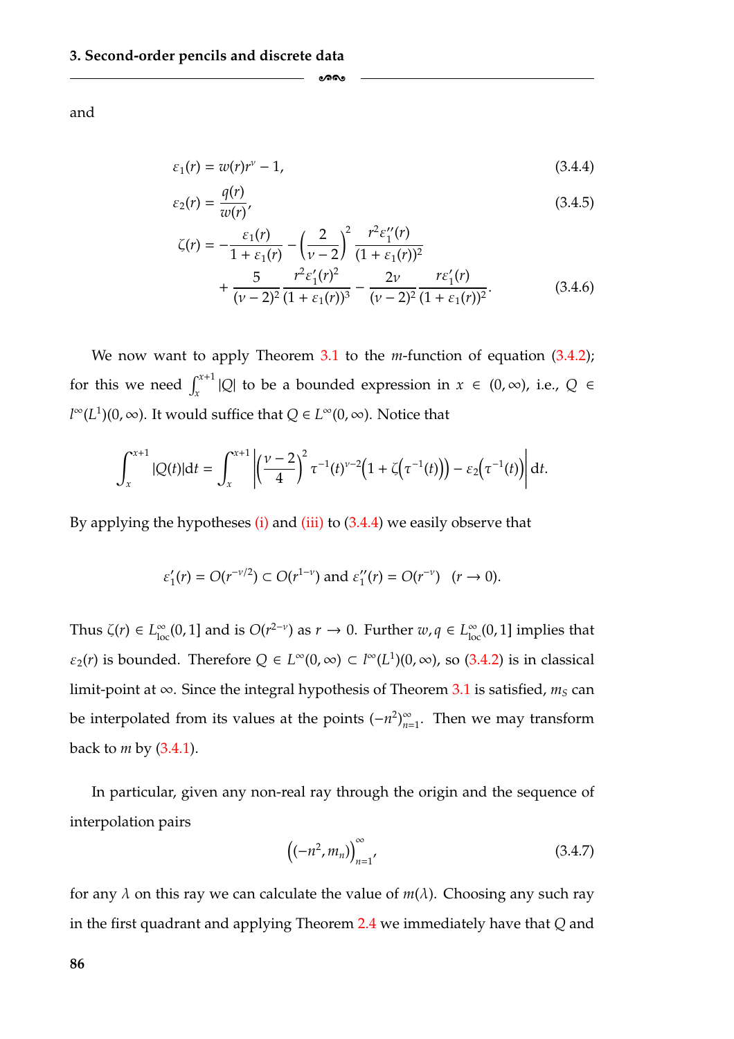and

$$\varepsilon_1(r) = w(r)r^{\nu} - 1, \tag{3.4.4}$$

$$\varepsilon_2(r) = \frac{q(r)}{w(r)}, \tag{3.4.5}$$

$$\begin{aligned}\zeta(r) = &-\frac{\varepsilon_1(r)}{1+\varepsilon_1(r)} - \left(\frac{2}{\nu-2}\right)^2 \frac{r^2\varepsilon_1''(r)}{(1+\varepsilon_1(r))^2} \\ &+ \frac{5}{(\nu-2)^2}\frac{r^2\varepsilon_1'(r)^2}{(1+\varepsilon_1(r))^3} - \frac{2\nu}{(\nu-2)^2}\frac{r\varepsilon_1'(r)}{(1+\varepsilon_1(r))^2}.\end{aligned} \tag{3.4.6}$$

We now want to apply Theorem 3.1 to the $m$-function of equation (3.4.2); for this we need $\int_x^{x+1}|Q|$ to be a bounded expression in $x \in (0,\infty)$, i.e., $Q \in l^\infty(L^1)(0,\infty)$. It would suffice that $Q \in L^\infty(0,\infty)$. Notice that

$$\int_x^{x+1}|Q(t)|\mathrm{d}t = \int_x^{x+1}\left|\left(\frac{\nu-2}{4}\right)^2 \tau^{-1}(t)^{\nu-2}\Big(1+\zeta\big(\tau^{-1}(t)\big)\Big) - \varepsilon_2\big(\tau^{-1}(t)\big)\right|\mathrm{d}t.$$

By applying the hypotheses (i) and (iii) to (3.4.4) we easily observe that

$$\varepsilon_1'(r) = O(r^{-\nu/2}) \subset O(r^{1-\nu}) \text{ and } \varepsilon_1''(r) = O(r^{-\nu}) \quad (r \to 0).$$

Thus $\zeta(r) \in L^\infty_{\mathrm{loc}}(0,1]$ and is $O(r^{2-\nu})$ as $r \to 0$. Further $w, q \in L^\infty_{\mathrm{loc}}(0,1]$ implies that $\varepsilon_2(r)$ is bounded. Therefore $Q \in L^\infty(0,\infty) \subset l^\infty(L^1)(0,\infty)$, so (3.4.2) is in classical limit-point at $\infty$. Since the integral hypothesis of Theorem 3.1 is satisfied, $m_S$ can be interpolated from its values at the points $(-n^2)_{n=1}^\infty$. Then we may transform back to $m$ by (3.4.1).

In particular, given any non-real ray through the origin and the sequence of interpolation pairs

$$\Big((-n^2, m_n)\Big)_{n=1}^\infty, \tag{3.4.7}$$

for any $\lambda$ on this ray we can calculate the value of $m(\lambda)$. Choosing any such ray in the first quadrant and applying Theorem 2.4 we immediately have that $Q$ and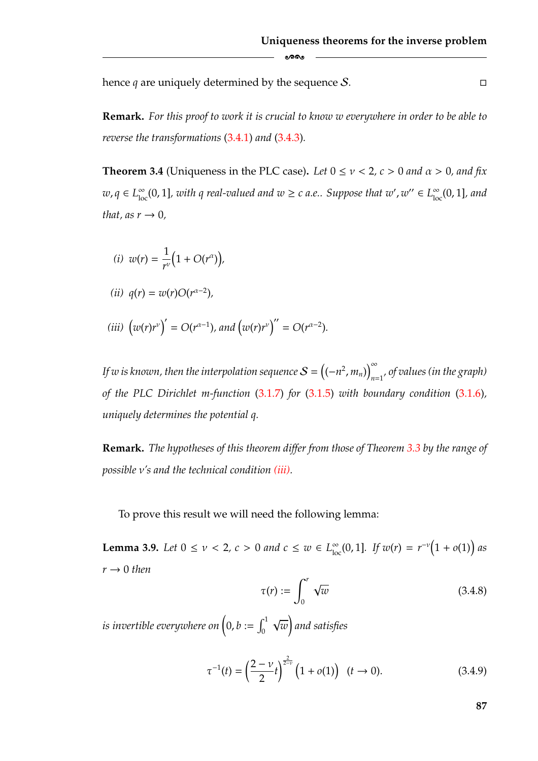hence $q$ are uniquely determined by the sequence $\mathcal{S}$. $\square$

**Remark.** *For this proof to work it is crucial to know $w$ everywhere in order to be able to reverse the transformations* (3.4.1) *and* (3.4.3)*.*

**Theorem 3.4** (Uniqueness in the PLC case)**.** *Let $0 \le \nu < 2$, $c > 0$ and $\alpha > 0$, and fix $w, q \in L^\infty_{\text{loc}}(0,1]$, with $q$ real-valued and $w \ge c$ a.e.. Suppose that $w', w'' \in L^\infty_{\text{loc}}(0,1]$, and that, as $r \to 0$,*

*(i)* $w(r) = \dfrac{1}{r^\nu}\Big(1 + O(r^\alpha)\Big)$,

*(ii)* $q(r) = w(r)O(r^{\alpha-2})$,

*(iii)* $\Big(w(r)r^\nu\Big)' = O(r^{\alpha-1})$, *and* $\Big(w(r)r^\nu\Big)'' = O(r^{\alpha-2})$.

*If $w$ is known, then the interpolation sequence $\mathcal{S} = \Big((-n^2, m_n)\Big)_{n=1}^\infty$, of values (in the graph) of the PLC Dirichlet m-function* (3.1.7) *for* (3.1.5) *with boundary condition* (3.1.6)*, uniquely determines the potential $q$.*

**Remark.** *The hypotheses of this theorem differ from those of Theorem 3.3 by the range of possible $\nu$'s and the technical condition (iii).*

To prove this result we will need the following lemma:

**Lemma 3.9.** *Let $0 \le \nu < 2$, $c > 0$ and $c \le w \in L^\infty_{\text{loc}}(0,1]$. If $w(r) = r^{-\nu}\Big(1 + o(1)\Big)$ as $r \to 0$ then*

$$\tau(r) := \int_0^r \sqrt{w} \tag{3.4.8}$$

*is invertible everywhere on $\Big(0, b := \int_0^1 \sqrt{w}\Big)$ and satisfies*

$$\tau^{-1}(t) = \left(\frac{2-\nu}{2}t\right)^{\frac{2}{2-\nu}}\Big(1 + o(1)\Big) \quad (t \to 0). \tag{3.4.9}$$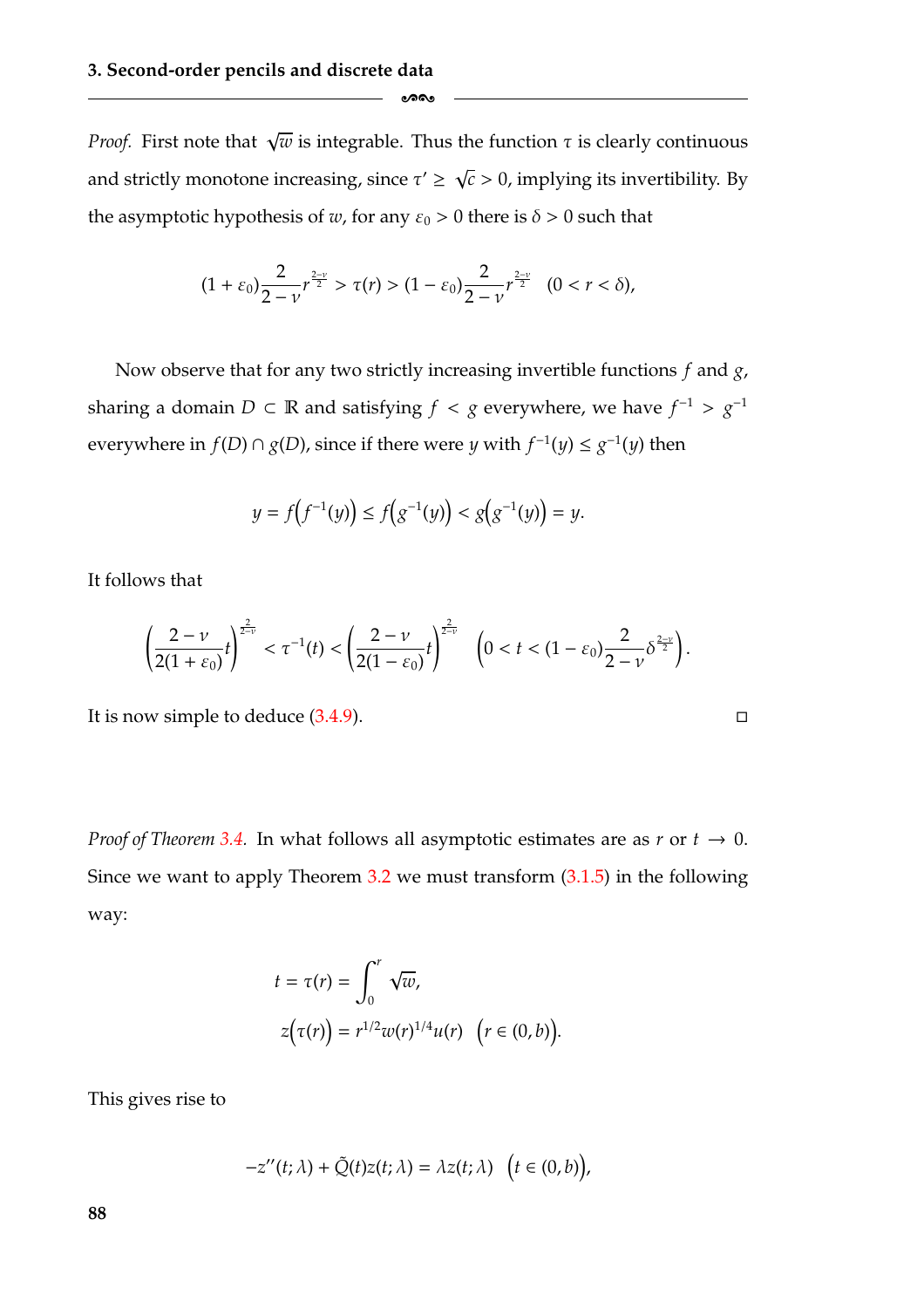*Proof.* First note that $\sqrt{w}$ is integrable. Thus the function $\tau$ is clearly continuous and strictly monotone increasing, since $\tau' \geq \sqrt{c} > 0$, implying its invertibility. By the asymptotic hypothesis of $w$, for any $\varepsilon_0 > 0$ there is $\delta > 0$ such that

$$(1+\varepsilon_0)\frac{2}{2-\nu}r^{\frac{2-\nu}{2}} > \tau(r) > (1-\varepsilon_0)\frac{2}{2-\nu}r^{\frac{2-\nu}{2}} \quad (0 < r < \delta),$$

Now observe that for any two strictly increasing invertible functions $f$ and $g$, sharing a domain $D \subset \mathbb{R}$ and satisfying $f < g$ everywhere, we have $f^{-1} > g^{-1}$ everywhere in $f(D) \cap g(D)$, since if there were $y$ with $f^{-1}(y) \leq g^{-1}(y)$ then

$$y = f\Big(f^{-1}(y)\Big) \leq f\Big(g^{-1}(y)\Big) < g\Big(g^{-1}(y)\Big) = y.$$

It follows that

$$\left(\frac{2-\nu}{2(1+\varepsilon_0)}t\right)^{\frac{2}{2-\nu}} < \tau^{-1}(t) < \left(\frac{2-\nu}{2(1-\varepsilon_0)}t\right)^{\frac{2}{2-\nu}} \quad \left(0 < t < (1-\varepsilon_0)\frac{2}{2-\nu}\delta^{\frac{2-\nu}{2}}\right).$$

It is now simple to deduce (3.4.9). □

*Proof of Theorem 3.4.* In what follows all asymptotic estimates are as $r$ or $t \to 0$. Since we want to apply Theorem 3.2 we must transform (3.1.5) in the following way:

$$\begin{aligned} t = \tau(r) &= \int_0^r \sqrt{w}, \\ z\Big(\tau(r)\Big) &= r^{1/2} w(r)^{1/4} u(r) \quad \Big(r \in (0,b)\Big). \end{aligned}$$

This gives rise to

$$-z''(t;\lambda) + \tilde{Q}(t)z(t;\lambda) = \lambda z(t;\lambda) \quad \Big(t \in (0,b)\Big),$$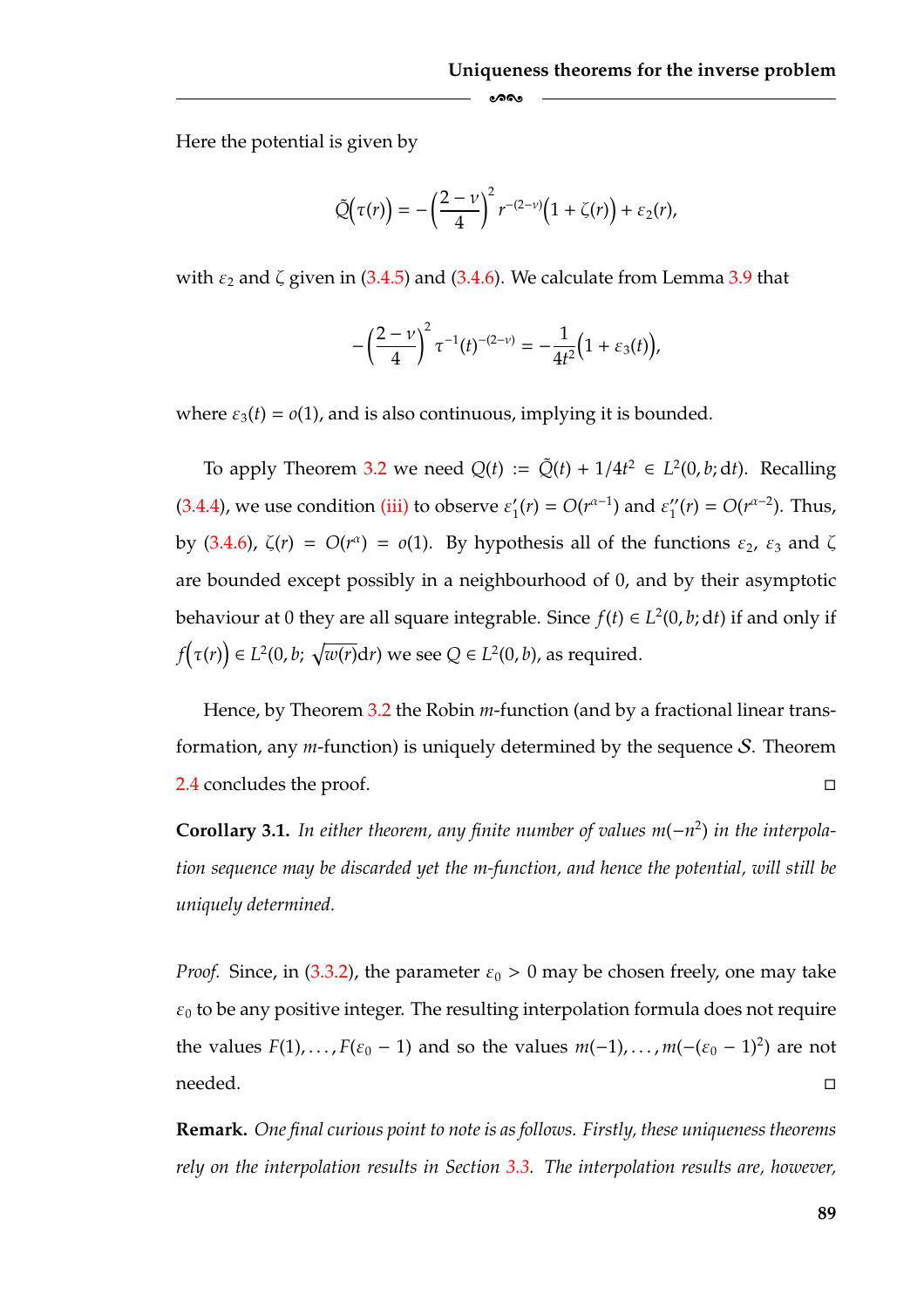Here the potential is given by

$$\tilde{Q}\Big(\tau(r)\Big) = -\left(\frac{2-\nu}{4}\right)^2 r^{-(2-\nu)}\Big(1+\zeta(r)\Big) + \varepsilon_2(r),$$

with $\varepsilon_2$ and $\zeta$ given in (3.4.5) and (3.4.6). We calculate from Lemma 3.9 that

$$-\left(\frac{2-\nu}{4}\right)^2 \tau^{-1}(t)^{-(2-\nu)} = -\frac{1}{4t^2}\Big(1+\varepsilon_3(t)\Big),$$

where $\varepsilon_3(t) = o(1)$, and is also continuous, implying it is bounded.

To apply Theorem 3.2 we need $Q(t) := \tilde{Q}(t) + 1/4t^2 \in L^2(0, b; \mathrm{d}t)$. Recalling (3.4.4), we use condition (iii) to observe $\varepsilon_1'(r) = O(r^{\alpha-1})$ and $\varepsilon_1''(r) = O(r^{\alpha-2})$. Thus, by (3.4.6), $\zeta(r) = O(r^\alpha) = o(1)$. By hypothesis all of the functions $\varepsilon_2$, $\varepsilon_3$ and $\zeta$ are bounded except possibly in a neighbourhood of 0, and by their asymptotic behaviour at 0 they are all square integrable. Since $f(t) \in L^2(0, b; \mathrm{d}t)$ if and only if $f\Big(\tau(r)\Big) \in L^2(0, b; \sqrt{w(r)}\mathrm{d}r)$ we see $Q \in L^2(0, b)$, as required.

Hence, by Theorem 3.2 the Robin $m$-function (and by a fractional linear transformation, any $m$-function) is uniquely determined by the sequence $\mathcal{S}$. Theorem 2.4 concludes the proof. $\square$

**Corollary 3.1.** *In either theorem, any finite number of values $m(-n^2)$ in the interpolation sequence may be discarded yet the m-function, and hence the potential, will still be uniquely determined.*

*Proof.* Since, in (3.3.2), the parameter $\varepsilon_0 > 0$ may be chosen freely, one may take $\varepsilon_0$ to be any positive integer. The resulting interpolation formula does not require the values $F(1), \dots, F(\varepsilon_0 - 1)$ and so the values $m(-1), \dots, m(-(\varepsilon_0 - 1)^2)$ are not needed. $\square$

**Remark.** *One final curious point to note is as follows. Firstly, these uniqueness theorems rely on the interpolation results in Section 3.3. The interpolation results are, however,*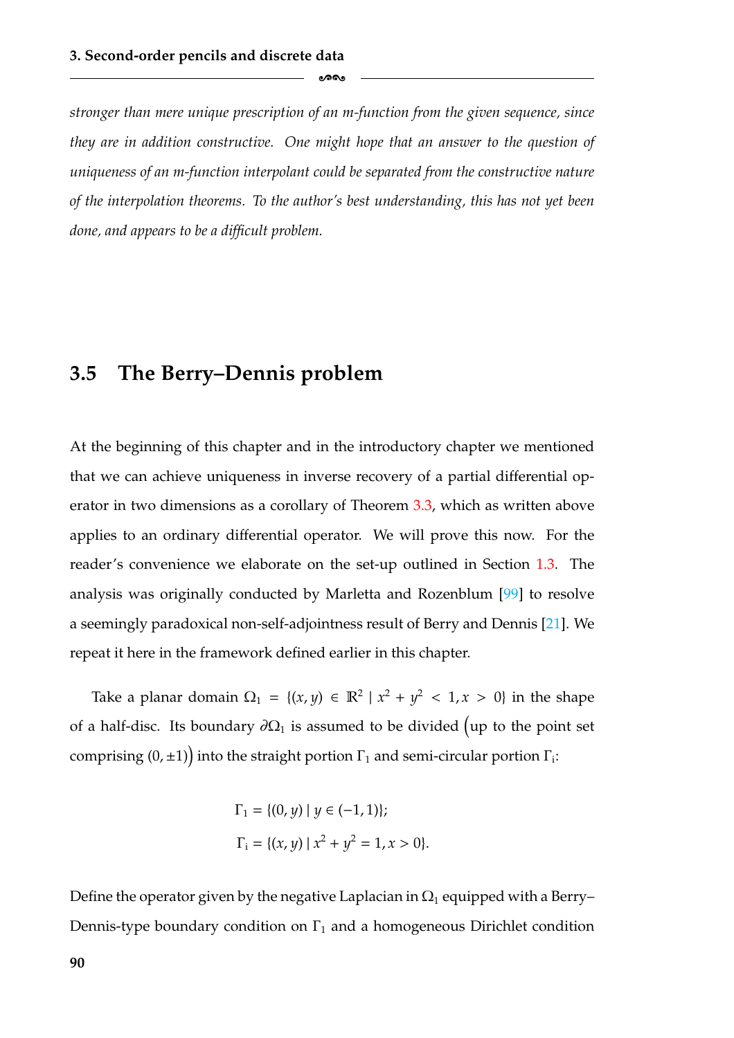*stronger than mere unique prescription of an m-function from the given sequence, since they are in addition constructive. One might hope that an answer to the question of uniqueness of an m-function interpolant could be separated from the constructive nature of the interpolation theorems. To the author's best understanding, this has not yet been done, and appears to be a difficult problem.*

## 3.5 The Berry–Dennis problem

At the beginning of this chapter and in the introductory chapter we mentioned that we can achieve uniqueness in inverse recovery of a partial differential operator in two dimensions as a corollary of Theorem 3.3, which as written above applies to an ordinary differential operator. We will prove this now. For the reader's convenience we elaborate on the set-up outlined in Section 1.3. The analysis was originally conducted by Marletta and Rozenblum [99] to resolve a seemingly paradoxical non-self-adjointness result of Berry and Dennis [21]. We repeat it here in the framework defined earlier in this chapter.

Take a planar domain $\Omega_1 = \{(x, y) \in \mathbb{R}^2 \mid x^2 + y^2 < 1, x > 0\}$ in the shape of a half-disc. Its boundary $\partial\Omega_1$ is assumed to be divided (up to the point set comprising $(0, \pm 1)$) into the straight portion $\Gamma_1$ and semi-circular portion $\Gamma_{\mathrm{i}}$:

$$
\begin{aligned}
\Gamma_1 &= \{(0, y) \mid y \in (-1, 1)\};\\
\Gamma_{\mathrm{i}} &= \{(x, y) \mid x^2 + y^2 = 1, x > 0\}.
\end{aligned}
$$

Define the operator given by the negative Laplacian in $\Omega_1$ equipped with a Berry–Dennis-type boundary condition on $\Gamma_1$ and a homogeneous Dirichlet condition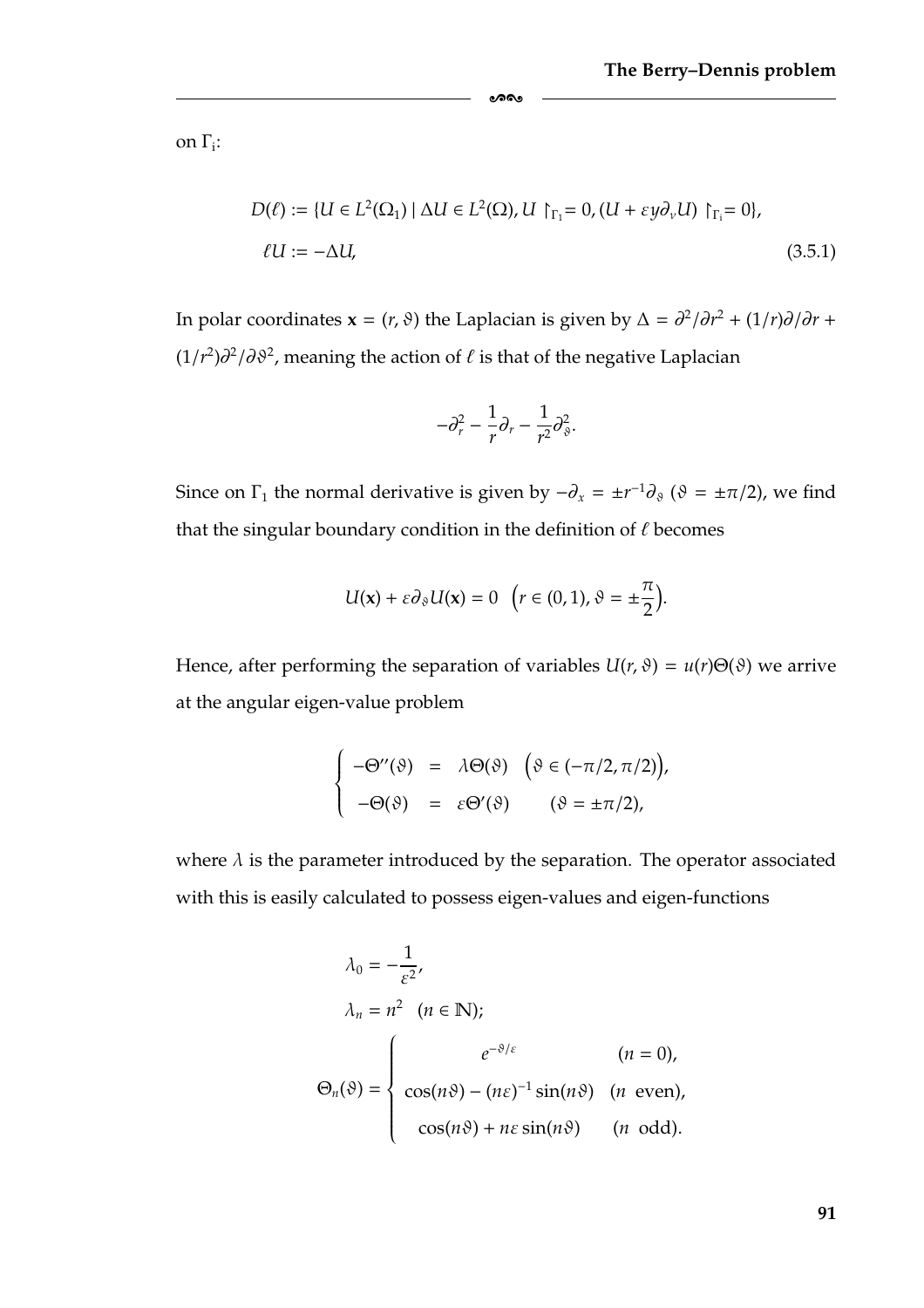on $\Gamma_{\mathrm{i}}$:

$$
\begin{aligned}
D(\ell) &:= \{U \in L^2(\Omega_1) \mid \Delta U \in L^2(\Omega), U \restriction_{\Gamma_1} = 0, (U + \varepsilon y \partial_\nu U) \restriction_{\Gamma_{\mathrm{i}}} = 0\}, \\
\ell U &:= -\Delta U,
\end{aligned} \tag{3.5.1}
$$

In polar coordinates $\mathbf{x} = (r, \vartheta)$ the Laplacian is given by $\Delta = \partial^2/\partial r^2 + (1/r)\partial/\partial r + (1/r^2)\partial^2/\partial\vartheta^2$, meaning the action of $\ell$ is that of the negative Laplacian

$$
-\partial_r^2 - \frac{1}{r}\partial_r - \frac{1}{r^2}\partial_\vartheta^2.
$$

Since on $\Gamma_1$ the normal derivative is given by $-\partial_x = \pm r^{-1}\partial_\vartheta$ ($\vartheta = \pm\pi/2$), we find that the singular boundary condition in the definition of $\ell$ becomes

$$
U(\mathbf{x}) + \varepsilon \partial_\vartheta U(\mathbf{x}) = 0 \quad \Big(r \in (0,1), \vartheta = \pm\frac{\pi}{2}\Big).
$$

Hence, after performing the separation of variables $U(r, \vartheta) = u(r)\Theta(\vartheta)$ we arrive at the angular eigen-value problem

$$
\begin{cases}
-\Theta''(\vartheta) &= \lambda\Theta(\vartheta) \quad \Big(\vartheta \in (-\pi/2, \pi/2)\Big), \\
-\Theta(\vartheta) &= \varepsilon\Theta'(\vartheta) \qquad (\vartheta = \pm\pi/2),
\end{cases}
$$

where $\lambda$ is the parameter introduced by the separation. The operator associated with this is easily calculated to possess eigen-values and eigen-functions

$$
\begin{aligned}
\lambda_0 &= -\frac{1}{\varepsilon^2}, \\
\lambda_n &= n^2 \quad (n \in \mathbb{N}); \\
\Theta_n(\vartheta) &= \begin{cases}
e^{-\vartheta/\varepsilon} & (n = 0), \\
\cos(n\vartheta) - (n\varepsilon)^{-1}\sin(n\vartheta) & (n \text{ even}), \\
\cos(n\vartheta) + n\varepsilon\sin(n\vartheta) & (n \text{ odd}).
\end{cases}
\end{aligned}
$$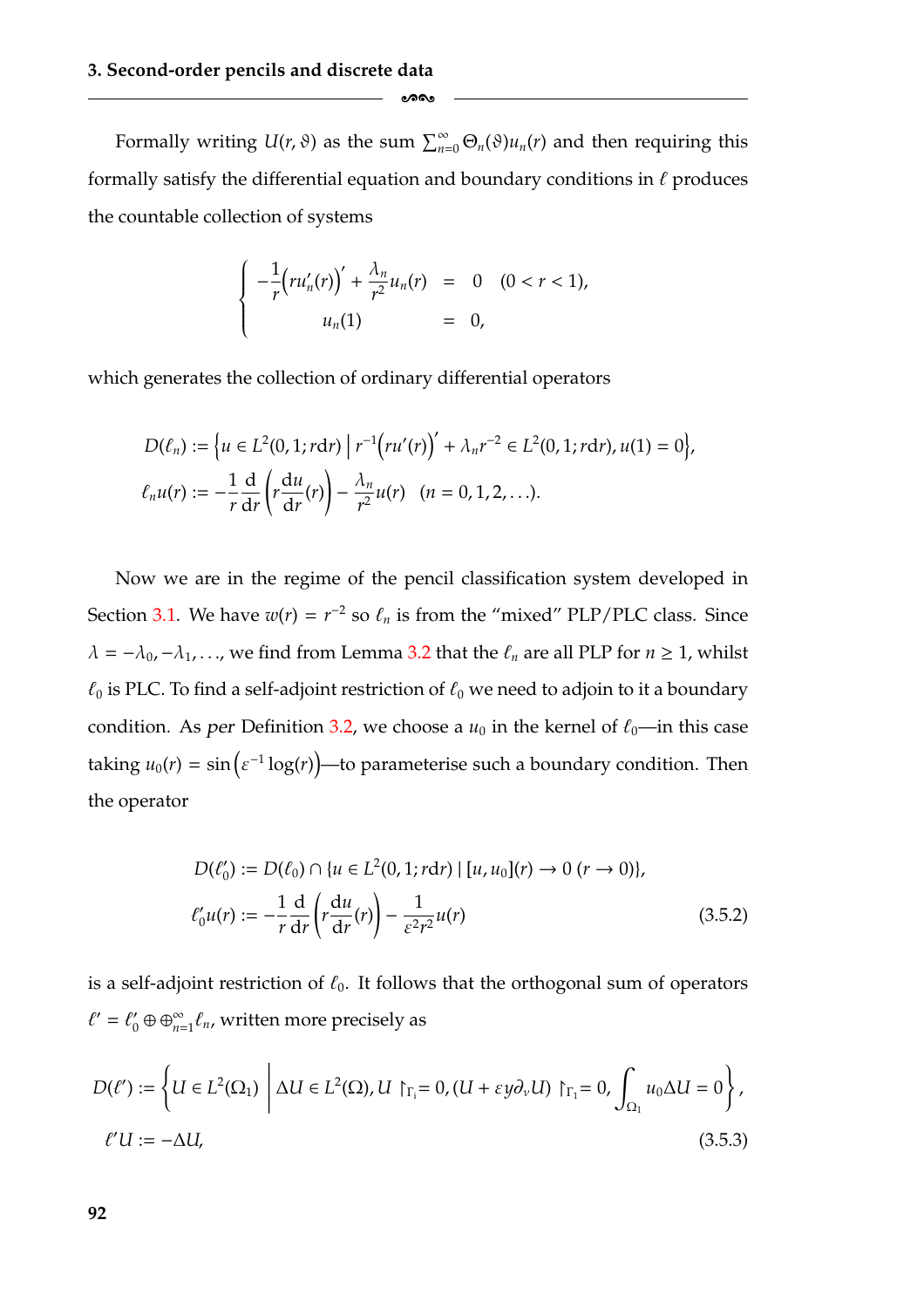Formally writing $U(r,\vartheta)$ as the sum $\sum_{n=0}^{\infty}\Theta_n(\vartheta)u_n(r)$ and then requiring this formally satisfy the differential equation and boundary conditions in $\ell$ produces the countable collection of systems

$$
\begin{cases}
-\dfrac{1}{r}\Big(ru_n'(r)\Big)' + \dfrac{\lambda_n}{r^2}u_n(r) &= \quad 0 \quad (0<r<1), \\
\qquad\qquad u_n(1) &= \quad 0,
\end{cases}
$$

which generates the collection of ordinary differential operators

$$
\begin{aligned}
&D(\ell_n) := \Big\{u \in L^2(0,1;r\mathrm{d}r) \;\Big|\; r^{-1}\Big(ru'(r)\Big)' + \lambda_n r^{-2} \in L^2(0,1;r\mathrm{d}r), u(1)=0\Big\}, \\
&\ell_n u(r) := -\frac{1}{r}\frac{\mathrm{d}}{\mathrm{d}r}\left(r\frac{\mathrm{d}u}{\mathrm{d}r}(r)\right) - \frac{\lambda_n}{r^2}u(r) \quad (n=0,1,2,\ldots).
\end{aligned}
$$

Now we are in the regime of the pencil classification system developed in Section 3.1. We have $w(r) = r^{-2}$ so $\ell_n$ is from the "mixed" PLP/PLC class. Since $\lambda = -\lambda_0, -\lambda_1, \ldots$, we find from Lemma 3.2 that the $\ell_n$ are all PLP for $n \geq 1$, whilst $\ell_0$ is PLC. To find a self-adjoint restriction of $\ell_0$ we need to adjoin to it a boundary condition. As *per* Definition 3.2, we choose a $u_0$ in the kernel of $\ell_0$—in this case taking $u_0(r) = \sin\big(\varepsilon^{-1}\log(r)\big)$—to parameterise such a boundary condition. Then the operator

$$
\begin{aligned}
&D(\ell_0') := D(\ell_0) \cap \{u \in L^2(0,1;r\mathrm{d}r) \mid [u,u_0](r) \to 0 \; (r \to 0)\}, \\
&\ell_0' u(r) := -\frac{1}{r}\frac{\mathrm{d}}{\mathrm{d}r}\left(r\frac{\mathrm{d}u}{\mathrm{d}r}(r)\right) - \frac{1}{\varepsilon^2 r^2}u(r)
\end{aligned}
\tag{3.5.2}
$$

is a self-adjoint restriction of $\ell_0$. It follows that the orthogonal sum of operators $\ell' = \ell_0' \oplus \oplus_{n=1}^{\infty}\ell_n$, written more precisely as

$$
\begin{aligned}
&D(\ell') := \left\{U \in L^2(\Omega_1) \;\middle|\; \Delta U \in L^2(\Omega), U\restriction_{\Gamma_{\mathrm{i}}} = 0, (U + \varepsilon y \partial_\nu U)\restriction_{\Gamma_1} = 0, \int_{\Omega_1} u_0 \Delta U = 0\right\}, \\
&\ell' U := -\Delta U,
\end{aligned}
\tag{3.5.3}
$$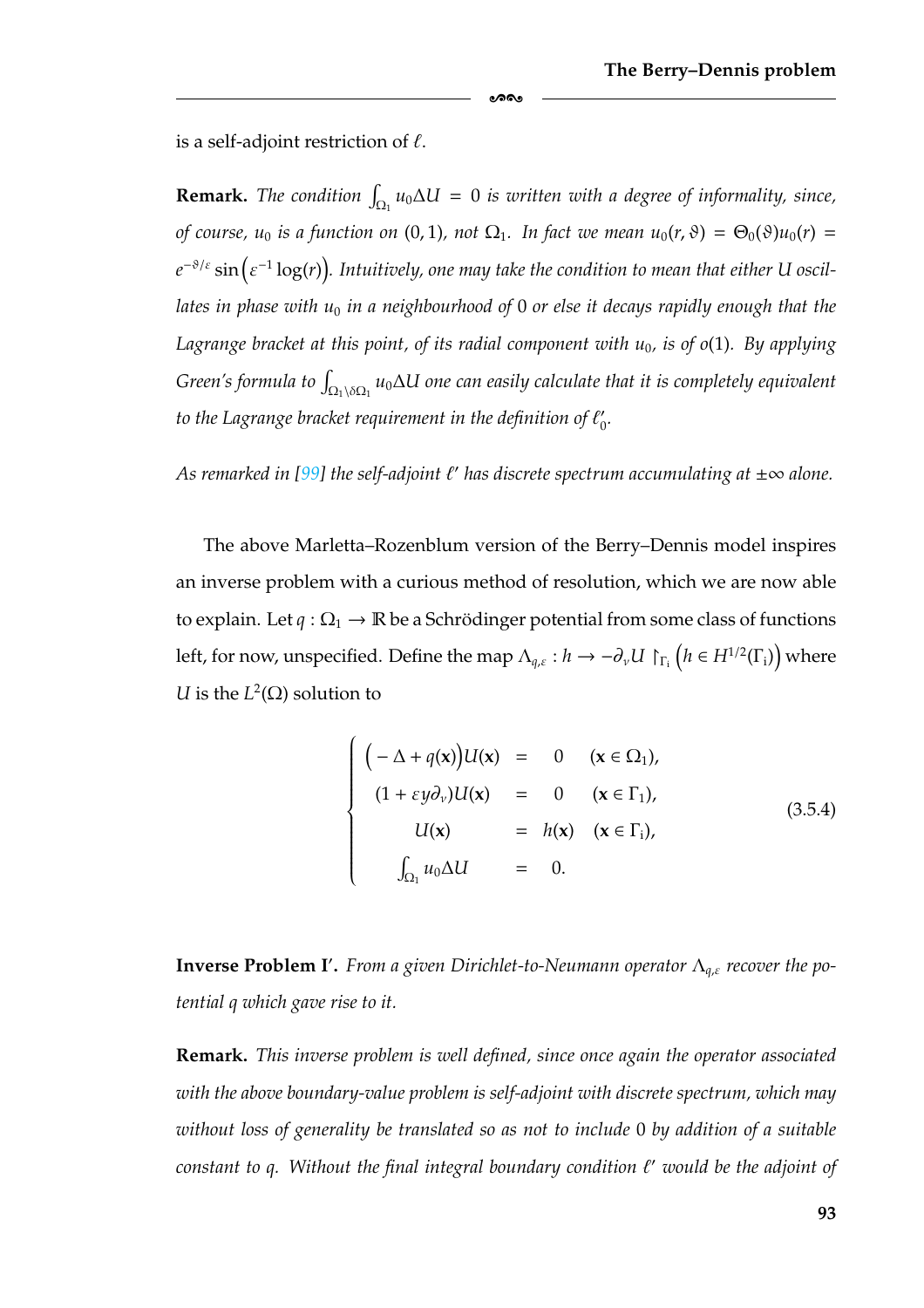is a self-adjoint restriction of $\ell$.

**Remark.** *The condition $\int_{\Omega_1} u_0 \Delta U = 0$ is written with a degree of informality, since, of course, $u_0$ is a function on $(0,1)$, not $\Omega_1$. In fact we mean $u_0(r,\vartheta) = \Theta_0(\vartheta)u_0(r) = e^{-\vartheta/\varepsilon}\sin\left(\varepsilon^{-1}\log(r)\right)$. Intuitively, one may take the condition to mean that either $U$ oscillates in phase with $u_0$ in a neighbourhood of $0$ or else it decays rapidly enough that the Lagrange bracket at this point, of its radial component with $u_0$, is of $o(1)$. By applying Green's formula to $\int_{\Omega_1\setminus\delta\Omega_1} u_0\Delta U$ one can easily calculate that it is completely equivalent to the Lagrange bracket requirement in the definition of $\ell_0'$.*

*As remarked in [99] the self-adjoint $\ell'$ has discrete spectrum accumulating at $\pm\infty$ alone.*

The above Marletta–Rozenblum version of the Berry–Dennis model inspires an inverse problem with a curious method of resolution, which we are now able to explain. Let $q : \Omega_1 \to \mathbb{R}$ be a Schrödinger potential from some class of functions left, for now, unspecified. Define the map $\Lambda_{q,\varepsilon} : h \to -\partial_\nu U \restriction_{\Gamma_i} \left(h \in H^{1/2}(\Gamma_i)\right)$ where $U$ is the $L^2(\Omega)$ solution to

$$
\left\{
\begin{array}{rcll}
\left(-\Delta + q(\mathbf{x})\right)U(\mathbf{x}) & = & 0 & (\mathbf{x} \in \Omega_1), \\
(1 + \varepsilon y \partial_\nu)U(\mathbf{x}) & = & 0 & (\mathbf{x} \in \Gamma_1), \\
U(\mathbf{x}) & = & h(\mathbf{x}) & (\mathbf{x} \in \Gamma_i), \\
\int_{\Omega_1} u_0 \Delta U & = & 0. &
\end{array}
\right.
\tag{3.5.4}
$$

**Inverse Problem I′.** *From a given Dirichlet-to-Neumann operator $\Lambda_{q,\varepsilon}$ recover the potential $q$ which gave rise to it.*

**Remark.** *This inverse problem is well defined, since once again the operator associated with the above boundary-value problem is self-adjoint with discrete spectrum, which may without loss of generality be translated so as not to include $0$ by addition of a suitable constant to $q$. Without the final integral boundary condition $\ell'$ would be the adjoint of*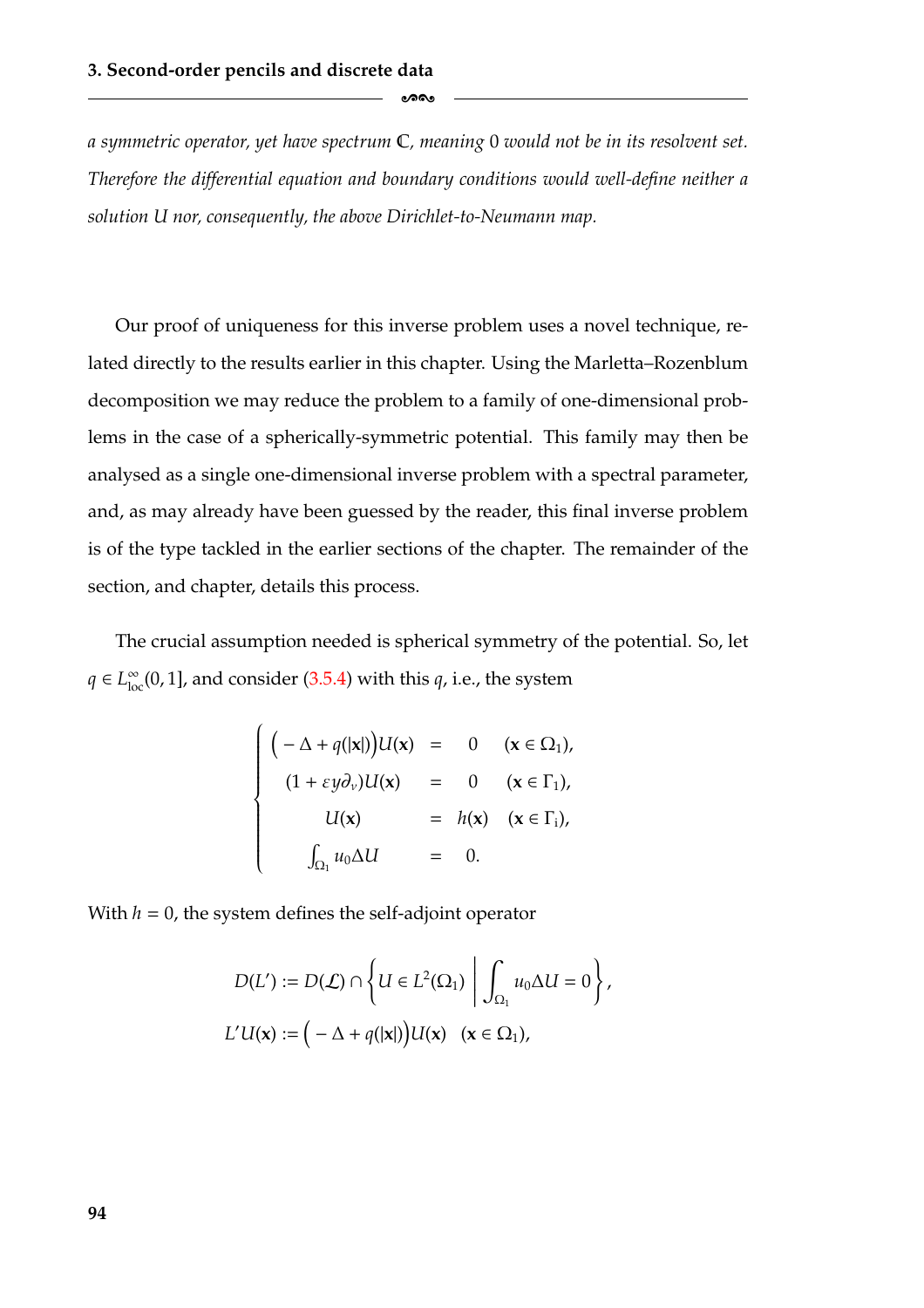*a symmetric operator, yet have spectrum $\mathbb{C}$, meaning $0$ would not be in its resolvent set. Therefore the differential equation and boundary conditions would well-define neither a solution $U$ nor, consequently, the above Dirichlet-to-Neumann map.*

Our proof of uniqueness for this inverse problem uses a novel technique, related directly to the results earlier in this chapter. Using the Marletta–Rozenblum decomposition we may reduce the problem to a family of one-dimensional problems in the case of a spherically-symmetric potential. This family may then be analysed as a single one-dimensional inverse problem with a spectral parameter, and, as may already have been guessed by the reader, this final inverse problem is of the type tackled in the earlier sections of the chapter. The remainder of the section, and chapter, details this process.

The crucial assumption needed is spherical symmetry of the potential. So, let $q \in L^\infty_{\mathrm{loc}}(0,1]$, and consider (3.5.4) with this $q$, i.e., the system

$$
\left\{
\begin{array}{rcll}
\big(-\Delta + q(|\mathbf{x}|)\big)U(\mathbf{x}) & = & 0 & (\mathbf{x} \in \Omega_1), \\
(1 + \varepsilon y \partial_\nu)U(\mathbf{x}) & = & 0 & (\mathbf{x} \in \Gamma_1), \\
U(\mathbf{x}) & = & h(\mathbf{x}) & (\mathbf{x} \in \Gamma_{\mathrm{i}}), \\
\int_{\Omega_1} u_0 \Delta U & = & 0. &
\end{array}
\right.
$$

With $h = 0$, the system defines the self-adjoint operator

$$
\begin{aligned}
D(L') &:= D(\mathcal{L}) \cap \left\{ U \in L^2(\Omega_1) \;\middle|\; \int_{\Omega_1} u_0 \Delta U = 0 \right\}, \\
L'U(\mathbf{x}) &:= \big(-\Delta + q(|\mathbf{x}|)\big)U(\mathbf{x}) \quad (\mathbf{x} \in \Omega_1),
\end{aligned}
$$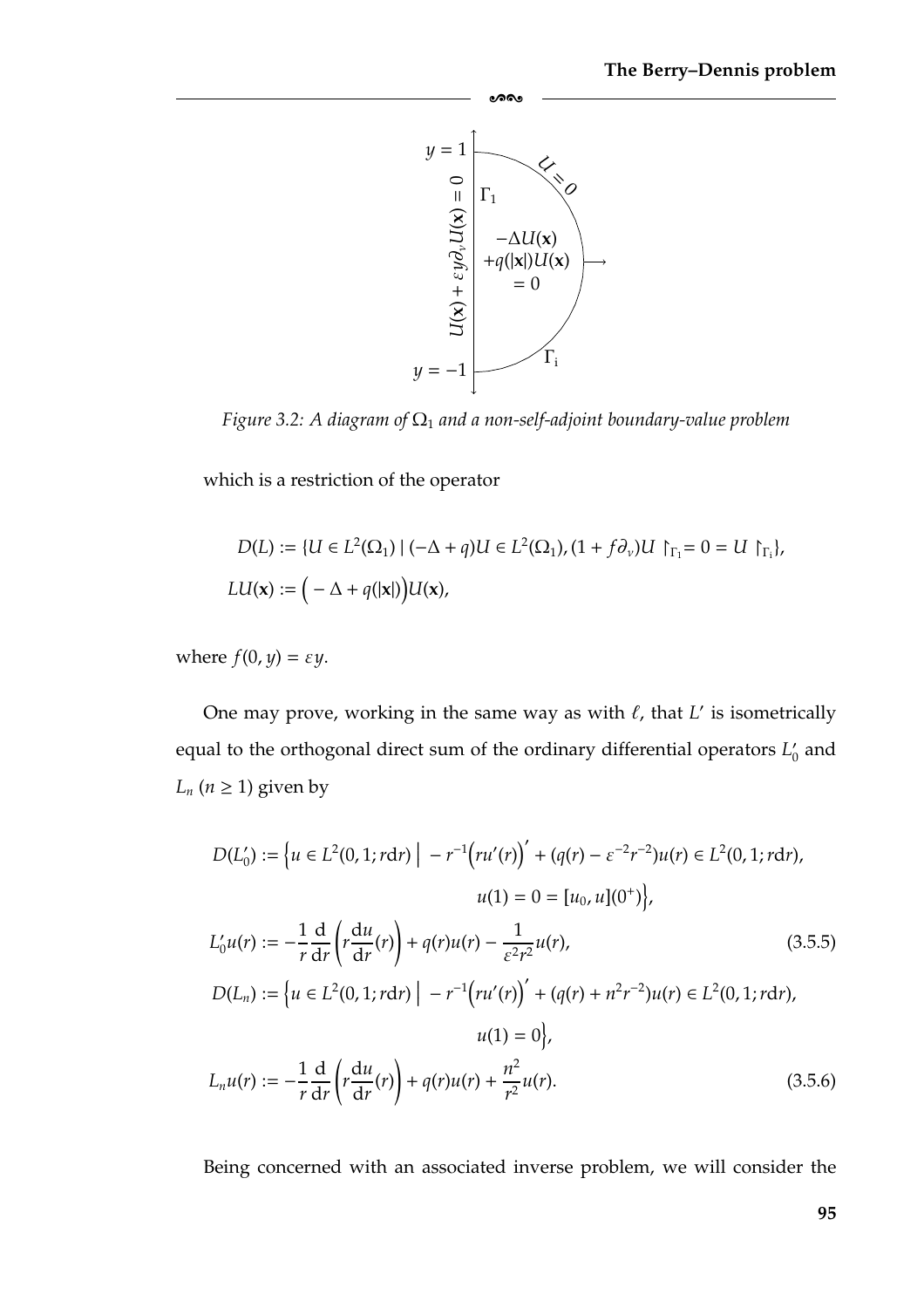Figure 3.2: A diagram of $\Omega_1$ and a non-self-adjoint boundary-value problem

which is a restriction of the operator

$$
\begin{aligned}
D(L) &:= \{U \in L^2(\Omega_1) \mid (-\Delta + q)U \in L^2(\Omega_1), (1 + f\partial_\nu)U \restriction_{\Gamma_1} = 0 = U \restriction_{\Gamma_i}\}, \\
LU(\mathbf{x}) &:= \Big( -\Delta + q(|\mathbf{x}|)\Big)U(\mathbf{x}),
\end{aligned}
$$

where $f(0, y) = \varepsilon y$.

One may prove, working in the same way as with $\ell$, that $L'$ is isometrically equal to the orthogonal direct sum of the ordinary differential operators $L_0'$ and $L_n$ ($n \geq 1$) given by

$$
\begin{aligned}
D(L_0') &:= \Big\{u \in L^2(0, 1; r\mathrm{d}r) \;\Big|\; -r^{-1}\big(ru'(r)\big)' + (q(r) - \varepsilon^{-2}r^{-2})u(r) \in L^2(0, 1; r\mathrm{d}r), \\
&\qquad\qquad u(1) = 0 = [u_0, u](0^+)\Big\}, \\
L_0'u(r) &:= -\frac{1}{r}\frac{\mathrm{d}}{\mathrm{d}r}\left(r\frac{\mathrm{d}u}{\mathrm{d}r}(r)\right) + q(r)u(r) - \frac{1}{\varepsilon^2 r^2}u(r), \qquad (3.5.5) \\
D(L_n) &:= \Big\{u \in L^2(0, 1; r\mathrm{d}r) \;\Big|\; -r^{-1}\big(ru'(r)\big)' + (q(r) + n^2r^{-2})u(r) \in L^2(0, 1; r\mathrm{d}r), \\
&\qquad\qquad u(1) = 0\Big\}, \\
L_nu(r) &:= -\frac{1}{r}\frac{\mathrm{d}}{\mathrm{d}r}\left(r\frac{\mathrm{d}u}{\mathrm{d}r}(r)\right) + q(r)u(r) + \frac{n^2}{r^2}u(r). \qquad (3.5.6)
\end{aligned}
$$

Being concerned with an associated inverse problem, we will consider the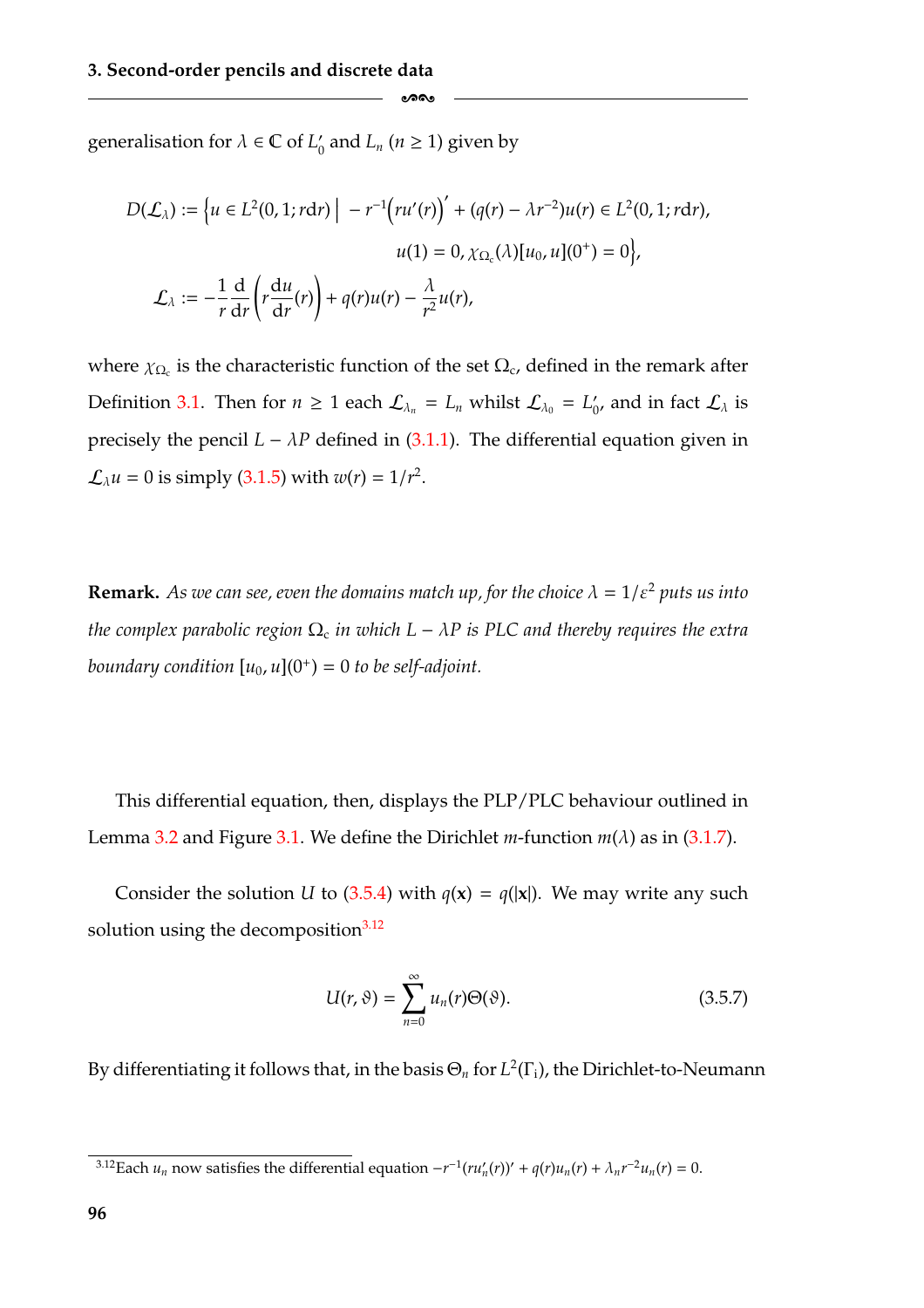generalisation for $\lambda \in \mathbb{C}$ of $L_0'$ and $L_n$ ($n \geq 1$) given by

$$D(\mathcal{L}_\lambda) := \Big\{ u \in L^2(0,1; r\mathrm{d}r) \;\Big|\; -r^{-1}\Big(ru'(r)\Big)' + (q(r) - \lambda r^{-2})u(r) \in L^2(0,1; r\mathrm{d}r),$$
$$u(1) = 0, \chi_{\Omega_c}(\lambda)[u_0, u](0^+) = 0 \Big\},$$
$$\mathcal{L}_\lambda := -\frac{1}{r}\frac{\mathrm{d}}{\mathrm{d}r}\left(r\frac{\mathrm{d}u}{\mathrm{d}r}(r)\right) + q(r)u(r) - \frac{\lambda}{r^2}u(r),$$

where $\chi_{\Omega_c}$ is the characteristic function of the set $\Omega_c$, defined in the remark after Definition 3.1. Then for $n \geq 1$ each $\mathcal{L}_{\lambda_n} = L_n$ whilst $\mathcal{L}_{\lambda_0} = L_0'$, and in fact $\mathcal{L}_\lambda$ is precisely the pencil $L - \lambda P$ defined in (3.1.1). The differential equation given in $\mathcal{L}_\lambda u = 0$ is simply (3.1.5) with $w(r) = 1/r^2$.

**Remark.** *As we can see, even the domains match up, for the choice $\lambda = 1/\varepsilon^2$ puts us into the complex parabolic region $\Omega_c$ in which $L - \lambda P$ is PLC and thereby requires the extra boundary condition $[u_0, u](0^+) = 0$ to be self-adjoint.*

This differential equation, then, displays the PLP/PLC behaviour outlined in Lemma 3.2 and Figure 3.1. We define the Dirichlet $m$-function $m(\lambda)$ as in (3.1.7).

Consider the solution $U$ to (3.5.4) with $q(\mathbf{x}) = q(|\mathbf{x}|)$. We may write any such solution using the decomposition[3.12]

$$U(r, \vartheta) = \sum_{n=0}^{\infty} u_n(r)\Theta(\vartheta). \tag{3.5.7}$$

By differentiating it follows that, in the basis $\Theta_n$ for $L^2(\Gamma_i)$, the Dirichlet-to-Neumann

[3.12] Each $u_n$ now satisfies the differential equation $-r^{-1}(ru_n'(r))' + q(r)u_n(r) + \lambda_n r^{-2}u_n(r) = 0$.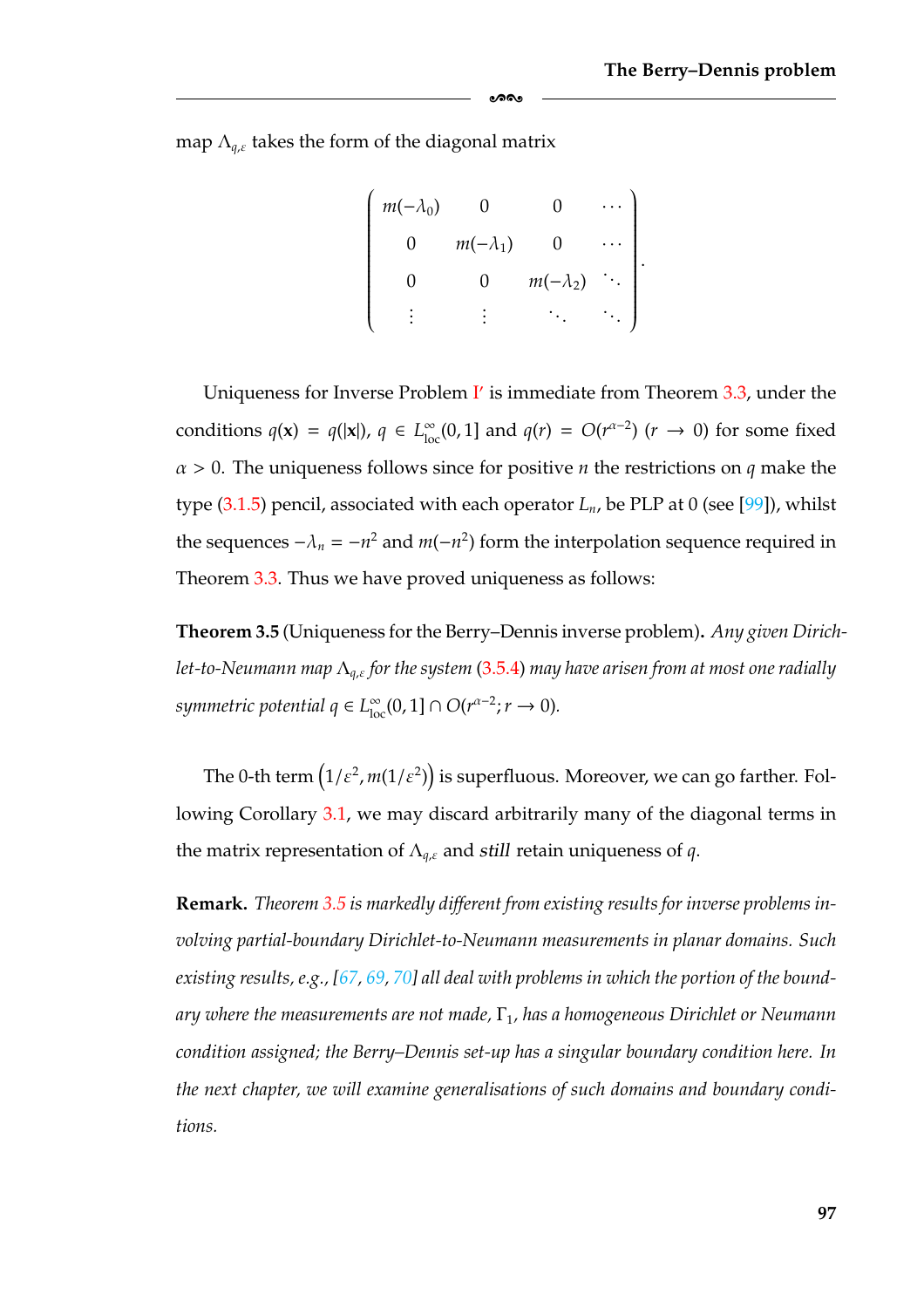map $\Lambda_{q,\varepsilon}$ takes the form of the diagonal matrix

$$
\begin{pmatrix}
m(-\lambda_0) & 0 & 0 & \cdots \\
0 & m(-\lambda_1) & 0 & \cdots \\
0 & 0 & m(-\lambda_2) & \ddots \\
\vdots & \vdots & \ddots & \ddots
\end{pmatrix}.
$$

Uniqueness for Inverse Problem I′ is immediate from Theorem 3.3, under the conditions $q(\mathbf{x}) = q(|\mathbf{x}|)$, $q \in L^\infty_{\text{loc}}(0,1]$ and $q(r) = O(r^{\alpha-2})$ $(r \to 0)$ for some fixed $\alpha > 0$. The uniqueness follows since for positive $n$ the restrictions on $q$ make the type (3.1.5) pencil, associated with each operator $L_n$, be PLP at 0 (see [99]), whilst the sequences $-\lambda_n = -n^2$ and $m(-n^2)$ form the interpolation sequence required in Theorem 3.3. Thus we have proved uniqueness as follows:

**Theorem 3.5** (Uniqueness for the Berry–Dennis inverse problem)**.** *Any given Dirichlet-to-Neumann map $\Lambda_{q,\varepsilon}$ for the system (3.5.4) may have arisen from at most one radially symmetric potential $q \in L^\infty_{\text{loc}}(0,1] \cap O(r^{\alpha-2}; r \to 0)$.*

The 0-th term $\left(1/\varepsilon^2, m(1/\varepsilon^2)\right)$ is superfluous. Moreover, we can go farther. Following Corollary 3.1, we may discard arbitrarily many of the diagonal terms in the matrix representation of $\Lambda_{q,\varepsilon}$ and *still* retain uniqueness of $q$.

**Remark.** *Theorem 3.5 is markedly different from existing results for inverse problems involving partial-boundary Dirichlet-to-Neumann measurements in planar domains. Such existing results, e.g., [67, 69, 70] all deal with problems in which the portion of the boundary where the measurements are not made, $\Gamma_1$, has a homogeneous Dirichlet or Neumann condition assigned; the Berry–Dennis set-up has a singular boundary condition here. In the next chapter, we will examine generalisations of such domains and boundary conditions.*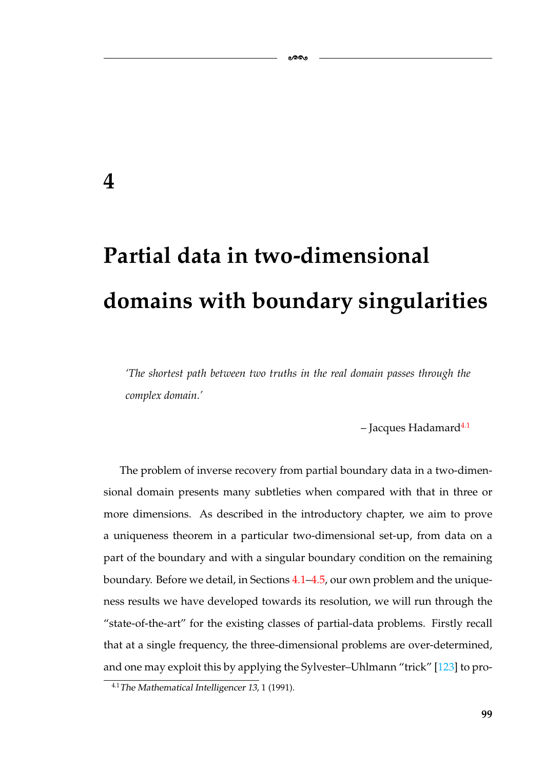# 4

# Partial data in two-dimensional domains with boundary singularities

> *'The shortest path between two truths in the real domain passes through the complex domain.'*
>
> – Jacques Hadamard[4.1]

The problem of inverse recovery from partial boundary data in a two-dimensional domain presents many subtleties when compared with that in three or more dimensions. As described in the introductory chapter, we aim to prove a uniqueness theorem in a particular two-dimensional set-up, from data on a part of the boundary and with a singular boundary condition on the remaining boundary. Before we detail, in Sections 4.1–4.5, our own problem and the uniqueness results we have developed towards its resolution, we will run through the "state-of-the-art" for the existing classes of partial-data problems. Firstly recall that at a single frequency, the three-dimensional problems are over-determined, and one may exploit this by applying the Sylvester–Uhlmann "trick" [123] to pro-

[4.1] *The Mathematical Intelligencer 13*, 1 (1991).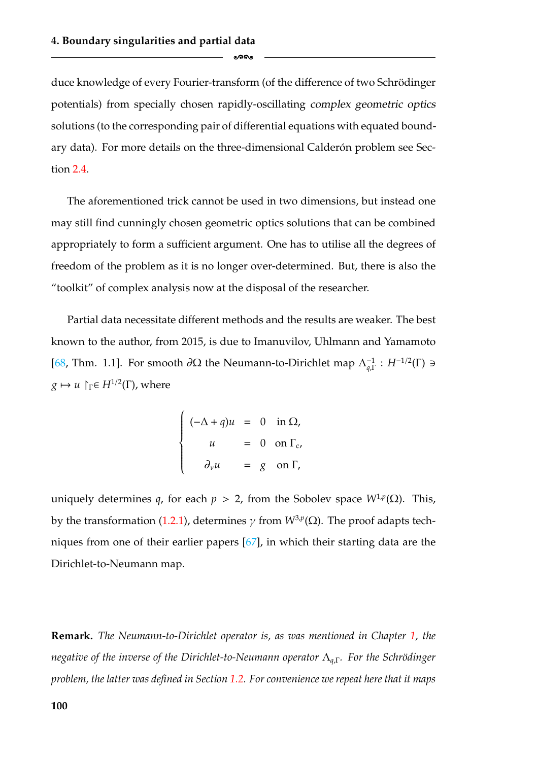duce knowledge of every Fourier-transform (of the difference of two Schrödinger potentials) from specially chosen rapidly-oscillating *complex geometric optics* solutions (to the corresponding pair of differential equations with equated boundary data). For more details on the three-dimensional Calderón problem see Section 2.4.

The aforementioned trick cannot be used in two dimensions, but instead one may still find cunningly chosen geometric optics solutions that can be combined appropriately to form a sufficient argument. One has to utilise all the degrees of freedom of the problem as it is no longer over-determined. But, there is also the "toolkit" of complex analysis now at the disposal of the researcher.

Partial data necessitate different methods and the results are weaker. The best known to the author, from 2015, is due to Imanuvilov, Uhlmann and Yamamoto [68, Thm. 1.1]. For smooth $\partial\Omega$ the Neumann-to-Dirichlet map $\Lambda_{q,\Gamma}^{-1} : H^{-1/2}(\Gamma) \ni g \mapsto u \restriction_\Gamma \in H^{1/2}(\Gamma)$, where

$$
\begin{cases}
(-\Delta + q)u &= 0 \quad \text{in } \Omega, \\
u &= 0 \quad \text{on } \Gamma_c, \\
\partial_\nu u &= g \quad \text{on } \Gamma,
\end{cases}
$$

uniquely determines $q$, for each $p > 2$, from the Sobolev space $W^{1,p}(\Omega)$. This, by the transformation (1.2.1), determines $\gamma$ from $W^{3,p}(\Omega)$. The proof adapts techniques from one of their earlier papers [67], in which their starting data are the Dirichlet-to-Neumann map.

**Remark.** *The Neumann-to-Dirichlet operator is, as was mentioned in Chapter 1, the negative of the inverse of the Dirichlet-to-Neumann operator* $\Lambda_{q,\Gamma}$*. For the Schrödinger problem, the latter was defined in Section 1.2. For convenience we repeat here that it maps*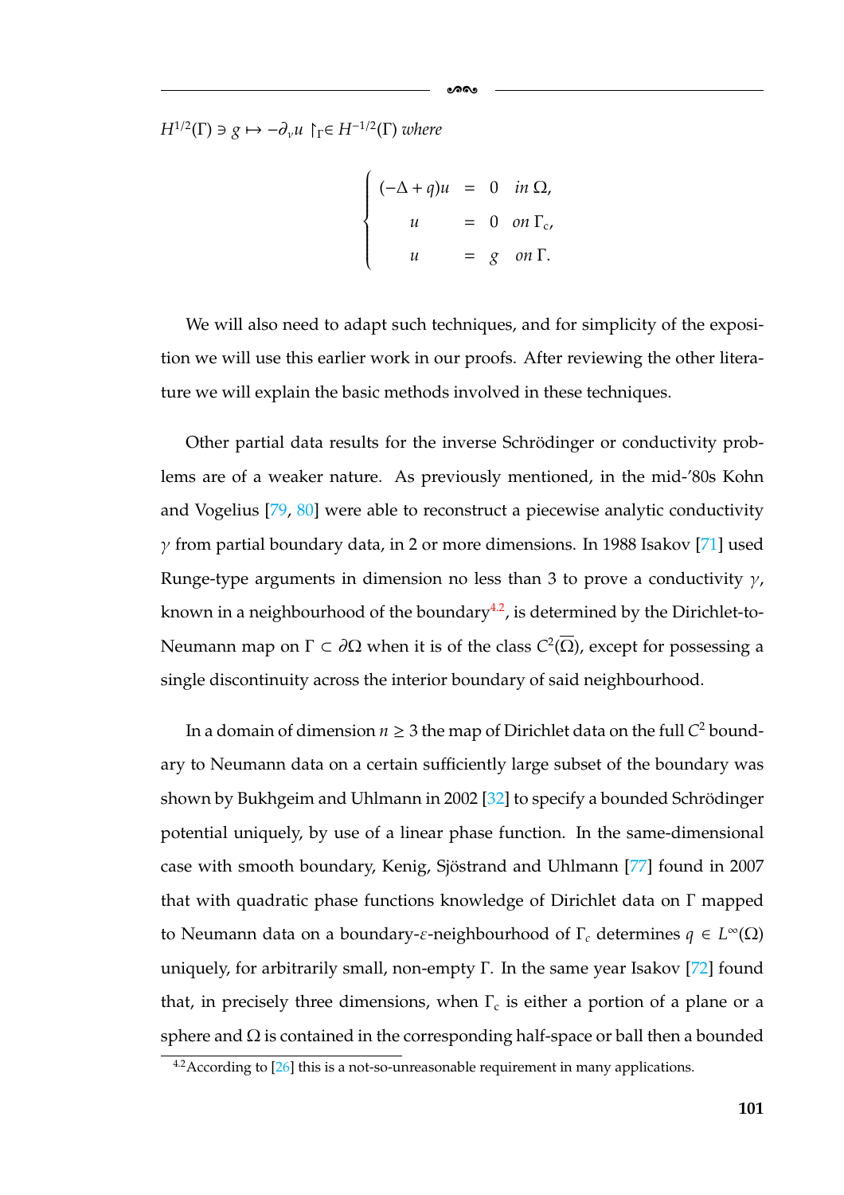$H^{1/2}(\Gamma) \ni g \mapsto -\partial_\nu u \restriction_\Gamma \in H^{-1/2}(\Gamma)$ *where*

$$
\begin{cases}
(-\Delta + q)u &= 0 \quad \text{in } \Omega, \\
u &= 0 \quad \text{on } \Gamma_c, \\
u &= g \quad \text{on } \Gamma.
\end{cases}
$$

We will also need to adapt such techniques, and for simplicity of the exposition we will use this earlier work in our proofs. After reviewing the other literature we will explain the basic methods involved in these techniques.

Other partial data results for the inverse Schrödinger or conductivity problems are of a weaker nature. As previously mentioned, in the mid-'80s Kohn and Vogelius [79, 80] were able to reconstruct a piecewise analytic conductivity $\gamma$ from partial boundary data, in 2 or more dimensions. In 1988 Isakov [71] used Runge-type arguments in dimension no less than 3 to prove a conductivity $\gamma$, known in a neighbourhood of the boundary[4.2], is determined by the Dirichlet-to-Neumann map on $\Gamma \subset \partial\Omega$ when it is of the class $C^2(\overline{\Omega})$, except for possessing a single discontinuity across the interior boundary of said neighbourhood.

In a domain of dimension $n \geq 3$ the map of Dirichlet data on the full $C^2$ boundary to Neumann data on a certain sufficiently large subset of the boundary was shown by Bukhgeim and Uhlmann in 2002 [32] to specify a bounded Schrödinger potential uniquely, by use of a linear phase function. In the same-dimensional case with smooth boundary, Kenig, Sjöstrand and Uhlmann [77] found in 2007 that with quadratic phase functions knowledge of Dirichlet data on $\Gamma$ mapped to Neumann data on a boundary-$\varepsilon$-neighbourhood of $\Gamma_c$ determines $q \in L^\infty(\Omega)$ uniquely, for arbitrarily small, non-empty $\Gamma$. In the same year Isakov [72] found that, in precisely three dimensions, when $\Gamma_c$ is either a portion of a plane or a sphere and $\Omega$ is contained in the corresponding half-space or ball then a bounded

[4.2] According to [26] this is a not-so-unreasonable requirement in many applications.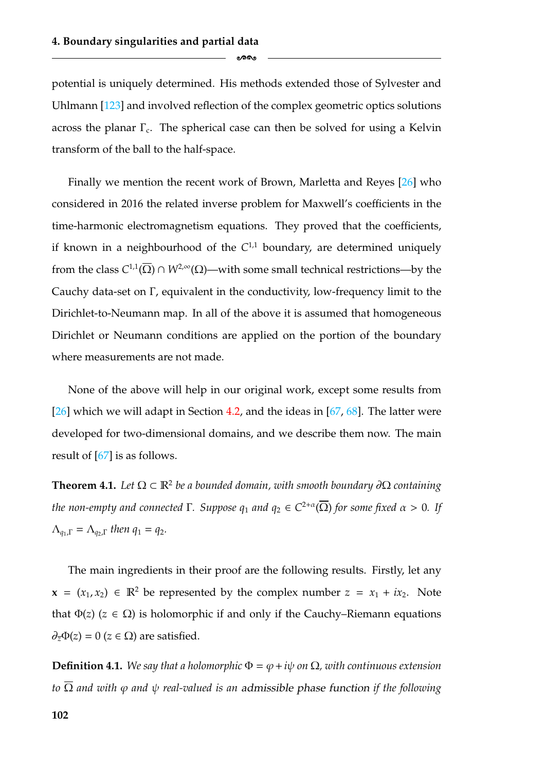potential is uniquely determined. His methods extended those of Sylvester and Uhlmann [123] and involved reflection of the complex geometric optics solutions across the planar $\Gamma_c$. The spherical case can then be solved for using a Kelvin transform of the ball to the half-space.

Finally we mention the recent work of Brown, Marletta and Reyes [26] who considered in 2016 the related inverse problem for Maxwell's coefficients in the time-harmonic electromagnetism equations. They proved that the coefficients, if known in a neighbourhood of the $C^{1,1}$ boundary, are determined uniquely from the class $C^{1,1}(\overline{\Omega}) \cap W^{2,\infty}(\Omega)$—with some small technical restrictions—by the Cauchy data-set on $\Gamma$, equivalent in the conductivity, low-frequency limit to the Dirichlet-to-Neumann map. In all of the above it is assumed that homogeneous Dirichlet or Neumann conditions are applied on the portion of the boundary where measurements are not made.

None of the above will help in our original work, except some results from [26] which we will adapt in Section 4.2, and the ideas in [67, 68]. The latter were developed for two-dimensional domains, and we describe them now. The main result of [67] is as follows.

**Theorem 4.1.** *Let $\Omega \subset \mathbb{R}^2$ be a bounded domain, with smooth boundary $\partial\Omega$ containing the non-empty and connected $\Gamma$. Suppose $q_1$ and $q_2 \in C^{2+\alpha}(\overline{\Omega})$ for some fixed $\alpha > 0$. If $\Lambda_{q_1,\Gamma} = \Lambda_{q_2,\Gamma}$ then $q_1 = q_2$.*

The main ingredients in their proof are the following results. Firstly, let any $\mathbf{x} = (x_1, x_2) \in \mathbb{R}^2$ be represented by the complex number $z = x_1 + ix_2$. Note that $\Phi(z)$ $(z \in \Omega)$ is holomorphic if and only if the Cauchy–Riemann equations $\partial_{\overline{z}}\Phi(z) = 0$ $(z \in \Omega)$ are satisfied.

**Definition 4.1.** *We say that a holomorphic $\Phi = \varphi + i\psi$ on $\Omega$, with continuous extension to $\overline{\Omega}$ and with $\varphi$ and $\psi$ real-valued is an* admissible phase function *if the following*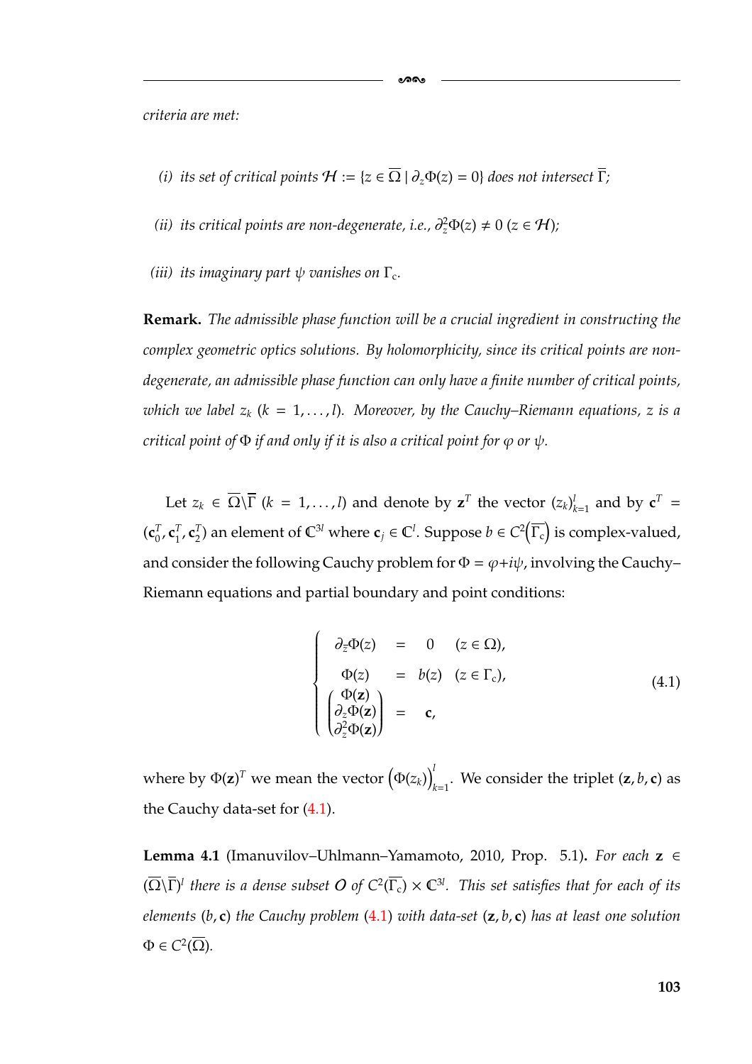*criteria are met:*

*(i) its set of critical points $\mathcal{H} := \{z \in \overline{\Omega} \mid \partial_z \Phi(z) = 0\}$ does not intersect $\overline{\Gamma}$;*

*(ii) its critical points are non-degenerate, i.e., $\partial_z^2 \Phi(z) \neq 0$ $(z \in \mathcal{H})$;*

*(iii) its imaginary part $\psi$ vanishes on $\Gamma_c$.*

**Remark.** *The admissible phase function will be a crucial ingredient in constructing the complex geometric optics solutions. By holomorphicity, since its critical points are non-degenerate, an admissible phase function can only have a finite number of critical points, which we label $z_k$ $(k = 1, \ldots, l)$. Moreover, by the Cauchy–Riemann equations, $z$ is a critical point of $\Phi$ if and only if it is also a critical point for $\varphi$ or $\psi$.*

Let $z_k \in \overline{\Omega} \backslash \overline{\Gamma}$ $(k = 1, \ldots, l)$ and denote by $\mathbf{z}^T$ the vector $(z_k)_{k=1}^l$ and by $\mathbf{c}^T = (\mathbf{c}_0^T, \mathbf{c}_1^T, \mathbf{c}_2^T)$ an element of $\mathbb{C}^{3l}$ where $\mathbf{c}_j \in \mathbb{C}^l$. Suppose $b \in C^2\left(\overline{\Gamma_c}\right)$ is complex-valued, and consider the following Cauchy problem for $\Phi = \varphi + i\psi$, involving the Cauchy–Riemann equations and partial boundary and point conditions:

$$\begin{cases} \partial_{\overline{z}} \Phi(z) &= 0 \quad (z \in \Omega), \\ \Phi(z) &= b(z) \quad (z \in \Gamma_c), \\ \begin{pmatrix} \Phi(\mathbf{z}) \\ \partial_z \Phi(\mathbf{z}) \\ \partial_z^2 \Phi(\mathbf{z}) \end{pmatrix} &= \mathbf{c}, \end{cases} \tag{4.1}$$

where by $\Phi(\mathbf{z})^T$ we mean the vector $\left(\Phi(z_k)\right)_{k=1}^l$. We consider the triplet $(\mathbf{z}, b, \mathbf{c})$ as the Cauchy data-set for (4.1).

**Lemma 4.1** (Imanuvilov–Uhlmann–Yamamoto, 2010, Prop. 5.1)**.** *For each $\mathbf{z} \in (\overline{\Omega} \backslash \overline{\Gamma})^l$ there is a dense subset $O$ of $C^2(\overline{\Gamma_c}) \times \mathbb{C}^{3l}$. This set satisfies that for each of its elements $(b, \mathbf{c})$ the Cauchy problem (4.1) with data-set $(\mathbf{z}, b, \mathbf{c})$ has at least one solution $\Phi \in C^2(\overline{\Omega})$.*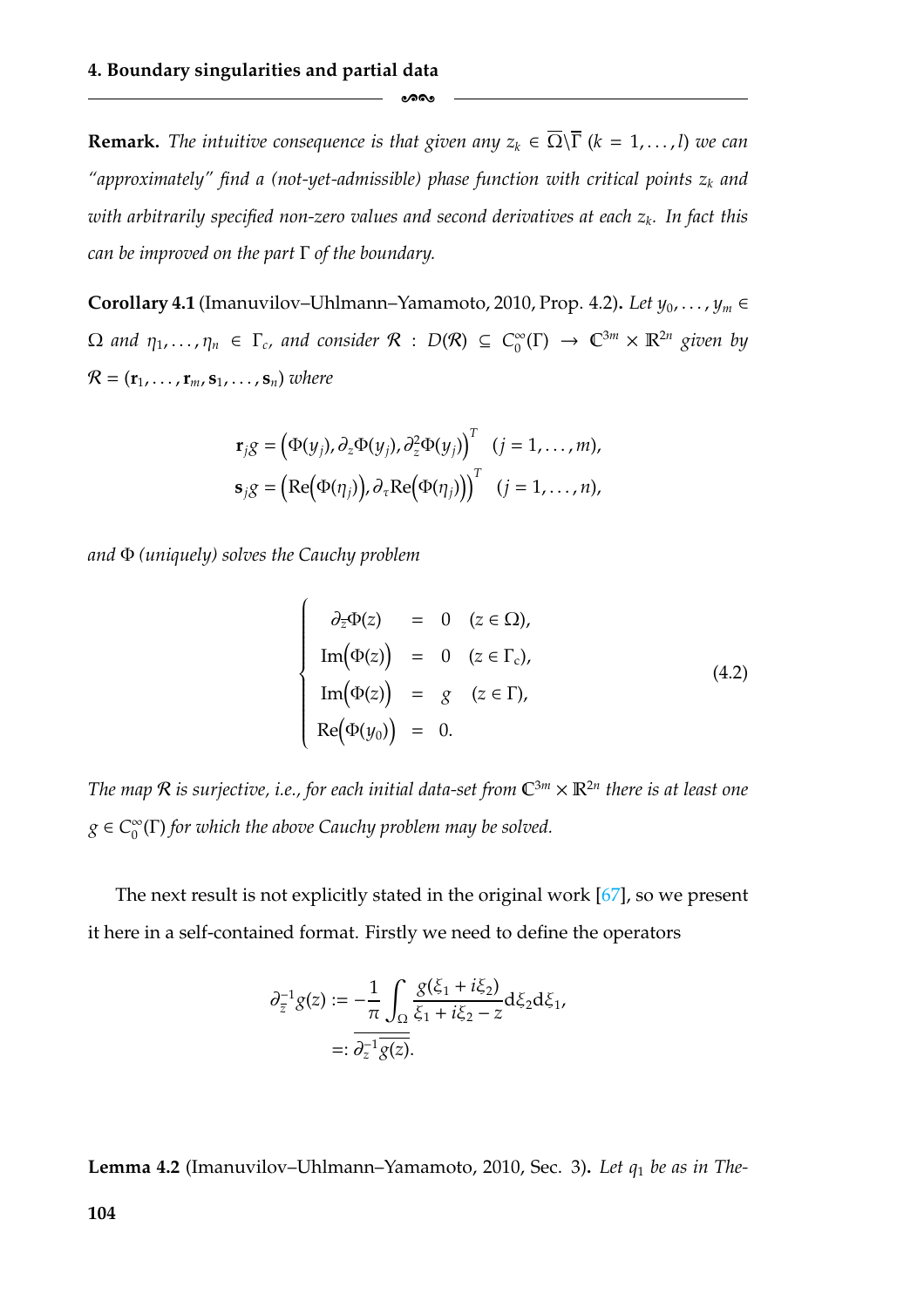**Remark.** *The intuitive consequence is that given any $z_k \in \overline{\Omega}\backslash\overline{\Gamma}$ ($k = 1, \ldots, l$) we can "approximately" find a (not-yet-admissible) phase function with critical points $z_k$ and with arbitrarily specified non-zero values and second derivatives at each $z_k$. In fact this can be improved on the part $\Gamma$ of the boundary.*

**Corollary 4.1** (Imanuvilov–Uhlmann–Yamamoto, 2010, Prop. 4.2)**.** *Let $y_0, \ldots, y_m \in \Omega$ and $\eta_1, \ldots, \eta_n \in \Gamma_c$, and consider $\mathcal{R} : D(\mathcal{R}) \subseteq C_0^\infty(\Gamma) \to \mathbb{C}^{3m} \times \mathbb{R}^{2n}$ given by $\mathcal{R} = (\mathbf{r}_1, \ldots, \mathbf{r}_m, \mathbf{s}_1, \ldots, \mathbf{s}_n)$ where*

$$
\begin{aligned}
\mathbf{r}_j g &= \Big(\Phi(y_j), \partial_z \Phi(y_j), \partial_z^2 \Phi(y_j)\Big)^T \quad (j = 1, \ldots, m),\\
\mathbf{s}_j g &= \Big(\mathrm{Re}\Big(\Phi(\eta_j)\Big), \partial_\tau \mathrm{Re}\Big(\Phi(\eta_j)\Big)\Big)^T \quad (j = 1, \ldots, n),
\end{aligned}
$$

*and $\Phi$ (uniquely) solves the Cauchy problem*

$$
\left\{
\begin{array}{rcll}
\partial_{\overline{z}}\Phi(z) & = & 0 & (z \in \Omega),\\
\mathrm{Im}\Big(\Phi(z)\Big) & = & 0 & (z \in \Gamma_c),\\
\mathrm{Im}\Big(\Phi(z)\Big) & = & g & (z \in \Gamma),\\
\mathrm{Re}\Big(\Phi(y_0)\Big) & = & 0. &
\end{array}
\right.
\tag{4.2}
$$

*The map $\mathcal{R}$ is surjective, i.e., for each initial data-set from $\mathbb{C}^{3m} \times \mathbb{R}^{2n}$ there is at least one $g \in C_0^\infty(\Gamma)$ for which the above Cauchy problem may be solved.*

The next result is not explicitly stated in the original work [67], so we present it here in a self-contained format. Firstly we need to define the operators

$$
\begin{aligned}
\partial_{\overline{z}}^{-1} g(z) &:= -\frac{1}{\pi} \int_\Omega \frac{g(\xi_1 + i\xi_2)}{\xi_1 + i\xi_2 - z} \mathrm{d}\xi_2 \mathrm{d}\xi_1,\\
&=: \overline{\partial_z^{-1} \overline{g(z)}}.
\end{aligned}
$$

**Lemma 4.2** (Imanuvilov–Uhlmann–Yamamoto, 2010, Sec. 3)**.** *Let $q_1$ be as in The-*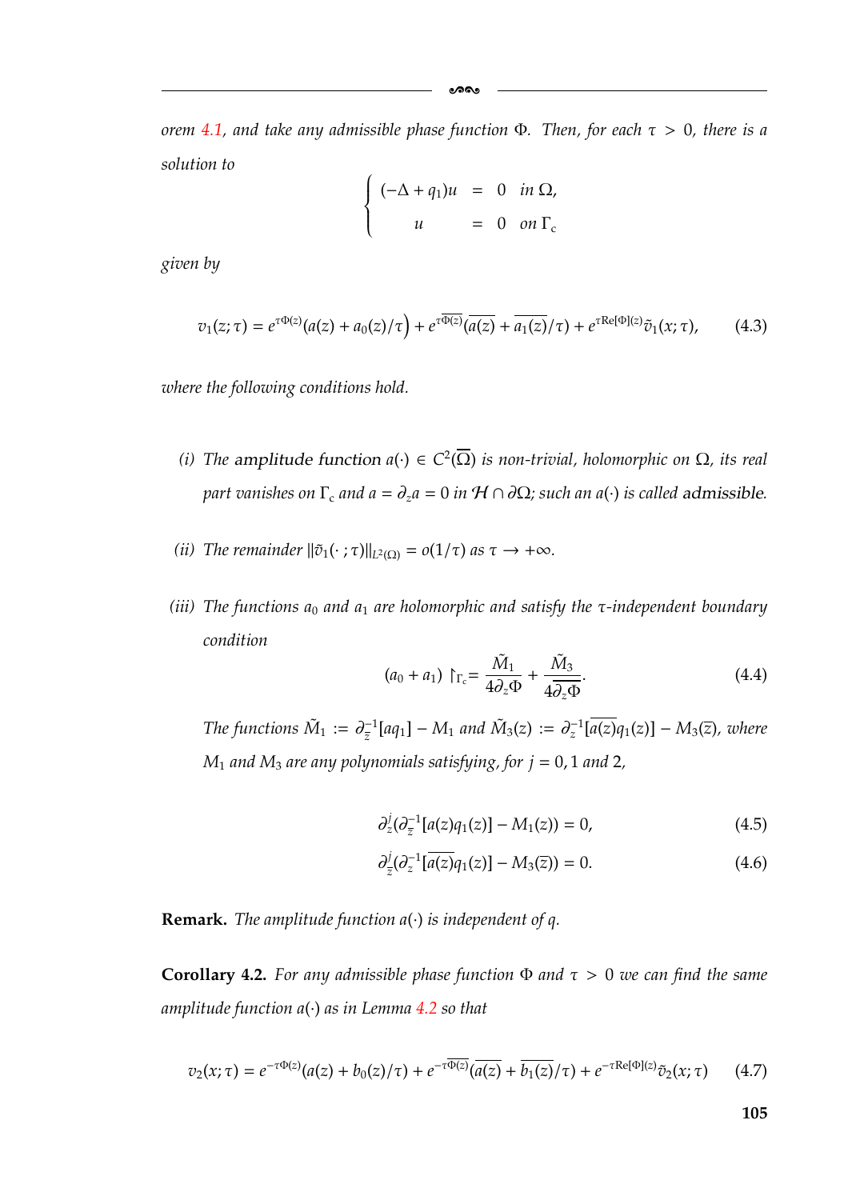*orem 4.1, and take any admissible phase function $\Phi$. Then, for each $\tau > 0$, there is a solution to*

$$\begin{cases} (-\Delta + q_1)u &= 0 \quad \text{in } \Omega, \\ \quad u &= 0 \quad \text{on } \Gamma_c \end{cases}$$

*given by*

$$v_1(z;\tau) = e^{\tau\Phi(z)}(a(z) + a_0(z)/\tau\Big) + e^{\tau\overline{\Phi(z)}}(\overline{a(z)} + \overline{a_1(z)}/\tau) + e^{\tau \mathrm{Re}[\Phi](z)}\tilde{v}_1(x;\tau), \tag{4.3}$$

*where the following conditions hold.*

*(i) The* amplitude function *$a(\cdot) \in C^2(\overline{\Omega})$ is non-trivial, holomorphic on $\Omega$, its real part vanishes on $\Gamma_c$ and $a = \partial_z a = 0$ in $\mathcal{H} \cap \partial\Omega$; such an $a(\cdot)$ is called* admissible*.*

*(ii) The remainder $\|\tilde{v}_1(\cdot\,;\tau)\|_{L^2(\Omega)} = o(1/\tau)$ as $\tau \to +\infty$.*

*(iii) The functions $a_0$ and $a_1$ are holomorphic and satisfy the $\tau$-independent boundary condition*

$$(a_0 + a_1) \restriction_{\Gamma_c} = \frac{\tilde{M}_1}{4\partial_z\Phi} + \frac{\tilde{M}_3}{4\overline{\partial_z\Phi}}. \tag{4.4}$$

*The functions $\tilde{M}_1 := \partial_{\overline{z}}^{-1}[aq_1] - M_1$ and $\tilde{M}_3(z) := \partial_z^{-1}[\overline{a(z)}q_1(z)] - M_3(\overline{z})$, where $M_1$ and $M_3$ are any polynomials satisfying, for $j = 0, 1$ and $2$,*

$$\partial_z^j(\partial_{\overline{z}}^{-1}[a(z)q_1(z)] - M_1(z)) = 0, \tag{4.5}$$

$$\partial_{\overline{z}}^j(\partial_z^{-1}[\overline{a(z)}q_1(z)] - M_3(\overline{z})) = 0. \tag{4.6}$$

**Remark.** *The amplitude function $a(\cdot)$ is independent of $q$.*

**Corollary 4.2.** *For any admissible phase function $\Phi$ and $\tau > 0$ we can find the same amplitude function $a(\cdot)$ as in Lemma 4.2 so that*

$$v_2(x;\tau) = e^{-\tau\Phi(z)}(a(z) + b_0(z)/\tau) + e^{-\tau\overline{\Phi(z)}}(\overline{a(z)} + \overline{b_1(z)}/\tau) + e^{-\tau \mathrm{Re}[\Phi](z)}\tilde{v}_2(x;\tau) \tag{4.7}$$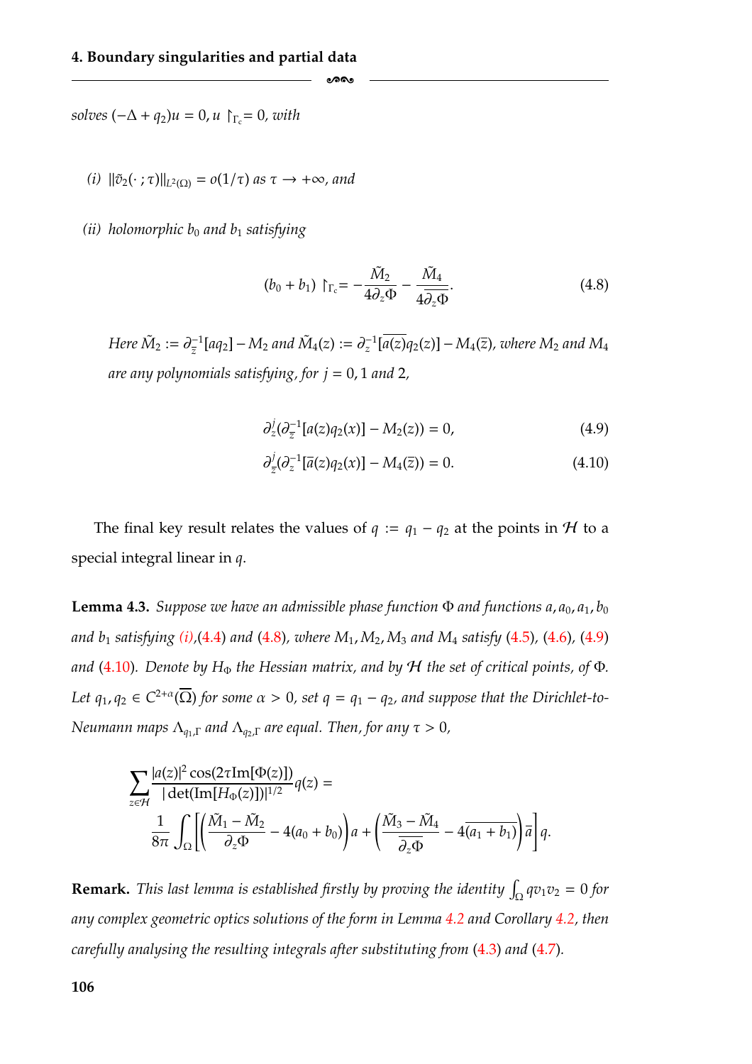*solves* $(-\Delta + q_2)u = 0$, $u \restriction_{\Gamma_c} = 0$, *with*

(i) $\|\tilde{v}_2(\cdot\,;\tau)\|_{L^2(\Omega)} = o(1/\tau)$ *as* $\tau \to +\infty$, *and*

(ii) *holomorphic* $b_0$ *and* $b_1$ *satisfying*

$$(b_0 + b_1) \restriction_{\Gamma_c} = -\frac{\tilde{M}_2}{4\partial_z \Phi} - \frac{\tilde{M}_4}{4\overline{\partial_z \Phi}}. \tag{4.8}$$

*Here* $\tilde{M}_2 := \partial_{\bar{z}}^{-1}[aq_2] - M_2$ *and* $\tilde{M}_4(z) := \partial_z^{-1}[\overline{a(z)}q_2(z)] - M_4(\bar{z})$, *where* $M_2$ *and* $M_4$ *are any polynomials satisfying, for* $j = 0, 1$ *and* $2$,

$$\partial_z^j(\partial_{\bar{z}}^{-1}[a(z)q_2(x)] - M_2(z)) = 0, \tag{4.9}$$

$$\partial_{\bar{z}}^j(\partial_z^{-1}[\bar{a}(z)q_2(x)] - M_4(\bar{z})) = 0. \tag{4.10}$$

The final key result relates the values of $q := q_1 - q_2$ at the points in $\mathcal{H}$ to a special integral linear in $q$.

**Lemma 4.3.** *Suppose we have an admissible phase function* $\Phi$ *and functions* $a, a_0, a_1, b_0$ *and* $b_1$ *satisfying (i),(4.4) and (4.8), where* $M_1, M_2, M_3$ *and* $M_4$ *satisfy (4.5), (4.6), (4.9) and (4.10). Denote by* $H_\Phi$ *the Hessian matrix, and by* $\mathcal{H}$ *the set of critical points, of* $\Phi$*. Let* $q_1, q_2 \in C^{2+\alpha}(\overline{\Omega})$ *for some* $\alpha > 0$*, set* $q = q_1 - q_2$*, and suppose that the Dirichlet-to-Neumann maps* $\Lambda_{q_1,\Gamma}$ *and* $\Lambda_{q_2,\Gamma}$ *are equal. Then, for any* $\tau > 0$,

$$\sum_{z\in\mathcal{H}} \frac{|a(z)|^2 \cos(2\tau \operatorname{Im}[\Phi(z)])}{|\det(\operatorname{Im}[H_\Phi(z)])|^{1/2}} q(z) = \frac{1}{8\pi} \int_\Omega \left[ \left( \frac{\tilde{M}_1 - \tilde{M}_2}{\partial_z \Phi} - 4(a_0 + b_0) \right) a + \left( \frac{\tilde{M}_3 - \tilde{M}_4}{\overline{\partial_z \Phi}} - 4\overline{(a_1 + b_1)} \right) \bar{a} \right] q.$$

**Remark.** *This last lemma is established firstly by proving the identity* $\int_\Omega q v_1 v_2 = 0$ *for any complex geometric optics solutions of the form in Lemma 4.2 and Corollary 4.2, then carefully analysing the resulting integrals after substituting from (4.3) and (4.7).*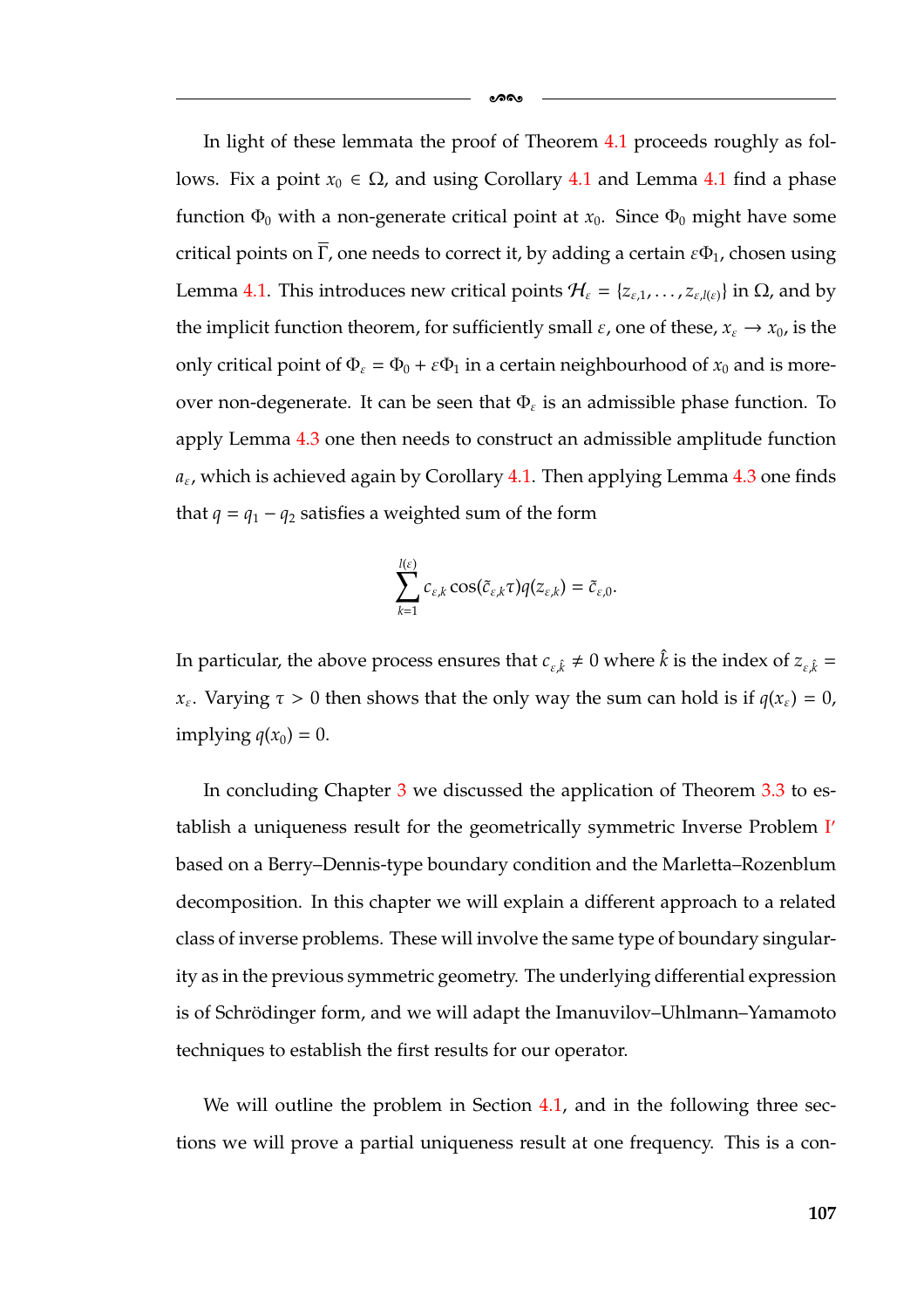In light of these lemmata the proof of Theorem 4.1 proceeds roughly as follows. Fix a point $x_0 \in \Omega$, and using Corollary 4.1 and Lemma 4.1 find a phase function $\Phi_0$ with a non-generate critical point at $x_0$. Since $\Phi_0$ might have some critical points on $\overline{\Gamma}$, one needs to correct it, by adding a certain $\varepsilon\Phi_1$, chosen using Lemma 4.1. This introduces new critical points $\mathcal{H}_\varepsilon = \{z_{\varepsilon,1}, \ldots, z_{\varepsilon,l(\varepsilon)}\}$ in $\Omega$, and by the implicit function theorem, for sufficiently small $\varepsilon$, one of these, $x_\varepsilon \to x_0$, is the only critical point of $\Phi_\varepsilon = \Phi_0 + \varepsilon\Phi_1$ in a certain neighbourhood of $x_0$ and is moreover non-degenerate. It can be seen that $\Phi_\varepsilon$ is an admissible phase function. To apply Lemma 4.3 one then needs to construct an admissible amplitude function $a_\varepsilon$, which is achieved again by Corollary 4.1. Then applying Lemma 4.3 one finds that $q = q_1 - q_2$ satisfies a weighted sum of the form

$$\sum_{k=1}^{l(\varepsilon)} c_{\varepsilon,k} \cos(\tilde{c}_{\varepsilon,k}\tau) q(z_{\varepsilon,k}) = \tilde{c}_{\varepsilon,0}.$$

In particular, the above process ensures that $c_{\varepsilon,\hat{k}} \neq 0$ where $\hat{k}$ is the index of $z_{\varepsilon,\hat{k}} = x_\varepsilon$. Varying $\tau > 0$ then shows that the only way the sum can hold is if $q(x_\varepsilon) = 0$, implying $q(x_0) = 0$.

In concluding Chapter 3 we discussed the application of Theorem 3.3 to establish a uniqueness result for the geometrically symmetric Inverse Problem I′ based on a Berry–Dennis-type boundary condition and the Marletta–Rozenblum decomposition. In this chapter we will explain a different approach to a related class of inverse problems. These will involve the same type of boundary singularity as in the previous symmetric geometry. The underlying differential expression is of Schrödinger form, and we will adapt the Imanuvilov–Uhlmann–Yamamoto techniques to establish the first results for our operator.

We will outline the problem in Section 4.1, and in the following three sections we will prove a partial uniqueness result at one frequency. This is a con-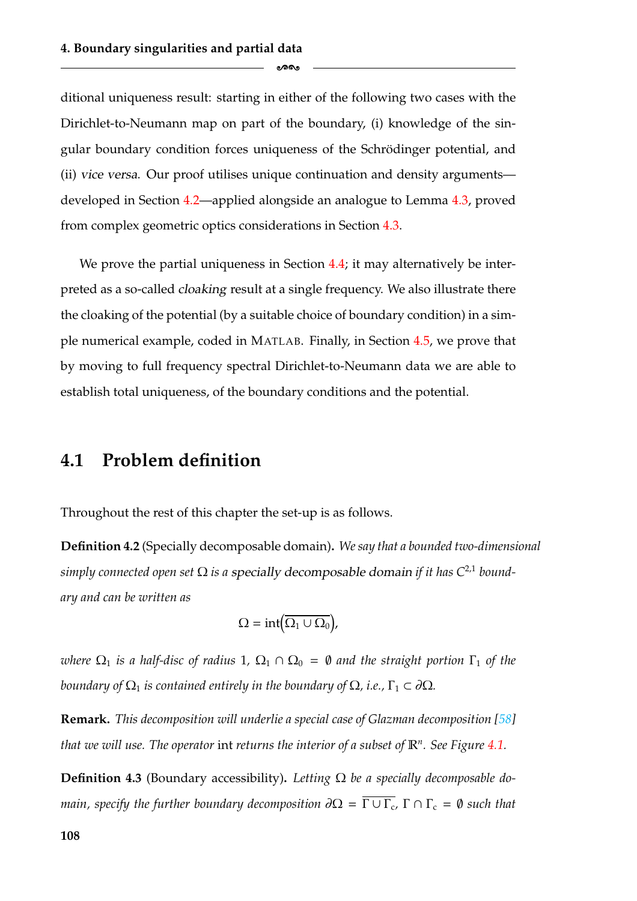ditional uniqueness result: starting in either of the following two cases with the Dirichlet-to-Neumann map on part of the boundary, (i) knowledge of the singular boundary condition forces uniqueness of the Schrödinger potential, and (ii) *vice versa*. Our proof utilises unique continuation and density arguments—developed in Section 4.2—applied alongside an analogue to Lemma 4.3, proved from complex geometric optics considerations in Section 4.3.

We prove the partial uniqueness in Section 4.4; it may alternatively be interpreted as a so-called *cloaking* result at a single frequency. We also illustrate there the cloaking of the potential (by a suitable choice of boundary condition) in a simple numerical example, coded in MATLAB. Finally, in Section 4.5, we prove that by moving to full frequency spectral Dirichlet-to-Neumann data we are able to establish total uniqueness, of the boundary conditions and the potential.

## 4.1 Problem definition

Throughout the rest of this chapter the set-up is as follows.

**Definition 4.2** (Specially decomposable domain)**.** *We say that a bounded two-dimensional simply connected open set $\Omega$ is a* specially decomposable domain *if it has $C^{2,1}$ boundary and can be written as*

$$\Omega = \operatorname{int}\left(\overline{\Omega_1 \cup \Omega_0}\right),$$

*where $\Omega_1$ is a half-disc of radius 1, $\Omega_1 \cap \Omega_0 = \emptyset$ and the straight portion $\Gamma_1$ of the boundary of $\Omega_1$ is contained entirely in the boundary of $\Omega$, i.e., $\Gamma_1 \subset \partial\Omega$.*

**Remark.** *This decomposition will underlie a special case of Glazman decomposition [58] that we will use. The operator* int *returns the interior of a subset of $\mathbb{R}^n$. See Figure 4.1.*

**Definition 4.3** (Boundary accessibility)**.** *Letting $\Omega$ be a specially decomposable domain, specify the further boundary decomposition $\partial\Omega = \overline{\Gamma \cup \Gamma_c}$, $\Gamma \cap \Gamma_c = \emptyset$ such that*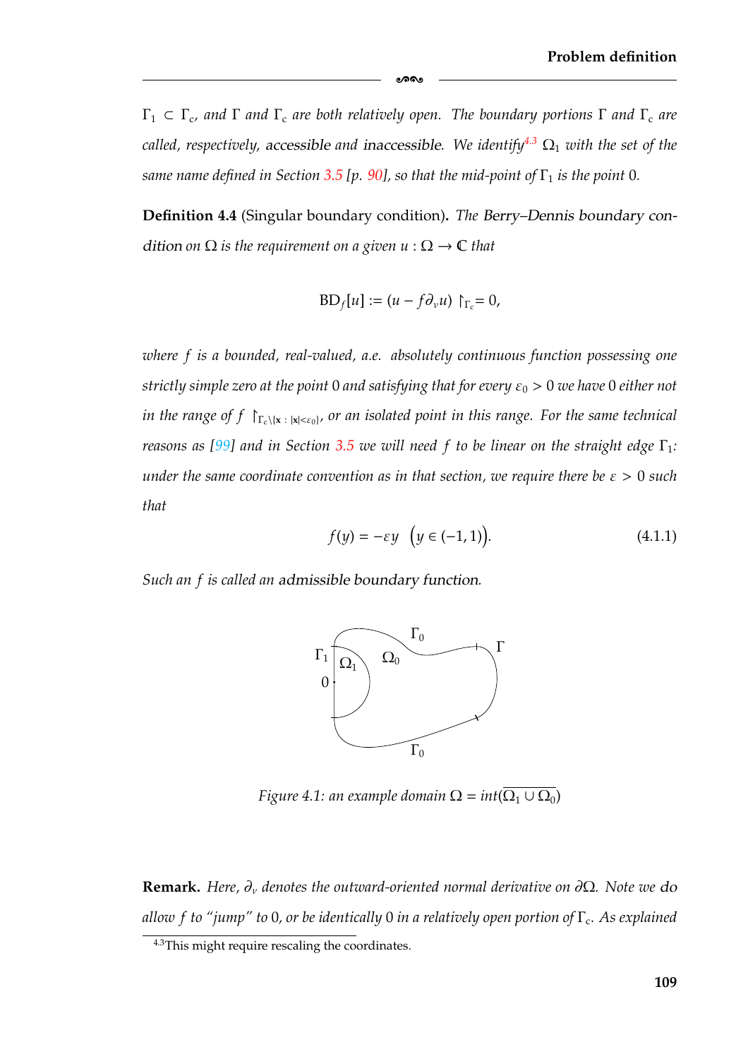$\Gamma_1 \subset \Gamma_c$, *and* $\Gamma$ *and* $\Gamma_c$ *are both relatively open. The boundary portions* $\Gamma$ *and* $\Gamma_c$ *are called, respectively,* accessible *and* inaccessible. *We identify*[4.3] $\Omega_1$ *with the set of the same name defined in Section 3.5 [p. 90], so that the mid-point of* $\Gamma_1$ *is the point* 0.

**Definition 4.4** (Singular boundary condition)**.** *The* Berry–Dennis boundary condition *on* $\Omega$ *is the requirement on a given* $u : \Omega \to \mathbb{C}$ *that*

$$\mathrm{BD}_f[u] := (u - f\partial_\nu u) \restriction_{\Gamma_c} = 0,$$

*where* $f$ *is a bounded, real-valued, a.e. absolutely continuous function possessing one strictly simple zero at the point* 0 *and satisfying that for every* $\varepsilon_0 > 0$ *we have* 0 *either not in the range of* $f \restriction_{\Gamma_c \setminus \{\mathbf{x} \,:\, |\mathbf{x}| < \varepsilon_0\}}$, *or an isolated point in this range. For the same technical reasons as [99] and in Section 3.5 we will need* $f$ *to be linear on the straight edge* $\Gamma_1$*: under the same coordinate convention as in that section, we require there be* $\varepsilon > 0$ *such that*

$$f(y) = -\varepsilon y \quad \big(y \in (-1, 1)\big). \tag{4.1.1}$$

*Such an* $f$ *is called an* admissible boundary function.

*Figure 4.1: an example domain* $\Omega = \mathrm{int}(\overline{\Omega_1 \cup \Omega_0})$

**Remark.** *Here,* $\partial_\nu$ *denotes the outward-oriented normal derivative on* $\partial\Omega$*. Note we* do *allow* $f$ *to "jump" to* 0*, or be identically* 0 *in a relatively open portion of* $\Gamma_c$*. As explained*

[4.3] This might require rescaling the coordinates.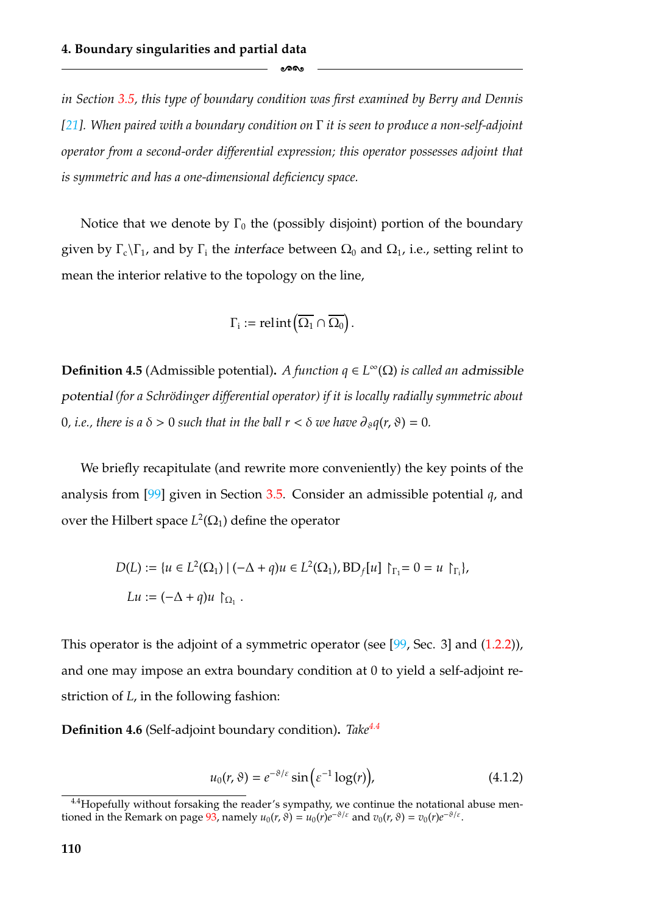*in Section 3.5, this type of boundary condition was first examined by Berry and Dennis [21]. When paired with a boundary condition on $\Gamma$ it is seen to produce a non-self-adjoint operator from a second-order differential expression; this operator possesses adjoint that is symmetric and has a one-dimensional deficiency space.*

Notice that we denote by $\Gamma_0$ the (possibly disjoint) portion of the boundary given by $\Gamma_c \backslash \Gamma_1$, and by $\Gamma_i$ the *interface* between $\Omega_0$ and $\Omega_1$, i.e., setting relint to mean the interior relative to the topology on the line,

$$\Gamma_i := \operatorname{relint}\left(\overline{\Omega_1} \cap \overline{\Omega_0}\right).$$

**Definition 4.5** (Admissible potential)**.** *A function $q \in L^\infty(\Omega)$ is called an* admissible potential *(for a Schrödinger differential operator) if it is locally radially symmetric about 0, i.e., there is a $\delta > 0$ such that in the ball $r < \delta$ we have $\partial_\vartheta q(r, \vartheta) = 0$.*

We briefly recapitulate (and rewrite more conveniently) the key points of the analysis from [99] given in Section 3.5. Consider an admissible potential $q$, and over the Hilbert space $L^2(\Omega_1)$ define the operator

$$\begin{aligned}
D(L) &:= \{u \in L^2(\Omega_1) \mid (-\Delta + q)u \in L^2(\Omega_1), \mathrm{BD}_f[u] \restriction_{\Gamma_1} = 0 = u \restriction_{\Gamma_i}\}, \\
Lu &:= (-\Delta + q)u \restriction_{\Omega_1}.
\end{aligned}$$

This operator is the adjoint of a symmetric operator (see [99, Sec. 3] and (1.2.2)), and one may impose an extra boundary condition at 0 to yield a self-adjoint restriction of $L$, in the following fashion:

**Definition 4.6** (Self-adjoint boundary condition)**.** *Take*[4.4]

$$u_0(r, \vartheta) = e^{-\vartheta/\varepsilon} \sin\left(\varepsilon^{-1} \log(r)\right), \tag{4.1.2}$$

[4.4] Hopefully without forsaking the reader's sympathy, we continue the notational abuse mentioned in the Remark on page 93, namely $u_0(r, \vartheta) = u_0(r)e^{-\vartheta/\varepsilon}$ and $v_0(r, \vartheta) = v_0(r)e^{-\vartheta/\varepsilon}$.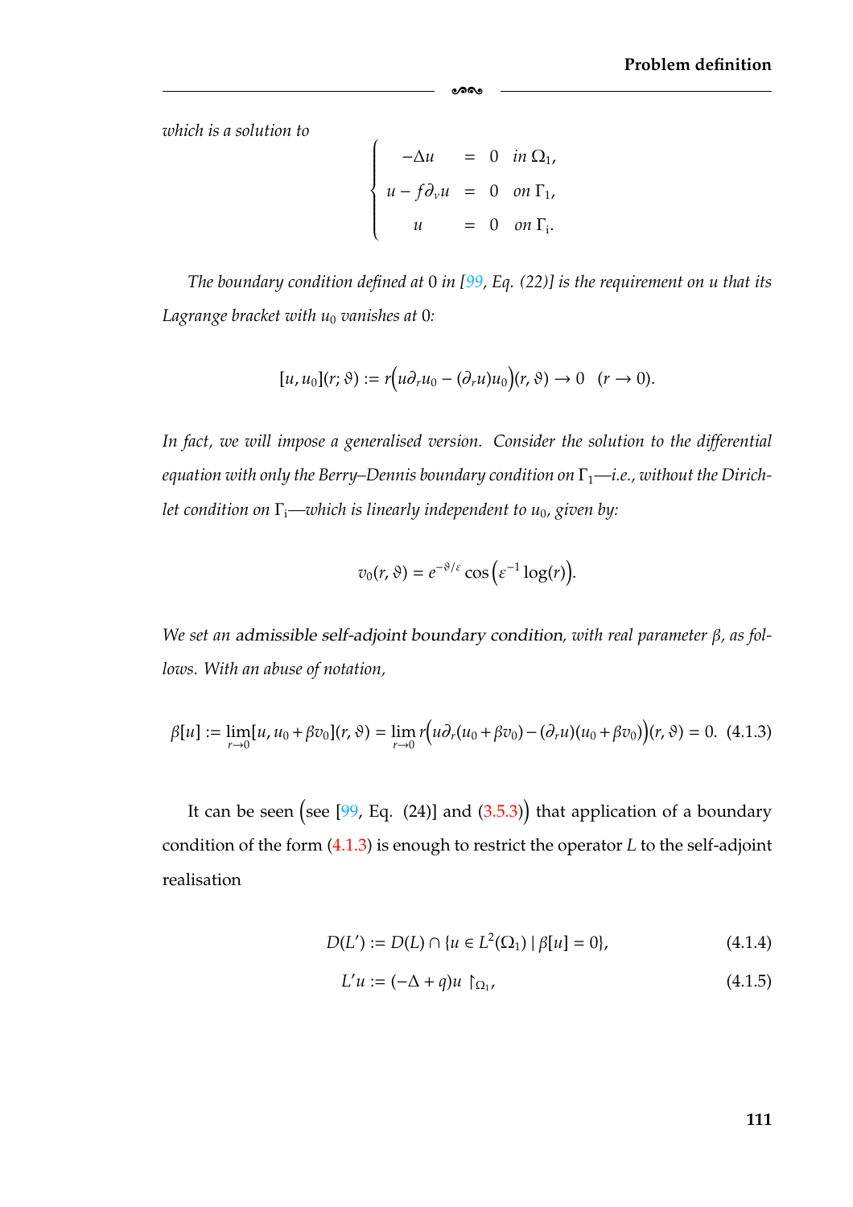*which is a solution to*

$$\begin{cases} -\Delta u &= 0 \quad in\ \Omega_1, \\ u - f\partial_\nu u &= 0 \quad on\ \Gamma_1, \\ u &= 0 \quad on\ \Gamma_{\mathrm{i}}. \end{cases}$$

*The boundary condition defined at* 0 *in [99, Eq. (22)] is the requirement on* $u$ *that its Lagrange bracket with* $u_0$ *vanishes at* 0*:*

$$[u, u_0](r; \vartheta) := r\Big(u\partial_r u_0 - (\partial_r u)u_0\Big)(r, \vartheta) \to 0 \quad (r \to 0).$$

*In fact, we will impose a generalised version. Consider the solution to the differential equation with only the Berry–Dennis boundary condition on* $\Gamma_1$*—i.e., without the Dirichlet condition on* $\Gamma_{\mathrm{i}}$*—which is linearly independent to* $u_0$*, given by:*

$$v_0(r, \vartheta) = e^{-\vartheta/\varepsilon} \cos\Big(\varepsilon^{-1} \log(r)\Big).$$

*We set an* admissible self-adjoint boundary condition*, with real parameter* $\beta$*, as follows. With an abuse of notation,*

$$\beta[u] := \lim_{r\to 0}[u, u_0 + \beta v_0](r, \vartheta) = \lim_{r\to 0} r\Big(u\partial_r(u_0 + \beta v_0) - (\partial_r u)(u_0 + \beta v_0)\Big)(r, \vartheta) = 0. \quad (4.1.3)$$

It can be seen (see [99, Eq. (24)] and (3.5.3)) that application of a boundary condition of the form (4.1.3) is enough to restrict the operator $L$ to the self-adjoint realisation

$$D(L') := D(L) \cap \{u \in L^2(\Omega_1) \mid \beta[u] = 0\}, \quad (4.1.4)$$

$$L'u := (-\Delta + q)u \restriction_{\Omega_1}, \quad (4.1.5)$$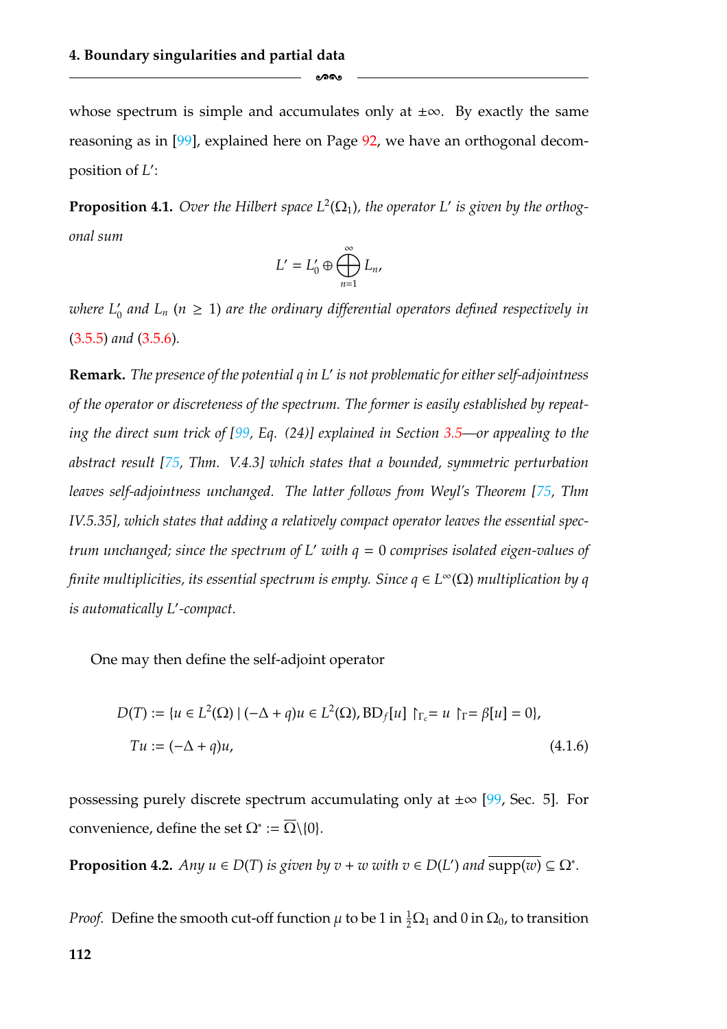whose spectrum is simple and accumulates only at $\pm\infty$. By exactly the same reasoning as in [99], explained here on Page 92, we have an orthogonal decomposition of $L'$:

**Proposition 4.1.** *Over the Hilbert space $L^2(\Omega_1)$, the operator $L'$ is given by the orthogonal sum*

$$L' = L_0' \oplus \bigoplus_{n=1}^{\infty} L_n,$$

*where $L_0'$ and $L_n$ ($n \geq 1$) are the ordinary differential operators defined respectively in (3.5.5) and (3.5.6).*

**Remark.** *The presence of the potential $q$ in $L'$ is not problematic for either self-adjointness of the operator or discreteness of the spectrum. The former is easily established by repeating the direct sum trick of [99, Eq. (24)] explained in Section 3.5—or appealing to the abstract result [75, Thm. V.4.3] which states that a bounded, symmetric perturbation leaves self-adjointness unchanged. The latter follows from Weyl's Theorem [75, Thm IV.5.35], which states that adding a relatively compact operator leaves the essential spectrum unchanged; since the spectrum of $L'$ with $q = 0$ comprises isolated eigen-values of finite multiplicities, its essential spectrum is empty. Since $q \in L^\infty(\Omega)$ multiplication by $q$ is automatically $L'$-compact.*

One may then define the self-adjoint operator

$$\begin{aligned} D(T) &:= \{u \in L^2(\Omega) \mid (-\Delta + q)u \in L^2(\Omega), \mathrm{BD}_f[u] \restriction_{\Gamma_c} = u \restriction_{\Gamma} = \beta[u] = 0\}, \\ Tu &:= (-\Delta + q)u, \end{aligned} \tag{4.1.6}$$

possessing purely discrete spectrum accumulating only at $\pm\infty$ [99, Sec. 5]. For convenience, define the set $\Omega^* := \overline{\Omega}\backslash\{0\}$.

**Proposition 4.2.** *Any $u \in D(T)$ is given by $v + w$ with $v \in D(L')$ and $\overline{\mathrm{supp}(w)} \subseteq \Omega^*$.*

*Proof.* Define the smooth cut-off function $\mu$ to be 1 in $\frac{1}{2}\Omega_1$ and 0 in $\Omega_0$, to transition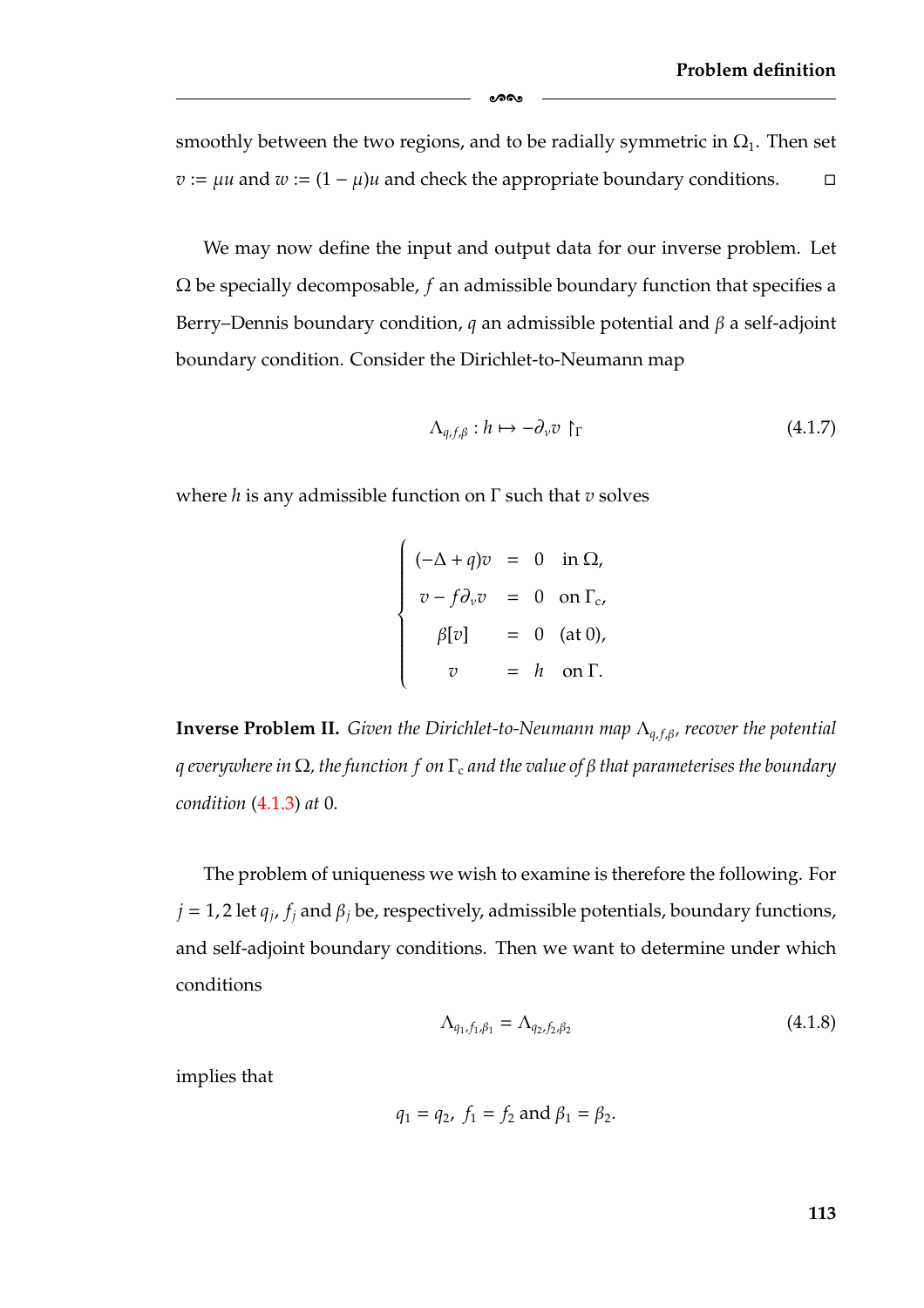smoothly between the two regions, and to be radially symmetric in $\Omega_1$. Then set $v := \mu u$ and $w := (1-\mu)u$ and check the appropriate boundary conditions. □

We may now define the input and output data for our inverse problem. Let $\Omega$ be specially decomposable, $f$ an admissible boundary function that specifies a Berry–Dennis boundary condition, $q$ an admissible potential and $\beta$ a self-adjoint boundary condition. Consider the Dirichlet-to-Neumann map

$$\Lambda_{q,f,\beta} : h \mapsto -\partial_\nu v \restriction_\Gamma \tag{4.1.7}$$

where $h$ is any admissible function on $\Gamma$ such that $v$ solves

$$\begin{cases} (-\Delta + q)v &= 0 \quad \text{in } \Omega, \\ v - f\partial_\nu v &= 0 \quad \text{on } \Gamma_c, \\ \beta[v] &= 0 \quad \text{(at 0)}, \\ v &= h \quad \text{on } \Gamma. \end{cases}$$

**Inverse Problem II.** *Given the Dirichlet-to-Neumann map $\Lambda_{q,f,\beta}$, recover the potential $q$ everywhere in $\Omega$, the function $f$ on $\Gamma_c$ and the value of $\beta$ that parameterises the boundary condition (4.1.3) at 0.*

The problem of uniqueness we wish to examine is therefore the following. For $j = 1, 2$ let $q_j$, $f_j$ and $\beta_j$ be, respectively, admissible potentials, boundary functions, and self-adjoint boundary conditions. Then we want to determine under which conditions

$$\Lambda_{q_1,f_1,\beta_1} = \Lambda_{q_2,f_2,\beta_2} \tag{4.1.8}$$

implies that

$$q_1 = q_2, \; f_1 = f_2 \text{ and } \beta_1 = \beta_2.$$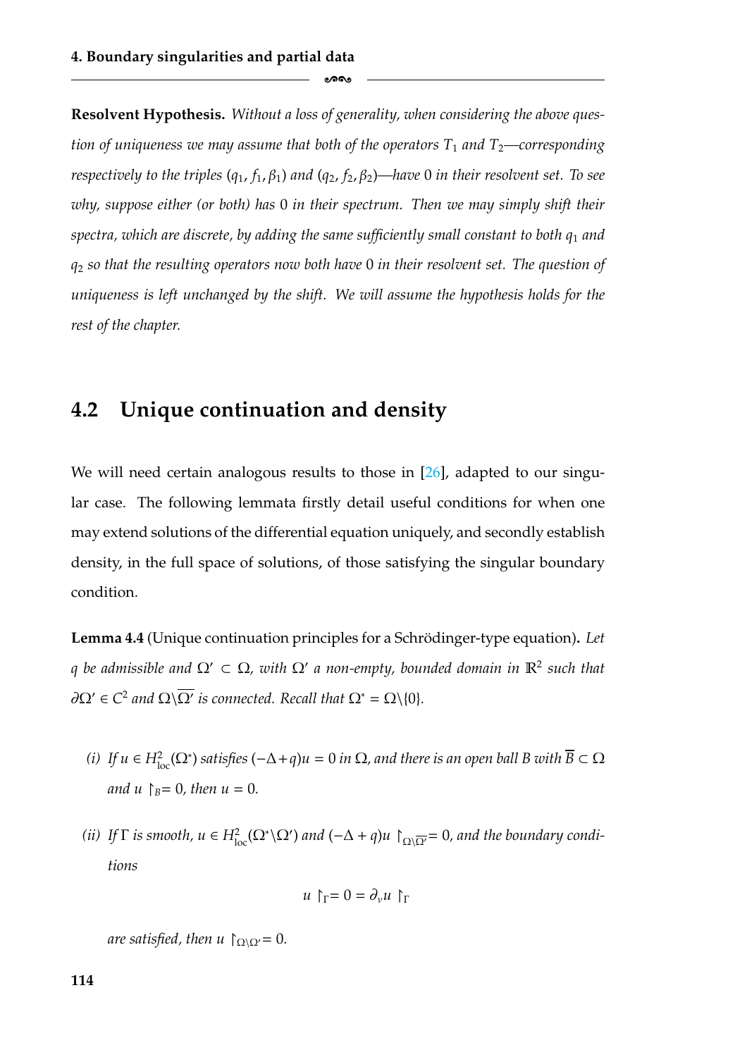**Resolvent Hypothesis.** *Without a loss of generality, when considering the above question of uniqueness we may assume that both of the operators $T_1$ and $T_2$—corresponding respectively to the triples $(q_1, f_1, \beta_1)$ and $(q_2, f_2, \beta_2)$—have 0 in their resolvent set. To see why, suppose either (or both) has 0 in their spectrum. Then we may simply shift their spectra, which are discrete, by adding the same sufficiently small constant to both $q_1$ and $q_2$ so that the resulting operators now both have 0 in their resolvent set. The question of uniqueness is left unchanged by the shift. We will assume the hypothesis holds for the rest of the chapter.*

## 4.2 Unique continuation and density

We will need certain analogous results to those in [26], adapted to our singular case. The following lemmata firstly detail useful conditions for when one may extend solutions of the differential equation uniquely, and secondly establish density, in the full space of solutions, of those satisfying the singular boundary condition.

**Lemma 4.4** (Unique continuation principles for a Schrödinger-type equation)**.** *Let $q$ be admissible and $\Omega' \subset \Omega$, with $\Omega'$ a non-empty, bounded domain in $\mathbb{R}^2$ such that $\partial\Omega' \in C^2$ and $\Omega\backslash\overline{\Omega'}$ is connected. Recall that $\Omega^* = \Omega\backslash\{0\}$.*

*(i) If $u \in H^2_{\text{loc}}(\Omega^*)$ satisfies $(-\Delta + q)u = 0$ in $\Omega$, and there is an open ball $B$ with $\overline{B} \subset \Omega$ and $u \restriction_B = 0$, then $u = 0$.*

*(ii) If $\Gamma$ is smooth, $u \in H^2_{\text{loc}}(\Omega^*\backslash\Omega')$ and $(-\Delta + q)u \restriction_{\Omega\backslash\overline{\Omega'}} = 0$, and the boundary conditions*

$$u \restriction_\Gamma = 0 = \partial_\nu u \restriction_\Gamma$$

*are satisfied, then $u \restriction_{\Omega\backslash\Omega'} = 0$.*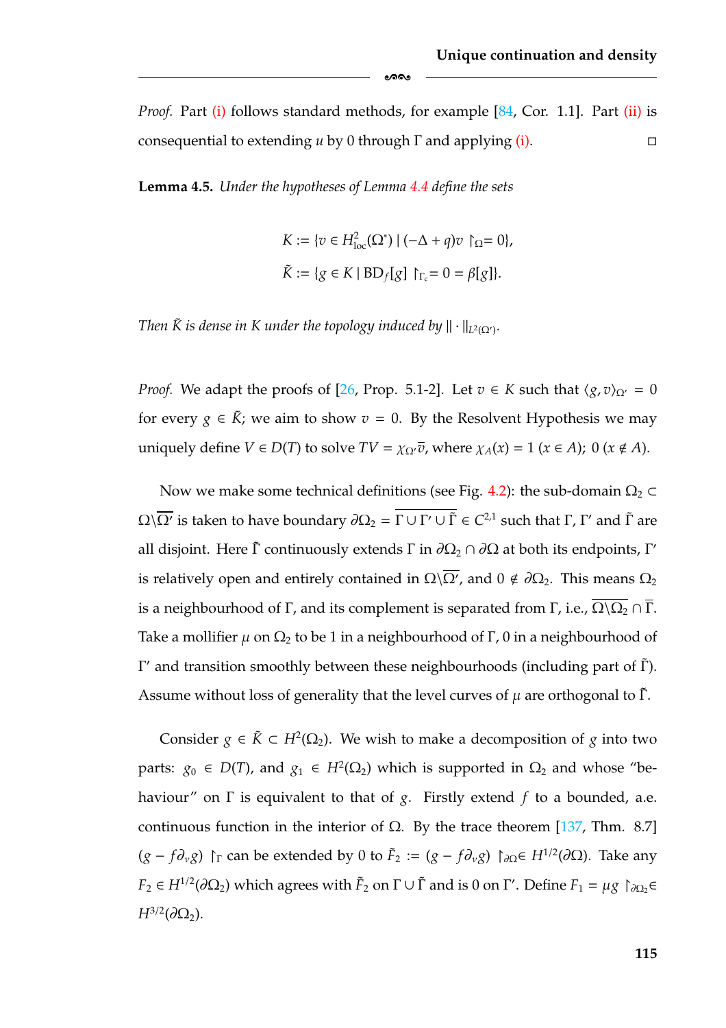*Proof.* Part (i) follows standard methods, for example [84, Cor. 1.1]. Part (ii) is consequential to extending $u$ by 0 through $\Gamma$ and applying (i). □

**Lemma 4.5.** *Under the hypotheses of Lemma 4.4 define the sets*

$$K := \{v \in H^2_{\text{loc}}(\Omega^*) \mid (-\Delta + q)v \restriction_{\Omega} = 0\},$$
$$\tilde{K} := \{g \in K \mid \text{BD}_f[g] \restriction_{\Gamma_c} = 0 = \beta[g]\}.$$

*Then $\tilde{K}$ is dense in $K$ under the topology induced by $\|\cdot\|_{L^2(\Omega')}$.*

*Proof.* We adapt the proofs of [26, Prop. 5.1-2]. Let $v \in K$ such that $\langle g, v\rangle_{\Omega'} = 0$ for every $g \in \tilde{K}$; we aim to show $v = 0$. By the Resolvent Hypothesis we may uniquely define $V \in D(T)$ to solve $TV = \chi_{\Omega'}\overline{v}$, where $\chi_A(x) = 1$ $(x \in A)$; $0$ $(x \notin A)$.

Now we make some technical definitions (see Fig. 4.2): the sub-domain $\Omega_2 \subset \Omega\backslash\overline{\Omega'}$ is taken to have boundary $\partial\Omega_2 = \overline{\Gamma \cup \Gamma' \cup \tilde{\Gamma}} \in C^{2,1}$ such that $\Gamma$, $\Gamma'$ and $\tilde{\Gamma}$ are all disjoint. Here $\tilde{\Gamma}$ continuously extends $\Gamma$ in $\partial\Omega_2 \cap \partial\Omega$ at both its endpoints, $\Gamma'$ is relatively open and entirely contained in $\Omega\backslash\overline{\Omega'}$, and $0 \notin \partial\Omega_2$. This means $\Omega_2$ is a neighbourhood of $\Gamma$, and its complement is separated from $\Gamma$, i.e., $\overline{\Omega\backslash\Omega_2} \cap \overline{\Gamma}$. Take a mollifier $\mu$ on $\Omega_2$ to be 1 in a neighbourhood of $\Gamma$, 0 in a neighbourhood of $\Gamma'$ and transition smoothly between these neighbourhoods (including part of $\tilde{\Gamma}$). Assume without loss of generality that the level curves of $\mu$ are orthogonal to $\tilde{\Gamma}$.

Consider $g \in \tilde{K} \subset H^2(\Omega_2)$. We wish to make a decomposition of $g$ into two parts: $g_0 \in D(T)$, and $g_1 \in H^2(\Omega_2)$ which is supported in $\Omega_2$ and whose "behaviour" on $\Gamma$ is equivalent to that of $g$. Firstly extend $f$ to a bounded, a.e. continuous function in the interior of $\Omega$. By the trace theorem [137, Thm. 8.7] $(g - f\partial_\nu g) \restriction_\Gamma$ can be extended by 0 to $\tilde{F}_2 := (g - f\partial_\nu g) \restriction_{\partial\Omega} \in H^{1/2}(\partial\Omega)$. Take any $F_2 \in H^{1/2}(\partial\Omega_2)$ which agrees with $\tilde{F}_2$ on $\Gamma \cup \tilde{\Gamma}$ and is 0 on $\Gamma'$. Define $F_1 = \mu g \restriction_{\partial\Omega_2} \in H^{3/2}(\partial\Omega_2)$.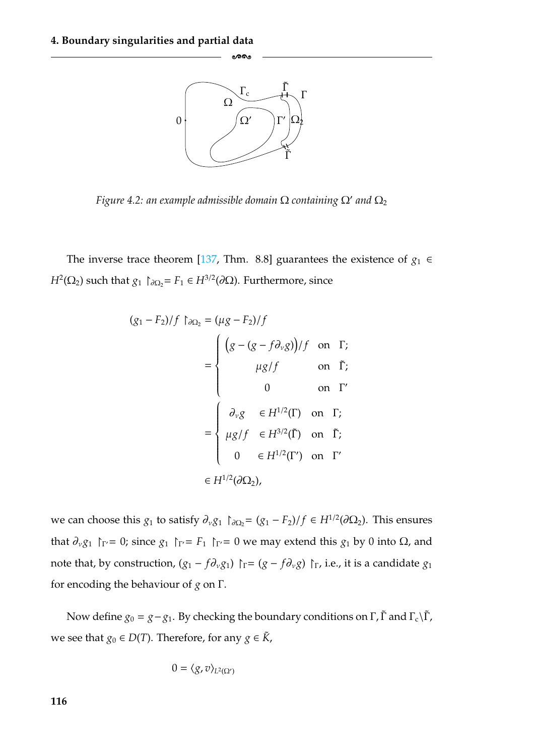*Figure 4.2: an example admissible domain $\Omega$ containing $\Omega'$ and $\Omega_2$*

The inverse trace theorem [137, Thm. 8.8] guarantees the existence of $g_1 \in H^2(\Omega_2)$ such that $g_1 \restriction_{\partial\Omega_2} = F_1 \in H^{3/2}(\partial\Omega)$. Furthermore, since

$$
\begin{aligned}
(g_1 - F_2)/f \restriction_{\partial\Omega_2} &= (\mu g - F_2)/f \\
&= \begin{cases} \big(g - (g - f\partial_\nu g)\big)/f & \text{on } \Gamma; \\ \mu g/f & \text{on } \tilde{\Gamma}; \\ 0 & \text{on } \Gamma' \end{cases} \\
&= \begin{cases} \partial_\nu g & \in H^{1/2}(\Gamma) & \text{on } \Gamma; \\ \mu g/f & \in H^{3/2}(\tilde{\Gamma}) & \text{on } \tilde{\Gamma}; \\ 0 & \in H^{1/2}(\Gamma') & \text{on } \Gamma' \end{cases} \\
&\in H^{1/2}(\partial\Omega_2),
\end{aligned}
$$

we can choose this $g_1$ to satisfy $\partial_\nu g_1 \restriction_{\partial\Omega_2} = (g_1 - F_2)/f \in H^{1/2}(\partial\Omega_2)$. This ensures that $\partial_\nu g_1 \restriction_{\Gamma'} = 0$; since $g_1 \restriction_{\Gamma'} = F_1 \restriction_{\Gamma'} = 0$ we may extend this $g_1$ by 0 into $\Omega$, and note that, by construction, $(g_1 - f\partial_\nu g_1) \restriction_\Gamma = (g - f\partial_\nu g) \restriction_\Gamma$, i.e., it is a candidate $g_1$ for encoding the behaviour of $g$ on $\Gamma$.

Now define $g_0 = g - g_1$. By checking the boundary conditions on $\Gamma, \tilde{\Gamma}$ and $\Gamma_c \backslash \tilde{\Gamma}$, we see that $g_0 \in D(T)$. Therefore, for any $g \in \tilde{K}$,

$$
0 = \langle g, v \rangle_{L^2(\Omega')}
$$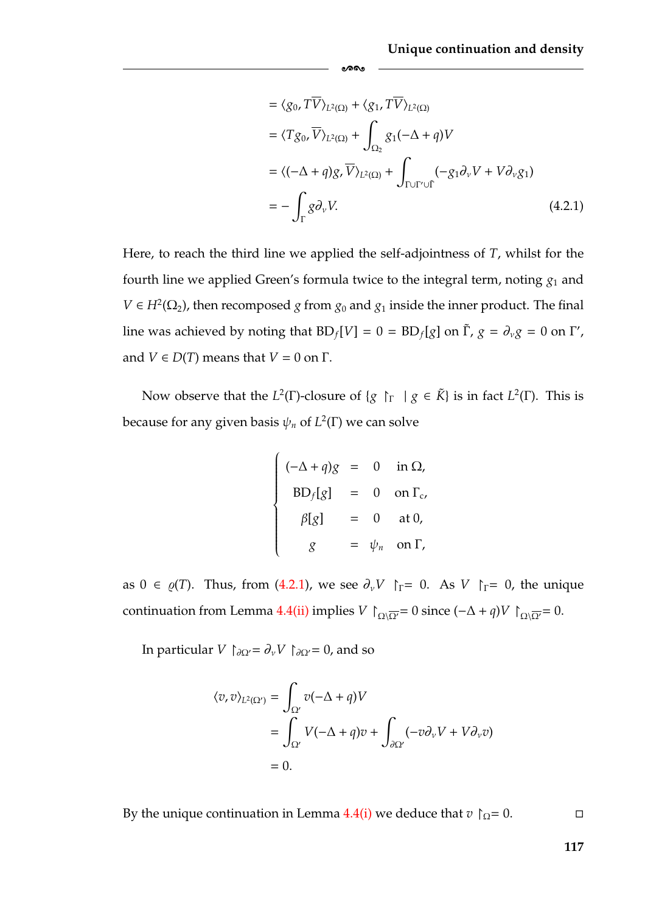$$
\begin{aligned}
&= \langle g_0, T\overline{V}\rangle_{L^2(\Omega)} + \langle g_1, T\overline{V}\rangle_{L^2(\Omega)} \\
&= \langle Tg_0, \overline{V}\rangle_{L^2(\Omega)} + \int_{\Omega_2} g_1(-\Delta + q)V \\
&= \langle (-\Delta + q)g, \overline{V}\rangle_{L^2(\Omega)} + \int_{\Gamma\cup\Gamma'\cup\tilde{\Gamma}} (-g_1\partial_\nu V + V\partial_\nu g_1) \\
&= -\int_\Gamma g\partial_\nu V. \qquad (4.2.1)
\end{aligned}
$$

Here, to reach the third line we applied the self-adjointness of $T$, whilst for the fourth line we applied Green's formula twice to the integral term, noting $g_1$ and $V \in H^2(\Omega_2)$, then recomposed $g$ from $g_0$ and $g_1$ inside the inner product. The final line was achieved by noting that $\mathrm{BD}_f[V] = 0 = \mathrm{BD}_f[g]$ on $\tilde{\Gamma}$, $g = \partial_\nu g = 0$ on $\Gamma'$, and $V \in D(T)$ means that $V = 0$ on $\Gamma$.

Now observe that the $L^2(\Gamma)$-closure of $\{g \restriction_\Gamma \mid g \in \tilde{K}\}$ is in fact $L^2(\Gamma)$. This is because for any given basis $\psi_n$ of $L^2(\Gamma)$ we can solve

$$
\begin{cases}
(-\Delta + q)g &= 0 \quad \text{in } \Omega, \\
\mathrm{BD}_f[g] &= 0 \quad \text{on } \Gamma_c, \\
\beta[g] &= 0 \quad \text{at } 0, \\
g &= \psi_n \quad \text{on } \Gamma,
\end{cases}
$$

as $0 \in \varrho(T)$. Thus, from (4.2.1), we see $\partial_\nu V \restriction_\Gamma = 0$. As $V \restriction_\Gamma = 0$, the unique continuation from Lemma 4.4(ii) implies $V \restriction_{\Omega\setminus\overline{\Omega'}} = 0$ since $(-\Delta + q)V \restriction_{\Omega\setminus\overline{\Omega'}} = 0$.

In particular $V \restriction_{\partial\Omega'} = \partial_\nu V \restriction_{\partial\Omega'} = 0$, and so

$$
\begin{aligned}
\langle v, v\rangle_{L^2(\Omega')} &= \int_{\Omega'} v(-\Delta + q)V \\
&= \int_{\Omega'} V(-\Delta + q)v + \int_{\partial\Omega'} (-v\partial_\nu V + V\partial_\nu v) \\
&= 0.
\end{aligned}
$$

By the unique continuation in Lemma 4.4(i) we deduce that $v \restriction_\Omega = 0$. □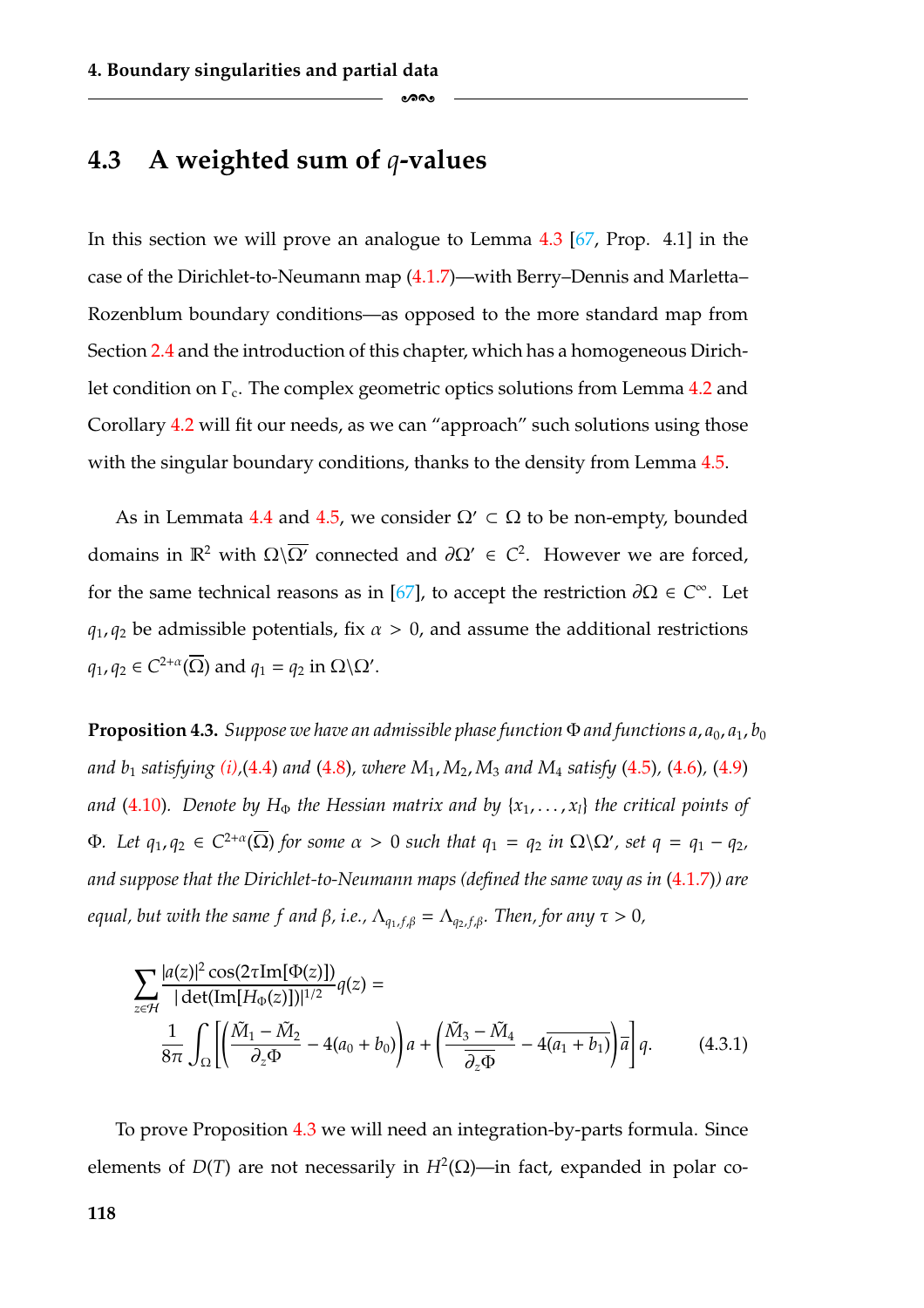## 4.3 A weighted sum of $q$-values

In this section we will prove an analogue to Lemma 4.3 [67, Prop. 4.1] in the case of the Dirichlet-to-Neumann map (4.1.7)—with Berry–Dennis and Marletta–Rozenblum boundary conditions—as opposed to the more standard map from Section 2.4 and the introduction of this chapter, which has a homogeneous Dirichlet condition on $\Gamma_c$. The complex geometric optics solutions from Lemma 4.2 and Corollary 4.2 will fit our needs, as we can "approach" such solutions using those with the singular boundary conditions, thanks to the density from Lemma 4.5.

As in Lemmata 4.4 and 4.5, we consider $\Omega' \subset \Omega$ to be non-empty, bounded domains in $\mathbb{R}^2$ with $\Omega\backslash\overline{\Omega'}$ connected and $\partial\Omega' \in C^2$. However we are forced, for the same technical reasons as in [67], to accept the restriction $\partial\Omega \in C^\infty$. Let $q_1, q_2$ be admissible potentials, fix $\alpha > 0$, and assume the additional restrictions $q_1, q_2 \in C^{2+\alpha}(\overline{\Omega})$ and $q_1 = q_2$ in $\Omega\backslash\Omega'$.

**Proposition 4.3.** *Suppose we have an admissible phase function $\Phi$ and functions $a, a_0, a_1, b_0$ and $b_1$ satisfying (i),(4.4) and (4.8), where $M_1, M_2, M_3$ and $M_4$ satisfy (4.5), (4.6), (4.9) and (4.10). Denote by $H_\Phi$ the Hessian matrix and by $\{x_1, \dots, x_l\}$ the critical points of $\Phi$. Let $q_1, q_2 \in C^{2+\alpha}(\overline{\Omega})$ for some $\alpha > 0$ such that $q_1 = q_2$ in $\Omega\backslash\Omega'$, set $q = q_1 - q_2$, and suppose that the Dirichlet-to-Neumann maps (defined the same way as in (4.1.7)) are equal, but with the same $f$ and $\beta$, i.e., $\Lambda_{q_1,f,\beta} = \Lambda_{q_2,f,\beta}$. Then, for any $\tau > 0$,*

$$\sum_{z\in\mathcal{H}} \frac{|a(z)|^2 \cos(2\tau \mathrm{Im}[\Phi(z)])}{|\det(\mathrm{Im}[H_\Phi(z)])|^{1/2}} q(z) = \frac{1}{8\pi} \int_\Omega \left[ \left( \frac{\tilde{M}_1 - \tilde{M}_2}{\partial_z \Phi} - 4(a_0 + b_0) \right) a + \left( \frac{\tilde{M}_3 - \tilde{M}_4}{\overline{\partial_z \Phi}} - 4\overline{(a_1 + b_1)} \right) \overline{a} \right] q. \tag{4.3.1}$$

To prove Proposition 4.3 we will need an integration-by-parts formula. Since elements of $D(T)$ are not necessarily in $H^2(\Omega)$—in fact, expanded in polar co-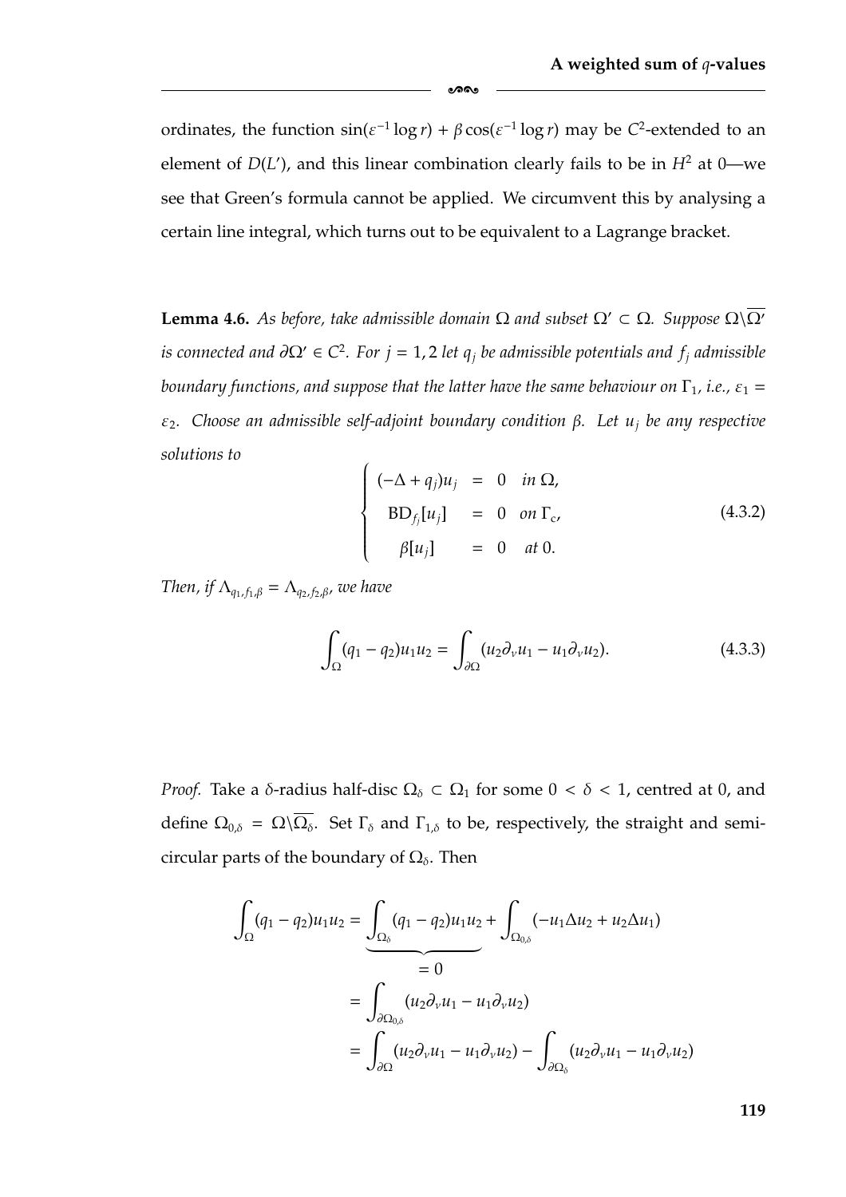ordinates, the function $\sin(\varepsilon^{-1}\log r) + \beta\cos(\varepsilon^{-1}\log r)$ may be $C^2$-extended to an element of $D(L')$, and this linear combination clearly fails to be in $H^2$ at 0—we see that Green's formula cannot be applied. We circumvent this by analysing a certain line integral, which turns out to be equivalent to a Lagrange bracket.

**Lemma 4.6.** *As before, take admissible domain $\Omega$ and subset $\Omega' \subset \Omega$. Suppose $\Omega\backslash\overline{\Omega'}$ is connected and $\partial\Omega' \in C^2$. For $j = 1, 2$ let $q_j$ be admissible potentials and $f_j$ admissible boundary functions, and suppose that the latter have the same behaviour on $\Gamma_1$, i.e., $\varepsilon_1 = \varepsilon_2$. Choose an admissible self-adjoint boundary condition $\beta$. Let $u_j$ be any respective solutions to*

$$\begin{cases} (-\Delta + q_j)u_j &= 0 \quad \text{in } \Omega, \\ \mathrm{BD}_{f_j}[u_j] &= 0 \quad \text{on } \Gamma_{\mathrm{c}}, \\ \beta[u_j] &= 0 \quad \text{at } 0. \end{cases} \tag{4.3.2}$$

*Then, if $\Lambda_{q_1,f_1,\beta} = \Lambda_{q_2,f_2,\beta}$, we have*

$$\int_{\Omega}(q_1 - q_2)u_1u_2 = \int_{\partial\Omega}(u_2\partial_\nu u_1 - u_1\partial_\nu u_2). \tag{4.3.3}$$

*Proof.* Take a $\delta$-radius half-disc $\Omega_\delta \subset \Omega_1$ for some $0 < \delta < 1$, centred at 0, and define $\Omega_{0,\delta} = \Omega\backslash\overline{\Omega_\delta}$. Set $\Gamma_\delta$ and $\Gamma_{1,\delta}$ to be, respectively, the straight and semi-circular parts of the boundary of $\Omega_\delta$. Then

$$\begin{aligned}
\int_{\Omega}(q_1 - q_2)u_1u_2 &= \underbrace{\int_{\Omega_\delta}(q_1 - q_2)u_1u_2}_{=0} + \int_{\Omega_{0,\delta}}(-u_1\Delta u_2 + u_2\Delta u_1) \\
&= \int_{\partial\Omega_{0,\delta}}(u_2\partial_\nu u_1 - u_1\partial_\nu u_2) \\
&= \int_{\partial\Omega}(u_2\partial_\nu u_1 - u_1\partial_\nu u_2) - \int_{\partial\Omega_\delta}(u_2\partial_\nu u_1 - u_1\partial_\nu u_2)
\end{aligned}$$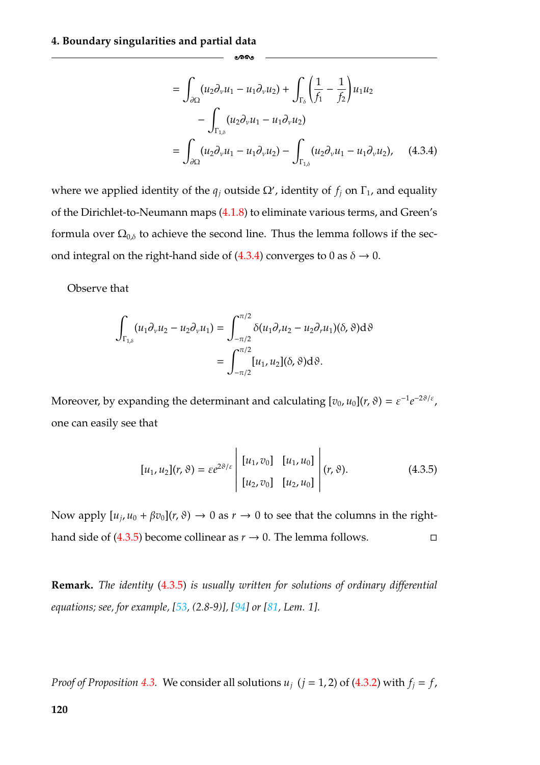$$
\begin{aligned}
&= \int_{\partial\Omega} (u_2\partial_\nu u_1 - u_1\partial_\nu u_2) + \int_{\Gamma_\delta} \left(\frac{1}{f_1} - \frac{1}{f_2}\right) u_1 u_2 \\
&\qquad - \int_{\Gamma_{1,\delta}} (u_2\partial_\nu u_1 - u_1\partial_\nu u_2) \\
&= \int_{\partial\Omega} (u_2\partial_\nu u_1 - u_1\partial_\nu u_2) - \int_{\Gamma_{1,\delta}} (u_2\partial_\nu u_1 - u_1\partial_\nu u_2), \qquad (4.3.4)
\end{aligned}
$$

where we applied identity of the $q_j$ outside $\Omega'$, identity of $f_j$ on $\Gamma_1$, and equality of the Dirichlet-to-Neumann maps (4.1.8) to eliminate various terms, and Green's formula over $\Omega_{0,\delta}$ to achieve the second line. Thus the lemma follows if the second integral on the right-hand side of (4.3.4) converges to 0 as $\delta \to 0$.

Observe that

$$
\begin{aligned}
\int_{\Gamma_{1,\delta}} (u_1\partial_\nu u_2 - u_2\partial_\nu u_1) &= \int_{-\pi/2}^{\pi/2} \delta(u_1\partial_r u_2 - u_2\partial_r u_1)(\delta, \vartheta)\mathrm{d}\vartheta \\
&= \int_{-\pi/2}^{\pi/2} [u_1, u_2](\delta, \vartheta)\mathrm{d}\vartheta.
\end{aligned}
$$

Moreover, by expanding the determinant and calculating $[v_0, u_0](r, \vartheta) = \varepsilon^{-1}e^{-2\vartheta/\varepsilon}$, one can easily see that

$$
[u_1, u_2](r, \vartheta) = \varepsilon e^{2\vartheta/\varepsilon} \begin{vmatrix} [u_1, v_0] & [u_1, u_0] \\ [u_2, v_0] & [u_2, u_0] \end{vmatrix} (r, \vartheta). \qquad (4.3.5)
$$

Now apply $[u_j, u_0 + \beta v_0](r, \vartheta) \to 0$ as $r \to 0$ to see that the columns in the right-hand side of (4.3.5) become collinear as $r \to 0$. The lemma follows. □

**Remark.** *The identity (4.3.5) is usually written for solutions of ordinary differential equations; see, for example, [53, (2.8-9)], [94] or [81, Lem. 1].*

*Proof of Proposition 4.3.* We consider all solutions $u_j$ $(j = 1, 2)$ of (4.3.2) with $f_j = f$,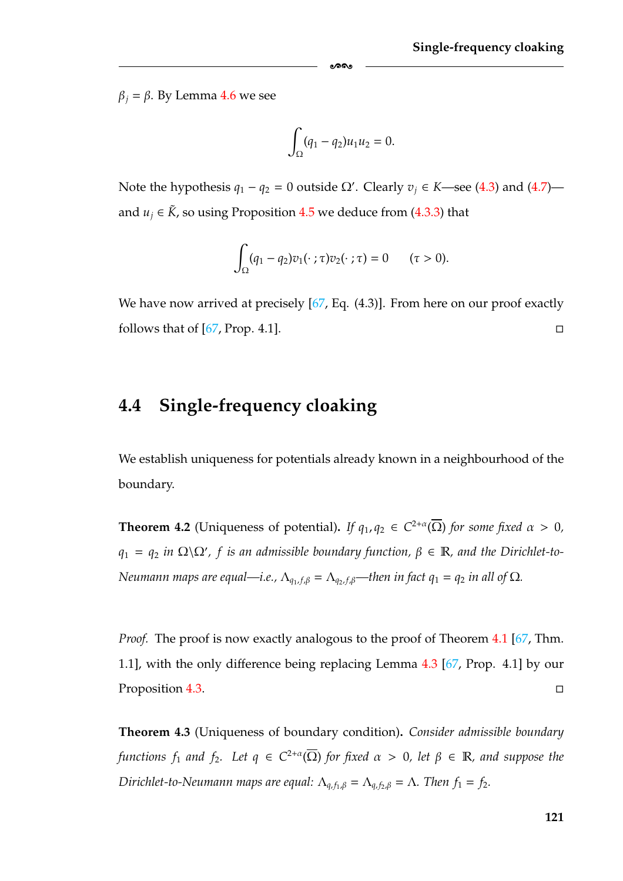$\beta_j = \beta$. By Lemma 4.6 we see

$$\int_\Omega (q_1 - q_2) u_1 u_2 = 0.$$

Note the hypothesis $q_1 - q_2 = 0$ outside $\Omega'$. Clearly $v_j \in K$—see (4.3) and (4.7)—and $u_j \in \tilde{K}$, so using Proposition 4.5 we deduce from (4.3.3) that

$$\int_\Omega (q_1 - q_2) v_1(\cdot\,;\tau) v_2(\cdot\,;\tau) = 0 \qquad (\tau > 0).$$

We have now arrived at precisely [67, Eq. (4.3)]. From here on our proof exactly follows that of [67, Prop. 4.1]. ◻

## 4.4 Single-frequency cloaking

We establish uniqueness for potentials already known in a neighbourhood of the boundary.

**Theorem 4.2** (Uniqueness of potential). *If $q_1, q_2 \in C^{2+\alpha}(\overline{\Omega})$ for some fixed $\alpha > 0$, $q_1 = q_2$ in $\Omega \backslash \Omega'$, $f$ is an admissible boundary function, $\beta \in \mathbb{R}$, and the Dirichlet-to-Neumann maps are equal—i.e., $\Lambda_{q_1,f,\beta} = \Lambda_{q_2,f,\beta}$—then in fact $q_1 = q_2$ in all of $\Omega$.*

*Proof.* The proof is now exactly analogous to the proof of Theorem 4.1 [67, Thm. 1.1], with the only difference being replacing Lemma 4.3 [67, Prop. 4.1] by our Proposition 4.3. ◻

**Theorem 4.3** (Uniqueness of boundary condition). *Consider admissible boundary functions $f_1$ and $f_2$. Let $q \in C^{2+\alpha}(\overline{\Omega})$ for fixed $\alpha > 0$, let $\beta \in \mathbb{R}$, and suppose the Dirichlet-to-Neumann maps are equal: $\Lambda_{q,f_1,\beta} = \Lambda_{q,f_2,\beta} = \Lambda$. Then $f_1 = f_2$.*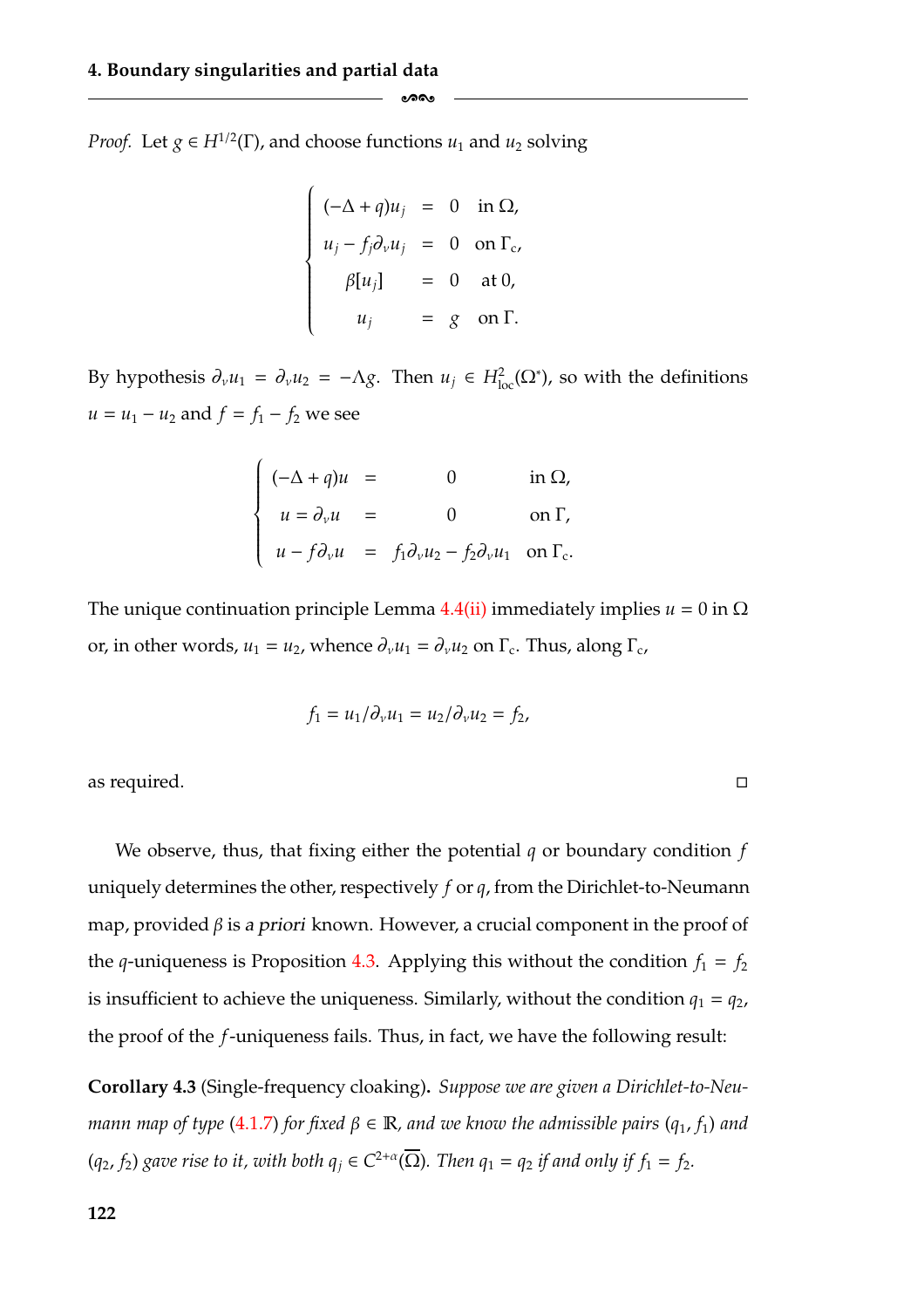*Proof.* Let $g \in H^{1/2}(\Gamma)$, and choose functions $u_1$ and $u_2$ solving

$$
\begin{cases}
(-\Delta + q)u_j &= 0 \quad \text{in } \Omega, \\
u_j - f_j \partial_\nu u_j &= 0 \quad \text{on } \Gamma_c, \\
\beta[u_j] &= 0 \quad \text{at } 0, \\
u_j &= g \quad \text{on } \Gamma.
\end{cases}
$$

By hypothesis $\partial_\nu u_1 = \partial_\nu u_2 = -\Lambda g$. Then $u_j \in H^2_{\text{loc}}(\Omega^*)$, so with the definitions $u = u_1 - u_2$ and $f = f_1 - f_2$ we see

$$
\begin{cases}
(-\Delta + q)u &= 0 \quad \text{in } \Omega, \\
u = \partial_\nu u &= 0 \quad \text{on } \Gamma, \\
u - f\partial_\nu u &= f_1 \partial_\nu u_2 - f_2 \partial_\nu u_1 \quad \text{on } \Gamma_c.
\end{cases}
$$

The unique continuation principle Lemma 4.4(ii) immediately implies $u = 0$ in $\Omega$ or, in other words, $u_1 = u_2$, whence $\partial_\nu u_1 = \partial_\nu u_2$ on $\Gamma_c$. Thus, along $\Gamma_c$,

$$
f_1 = u_1/\partial_\nu u_1 = u_2/\partial_\nu u_2 = f_2,
$$

as required. □

We observe, thus, that fixing either the potential $q$ or boundary condition $f$ uniquely determines the other, respectively $f$ or $q$, from the Dirichlet-to-Neumann map, provided $\beta$ is *a priori* known. However, a crucial component in the proof of the $q$-uniqueness is Proposition 4.3. Applying this without the condition $f_1 = f_2$ is insufficient to achieve the uniqueness. Similarly, without the condition $q_1 = q_2$, the proof of the $f$-uniqueness fails. Thus, in fact, we have the following result:

**Corollary 4.3** (Single-frequency cloaking). *Suppose we are given a Dirichlet-to-Neumann map of type (4.1.7) for fixed $\beta \in \mathbb{R}$, and we know the admissible pairs $(q_1, f_1)$ and $(q_2, f_2)$ gave rise to it, with both $q_j \in C^{2+\alpha}(\overline{\Omega})$. Then $q_1 = q_2$ if and only if $f_1 = f_2$.*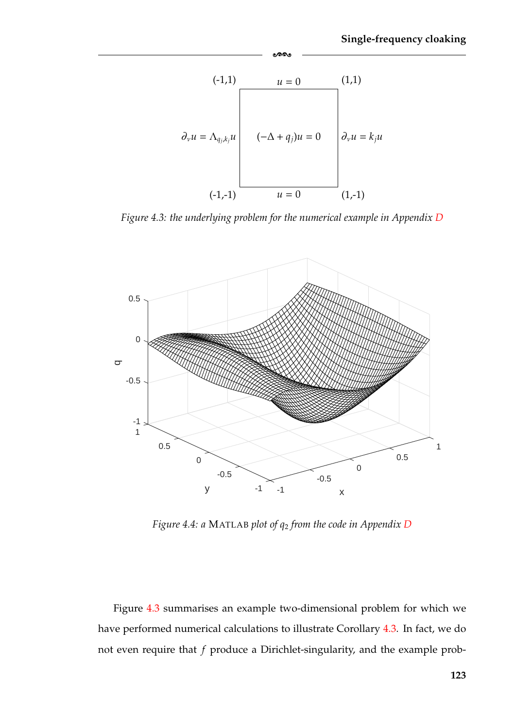Figure 4.3: the underlying problem for the numerical example in Appendix D

Figure 4.4: a MATLAB plot of $q_2$ from the code in Appendix D

Figure 4.3 summarises an example two-dimensional problem for which we have performed numerical calculations to illustrate Corollary 4.3. In fact, we do not even require that $f$ produce a Dirichlet-singularity, and the example prob-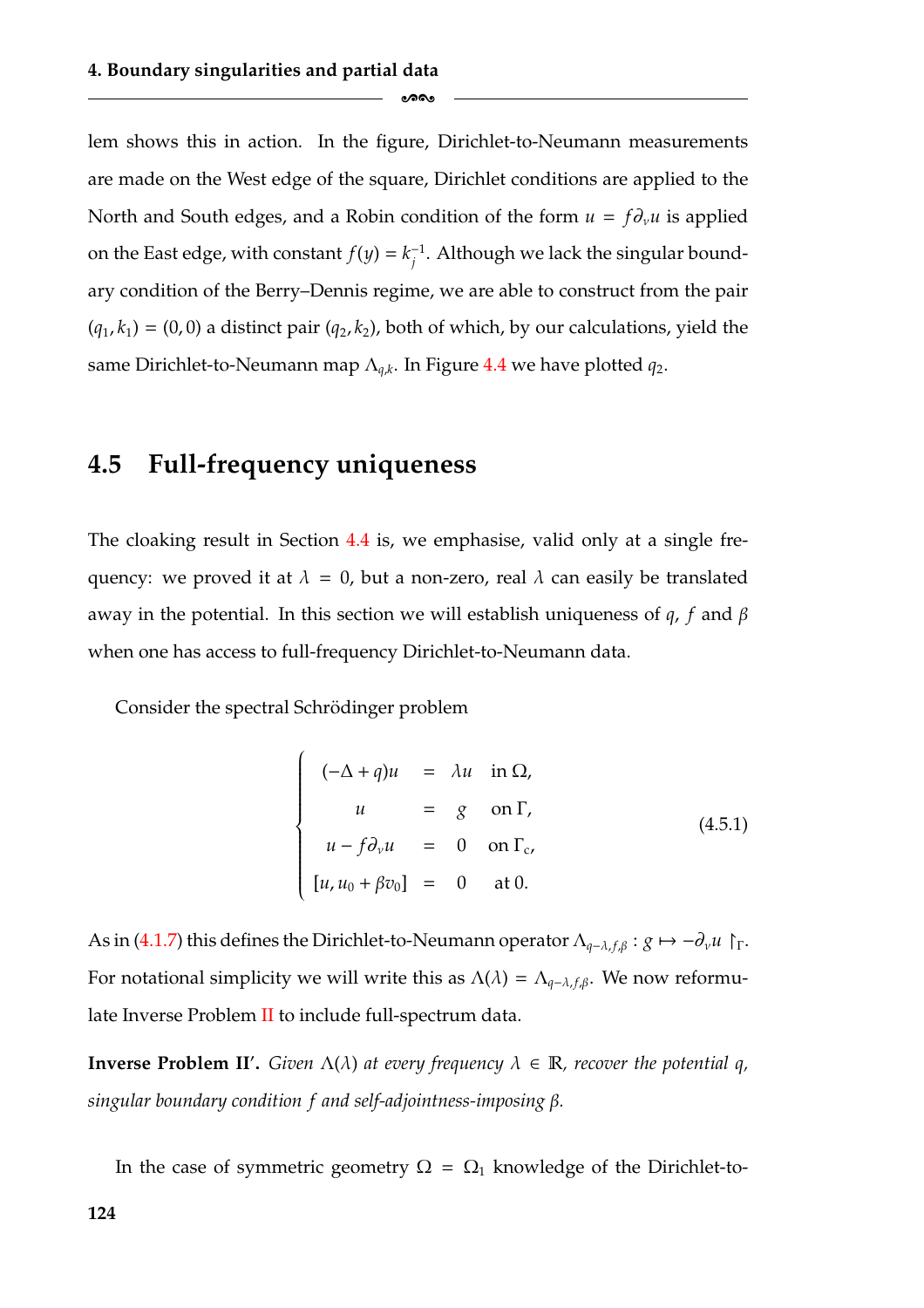lem shows this in action. In the figure, Dirichlet-to-Neumann measurements are made on the West edge of the square, Dirichlet conditions are applied to the North and South edges, and a Robin condition of the form $u = f\partial_\nu u$ is applied on the East edge, with constant $f(y) = k_j^{-1}$. Although we lack the singular boundary condition of the Berry–Dennis regime, we are able to construct from the pair $(q_1, k_1) = (0, 0)$ a distinct pair $(q_2, k_2)$, both of which, by our calculations, yield the same Dirichlet-to-Neumann map $\Lambda_{q,k}$. In Figure 4.4 we have plotted $q_2$.

## 4.5 Full-frequency uniqueness

The cloaking result in Section 4.4 is, we emphasise, valid only at a single frequency: we proved it at $\lambda = 0$, but a non-zero, real $\lambda$ can easily be translated away in the potential. In this section we will establish uniqueness of $q$, $f$ and $\beta$ when one has access to full-frequency Dirichlet-to-Neumann data.

Consider the spectral Schrödinger problem

$$
\begin{cases}
(-\Delta + q)u & = & \lambda u & \text{in } \Omega, \\
u & = & g & \text{on } \Gamma, \\
u - f\partial_\nu u & = & 0 & \text{on } \Gamma_c, \\
[u, u_0 + \beta v_0] & = & 0 & \text{at } 0.
\end{cases}
\tag{4.5.1}
$$

As in (4.1.7) this defines the Dirichlet-to-Neumann operator $\Lambda_{q-\lambda,f,\beta} : g \mapsto -\partial_\nu u \restriction_\Gamma$. For notational simplicity we will write this as $\Lambda(\lambda) = \Lambda_{q-\lambda,f,\beta}$. We now reformulate Inverse Problem II to include full-spectrum data.

**Inverse Problem II′.** *Given $\Lambda(\lambda)$ at every frequency $\lambda \in \mathbb{R}$, recover the potential $q$, singular boundary condition $f$ and self-adjointness-imposing $\beta$.*

In the case of symmetric geometry $\Omega = \Omega_1$ knowledge of the Dirichlet-to-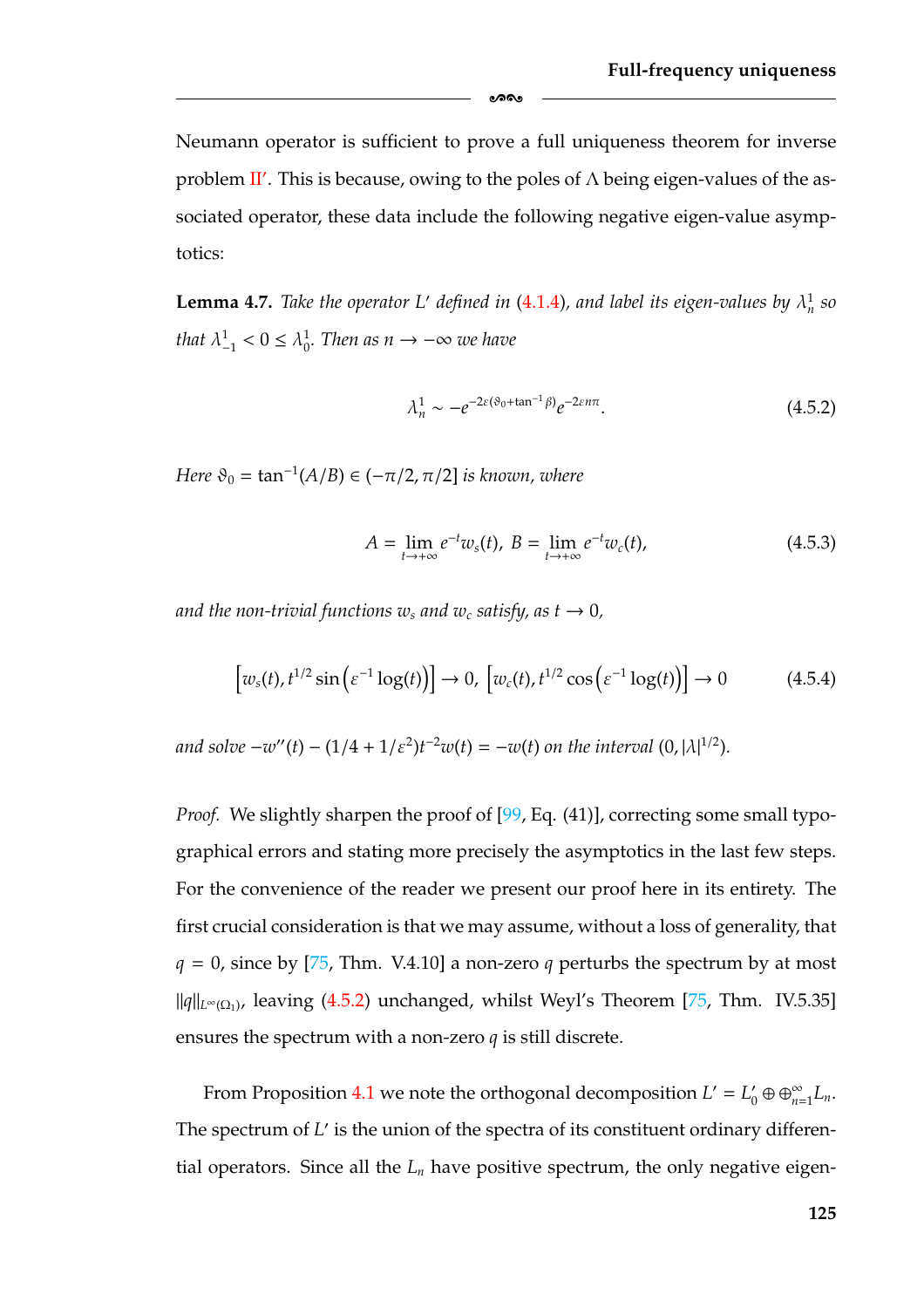Neumann operator is sufficient to prove a full uniqueness theorem for inverse problem II′. This is because, owing to the poles of $\Lambda$ being eigen-values of the associated operator, these data include the following negative eigen-value asymptotics:

**Lemma 4.7.** *Take the operator $L'$ defined in (4.1.4), and label its eigen-values by $\lambda^1_n$ so that $\lambda^1_{-1} < 0 \leq \lambda^1_0$. Then as $n \to -\infty$ we have*

$$\lambda^1_n \sim -e^{-2\varepsilon(\vartheta_0 + \tan^{-1}\beta)} e^{-2\varepsilon n\pi}. \tag{4.5.2}$$

*Here $\vartheta_0 = \tan^{-1}(A/B) \in (-\pi/2, \pi/2]$ is known, where*

$$A = \lim_{t\to+\infty} e^{-t} w_s(t), \; B = \lim_{t\to+\infty} e^{-t} w_c(t), \tag{4.5.3}$$

*and the non-trivial functions $w_s$ and $w_c$ satisfy, as $t \to 0$,*

$$\left[w_s(t), t^{1/2}\sin\left(\varepsilon^{-1}\log(t)\right)\right] \to 0, \; \left[w_c(t), t^{1/2}\cos\left(\varepsilon^{-1}\log(t)\right)\right] \to 0 \tag{4.5.4}$$

*and solve $-w''(t) - (1/4 + 1/\varepsilon^2)t^{-2}w(t) = -w(t)$ on the interval $(0, |\lambda|^{1/2})$.*

*Proof.* We slightly sharpen the proof of [99, Eq. (41)], correcting some small typographical errors and stating more precisely the asymptotics in the last few steps. For the convenience of the reader we present our proof here in its entirety. The first crucial consideration is that we may assume, without a loss of generality, that $q = 0$, since by [75, Thm. V.4.10] a non-zero $q$ perturbs the spectrum by at most $\|q\|_{L^\infty(\Omega_1)}$, leaving (4.5.2) unchanged, whilst Weyl's Theorem [75, Thm. IV.5.35] ensures the spectrum with a non-zero $q$ is still discrete.

From Proposition 4.1 we note the orthogonal decomposition $L' = L'_0 \oplus \oplus_{n=1}^{\infty} L_n$. The spectrum of $L'$ is the union of the spectra of its constituent ordinary differential operators. Since all the $L_n$ have positive spectrum, the only negative eigen-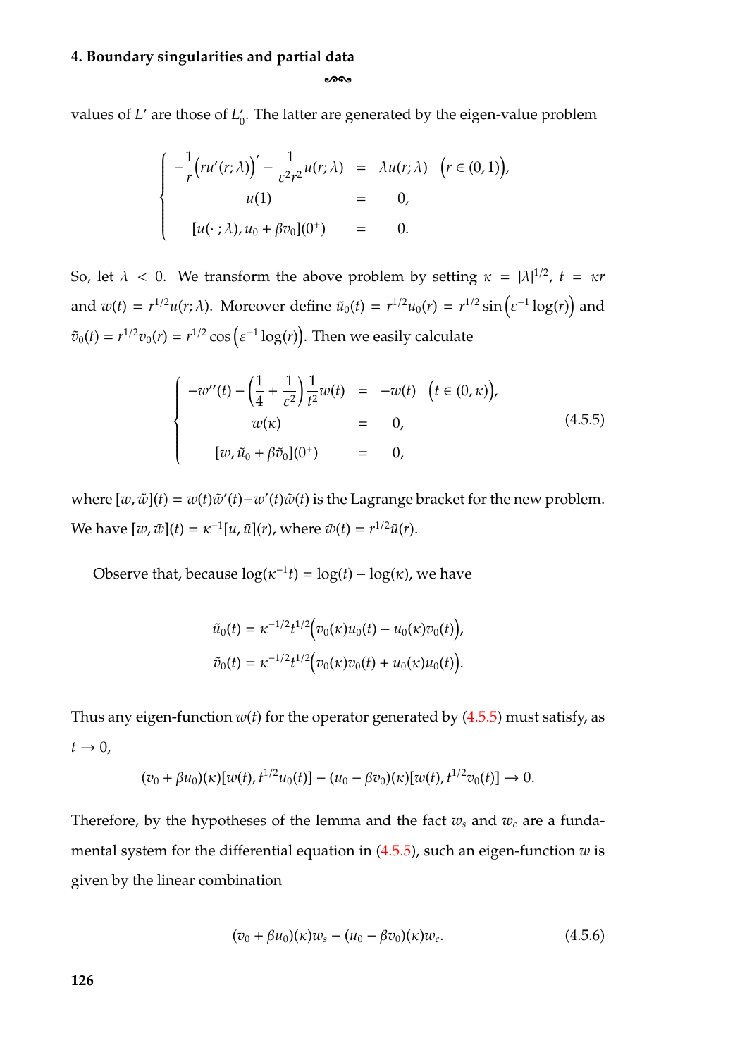values of $L'$ are those of $L_0'$. The latter are generated by the eigen-value problem

$$\begin{cases} -\dfrac{1}{r}\Big(ru'(r;\lambda)\Big)' - \dfrac{1}{\varepsilon^2 r^2}u(r;\lambda) &= \lambda u(r;\lambda) \quad \Big(r \in (0,1)\Big), \\ \qquad u(1) &= 0, \\ \quad [u(\cdot\,;\lambda), u_0 + \beta v_0](0^+) &= 0. \end{cases}$$

So, let $\lambda < 0$. We transform the above problem by setting $\kappa = |\lambda|^{1/2}$, $t = \kappa r$ and $w(t) = r^{1/2}u(r;\lambda)$. Moreover define $\tilde{u}_0(t) = r^{1/2}u_0(r) = r^{1/2}\sin\Big(\varepsilon^{-1}\log(r)\Big)$ and $\tilde{v}_0(t) = r^{1/2}v_0(r) = r^{1/2}\cos\Big(\varepsilon^{-1}\log(r)\Big)$. Then we easily calculate

$$\begin{cases} -w''(t) - \left(\dfrac{1}{4} + \dfrac{1}{\varepsilon^2}\right)\dfrac{1}{t^2}w(t) &= -w(t) \quad \Big(t \in (0,\kappa)\Big), \\ \qquad w(\kappa) &= 0, \\ \quad [w, \tilde{u}_0 + \beta\tilde{v}_0](0^+) &= 0, \end{cases} \tag{4.5.5}$$

where $[w,\tilde{w}](t) = w(t)\tilde{w}'(t) - w'(t)\tilde{w}(t)$ is the Lagrange bracket for the new problem. We have $[w,\tilde{w}](t) = \kappa^{-1}[u,\tilde{u}](r)$, where $\tilde{w}(t) = r^{1/2}\tilde{u}(r)$.

Observe that, because $\log(\kappa^{-1}t) = \log(t) - \log(\kappa)$, we have

$$\tilde{u}_0(t) = \kappa^{-1/2}t^{1/2}\Big(v_0(\kappa)u_0(t) - u_0(\kappa)v_0(t)\Big),$$
$$\tilde{v}_0(t) = \kappa^{-1/2}t^{1/2}\Big(v_0(\kappa)v_0(t) + u_0(\kappa)u_0(t)\Big).$$

Thus any eigen-function $w(t)$ for the operator generated by (4.5.5) must satisfy, as $t \to 0$,

$$(v_0 + \beta u_0)(\kappa)[w(t), t^{1/2}u_0(t)] - (u_0 - \beta v_0)(\kappa)[w(t), t^{1/2}v_0(t)] \to 0.$$

Therefore, by the hypotheses of the lemma and the fact $w_s$ and $w_c$ are a fundamental system for the differential equation in (4.5.5), such an eigen-function $w$ is given by the linear combination

$$(v_0 + \beta u_0)(\kappa)w_s - (u_0 - \beta v_0)(\kappa)w_c. \tag{4.5.6}$$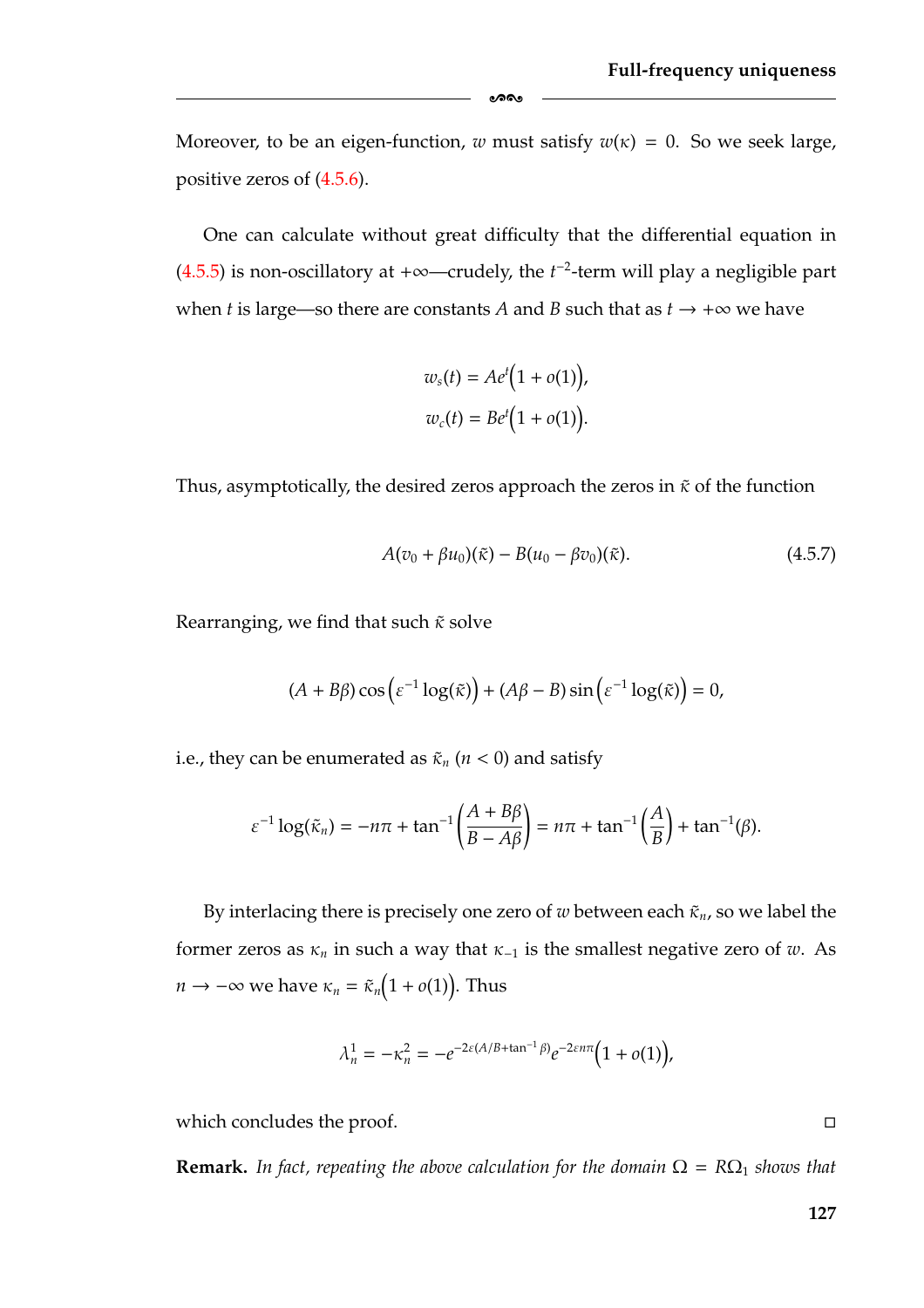Moreover, to be an eigen-function, $w$ must satisfy $w(\kappa) = 0$. So we seek large, positive zeros of (4.5.6).

One can calculate without great difficulty that the differential equation in (4.5.5) is non-oscillatory at $+\infty$—crudely, the $t^{-2}$-term will play a negligible part when $t$ is large—so there are constants $A$ and $B$ such that as $t \to +\infty$ we have

$$w_s(t) = Ae^t\Big(1 + o(1)\Big),$$
$$w_c(t) = Be^t\Big(1 + o(1)\Big).$$

Thus, asymptotically, the desired zeros approach the zeros in $\tilde{\kappa}$ of the function

$$A(v_0 + \beta u_0)(\tilde{\kappa}) - B(u_0 - \beta v_0)(\tilde{\kappa}). \tag{4.5.7}$$

Rearranging, we find that such $\tilde{\kappa}$ solve

$$(A + B\beta)\cos\Big(\varepsilon^{-1}\log(\tilde{\kappa})\Big) + (A\beta - B)\sin\Big(\varepsilon^{-1}\log(\tilde{\kappa})\Big) = 0,$$

i.e., they can be enumerated as $\tilde{\kappa}_n$ ($n < 0$) and satisfy

$$\varepsilon^{-1}\log(\tilde{\kappa}_n) = -n\pi + \tan^{-1}\left(\frac{A + B\beta}{B - A\beta}\right) = n\pi + \tan^{-1}\left(\frac{A}{B}\right) + \tan^{-1}(\beta).$$

By interlacing there is precisely one zero of $w$ between each $\tilde{\kappa}_n$, so we label the former zeros as $\kappa_n$ in such a way that $\kappa_{-1}$ is the smallest negative zero of $w$. As $n \to -\infty$ we have $\kappa_n = \tilde{\kappa}_n\Big(1 + o(1)\Big)$. Thus

$$\lambda_n^1 = -\kappa_n^2 = -e^{-2\varepsilon(A/B + \tan^{-1}\beta)}e^{-2\varepsilon n\pi}\Big(1 + o(1)\Big),$$

which concludes the proof. ◻

**Remark.** *In fact, repeating the above calculation for the domain $\Omega = R\Omega_1$ shows that*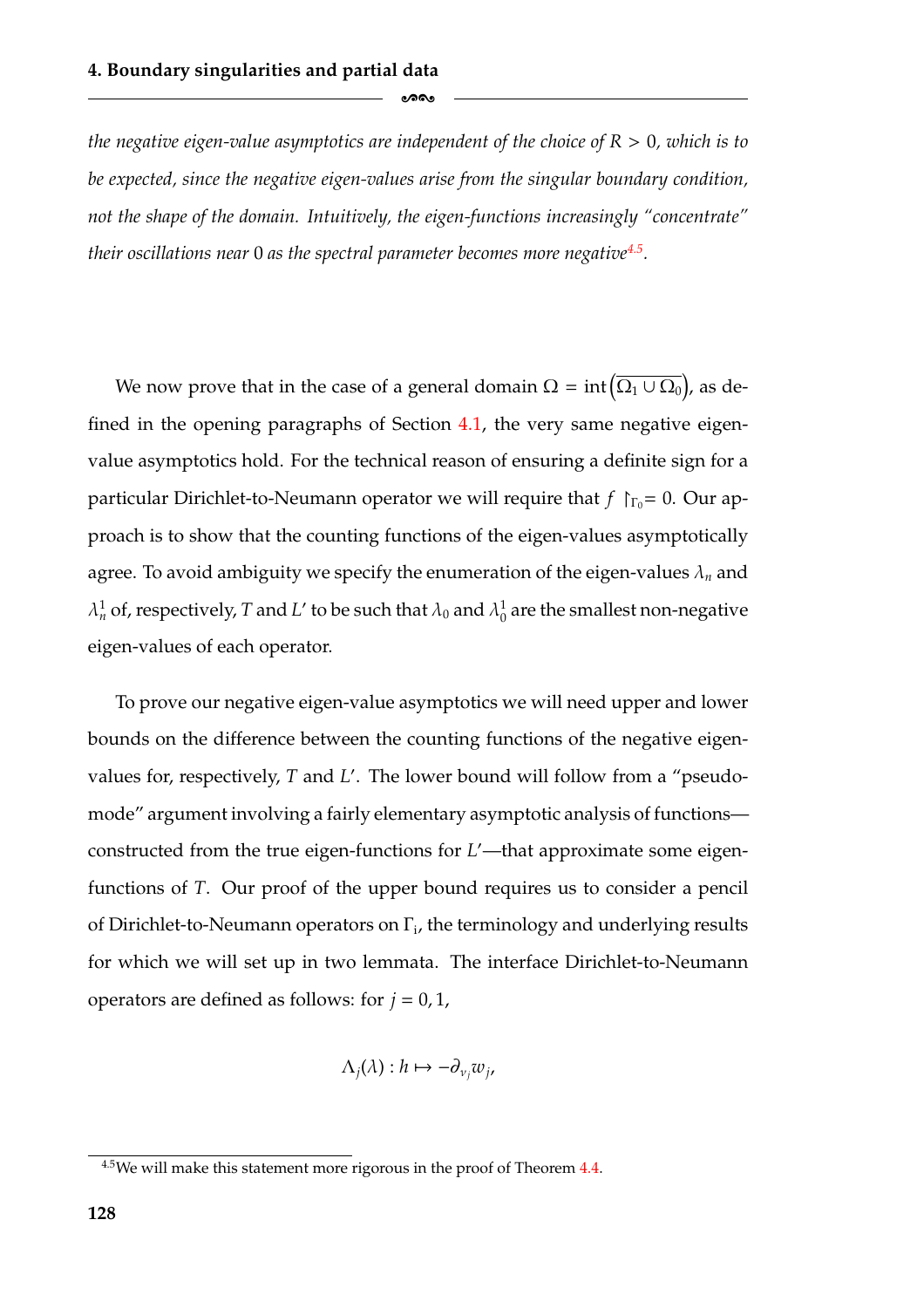*the negative eigen-value asymptotics are independent of the choice of $R > 0$, which is to be expected, since the negative eigen-values arise from the singular boundary condition, not the shape of the domain. Intuitively, the eigen-functions increasingly "concentrate" their oscillations near 0 as the spectral parameter becomes more negative*[4.5].

We now prove that in the case of a general domain $\Omega = \operatorname{int}\left(\overline{\Omega_1 \cup \Omega_0}\right)$, as defined in the opening paragraphs of Section 4.1, the very same negative eigen-value asymptotics hold. For the technical reason of ensuring a definite sign for a particular Dirichlet-to-Neumann operator we will require that $f \restriction_{\Gamma_0} = 0$. Our approach is to show that the counting functions of the eigen-values asymptotically agree. To avoid ambiguity we specify the enumeration of the eigen-values $\lambda_n$ and $\lambda_n^1$ of, respectively, $T$ and $L'$ to be such that $\lambda_0$ and $\lambda_0^1$ are the smallest non-negative eigen-values of each operator.

To prove our negative eigen-value asymptotics we will need upper and lower bounds on the difference between the counting functions of the negative eigen-values for, respectively, $T$ and $L'$. The lower bound will follow from a "pseudo-mode" argument involving a fairly elementary asymptotic analysis of functions—constructed from the true eigen-functions for $L'$—that approximate some eigen-functions of $T$. Our proof of the upper bound requires us to consider a pencil of Dirichlet-to-Neumann operators on $\Gamma_i$, the terminology and underlying results for which we will set up in two lemmata. The interface Dirichlet-to-Neumann operators are defined as follows: for $j = 0, 1$,

$$\Lambda_j(\lambda) : h \mapsto -\partial_{\nu_j} w_j,$$

[4.5] We will make this statement more rigorous in the proof of Theorem 4.4.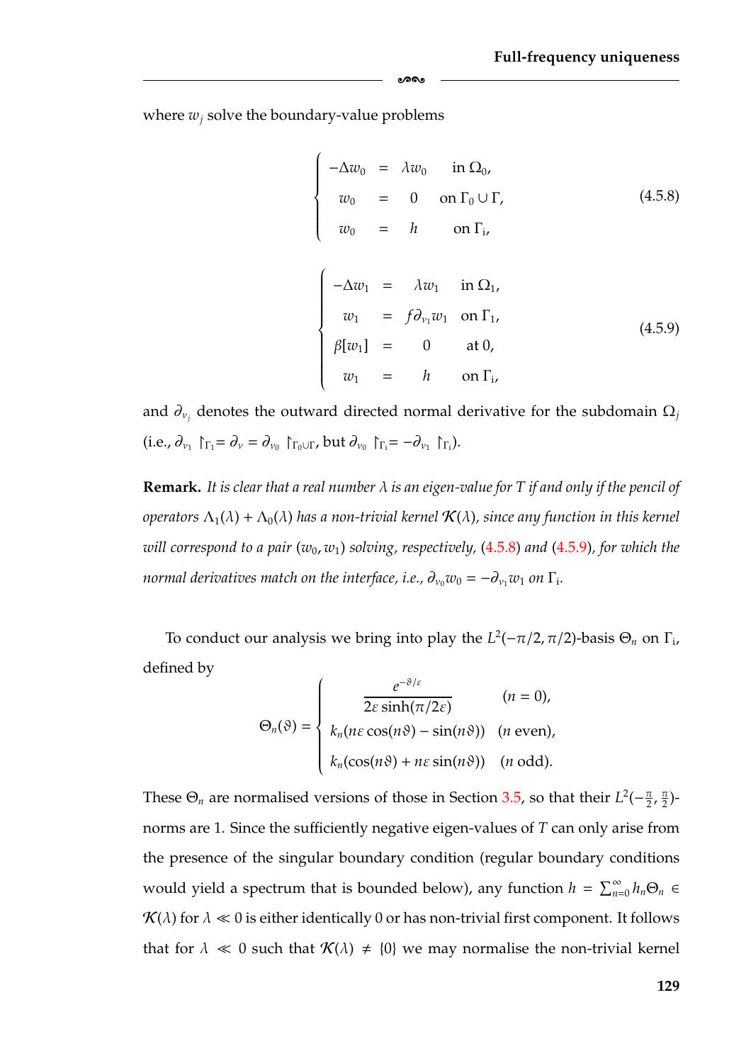where $w_j$ solve the boundary-value problems

$$\left\{\begin{array}{rcll} -\Delta w_0 & = & \lambda w_0 & \text{in } \Omega_0, \\ w_0 & = & 0 & \text{on } \Gamma_0 \cup \Gamma, \\ w_0 & = & h & \text{on } \Gamma_{\mathrm{i}}, \end{array}\right. \tag{4.5.8}$$

$$\left\{\begin{array}{rcll} -\Delta w_1 & = & \lambda w_1 & \text{in } \Omega_1, \\ w_1 & = & f\partial_{\nu_1} w_1 & \text{on } \Gamma_1, \\ \beta[w_1] & = & 0 & \text{at } 0, \\ w_1 & = & h & \text{on } \Gamma_{\mathrm{i}}, \end{array}\right. \tag{4.5.9}$$

and $\partial_{\nu_j}$ denotes the outward directed normal derivative for the subdomain $\Omega_j$ (i.e., $\partial_{\nu_1} \restriction_{\Gamma_1} = \partial_\nu = \partial_{\nu_0} \restriction_{\Gamma_0 \cup \Gamma}$, but $\partial_{\nu_0} \restriction_{\Gamma_{\mathrm{i}}} = -\partial_{\nu_1} \restriction_{\Gamma_{\mathrm{i}}}$).

**Remark.** *It is clear that a real number $\lambda$ is an eigen-value for $T$ if and only if the pencil of operators $\Lambda_1(\lambda) + \Lambda_0(\lambda)$ has a non-trivial kernel $\mathcal{K}(\lambda)$, since any function in this kernel will correspond to a pair $(w_0, w_1)$ solving, respectively, (4.5.8) and (4.5.9), for which the normal derivatives match on the interface, i.e., $\partial_{\nu_0} w_0 = -\partial_{\nu_1} w_1$ on $\Gamma_{\mathrm{i}}$.*

To conduct our analysis we bring into play the $L^2(-\pi/2, \pi/2)$-basis $\Theta_n$ on $\Gamma_{\mathrm{i}}$, defined by

$$\Theta_n(\vartheta) = \left\{\begin{array}{ll} \dfrac{e^{-\vartheta/\varepsilon}}{2\varepsilon \sinh(\pi/2\varepsilon)} & (n = 0), \\ k_n(n\varepsilon \cos(n\vartheta) - \sin(n\vartheta)) & (n \text{ even}), \\ k_n(\cos(n\vartheta) + n\varepsilon \sin(n\vartheta)) & (n \text{ odd}). \end{array}\right.$$

These $\Theta_n$ are normalised versions of those in Section 3.5, so that their $L^2(-\frac{\pi}{2}, \frac{\pi}{2})$-norms are 1. Since the sufficiently negative eigen-values of $T$ can only arise from the presence of the singular boundary condition (regular boundary conditions would yield a spectrum that is bounded below), any function $h = \sum_{n=0}^{\infty} h_n \Theta_n \in \mathcal{K}(\lambda)$ for $\lambda \ll 0$ is either identically 0 or has non-trivial first component. It follows that for $\lambda \ll 0$ such that $\mathcal{K}(\lambda) \neq \{0\}$ we may normalise the non-trivial kernel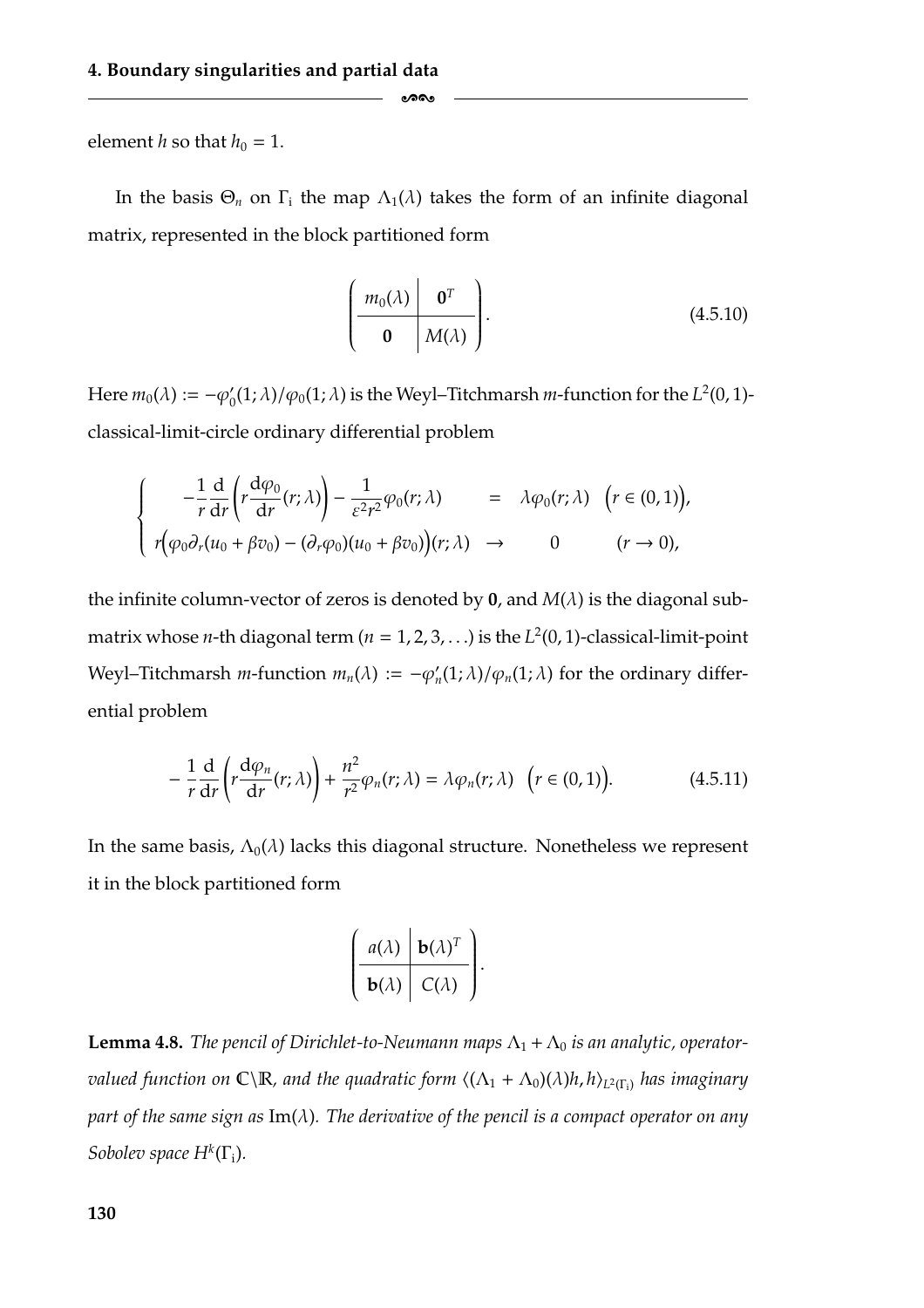element $h$ so that $h_0 = 1$.

In the basis $\Theta_n$ on $\Gamma_\mathrm{i}$ the map $\Lambda_1(\lambda)$ takes the form of an infinite diagonal matrix, represented in the block partitioned form

$$\left(\begin{array}{c|c} m_0(\lambda) & \mathbf{0}^T \\ \hline \mathbf{0} & M(\lambda) \end{array}\right). \tag{4.5.10}$$

Here $m_0(\lambda) := -\varphi_0'(1;\lambda)/\varphi_0(1;\lambda)$ is the Weyl–Titchmarsh $m$-function for the $L^2(0,1)$-classical-limit-circle ordinary differential problem

$$\begin{cases} \quad -\dfrac{1}{r}\dfrac{\mathrm{d}}{\mathrm{d}r}\left(r\dfrac{\mathrm{d}\varphi_0}{\mathrm{d}r}(r;\lambda)\right) - \dfrac{1}{\varepsilon^2 r^2}\varphi_0(r;\lambda) \quad = \quad \lambda\varphi_0(r;\lambda) \quad \Big(r \in (0,1)\Big), \\ r\Big(\varphi_0\partial_r(u_0+\beta v_0) - (\partial_r\varphi_0)(u_0+\beta v_0)\Big)(r;\lambda) \quad \to \quad 0 \qquad\qquad (r \to 0), \end{cases}$$

the infinite column-vector of zeros is denoted by $\mathbf{0}$, and $M(\lambda)$ is the diagonal sub-matrix whose $n$-th diagonal term ($n = 1, 2, 3, \ldots$) is the $L^2(0,1)$-classical-limit-point Weyl–Titchmarsh $m$-function $m_n(\lambda) := -\varphi_n'(1;\lambda)/\varphi_n(1;\lambda)$ for the ordinary differential problem

$$-\frac{1}{r}\frac{\mathrm{d}}{\mathrm{d}r}\left(r\frac{\mathrm{d}\varphi_n}{\mathrm{d}r}(r;\lambda)\right) + \frac{n^2}{r^2}\varphi_n(r;\lambda) = \lambda\varphi_n(r;\lambda) \quad \Big(r \in (0,1)\Big). \tag{4.5.11}$$

In the same basis, $\Lambda_0(\lambda)$ lacks this diagonal structure. Nonetheless we represent it in the block partitioned form

$$\left(\begin{array}{c|c} a(\lambda) & \mathbf{b}(\lambda)^T \\ \hline \mathbf{b}(\lambda) & C(\lambda) \end{array}\right).$$

**Lemma 4.8.** *The pencil of Dirichlet-to-Neumann maps $\Lambda_1 + \Lambda_0$ is an analytic, operator-valued function on $\mathbb{C}\backslash\mathbb{R}$, and the quadratic form $\langle(\Lambda_1 + \Lambda_0)(\lambda)h, h\rangle_{L^2(\Gamma_\mathrm{i})}$ has imaginary part of the same sign as $\mathrm{Im}(\lambda)$. The derivative of the pencil is a compact operator on any Sobolev space $H^k(\Gamma_\mathrm{i})$.*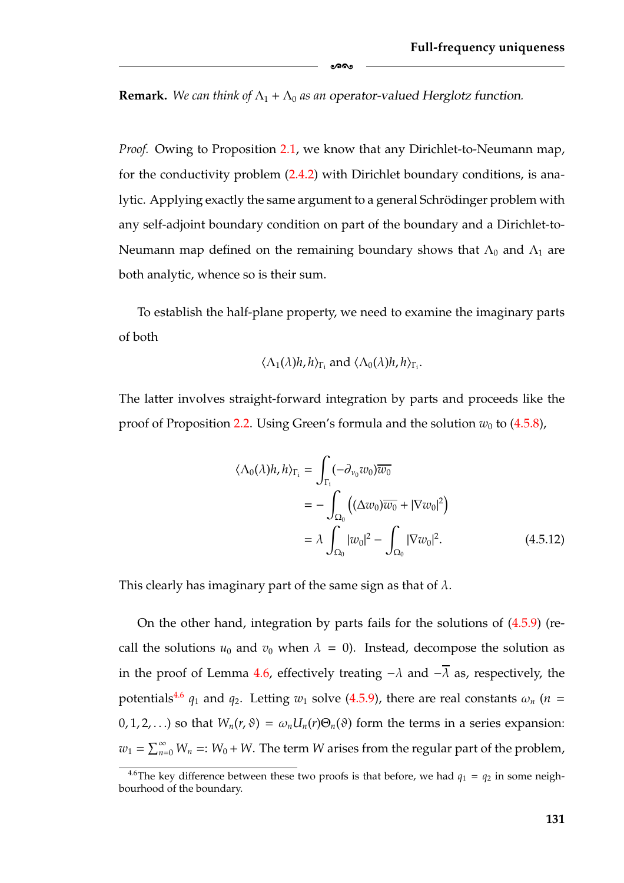**Remark.** *We can think of* $\Lambda_1 + \Lambda_0$ *as an operator-valued Herglotz function.*

*Proof.* Owing to Proposition 2.1, we know that any Dirichlet-to-Neumann map, for the conductivity problem (2.4.2) with Dirichlet boundary conditions, is analytic. Applying exactly the same argument to a general Schrödinger problem with any self-adjoint boundary condition on part of the boundary and a Dirichlet-to-Neumann map defined on the remaining boundary shows that $\Lambda_0$ and $\Lambda_1$ are both analytic, whence so is their sum.

To establish the half-plane property, we need to examine the imaginary parts of both

$$\langle \Lambda_1(\lambda)h, h\rangle_{\Gamma_i} \text{ and } \langle \Lambda_0(\lambda)h, h\rangle_{\Gamma_i}.$$

The latter involves straight-forward integration by parts and proceeds like the proof of Proposition 2.2. Using Green's formula and the solution $w_0$ to (4.5.8),

$$\begin{aligned}
\langle \Lambda_0(\lambda)h, h\rangle_{\Gamma_i} &= \int_{\Gamma_i} (-\partial_{\nu_0} w_0)\overline{w_0} \\
&= -\int_{\Omega_0} \left((\Delta w_0)\overline{w_0} + |\nabla w_0|^2\right) \\
&= \lambda \int_{\Omega_0} |w_0|^2 - \int_{\Omega_0} |\nabla w_0|^2. \qquad (4.5.12)
\end{aligned}$$

This clearly has imaginary part of the same sign as that of $\lambda$.

On the other hand, integration by parts fails for the solutions of (4.5.9) (recall the solutions $u_0$ and $v_0$ when $\lambda = 0$). Instead, decompose the solution as in the proof of Lemma 4.6, effectively treating $-\lambda$ and $-\overline{\lambda}$ as, respectively, the potentials[4.6] $q_1$ and $q_2$. Letting $w_1$ solve (4.5.9), there are real constants $\omega_n$ ($n = 0, 1, 2, \ldots$) so that $W_n(r, \vartheta) = \omega_n U_n(r)\Theta_n(\vartheta)$ form the terms in a series expansion: $w_1 = \sum_{n=0}^{\infty} W_n =: W_0 + W$. The term $W$ arises from the regular part of the problem,

[4.6] The key difference between these two proofs is that before, we had $q_1 = q_2$ in some neighbourhood of the boundary.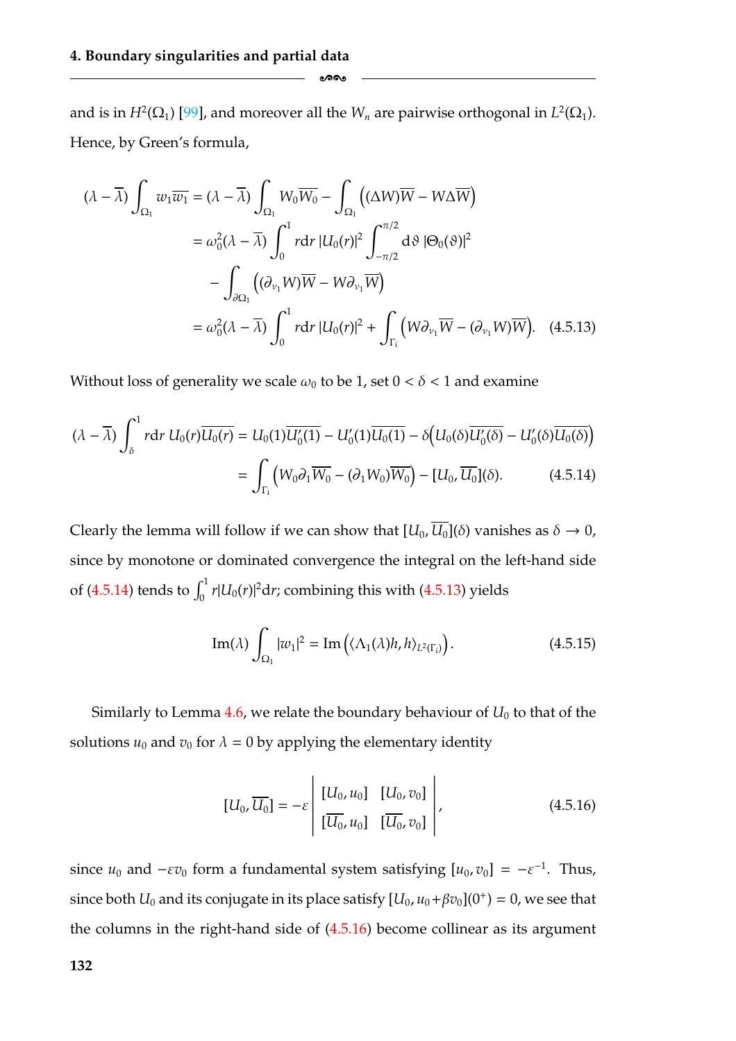and is in $H^2(\Omega_1)$ [99], and moreover all the $W_n$ are pairwise orthogonal in $L^2(\Omega_1)$. Hence, by Green's formula,

$$
\begin{aligned}
(\lambda - \overline{\lambda}) \int_{\Omega_1} w_1 \overline{w_1} &= (\lambda - \overline{\lambda}) \int_{\Omega_1} W_0 \overline{W_0} - \int_{\Omega_1} \left( (\Delta W)\overline{W} - W \Delta \overline{W} \right) \\
&= \omega_0^2 (\lambda - \overline{\lambda}) \int_0^1 r \mathrm{d}r \, |U_0(r)|^2 \int_{-\pi/2}^{\pi/2} \mathrm{d}\vartheta \, |\Theta_0(\vartheta)|^2 \\
&\quad - \int_{\partial\Omega_1} \left( (\partial_{\nu_1} W)\overline{W} - W \partial_{\nu_1} \overline{W} \right) \\
&= \omega_0^2 (\lambda - \overline{\lambda}) \int_0^1 r \mathrm{d}r \, |U_0(r)|^2 + \int_{\Gamma_i} \left( W \partial_{\nu_1} \overline{W} - (\partial_{\nu_1} W) \overline{W} \right). \qquad (4.5.13)
\end{aligned}
$$

Without loss of generality we scale $\omega_0$ to be 1, set $0 < \delta < 1$ and examine

$$
\begin{aligned}
(\lambda - \overline{\lambda}) \int_\delta^1 r \mathrm{d}r \, U_0(r) \overline{U_0(r)} &= U_0(1) \overline{U_0'(1)} - U_0'(1) \overline{U_0(1)} - \delta \left( U_0(\delta) \overline{U_0'(\delta)} - U_0'(\delta) \overline{U_0(\delta)} \right) \\
&= \int_{\Gamma_i} \left( W_0 \partial_1 \overline{W_0} - (\partial_1 W_0) \overline{W_0} \right) - [U_0, \overline{U_0}](\delta). \qquad (4.5.14)
\end{aligned}
$$

Clearly the lemma will follow if we can show that $[U_0, \overline{U_0}](\delta)$ vanishes as $\delta \to 0$, since by monotone or dominated convergence the integral on the left-hand side of (4.5.14) tends to $\int_0^1 r |U_0(r)|^2 \mathrm{d}r$; combining this with (4.5.13) yields

$$
\operatorname{Im}(\lambda) \int_{\Omega_1} |w_1|^2 = \operatorname{Im}\left( \langle \Lambda_1(\lambda) h, h \rangle_{L^2(\Gamma_i)} \right). \qquad (4.5.15)
$$

Similarly to Lemma 4.6, we relate the boundary behaviour of $U_0$ to that of the solutions $u_0$ and $v_0$ for $\lambda = 0$ by applying the elementary identity

$$
[U_0, \overline{U_0}] = -\varepsilon \begin{vmatrix} [U_0, u_0] & [U_0, v_0] \\ [\overline{U_0}, u_0] & [\overline{U_0}, v_0] \end{vmatrix}, \qquad (4.5.16)
$$

since $u_0$ and $-\varepsilon v_0$ form a fundamental system satisfying $[u_0, v_0] = -\varepsilon^{-1}$. Thus, since both $U_0$ and its conjugate in its place satisfy $[U_0, u_0 + \beta v_0](0^+) = 0$, we see that the columns in the right-hand side of (4.5.16) become collinear as its argument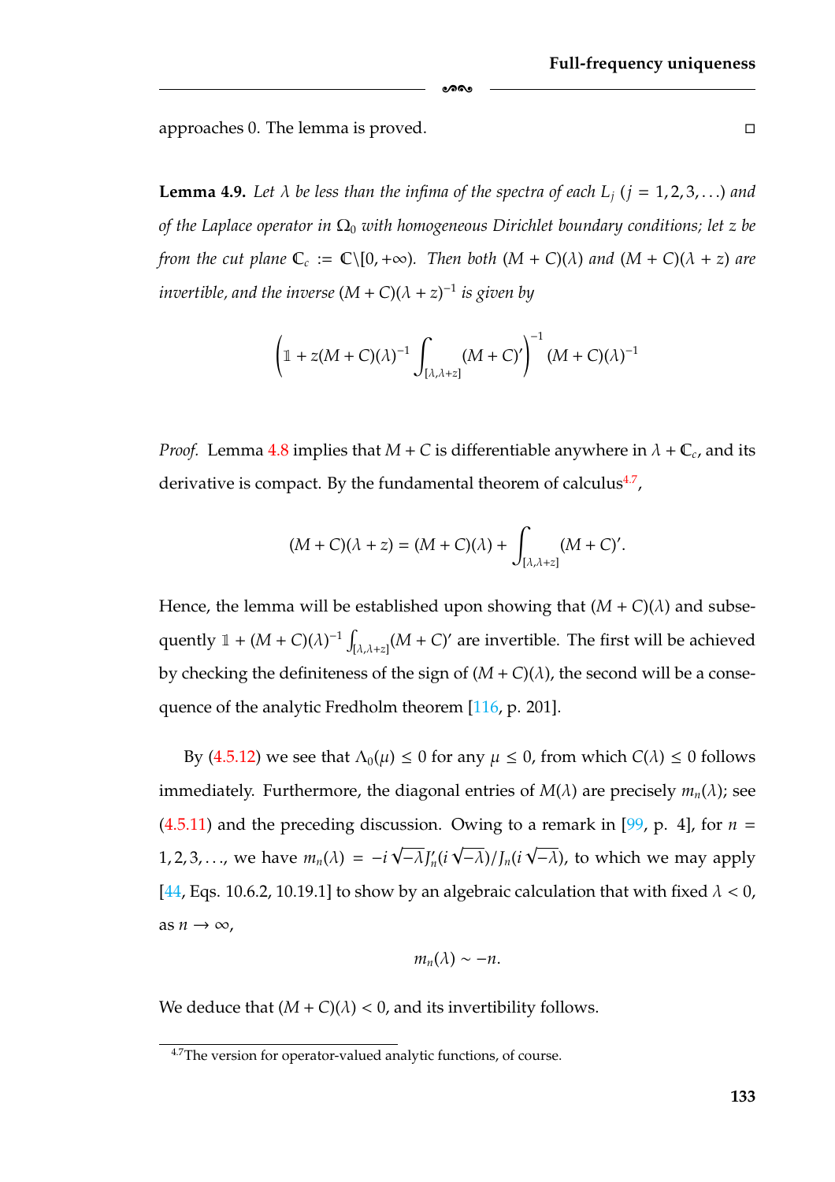approaches 0. The lemma is proved. □

**Lemma 4.9.** *Let $\lambda$ be less than the infima of the spectra of each $L_j$ ($j = 1, 2, 3, \ldots$) and of the Laplace operator in $\Omega_0$ with homogeneous Dirichlet boundary conditions; let $z$ be from the cut plane $\mathbb{C}_c := \mathbb{C}\backslash[0, +\infty)$. Then both $(M + C)(\lambda)$ and $(M + C)(\lambda + z)$ are invertible, and the inverse $(M + C)(\lambda + z)^{-1}$ is given by*

$$\left(\mathbb{1} + z(M + C)(\lambda)^{-1} \int_{[\lambda,\lambda+z]} (M + C)'\right)^{-1} (M + C)(\lambda)^{-1}$$

*Proof.* Lemma 4.8 implies that $M + C$ is differentiable anywhere in $\lambda + \mathbb{C}_c$, and its derivative is compact. By the fundamental theorem of calculus[4.7],

$$(M + C)(\lambda + z) = (M + C)(\lambda) + \int_{[\lambda,\lambda+z]} (M + C)'.$$

Hence, the lemma will be established upon showing that $(M + C)(\lambda)$ and subsequently $\mathbb{1} + (M + C)(\lambda)^{-1} \int_{[\lambda,\lambda+z]}(M + C)'$ are invertible. The first will be achieved by checking the definiteness of the sign of $(M + C)(\lambda)$, the second will be a consequence of the analytic Fredholm theorem [116, p. 201].

By (4.5.12) we see that $\Lambda_0(\mu) \leq 0$ for any $\mu \leq 0$, from which $C(\lambda) \leq 0$ follows immediately. Furthermore, the diagonal entries of $M(\lambda)$ are precisely $m_n(\lambda)$; see (4.5.11) and the preceding discussion. Owing to a remark in [99, p. 4], for $n = 1, 2, 3, \ldots$, we have $m_n(\lambda) = -i\sqrt{-\lambda}J_n'(i\sqrt{-\lambda})/J_n(i\sqrt{-\lambda})$, to which we may apply [44, Eqs. 10.6.2, 10.19.1] to show by an algebraic calculation that with fixed $\lambda < 0$, as $n \to \infty$,

$$m_n(\lambda) \sim -n.$$

We deduce that $(M + C)(\lambda) < 0$, and its invertibility follows.

[4.7] The version for operator-valued analytic functions, of course.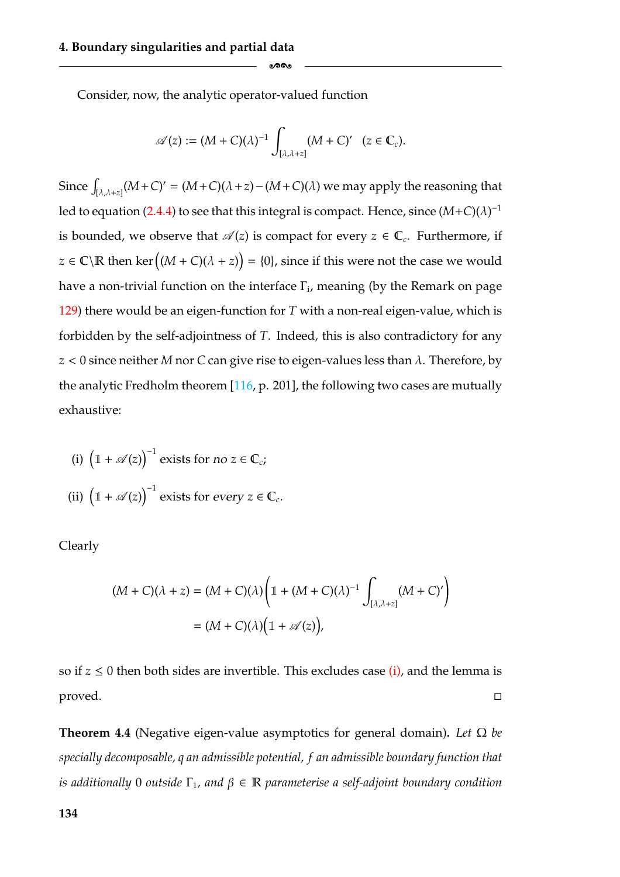Consider, now, the analytic operator-valued function

$$\mathscr{A}(z) := (M+C)(\lambda)^{-1} \int_{[\lambda,\lambda+z]} (M+C)' \quad (z \in \mathbb{C}_c).$$

Since $\int_{[\lambda,\lambda+z]}(M+C)' = (M+C)(\lambda+z) - (M+C)(\lambda)$ we may apply the reasoning that led to equation (2.4.4) to see that this integral is compact. Hence, since $(M+C)(\lambda)^{-1}$ is bounded, we observe that $\mathscr{A}(z)$ is compact for every $z \in \mathbb{C}_c$. Furthermore, if $z \in \mathbb{C}\backslash\mathbb{R}$ then $\ker\big((M+C)(\lambda+z)\big) = \{0\}$, since if this were not the case we would have a non-trivial function on the interface $\Gamma_i$, meaning (by the Remark on page 129) there would be an eigen-function for $T$ with a non-real eigen-value, which is forbidden by the self-adjointness of $T$. Indeed, this is also contradictory for any $z < 0$ since neither $M$ nor $C$ can give rise to eigen-values less than $\lambda$. Therefore, by the analytic Fredholm theorem [116, p. 201], the following two cases are mutually exhaustive:

(i) $\big(\mathbb{1} + \mathscr{A}(z)\big)^{-1}$ exists for *no* $z \in \mathbb{C}_c$;

(ii) $\big(\mathbb{1} + \mathscr{A}(z)\big)^{-1}$ exists for *every* $z \in \mathbb{C}_c$.

Clearly

$$\begin{aligned}(M+C)(\lambda+z) &= (M+C)(\lambda)\left(\mathbb{1} + (M+C)(\lambda)^{-1}\int_{[\lambda,\lambda+z]}(M+C)'\right)\\ &= (M+C)(\lambda)\big(\mathbb{1} + \mathscr{A}(z)\big),\end{aligned}$$

so if $z \leq 0$ then both sides are invertible. This excludes case (i), and the lemma is proved. □

**Theorem 4.4** (Negative eigen-value asymptotics for general domain)**.** *Let $\Omega$ be specially decomposable, $q$ an admissible potential, $f$ an admissible boundary function that is additionally $0$ outside $\Gamma_1$, and $\beta \in \mathbb{R}$ parameterise a self-adjoint boundary condition*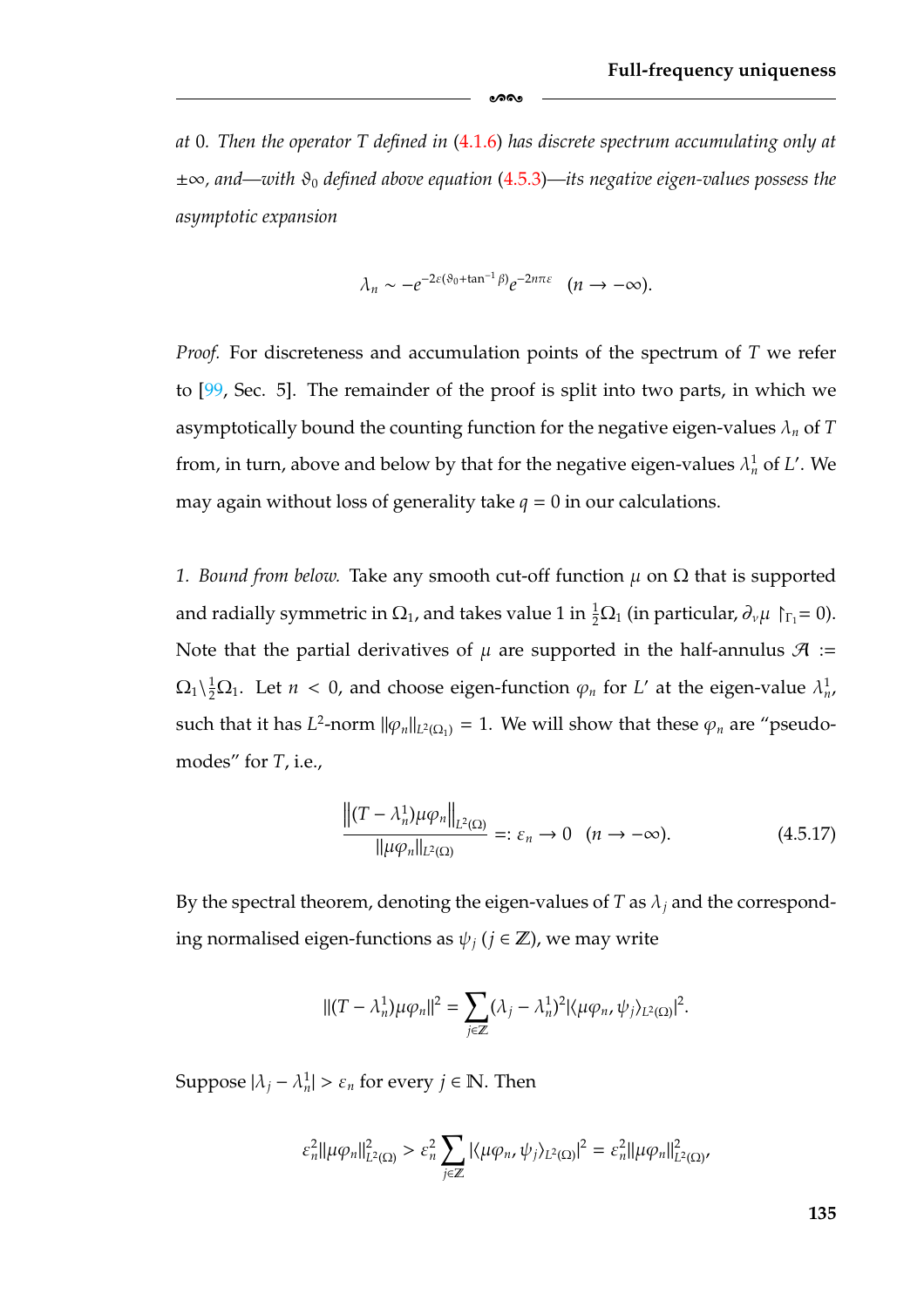*at* 0*. Then the operator* $T$ *defined in* (4.1.6) *has discrete spectrum accumulating only at* $\pm\infty$*, and—with* $\vartheta_0$ *defined above equation* (4.5.3)*—its negative eigen-values possess the asymptotic expansion*

$$\lambda_n \sim -e^{-2\varepsilon(\vartheta_0+\tan^{-1}\beta)}e^{-2n\pi\varepsilon} \quad (n \to -\infty).$$

*Proof.* For discreteness and accumulation points of the spectrum of $T$ we refer to [99, Sec. 5]. The remainder of the proof is split into two parts, in which we asymptotically bound the counting function for the negative eigen-values $\lambda_n$ of $T$ from, in turn, above and below by that for the negative eigen-values $\lambda_n^1$ of $L'$. We may again without loss of generality take $q = 0$ in our calculations.

*1. Bound from below.* Take any smooth cut-off function $\mu$ on $\Omega$ that is supported and radially symmetric in $\Omega_1$, and takes value 1 in $\frac{1}{2}\Omega_1$ (in particular, $\partial_\nu\mu \restriction_{\Gamma_1} = 0$). Note that the partial derivatives of $\mu$ are supported in the half-annulus $\mathcal{A} := \Omega_1 \backslash \frac{1}{2}\Omega_1$. Let $n < 0$, and choose eigen-function $\varphi_n$ for $L'$ at the eigen-value $\lambda_n^1$, such that it has $L^2$-norm $\|\varphi_n\|_{L^2(\Omega_1)} = 1$. We will show that these $\varphi_n$ are "pseudo-modes" for $T$, i.e.,

$$\frac{\left\|(T-\lambda_n^1)\mu\varphi_n\right\|_{L^2(\Omega)}}{\|\mu\varphi_n\|_{L^2(\Omega)}} =: \varepsilon_n \to 0 \quad (n \to -\infty). \tag{4.5.17}$$

By the spectral theorem, denoting the eigen-values of $T$ as $\lambda_j$ and the corresponding normalised eigen-functions as $\psi_j$ ($j \in \mathbb{Z}$), we may write

$$\|(T-\lambda_n^1)\mu\varphi_n\|^2 = \sum_{j\in\mathbb{Z}} (\lambda_j - \lambda_n^1)^2 |\langle \mu\varphi_n, \psi_j\rangle_{L^2(\Omega)}|^2.$$

Suppose $|\lambda_j - \lambda_n^1| > \varepsilon_n$ for every $j \in \mathbb{N}$. Then

$$\varepsilon_n^2 \|\mu\varphi_n\|^2_{L^2(\Omega)} > \varepsilon_n^2 \sum_{j\in\mathbb{Z}} |\langle \mu\varphi_n, \psi_j\rangle_{L^2(\Omega)}|^2 = \varepsilon_n^2 \|\mu\varphi_n\|^2_{L^2(\Omega)},$$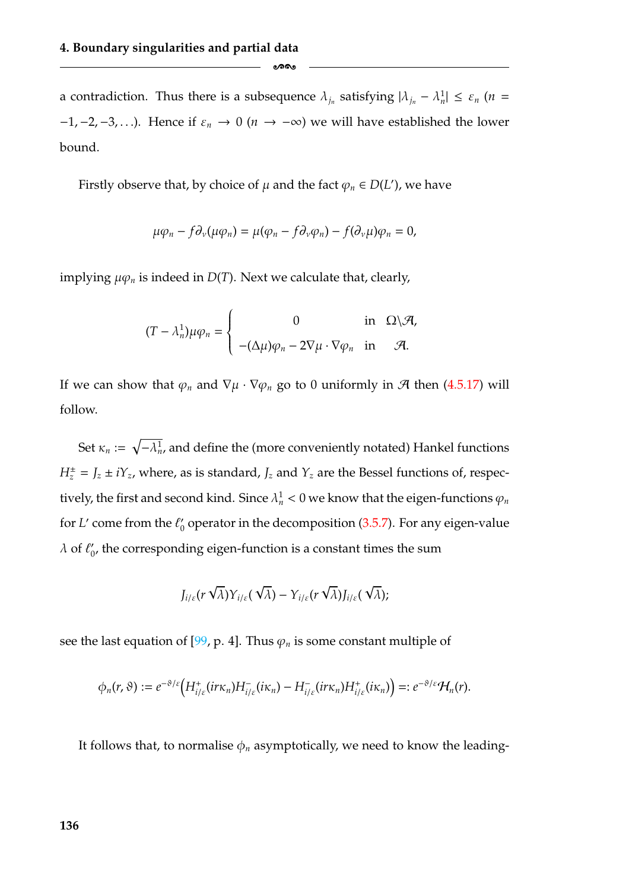a contradiction. Thus there is a subsequence $\lambda_{j_n}$ satisfying $|\lambda_{j_n} - \lambda_n^1| \leq \varepsilon_n$ ($n = -1, -2, -3, \ldots$). Hence if $\varepsilon_n \to 0$ ($n \to -\infty$) we will have established the lower bound.

Firstly observe that, by choice of $\mu$ and the fact $\varphi_n \in D(L')$, we have

$$\mu\varphi_n - f\partial_\nu(\mu\varphi_n) = \mu(\varphi_n - f\partial_\nu\varphi_n) - f(\partial_\nu\mu)\varphi_n = 0,$$

implying $\mu\varphi_n$ is indeed in $D(T)$. Next we calculate that, clearly,

$$(T - \lambda_n^1)\mu\varphi_n = \begin{cases} 0 & \text{in} \quad \Omega\backslash\mathcal{A}, \\ -(\Delta\mu)\varphi_n - 2\nabla\mu\cdot\nabla\varphi_n & \text{in} \quad \mathcal{A}. \end{cases}$$

If we can show that $\varphi_n$ and $\nabla\mu\cdot\nabla\varphi_n$ go to 0 uniformly in $\mathcal{A}$ then (4.5.17) will follow.

Set $\kappa_n := \sqrt{-\lambda_n^1}$, and define the (more conveniently notated) Hankel functions $H_z^\pm = J_z \pm iY_z$, where, as is standard, $J_z$ and $Y_z$ are the Bessel functions of, respectively, the first and second kind. Since $\lambda_n^1 < 0$ we know that the eigen-functions $\varphi_n$ for $L'$ come from the $\ell_0'$ operator in the decomposition (3.5.7). For any eigen-value $\lambda$ of $\ell_0'$, the corresponding eigen-function is a constant times the sum

$$J_{i/\varepsilon}(r\sqrt{\lambda})Y_{i/\varepsilon}(\sqrt{\lambda}) - Y_{i/\varepsilon}(r\sqrt{\lambda})J_{i/\varepsilon}(\sqrt{\lambda});$$

see the last equation of [99, p. 4]. Thus $\varphi_n$ is some constant multiple of

$$\phi_n(r,\vartheta) := e^{-\vartheta/\varepsilon}\Big(H_{i/\varepsilon}^+(ir\kappa_n)H_{i/\varepsilon}^-(i\kappa_n) - H_{i/\varepsilon}^-(ir\kappa_n)H_{i/\varepsilon}^+(i\kappa_n)\Big) =: e^{-\vartheta/\varepsilon}\mathcal{H}_n(r).$$

It follows that, to normalise $\phi_n$ asymptotically, we need to know the leading-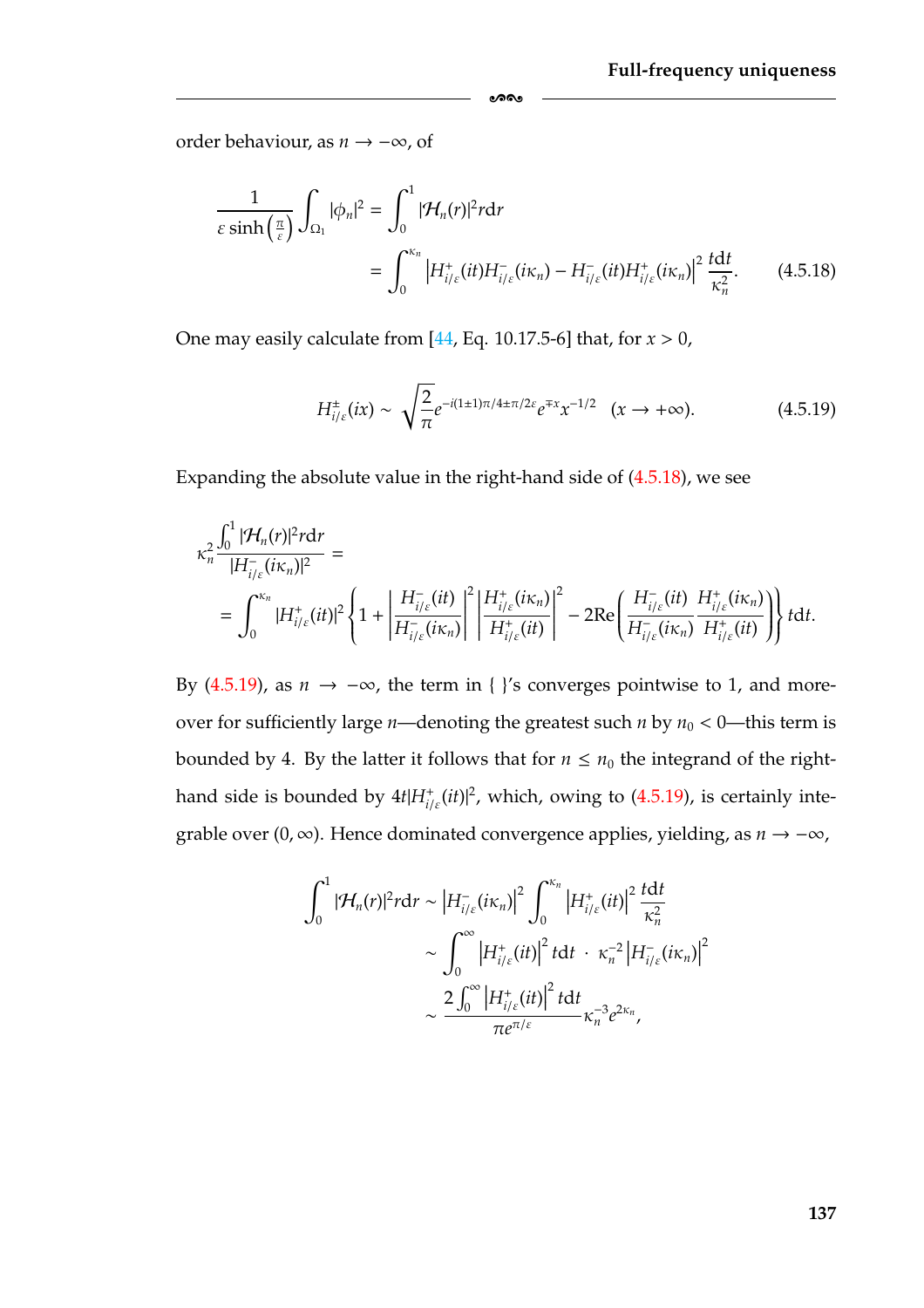order behaviour, as $n \to -\infty$, of

$$\frac{1}{\varepsilon \sinh\left(\frac{\pi}{\varepsilon}\right)} \int_{\Omega_1} |\phi_n|^2 = \int_0^1 |\mathcal{H}_n(r)|^2 r\mathrm{d}r$$
$$= \int_0^{\kappa_n} \left| H^+_{i/\varepsilon}(it) H^-_{i/\varepsilon}(i\kappa_n) - H^-_{i/\varepsilon}(it) H^+_{i/\varepsilon}(i\kappa_n) \right|^2 \frac{t\mathrm{d}t}{\kappa_n^2}. \tag{4.5.18}$$

One may easily calculate from [44, Eq. 10.17.5-6] that, for $x > 0$,

$$H^{\pm}_{i/\varepsilon}(ix) \sim \sqrt{\frac{2}{\pi}} e^{-i(1\pm 1)\pi/4 \pm \pi/2\varepsilon} e^{\mp x} x^{-1/2} \quad (x \to +\infty). \tag{4.5.19}$$

Expanding the absolute value in the right-hand side of (4.5.18), we see

$$\kappa_n^2 \frac{\int_0^1 |\mathcal{H}_n(r)|^2 r\mathrm{d}r}{|H^-_{i/\varepsilon}(i\kappa_n)|^2} =$$
$$= \int_0^{\kappa_n} |H^+_{i/\varepsilon}(it)|^2 \left\{ 1 + \left| \frac{H^-_{i/\varepsilon}(it)}{H^-_{i/\varepsilon}(i\kappa_n)} \right|^2 \left| \frac{H^+_{i/\varepsilon}(i\kappa_n)}{H^+_{i/\varepsilon}(it)} \right|^2 - 2\mathrm{Re}\left( \frac{H^-_{i/\varepsilon}(it)}{H^-_{i/\varepsilon}(i\kappa_n)} \frac{H^+_{i/\varepsilon}(i\kappa_n)}{H^+_{i/\varepsilon}(it)} \right) \right\} t\mathrm{d}t.$$

By (4.5.19), as $n \to -\infty$, the term in $\{\ \}$'s converges pointwise to 1, and moreover for sufficiently large $n$—denoting the greatest such $n$ by $n_0 < 0$—this term is bounded by 4. By the latter it follows that for $n \le n_0$ the integrand of the right-hand side is bounded by $4t|H^+_{i/\varepsilon}(it)|^2$, which, owing to (4.5.19), is certainly integrable over $(0, \infty)$. Hence dominated convergence applies, yielding, as $n \to -\infty$,

$$\int_0^1 |\mathcal{H}_n(r)|^2 r\mathrm{d}r \sim \left| H^-_{i/\varepsilon}(i\kappa_n) \right|^2 \int_0^{\kappa_n} \left| H^+_{i/\varepsilon}(it) \right|^2 \frac{t\mathrm{d}t}{\kappa_n^2}$$
$$\sim \int_0^{\infty} \left| H^+_{i/\varepsilon}(it) \right|^2 t\mathrm{d}t \cdot \kappa_n^{-2} \left| H^-_{i/\varepsilon}(i\kappa_n) \right|^2$$
$$\sim \frac{2 \int_0^{\infty} \left| H^+_{i/\varepsilon}(it) \right|^2 t\mathrm{d}t}{\pi e^{\pi/\varepsilon}} \kappa_n^{-3} e^{2\kappa_n},$$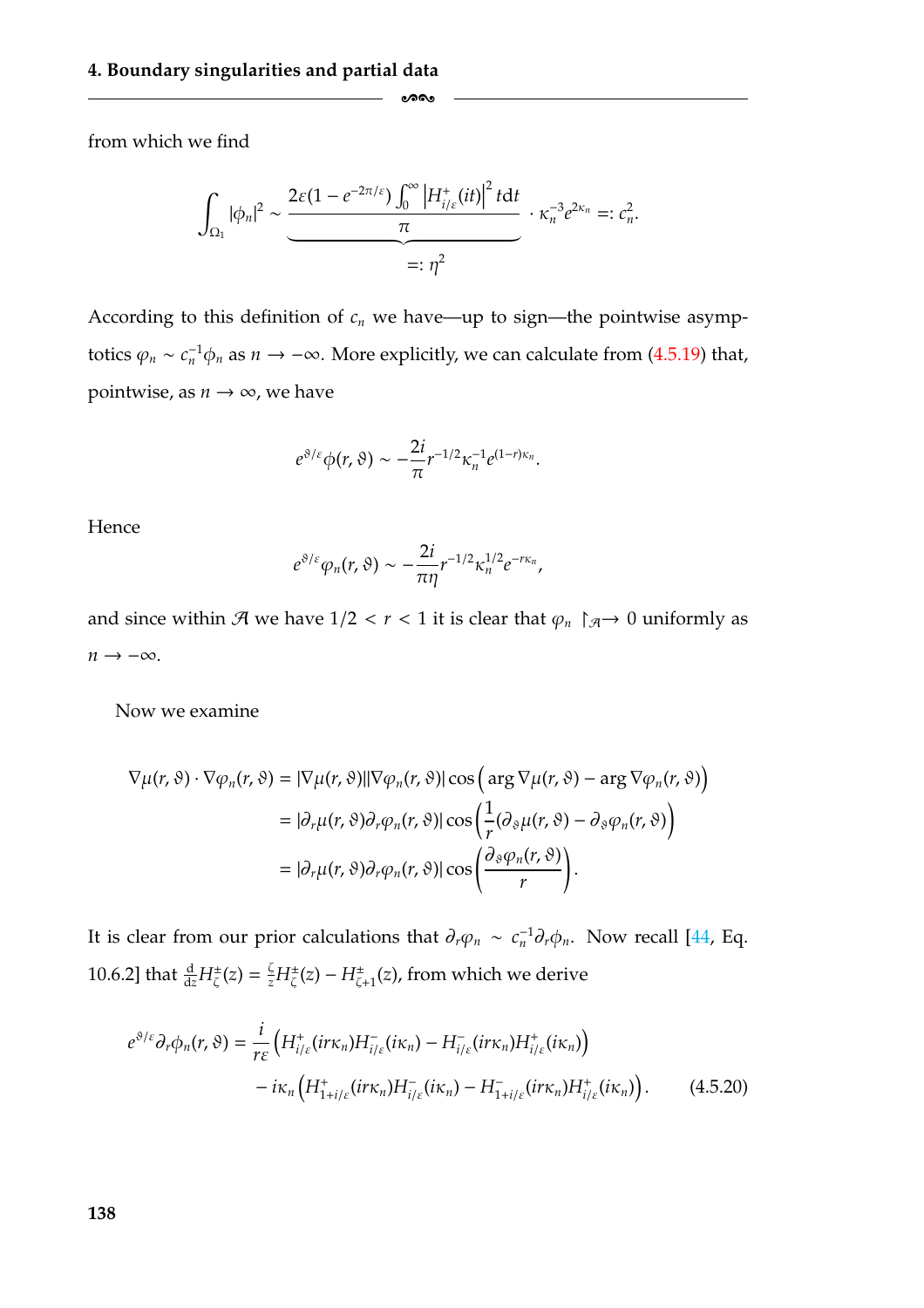from which we find

$$\int_{\Omega_1} |\phi_n|^2 \sim \underbrace{\frac{2\varepsilon(1-e^{-2\pi/\varepsilon}) \int_0^\infty \left|H^+_{i/\varepsilon}(it)\right|^2 t\mathrm{d}t}{\pi}}_{=:\,\eta^2} \cdot \kappa_n^{-3} e^{2\kappa_n} =: c_n^2.$$

According to this definition of $c_n$ we have—up to sign—the pointwise asymptotics $\varphi_n \sim c_n^{-1}\phi_n$ as $n \to -\infty$. More explicitly, we can calculate from (4.5.19) that, pointwise, as $n \to \infty$, we have

$$e^{\vartheta/\varepsilon}\phi(r,\vartheta) \sim -\frac{2i}{\pi} r^{-1/2} \kappa_n^{-1} e^{(1-r)\kappa_n}.$$

Hence

$$e^{\vartheta/\varepsilon}\varphi_n(r,\vartheta) \sim -\frac{2i}{\pi\eta} r^{-1/2} \kappa_n^{1/2} e^{-r\kappa_n},$$

and since within $\mathcal{A}$ we have $1/2 < r < 1$ it is clear that $\varphi_n \restriction_{\mathcal{A}} \to 0$ uniformly as $n \to -\infty$.

Now we examine

$$\begin{aligned}
\nabla\mu(r,\vartheta)\cdot\nabla\varphi_n(r,\vartheta) &= |\nabla\mu(r,\vartheta)||\nabla\varphi_n(r,\vartheta)| \cos\Big(\arg\nabla\mu(r,\vartheta) - \arg\nabla\varphi_n(r,\vartheta)\Big) \\
&= |\partial_r\mu(r,\vartheta)\partial_r\varphi_n(r,\vartheta)| \cos\left(\frac{1}{r}(\partial_\vartheta\mu(r,\vartheta) - \partial_\vartheta\varphi_n(r,\vartheta)\right) \\
&= |\partial_r\mu(r,\vartheta)\partial_r\varphi_n(r,\vartheta)| \cos\left(\frac{\partial_\vartheta\varphi_n(r,\vartheta)}{r}\right).
\end{aligned}$$

It is clear from our prior calculations that $\partial_r\varphi_n \sim c_n^{-1}\partial_r\phi_n$. Now recall [44, Eq. 10.6.2] that $\frac{\mathrm{d}}{\mathrm{d}z}H^\pm_\zeta(z) = \frac{\zeta}{z}H^\pm_\zeta(z) - H^\pm_{\zeta+1}(z)$, from which we derive

$$\begin{aligned}
e^{\vartheta/\varepsilon}\partial_r\phi_n(r,\vartheta) = \frac{i}{r\varepsilon}&\left(H^+_{i/\varepsilon}(ir\kappa_n)H^-_{i/\varepsilon}(i\kappa_n) - H^-_{i/\varepsilon}(ir\kappa_n)H^+_{i/\varepsilon}(i\kappa_n)\right) \\
&- i\kappa_n\left(H^+_{1+i/\varepsilon}(ir\kappa_n)H^-_{i/\varepsilon}(i\kappa_n) - H^-_{1+i/\varepsilon}(ir\kappa_n)H^+_{i/\varepsilon}(i\kappa_n)\right).
\end{aligned} \tag{4.5.20}$$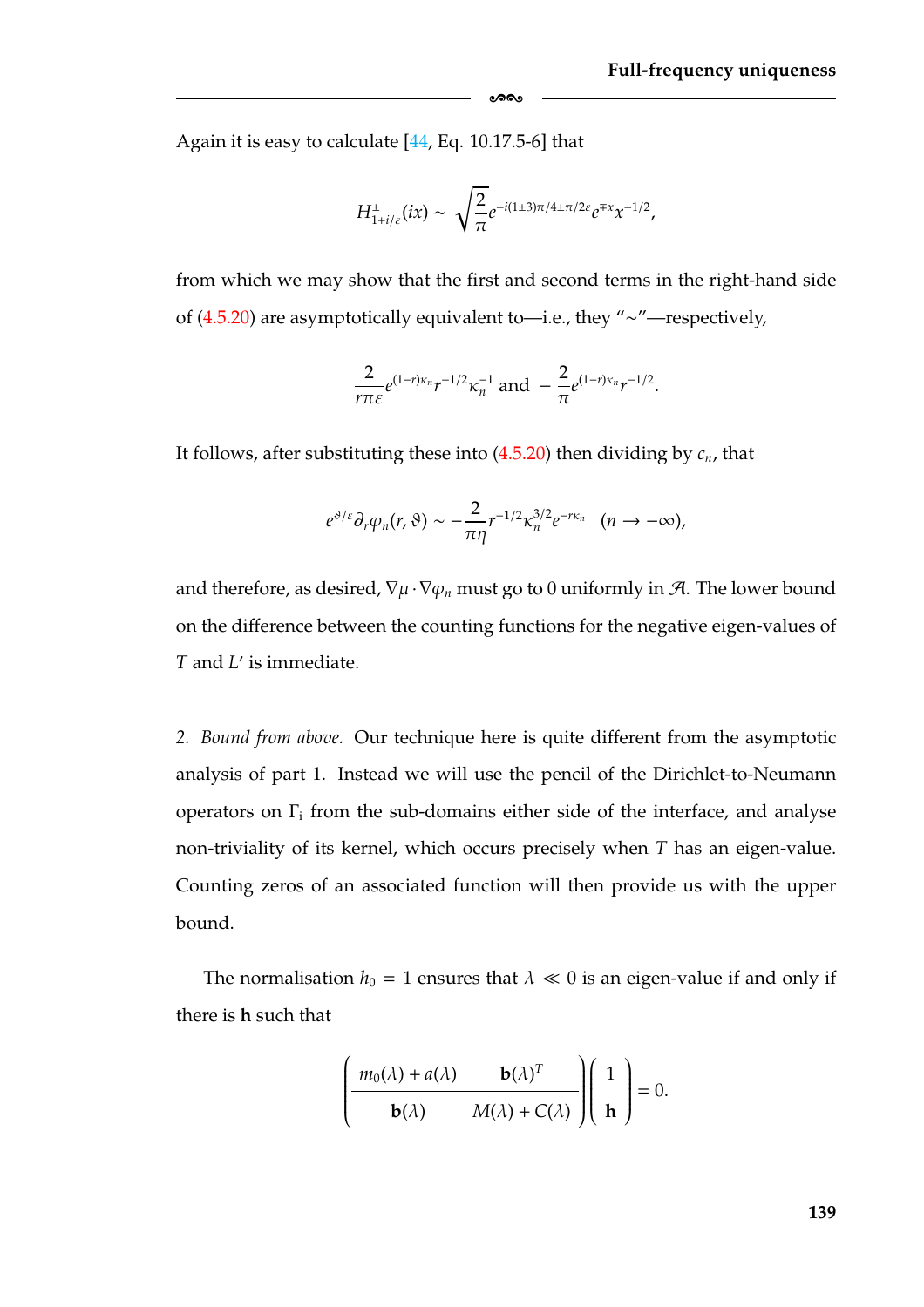Again it is easy to calculate [44, Eq. 10.17.5-6] that

$$H^{\pm}_{1+i/\varepsilon}(ix) \sim \sqrt{\frac{2}{\pi}} e^{-i(1\pm 3)\pi/4 \pm \pi/2\varepsilon} e^{\mp x} x^{-1/2},$$

from which we may show that the first and second terms in the right-hand side of (4.5.20) are asymptotically equivalent to—i.e., they "$\sim$"—respectively,

$$\frac{2}{r\pi\varepsilon} e^{(1-r)\kappa_n} r^{-1/2} \kappa_n^{-1} \text{ and } -\frac{2}{\pi} e^{(1-r)\kappa_n} r^{-1/2}.$$

It follows, after substituting these into (4.5.20) then dividing by $c_n$, that

$$e^{\vartheta/\varepsilon} \partial_r \varphi_n(r, \vartheta) \sim -\frac{2}{\pi\eta} r^{-1/2} \kappa_n^{3/2} e^{-r\kappa_n} \quad (n \to -\infty),$$

and therefore, as desired, $\nabla\mu \cdot \nabla\varphi_n$ must go to 0 uniformly in $\mathcal{A}$. The lower bound on the difference between the counting functions for the negative eigen-values of $T$ and $L'$ is immediate.

*2. Bound from above.* Our technique here is quite different from the asymptotic analysis of part 1. Instead we will use the pencil of the Dirichlet-to-Neumann operators on $\Gamma_{\mathrm{i}}$ from the sub-domains either side of the interface, and analyse non-triviality of its kernel, which occurs precisely when $T$ has an eigen-value. Counting zeros of an associated function will then provide us with the upper bound.

The normalisation $h_0 = 1$ ensures that $\lambda \ll 0$ is an eigen-value if and only if there is $\mathbf{h}$ such that

$$\left(\begin{array}{c|c} m_0(\lambda) + a(\lambda) & \mathbf{b}(\lambda)^T \\ \hline \mathbf{b}(\lambda) & M(\lambda) + C(\lambda) \end{array}\right) \begin{pmatrix} 1 \\ \mathbf{h} \end{pmatrix} = 0.$$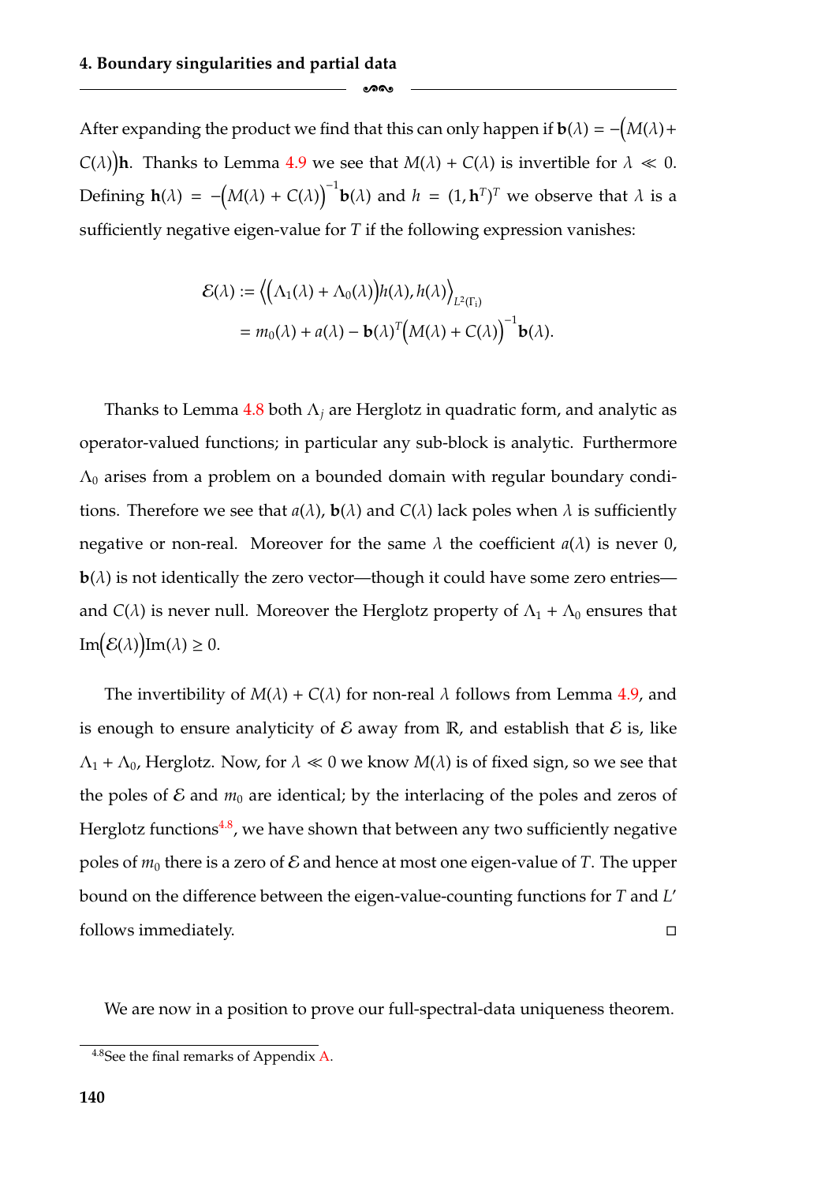After expanding the product we find that this can only happen if $\mathbf{b}(\lambda) = -\big(M(\lambda) + C(\lambda)\big)\mathbf{h}$. Thanks to Lemma 4.9 we see that $M(\lambda) + C(\lambda)$ is invertible for $\lambda \ll 0$. Defining $\mathbf{h}(\lambda) = -\big(M(\lambda) + C(\lambda)\big)^{-1}\mathbf{b}(\lambda)$ and $h = (1, \mathbf{h}^T)^T$ we observe that $\lambda$ is a sufficiently negative eigen-value for $T$ if the following expression vanishes:

$$
\begin{aligned}
\mathcal{E}(\lambda) &:= \Big\langle \big(\Lambda_1(\lambda) + \Lambda_0(\lambda)\big) h(\lambda), h(\lambda) \Big\rangle_{L^2(\Gamma_i)} \\
&= m_0(\lambda) + a(\lambda) - \mathbf{b}(\lambda)^T \big(M(\lambda) + C(\lambda)\big)^{-1} \mathbf{b}(\lambda).
\end{aligned}
$$

Thanks to Lemma 4.8 both $\Lambda_j$ are Herglotz in quadratic form, and analytic as operator-valued functions; in particular any sub-block is analytic. Furthermore $\Lambda_0$ arises from a problem on a bounded domain with regular boundary conditions. Therefore we see that $a(\lambda)$, $\mathbf{b}(\lambda)$ and $C(\lambda)$ lack poles when $\lambda$ is sufficiently negative or non-real. Moreover for the same $\lambda$ the coefficient $a(\lambda)$ is never 0, $\mathbf{b}(\lambda)$ is not identically the zero vector—though it could have some zero entries—and $C(\lambda)$ is never null. Moreover the Herglotz property of $\Lambda_1 + \Lambda_0$ ensures that $\mathrm{Im}\big(\mathcal{E}(\lambda)\big)\mathrm{Im}(\lambda) \geq 0$.

The invertibility of $M(\lambda) + C(\lambda)$ for non-real $\lambda$ follows from Lemma 4.9, and is enough to ensure analyticity of $\mathcal{E}$ away from $\mathbb{R}$, and establish that $\mathcal{E}$ is, like $\Lambda_1 + \Lambda_0$, Herglotz. Now, for $\lambda \ll 0$ we know $M(\lambda)$ is of fixed sign, so we see that the poles of $\mathcal{E}$ and $m_0$ are identical; by the interlacing of the poles and zeros of Herglotz functions[4.8], we have shown that between any two sufficiently negative poles of $m_0$ there is a zero of $\mathcal{E}$ and hence at most one eigen-value of $T$. The upper bound on the difference between the eigen-value-counting functions for $T$ and $L'$ follows immediately. □

We are now in a position to prove our full-spectral-data uniqueness theorem.

---

[4.8] See the final remarks of Appendix A.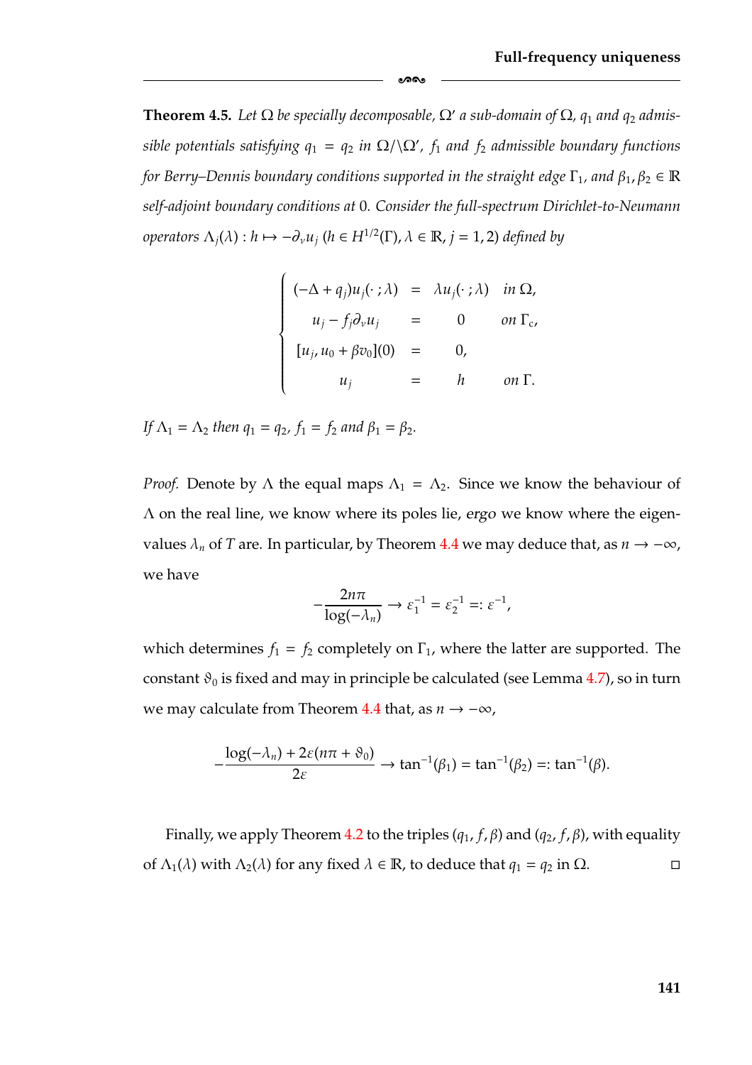**Theorem 4.5.** *Let $\Omega$ be specially decomposable, $\Omega'$ a sub-domain of $\Omega$, $q_1$ and $q_2$ admissible potentials satisfying $q_1 = q_2$ in $\Omega/\backslash\Omega'$, $f_1$ and $f_2$ admissible boundary functions for Berry–Dennis boundary conditions supported in the straight edge $\Gamma_1$, and $\beta_1, \beta_2 \in \mathbb{R}$ self-adjoint boundary conditions at* 0*. Consider the full-spectrum Dirichlet-to-Neumann operators $\Lambda_j(\lambda) : h \mapsto -\partial_\nu u_j$ ($h \in H^{1/2}(\Gamma)$, $\lambda \in \mathbb{R}$, $j = 1, 2$) defined by*

$$
\begin{cases}
(-\Delta + q_j)u_j(\cdot\,;\lambda) &= \lambda u_j(\cdot\,;\lambda) \quad \text{in } \Omega, \\
u_j - f_j \partial_\nu u_j &= 0 \quad \text{on } \Gamma_c, \\
[u_j, u_0 + \beta v_0](0) &= 0, \\
u_j &= h \quad \text{on } \Gamma.
\end{cases}
$$

*If $\Lambda_1 = \Lambda_2$ then $q_1 = q_2$, $f_1 = f_2$ and $\beta_1 = \beta_2$.*

*Proof.* Denote by $\Lambda$ the equal maps $\Lambda_1 = \Lambda_2$. Since we know the behaviour of $\Lambda$ on the real line, we know where its poles lie, *ergo* we know where the eigenvalues $\lambda_n$ of $T$ are. In particular, by Theorem 4.4 we may deduce that, as $n \to -\infty$, we have

$$
-\frac{2n\pi}{\log(-\lambda_n)} \to \varepsilon_1^{-1} = \varepsilon_2^{-1} =: \varepsilon^{-1},
$$

which determines $f_1 = f_2$ completely on $\Gamma_1$, where the latter are supported. The constant $\vartheta_0$ is fixed and may in principle be calculated (see Lemma 4.7), so in turn we may calculate from Theorem 4.4 that, as $n \to -\infty$,

$$
-\frac{\log(-\lambda_n) + 2\varepsilon(n\pi + \vartheta_0)}{2\varepsilon} \to \tan^{-1}(\beta_1) = \tan^{-1}(\beta_2) =: \tan^{-1}(\beta).
$$

Finally, we apply Theorem 4.2 to the triples $(q_1, f, \beta)$ and $(q_2, f, \beta)$, with equality of $\Lambda_1(\lambda)$ with $\Lambda_2(\lambda)$ for any fixed $\lambda \in \mathbb{R}$, to deduce that $q_1 = q_2$ in $\Omega$. □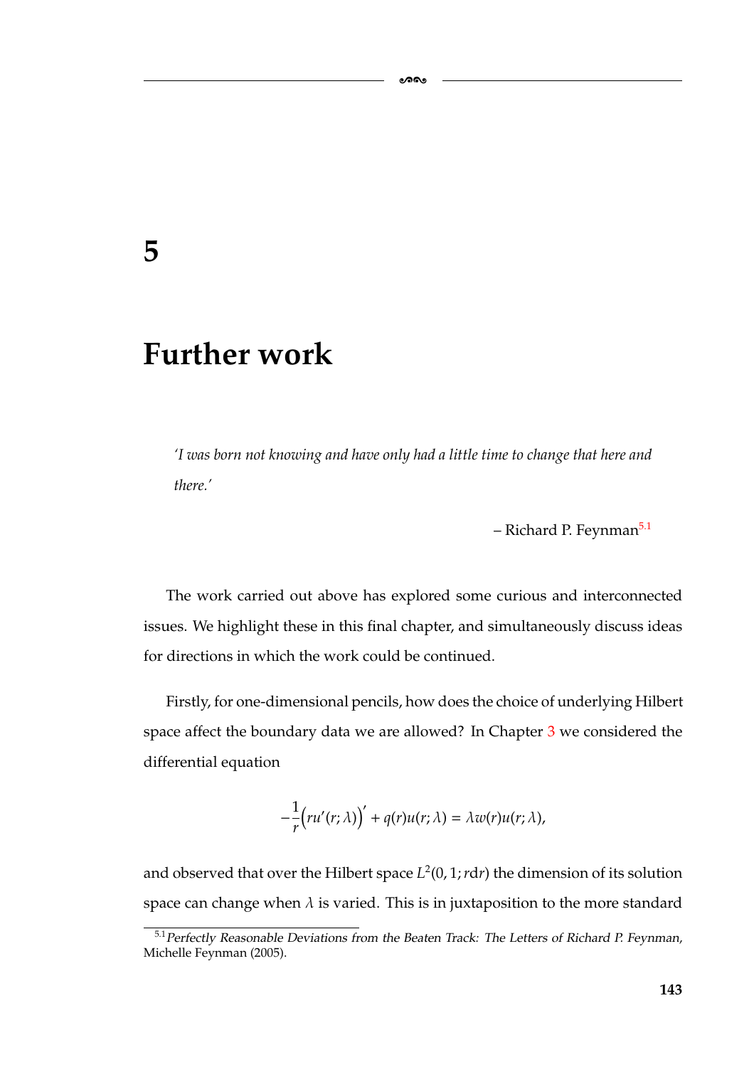# 5

# Further work

> *'I was born not knowing and have only had a little time to change that here and there.'*
>
> – Richard P. Feynman[5.1]

The work carried out above has explored some curious and interconnected issues. We highlight these in this final chapter, and simultaneously discuss ideas for directions in which the work could be continued.

Firstly, for one-dimensional pencils, how does the choice of underlying Hilbert space affect the boundary data we are allowed? In Chapter 3 we considered the differential equation

$$-\frac{1}{r}\Big(ru'(r;\lambda)\Big)' + q(r)u(r;\lambda) = \lambda w(r)u(r;\lambda),$$

and observed that over the Hilbert space $L^2(0,1;r\mathrm{d}r)$ the dimension of its solution space can change when $\lambda$ is varied. This is in juxtaposition to the more standard

[5.1] *Perfectly Reasonable Deviations from the Beaten Track: The Letters of Richard P. Feynman*, Michelle Feynman (2005).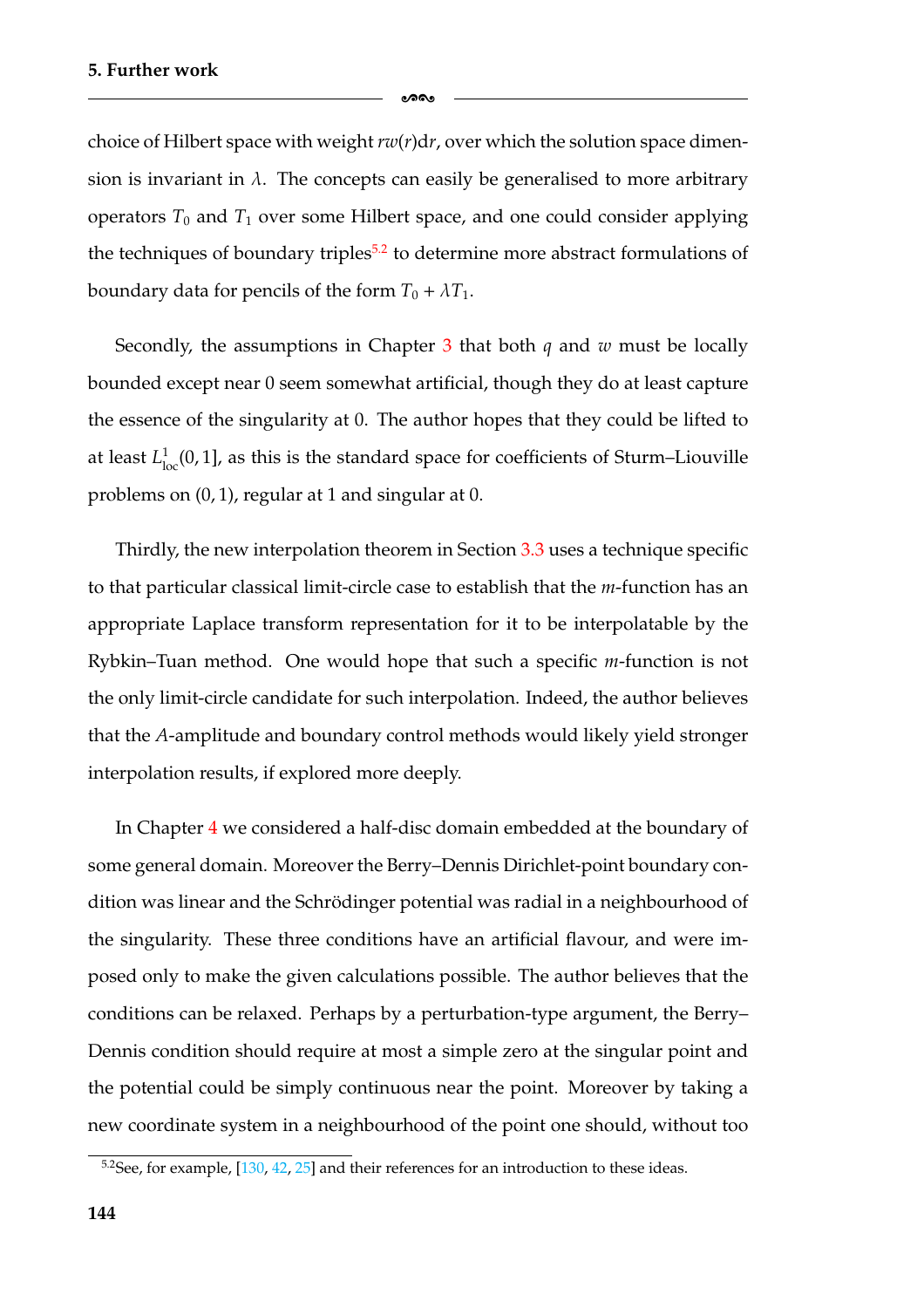choice of Hilbert space with weight $rw(r)\mathrm{d}r$, over which the solution space dimension is invariant in $\lambda$. The concepts can easily be generalised to more arbitrary operators $T_0$ and $T_1$ over some Hilbert space, and one could consider applying the techniques of boundary triples[5.2] to determine more abstract formulations of boundary data for pencils of the form $T_0 + \lambda T_1$.

Secondly, the assumptions in Chapter 3 that both $q$ and $w$ must be locally bounded except near 0 seem somewhat artificial, though they do at least capture the essence of the singularity at 0. The author hopes that they could be lifted to at least $L^1_{\mathrm{loc}}(0, 1]$, as this is the standard space for coefficients of Sturm–Liouville problems on $(0, 1)$, regular at 1 and singular at 0.

Thirdly, the new interpolation theorem in Section 3.3 uses a technique specific to that particular classical limit-circle case to establish that the $m$-function has an appropriate Laplace transform representation for it to be interpolatable by the Rybkin–Tuan method. One would hope that such a specific $m$-function is not the only limit-circle candidate for such interpolation. Indeed, the author believes that the $A$-amplitude and boundary control methods would likely yield stronger interpolation results, if explored more deeply.

In Chapter 4 we considered a half-disc domain embedded at the boundary of some general domain. Moreover the Berry–Dennis Dirichlet-point boundary condition was linear and the Schrödinger potential was radial in a neighbourhood of the singularity. These three conditions have an artificial flavour, and were imposed only to make the given calculations possible. The author believes that the conditions can be relaxed. Perhaps by a perturbation-type argument, the Berry–Dennis condition should require at most a simple zero at the singular point and the potential could be simply continuous near the point. Moreover by taking a new coordinate system in a neighbourhood of the point one should, without too

[5.2] See, for example, [130, 42, 25] and their references for an introduction to these ideas.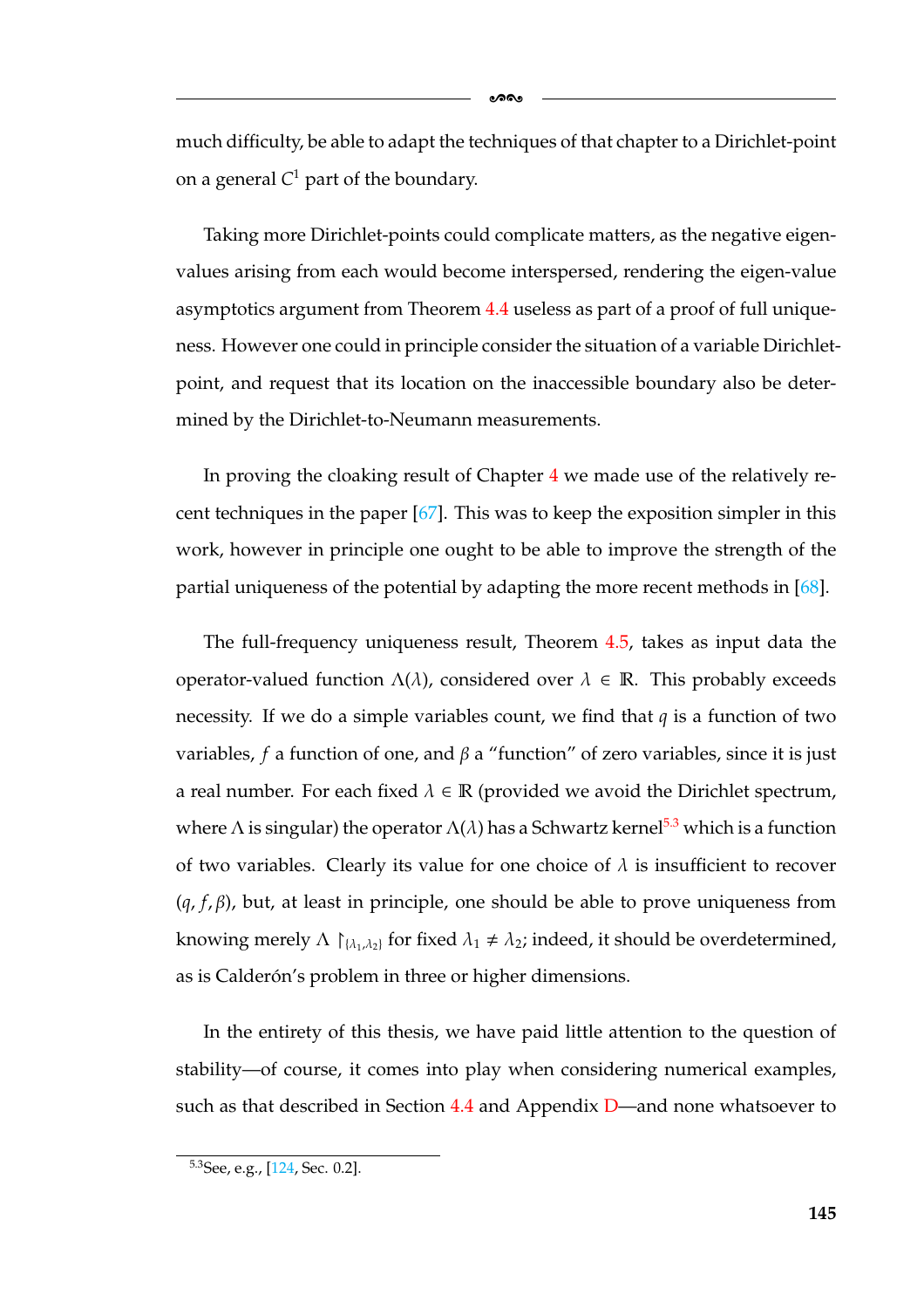much difficulty, be able to adapt the techniques of that chapter to a Dirichlet-point on a general $C^1$ part of the boundary.

Taking more Dirichlet-points could complicate matters, as the negative eigenvalues arising from each would become interspersed, rendering the eigen-value asymptotics argument from Theorem 4.4 useless as part of a proof of full uniqueness. However one could in principle consider the situation of a variable Dirichlet-point, and request that its location on the inaccessible boundary also be determined by the Dirichlet-to-Neumann measurements.

In proving the cloaking result of Chapter 4 we made use of the relatively recent techniques in the paper [67]. This was to keep the exposition simpler in this work, however in principle one ought to be able to improve the strength of the partial uniqueness of the potential by adapting the more recent methods in [68].

The full-frequency uniqueness result, Theorem 4.5, takes as input data the operator-valued function $\Lambda(\lambda)$, considered over $\lambda \in \mathbb{R}$. This probably exceeds necessity. If we do a simple variables count, we find that $q$ is a function of two variables, $f$ a function of one, and $\beta$ a "function" of zero variables, since it is just a real number. For each fixed $\lambda \in \mathbb{R}$ (provided we avoid the Dirichlet spectrum, where $\Lambda$ is singular) the operator $\Lambda(\lambda)$ has a Schwartz kernel[5.3] which is a function of two variables. Clearly its value for one choice of $\lambda$ is insufficient to recover $(q, f, \beta)$, but, at least in principle, one should be able to prove uniqueness from knowing merely $\Lambda \restriction_{\{\lambda_1, \lambda_2\}}$ for fixed $\lambda_1 \neq \lambda_2$; indeed, it should be overdetermined, as is Calderón's problem in three or higher dimensions.

In the entirety of this thesis, we have paid little attention to the question of stability—of course, it comes into play when considering numerical examples, such as that described in Section 4.4 and Appendix D—and none whatsoever to

[5.3] See, e.g., [124, Sec. 0.2].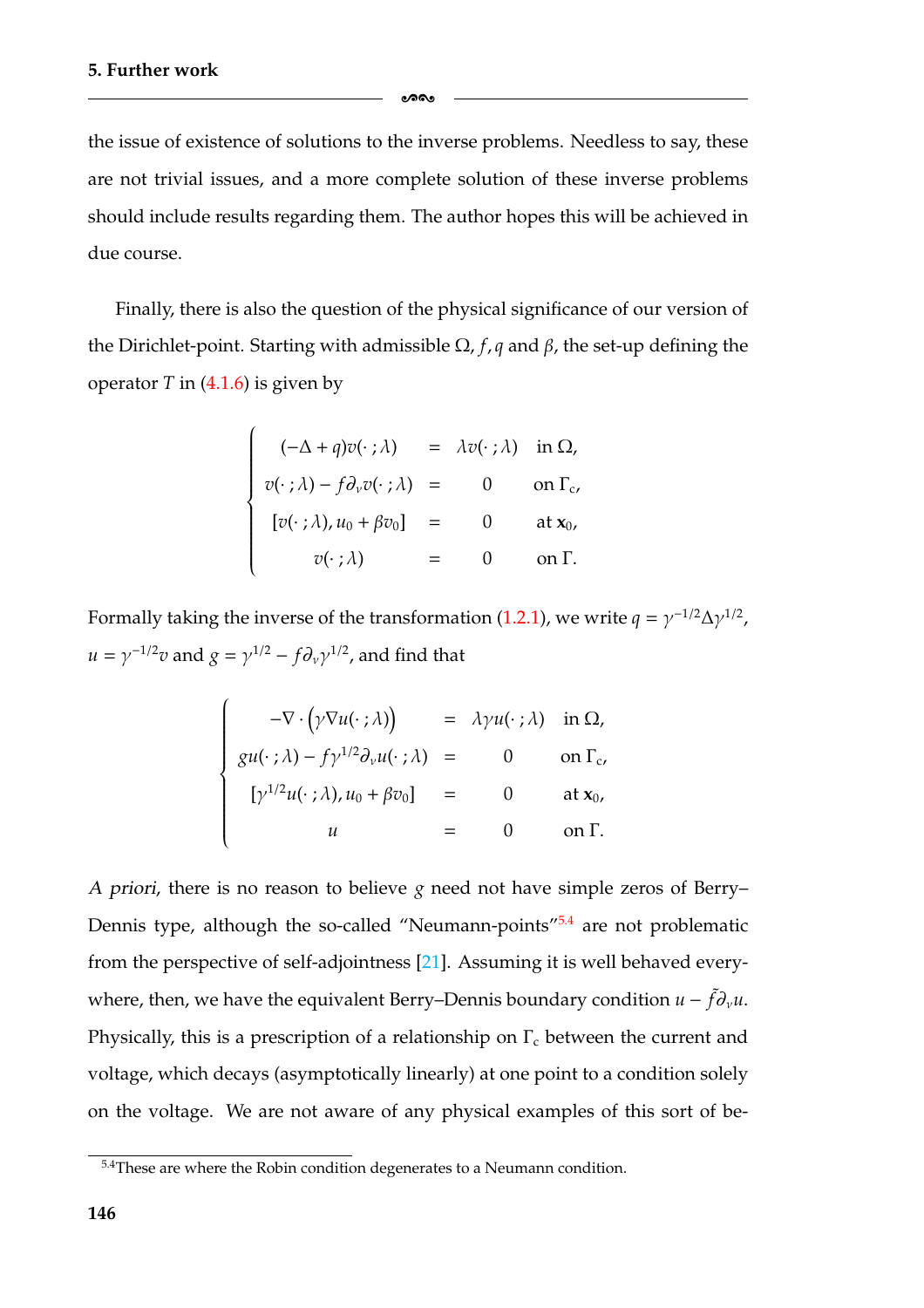the issue of existence of solutions to the inverse problems. Needless to say, these are not trivial issues, and a more complete solution of these inverse problems should include results regarding them. The author hopes this will be achieved in due course.

Finally, there is also the question of the physical significance of our version of the Dirichlet-point. Starting with admissible $\Omega$, $f$, $q$ and $\beta$, the set-up defining the operator $T$ in (4.1.6) is given by

$$\begin{cases} (-\Delta + q)v(\cdot\,;\lambda) &= \lambda v(\cdot\,;\lambda) \quad \text{in } \Omega, \\ v(\cdot\,;\lambda) - f\partial_\nu v(\cdot\,;\lambda) &= 0 \quad \text{on } \Gamma_c, \\ [v(\cdot\,;\lambda), u_0 + \beta v_0] &= 0 \quad \text{at } \mathbf{x}_0, \\ v(\cdot\,;\lambda) &= 0 \quad \text{on } \Gamma. \end{cases}$$

Formally taking the inverse of the transformation (1.2.1), we write $q = \gamma^{-1/2}\Delta\gamma^{1/2}$, $u = \gamma^{-1/2}v$ and $g = \gamma^{1/2} - f\partial_\nu\gamma^{1/2}$, and find that

$$\begin{cases} -\nabla\cdot\left(\gamma\nabla u(\cdot\,;\lambda)\right) &= \lambda\gamma u(\cdot\,;\lambda) \quad \text{in } \Omega, \\ gu(\cdot\,;\lambda) - f\gamma^{1/2}\partial_\nu u(\cdot\,;\lambda) &= 0 \quad \text{on } \Gamma_c, \\ [\gamma^{1/2}u(\cdot\,;\lambda), u_0 + \beta v_0] &= 0 \quad \text{at } \mathbf{x}_0, \\ u &= 0 \quad \text{on } \Gamma. \end{cases}$$

*A priori*, there is no reason to believe $g$ need not have simple zeros of Berry–Dennis type, although the so-called "Neumann-points"[5.4] are not problematic from the perspective of self-adjointness [21]. Assuming it is well behaved everywhere, then, we have the equivalent Berry–Dennis boundary condition $u - \tilde{f}\partial_\nu u$. Physically, this is a prescription of a relationship on $\Gamma_c$ between the current and voltage, which decays (asymptotically linearly) at one point to a condition solely on the voltage. We are not aware of any physical examples of this sort of be-

[5.4] These are where the Robin condition degenerates to a Neumann condition.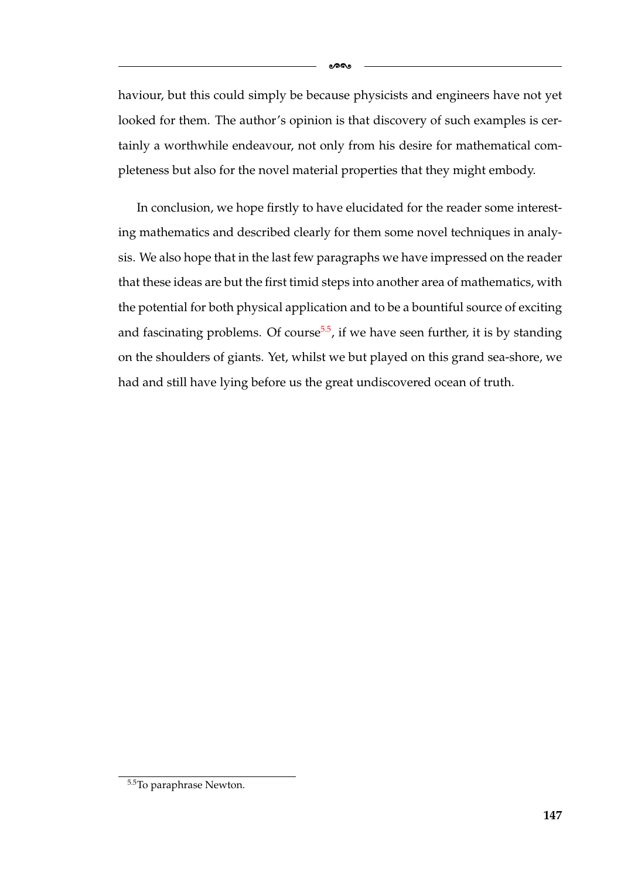haviour, but this could simply be because physicists and engineers have not yet looked for them. The author's opinion is that discovery of such examples is certainly a worthwhile endeavour, not only from his desire for mathematical completeness but also for the novel material properties that they might embody.

In conclusion, we hope firstly to have elucidated for the reader some interesting mathematics and described clearly for them some novel techniques in analysis. We also hope that in the last few paragraphs we have impressed on the reader that these ideas are but the first timid steps into another area of mathematics, with the potential for both physical application and to be a bountiful source of exciting and fascinating problems. Of course[5.5], if we have seen further, it is by standing on the shoulders of giants. Yet, whilst we but played on this grand sea-shore, we had and still have lying before us the great undiscovered ocean of truth.

[5.5] To paraphrase Newton.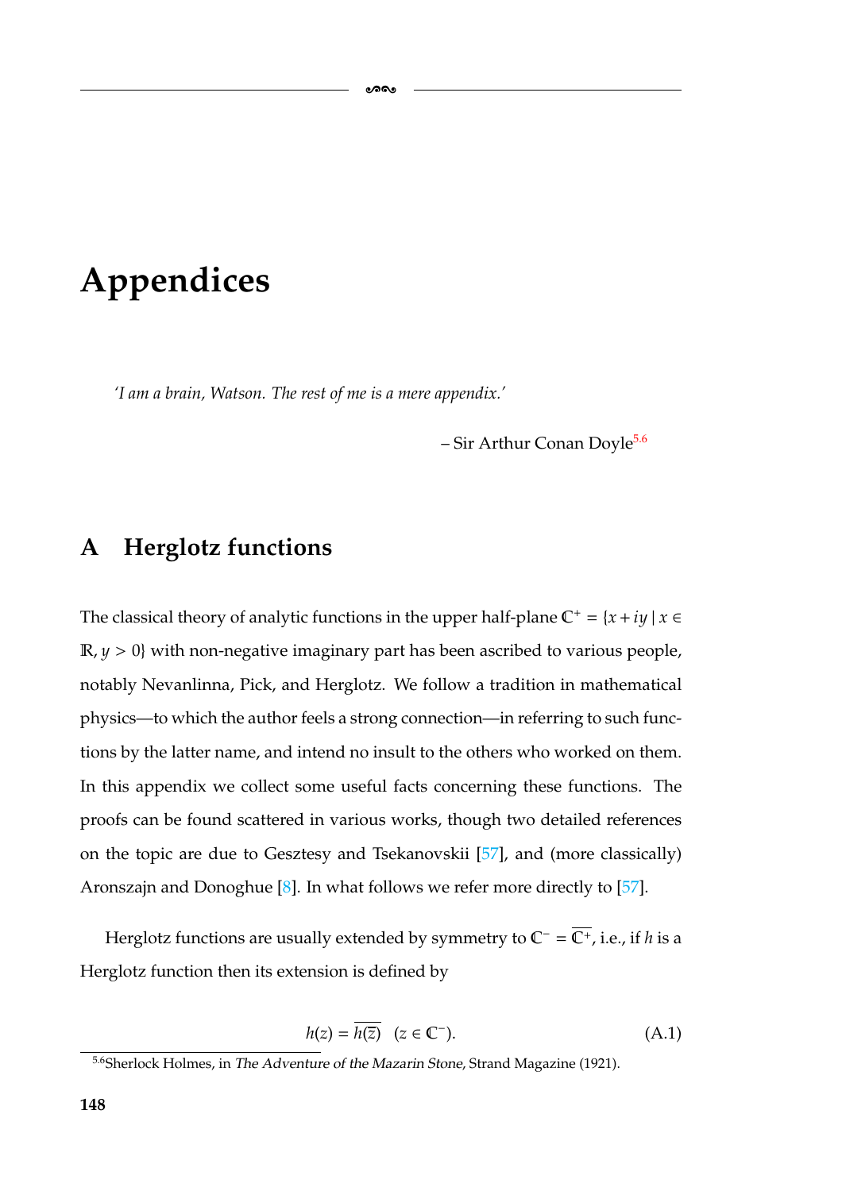# Appendices

*'I am a brain, Watson. The rest of me is a mere appendix.'*

– Sir Arthur Conan Doyle[5.6]

## A Herglotz functions

The classical theory of analytic functions in the upper half-plane $\mathbb{C}^+ = \{x + iy \mid x \in \mathbb{R}, y > 0\}$ with non-negative imaginary part has been ascribed to various people, notably Nevanlinna, Pick, and Herglotz. We follow a tradition in mathematical physics—to which the author feels a strong connection—in referring to such functions by the latter name, and intend no insult to the others who worked on them. In this appendix we collect some useful facts concerning these functions. The proofs can be found scattered in various works, though two detailed references on the topic are due to Gesztesy and Tsekanovskii [57], and (more classically) Aronszajn and Donoghue [8]. In what follows we refer more directly to [57].

Herglotz functions are usually extended by symmetry to $\mathbb{C}^- = \overline{\mathbb{C}^+}$, i.e., if $h$ is a Herglotz function then its extension is defined by

$$h(z) = \overline{h(\overline{z})} \quad (z \in \mathbb{C}^-). \tag{A.1}$$

[5.6] Sherlock Holmes, in *The Adventure of the Mazarin Stone*, Strand Magazine (1921).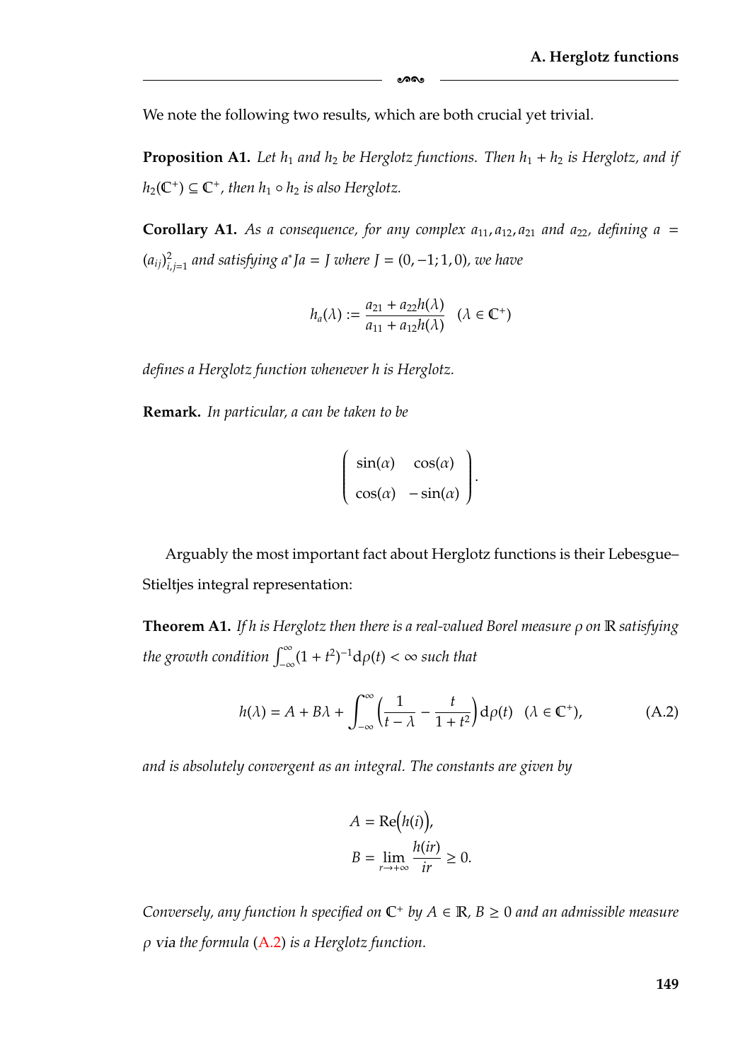We note the following two results, which are both crucial yet trivial.

**Proposition A1.** *Let $h_1$ and $h_2$ be Herglotz functions. Then $h_1 + h_2$ is Herglotz, and if $h_2(\mathbb{C}^+) \subseteq \mathbb{C}^+$, then $h_1 \circ h_2$ is also Herglotz.*

**Corollary A1.** *As a consequence, for any complex $a_{11}, a_{12}, a_{21}$ and $a_{22}$, defining $a = (a_{ij})_{i,j=1}^2$ and satisfying $a^* J a = J$ where $J = (0, -1; 1, 0)$, we have*

$$h_a(\lambda) := \frac{a_{21} + a_{22} h(\lambda)}{a_{11} + a_{12} h(\lambda)} \quad (\lambda \in \mathbb{C}^+)$$

*defines a Herglotz function whenever $h$ is Herglotz.*

**Remark.** *In particular, $a$ can be taken to be*

$$\begin{pmatrix} \sin(\alpha) & \cos(\alpha) \\ \cos(\alpha) & -\sin(\alpha) \end{pmatrix}.$$

Arguably the most important fact about Herglotz functions is their Lebesgue–Stieltjes integral representation:

**Theorem A1.** *If $h$ is Herglotz then there is a real-valued Borel measure $\rho$ on $\mathbb{R}$ satisfying the growth condition $\int_{-\infty}^{\infty} (1 + t^2)^{-1} \mathrm{d}\rho(t) < \infty$ such that*

$$h(\lambda) = A + B\lambda + \int_{-\infty}^{\infty} \left( \frac{1}{t - \lambda} - \frac{t}{1 + t^2} \right) \mathrm{d}\rho(t) \quad (\lambda \in \mathbb{C}^+), \tag{A.2}$$

*and is absolutely convergent as an integral. The constants are given by*

$$A = \mathrm{Re}\big(h(i)\big),$$
$$B = \lim_{r \to +\infty} \frac{h(ir)}{ir} \geq 0.$$

*Conversely, any function $h$ specified on $\mathbb{C}^+$ by $A \in \mathbb{R}$, $B \geq 0$ and an admissible measure $\rho$ via the formula (A.2) is a Herglotz function.*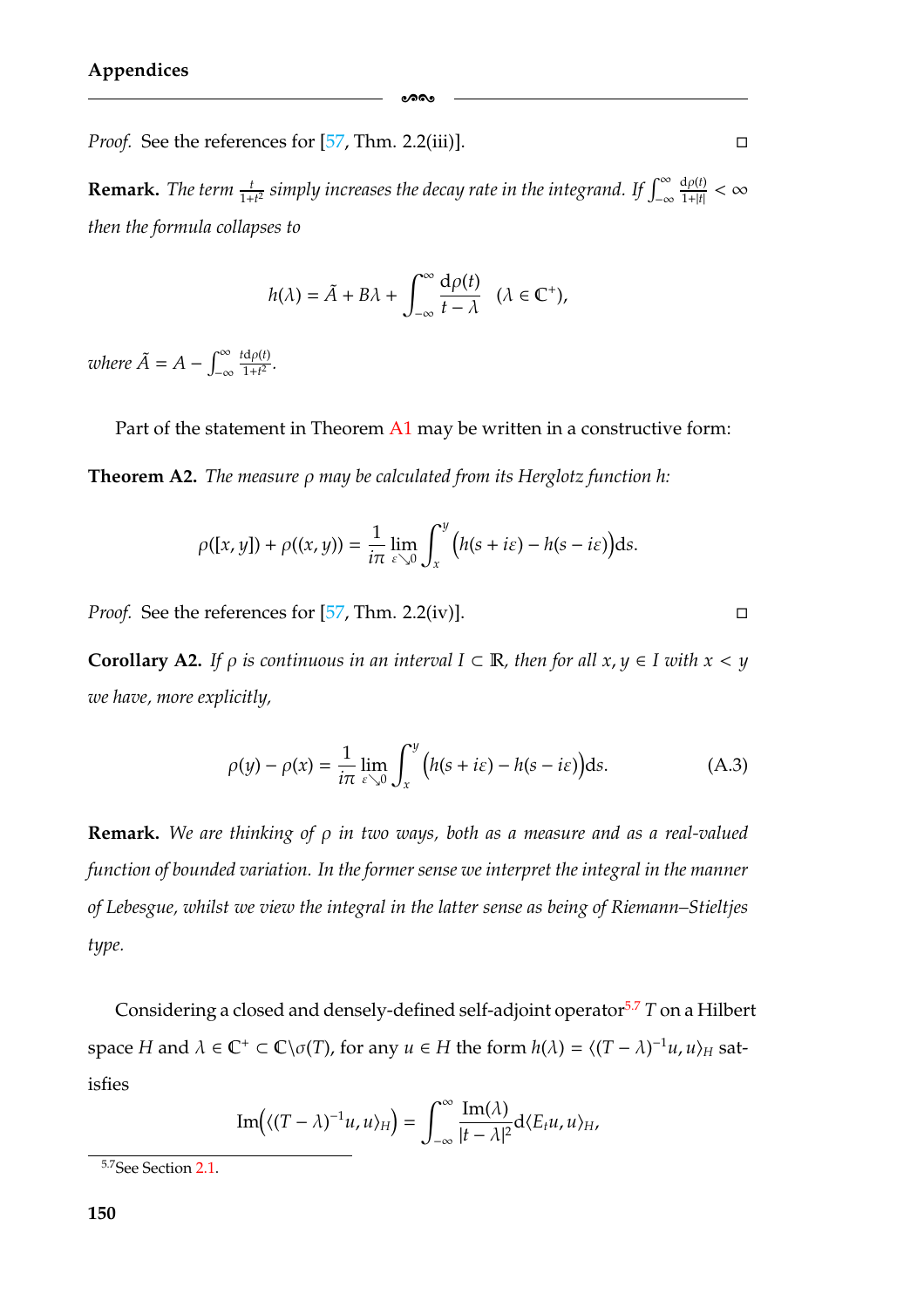*Proof.* See the references for [57, Thm. 2.2(iii)]. □

**Remark.** *The term* $\frac{t}{1+t^2}$ *simply increases the decay rate in the integrand. If* $\int_{-\infty}^{\infty} \frac{\mathrm{d}\rho(t)}{1+|t|} < \infty$ *then the formula collapses to*

$$h(\lambda) = \tilde{A} + B\lambda + \int_{-\infty}^{\infty} \frac{\mathrm{d}\rho(t)}{t-\lambda} \quad (\lambda \in \mathbb{C}^+),$$

*where* $\tilde{A} = A - \int_{-\infty}^{\infty} \frac{t\,\mathrm{d}\rho(t)}{1+t^2}$.

Part of the statement in Theorem A1 may be written in a constructive form:

**Theorem A2.** *The measure* $\rho$ *may be calculated from its Herglotz function* $h$*:*

$$\rho([x,y]) + \rho((x,y)) = \frac{1}{i\pi} \lim_{\varepsilon \searrow 0} \int_x^y \Big(h(s+i\varepsilon) - h(s-i\varepsilon)\Big) \mathrm{d}s.$$

*Proof.* See the references for [57, Thm. 2.2(iv)]. □

**Corollary A2.** *If* $\rho$ *is continuous in an interval* $I \subset \mathbb{R}$*, then for all* $x, y \in I$ *with* $x < y$ *we have, more explicitly,*

$$\rho(y) - \rho(x) = \frac{1}{i\pi} \lim_{\varepsilon \searrow 0} \int_x^y \Big(h(s+i\varepsilon) - h(s-i\varepsilon)\Big) \mathrm{d}s. \tag{A.3}$$

**Remark.** *We are thinking of* $\rho$ *in two ways, both as a measure and as a real-valued function of bounded variation. In the former sense we interpret the integral in the manner of Lebesgue, whilst we view the integral in the latter sense as being of Riemann–Stieltjes type.*

Considering a closed and densely-defined self-adjoint operator[5.7] $T$ on a Hilbert space $H$ and $\lambda \in \mathbb{C}^+ \subset \mathbb{C}\backslash\sigma(T)$, for any $u \in H$ the form $h(\lambda) = \langle (T-\lambda)^{-1}u, u\rangle_H$ satisfies

$$\operatorname{Im}\Big(\langle (T-\lambda)^{-1}u, u\rangle_H\Big) = \int_{-\infty}^{\infty} \frac{\operatorname{Im}(\lambda)}{|t-\lambda|^2} \mathrm{d}\langle E_t u, u\rangle_H,$$

[5.7] See Section 2.1.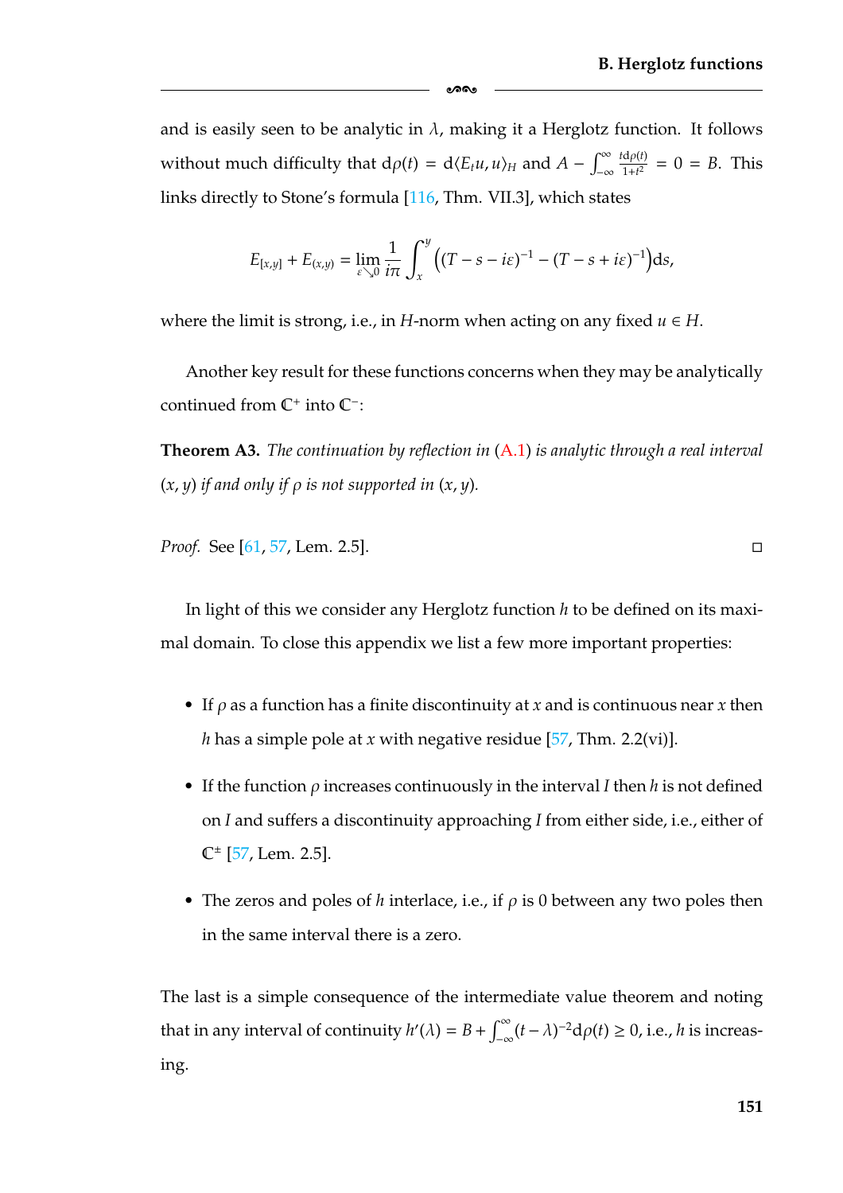and is easily seen to be analytic in $\lambda$, making it a Herglotz function. It follows without much difficulty that $\mathrm{d}\rho(t) = \mathrm{d}\langle E_t u, u\rangle_H$ and $A - \int_{-\infty}^{\infty} \frac{t\mathrm{d}\rho(t)}{1+t^2} = 0 = B$. This links directly to Stone's formula [116, Thm. VII.3], which states

$$E_{[x,y]} + E_{(x,y)} = \lim_{\varepsilon \searrow 0} \frac{1}{i\pi} \int_x^y \left( (T - s - i\varepsilon)^{-1} - (T - s + i\varepsilon)^{-1} \right) \mathrm{d}s,$$

where the limit is strong, i.e., in $H$-norm when acting on any fixed $u \in H$.

Another key result for these functions concerns when they may be analytically continued from $\mathbb{C}^+$ into $\mathbb{C}^-$:

**Theorem A3.** *The continuation by reflection in (A.1) is analytic through a real interval $(x, y)$ if and only if $\rho$ is not supported in $(x, y)$.*

*Proof.* See [61, 57, Lem. 2.5]. □

In light of this we consider any Herglotz function $h$ to be defined on its maximal domain. To close this appendix we list a few more important properties:

- If $\rho$ as a function has a finite discontinuity at $x$ and is continuous near $x$ then $h$ has a simple pole at $x$ with negative residue [57, Thm. 2.2(vi)].
- If the function $\rho$ increases continuously in the interval $I$ then $h$ is not defined on $I$ and suffers a discontinuity approaching $I$ from either side, i.e., either of $\mathbb{C}^{\pm}$ [57, Lem. 2.5].
- The zeros and poles of $h$ interlace, i.e., if $\rho$ is 0 between any two poles then in the same interval there is a zero.

The last is a simple consequence of the intermediate value theorem and noting that in any interval of continuity $h'(\lambda) = B + \int_{-\infty}^{\infty} (t - \lambda)^{-2} \mathrm{d}\rho(t) \geq 0$, i.e., $h$ is increasing.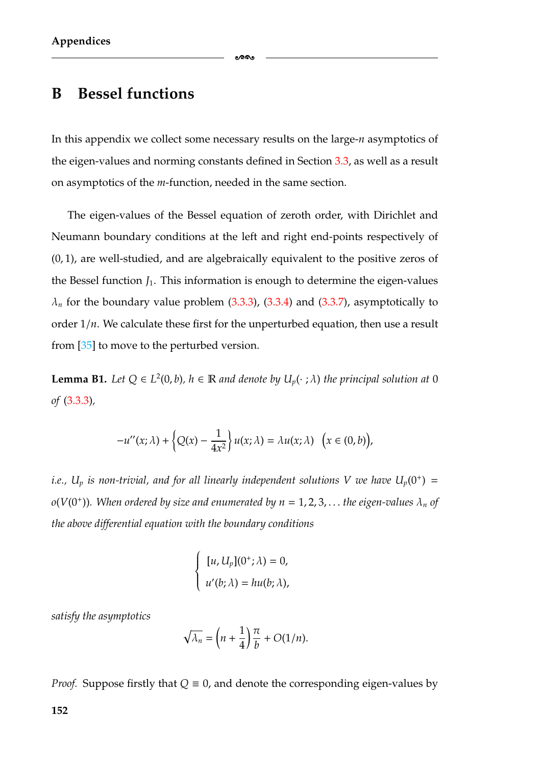## B Bessel functions

In this appendix we collect some necessary results on the large-$n$ asymptotics of the eigen-values and norming constants defined in Section 3.3, as well as a result on asymptotics of the $m$-function, needed in the same section.

The eigen-values of the Bessel equation of zeroth order, with Dirichlet and Neumann boundary conditions at the left and right end-points respectively of $(0, 1)$, are well-studied, and are algebraically equivalent to the positive zeros of the Bessel function $J_1$. This information is enough to determine the eigen-values $\lambda_n$ for the boundary value problem (3.3.3), (3.3.4) and (3.3.7), asymptotically to order $1/n$. We calculate these first for the unperturbed equation, then use a result from [35] to move to the perturbed version.

**Lemma B1.** *Let $Q \in L^2(0, b)$, $h \in \mathbb{R}$ and denote by $U_p(\cdot\,; \lambda)$ the principal solution at $0$ of (3.3.3),*

$$-u''(x; \lambda) + \left\{Q(x) - \frac{1}{4x^2}\right\} u(x; \lambda) = \lambda u(x; \lambda) \quad \Big(x \in (0, b)\Big),$$

*i.e., $U_p$ is non-trivial, and for all linearly independent solutions $V$ we have $U_p(0^+) = o(V(0^+))$. When ordered by size and enumerated by $n = 1, 2, 3, \ldots$ the eigen-values $\lambda_n$ of the above differential equation with the boundary conditions*

$$\begin{cases} [u, U_p](0^+; \lambda) = 0, \\ u'(b; \lambda) = hu(b; \lambda), \end{cases}$$

*satisfy the asymptotics*

$$\sqrt{\lambda_n} = \left(n + \frac{1}{4}\right)\frac{\pi}{b} + O(1/n).$$

*Proof.* Suppose firstly that $Q \equiv 0$, and denote the corresponding eigen-values by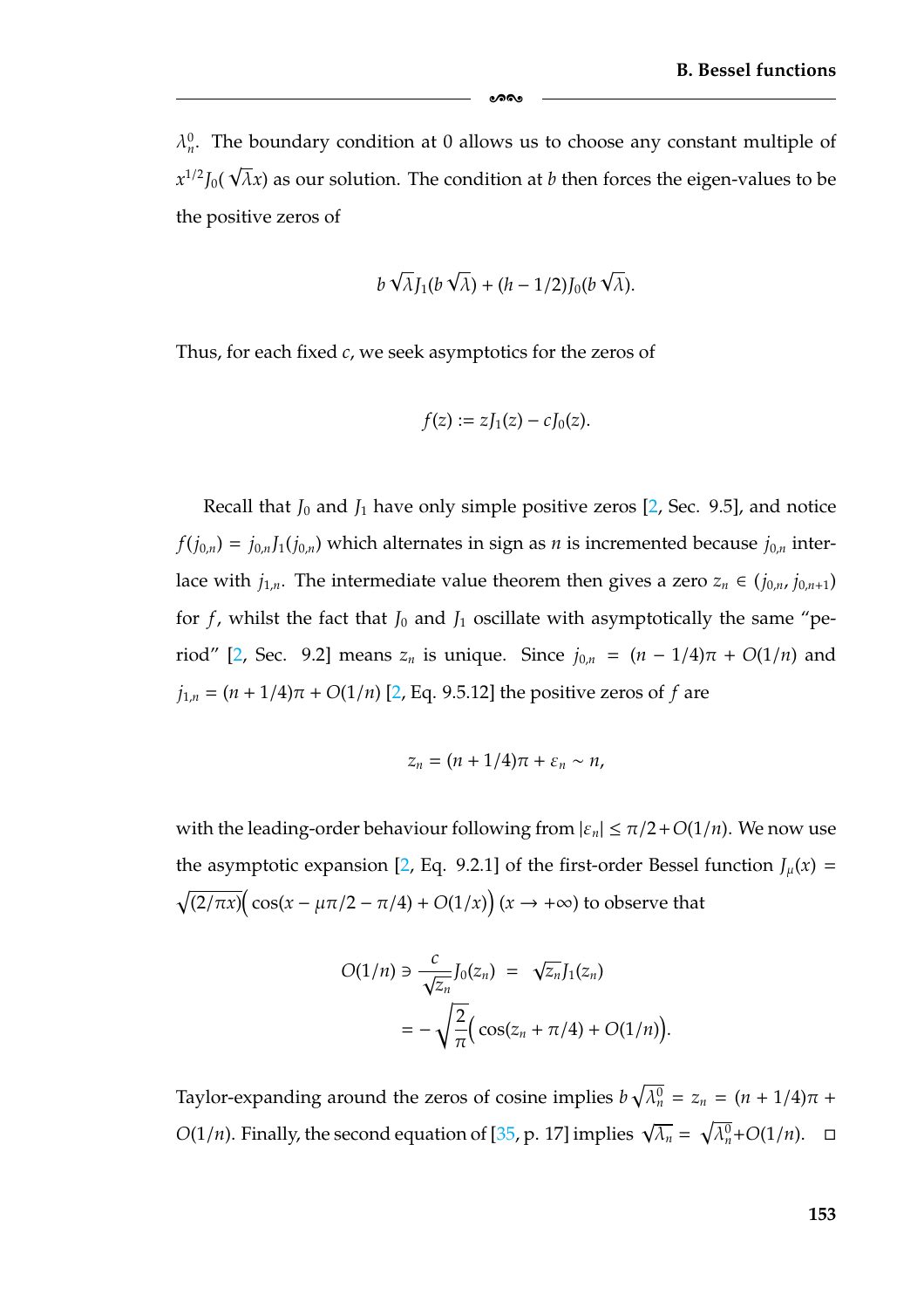$\lambda_n^0$. The boundary condition at 0 allows us to choose any constant multiple of $x^{1/2}J_0(\sqrt{\lambda}x)$ as our solution. The condition at $b$ then forces the eigen-values to be the positive zeros of

$$b\sqrt{\lambda}J_1(b\sqrt{\lambda}) + (h - 1/2)J_0(b\sqrt{\lambda}).$$

Thus, for each fixed $c$, we seek asymptotics for the zeros of

$$f(z) := zJ_1(z) - cJ_0(z).$$

Recall that $J_0$ and $J_1$ have only simple positive zeros [2, Sec. 9.5], and notice $f(j_{0,n}) = j_{0,n}J_1(j_{0,n})$ which alternates in sign as $n$ is incremented because $j_{0,n}$ interlace with $j_{1,n}$. The intermediate value theorem then gives a zero $z_n \in (j_{0,n}, j_{0,n+1})$ for $f$, whilst the fact that $J_0$ and $J_1$ oscillate with asymptotically the same "period" [2, Sec. 9.2] means $z_n$ is unique. Since $j_{0,n} = (n - 1/4)\pi + O(1/n)$ and $j_{1,n} = (n + 1/4)\pi + O(1/n)$ [2, Eq. 9.5.12] the positive zeros of $f$ are

$$z_n = (n + 1/4)\pi + \varepsilon_n \sim n,$$

with the leading-order behaviour following from $|\varepsilon_n| \leq \pi/2 + O(1/n)$. We now use the asymptotic expansion [2, Eq. 9.2.1] of the first-order Bessel function $J_\mu(x) = \sqrt{(2/\pi x)}\Big(\cos(x - \mu\pi/2 - \pi/4) + O(1/x)\Big)$ $(x \to +\infty)$ to observe that

$$\begin{aligned} O(1/n) \ni \frac{c}{\sqrt{z_n}}J_0(z_n) &= \sqrt{z_n}J_1(z_n) \\ &= -\sqrt{\frac{2}{\pi}}\Big(\cos(z_n + \pi/4) + O(1/n)\Big). \end{aligned}$$

Taylor-expanding around the zeros of cosine implies $b\sqrt{\lambda_n^0} = z_n = (n + 1/4)\pi + O(1/n)$. Finally, the second equation of [35, p. 17] implies $\sqrt{\lambda_n} = \sqrt{\lambda_n^0} + O(1/n)$. □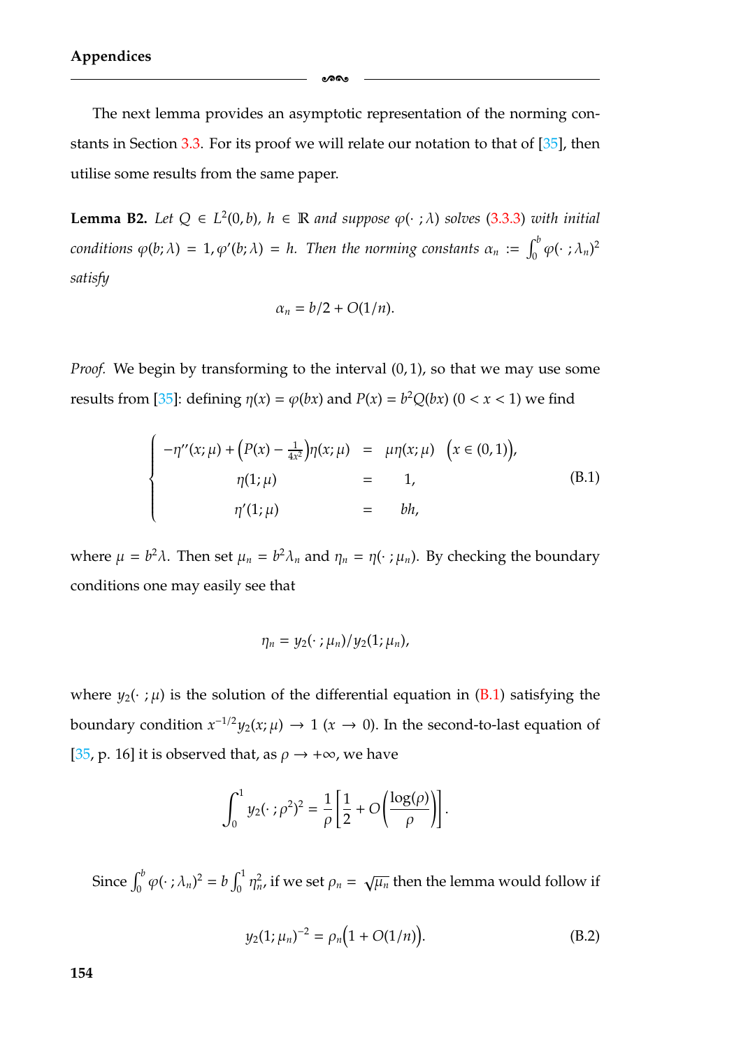The next lemma provides an asymptotic representation of the norming constants in Section 3.3. For its proof we will relate our notation to that of [35], then utilise some results from the same paper.

**Lemma B2.** *Let $Q \in L^2(0,b)$, $h \in \mathbb{R}$ and suppose $\varphi(\cdot\,;\lambda)$ solves (3.3.3) with initial conditions $\varphi(b;\lambda) = 1, \varphi'(b;\lambda) = h$. Then the norming constants $\alpha_n := \int_0^b \varphi(\cdot\,;\lambda_n)^2$ satisfy*

$$\alpha_n = b/2 + O(1/n).$$

*Proof.* We begin by transforming to the interval $(0,1)$, so that we may use some results from [35]: defining $\eta(x) = \varphi(bx)$ and $P(x) = b^2 Q(bx)$ $(0 < x < 1)$ we find

$$\begin{cases} -\eta''(x;\mu) + \Big(P(x) - \frac{1}{4x^2}\Big)\eta(x;\mu) &= \mu\eta(x;\mu) \quad \Big(x \in (0,1)\Big), \\ \eta(1;\mu) &= 1, \\ \eta'(1;\mu) &= bh, \end{cases} \tag{B.1}$$

where $\mu = b^2\lambda$. Then set $\mu_n = b^2\lambda_n$ and $\eta_n = \eta(\cdot\,;\mu_n)$. By checking the boundary conditions one may easily see that

$$\eta_n = y_2(\cdot\,;\mu_n)/y_2(1;\mu_n),$$

where $y_2(\cdot\,;\mu)$ is the solution of the differential equation in (B.1) satisfying the boundary condition $x^{-1/2}y_2(x;\mu) \to 1$ $(x \to 0)$. In the second-to-last equation of [35, p. 16] it is observed that, as $\rho \to +\infty$, we have

$$\int_0^1 y_2(\cdot\,;\rho^2)^2 = \frac{1}{\rho}\left[\frac{1}{2} + O\left(\frac{\log(\rho)}{\rho}\right)\right].$$

Since $\int_0^b \varphi(\cdot\,;\lambda_n)^2 = b\int_0^1 \eta_n^2$, if we set $\rho_n = \sqrt{\mu_n}$ then the lemma would follow if

$$y_2(1;\mu_n)^{-2} = \rho_n\Big(1 + O(1/n)\Big). \tag{B.2}$$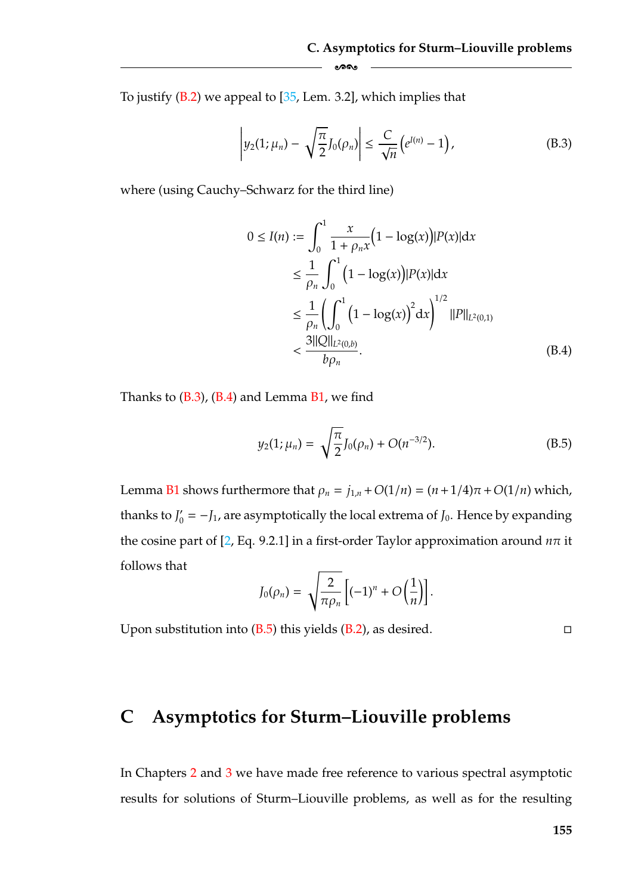To justify (B.2) we appeal to [35, Lem. 3.2], which implies that

$$\left| y_2(1;\mu_n) - \sqrt{\frac{\pi}{2}} J_0(\rho_n) \right| \le \frac{C}{\sqrt{n}} \left( e^{I(n)} - 1 \right), \tag{B.3}$$

where (using Cauchy–Schwarz for the third line)

$$\begin{aligned}
0 \le I(n) &:= \int_0^1 \frac{x}{1+\rho_n x} \Big(1 - \log(x)\Big) |P(x)| \mathrm{d}x \\
&\le \frac{1}{\rho_n} \int_0^1 \Big(1 - \log(x)\Big) |P(x)| \mathrm{d}x \\
&\le \frac{1}{\rho_n} \left( \int_0^1 \Big(1 - \log(x)\Big)^2 \mathrm{d}x \right)^{1/2} \|P\|_{L^2(0,1)} \\
&< \frac{3\|Q\|_{L^2(0,b)}}{b\rho_n}.
\end{aligned} \tag{B.4}$$

Thanks to (B.3), (B.4) and Lemma B1, we find

$$y_2(1;\mu_n) = \sqrt{\frac{\pi}{2}} J_0(\rho_n) + O(n^{-3/2}). \tag{B.5}$$

Lemma B1 shows furthermore that $\rho_n = j_{1,n} + O(1/n) = (n + 1/4)\pi + O(1/n)$ which, thanks to $J_0' = -J_1$, are asymptotically the local extrema of $J_0$. Hence by expanding the cosine part of [2, Eq. 9.2.1] in a first-order Taylor approximation around $n\pi$ it follows that

$$J_0(\rho_n) = \sqrt{\frac{2}{\pi\rho_n}} \left[ (-1)^n + O\left(\frac{1}{n}\right) \right].$$

Upon substitution into (B.5) this yields (B.2), as desired. □

# C Asymptotics for Sturm–Liouville problems

In Chapters 2 and 3 we have made free reference to various spectral asymptotic results for solutions of Sturm–Liouville problems, as well as for the resulting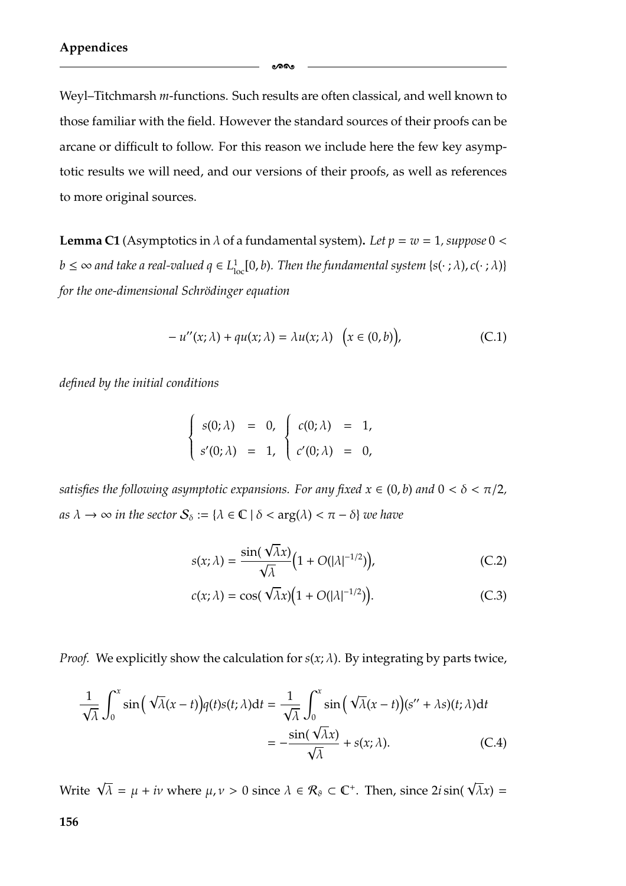Weyl–Titchmarsh $m$-functions. Such results are often classical, and well known to those familiar with the field. However the standard sources of their proofs can be arcane or difficult to follow. For this reason we include here the few key asymptotic results we will need, and our versions of their proofs, as well as references to more original sources.

**Lemma C1** (Asymptotics in $\lambda$ of a fundamental system)**.** *Let $p = w = 1$, suppose $0 < b \leq \infty$ and take a real-valued $q \in L^1_{\text{loc}}[0, b)$. Then the fundamental system $\{s(\cdot\,; \lambda), c(\cdot\,; \lambda)\}$ for the one-dimensional Schrödinger equation*

$$-u''(x; \lambda) + qu(x; \lambda) = \lambda u(x; \lambda) \quad \big(x \in (0, b)\big), \tag{C.1}$$

*defined by the initial conditions*

$$\begin{cases} s(0; \lambda) &= 0, \\ s'(0; \lambda) &= 1, \end{cases} \quad \begin{cases} c(0; \lambda) &= 1, \\ c'(0; \lambda) &= 0, \end{cases}$$

*satisfies the following asymptotic expansions. For any fixed $x \in (0, b)$ and $0 < \delta < \pi/2$, as $\lambda \to \infty$ in the sector $\mathcal{S}_\delta := \{\lambda \in \mathbb{C} \mid \delta < \arg(\lambda) < \pi - \delta\}$ we have*

$$s(x; \lambda) = \frac{\sin(\sqrt{\lambda}x)}{\sqrt{\lambda}}\Big(1 + O(|\lambda|^{-1/2})\Big), \tag{C.2}$$

$$c(x; \lambda) = \cos(\sqrt{\lambda}x)\Big(1 + O(|\lambda|^{-1/2})\Big). \tag{C.3}$$

*Proof.* We explicitly show the calculation for $s(x; \lambda)$. By integrating by parts twice,

$$\begin{aligned} \frac{1}{\sqrt{\lambda}} \int_0^x \sin\Big(\sqrt{\lambda}(x-t)\Big) q(t) s(t; \lambda) \mathrm{d}t &= \frac{1}{\sqrt{\lambda}} \int_0^x \sin\Big(\sqrt{\lambda}(x-t)\Big)(s'' + \lambda s)(t; \lambda) \mathrm{d}t \\ &= -\frac{\sin(\sqrt{\lambda}x)}{\sqrt{\lambda}} + s(x; \lambda). \end{aligned} \tag{C.4}$$

Write $\sqrt{\lambda} = \mu + i\nu$ where $\mu, \nu > 0$ since $\lambda \in \mathcal{R}_\vartheta \subset \mathbb{C}^+$. Then, since $2i \sin(\sqrt{\lambda}x) =$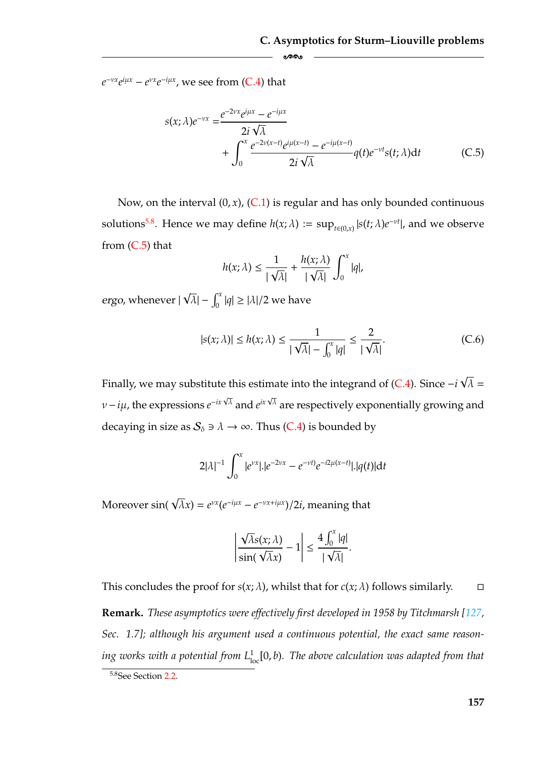$e^{-\nu x}e^{i\mu x} - e^{\nu x}e^{-i\mu x}$, we see from (C.4) that

$$s(x;\lambda)e^{-\nu x} = \frac{e^{-2\nu x}e^{i\mu x} - e^{-i\mu x}}{2i\sqrt{\lambda}} + \int_0^x \frac{e^{-2\nu(x-t)}e^{i\mu(x-t)} - e^{-i\mu(x-t)}}{2i\sqrt{\lambda}} q(t)e^{-\nu t}s(t;\lambda)\mathrm{d}t \tag{C.5}$$

Now, on the interval $(0,x)$, (C.1) is regular and has only bounded continuous solutions[5.8]. Hence we may define $h(x;\lambda) := \sup_{t\in(0,x)} |s(t;\lambda)e^{-\nu t}|$, and we observe from (C.5) that

$$h(x;\lambda) \leq \frac{1}{|\sqrt{\lambda}|} + \frac{h(x;\lambda)}{|\sqrt{\lambda}|}\int_0^x |q|,$$

*ergo*, whenever $|\sqrt{\lambda}| - \int_0^x |q| \geq |\lambda|/2$ we have

$$|s(x;\lambda)| \leq h(x;\lambda) \leq \frac{1}{|\sqrt{\lambda}| - \int_0^x |q|} \leq \frac{2}{|\sqrt{\lambda}|}. \tag{C.6}$$

Finally, we may substitute this estimate into the integrand of (C.4). Since $-i\sqrt{\lambda} = \nu - i\mu$, the expressions $e^{-ix\sqrt{\lambda}}$ and $e^{ix\sqrt{\lambda}}$ are respectively exponentially growing and decaying in size as $\mathcal{S}_\delta \ni \lambda \to \infty$. Thus (C.4) is bounded by

$$2|\lambda|^{-1}\int_0^x |e^{\nu x}|.|e^{-2\nu x} - e^{-\nu t)}e^{-i2\mu(x-t)}|.|q(t)|\mathrm{d}t$$

Moreover $\sin(\sqrt{\lambda}x) = e^{\nu x}(e^{-i\mu x} - e^{-\nu x + i\mu x})/2i$, meaning that

$$\left|\frac{\sqrt{\lambda}s(x;\lambda)}{\sin(\sqrt{\lambda}x)} - 1\right| \leq \frac{4\int_0^x |q|}{|\sqrt{\lambda}|}.$$

This concludes the proof for $s(x;\lambda)$, whilst that for $c(x;\lambda)$ follows similarly. □

**Remark.** *These asymptotics were effectively first developed in 1958 by Titchmarsh [127, Sec. 1.7]; although his argument used a continuous potential, the exact same reasoning works with a potential from $L^1_{\mathrm{loc}}[0,b)$. The above calculation was adapted from that*

[5.8] See Section 2.2.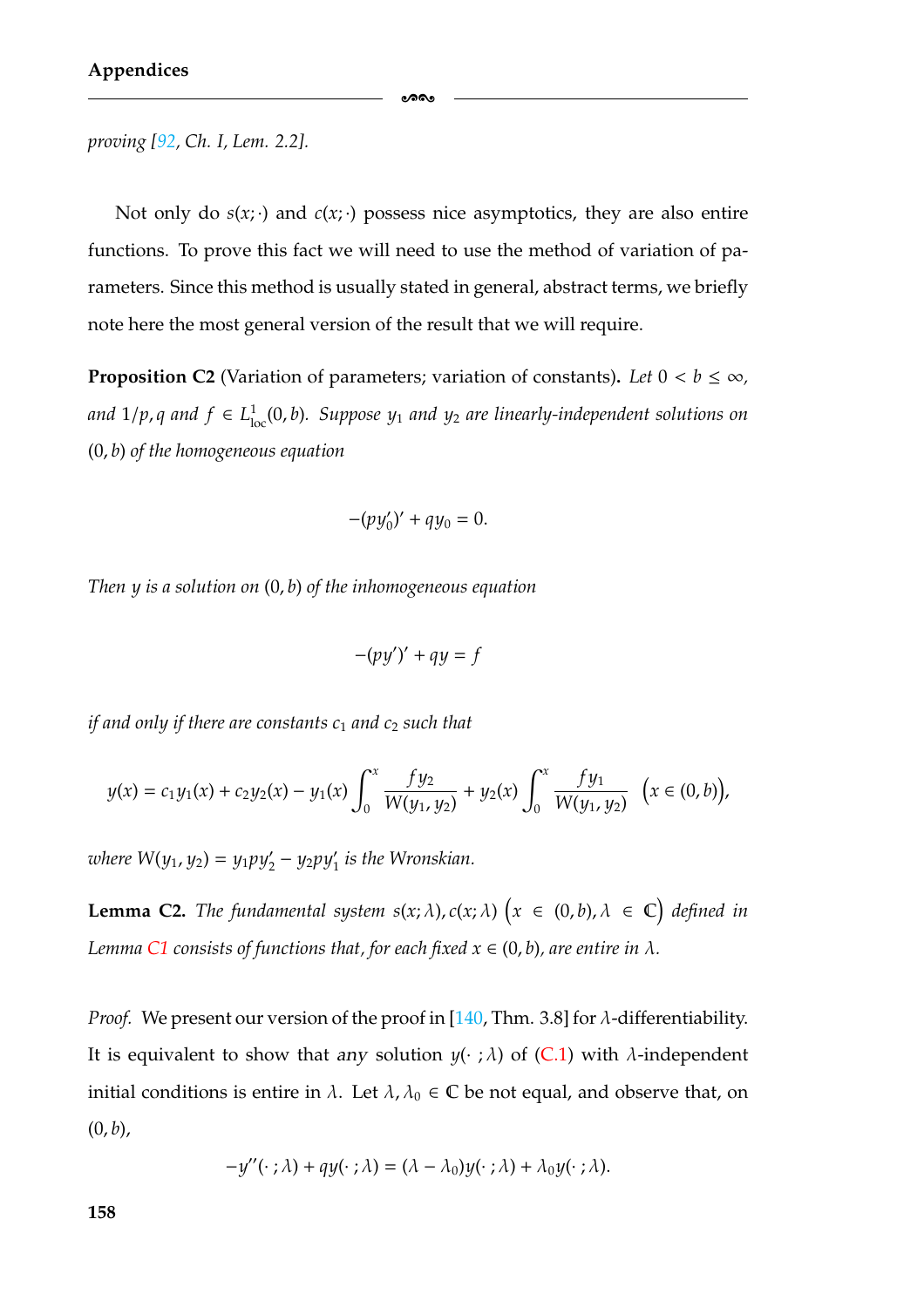*proving [92, Ch. I, Lem. 2.2].*

Not only do $s(x;\cdot)$ and $c(x;\cdot)$ possess nice asymptotics, they are also entire functions. To prove this fact we will need to use the method of variation of parameters. Since this method is usually stated in general, abstract terms, we briefly note here the most general version of the result that we will require.

**Proposition C2** (Variation of parameters; variation of constants). *Let $0 < b \leq \infty$, and $1/p, q$ and $f \in L^1_{\text{loc}}(0,b)$. Suppose $y_1$ and $y_2$ are linearly-independent solutions on $(0,b)$ of the homogeneous equation*

$$-(py_0')' + qy_0 = 0.$$

*Then $y$ is a solution on $(0,b)$ of the inhomogeneous equation*

$$-(py')' + qy = f$$

*if and only if there are constants $c_1$ and $c_2$ such that*

$$y(x) = c_1 y_1(x) + c_2 y_2(x) - y_1(x)\int_0^x \frac{f y_2}{W(y_1,y_2)} + y_2(x)\int_0^x \frac{f y_1}{W(y_1,y_2)} \quad \big(x \in (0,b)\big),$$

*where $W(y_1,y_2) = y_1 p y_2' - y_2 p y_1'$ is the Wronskian.*

**Lemma C2.** *The fundamental system $s(x;\lambda), c(x;\lambda)$ $\big(x \in (0,b), \lambda \in \mathbb{C}\big)$ defined in Lemma C1 consists of functions that, for each fixed $x \in (0,b)$, are entire in $\lambda$.*

*Proof.* We present our version of the proof in [140, Thm. 3.8] for $\lambda$-differentiability. It is equivalent to show that *any* solution $y(\cdot\,;\lambda)$ of (C.1) with $\lambda$-independent initial conditions is entire in $\lambda$. Let $\lambda, \lambda_0 \in \mathbb{C}$ be not equal, and observe that, on $(0,b)$,

$$-y''(\cdot\,;\lambda) + qy(\cdot\,;\lambda) = (\lambda - \lambda_0)y(\cdot\,;\lambda) + \lambda_0 y(\cdot\,;\lambda).$$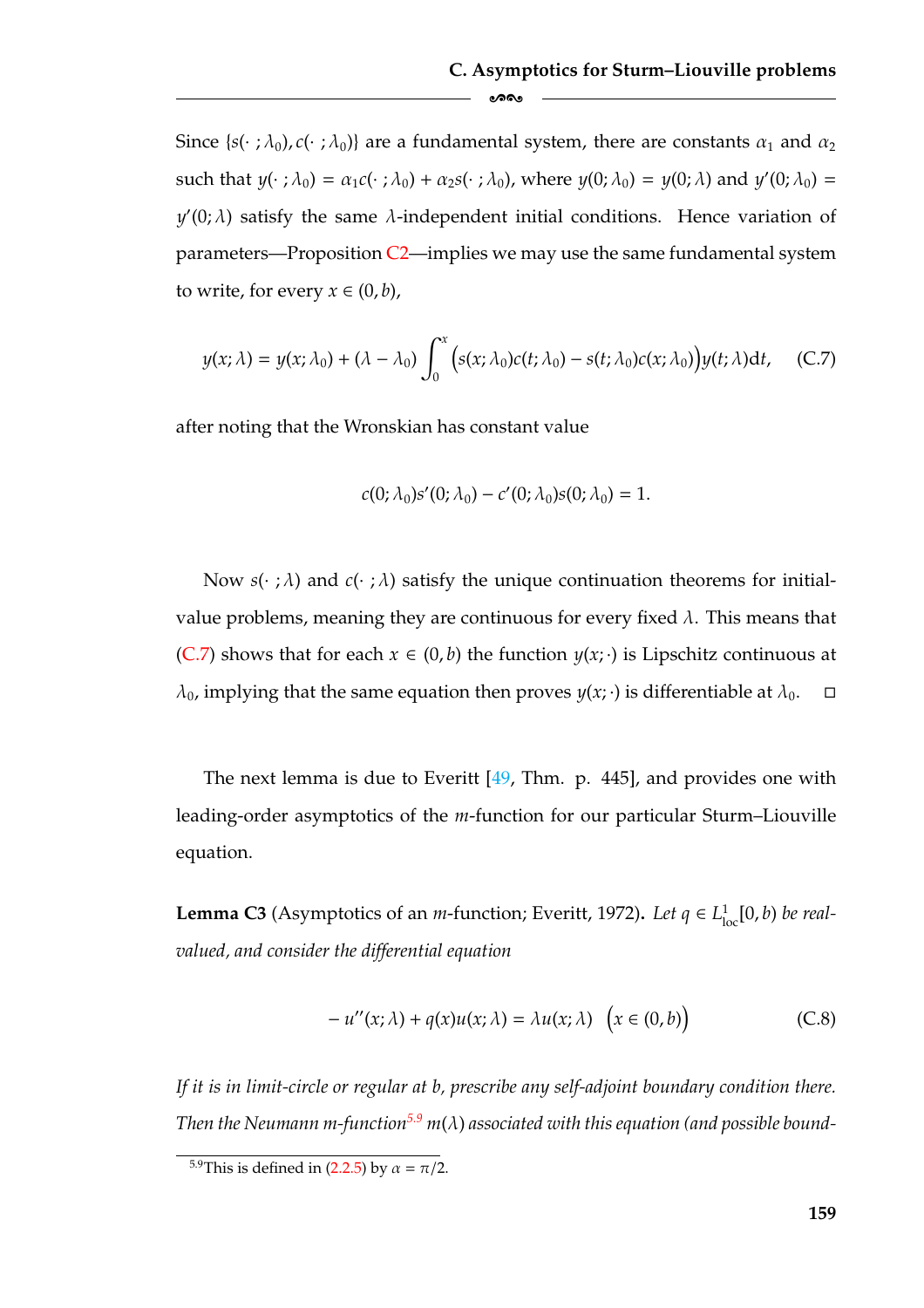Since $\{s(\cdot\,;\lambda_0), c(\cdot\,;\lambda_0)\}$ are a fundamental system, there are constants $\alpha_1$ and $\alpha_2$ such that $y(\cdot\,;\lambda_0) = \alpha_1 c(\cdot\,;\lambda_0) + \alpha_2 s(\cdot\,;\lambda_0)$, where $y(0;\lambda_0) = y(0;\lambda)$ and $y'(0;\lambda_0) = y'(0;\lambda)$ satisfy the same $\lambda$-independent initial conditions. Hence variation of parameters—Proposition C2—implies we may use the same fundamental system to write, for every $x \in (0,b)$,

$$y(x;\lambda) = y(x;\lambda_0) + (\lambda - \lambda_0)\int_0^x \Big(s(x;\lambda_0)c(t;\lambda_0) - s(t;\lambda_0)c(x;\lambda_0)\Big)y(t;\lambda)\,\mathrm{d}t, \tag{C.7}$$

after noting that the Wronskian has constant value

$$c(0;\lambda_0)s'(0;\lambda_0) - c'(0;\lambda_0)s(0;\lambda_0) = 1.$$

Now $s(\cdot\,;\lambda)$ and $c(\cdot\,;\lambda)$ satisfy the unique continuation theorems for initial-value problems, meaning they are continuous for every fixed $\lambda$. This means that (C.7) shows that for each $x \in (0,b)$ the function $y(x;\cdot)$ is Lipschitz continuous at $\lambda_0$, implying that the same equation then proves $y(x;\cdot)$ is differentiable at $\lambda_0$. ◻

The next lemma is due to Everitt [49, Thm. p. 445], and provides one with leading-order asymptotics of the $m$-function for our particular Sturm–Liouville equation.

**Lemma C3** (Asymptotics of an $m$-function; Everitt, 1972)**.** *Let $q \in L^1_{\mathrm{loc}}[0,b)$ be real-valued, and consider the differential equation*

$$-u''(x;\lambda) + q(x)u(x;\lambda) = \lambda u(x;\lambda) \quad \big(x \in (0,b)\big) \tag{C.8}$$

*If it is in limit-circle or regular at b, prescribe any self-adjoint boundary condition there. Then the Neumann m-function*[5.9] *$m(\lambda)$ associated with this equation (and possible bound-*

[5.9] This is defined in (2.2.5) by $\alpha = \pi/2$.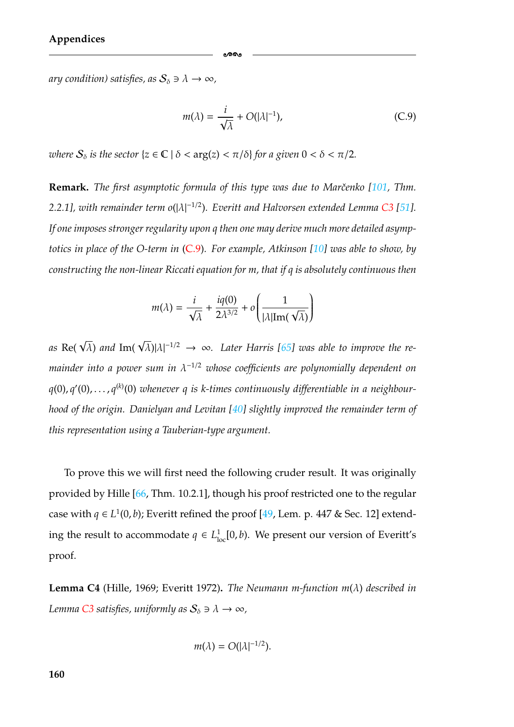*ary condition) satisfies, as $\mathcal{S}_\delta \ni \lambda \to \infty$,*

$$m(\lambda) = \frac{i}{\sqrt{\lambda}} + O(|\lambda|^{-1}), \tag{C.9}$$

*where $\mathcal{S}_\delta$ is the sector $\{z \in \mathbb{C} \mid \delta < \arg(z) < \pi/\delta\}$ for a given $0 < \delta < \pi/2$.*

**Remark.** *The first asymptotic formula of this type was due to Marčenko [101, Thm. 2.2.1], with remainder term $o(|\lambda|^{-1/2})$. Everitt and Halvorsen extended Lemma C3 [51]. If one imposes stronger regularity upon $q$ then one may derive much more detailed asymptotics in place of the O-term in (C.9). For example, Atkinson [10] was able to show, by constructing the non-linear Riccati equation for $m$, that if $q$ is absolutely continuous then*

$$m(\lambda) = \frac{i}{\sqrt{\lambda}} + \frac{iq(0)}{2\lambda^{3/2}} + o\left(\frac{1}{|\lambda|\mathrm{Im}(\sqrt{\lambda})}\right)$$

*as $\mathrm{Re}(\sqrt{\lambda})$ and $\mathrm{Im}(\sqrt{\lambda})|\lambda|^{-1/2} \to \infty$. Later Harris [65] was able to improve the remainder into a power sum in $\lambda^{-1/2}$ whose coefficients are polynomially dependent on $q(0), q'(0), \ldots, q^{(k)}(0)$ whenever $q$ is $k$-times continuously differentiable in a neighbourhood of the origin. Danielyan and Levitan [40] slightly improved the remainder term of this representation using a Tauberian-type argument.*

To prove this we will first need the following cruder result. It was originally provided by Hille [66, Thm. 10.2.1], though his proof restricted one to the regular case with $q \in L^1(0, b)$; Everitt refined the proof [49, Lem. p. 447 & Sec. 12] extending the result to accommodate $q \in L^1_{\mathrm{loc}}[0, b)$. We present our version of Everitt's proof.

**Lemma C4** (Hille, 1969; Everitt 1972)**.** *The Neumann m-function $m(\lambda)$ described in Lemma C3 satisfies, uniformly as $\mathcal{S}_\delta \ni \lambda \to \infty$,*

$$m(\lambda) = O(|\lambda|^{-1/2}).$$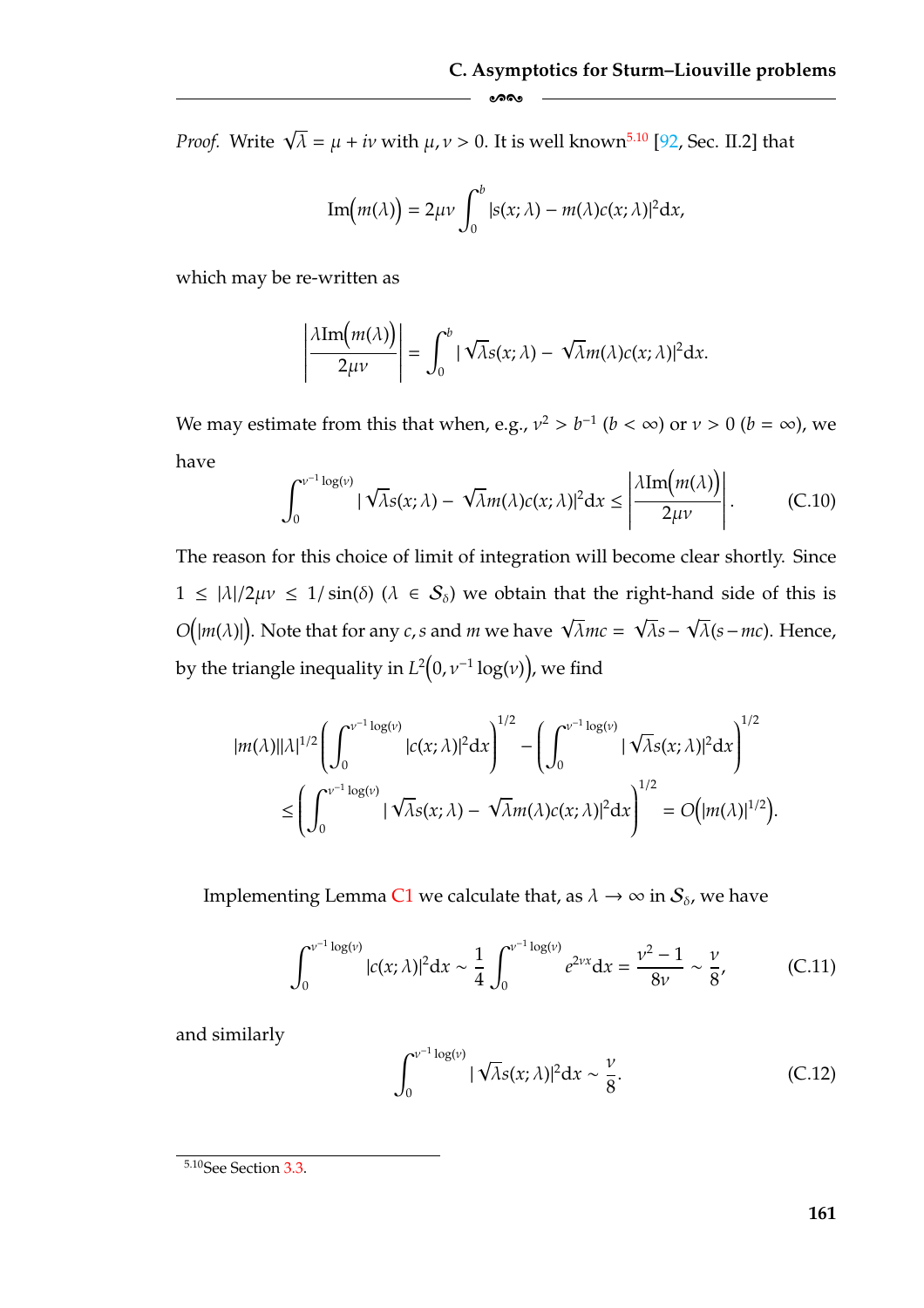*Proof.* Write $\sqrt{\lambda} = \mu + i\nu$ with $\mu, \nu > 0$. It is well known[5.10] [92, Sec. II.2] that

$$\mathrm{Im}\big(m(\lambda)\big) = 2\mu\nu \int_0^b |s(x;\lambda) - m(\lambda)c(x;\lambda)|^2 \mathrm{d}x,$$

which may be re-written as

$$\left|\frac{\lambda \mathrm{Im}\big(m(\lambda)\big)}{2\mu\nu}\right| = \int_0^b |\sqrt{\lambda}s(x;\lambda) - \sqrt{\lambda}m(\lambda)c(x;\lambda)|^2 \mathrm{d}x.$$

We may estimate from this that when, e.g., $\nu^2 > b^{-1}$ ($b < \infty$) or $\nu > 0$ ($b = \infty$), we have

$$\int_0^{\nu^{-1}\log(\nu)} |\sqrt{\lambda}s(x;\lambda) - \sqrt{\lambda}m(\lambda)c(x;\lambda)|^2 \mathrm{d}x \leq \left|\frac{\lambda \mathrm{Im}\big(m(\lambda)\big)}{2\mu\nu}\right|. \tag{C.10}$$

The reason for this choice of limit of integration will become clear shortly. Since $1 \leq |\lambda|/2\mu\nu \leq 1/\sin(\delta)$ ($\lambda \in \mathcal{S}_\delta$) we obtain that the right-hand side of this is $O\big(|m(\lambda)|\big)$. Note that for any $c, s$ and $m$ we have $\sqrt{\lambda}mc = \sqrt{\lambda}s - \sqrt{\lambda}(s - mc)$. Hence, by the triangle inequality in $L^2\big(0, \nu^{-1}\log(\nu)\big)$, we find

$$\begin{aligned}
|m(\lambda)||\lambda|^{1/2}\left(\int_0^{\nu^{-1}\log(\nu)} |c(x;\lambda)|^2 \mathrm{d}x\right)^{1/2} - \left(\int_0^{\nu^{-1}\log(\nu)} |\sqrt{\lambda}s(x;\lambda)|^2 \mathrm{d}x\right)^{1/2} \\
\leq \left(\int_0^{\nu^{-1}\log(\nu)} |\sqrt{\lambda}s(x;\lambda) - \sqrt{\lambda}m(\lambda)c(x;\lambda)|^2 \mathrm{d}x\right)^{1/2} = O\big(|m(\lambda)|^{1/2}\big).
\end{aligned}$$

Implementing Lemma C1 we calculate that, as $\lambda \to \infty$ in $\mathcal{S}_\delta$, we have

$$\int_0^{\nu^{-1}\log(\nu)} |c(x;\lambda)|^2 \mathrm{d}x \sim \frac{1}{4}\int_0^{\nu^{-1}\log(\nu)} e^{2\nu x} \mathrm{d}x = \frac{\nu^2 - 1}{8\nu} \sim \frac{\nu}{8}, \tag{C.11}$$

and similarly

$$\int_0^{\nu^{-1}\log(\nu)} |\sqrt{\lambda}s(x;\lambda)|^2 \mathrm{d}x \sim \frac{\nu}{8}. \tag{C.12}$$

[5.10] See Section 3.3.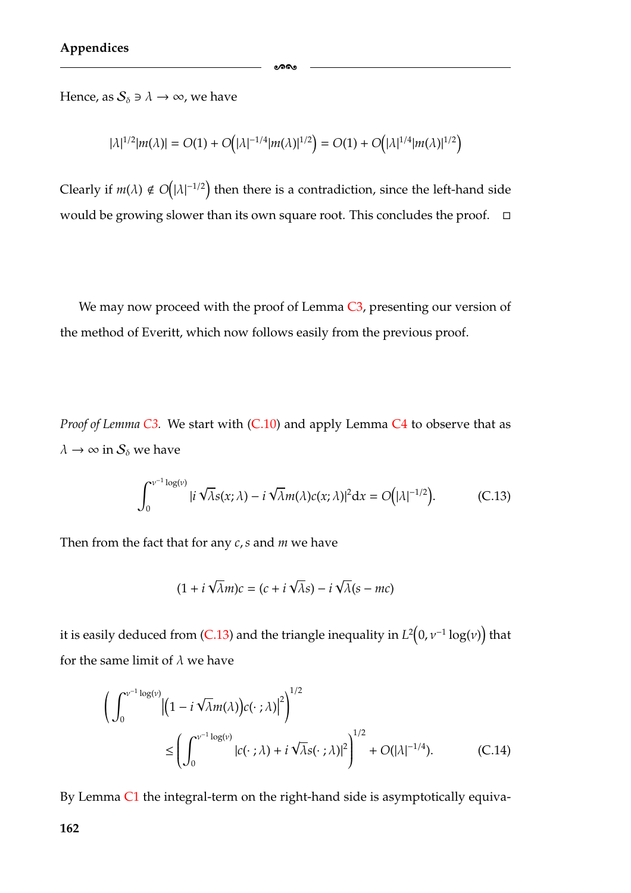Hence, as $\mathcal{S}_\delta \ni \lambda \to \infty$, we have

$$|\lambda|^{1/2}|m(\lambda)| = O(1) + O\Big(|\lambda|^{-1/4}|m(\lambda)|^{1/2}\Big) = O(1) + O\Big(|\lambda|^{1/4}|m(\lambda)|^{1/2}\Big)$$

Clearly if $m(\lambda) \notin O\Big(|\lambda|^{-1/2}\Big)$ then there is a contradiction, since the left-hand side would be growing slower than its own square root. This concludes the proof. □

We may now proceed with the proof of Lemma C3, presenting our version of the method of Everitt, which now follows easily from the previous proof.

*Proof of Lemma C3.* We start with (C.10) and apply Lemma C4 to observe that as $\lambda \to \infty$ in $\mathcal{S}_\delta$ we have

$$\int_0^{\nu^{-1}\log(\nu)} |i\sqrt{\lambda}s(x;\lambda) - i\sqrt{\lambda}m(\lambda)c(x;\lambda)|^2 \mathrm{d}x = O\Big(|\lambda|^{-1/2}\Big). \tag{C.13}$$

Then from the fact that for any $c, s$ and $m$ we have

$$(1 + i\sqrt{\lambda}m)c = (c + i\sqrt{\lambda}s) - i\sqrt{\lambda}(s - mc)$$

it is easily deduced from (C.13) and the triangle inequality in $L^2\Big(0, \nu^{-1}\log(\nu)\Big)$ that for the same limit of $\lambda$ we have

$$\left(\int_0^{\nu^{-1}\log(\nu)} \Big|\Big(1 - i\sqrt{\lambda}m(\lambda)\Big)c(\cdot\,;\lambda)\Big|^2\right)^{1/2} \leq \left(\int_0^{\nu^{-1}\log(\nu)} |c(\cdot\,;\lambda) + i\sqrt{\lambda}s(\cdot\,;\lambda)|^2\right)^{1/2} + O(|\lambda|^{-1/4}). \tag{C.14}$$

By Lemma C1 the integral-term on the right-hand side is asymptotically equiva-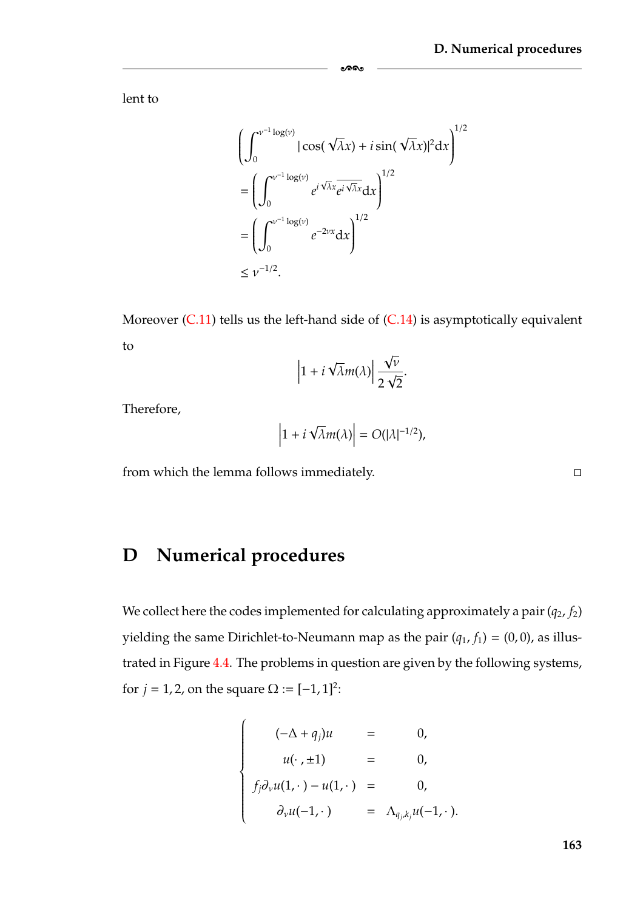lent to

$$
\begin{aligned}
&\left(\int_0^{\nu^{-1}\log(\nu)} |\cos(\sqrt{\lambda}x) + i\sin(\sqrt{\lambda}x)|^2 \mathrm{d}x\right)^{1/2} \\
&= \left(\int_0^{\nu^{-1}\log(\nu)} e^{i\sqrt{\lambda}x}\overline{e^{i\sqrt{\lambda}x}} \mathrm{d}x\right)^{1/2} \\
&= \left(\int_0^{\nu^{-1}\log(\nu)} e^{-2\nu x} \mathrm{d}x\right)^{1/2} \\
&\leq \nu^{-1/2}.
\end{aligned}
$$

Moreover (C.11) tells us the left-hand side of (C.14) is asymptotically equivalent to

$$
\left|1 + i\sqrt{\lambda}m(\lambda)\right| \frac{\sqrt{\nu}}{2\sqrt{2}}.
$$

Therefore,

$$
\left|1 + i\sqrt{\lambda}m(\lambda)\right| = O(|\lambda|^{-1/2}),
$$

from which the lemma follows immediately. □

# D Numerical procedures

We collect here the codes implemented for calculating approximately a pair $(q_2, f_2)$ yielding the same Dirichlet-to-Neumann map as the pair $(q_1, f_1) = (0, 0)$, as illustrated in Figure 4.4. The problems in question are given by the following systems, for $j = 1, 2$, on the square $\Omega := [-1, 1]^2$:

$$
\begin{cases}
(-\Delta + q_j)u &= 0, \\
u(\cdot, \pm 1) &= 0, \\
f_j \partial_\nu u(1, \cdot) - u(1, \cdot) &= 0, \\
\partial_\nu u(-1, \cdot) &= \Lambda_{q_j, k_j} u(-1, \cdot).
\end{cases}
$$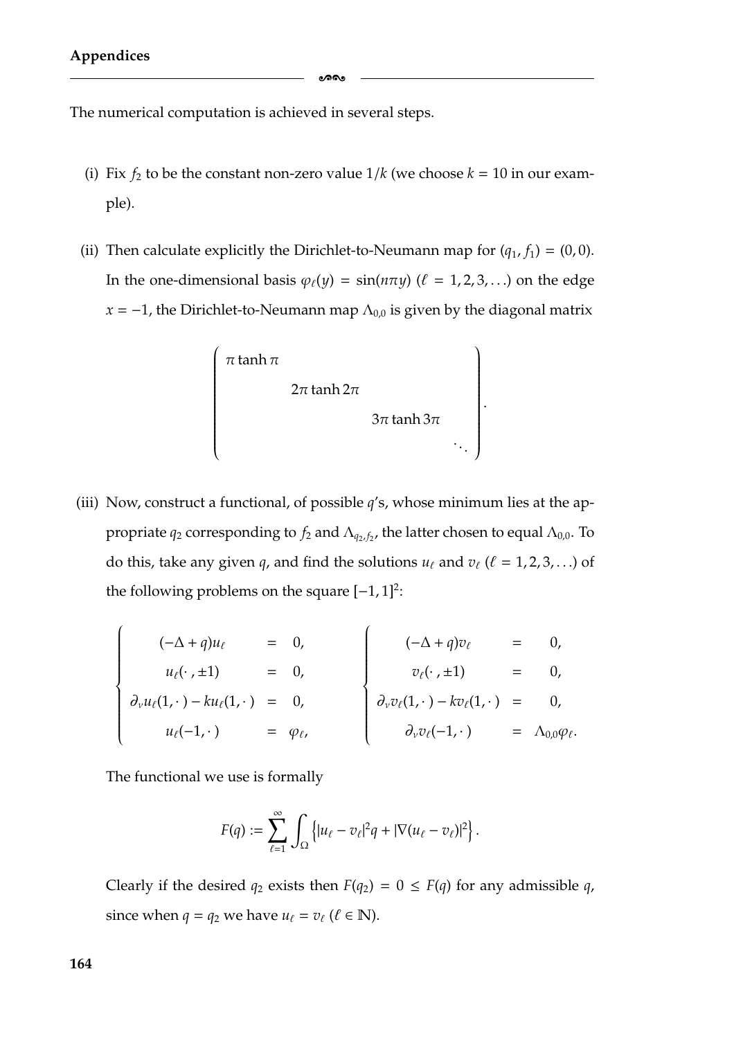The numerical computation is achieved in several steps.

(i) Fix $f_2$ to be the constant non-zero value $1/k$ (we choose $k = 10$ in our example).

(ii) Then calculate explicitly the Dirichlet-to-Neumann map for $(q_1, f_1) = (0, 0)$. In the one-dimensional basis $\varphi_\ell(y) = \sin(n\pi y)$ ($\ell = 1, 2, 3, \ldots$) on the edge $x = -1$, the Dirichlet-to-Neumann map $\Lambda_{0,0}$ is given by the diagonal matrix

$$\begin{pmatrix} \pi \tanh \pi & & & \\ & 2\pi \tanh 2\pi & & \\ & & 3\pi \tanh 3\pi & \\ & & & \ddots \end{pmatrix}.$$

(iii) Now, construct a functional, of possible $q$'s, whose minimum lies at the appropriate $q_2$ corresponding to $f_2$ and $\Lambda_{q_2,f_2}$, the latter chosen to equal $\Lambda_{0,0}$. To do this, take any given $q$, and find the solutions $u_\ell$ and $v_\ell$ ($\ell = 1, 2, 3, \ldots$) of the following problems on the square $[-1, 1]^2$:

$$\left\{ \begin{array}{rcl} (-\Delta + q)u_\ell & = & 0, \\ u_\ell(\cdot\,, \pm 1) & = & 0, \\ \partial_\nu u_\ell(1, \cdot\,) - k u_\ell(1, \cdot\,) & = & 0, \\ u_\ell(-1, \cdot\,) & = & \varphi_\ell, \end{array} \right. \qquad \left\{ \begin{array}{rcl} (-\Delta + q)v_\ell & = & 0, \\ v_\ell(\cdot\,, \pm 1) & = & 0, \\ \partial_\nu v_\ell(1, \cdot\,) - k v_\ell(1, \cdot\,) & = & 0, \\ \partial_\nu v_\ell(-1, \cdot\,) & = & \Lambda_{0,0}\varphi_\ell. \end{array} \right.$$

The functional we use is formally

$$F(q) := \sum_{\ell=1}^{\infty} \int_\Omega \left\{ |u_\ell - v_\ell|^2 q + |\nabla(u_\ell - v_\ell)|^2 \right\}.$$

Clearly if the desired $q_2$ exists then $F(q_2) = 0 \leq F(q)$ for any admissible $q$, since when $q = q_2$ we have $u_\ell = v_\ell$ ($\ell \in \mathbb{N}$).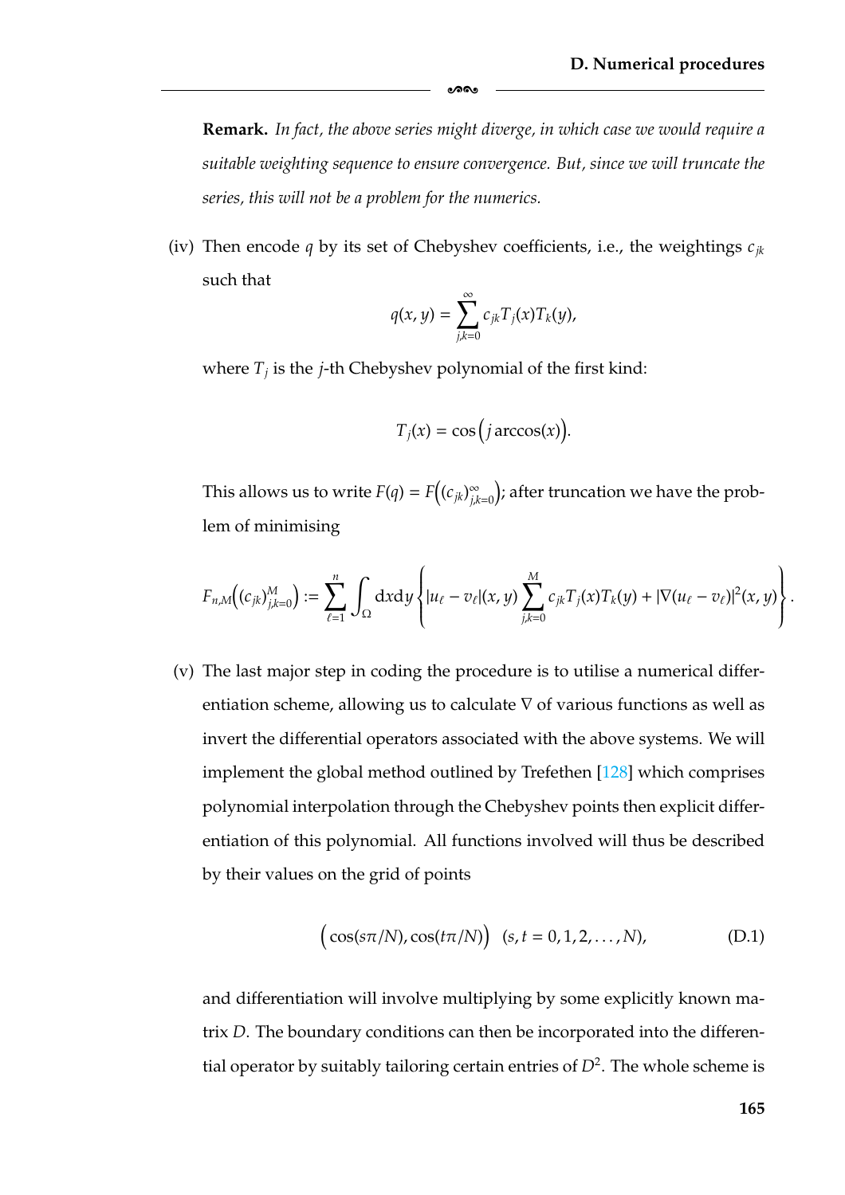**Remark.** *In fact, the above series might diverge, in which case we would require a suitable weighting sequence to ensure convergence. But, since we will truncate the series, this will not be a problem for the numerics.*

(iv) Then encode $q$ by its set of Chebyshev coefficients, i.e., the weightings $c_{jk}$ such that

$$q(x, y) = \sum_{j,k=0}^{\infty} c_{jk} T_j(x) T_k(y),$$

where $T_j$ is the $j$-th Chebyshev polynomial of the first kind:

$$T_j(x) = \cos\Big(j \arccos(x)\Big).$$

This allows us to write $F(q) = F\Big((c_{jk})_{j,k=0}^{\infty}\Big)$; after truncation we have the problem of minimising

$$F_{n,M}\Big((c_{jk})_{j,k=0}^{M}\Big) := \sum_{\ell=1}^{n} \int_{\Omega} \mathrm{d}x\mathrm{d}y \left\{ |u_\ell - v_\ell|(x, y) \sum_{j,k=0}^{M} c_{jk} T_j(x) T_k(y) + |\nabla(u_\ell - v_\ell)|^2(x, y) \right\}.$$

(v) The last major step in coding the procedure is to utilise a numerical differentiation scheme, allowing us to calculate $\nabla$ of various functions as well as invert the differential operators associated with the above systems. We will implement the global method outlined by Trefethen [128] which comprises polynomial interpolation through the Chebyshev points then explicit differentiation of this polynomial. All functions involved will thus be described by their values on the grid of points

$$\Big(\cos(s\pi/N), \cos(t\pi/N)\Big) \quad (s, t = 0, 1, 2, \dots, N), \tag{D.1}$$

and differentiation will involve multiplying by some explicitly known matrix $D$. The boundary conditions can then be incorporated into the differential operator by suitably tailoring certain entries of $D^2$. The whole scheme is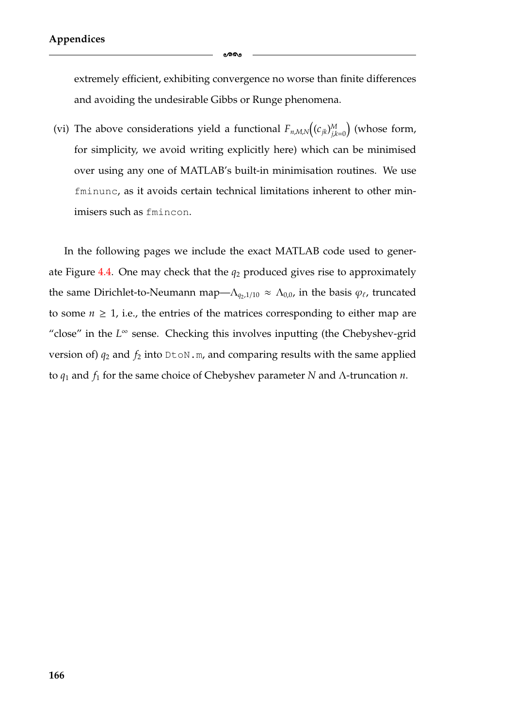extremely efficient, exhibiting convergence no worse than finite differences and avoiding the undesirable Gibbs or Runge phenomena.

(vi) The above considerations yield a functional $F_{n,M,N}\Big((c_{jk})_{j,k=0}^{M}\Big)$ (whose form, for simplicity, we avoid writing explicitly here) which can be minimised over using any one of MATLAB's built-in minimisation routines. We use `fminunc`, as it avoids certain technical limitations inherent to other minimisers such as `fmincon`.

In the following pages we include the exact MATLAB code used to generate Figure 4.4. One may check that the $q_2$ produced gives rise to approximately the same Dirichlet-to-Neumann map—$\Lambda_{q_2,1/10} \approx \Lambda_{0,0}$, in the basis $\varphi_\ell$, truncated to some $n \geq 1$, i.e., the entries of the matrices corresponding to either map are "close" in the $L^\infty$ sense. Checking this involves inputting (the Chebyshev-grid version of) $q_2$ and $f_2$ into `DtoN.m`, and comparing results with the same applied to $q_1$ and $f_1$ for the same choice of Chebyshev parameter $N$ and $\Lambda$-truncation $n$.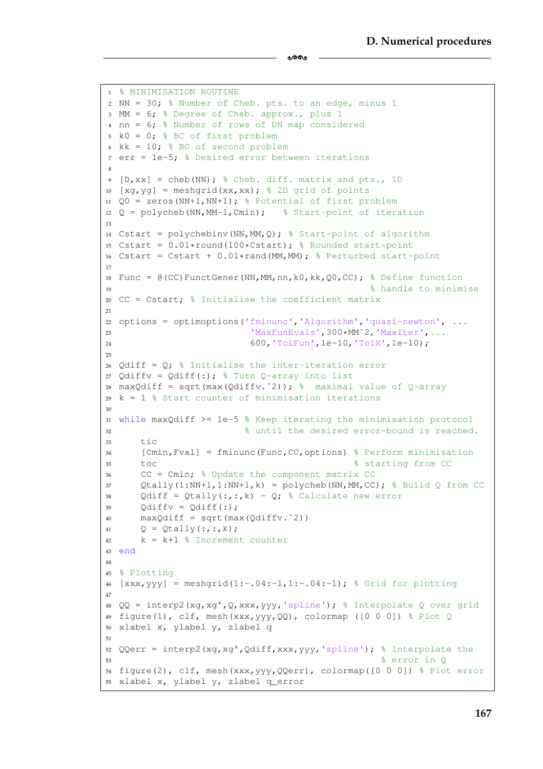```
% MINIMISATION ROUTINE
NN = 30; % Number of Cheb. pts. to an edge, minus 1
MM = 6; % Degree of Cheb. approx., plus 1
nn = 6; % Number of rows of DN map considered
k0 = 0; % BC of first problem
kk = 10; % BC of second problem
err = 1e-5; % Desired error between iterations

[D,xx] = cheb(NN); % Cheb. diff. matrix and pts., 1D
[xg,yg] = meshgrid(xx,xx); % 2D grid of points
Q0 = zeros(NN+1,NN+1); % Potential of first problem
Q = polycheb(NN,MM-1,Cmin);   % Start-point of iteration

Cstart = polychebinv(NN,MM,Q); % Start-point of algorithm
Cstart = 0.01*round(100*Cstart); % Rounded start-point
Cstart = Cstart + 0.01*rand(MM,MM); % Perturbed start-point

Func = @(CC)FunctGener(NN,MM,nn,k0,kk,Q0,CC); % Define function
                                              % handle to minimise
CC = Cstart; % Initialise the coefficient matrix

options = optimoptions('fminunc','Algorithm','quasi-newton', ...
                       'MaxFunEvals',300*MM^2,'MaxIter',...
                       600,'TolFun',1e-10,'TolX',1e-10);

Qdiff = Q; % Initialise the inter-iteration error
Qdiffv = Qdiff(:); % Turn Q-array into list
maxQdiff = sqrt(max(Qdiffv.^2)); %  maximal value of Q-array
k = 1 % Start counter of minimisation iterations

while maxQdiff >= 1e-5 % Keep iterating the minimisation protocol
                       % until the desired error-bound is reached.
    tic
    [Cmin,Fval] = fminunc(Func,CC,options) % Perform minimisation
    toc                                    % starting from CC
    CC = Cmin; % Update the component matrix CC
    Qtally(1:NN+1,1:NN+1,k) = polycheb(NN,MM,CC); % Build Q from CC
    Qdiff = Qtally(:,:,k) - Q; % Calculate new error
    Qdiffv = Qdiff(:);
    maxQdiff = sqrt(max(Qdiffv.^2))
    Q = Qtally(:,:,k);
    k = k+1 % Increment counter
end

% Plotting
[xxx,yyy] = meshgrid(1:-.04:-1,1:-.04:-1); % Grid for plotting

QQ = interp2(xg,xg',Q,xxx,yyy,'spline'); % Interpolate Q over grid
figure(1), clf, mesh(xxx,yyy,QQ), colormap ([0 0 0]) % Plot Q
xlabel x, ylabel y, zlabel q

QQerr = interp2(xg,xg',Qdiff,xxx,yyy,'spline'); % Interpolate the
                                                 % error in Q
figure(2), clf, mesh(xxx,yyy,QQerr), colormap([0 0 0]) % Plot error
xlabel x, ylabel y, zlabel q_error
```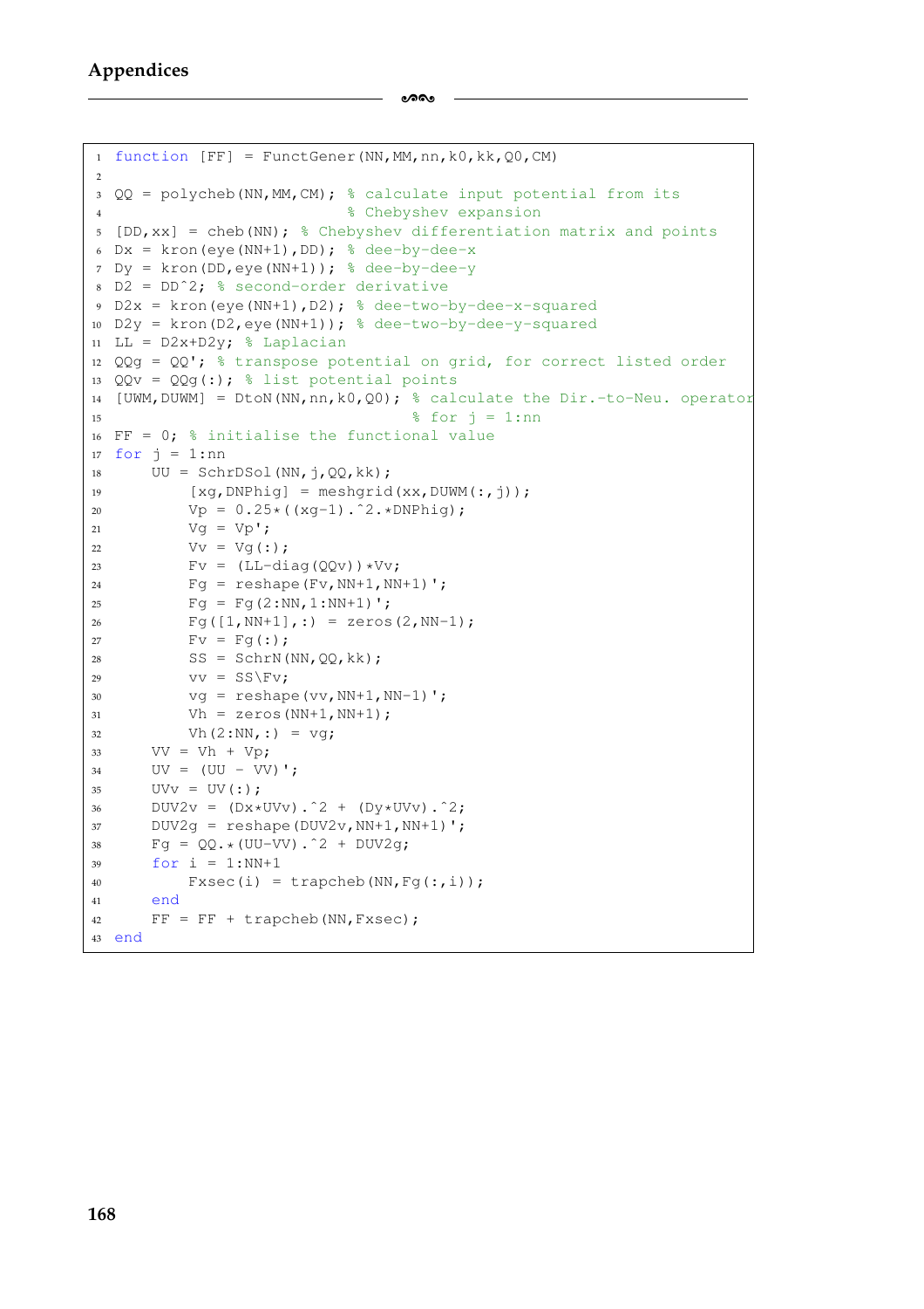```
function [FF] = FunctGener(NN,MM,nn,k0,kk,Q0,CM)

QQ = polycheb(NN,MM,CM); % calculate input potential from its
                         % Chebyshev expansion
[DD,xx] = cheb(NN); % Chebyshev differentiation matrix and points
Dx = kron(eye(NN+1),DD); % dee-by-dee-x
Dy = kron(DD,eye(NN+1)); % dee-by-dee-y
D2 = DD^2; % second-order derivative
D2x = kron(eye(NN+1),D2); % dee-two-by-dee-x-squared
D2y = kron(D2,eye(NN+1)); % dee-two-by-dee-y-squared
LL = D2x+D2y; % Laplacian
QQg = QQ'; % transpose potential on grid, for correct listed order
QQv = QQg(:); % list potential points
[UWM,DUWM] = DtoN(NN,nn,k0,Q0); % calculate the Dir.-to-Neu. operator
                                 % for j = 1:nn
FF = 0; % initialise the functional value
for j = 1:nn
    UU = SchrDSol(NN,j,QQ,kk);
        [xg,DNPhig] = meshgrid(xx,DUWM(:,j));
        Vp = 0.25*((xg-1).^2.*DNPhig);
        Vg = Vp';
        Vv = Vg(:);
        Fv = (LL-diag(QQv))*Vv;
        Fg = reshape(Fv,NN+1,NN+1)';
        Fg = Fg(2:NN,1:NN+1)';
        Fg([1,NN+1],:) = zeros(2,NN-1);
        Fv = Fg(:);
        SS = SchrN(NN,QQ,kk);
        vv = SS\Fv;
        vg = reshape(vv,NN+1,NN-1)';
        Vh = zeros(NN+1,NN+1);
        Vh(2:NN,:) = vg;
    VV = Vh + Vp;
    UV = (UU - VV)';
    UVv = UV(:);
    DUV2v = (Dx*UVv).^2 + (Dy*UVv).^2;
    DUV2g = reshape(DUV2v,NN+1,NN+1)';
    Fg = QQ.*(UU-VV).^2 + DUV2g;
    for i = 1:NN+1
        Fxsec(i) = trapcheb(NN,Fg(:,i));
    end
    FF = FF + trapcheb(NN,Fxsec);
end
```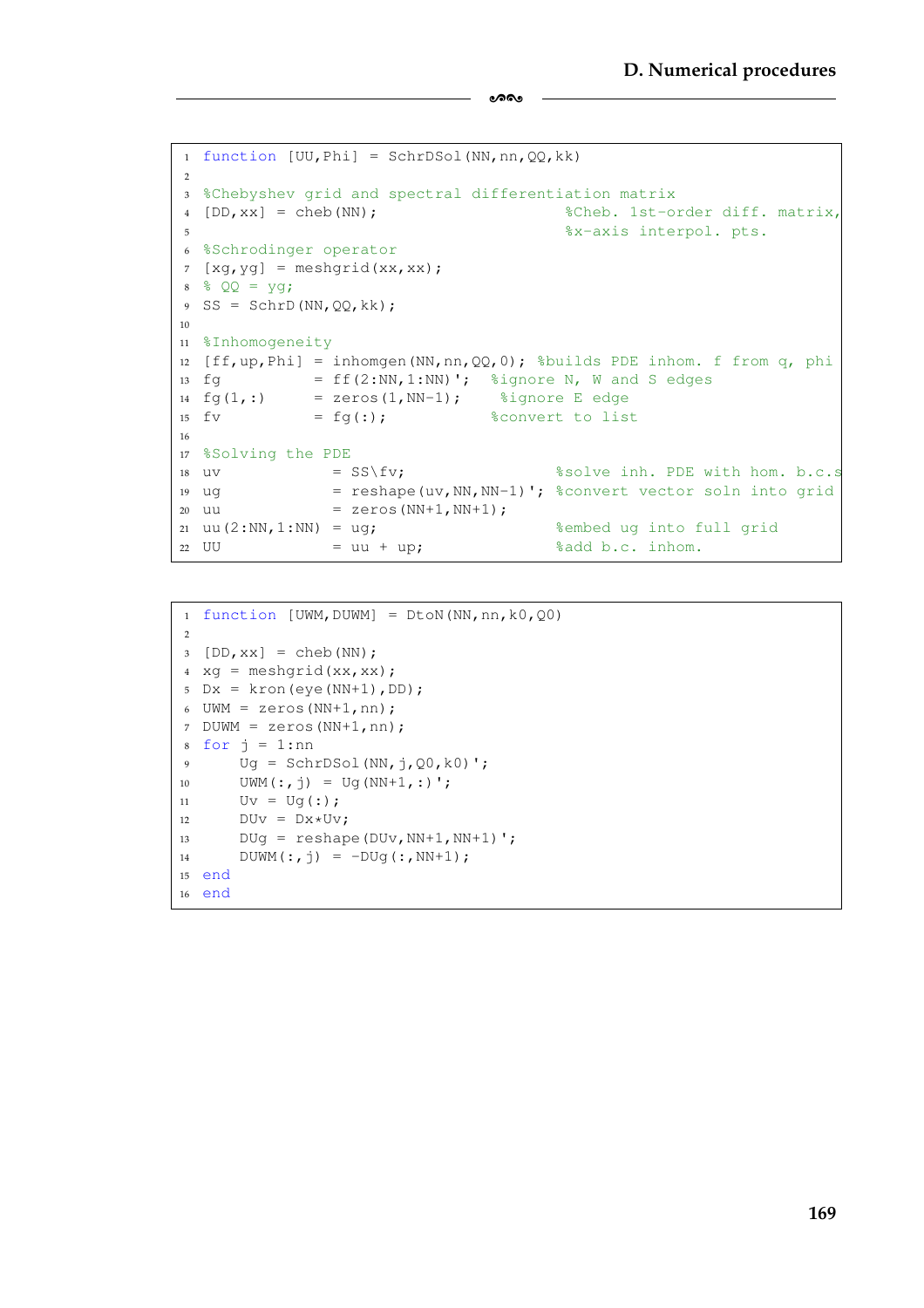```
function [UU,Phi] = SchrDSol(NN,nn,QQ,kk)

%Chebyshev grid and spectral differentiation matrix
[DD,xx] = cheb(NN);                     %Cheb. 1st-order diff. matrix,
                                        %x-axis interpol. pts.
%Schrodinger operator
[xg,yg] = meshgrid(xx,xx);
% QQ = yg;
SS = SchrD(NN,QQ,kk);

%Inhomogeneity
[ff,up,Phi] = inhomgen(NN,nn,QQ,0); %builds PDE inhom. f from q, phi
fg          = ff(2:NN,1:NN)';    %ignore N, W and S edges
fg(1,:)     = zeros(1,NN-1);      %ignore E edge
fv          = fg(:);             %convert to list

%Solving the PDE
uv             = SS\fv;               %solve inh. PDE with hom. b.c.s
ug             = reshape(uv,NN,NN-1)'; %convert vector soln into grid
uu             = zeros(NN+1,NN+1);
uu(2:NN,1:NN) = ug;                   %embed ug into full grid
UU             = uu + up;             %add b.c. inhom.
```

```
function [UWM,DUWM] = DtoN(NN,nn,k0,Q0)

[DD,xx] = cheb(NN);
xg = meshgrid(xx,xx);
Dx = kron(eye(NN+1),DD);
UWM = zeros(NN+1,nn);
DUWM = zeros(NN+1,nn);
for j = 1:nn
    Ug = SchrDSol(NN,j,Q0,k0)';
    UWM(:,j) = Ug(NN+1,:)';
    Uv = Ug(:);
    DUv = Dx*Uv;
    DUg = reshape(DUv,NN+1,NN+1)';
    DUWM(:,j) = -DUg(:,NN+1);
end
end
```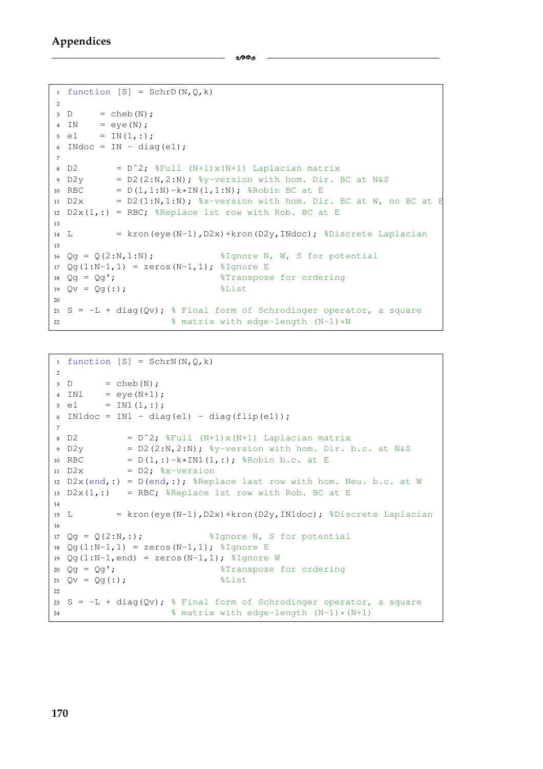```
function [S] = SchrD(N,Q,k)

D      = cheb(N);
IN     = eye(N);
e1     = IN(1,:);
INdoc = IN - diag(e1);

D2        = D^2; %Full (N+1)x(N+1) Laplacian matrix
D2y       = D2(2:N,2:N); %y-version with hom. Dir. BC at N&S
RBC       = D(1,1:N)-k*IN(1,1:N); %Robin BC at E
D2x       = D2(1:N,1:N); %x-version with hom. Dir. BC at W, no BC at E
D2x(1,:) = RBC; %Replace 1st row with Rob. BC at E

L         = kron(eye(N-1),D2x)+kron(D2y,INdoc); %Discrete Laplacian

Qg = Q(2:N,1:N);              %Ignore N, W, S for potential
Qg(1:N-1,1) = zeros(N-1,1); %Ignore E
Qg = Qg';                     %Transpose for ordering
Qv = Qg(:);                   %List

S = -L + diag(Qv); % Final form of Schrodinger operator, a square
                   % matrix with edge-length (N-1)*N
```

```
function [S] = SchrN(N,Q,k)

D       = cheb(N);
IN1     = eye(N+1);
e1      = IN1(1,:);
IN1doc = IN1 - diag(e1) - diag(flip(e1));

D2          = D^2; %Full (N+1)x(N+1) Laplacian matrix
D2y         = D2(2:N,2:N); %y-version with hom. Dir. b.c. at N&S
RBC         = D(1,:)-k*IN1(1,:); %Robin b.c. at E
D2x         = D2; %x-version
D2x(end,:) = D(end,:); %Replace last row with hom. Neu. b.c. at W
D2x(1,:)    = RBC; %Replace 1st row with Rob. BC at E

L         = kron(eye(N-1),D2x)+kron(D2y,IN1doc); %Discrete Laplacian

Qg = Q(2:N,:);              %Ignore N, S for potential
Qg(1:N-1,1) = zeros(N-1,1); %Ignore E
Qg(1:N-1,end) = zeros(N-1,1); %Ignore W
Qg = Qg';                     %Transpose for ordering
Qv = Qg(:);                   %List

S = -L + diag(Qv); % Final form of Schrodinger operator, a square
                   % matrix with edge-length (N-1)*(N+1)
```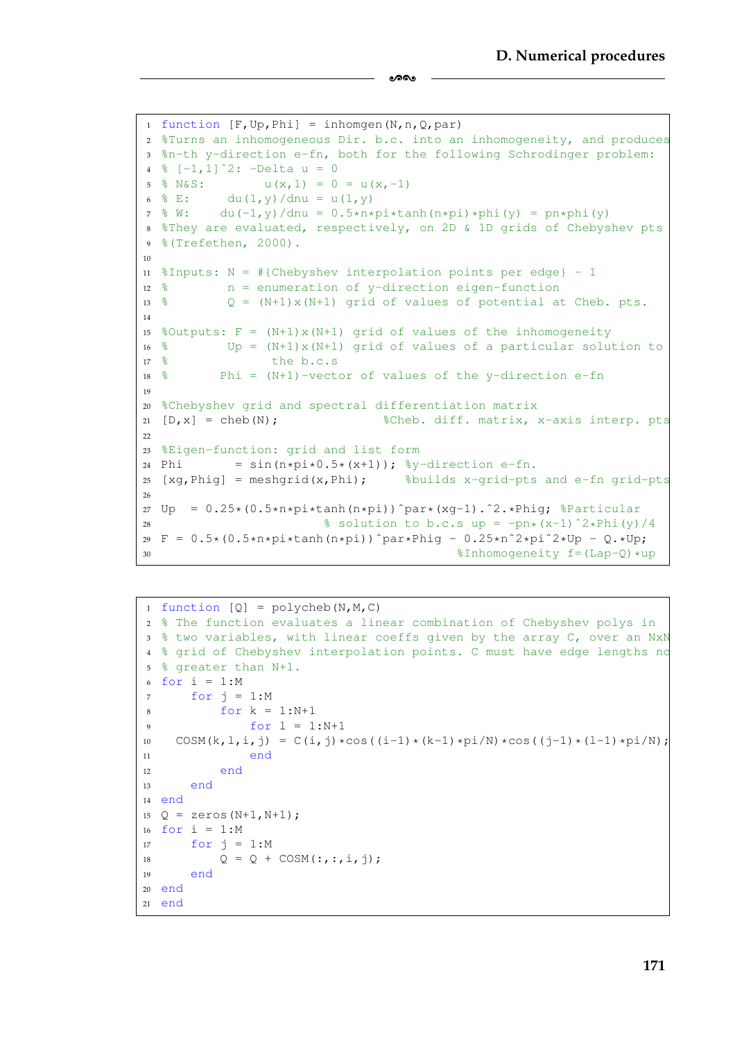```matlab
function [F,Up,Phi] = inhomgen(N,n,Q,par)
%Turns an inhomogeneous Dir. b.c. into an inhomogeneity, and produces
%n-th y-direction e-fn, both for the following Schrodinger problem:
% [-1,1]^2: -Delta u = 0
% N&S:          u(x,1)  = 0 = u(x,-1)
% E:      du(1,y)/dnu = u(1,y)
% W:    du(-1,y)/dnu = 0.5*n*pi*tanh(n*pi)*phi(y)  = pn*phi(y)
%They are evaluated, respectively, on 2D & 1D grids of Chebyshev pts
%(Trefethen, 2000).

%Inputs: N = #{Chebyshev interpolation points per edge} - 1
%         n = enumeration of y-direction eigen-function
%         Q = (N+1)x(N+1) grid of values of potential at Cheb. pts.

%Outputs: F = (N+1)x(N+1) grid of values of the inhomogeneity
%         Up = (N+1)x(N+1) grid of values of a particular solution to
%              the b.c.s
%        Phi = (N+1)-vector of values of the y-direction e-fn

%Chebyshev grid and spectral differentiation matrix
[D,x] = cheb(N);              %Cheb. diff. matrix, x-axis interp. pts

%Eigen-function: grid and list form
Phi       = sin(n*pi*0.5*(x+1)); %y-direction e-fn.
[xg,Phig] = meshgrid(x,Phi);     %builds x-grid-pts and e-fn grid-pts

Up   = 0.25*(0.5*n*pi*tanh(n*pi))^par*(xg-1).^2.*Phig; %Particular
                              % solution to b.c.s up = -pn*(x-1)^2*Phi(y)/4
F = 0.5*(0.5*n*pi*tanh(n*pi))^par*Phig - 0.25*n^2*pi^2*Up - Q.*Up;
                                                %Inhomogeneity f=(Lap-Q)*up
```

```matlab
function [Q] = polycheb(N,M,C)
% The function evaluates a linear combination of Chebyshev polys in
% two variables, with linear coeffs given by the array C, over an NxN
% grid of Chebyshev interpolation points. C must have edge lengths no
% greater than N+1.
for i = 1:M
    for j = 1:M
        for k = 1:N+1
            for l = 1:N+1
  COSM(k,l,i,j) = C(i,j)*cos((i-1)*(k-1)*pi/N)*cos((j-1)*(l-1)*pi/N);
            end
        end
    end
end
Q = zeros(N+1,N+1);
for i = 1:M
    for j = 1:M
        Q = Q + COSM(:,:,i,j);
    end
end
end
```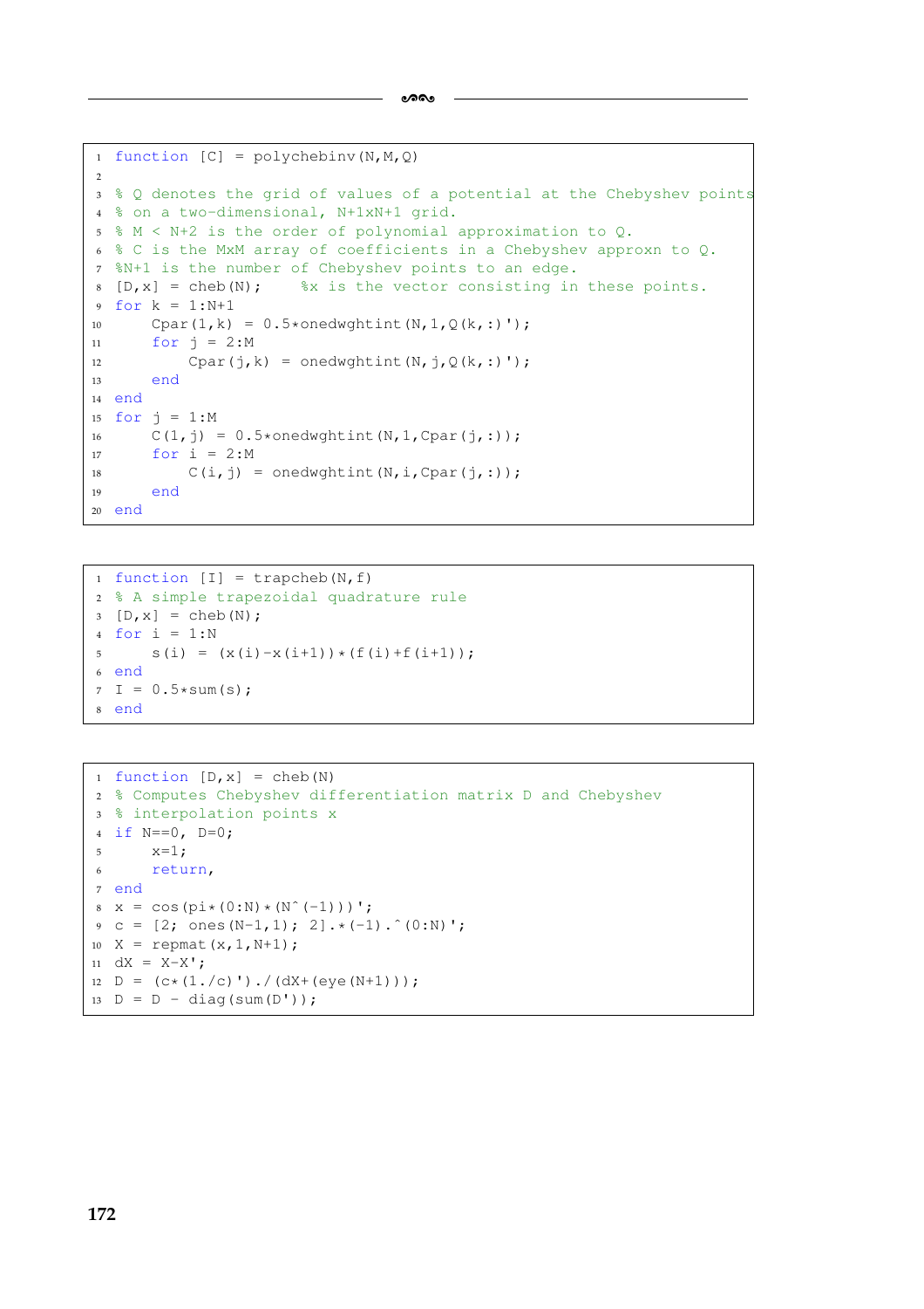```
function [C] = polychebinv(N,M,Q)

% Q denotes the grid of values of a potential at the Chebyshev points
% on a two-dimensional, N+1xN+1 grid.
% M < N+2 is the order of polynomial approximation to Q.
% C is the MxM array of coefficients in a Chebyshev approxn to Q.
%N+1 is the number of Chebyshev points to an edge.
[D,x] = cheb(N);    %x is the vector consisting in these points.
for k = 1:N+1
    Cpar(1,k) = 0.5*onedwghtint(N,1,Q(k,:)');
    for j = 2:M
        Cpar(j,k) = onedwghtint(N,j,Q(k,:)');
    end
end
for j = 1:M
    C(1,j) = 0.5*onedwghtint(N,1,Cpar(j,:));
    for i = 2:M
        C(i,j) = onedwghtint(N,i,Cpar(j,:));
    end
end
```

```
function [I] = trapcheb(N,f)
% A simple trapezoidal quadrature rule
[D,x] = cheb(N);
for i = 1:N
    s(i) = (x(i)-x(i+1))*(f(i)+f(i+1));
end
I = 0.5*sum(s);
end
```

```
function [D,x] = cheb(N)
% Computes Chebyshev differentiation matrix D and Chebyshev
% interpolation points x
if N==0, D=0;
    x=1;
    return,
end
x = cos(pi*(0:N)*(N^(-1)))';
c = [2; ones(N-1,1); 2].*(-1).^(0:N)';
X = repmat(x,1,N+1);
dX = X-X';
D = (c*(1./c)')./(dX+(eye(N+1)));
D = D - diag(sum(D'));
```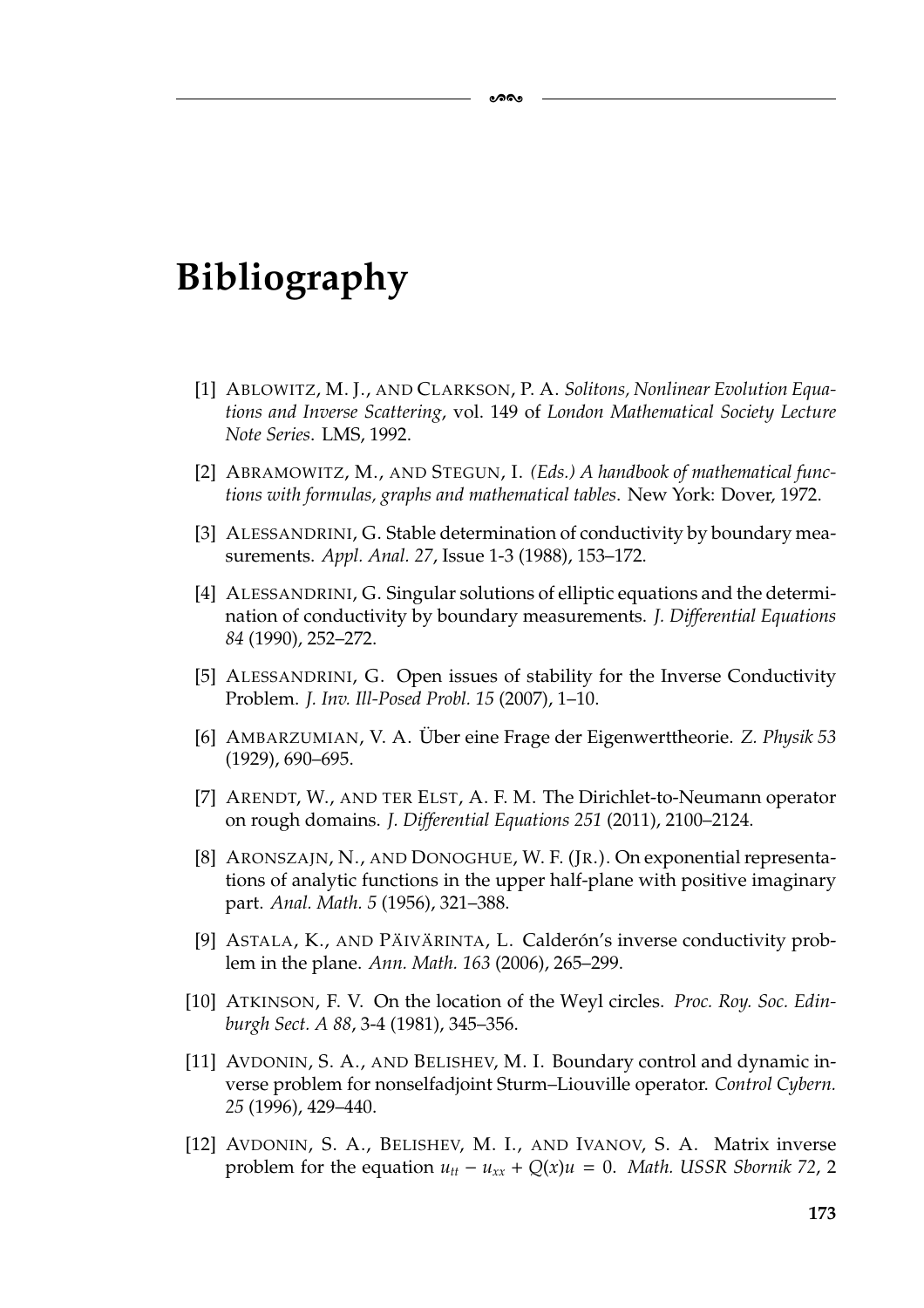# Bibliography

[1] Ablowitz, M. J., and Clarkson, P. A. *Solitons, Nonlinear Evolution Equations and Inverse Scattering*, vol. 149 of *London Mathematical Society Lecture Note Series*. LMS, 1992.

[2] Abramowitz, M., and Stegun, I. *(Eds.) A handbook of mathematical functions with formulas, graphs and mathematical tables*. New York: Dover, 1972.

[3] Alessandrini, G. Stable determination of conductivity by boundary measurements. *Appl. Anal. 27*, Issue 1-3 (1988), 153–172.

[4] Alessandrini, G. Singular solutions of elliptic equations and the determination of conductivity by boundary measurements. *J. Differential Equations 84* (1990), 252–272.

[5] Alessandrini, G. Open issues of stability for the Inverse Conductivity Problem. *J. Inv. Ill-Posed Probl. 15* (2007), 1–10.

[6] Ambarzumian, V. A. Über eine Frage der Eigenwerttheorie. *Z. Physik 53* (1929), 690–695.

[7] Arendt, W., and ter Elst, A. F. M. The Dirichlet-to-Neumann operator on rough domains. *J. Differential Equations 251* (2011), 2100–2124.

[8] Aronszajn, N., and Donoghue, W. F. (Jr.). On exponential representations of analytic functions in the upper half-plane with positive imaginary part. *Anal. Math. 5* (1956), 321–388.

[9] Astala, K., and Päivärinta, L. Calderón's inverse conductivity problem in the plane. *Ann. Math. 163* (2006), 265–299.

[10] Atkinson, F. V. On the location of the Weyl circles. *Proc. Roy. Soc. Edinburgh Sect. A 88*, 3-4 (1981), 345–356.

[11] Avdonin, S. A., and Belishev, M. I. Boundary control and dynamic inverse problem for nonselfadjoint Sturm–Liouville operator. *Control Cybern. 25* (1996), 429–440.

[12] Avdonin, S. A., Belishev, M. I., and Ivanov, S. A. Matrix inverse problem for the equation $u_{tt} - u_{xx} + Q(x)u = 0$. *Math. USSR Sbornik 72*, 2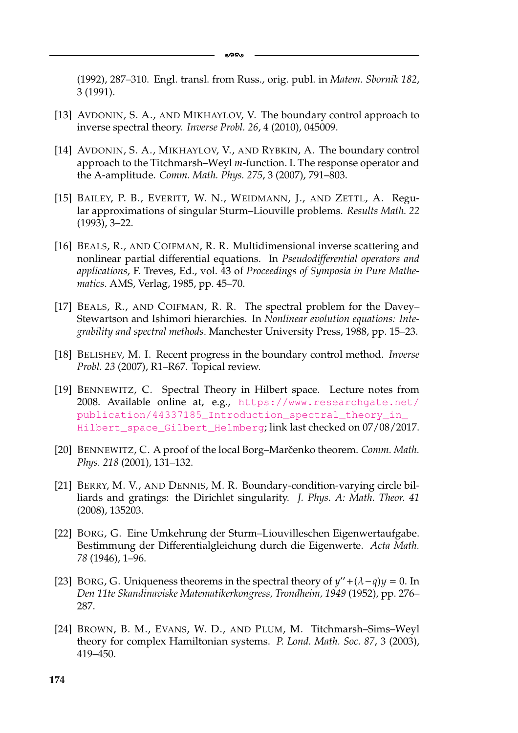(1992), 287–310. Engl. transl. from Russ., orig. publ. in *Matem. Sbornik 182*, 3 (1991).

[13] Avdonin, S. A., and Mikhaylov, V. The boundary control approach to inverse spectral theory. *Inverse Probl. 26*, 4 (2010), 045009.

[14] Avdonin, S. A., Mikhaylov, V., and Rybkin, A. The boundary control approach to the Titchmarsh–Weyl $m$-function. I. The response operator and the A-amplitude. *Comm. Math. Phys. 275*, 3 (2007), 791–803.

[15] Bailey, P. B., Everitt, W. N., Weidmann, J., and Zettl, A. Regular approximations of singular Sturm–Liouville problems. *Results Math. 22* (1993), 3–22.

[16] Beals, R., and Coifman, R. R. Multidimensional inverse scattering and nonlinear partial differential equations. In *Pseudodifferential operators and applications*, F. Treves, Ed., vol. 43 of *Proceedings of Symposia in Pure Mathematics*. AMS, Verlag, 1985, pp. 45–70.

[17] Beals, R., and Coifman, R. R. The spectral problem for the Davey–Stewartson and Ishimori hierarchies. In *Nonlinear evolution equations: Integrability and spectral methods*. Manchester University Press, 1988, pp. 15–23.

[18] Belishev, M. I. Recent progress in the boundary control method. *Inverse Probl. 23* (2007), R1–R67. Topical review.

[19] Bennewitz, C. Spectral Theory in Hilbert space. Lecture notes from 2008. Available online at, e.g., https://www.researchgate.net/publication/44337185_Introduction_spectral_theory_in_Hilbert_space_Gilbert_Helmberg; link last checked on 07/08/2017.

[20] Bennewitz, C. A proof of the local Borg–Marčenko theorem. *Comm. Math. Phys. 218* (2001), 131–132.

[21] Berry, M. V., and Dennis, M. R. Boundary-condition-varying circle billiards and gratings: the Dirichlet singularity. *J. Phys. A: Math. Theor. 41* (2008), 135203.

[22] Borg, G. Eine Umkehrung der Sturm–Liouvilleschen Eigenwertaufgabe. Bestimmung der Differentialgleichung durch die Eigenwerte. *Acta Math. 78* (1946), 1–96.

[23] Borg, G. Uniqueness theorems in the spectral theory of $y''+(\lambda-q)y=0$. In *Den 11te Skandinaviske Matematikerkongress, Trondheim, 1949* (1952), pp. 276–287.

[24] Brown, B. M., Evans, W. D., and Plum, M. Titchmarsh–Sims–Weyl theory for complex Hamiltonian systems. *P. Lond. Math. Soc. 87*, 3 (2003), 419–450.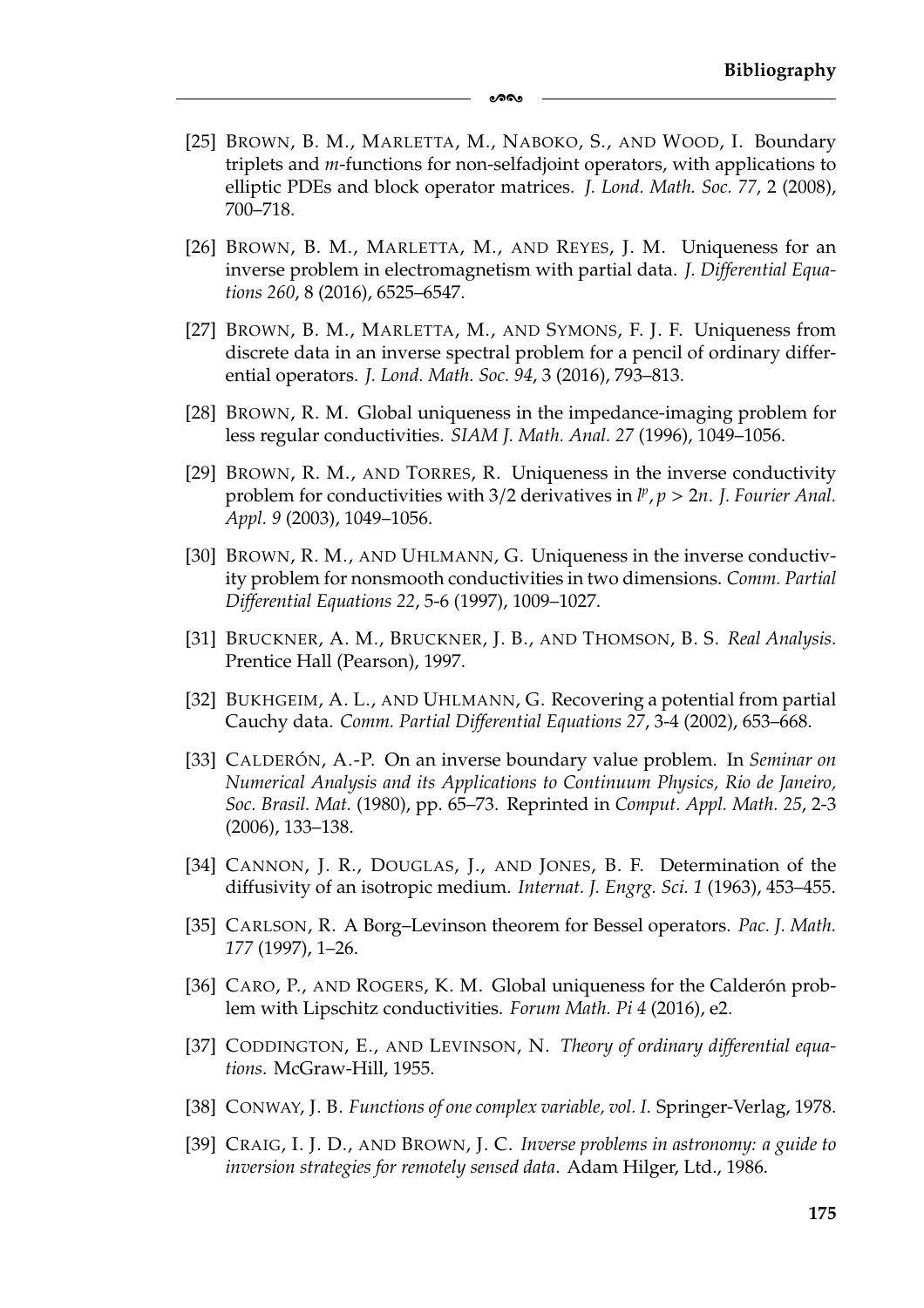[25] Brown, B. M., Marletta, M., Naboko, S., and Wood, I. Boundary triplets and $m$-functions for non-selfadjoint operators, with applications to elliptic PDEs and block operator matrices. *J. Lond. Math. Soc. 77*, 2 (2008), 700–718.

[26] Brown, B. M., Marletta, M., and Reyes, J. M. Uniqueness for an inverse problem in electromagnetism with partial data. *J. Differential Equations 260*, 8 (2016), 6525–6547.

[27] Brown, B. M., Marletta, M., and Symons, F. J. F. Uniqueness from discrete data in an inverse spectral problem for a pencil of ordinary differential operators. *J. Lond. Math. Soc. 94*, 3 (2016), 793–813.

[28] Brown, R. M. Global uniqueness in the impedance-imaging problem for less regular conductivities. *SIAM J. Math. Anal. 27* (1996), 1049–1056.

[29] Brown, R. M., and Torres, R. Uniqueness in the inverse conductivity problem for conductivities with 3/2 derivatives in $l^p, p > 2n$. *J. Fourier Anal. Appl. 9* (2003), 1049–1056.

[30] Brown, R. M., and Uhlmann, G. Uniqueness in the inverse conductivity problem for nonsmooth conductivities in two dimensions. *Comm. Partial Differential Equations 22*, 5-6 (1997), 1009–1027.

[31] Bruckner, A. M., Bruckner, J. B., and Thomson, B. S. *Real Analysis*. Prentice Hall (Pearson), 1997.

[32] Bukhgeim, A. L., and Uhlmann, G. Recovering a potential from partial Cauchy data. *Comm. Partial Differential Equations 27*, 3-4 (2002), 653–668.

[33] Calderón, A.-P. On an inverse boundary value problem. In *Seminar on Numerical Analysis and its Applications to Continuum Physics, Rio de Janeiro, Soc. Brasil. Mat.* (1980), pp. 65–73. Reprinted in *Comput. Appl. Math. 25*, 2-3 (2006), 133–138.

[34] Cannon, J. R., Douglas, J., and Jones, B. F. Determination of the diffusivity of an isotropic medium. *Internat. J. Engrg. Sci. 1* (1963), 453–455.

[35] Carlson, R. A Borg–Levinson theorem for Bessel operators. *Pac. J. Math. 177* (1997), 1–26.

[36] Caro, P., and Rogers, K. M. Global uniqueness for the Calderón problem with Lipschitz conductivities. *Forum Math. Pi 4* (2016), e2.

[37] Coddington, E., and Levinson, N. *Theory of ordinary differential equations*. McGraw-Hill, 1955.

[38] Conway, J. B. *Functions of one complex variable, vol. I*. Springer-Verlag, 1978.

[39] Craig, I. J. D., and Brown, J. C. *Inverse problems in astronomy: a guide to inversion strategies for remotely sensed data*. Adam Hilger, Ltd., 1986.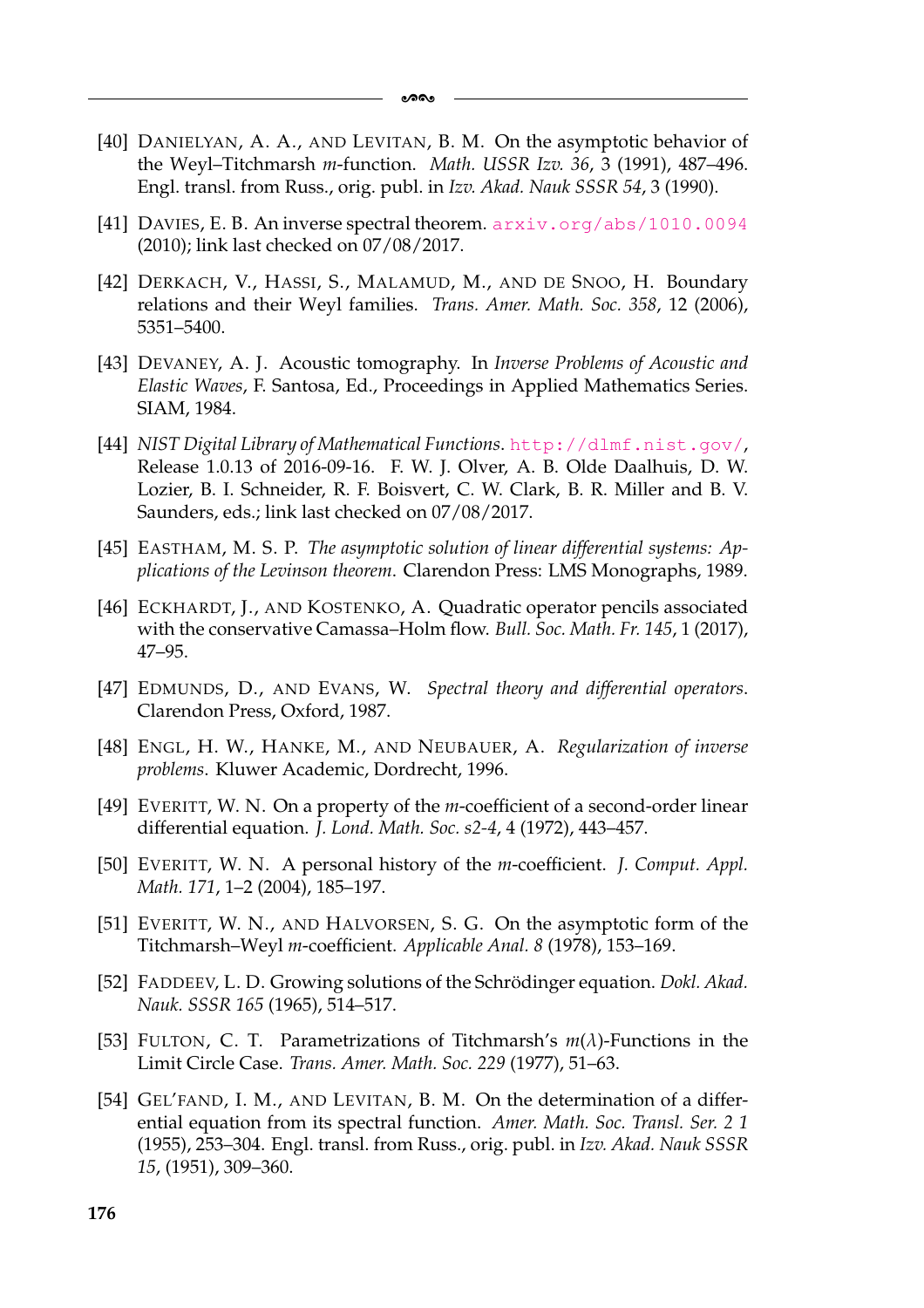[40] Danielyan, A. A., and Levitan, B. M. On the asymptotic behavior of the Weyl–Titchmarsh $m$-function. *Math. USSR Izv. 36*, 3 (1991), 487–496. Engl. transl. from Russ., orig. publ. in *Izv. Akad. Nauk SSSR 54*, 3 (1990).

[41] Davies, E. B. An inverse spectral theorem. arxiv.org/abs/1010.0094 (2010); link last checked on 07/08/2017.

[42] Derkach, V., Hassi, S., Malamud, M., and de Snoo, H. Boundary relations and their Weyl families. *Trans. Amer. Math. Soc. 358*, 12 (2006), 5351–5400.

[43] Devaney, A. J. Acoustic tomography. In *Inverse Problems of Acoustic and Elastic Waves*, F. Santosa, Ed., Proceedings in Applied Mathematics Series. SIAM, 1984.

[44] *NIST Digital Library of Mathematical Functions*. http://dlmf.nist.gov/, Release 1.0.13 of 2016-09-16. F. W. J. Olver, A. B. Olde Daalhuis, D. W. Lozier, B. I. Schneider, R. F. Boisvert, C. W. Clark, B. R. Miller and B. V. Saunders, eds.; link last checked on 07/08/2017.

[45] Eastham, M. S. P. *The asymptotic solution of linear differential systems: Applications of the Levinson theorem*. Clarendon Press: LMS Monographs, 1989.

[46] Eckhardt, J., and Kostenko, A. Quadratic operator pencils associated with the conservative Camassa–Holm flow. *Bull. Soc. Math. Fr. 145*, 1 (2017), 47–95.

[47] Edmunds, D., and Evans, W. *Spectral theory and differential operators*. Clarendon Press, Oxford, 1987.

[48] Engl, H. W., Hanke, M., and Neubauer, A. *Regularization of inverse problems*. Kluwer Academic, Dordrecht, 1996.

[49] Everitt, W. N. On a property of the $m$-coefficient of a second-order linear differential equation. *J. Lond. Math. Soc. s2-4*, 4 (1972), 443–457.

[50] Everitt, W. N. A personal history of the $m$-coefficient. *J. Comput. Appl. Math. 171*, 1–2 (2004), 185–197.

[51] Everitt, W. N., and Halvorsen, S. G. On the asymptotic form of the Titchmarsh–Weyl $m$-coefficient. *Applicable Anal. 8* (1978), 153–169.

[52] Faddeev, L. D. Growing solutions of the Schrödinger equation. *Dokl. Akad. Nauk. SSSR 165* (1965), 514–517.

[53] Fulton, C. T. Parametrizations of Titchmarsh's $m(\lambda)$-Functions in the Limit Circle Case. *Trans. Amer. Math. Soc. 229* (1977), 51–63.

[54] Gel'fand, I. M., and Levitan, B. M. On the determination of a differential equation from its spectral function. *Amer. Math. Soc. Transl. Ser. 2 1* (1955), 253–304. Engl. transl. from Russ., orig. publ. in *Izv. Akad. Nauk SSSR 15*, (1951), 309–360.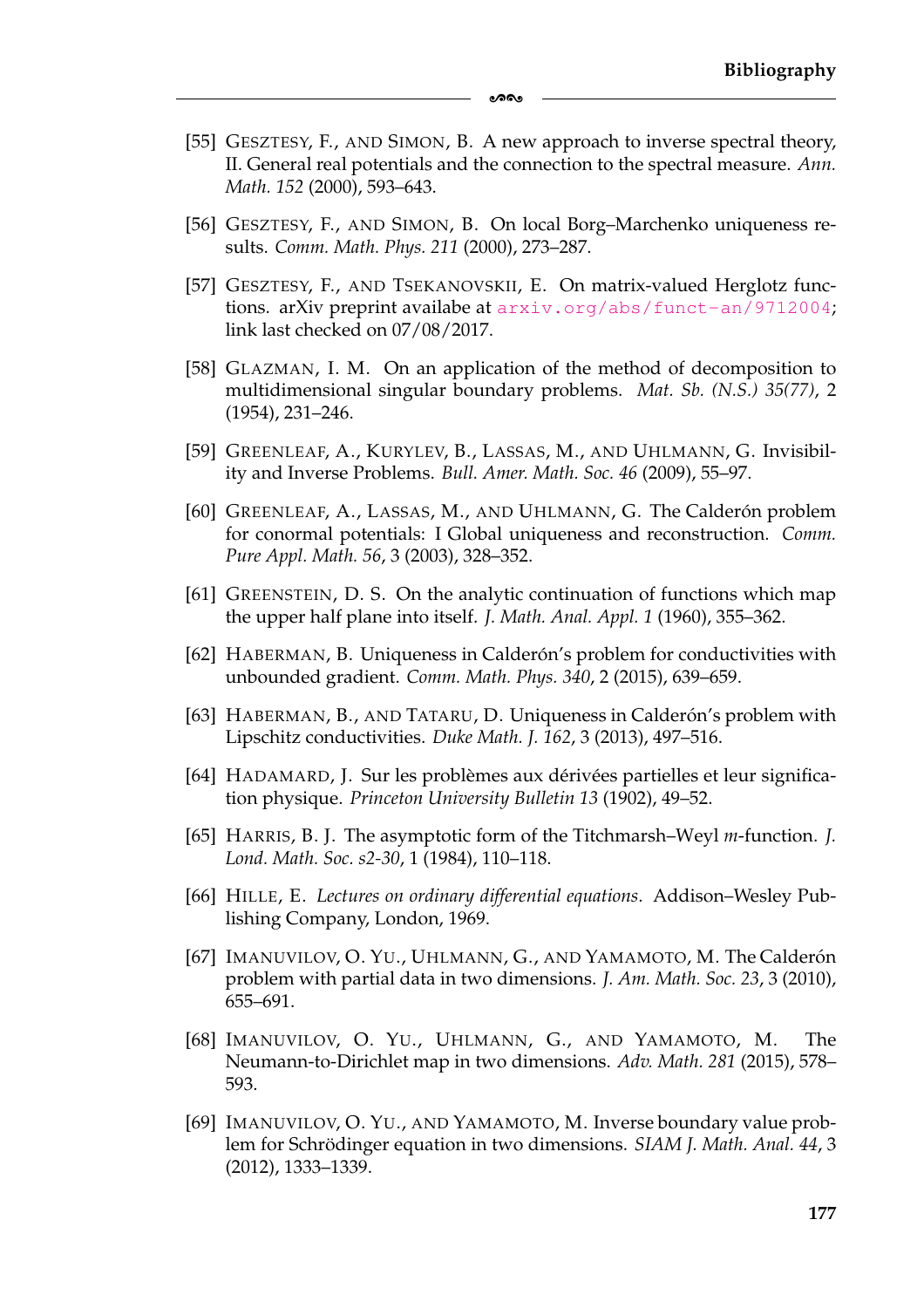[55] Gesztesy, F., and Simon, B. A new approach to inverse spectral theory, II. General real potentials and the connection to the spectral measure. *Ann. Math. 152* (2000), 593–643.

[56] Gesztesy, F., and Simon, B. On local Borg–Marchenko uniqueness results. *Comm. Math. Phys. 211* (2000), 273–287.

[57] Gesztesy, F., and Tsekanovskii, E. On matrix-valued Herglotz functions. arXiv preprint availabe at arxiv.org/abs/funct-an/9712004; link last checked on 07/08/2017.

[58] Glazman, I. M. On an application of the method of decomposition to multidimensional singular boundary problems. *Mat. Sb. (N.S.) 35(77)*, 2 (1954), 231–246.

[59] Greenleaf, A., Kurylev, B., Lassas, M., and Uhlmann, G. Invisibility and Inverse Problems. *Bull. Amer. Math. Soc. 46* (2009), 55–97.

[60] Greenleaf, A., Lassas, M., and Uhlmann, G. The Calderón problem for conormal potentials: I Global uniqueness and reconstruction. *Comm. Pure Appl. Math. 56*, 3 (2003), 328–352.

[61] Greenstein, D. S. On the analytic continuation of functions which map the upper half plane into itself. *J. Math. Anal. Appl. 1* (1960), 355–362.

[62] Haberman, B. Uniqueness in Calderón's problem for conductivities with unbounded gradient. *Comm. Math. Phys. 340*, 2 (2015), 639–659.

[63] Haberman, B., and Tataru, D. Uniqueness in Calderón's problem with Lipschitz conductivities. *Duke Math. J. 162*, 3 (2013), 497–516.

[64] Hadamard, J. Sur les problèmes aux dérivées partielles et leur signification physique. *Princeton University Bulletin 13* (1902), 49–52.

[65] Harris, B. J. The asymptotic form of the Titchmarsh–Weyl $m$-function. *J. Lond. Math. Soc. s2-30*, 1 (1984), 110–118.

[66] Hille, E. *Lectures on ordinary differential equations*. Addison–Wesley Publishing Company, London, 1969.

[67] Imanuvilov, O. Yu., Uhlmann, G., and Yamamoto, M. The Calderón problem with partial data in two dimensions. *J. Am. Math. Soc. 23*, 3 (2010), 655–691.

[68] Imanuvilov, O. Yu., Uhlmann, G., and Yamamoto, M. The Neumann-to-Dirichlet map in two dimensions. *Adv. Math. 281* (2015), 578–593.

[69] Imanuvilov, O. Yu., and Yamamoto, M. Inverse boundary value problem for Schrödinger equation in two dimensions. *SIAM J. Math. Anal. 44*, 3 (2012), 1333–1339.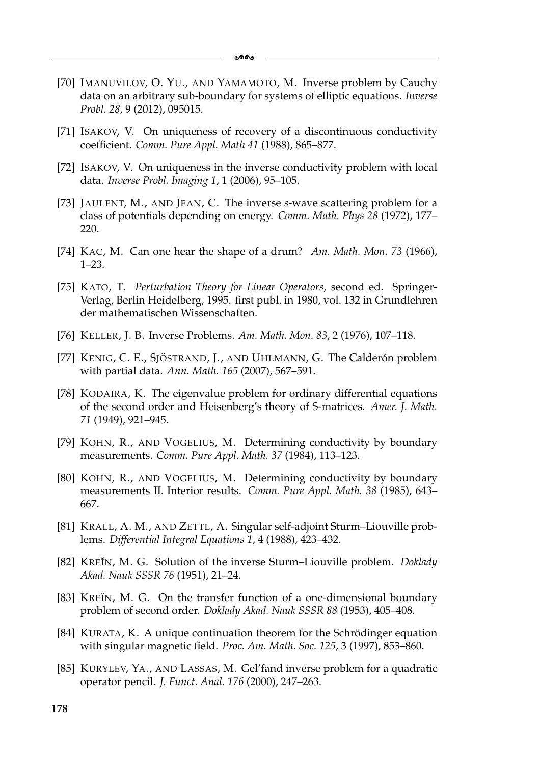[70] Imanuvilov, O. Yu., and Yamamoto, M. Inverse problem by Cauchy data on an arbitrary sub-boundary for systems of elliptic equations. *Inverse Probl. 28*, 9 (2012), 095015.

[71] Isakov, V. On uniqueness of recovery of a discontinuous conductivity coefficient. *Comm. Pure Appl. Math 41* (1988), 865–877.

[72] Isakov, V. On uniqueness in the inverse conductivity problem with local data. *Inverse Probl. Imaging 1*, 1 (2006), 95–105.

[73] Jaulent, M., and Jean, C. The inverse *s*-wave scattering problem for a class of potentials depending on energy. *Comm. Math. Phys 28* (1972), 177–220.

[74] Kac, M. Can one hear the shape of a drum? *Am. Math. Mon. 73* (1966), 1–23.

[75] Kato, T. *Perturbation Theory for Linear Operators*, second ed. Springer-Verlag, Berlin Heidelberg, 1995. first publ. in 1980, vol. 132 in Grundlehren der mathematischen Wissenschaften.

[76] Keller, J. B. Inverse Problems. *Am. Math. Mon. 83*, 2 (1976), 107–118.

[77] Kenig, C. E., Sjöstrand, J., and Uhlmann, G. The Calderón problem with partial data. *Ann. Math. 165* (2007), 567–591.

[78] Kodaira, K. The eigenvalue problem for ordinary differential equations of the second order and Heisenberg's theory of S-matrices. *Amer. J. Math. 71* (1949), 921–945.

[79] Kohn, R., and Vogelius, M. Determining conductivity by boundary measurements. *Comm. Pure Appl. Math. 37* (1984), 113–123.

[80] Kohn, R., and Vogelius, M. Determining conductivity by boundary measurements II. Interior results. *Comm. Pure Appl. Math. 38* (1985), 643–667.

[81] Krall, A. M., and Zettl, A. Singular self-adjoint Sturm–Liouville problems. *Differential Integral Equations 1*, 4 (1988), 423–432.

[82] Kreĭn, M. G. Solution of the inverse Sturm–Liouville problem. *Doklady Akad. Nauk SSSR 76* (1951), 21–24.

[83] Kreĭn, M. G. On the transfer function of a one-dimensional boundary problem of second order. *Doklady Akad. Nauk SSSR 88* (1953), 405–408.

[84] Kurata, K. A unique continuation theorem for the Schrödinger equation with singular magnetic field. *Proc. Am. Math. Soc. 125*, 3 (1997), 853–860.

[85] Kurylev, Ya., and Lassas, M. Gel'fand inverse problem for a quadratic operator pencil. *J. Funct. Anal. 176* (2000), 247–263.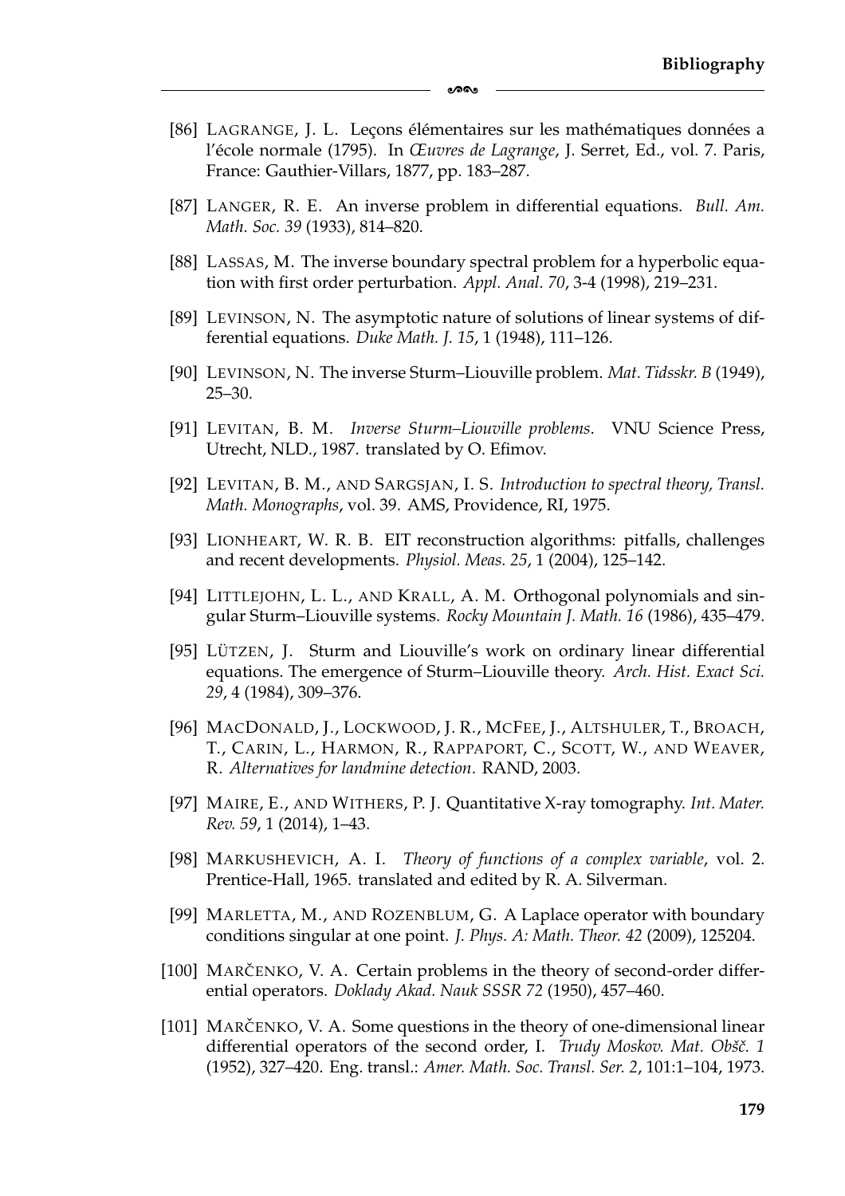[86] Lagrange, J. L. Leçons élémentaires sur les mathématiques données a l'école normale (1795). In *Œuvres de Lagrange*, J. Serret, Ed., vol. 7. Paris, France: Gauthier-Villars, 1877, pp. 183–287.

[87] Langer, R. E. An inverse problem in differential equations. *Bull. Am. Math. Soc. 39* (1933), 814–820.

[88] Lassas, M. The inverse boundary spectral problem for a hyperbolic equation with first order perturbation. *Appl. Anal. 70*, 3-4 (1998), 219–231.

[89] Levinson, N. The asymptotic nature of solutions of linear systems of differential equations. *Duke Math. J. 15*, 1 (1948), 111–126.

[90] Levinson, N. The inverse Sturm–Liouville problem. *Mat. Tidsskr. B* (1949), 25–30.

[91] Levitan, B. M. *Inverse Sturm–Liouville problems*. VNU Science Press, Utrecht, NLD., 1987. translated by O. Efimov.

[92] Levitan, B. M., and Sargsjan, I. S. *Introduction to spectral theory, Transl. Math. Monographs*, vol. 39. AMS, Providence, RI, 1975.

[93] Lionheart, W. R. B. EIT reconstruction algorithms: pitfalls, challenges and recent developments. *Physiol. Meas. 25*, 1 (2004), 125–142.

[94] Littlejohn, L. L., and Krall, A. M. Orthogonal polynomials and singular Sturm–Liouville systems. *Rocky Mountain J. Math. 16* (1986), 435–479.

[95] Lützen, J. Sturm and Liouville's work on ordinary linear differential equations. The emergence of Sturm–Liouville theory. *Arch. Hist. Exact Sci. 29*, 4 (1984), 309–376.

[96] MacDonald, J., Lockwood, J. R., McFee, J., Altshuler, T., Broach, T., Carin, L., Harmon, R., Rappaport, C., Scott, W., and Weaver, R. *Alternatives for landmine detection*. RAND, 2003.

[97] Maire, E., and Withers, P. J. Quantitative X-ray tomography. *Int. Mater. Rev. 59*, 1 (2014), 1–43.

[98] Markushevich, A. I. *Theory of functions of a complex variable*, vol. 2. Prentice-Hall, 1965. translated and edited by R. A. Silverman.

[99] Marletta, M., and Rozenblum, G. A Laplace operator with boundary conditions singular at one point. *J. Phys. A: Math. Theor. 42* (2009), 125204.

[100] Marčenko, V. A. Certain problems in the theory of second-order differential operators. *Doklady Akad. Nauk SSSR 72* (1950), 457–460.

[101] Marčenko, V. A. Some questions in the theory of one-dimensional linear differential operators of the second order, I. *Trudy Moskov. Mat. Obšč. 1* (1952), 327–420. Eng. transl.: *Amer. Math. Soc. Transl. Ser. 2*, 101:1–104, 1973.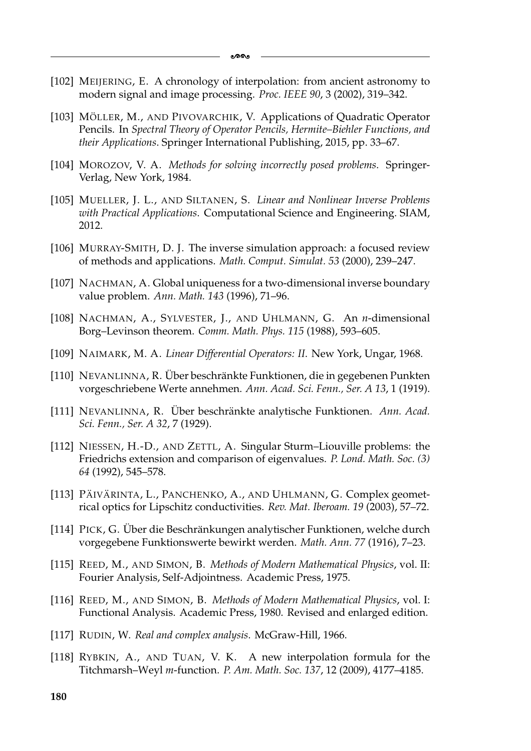[102] MEIJERING, E. A chronology of interpolation: from ancient astronomy to modern signal and image processing. *Proc. IEEE 90*, 3 (2002), 319–342.

[103] MÖLLER, M., AND PIVOVARCHIK, V. Applications of Quadratic Operator Pencils. In *Spectral Theory of Operator Pencils, Hermite–Biehler Functions, and their Applications*. Springer International Publishing, 2015, pp. 33–67.

[104] MOROZOV, V. A. *Methods for solving incorrectly posed problems*. Springer-Verlag, New York, 1984.

[105] MUELLER, J. L., AND SILTANEN, S. *Linear and Nonlinear Inverse Problems with Practical Applications*. Computational Science and Engineering. SIAM, 2012.

[106] MURRAY-SMITH, D. J. The inverse simulation approach: a focused review of methods and applications. *Math. Comput. Simulat. 53* (2000), 239–247.

[107] NACHMAN, A. Global uniqueness for a two-dimensional inverse boundary value problem. *Ann. Math. 143* (1996), 71–96.

[108] NACHMAN, A., SYLVESTER, J., AND UHLMANN, G. An *n*-dimensional Borg–Levinson theorem. *Comm. Math. Phys. 115* (1988), 593–605.

[109] NAIMARK, M. A. *Linear Differential Operators: II*. New York, Ungar, 1968.

[110] NEVANLINNA, R. Über beschränkte Funktionen, die in gegebenen Punkten vorgeschriebene Werte annehmen. *Ann. Acad. Sci. Fenn., Ser. A 13*, 1 (1919).

[111] NEVANLINNA, R. Über beschränkte analytische Funktionen. *Ann. Acad. Sci. Fenn., Ser. A 32*, 7 (1929).

[112] NIESSEN, H.-D., AND ZETTL, A. Singular Sturm–Liouville problems: the Friedrichs extension and comparison of eigenvalues. *P. Lond. Math. Soc. (3) 64* (1992), 545–578.

[113] PÄIVÄRINTA, L., PANCHENKO, A., AND UHLMANN, G. Complex geometrical optics for Lipschitz conductivities. *Rev. Mat. Iberoam. 19* (2003), 57–72.

[114] PICK, G. Über die Beschränkungen analytischer Funktionen, welche durch vorgegebene Funktionswerte bewirkt werden. *Math. Ann. 77* (1916), 7–23.

[115] REED, M., AND SIMON, B. *Methods of Modern Mathematical Physics*, vol. II: Fourier Analysis, Self-Adjointness. Academic Press, 1975.

[116] REED, M., AND SIMON, B. *Methods of Modern Mathematical Physics*, vol. I: Functional Analysis. Academic Press, 1980. Revised and enlarged edition.

[117] RUDIN, W. *Real and complex analysis*. McGraw-Hill, 1966.

[118] RYBKIN, A., AND TUAN, V. K. A new interpolation formula for the Titchmarsh–Weyl *m*-function. *P. Am. Math. Soc. 137*, 12 (2009), 4177–4185.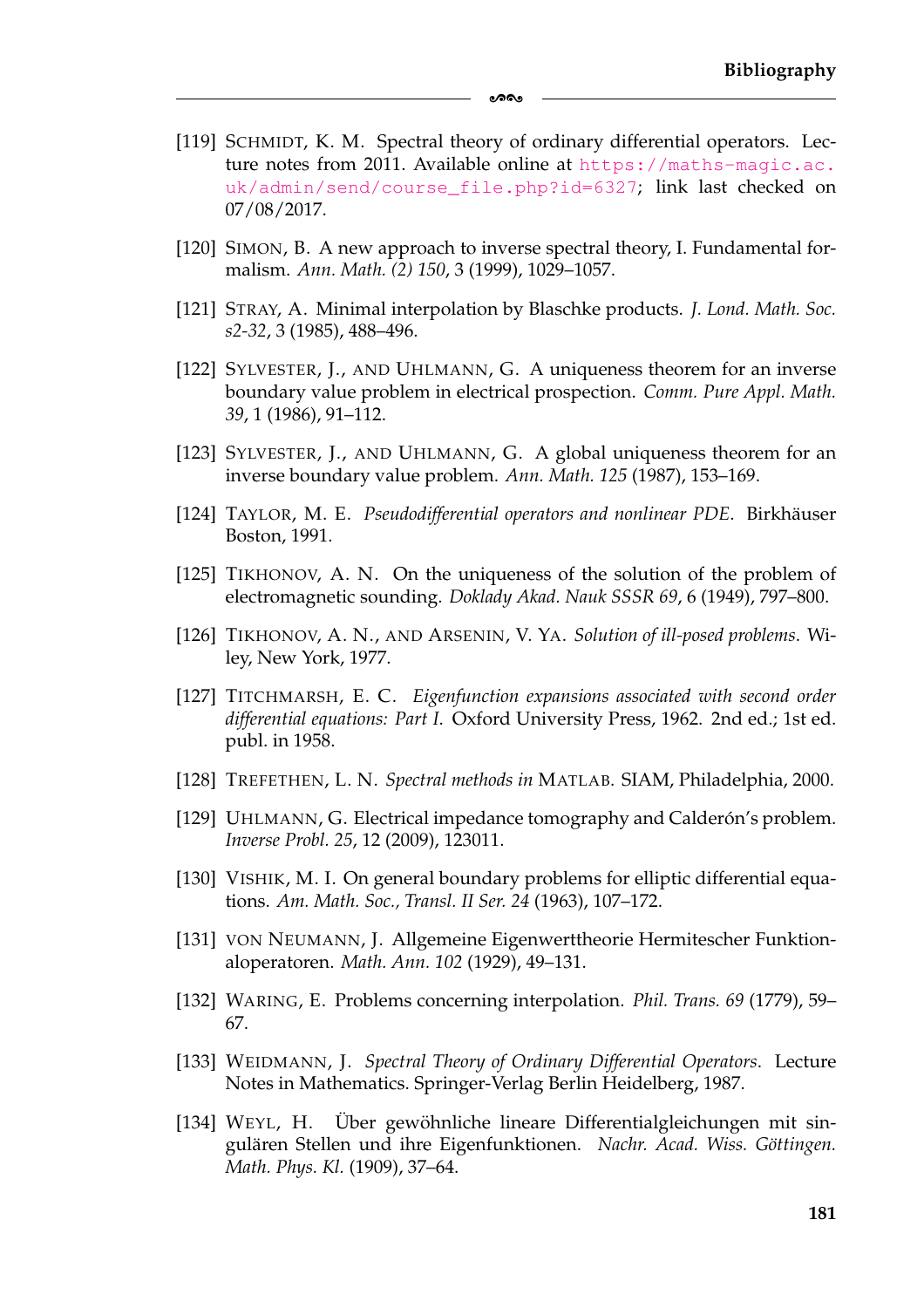[119] Schmidt, K. M. Spectral theory of ordinary differential operators. Lecture notes from 2011. Available online at https://maths-magic.ac.uk/admin/send/course_file.php?id=6327; link last checked on 07/08/2017.

[120] Simon, B. A new approach to inverse spectral theory, I. Fundamental formalism. *Ann. Math. (2) 150*, 3 (1999), 1029–1057.

[121] Stray, A. Minimal interpolation by Blaschke products. *J. Lond. Math. Soc. s2-32*, 3 (1985), 488–496.

[122] Sylvester, J., and Uhlmann, G. A uniqueness theorem for an inverse boundary value problem in electrical prospection. *Comm. Pure Appl. Math. 39*, 1 (1986), 91–112.

[123] Sylvester, J., and Uhlmann, G. A global uniqueness theorem for an inverse boundary value problem. *Ann. Math. 125* (1987), 153–169.

[124] Taylor, M. E. *Pseudodifferential operators and nonlinear PDE*. Birkhäuser Boston, 1991.

[125] Tikhonov, A. N. On the uniqueness of the solution of the problem of electromagnetic sounding. *Doklady Akad. Nauk SSSR 69*, 6 (1949), 797–800.

[126] Tikhonov, A. N., and Arsenin, V. Ya. *Solution of ill-posed problems*. Wiley, New York, 1977.

[127] Titchmarsh, E. C. *Eigenfunction expansions associated with second order differential equations: Part I*. Oxford University Press, 1962. 2nd ed.; 1st ed. publ. in 1958.

[128] Trefethen, L. N. *Spectral methods in* Matlab. SIAM, Philadelphia, 2000.

[129] Uhlmann, G. Electrical impedance tomography and Calderón's problem. *Inverse Probl. 25*, 12 (2009), 123011.

[130] Vishik, M. I. On general boundary problems for elliptic differential equations. *Am. Math. Soc., Transl. II Ser. 24* (1963), 107–172.

[131] von Neumann, J. Allgemeine Eigenwerttheorie Hermitescher Funktionaloperatoren. *Math. Ann. 102* (1929), 49–131.

[132] Waring, E. Problems concerning interpolation. *Phil. Trans. 69* (1779), 59–67.

[133] Weidmann, J. *Spectral Theory of Ordinary Differential Operators*. Lecture Notes in Mathematics. Springer-Verlag Berlin Heidelberg, 1987.

[134] Weyl, H. Über gewöhnliche lineare Differentialgleichungen mit singulären Stellen und ihre Eigenfunktionen. *Nachr. Acad. Wiss. Göttingen. Math. Phys. Kl.* (1909), 37–64.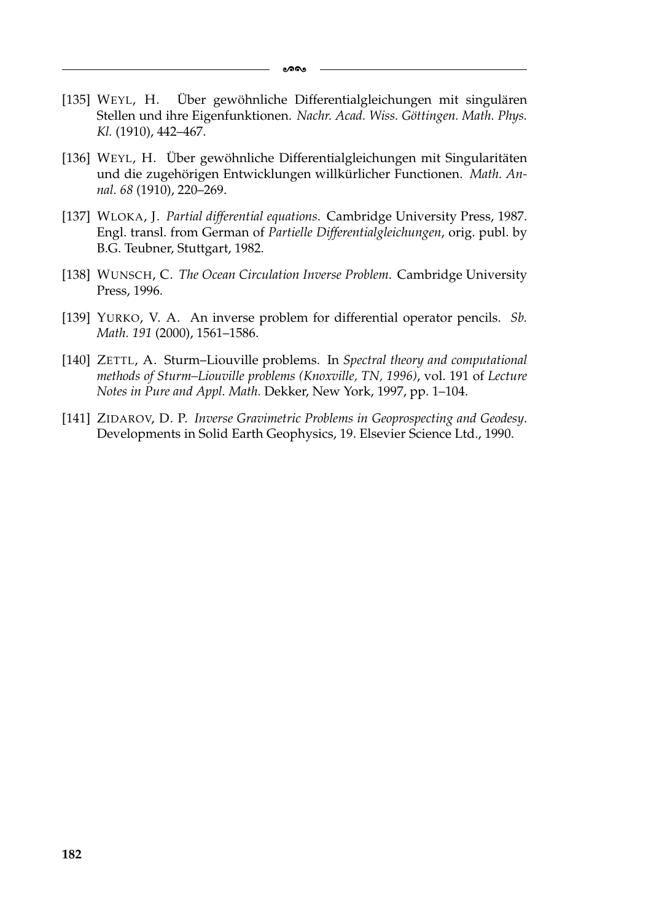[135] WEYL, H. Über gewöhnliche Differentialgleichungen mit singulären Stellen und ihre Eigenfunktionen. *Nachr. Acad. Wiss. Göttingen. Math. Phys. Kl.* (1910), 442–467.

[136] WEYL, H. Über gewöhnliche Differentialgleichungen mit Singularitäten und die zugehörigen Entwicklungen willkürlicher Functionen. *Math. Annal. 68* (1910), 220–269.

[137] WLOKA, J. *Partial differential equations*. Cambridge University Press, 1987. Engl. transl. from German of *Partielle Differentialgleichungen*, orig. publ. by B.G. Teubner, Stuttgart, 1982.

[138] WUNSCH, C. *The Ocean Circulation Inverse Problem*. Cambridge University Press, 1996.

[139] YURKO, V. A. An inverse problem for differential operator pencils. *Sb. Math. 191* (2000), 1561–1586.

[140] ZETTL, A. Sturm–Liouville problems. In *Spectral theory and computational methods of Sturm–Liouville problems (Knoxville, TN, 1996)*, vol. 191 of *Lecture Notes in Pure and Appl. Math.* Dekker, New York, 1997, pp. 1–104.

[141] ZIDAROV, D. P. *Inverse Gravimetric Problems in Geoprospecting and Geodesy*. Developments in Solid Earth Geophysics, 19. Elsevier Science Ltd., 1990.